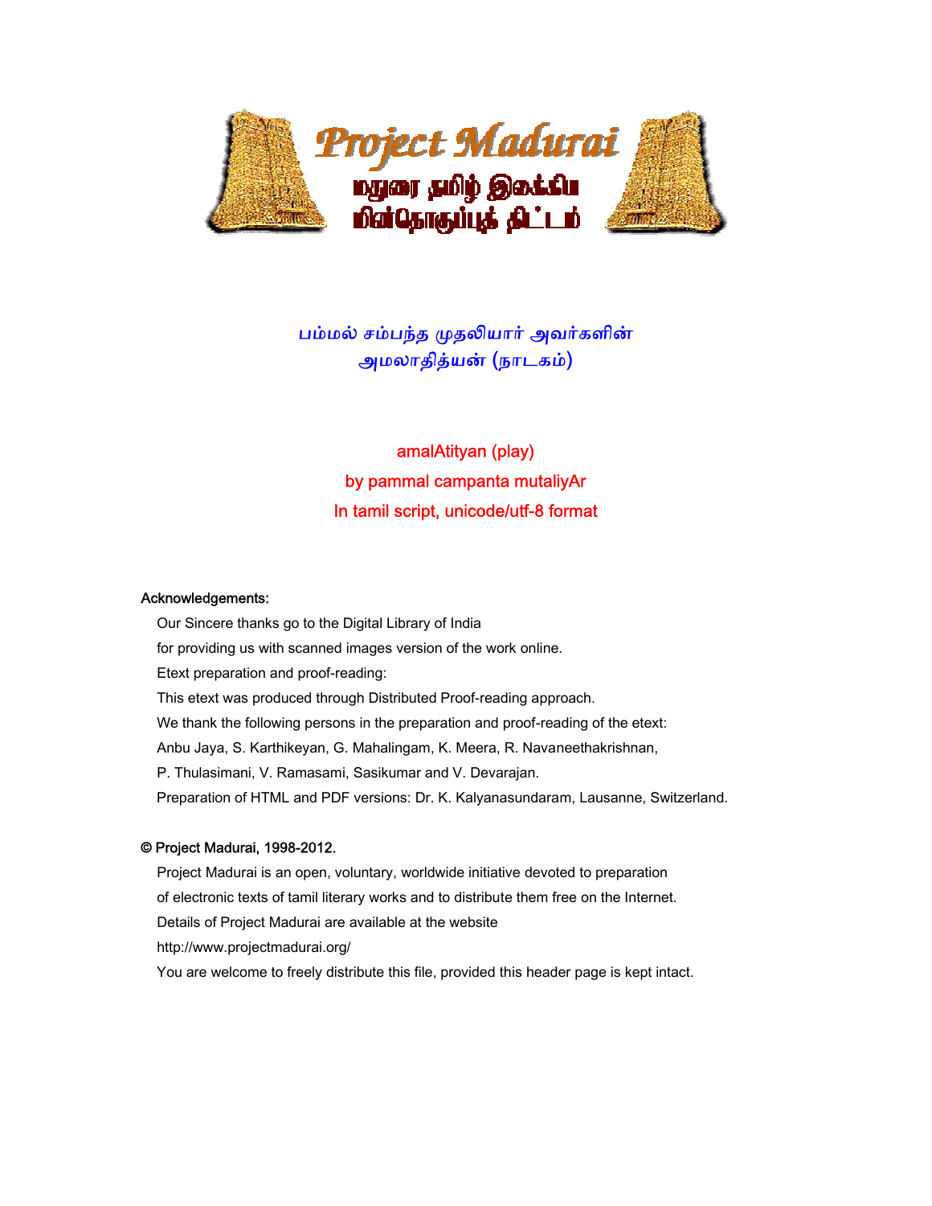# Project Madurai

மதுரை தமிழ் இலக்கிய மின்தொகுப்புத் திட்டம்

## பம்மல் சம்பந்த முதலியார் அவர்களின்
## அமலாதித்யன் (நாடகம்)

**amalAtityan (play)**
**by pammal campanta mutaliyAr**
**In tamil script, unicode/utf-8 format**

**Acknowledgements:**

Our Sincere thanks go to the Digital Library of India
for providing us with scanned images version of the work online.
Etext preparation and proof-reading:
This etext was produced through Distributed Proof-reading approach.
We thank the following persons in the preparation and proof-reading of the etext:
Anbu Jaya, S. Karthikeyan, G. Mahalingam, K. Meera, R. Navaneethakrishnan,
P. Thulasimani, V. Ramasami, Sasikumar and V. Devarajan.
Preparation of HTML and PDF versions: Dr. K. Kalyanasundaram, Lausanne, Switzerland.

**© Project Madurai, 1998-2012.**

Project Madurai is an open, voluntary, worldwide initiative devoted to preparation
of electronic texts of tamil literary works and to distribute them free on the Internet.
Details of Project Madurai are available at the website
http://www.projectmadurai.org/
You are welcome to freely distribute this file, provided this header page is kept intact.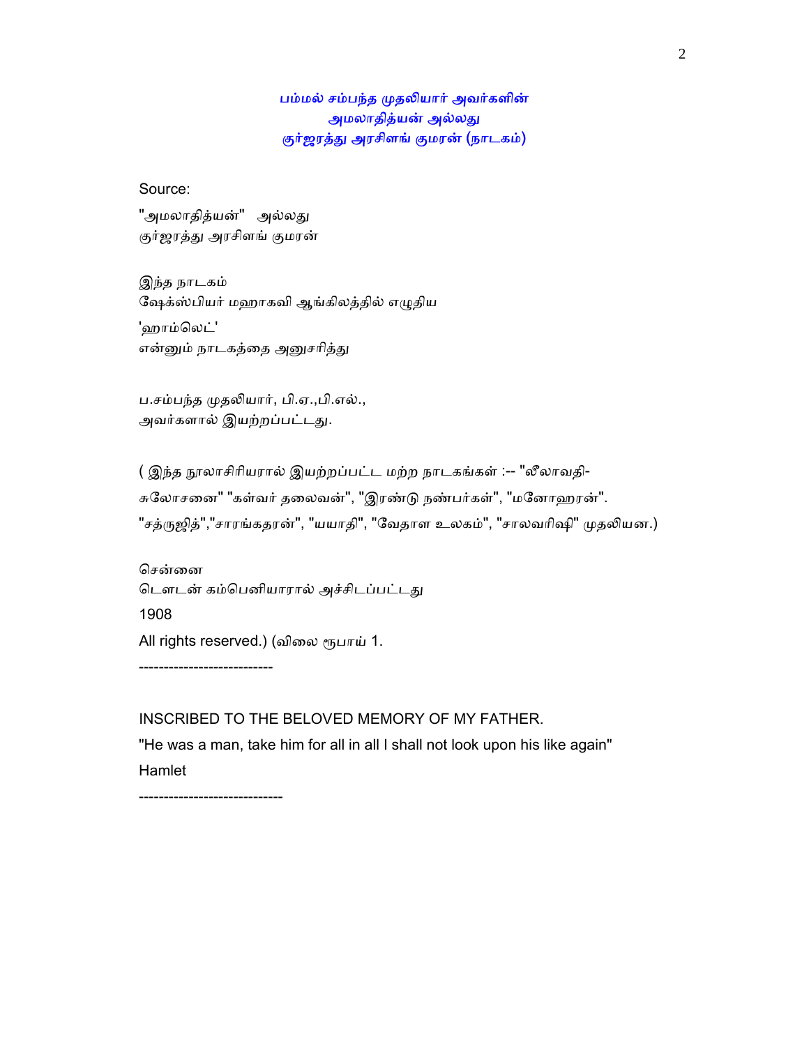## பம்மல் சம்பந்த முதலியார் அவர்களின்
## அமலாதித்யன் அல்லது
## குர்ஜரத்து அரசிளங் குமரன் (நாடகம்)

Source:

"அமலாதித்யன்" அல்லது
குர்ஜரத்து அரசிளங் குமரன்

இந்த நாடகம்
ஷேக்ஸ்பியர் மஹாகவி ஆங்கிலத்தில் எழுதிய
'ஹாம்லெட்'
என்னும் நாடகத்தை அனுசரித்து

ப.சம்பந்த முதலியார், பி.ஏ.,பி.எல்.,
அவர்களால் இயற்றப்பட்டது.

( இந்த நூலாசிரியரால் இயற்றப்பட்ட மற்ற நாடகங்கள் :-- "லீலாவதி-சுலோசனை" "கள்வர் தலைவன்", "இரண்டு நண்பர்கள்", "மனோஹரன்". "சத்ருஜித்","சாரங்கதரன்", "யயாதி", "வேதாள உலகம்", "சாலவரிஷி" முதலியன.)

சென்னை
டௌடன் கம்பெனியாரால் அச்சிடப்பட்டது
1908
All rights reserved.) (விலை ரூபாய் 1.

---

INSCRIBED TO THE BELOVED MEMORY OF MY FATHER.

"He was a man, take him for all in all I shall not look upon his like again"
Hamlet

---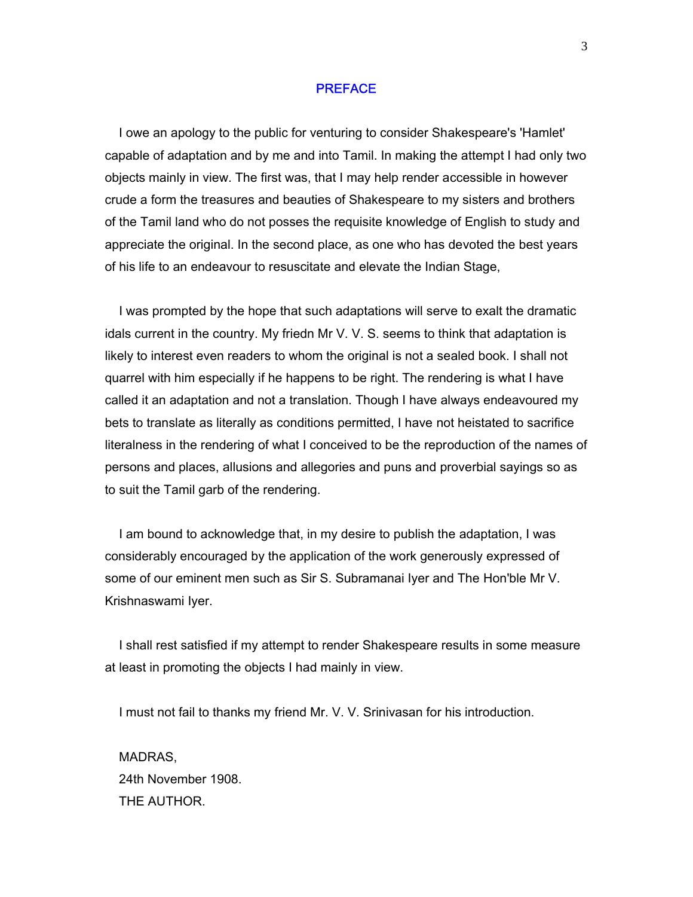# PREFACE

I owe an apology to the public for venturing to consider Shakespeare's 'Hamlet' capable of adaptation and by me and into Tamil. In making the attempt I had only two objects mainly in view. The first was, that I may help render accessible in however crude a form the treasures and beauties of Shakespeare to my sisters and brothers of the Tamil land who do not posses the requisite knowledge of English to study and appreciate the original. In the second place, as one who has devoted the best years of his life to an endeavour to resuscitate and elevate the Indian Stage,

I was prompted by the hope that such adaptations will serve to exalt the dramatic idals current in the country. My friedn Mr V. V. S. seems to think that adaptation is likely to interest even readers to whom the original is not a sealed book. I shall not quarrel with him especially if he happens to be right. The rendering is what I have called it an adaptation and not a translation. Though I have always endeavoured my bets to translate as literally as conditions permitted, I have not heistated to sacrifice literalness in the rendering of what I conceived to be the reproduction of the names of persons and places, allusions and allegories and puns and proverbial sayings so as to suit the Tamil garb of the rendering.

I am bound to acknowledge that, in my desire to publish the adaptation, I was considerably encouraged by the application of the work generously expressed of some of our eminent men such as Sir S. Subramanai Iyer and The Hon'ble Mr V. Krishnaswami Iyer.

I shall rest satisfied if my attempt to render Shakespeare results in some measure at least in promoting the objects I had mainly in view.

I must not fail to thanks my friend Mr. V. V. Srinivasan for his introduction.

MADRAS,
24th November 1908.
THE AUTHOR.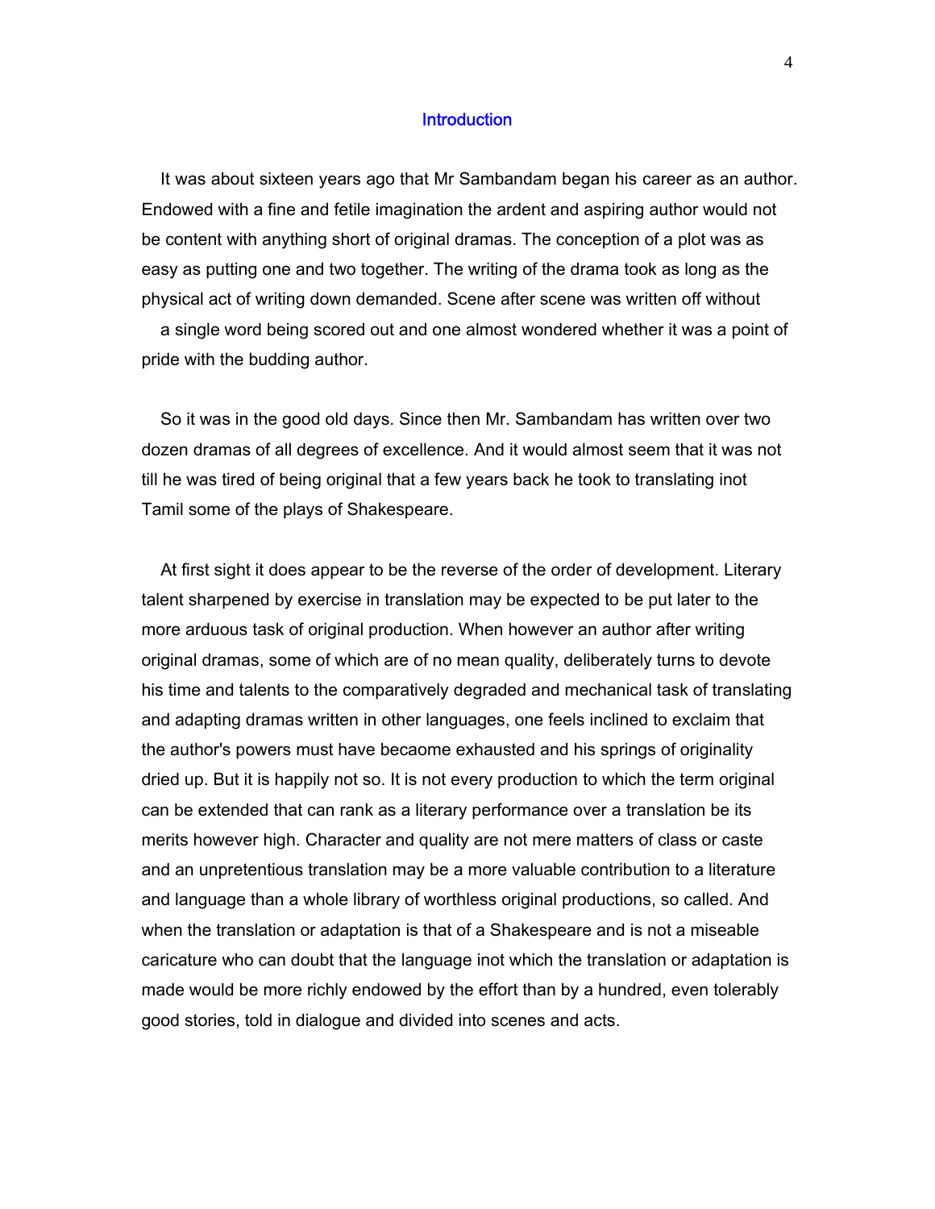## Introduction

It was about sixteen years ago that Mr Sambandam began his career as an author. Endowed with a fine and fetile imagination the ardent and aspiring author would not be content with anything short of original dramas. The conception of a plot was as easy as putting one and two together. The writing of the drama took as long as the physical act of writing down demanded. Scene after scene was written off without a single word being scored out and one almost wondered whether it was a point of pride with the budding author.

So it was in the good old days. Since then Mr. Sambandam has written over two dozen dramas of all degrees of excellence. And it would almost seem that it was not till he was tired of being original that a few years back he took to translating inot Tamil some of the plays of Shakespeare.

At first sight it does appear to be the reverse of the order of development. Literary talent sharpened by exercise in translation may be expected to be put later to the more arduous task of original production. When however an author after writing original dramas, some of which are of no mean quality, deliberately turns to devote his time and talents to the comparatively degraded and mechanical task of translating and adapting dramas written in other languages, one feels inclined to exclaim that the author's powers must have becaome exhausted and his springs of originality dried up. But it is happily not so. It is not every production to which the term original can be extended that can rank as a literary performance over a translation be its merits however high. Character and quality are not mere matters of class or caste and an unpretentious translation may be a more valuable contribution to a literature and language than a whole library of worthless original productions, so called. And when the translation or adaptation is that of a Shakespeare and is not a miseable caricature who can doubt that the language inot which the translation or adaptation is made would be more richly endowed by the effort than by a hundred, even tolerably good stories, told in dialogue and divided into scenes and acts.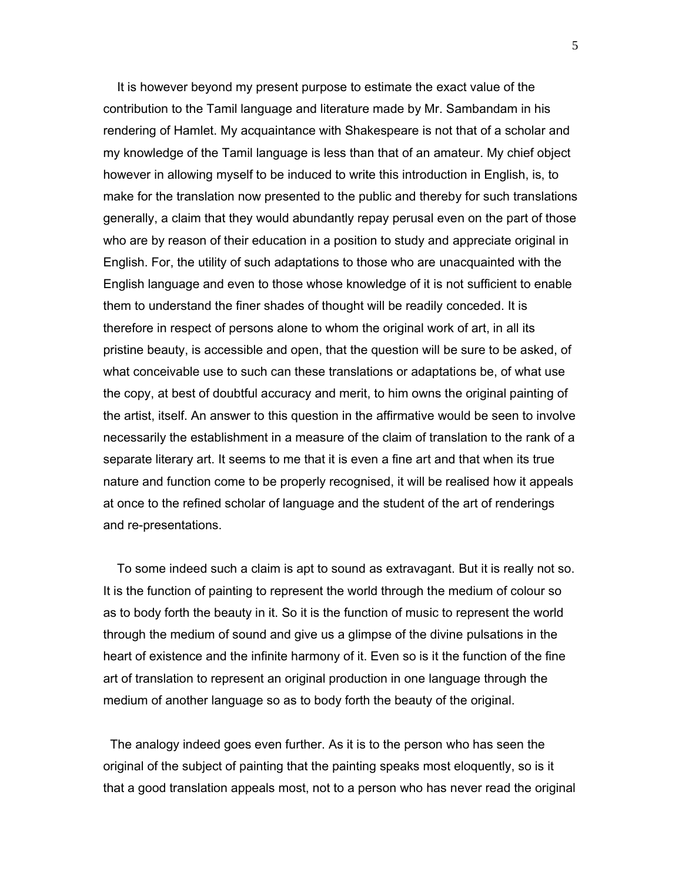It is however beyond my present purpose to estimate the exact value of the contribution to the Tamil language and literature made by Mr. Sambandam in his rendering of Hamlet. My acquaintance with Shakespeare is not that of a scholar and my knowledge of the Tamil language is less than that of an amateur. My chief object however in allowing myself to be induced to write this introduction in English, is, to make for the translation now presented to the public and thereby for such translations generally, a claim that they would abundantly repay perusal even on the part of those who are by reason of their education in a position to study and appreciate original in English. For, the utility of such adaptations to those who are unacquainted with the English language and even to those whose knowledge of it is not sufficient to enable them to understand the finer shades of thought will be readily conceded. It is therefore in respect of persons alone to whom the original work of art, in all its pristine beauty, is accessible and open, that the question will be sure to be asked, of what conceivable use to such can these translations or adaptations be, of what use the copy, at best of doubtful accuracy and merit, to him owns the original painting of the artist, itself. An answer to this question in the affirmative would be seen to involve necessarily the establishment in a measure of the claim of translation to the rank of a separate literary art. It seems to me that it is even a fine art and that when its true nature and function come to be properly recognised, it will be realised how it appeals at once to the refined scholar of language and the student of the art of renderings and re-presentations.

To some indeed such a claim is apt to sound as extravagant. But it is really not so. It is the function of painting to represent the world through the medium of colour so as to body forth the beauty in it. So it is the function of music to represent the world through the medium of sound and give us a glimpse of the divine pulsations in the heart of existence and the infinite harmony of it. Even so is it the function of the fine art of translation to represent an original production in one language through the medium of another language so as to body forth the beauty of the original.

The analogy indeed goes even further. As it is to the person who has seen the original of the subject of painting that the painting speaks most eloquently, so is it that a good translation appeals most, not to a person who has never read the original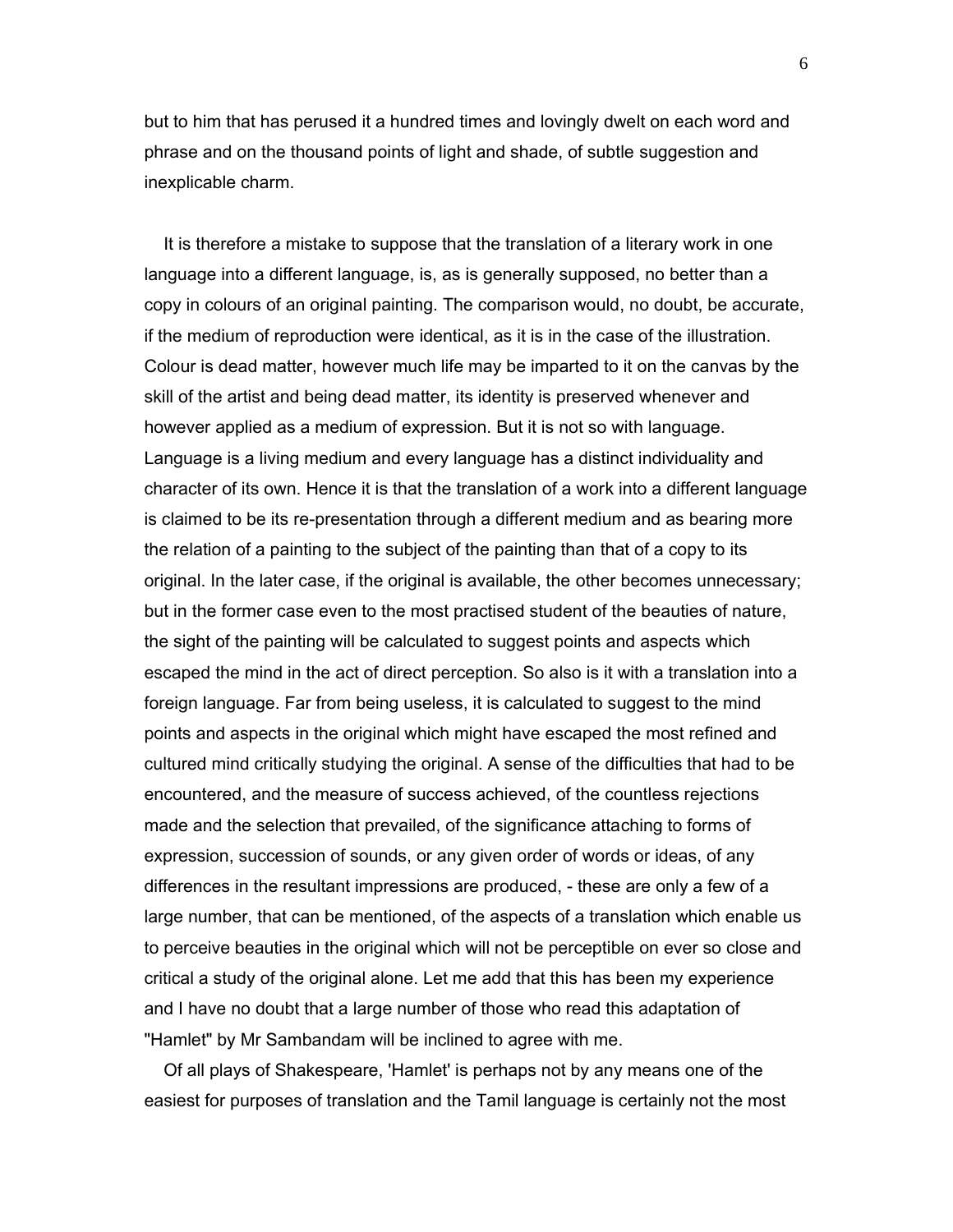but to him that has perused it a hundred times and lovingly dwelt on each word and phrase and on the thousand points of light and shade, of subtle suggestion and inexplicable charm.

It is therefore a mistake to suppose that the translation of a literary work in one language into a different language, is, as is generally supposed, no better than a copy in colours of an original painting. The comparison would, no doubt, be accurate, if the medium of reproduction were identical, as it is in the case of the illustration. Colour is dead matter, however much life may be imparted to it on the canvas by the skill of the artist and being dead matter, its identity is preserved whenever and however applied as a medium of expression. But it is not so with language. Language is a living medium and every language has a distinct individuality and character of its own. Hence it is that the translation of a work into a different language is claimed to be its re-presentation through a different medium and as bearing more the relation of a painting to the subject of the painting than that of a copy to its original. In the later case, if the original is available, the other becomes unnecessary; but in the former case even to the most practised student of the beauties of nature, the sight of the painting will be calculated to suggest points and aspects which escaped the mind in the act of direct perception. So also is it with a translation into a foreign language. Far from being useless, it is calculated to suggest to the mind points and aspects in the original which might have escaped the most refined and cultured mind critically studying the original. A sense of the difficulties that had to be encountered, and the measure of success achieved, of the countless rejections made and the selection that prevailed, of the significance attaching to forms of expression, succession of sounds, or any given order of words or ideas, of any differences in the resultant impressions are produced, - these are only a few of a large number, that can be mentioned, of the aspects of a translation which enable us to perceive beauties in the original which will not be perceptible on ever so close and critical a study of the original alone. Let me add that this has been my experience and I have no doubt that a large number of those who read this adaptation of "Hamlet" by Mr Sambandam will be inclined to agree with me.

Of all plays of Shakespeare, 'Hamlet' is perhaps not by any means one of the easiest for purposes of translation and the Tamil language is certainly not the most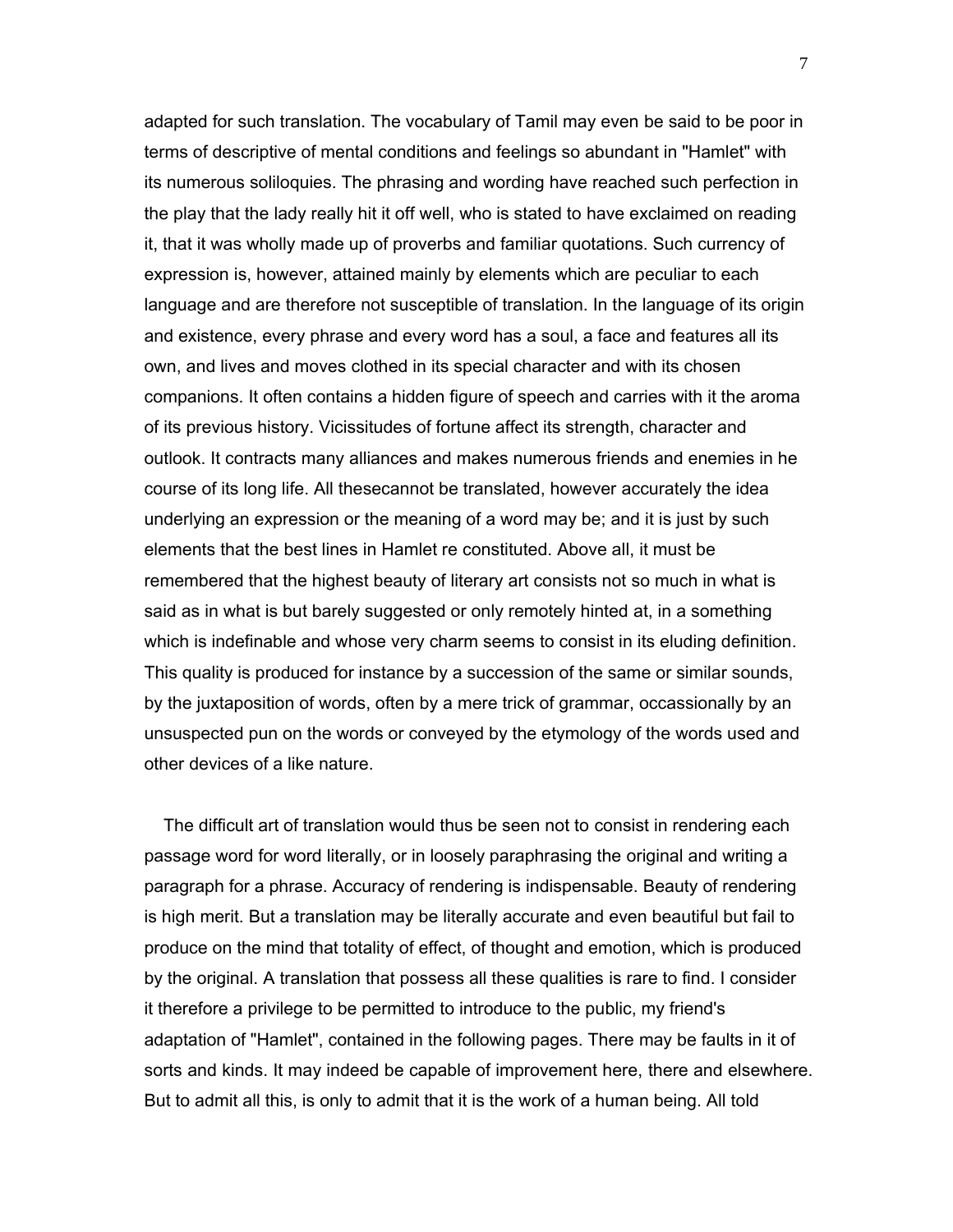adapted for such translation. The vocabulary of Tamil may even be said to be poor in terms of descriptive of mental conditions and feelings so abundant in "Hamlet" with its numerous soliloquies. The phrasing and wording have reached such perfection in the play that the lady really hit it off well, who is stated to have exclaimed on reading it, that it was wholly made up of proverbs and familiar quotations. Such currency of expression is, however, attained mainly by elements which are peculiar to each language and are therefore not susceptible of translation. In the language of its origin and existence, every phrase and every word has a soul, a face and features all its own, and lives and moves clothed in its special character and with its chosen companions. It often contains a hidden figure of speech and carries with it the aroma of its previous history. Vicissitudes of fortune affect its strength, character and outlook. It contracts many alliances and makes numerous friends and enemies in he course of its long life. All thesecannot be translated, however accurately the idea underlying an expression or the meaning of a word may be; and it is just by such elements that the best lines in Hamlet re constituted. Above all, it must be remembered that the highest beauty of literary art consists not so much in what is said as in what is but barely suggested or only remotely hinted at, in a something which is indefinable and whose very charm seems to consist in its eluding definition. This quality is produced for instance by a succession of the same or similar sounds, by the juxtaposition of words, often by a mere trick of grammar, occassionally by an unsuspected pun on the words or conveyed by the etymology of the words used and other devices of a like nature.

The difficult art of translation would thus be seen not to consist in rendering each passage word for word literally, or in loosely paraphrasing the original and writing a paragraph for a phrase. Accuracy of rendering is indispensable. Beauty of rendering is high merit. But a translation may be literally accurate and even beautiful but fail to produce on the mind that totality of effect, of thought and emotion, which is produced by the original. A translation that possess all these qualities is rare to find. I consider it therefore a privilege to be permitted to introduce to the public, my friend's adaptation of "Hamlet", contained in the following pages. There may be faults in it of sorts and kinds. It may indeed be capable of improvement here, there and elsewhere. But to admit all this, is only to admit that it is the work of a human being. All told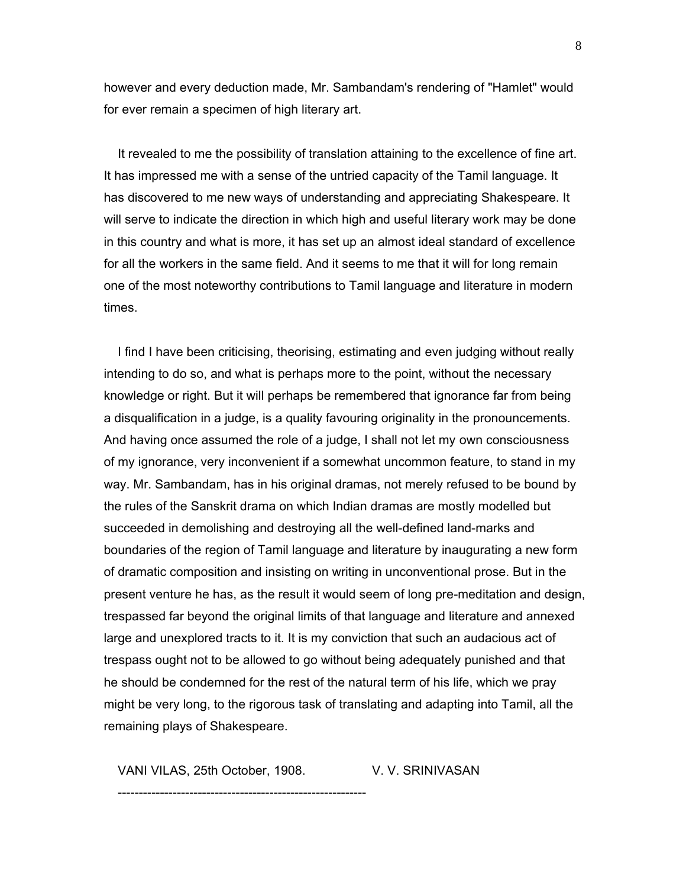however and every deduction made, Mr. Sambandam's rendering of "Hamlet" would for ever remain a specimen of high literary art.

It revealed to me the possibility of translation attaining to the excellence of fine art. It has impressed me with a sense of the untried capacity of the Tamil language. It has discovered to me new ways of understanding and appreciating Shakespeare. It will serve to indicate the direction in which high and useful literary work may be done in this country and what is more, it has set up an almost ideal standard of excellence for all the workers in the same field. And it seems to me that it will for long remain one of the most noteworthy contributions to Tamil language and literature in modern times.

I find I have been criticising, theorising, estimating and even judging without really intending to do so, and what is perhaps more to the point, without the necessary knowledge or right. But it will perhaps be remembered that ignorance far from being a disqualification in a judge, is a quality favouring originality in the pronouncements. And having once assumed the role of a judge, I shall not let my own consciousness of my ignorance, very inconvenient if a somewhat uncommon feature, to stand in my way. Mr. Sambandam, has in his original dramas, not merely refused to be bound by the rules of the Sanskrit drama on which Indian dramas are mostly modelled but succeeded in demolishing and destroying all the well-defined land-marks and boundaries of the region of Tamil language and literature by inaugurating a new form of dramatic composition and insisting on writing in unconventional prose. But in the present venture he has, as the result it would seem of long pre-meditation and design, trespassed far beyond the original limits of that language and literature and annexed large and unexplored tracts to it. It is my conviction that such an audacious act of trespass ought not to be allowed to go without being adequately punished and that he should be condemned for the rest of the natural term of his life, which we pray might be very long, to the rigorous task of translating and adapting into Tamil, all the remaining plays of Shakespeare.

VANI VILAS, 25th October, 1908. V. V. SRINIVASAN

---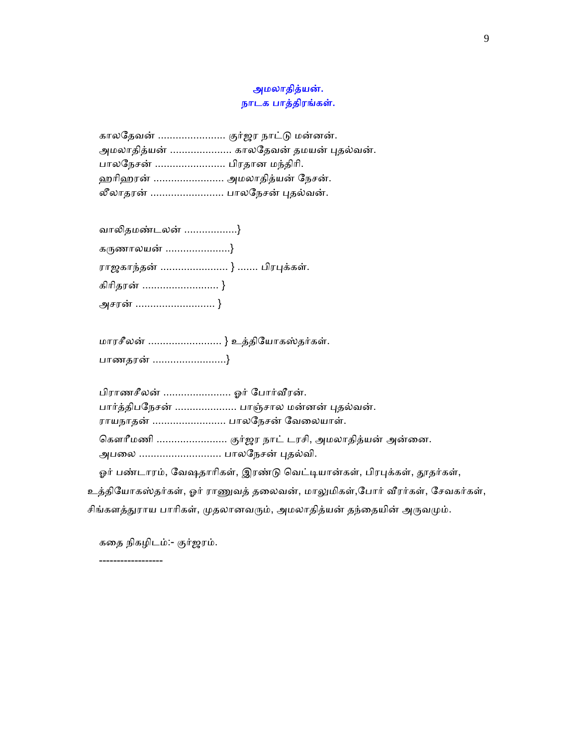## அமலாதித்யன்.
## நாடக பாத்திரங்கள்.

காலதேவன் ....................... குர்ஜர நாட்டு மன்னன்.
அமலாதித்யன் ..................... காலதேவன் தமயன் புதல்வன்.
பாலநேசன் ........................ பிரதான மந்திரி.
ஹரிஹரன் ........................ அமலாதித்யன் நேசன்.
லீலாதரன் ......................... பாலநேசன் புதல்வன்.

வாலிதமண்டலன் ..................}
கருணாலயன் ......................}
ராஜகாந்தன் ....................... } ....... பிரபுக்கள்.
கிரிதரன் .......................... }
அசரன் ........................... }

மாரசீலன் ......................... } உத்தியோகஸ்தர்கள்.
பாணதரன் .........................}

பிராணசீலன் ....................... ஓர் போர்வீரன்.
பார்த்திபநேசன் ..................... பாஞ்சால மன்னன் புதல்வன்.
ராயநாதன் ......................... பாலநேசன் வேலையாள்.
கௌரீமணி ........................ குர்ஜர நாட் டரசி, அமலாதித்யன் அன்னை.
அபலை ............................ பாலநேசன் புதல்வி.

ஓர் பண்டாரம், வேஷதாரிகள், இரண்டு வெட்டியான்கள், பிரபுக்கள், தூதர்கள், உத்தியோகஸ்தர்கள், ஓர் ராணுவத் தலைவன், மாலுமிகள்,போர் வீரர்கள், சேவகர்கள், சிங்களத்துராய பாரிகள், முதலானவரும், அமலாதித்யன் தந்தையின் அருவமும்.

கதை நிகழிடம்:- குர்ஜரம்.

------------------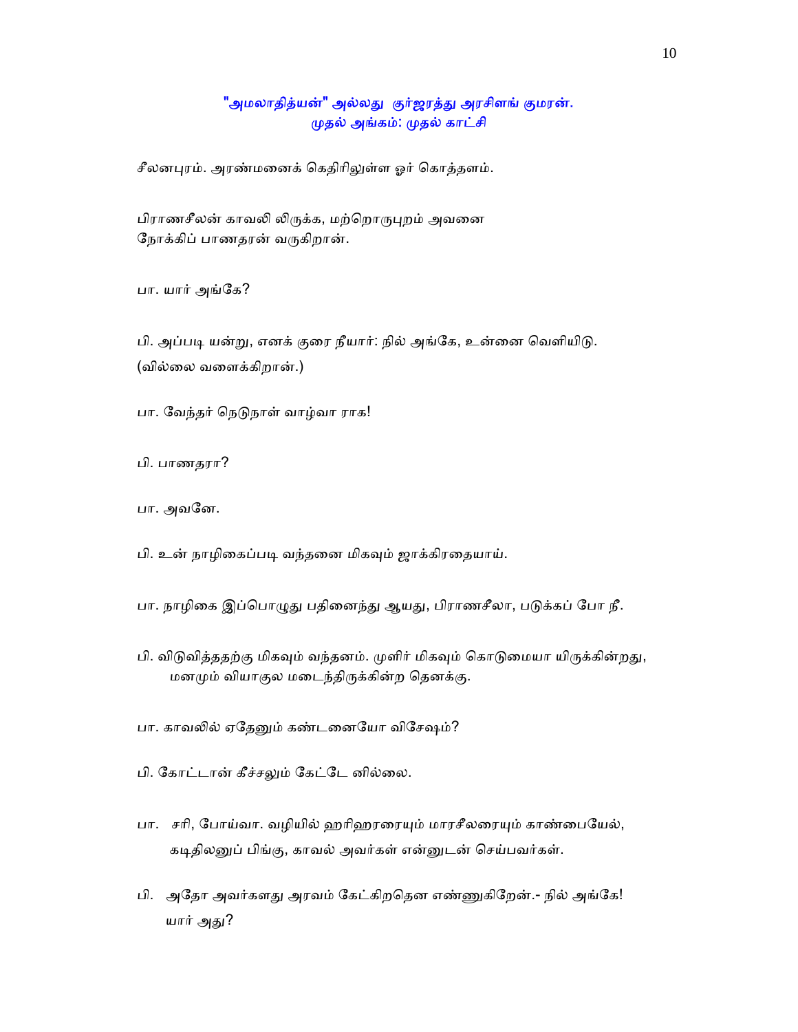## "அமலாதித்யன்" அல்லது குர்ஜரத்து அரசிளங் குமரன்.
## முதல் அங்கம்: முதல் காட்சி

சீலனபுரம். அரண்மனைக் கெதிரிலுள்ள ஓர் கொத்தளம்.

பிராணசீலன் காவலி லிருக்க, மற்றொருபுறம் அவனை நோக்கிப் பாணதரன் வருகிறான்.

பா. யார் அங்கே?

பி. அப்படி யன்று, எனக் குரை நீயார்: நில் அங்கே, உன்னை வெளியிடு. (வில்லை வளைக்கிறான்.)

பா. வேந்தர் நெடுநாள் வாழ்வா ராக!

பி. பாணதரா?

பா. அவனே.

பி. உன் நாழிகைப்படி வந்தனை மிகவும் ஜாக்கிரதையாய்.

பா. நாழிகை இப்பொழுது பதினைந்து ஆயது, பிராணசீலா, படுக்கப் போ நீ.

பி. விடுவித்ததற்கு மிகவும் வந்தனம். முளிர் மிகவும் கொடுமையா யிருக்கின்றது, மனமும் வியாகுல மடைந்திருக்கின்ற தெனக்கு.

பா. காவலில் ஏதேனும் கண்டனையோ விசேஷம்?

பி. கோட்டான் கீச்சலும் கேட்டே னில்லை.

பா. சரி, போய்வா. வழியில் ஹரிஹரரையும் மாரசீலரையும் காண்பையேல், கடிதிலனுப் பிங்கு, காவல் அவர்கள் என்னுடன் செய்பவர்கள்.

பி. அதோ அவர்களது அரவம் கேட்கிறதென எண்ணுகிறேன்.- நில் அங்கே! யார் அது?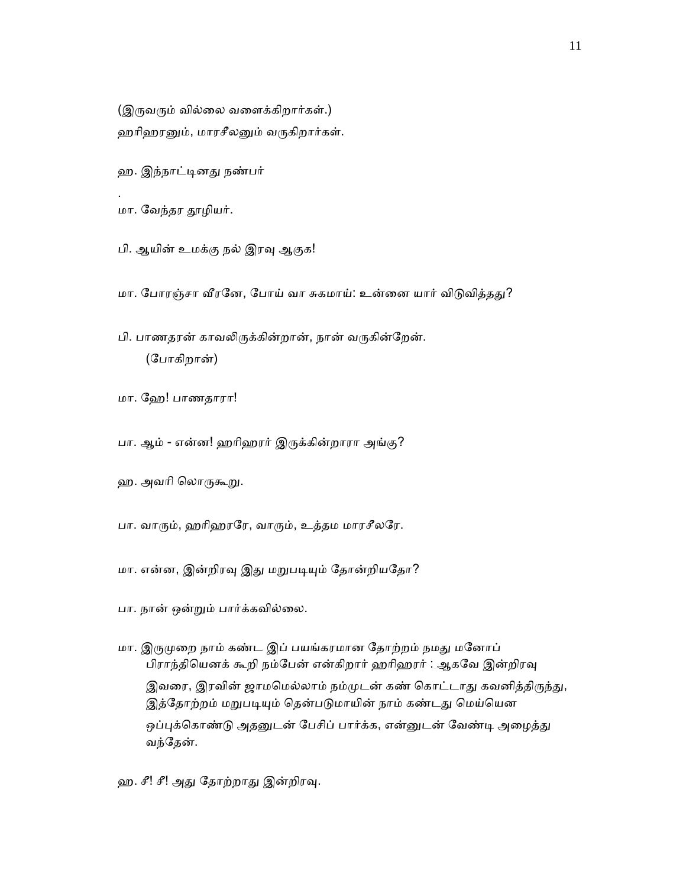(இருவரும் வில்லை வளைக்கிறார்கள்.)

ஹரிஹரனும், மாரசீலனும் வருகிறார்கள்.

ஹ. இந்நாட்டினது நண்பர்

.

மா. வேந்தர தூழியர்.

பி. ஆயின் உமக்கு நல் இரவு ஆகுக!

மா. போரஞ்சா வீரனே, போய் வா சுகமாய்: உன்னை யார் விடுவித்தது?

பி. பாணதரன் காவலிருக்கின்றான், நான் வருகின்றேன்.
(போகிறான்)

மா. ஹே! பாணதாரா!

பா. ஆம் - என்ன! ஹரிஹரர் இருக்கின்றாரா அங்கு?

ஹ. அவரி லொருகூறு.

பா. வாரும், ஹரிஹரரே, வாரும், உத்தம மாரசீலரே.

மா. என்ன, இன்றிரவு இது மறுபடியும் தோன்றியதோ?

பா. நான் ஒன்றும் பார்க்கவில்லை.

மா. இருமுறை நாம் கண்ட இப் பயங்கரமான தோற்றம் நமது மனோப் பிராந்தியெனக் கூறி நம்பேன் என்கிறார் ஹரிஹரர் : ஆகவே இன்றிரவு இவரை, இரவின் ஜாமமெல்லாம் நம்முடன் கண் கொட்டாது கவனித்திருந்து, இத்தோற்றம் மறுபடியும் தென்படுமாயின் நாம் கண்டது மெய்யென ஒப்புக்கொண்டு அதனுடன் பேசிப் பார்க்க, என்னுடன் வேண்டி அழைத்து வந்தேன்.

ஹ. சீ! சீ! அது தோற்றாது இன்றிரவு.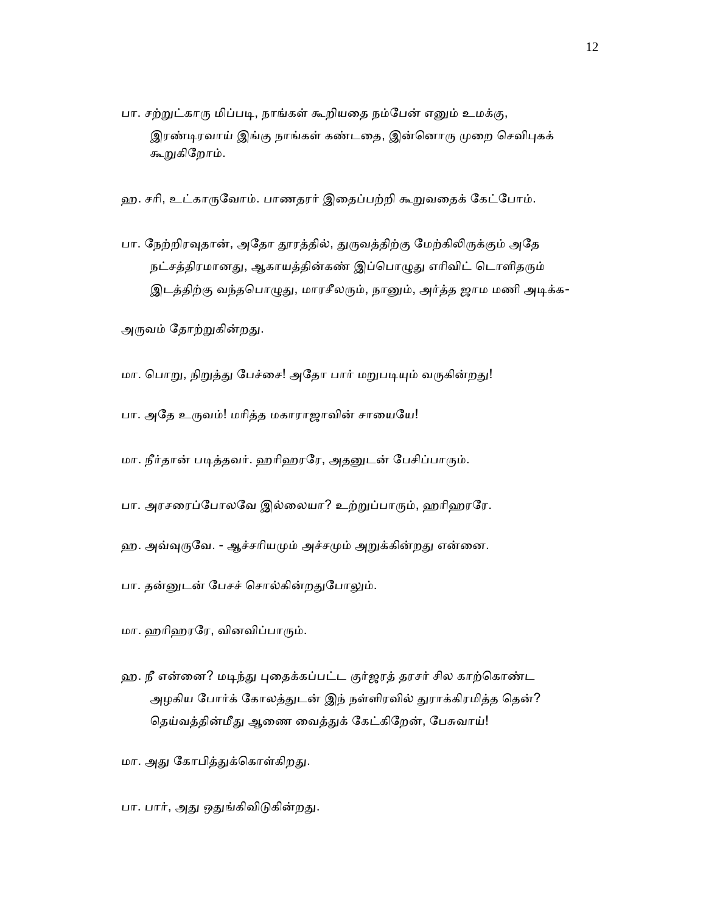பா. சற்றுட்காரு மிப்படி, நாங்கள் கூறியதை நம்பேன் எனும் உமக்கு, இரண்டிரவாய் இங்கு நாங்கள் கண்டதை, இன்னொரு முறை செவிபுகக் கூறுகிறோம்.

ஹ. சரி, உட்காருவோம். பாணதரர் இதைப்பற்றி கூறுவதைக் கேட்போம்.

பா. நேற்றிரவுதான், அதோ தூரத்தில், துருவத்திற்கு மேற்கிலிருக்கும் அதே நட்சத்திரமானது, ஆகாயத்தின்கண் இப்பொழுது எரிவிட் டொளிதரும் இடத்திற்கு வந்தபொழுது, மாரசீலரும், நானும், அர்த்த ஜாம மணி அடிக்க-

அருவம் தோற்றுகின்றது.

மா. பொறு, நிறுத்து பேச்சை! அதோ பார் மறுபடியும் வருகின்றது!

பா. அதே உருவம்! மரித்த மகாராஜாவின் சாயையே!

மா. நீர்தான் படித்தவர். ஹரிஹரரே, அதனுடன் பேசிப்பாரும்.

பா. அரசரைப்போலவே இல்லையா? உற்றுப்பாரும், ஹரிஹரரே.

ஹ. அவ்வுருவே. - ஆச்சரியமும் அச்சமும் அறுக்கின்றது என்னை.

பா. தன்னுடன் பேசச் சொல்கின்றதுபோலும்.

மா. ஹரிஹரரே, வினவிப்பாரும்.

ஹ. நீ என்னை? மடிந்து புதைக்கப்பட்ட குர்ஜரத் தரசர் சில காற்கொண்ட அழகிய போர்க் கோலத்துடன் இந் நள்ளிரவில் துராக்கிரமித்த தென்? தெய்வத்தின்மீது ஆணை வைத்துக் கேட்கிறேன், பேசுவாய்!

மா. அது கோபித்துக்கொள்கிறது.

பா. பார், அது ஒதுங்கிவிடுகின்றது.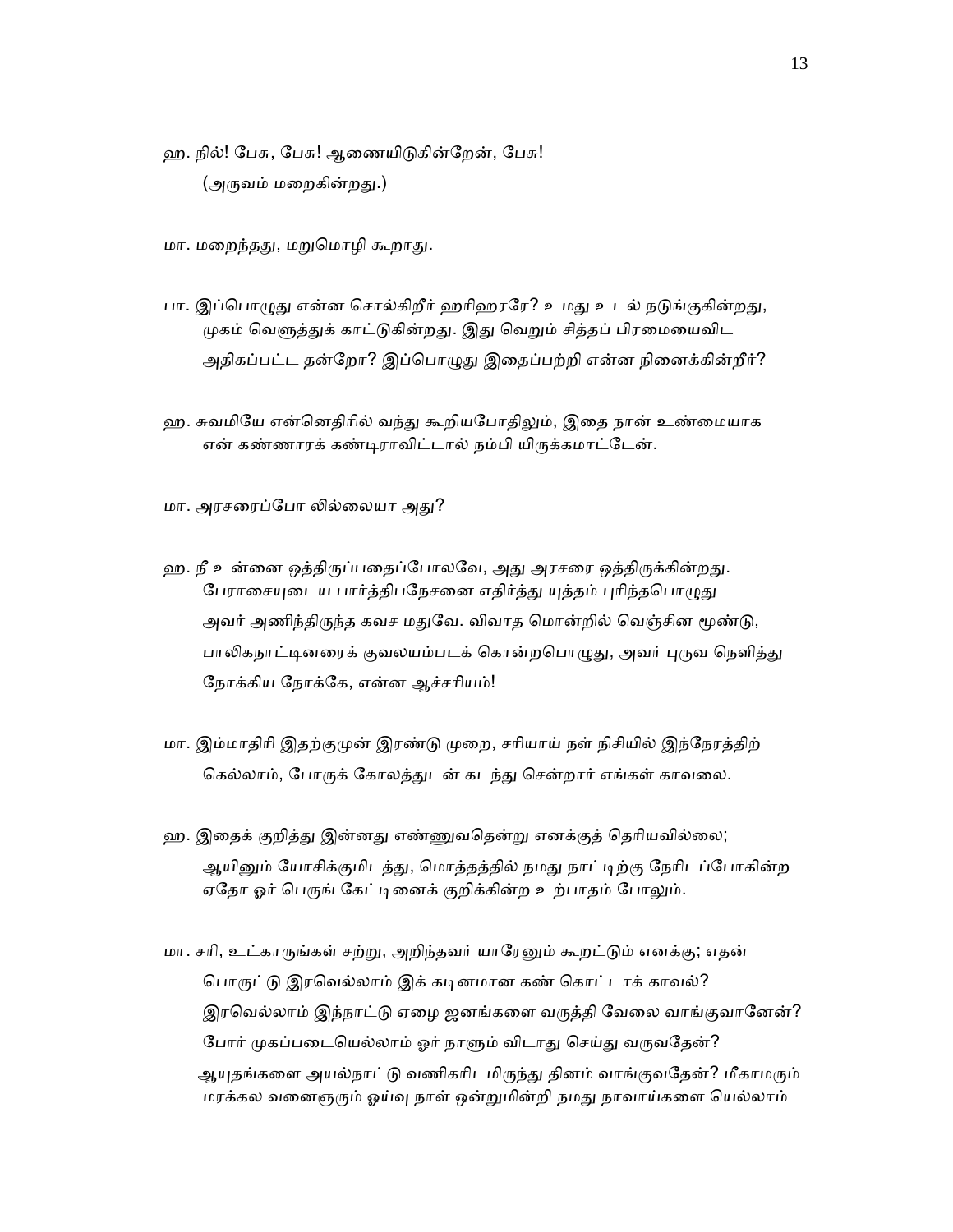ஹ. நில்! பேசு, பேசு! ஆணையிடுகின்றேன், பேசு!

(அருவம் மறைகின்றது.)

மா. மறைந்தது, மறுமொழி கூறாது.

பா. இப்பொழுது என்ன சொல்கிறீர் ஹரிஹரரே? உமது உடல் நடுங்குகின்றது, முகம் வெளுத்துக் காட்டுகின்றது. இது வெறும் சித்தப் பிரமையைவிட அதிகப்பட்ட தன்றோ? இப்பொழுது இதைப்பற்றி என்ன நினைக்கின்றீர்?

ஹ. சுவமியே என்னெதிரில் வந்து கூறியபோதிலும், இதை நான் உண்மையாக என் கண்ணாரக் கண்டிராவிட்டால் நம்பி யிருக்கமாட்டேன்.

மா. அரசரைப்போ லில்லையா அது?

ஹ. நீ உன்னை ஒத்திருப்பதைப்போலவே, அது அரசரை ஒத்திருக்கின்றது. பேராசையுடைய பார்த்திபநேசனை எதிர்த்து யுத்தம் புரிந்தபொழுது அவர் அணிந்திருந்த கவச மதுவே. விவாத மொன்றில் வெஞ்சின மூண்டு, பாலிகநாட்டினரைக் குவலயம்படக் கொன்றபொழுது, அவர் புருவ நெளித்து நோக்கிய நோக்கே, என்ன ஆச்சரியம்!

மா. இம்மாதிரி இதற்குமுன் இரண்டு முறை, சரியாய் நள் நிசியில் இந்நேரத்திற் கெல்லாம், போருக் கோலத்துடன் கடந்து சென்றார் எங்கள் காவலை.

ஹ. இதைக் குறித்து இன்னது எண்ணுவதென்று எனக்குத் தெரியவில்லை; ஆயினும் யோசிக்குமிடத்து, மொத்தத்தில் நமது நாட்டிற்கு நேரிடப்போகின்ற ஏதோ ஓர் பெருங் கேட்டினைக் குறிக்கின்ற உற்பாதம் போலும்.

மா. சரி, உட்காருங்கள் சற்று, அறிந்தவர் யாரேனும் கூறட்டும் எனக்கு; எதன் பொருட்டு இரவெல்லாம் இக் கடினமான கண் கொட்டாக் காவல்? இரவெல்லாம் இந்நாட்டு ஏழை ஜனங்களை வருத்தி வேலை வாங்குவானேன்? போர் முகப்படையெல்லாம் ஓர் நாளும் விடாது செய்து வருவதேன்? ஆயுதங்களை அயல்நாட்டு வணிகரிடமிருந்து தினம் வாங்குவதேன்? மீகாமரும் மரக்கல வனைஞரும் ஓய்வு நாள் ஒன்றுமின்றி நமது நாவாய்களை யெல்லாம்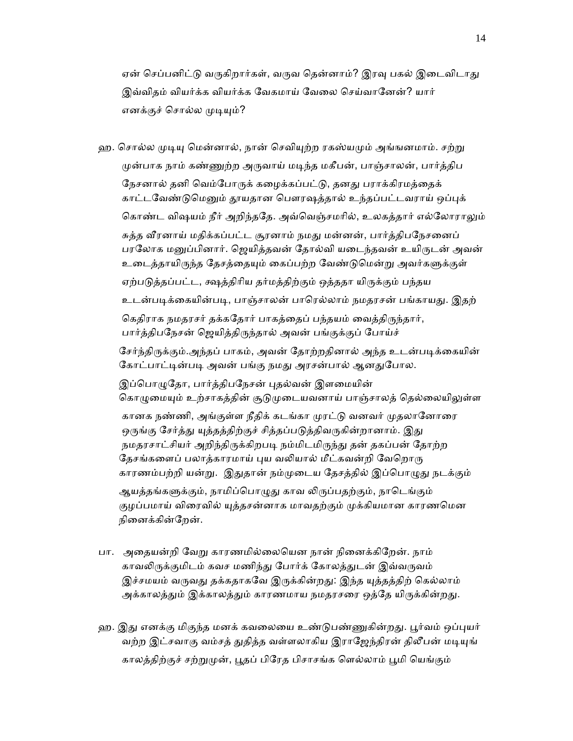ஏன் செப்பனிட்டு வருகிறார்கள், வருவ தென்னாம்? இரவு பகல் இடைவிடாது இவ்விதம் வியர்க்க வியர்க்க வேகமாய் வேலை செய்வானேன்? யார் எனக்குச் சொல்ல முடியும்?

ஹ. சொல்ல முடியு மென்னால், நான் செவியுற்ற ரகஸ்யமும் அங்ஙனமாம். சற்று முன்பாக நாம் கண்ணுற்ற அருவாய் மடிந்த மகீபன், பாஞ்சாலன், பார்த்திப நேசனால் தனி வெம்போருக் கழைக்கப்பட்டு, தனது பராக்கிரமத்தைக் காட்டவேண்டுமெனும் தூயதான பௌரஷத்தால் உந்தப்பட்டவராய் ஒப்புக் கொண்ட விஷயம் நீர் அறிந்ததே. அவ்வெஞ்சமரில், உலகத்தார் எல்லோராலும் சுத்த வீரனாய் மதிக்கப்பட்ட சூரனாம் நமது மன்னன், பார்த்திபநேசனைப் பரலோக மனுப்பினார். ஜெயித்தவன் தோல்வி யடைந்தவன் உயிருடன் அவன் உடைத்தாயிருந்த தேசத்தையும் கைப்பற்ற வேண்டுமென்று அவர்களுக்குள் ஏற்படுத்தப்பட்ட, க்ஷத்திரிய தர்மத்திற்கும் ஒத்ததா யிருக்கும் பந்தய உடன்படிக்கையின்படி, பாஞ்சாலன் பாரெல்லாம் நமதரசன் பங்காயது. இதற் கெதிராக நமதரசர் தக்கதோர் பாகத்தைப் பந்தயம் வைத்திருந்தார், பார்த்திபநேசன் ஜெயித்திருந்தால் அவன் பங்குக்குப் போய்ச் சேர்ந்திருக்கும்.அந்தப் பாகம், அவன் தோற்றதினால் அந்த உடன்படிக்கையின் கோட்பாட்டின்படி அவன் பங்கு நமது அரசன்பால் ஆனதுபோல.

இப்பொழுதோ, பார்த்திபநேசன் புதல்வன் இளமையின் கொழுமையும் உற்சாகத்தின் சூடுமுடையவனாய் பாஞ்சாலத் தெல்லையிலுள்ள கானக நண்ணி, அங்குள்ள நீதிக் கடங்கா முரட்டு வனவர் முதலானோரை ஒருங்கு சேர்த்து யுத்தத்திற்குச் சித்தப்படுத்திவருகின்றானாம். இது நமதரசாட்சியர் அறிந்திருக்கிறபடி நம்மிடமிருந்து தன் தகப்பன் தோற்ற தேசங்களைப் பலாத்காரமாய் புய வலியால் மீட்கவன்றி வேறொரு காரணம்பற்றி யன்று. இதுதான் நம்முடைய தேசத்தில் இப்பொழுது நடக்கும் ஆயத்தங்களுக்கும், நாமிப்பொழுது காவ லிருப்பதற்கும், நாடெங்கும் குழப்பமாய் விரைவில் யுத்தசன்னாக மாவதற்கும் முக்கியமான காரணமென நினைக்கின்றேன்.

பா. அதையன்றி வேறு காரணமில்லையென நான் நினைக்கிறேன். நாம் காவலிருக்குமிடம் கவச மணிந்து போர்க் கோலத்துடன் இவ்வருவம் இச்சமயம் வருவது தக்கதாகவே இருக்கின்றது: இந்த யுத்தத்திற் கெல்லாம் அக்காலத்தும் இக்காலத்தும் காரணமாய நமதரசரை ஒத்தே யிருக்கின்றது.

ஹ. இது எனக்கு மிகுந்த மனக் கவலையை உண்டுபண்ணுகின்றது. பூர்வம் ஒப்புயர் வற்ற இட்சவாகு வம்சத் துதித்த வள்ளலாகிய இராஜேந்திரன் திலீபன் மடியுங் காலத்திற்குச் சற்றுமுன், பூதப் பிரேத பிசாசங்க ளெல்லாம் பூமி யெங்கும்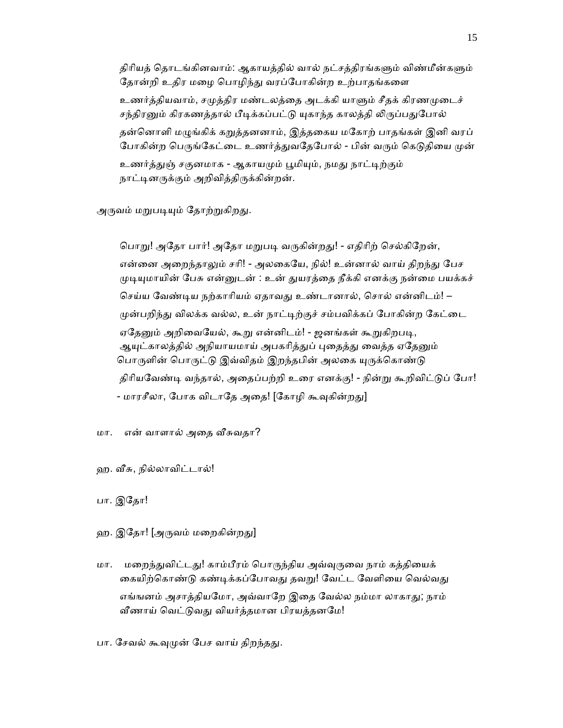திரியத் தொடங்கினவாம்: ஆகாயத்தில் வால் நட்சத்திரங்களும் விண்மீன்களும் தோன்றி உதிர மழை பொழிந்து வரப்போகின்ற உற்பாதங்களை உணர்த்தியவாம், சமுத்திர மண்டலத்தை அடக்கி யாளும் சீதக் கிரணமுடைச் சந்திரனும் கிரகணத்தால் பீடிக்கப்பட்டு யுகாந்த காலத்தி லிருப்பதுபோல் தன்னொளி மழுங்கிக் கறுத்தனனாம், இத்தகைய மகோற் பாதங்கள் இனி வரப் போகின்ற பெருங்கேட்டை உணர்த்துவதேபோல் - பின் வரும் கெடுதியை முன் உணர்த்துஞ் சகுனமாக - ஆகாயமும் பூமியும், நமது நாட்டிற்கும் நாட்டினருக்கும் அறிவித்திருக்கின்றன்.

அருவம் மறுபடியும் தோற்றுகிறது.

பொறு! அதோ பார்! அதோ மறுபடி வருகின்றது! - எதிரிற் செல்கிறேன், என்னை அறைந்தாலும் சரி! - அலகையே, நில்! உன்னால் வாய் திறந்து பேச முடியுமாயின் பேசு என்னுடன் : உன் துயரத்தை நீக்கி எனக்கு நன்மை பயக்கச் செய்ய வேண்டிய நற்காரியம் ஏதாவது உண்டானால், சொல் என்னிடம்! – முன்பறிந்து விலக்க வல்ல, உன் நாட்டிற்குச் சம்பவிக்கப் போகின்ற கேட்டை ஏதேனும் அறிவையேல், கூறு என்னிடம்! - ஜனங்கள் கூறுகிறபடி, ஆயுட்காலத்தில் அநியாயமாய் அபகரித்துப் புதைத்து வைத்த ஏதேனும் பொருளின் பொருட்டு இவ்விதம் இறந்தபின் அலகை யுருக்கொண்டு திரியவேண்டி வந்தால், அதைப்பற்றி உரை எனக்கு! - நின்று கூறிவிட்டுப் போ! - மாரசீலா, போக விடாதே அதை! [கோழி கூவுகின்றது]

மா. என் வாளால் அதை வீசுவதா?

ஹ. வீசு, நில்லாவிட்டால்!

பா. இதோ!

ஹ. இதோ! [அருவம் மறைகின்றது]

மா. மறைந்துவிட்டது! காம்பீரம் பொருந்திய அவ்வுருவை நாம் கத்தியைக் கையிற்கொண்டு கண்டிக்கப்போவது தவறு! வேட்ட வேளியை வெல்வது எங்ஙனம் அசாத்தியமோ, அவ்வாறே இதை வேல்ல நம்மா லாகாது; நாம் வீணாய் வெட்டுவது வியர்த்தமான பிரயத்தனமே!

பா. சேவல் கூவுமுன் பேச வாய் திறந்தது.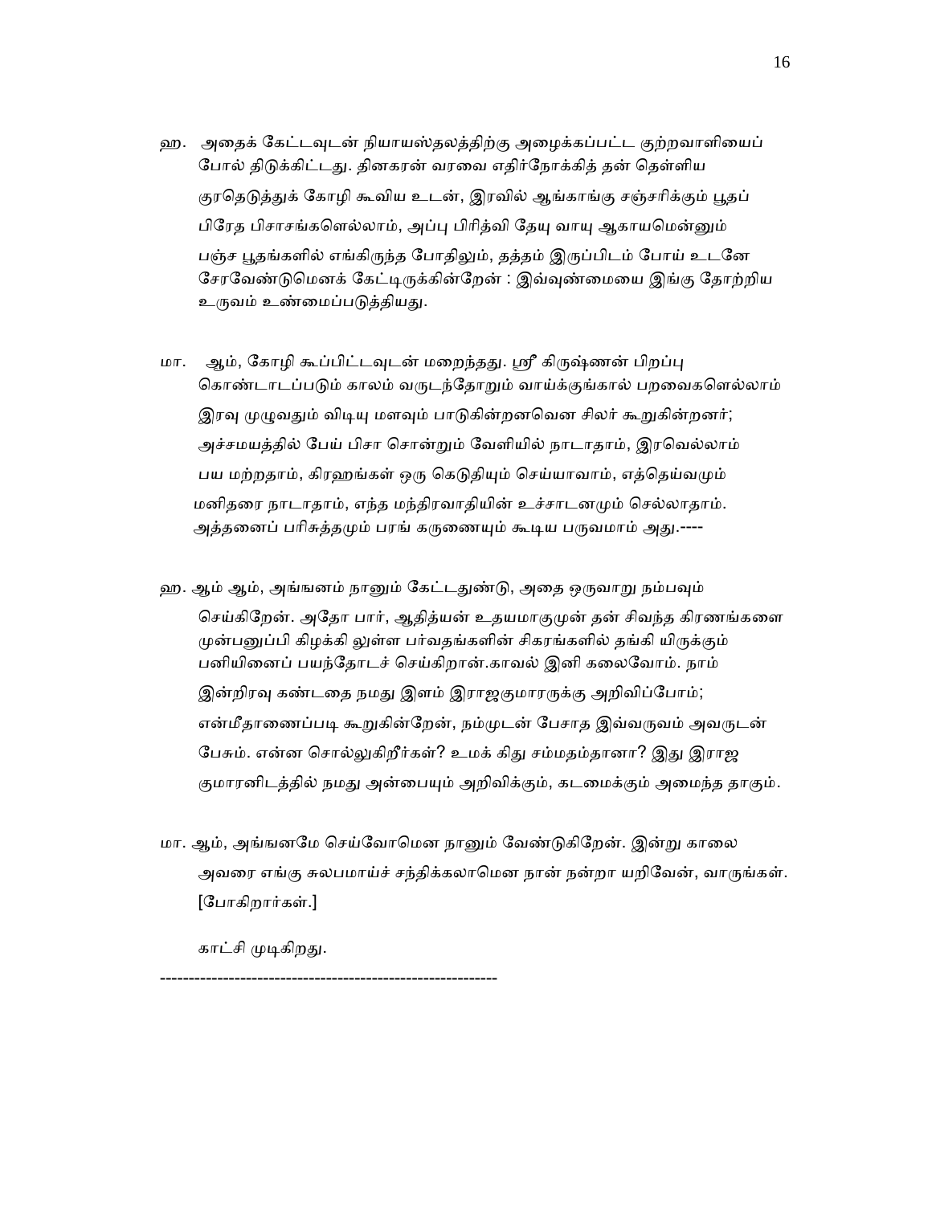ஹ. அதைக் கேட்டவுடன் நியாயஸ்தலத்திற்கு அழைக்கப்பட்ட குற்றவாளியைப் போல் திடுக்கிட்டது. தினகரன் வரவை எதிர்நோக்கித் தன் தெள்ளிய குரதெடுத்துக் கோழி கூவிய உடன், இரவில் ஆங்காங்கு சஞ்சரிக்கும் பூதப் பிரேத பிசாசங்களெல்லாம், அப்பு பிரித்வி தேயு வாயு ஆகாயமென்னும் பஞ்ச பூதங்களில் எங்கிருந்த போதிலும், தத்தம் இருப்பிடம் போய் உடனே சேரவேண்டுமெனக் கேட்டிருக்கின்றேன் : இவ்வுண்மையை இங்கு தோற்றிய உருவம் உண்மைப்படுத்தியது.

மா. ஆம், கோழி கூப்பிட்டவுடன் மறைந்தது. ஸ்ரீ கிருஷ்ணன் பிறப்பு கொண்டாடப்படும் காலம் வருடந்தோறும் வாய்க்குங்கால் பறவைகளெல்லாம் இரவு முழுவதும் விடியு மளவும் பாடுகின்றனவென சிலர் கூறுகின்றனர்; அச்சமயத்தில் பேய் பிசா சொன்றும் வேளியில் நாடாதாம், இரவெல்லாம் பய மற்றதாம், கிரஹங்கள் ஒரு கெடுதியும் செய்யாவாம், எத்தெய்வமும் மனிதரை நாடாதாம், எந்த மந்திரவாதியின் உச்சாடனமும் செல்லாதாம். அத்தனைப் பரிசுத்தமும் பரங் கருணையும் கூடிய பருவமாம் அது.----

ஹ. ஆம் ஆம், அங்ஙனம் நானும் கேட்டதுண்டு, அதை ஒருவாறு நம்பவும் செய்கிறேன். அதோ பார், ஆதித்யன் உதயமாகுமுன் தன் சிவந்த கிரணங்களை முன்பனுப்பி கிழக்கி லுள்ள பர்வதங்களின் சிகரங்களில் தங்கி யிருக்கும் பனியினைப் பயந்தோடச் செய்கிறான்.காவல் இனி கலைவோம். நாம் இன்றிரவு கண்டதை நமது இளம் இராஜகுமாரருக்கு அறிவிப்போம்; என்மீதாணைப்படி கூறுகின்றேன், நம்முடன் பேசாத இவ்வுருவம் அவருடன் பேசும். என்ன சொல்லுகிறீர்கள்? உமக் கிது சம்மதம்தானா? இது இராஜ குமாரனிடத்தில் நமது அன்பையும் அறிவிக்கும், கடமைக்கும் அமைந்த தாகும்.

மா. ஆம், அங்ஙனமே செய்வோமென நானும் வேண்டுகிறேன். இன்று காலை அவரை எங்கு சுலபமாய்ச் சந்திக்கலாமென நான் நன்றா யறிவேன், வாருங்கள். [போகிறார்கள்.]

காட்சி முடிகிறது.

---------------------------------------------------------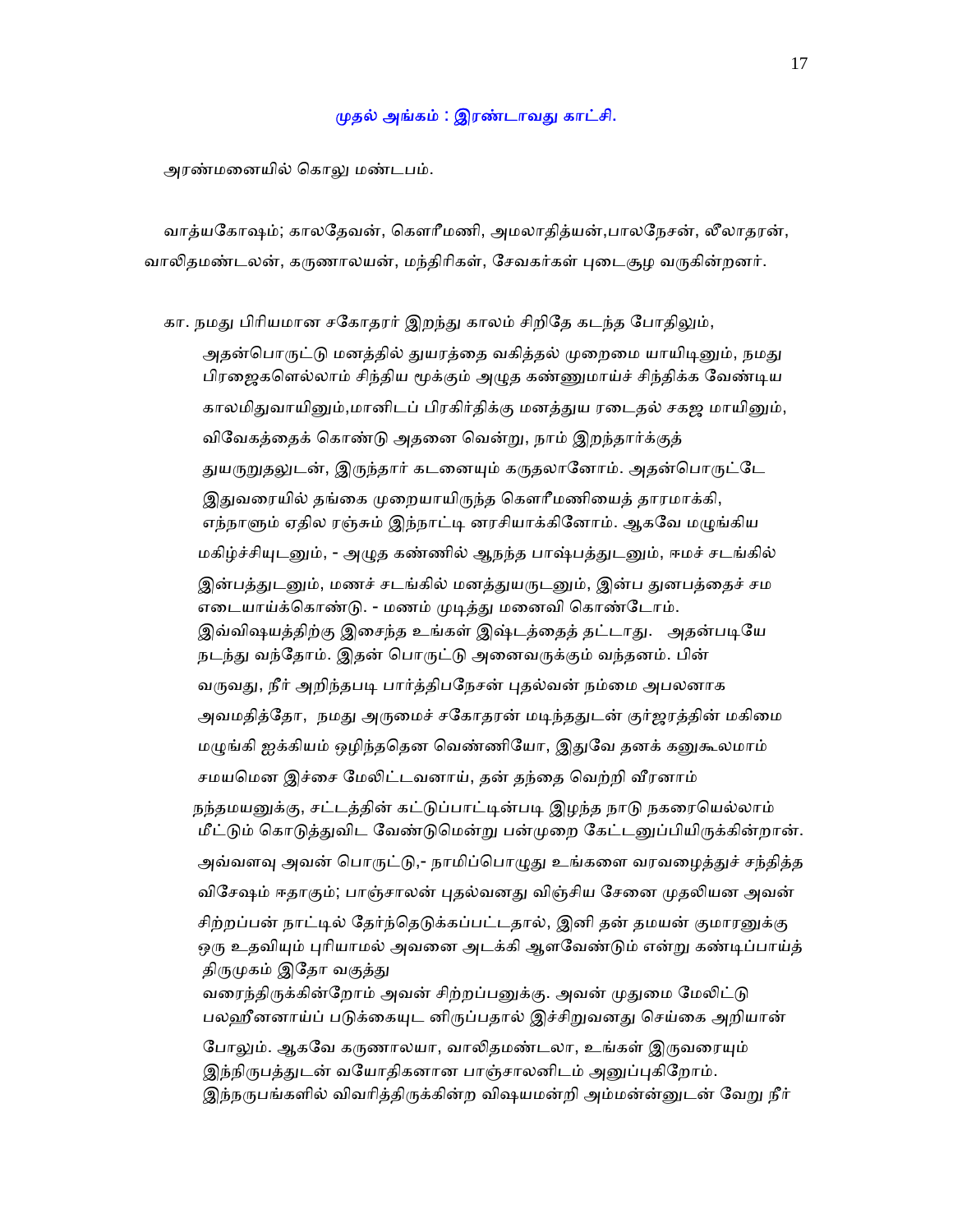## முதல் அங்கம் : இரண்டாவது காட்சி.

அரண்மனையில் கொலு மண்டபம்.

வாத்யகோஷம்; காலதேவன், கௌரீமணி, அமலாதித்யன்,பாலநேசன், லீலாதரன், வாலிதமண்டலன், கருணாலயன், மந்திரிகள், சேவகர்கள் புடைசூழ வருகின்றனர்.

கா. நமது பிரியமான சகோதரர் இறந்து காலம் சிறிதே கடந்த போதிலும், அதன்பொருட்டு மனத்தில் துயரத்தை வகித்தல் முறைமை யாயிடினும், நமது பிரஜைகளெல்லாம் சிந்திய மூக்கும் அழுத கண்ணுமாய்ச் சிந்திக்க வேண்டிய காலமிதுவாயினும்,மானிடப் பிரகிர்திக்கு மனத்துய ரடைதல் சகஜ மாயினும், விவேகத்தைக் கொண்டு அதனை வென்று, நாம் இறந்தார்க்குத் துயருறுதலுடன், இருந்தார் கடனையும் கருதலானோம். அதன்பொருட்டே இதுவரையில் தங்கை முறையாயிருந்த கௌரீமணியைத் தாரமாக்கி, எந்நாளும் ஏதில ரஞ்சும் இந்நாட்டி னரசியாக்கினோம். ஆகவே மழுங்கிய மகிழ்ச்சியுடனும், - அழுத கண்ணில் ஆநந்த பாஷ்பத்துடனும், ஈமச் சடங்கில் இன்பத்துடனும், மணச் சடங்கில் மனத்துயருடனும், இன்ப துனபத்தைச் சம எடையாய்க்கொண்டு. - மணம் முடித்து மனைவி கொண்டோம். இவ்விஷயத்திற்கு இசைந்த உங்கள் இஷ்டத்தைத் தட்டாது. அதன்படியே நடந்து வந்தோம். இதன் பொருட்டு அனைவருக்கும் வந்தனம். பின் வருவது, நீர் அறிந்தபடி பார்த்திபநேசன் புதல்வன் நம்மை அபலனாக அவமதித்தோ, நமது அருமைச் சகோதரன் மடிந்ததுடன் குர்ஜரத்தின் மகிமை மழுங்கி ஐக்கியம் ஒழிந்ததென வெண்ணியோ, இதுவே தனக் கனுகூலமாம் சமயமென இச்சை மேலிட்டவனாய், தன் தந்தை வெற்றி வீரனாம் நந்தமயனுக்கு, சட்டத்தின் கட்டுப்பாட்டின்படி இழந்த நாடு நகரையெல்லாம் மீட்டும் கொடுத்துவிட வேண்டுமென்று பன்முறை கேட்டனுப்பியிருக்கின்றான். அவ்வளவு அவன் பொருட்டு,- நாமிப்பொழுது உங்களை வரவழைத்துச் சந்தித்த விசேஷம் ஈதாகும்; பாஞ்சாலன் புதல்வனது விஞ்சிய சேனை முதலியன அவன் சிற்றப்பன் நாட்டில் தேர்ந்தெடுக்கப்பட்டதால், இனி தன் தமயன் குமாரனுக்கு ஒரு உதவியும் புரியாமல் அவனை அடக்கி ஆளவேண்டும் என்று கண்டிப்பாய்த் திருமுகம் இதோ வகுத்து வரைந்திருக்கின்றோம் அவன் சிற்றப்பனுக்கு. அவன் முதுமை மேலிட்டு பலஹீனனாய்ப் படுக்கையுட னிருப்பதால் இச்சிறுவனது செய்கை அறியான் போலும். ஆகவே கருணாலயா, வாலிதமண்டலா, உங்கள் இருவரையும் இந்நிருபத்துடன் வயோதிகனான பாஞ்சாலனிடம் அனுப்புகிறோம். இந்நருபங்களில் விவரித்திருக்கின்ற விஷயமன்றி அம்மன்னனுடன் வேறு நீர்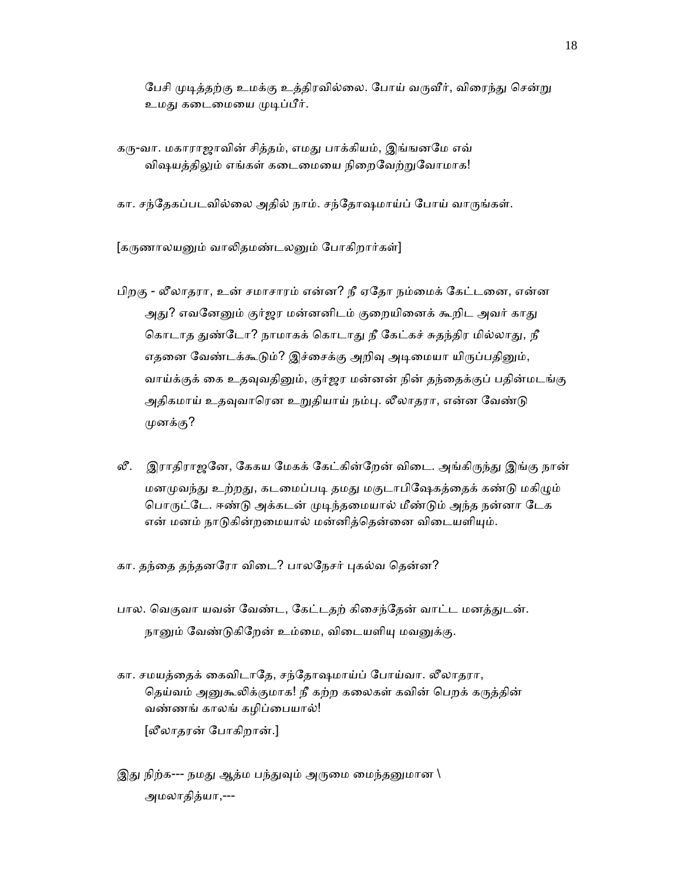பேசி முடித்தற்கு உமக்கு உத்திரவில்லை. போய் வருவீர், விரைந்து சென்று உமது கடைமையை முடிப்பீர்.

கரு-வா. மகாராஜாவின் சித்தம், எமது பாக்கியம், இங்ஙனமே எவ் விஷயத்திலும் எங்கள் கடைமையை நிறைவேற்றுவோமாக!

கா. சந்தேகப்படவில்லை அதில் நாம். சந்தோஷமாய்ப் போய் வாருங்கள்.

[கருணாலயனும் வாலிதமண்டலனும் போகிறார்கள்]

பிறகு - லீலாதரா, உன் சமாசாரம் என்ன? நீ ஏதோ நம்மைக் கேட்டனை, என்ன அது? எவனேனும் குர்ஜர மன்னனிடம் குறையினைக் கூறிட அவர் காது கொடாத துண்டோ? நாமாகக் கொடாது நீ கேட்கச் சுதந்திர மில்லாது, நீ எதனை வேண்டக்கூடும்? இச்சைக்கு அறிவு அடிமையா யிருப்பதினும், வாய்க்குக் கை உதவுவதினும், குர்ஜர மன்னன் நின் தந்தைக்குப் பதின்மடங்கு அதிகமாய் உதவுவாரென உறுதியாய் நம்பு. லீலாதரா, என்ன வேண்டு முனக்கு?

லீ. இராதிராஜனே, கேகய மேகக் கேட்கின்றேன் விடை. அங்கிருந்து இங்கு நான் மனமுவந்து உற்றது, கடமைப்படி தமது மகுடாபிஷேகத்தைக் கண்டு மகிழும் பொருட்டே. ஈண்டு அக்கடன் முடிந்தமையால் மீண்டும் அந்த நன்னா டேக என் மனம் நாடுகின்றமையால் மன்னித்தென்னை விடையளியும்.

கா. தந்தை தந்தனரோ விடை? பாலநேசர் புகல்வ தென்ன?

பால. வெகுவா யவன் வேண்ட, கேட்டதற் கிசைந்தேன் வாட்ட மனத்துடன். நானும் வேண்டுகிறேன் உம்மை, விடையளியு மவனுக்கு.

கா. சமயத்தைக் கைவிடாதே, சந்தோஷமாய்ப் போய்வா. லீலாதரா, தெய்வம் அனுகூலிக்குமாக! நீ கற்ற கலைகள் கவின் பெறக் கருத்தின் வண்ணங் காலங் கழிப்பையால்!

[லீலாதரன் போகிறான்.]

இது நிற்க--- நமது ஆத்ம பந்துவும் அருமை மைந்தனுமான \
அமலாதித்யா,---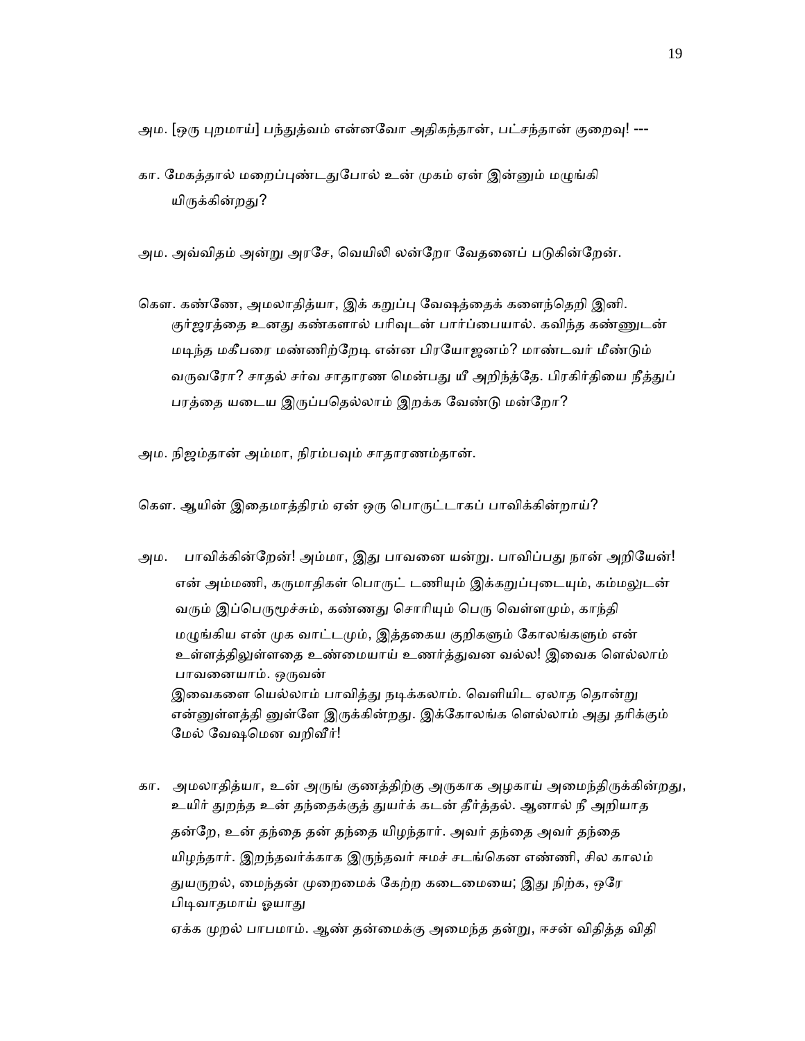அம. [ஒரு புறமாய்] பந்துத்வம் என்னவோ அதிகந்தான், பட்சந்தான் குறைவு! ---

கா. மேகத்தால் மறைப்புண்டதுபோல் உன் முகம் ஏன் இன்னும் மழுங்கி யிருக்கின்றது?

அம. அவ்விதம் அன்று அரசே, வெயிலி லன்றோ வேதனைப் படுகின்றேன்.

கௌ. கண்ணே, அமலாதித்யா, இக் கறுப்பு வேஷத்தைக் களைந்தெறி இனி. குர்ஜரத்தை உனது கண்களால் பரிவுடன் பார்ப்பையால். கவிந்த கண்ணுடன் மடிந்த மகீபரை மண்ணிற்றேடி என்ன பிரயோஜனம்? மாண்டவர் மீண்டும் வருவரோ? சாதல் சர்வ சாதாரண மென்பது யீ அறிந்த்தே. பிரகிர்தியை நீத்துப் பரத்தை யடைய இருப்பதெல்லாம் இறக்க வேண்டு மன்றோ?

அம. நிஜம்தான் அம்மா, நிரம்பவும் சாதாரணம்தான்.

கௌ. ஆயின் இதைமாத்திரம் ஏன் ஒரு பொருட்டாகப் பாவிக்கின்றாய்?

அம. பாவிக்கின்றேன்! அம்மா, இது பாவனை யன்று. பாவிப்பது நான் அறியேன்! என் அம்மணி, கருமாதிகள் பொருட் டணியும் இக்கறுப்புடையும், கம்மலுடன் வரும் இப்பெருமூச்சும், கண்ணது சொரியும் பெரு வெள்ளமும், காந்தி மழுங்கிய என் முக வாட்டமும், இத்தகைய குறிகளும் கோலங்களும் என் உள்ளத்திலுள்ளதை உண்மையாய் உணர்த்துவன வல்ல! இவைக ளெல்லாம் பாவனையாம். ஒருவன் இவைகளை யெல்லாம் பாவித்து நடிக்கலாம். வெளியிட ஏலாத தொன்று என்னுள்ளத்தி னுள்ளே இருக்கின்றது. இக்கோலங்க ளெல்லாம் அது தரிக்கும் மேல் வேஷமென வறிவீர்!

கா. அமலாதித்யா, உன் அருங் குணத்திற்கு அருகாக அழகாய் அமைந்திருக்கின்றது, உயிர் துறந்த உன் தந்தைக்குத் துயர்க் கடன் தீர்த்தல். ஆனால் நீ அறியாத தன்றே, உன் தந்தை தன் தந்தை யிழந்தார். அவர் தந்தை அவர் தந்தை யிழந்தார். இறந்தவர்க்காக இருந்தவர் ஈமச் சடங்கென எண்ணி, சில காலம் துயருறல், மைந்தன் முறைமைக் கேற்ற கடைமையை; இது நிற்க, ஒரே பிடிவாதமாய் ஓயாது ஏக்க முறல் பாபமாம். ஆண் தன்மைக்கு அமைந்த தன்று, ஈசன் விதித்த விதி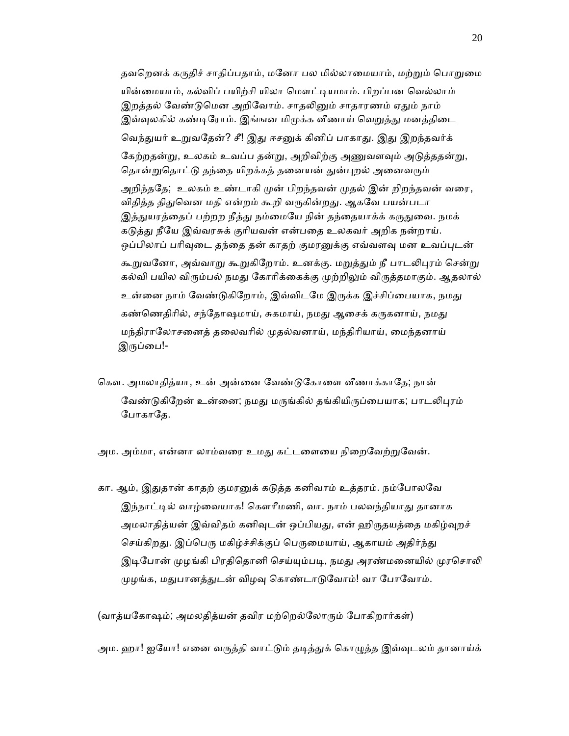தவறெனக் கருதிச் சாதிப்பதாம், மனோ பல மில்லாமையாம், மற்றும் பொறுமை யின்மையாம், கல்விப் பயிற்சி யிலா மௌட்டியமாம். பிறப்பன வெல்லாம் இறத்தல் வேண்டுமென அறிவோம். சாதலினும் சாதாரணம் ஏதும் நாம் இவ்வுலகில் கண்டிரோம். இங்ஙன மிமுக்க வீணாய் வெறுத்து மனத்திடை வெந்துயர் உறுவதேன்? சீ! இது ஈசனுக் கினிப் பாகாது. இது இறந்தவர்க் கேற்றதன்று, உலகம் உவப்ப தன்று, அறிவிற்கு அணுவளவும் அடுத்ததன்று, தொன்றுதொட்டு தந்தை யிறக்கத் தனையன் துன்புறல் அனைவரும் அறிந்ததே; உலகம் உண்டாகி முன் பிறந்தவன் முதல் இன் றிறந்தவன் வரை, விதித்த திதுவென மதி என்றம் கூறி வருகின்றது. ஆகவே பயன்படா இத்துயரத்தைப் பற்றற நீத்து நம்மையே நின் தந்தையாக்க் கருதுவை. நமக் கடுத்து நீயே இவ்வரசுக் குரியவன் என்பதை உலகவர் அறிக நன்றாய். ஒப்பிலாப் பரிவுடை தந்தை தன் காதற் குமரனுக்கு எவ்வளவு மன உவப்புடன் கூறுவனோ, அவ்வாறு கூறுகிறோம். உனக்கு. மறுத்தும் நீ பாடலிபுரம் சென்று கல்வி பயில விரும்பல் நமது கோரிக்கைக்கு முற்றிலும் விருத்தமாகும். ஆதலால் உன்னை நாம் வேண்டுகிறோம், இவ்விடமே இருக்க இச்சிப்பையாக, நமது கண்ணெதிரில், சந்தோஷமாய், சுகமாய், நமது ஆசைக் கருகனாய், நமது மந்திராலோசனைத் தலைவரில் முதல்வனாய், மந்திரியாய், மைந்தனாய் இருப்பை!-

கௌ. அமலாதித்யா, உன் அன்னை வேண்டுகோளை வீணாக்காதே; நான் வேண்டுகிறேன் உன்னை; நமது மருங்கில் தங்கியிருப்பையாக; பாடலிபுரம் போகாதே.

அம. அம்மா, என்னா லாம்வரை உமது கட்டளையை நிறைவேற்றுவேன்.

கா. ஆம், இதுதான் காதற் குமரனுக் கடுத்த கனிவாம் உத்தரம். நம்போலவே இந்நாட்டில் வாழ்வையாக! கௌரீமணி, வா. நாம் பலவந்தியாது தானாக அமலாதித்யன் இவ்விதம் கனிவுடன் ஒப்பியது, என் ஹிருதயத்தை மகிழ்வுறச் செய்கிறது. இப்பெரு மகிழ்ச்சிக்குப் பெருமையாய், ஆகாயம் அதிர்ந்து இடிபோன் முழங்கி பிரதிதொனி செய்யும்படி, நமது அரண்மனையில் முரசொலி முழங்க, மதுபானத்துடன் விழவு கொண்டாடுவோம்! வா போவோம்.

(வாத்யகோஷம்; அமலதித்யன் தவிர மற்றெல்லோரும் போகிறார்கள்)

அம. ஹா! ஐயோ! எனை வருத்தி வாட்டும் தடித்துக் கொழுத்த இவ்வுடலம் தானாய்க்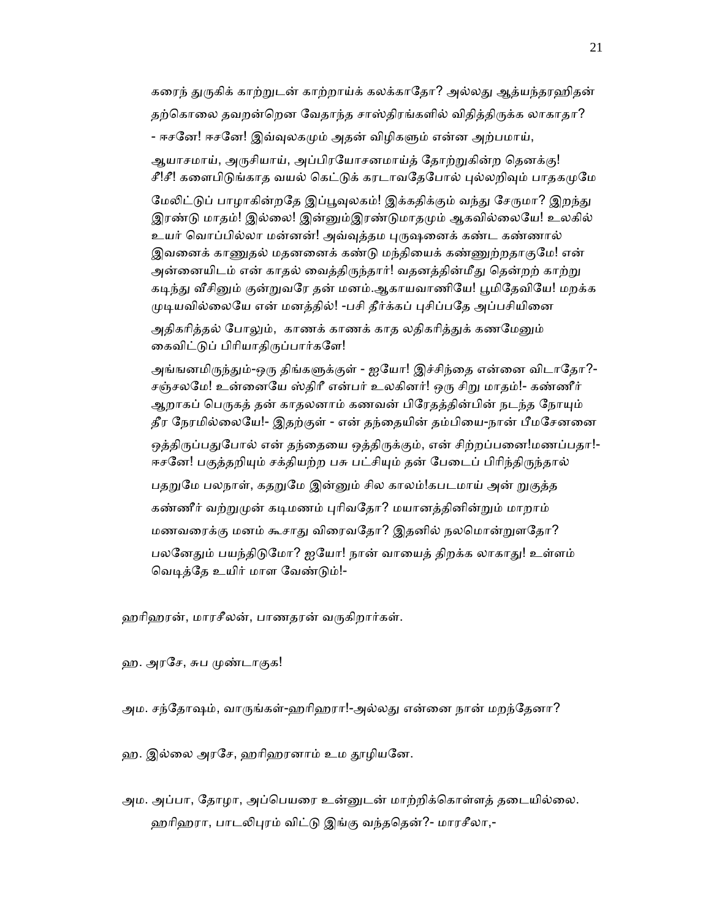கரைந் துருகிக் காற்றுடன் காற்றாய்க் கலக்காதோ? அல்லது ஆத்யந்தரஹிதன் தற்கொலை தவறன்றென வேதாந்த சாஸ்திரங்களில் விதித்திருக்க லாகாதா? - ஈசனே! ஈசனே! இவ்வுலகமும் அதன் விழிகளும் என்ன அற்பமாய், ஆயாசமாய், அருசியாய், அப்பிரயோசனமாய்த் தோற்றுகின்ற தெனக்கு! சீ!சீ! களைபிடுங்காத வயல் கெட்டுக் கரடாவதேபோல் புல்லறிவும் பாதகமுமே மேலிட்டுப் பாழாகின்றதே இப்பூவுலகம்! இக்கதிக்கும் வந்து சேருமா? இறந்து இரண்டு மாதம்! இல்லை! இன்னும்இரண்டுமாதமும் ஆகவில்லையே! உலகில் உயர் வொப்பில்லா மன்னன்! அவ்வுத்தம புருஷனைக் கண்ட கண்ணால் இவனைக் காணுதல் மதனனைக் கண்டு மந்தியைக் கண்ணுற்றதாகுமே! என் அன்னையிடம் என் காதல் வைத்திருந்தார்! வதனத்தின்மீது தென்றற் காற்று கடிந்து வீசினும் குன்றுவரே தன் மனம்.ஆகாயவாணியே! பூமிதேவியே! மறக்க முடியவில்லையே என் மனத்தில்! -பசி தீர்க்கப் புசிப்பதே அப்பசியினை அதிகரித்தல் போலும், காணக் காணக் காத லதிகரித்துக் கணமேனும் கைவிட்டுப் பிரியாதிருப்பார்களே!

அங்ஙனமிருந்தும்-ஒரு திங்களுக்குள் - ஐயோ! இச்சிந்தை என்னை விடாதோ?- சஞ்சலமே! உன்னையே ஸ்திரீ என்பர் உலகினர்! ஒரு சிறு மாதம்!- கண்ணீர் ஆறாகப் பெருகத் தன் காதலனாம் கணவன் பிரேதத்தின்பின் நடந்த நோயும் தீர நேரமில்லையே!- இதற்குள் - என் தந்தையின் தம்பியை-நான் பீமசேனனை ஒத்திருப்பதுபோல் என் தந்தையை ஒத்திருக்கும், என் சிற்றப்பனை!மணப்பதா!- ஈசனே! பகுத்தறியும் சக்தியற்ற பசு பட்சியும் தன் பேடைப் பிரிந்திருந்தால் பதறுமே பலநாள், கதறுமே இன்னும் சில காலம்!கபடமாய் அன் றுகுத்த கண்ணீர் வற்றுமுன் கடிமணம் புரிவதோ? மயானத்தினின்றும் மாறாம் மணவரைக்கு மனம் கூசாது விரைவதோ? இதனில் நலமொன்றுளதோ? பலனேதும் பயந்திடுமோ? ஐயோ! நான் வாயைத் திறக்க லாகாது! உள்ளம் வெடித்தே உயிர் மாள வேண்டும்!-

ஹரிஹரன், மாரசீலன், பாணதரன் வருகிறார்கள்.

ஹ. அரசே, சுப முண்டாகுக!

அம. சந்தோஷம், வாருங்கள்-ஹரிஹரா!-அல்லது என்னை நான் மறந்தேனா?

ஹ. இல்லை அரசே, ஹரிஹரனாம் உம தூழியனே.

அம. அப்பா, தோழா, அப்பெயரை உன்னுடன் மாற்றிக்கொள்ளத் தடையில்லை. ஹரிஹரா, பாடலிபுரம் விட்டு இங்கு வந்ததென்?- மாரசீலா,-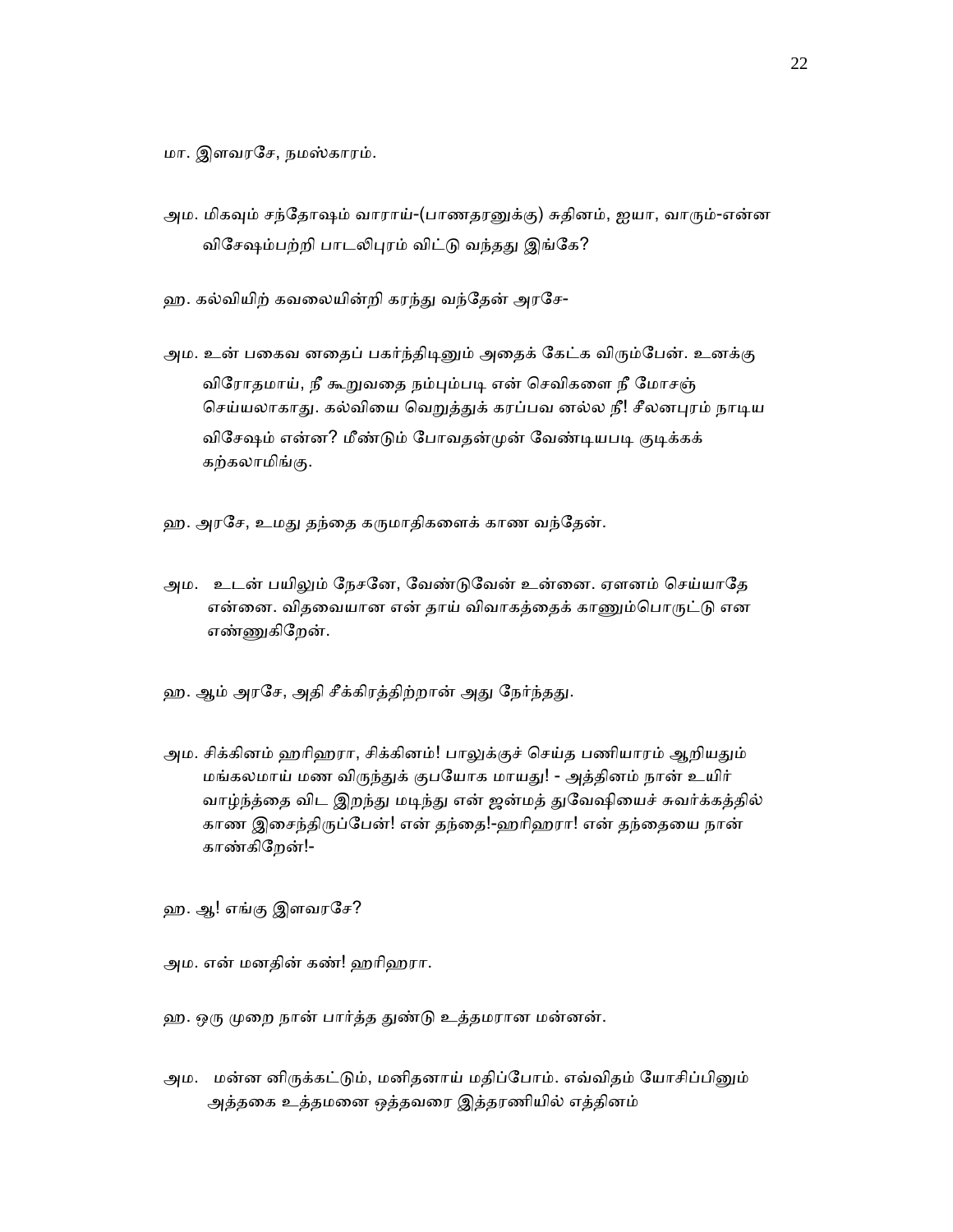மா. இளவரசே, நமஸ்காரம்.

அம. மிகவும் சந்தோஷம் வாராய்-(பாணதரனுக்கு) சுதினம், ஐயா, வாரும்-என்ன விசேஷம்பற்றி பாடலிபுரம் விட்டு வந்தது இங்கே?

ஹ. கல்வியிற் கவலையின்றி கரந்து வந்தேன் அரசே-

அம. உன் பகைவ னதைப் பகர்ந்திடினும் அதைக் கேட்க விரும்பேன். உனக்கு விரோதமாய், நீ கூறுவதை நம்பும்படி என் செவிகளை நீ மோசஞ் செய்யலாகாது. கல்வியை வெறுத்துக் கரப்பவ னல்ல நீ! சீலனபுரம் நாடிய விசேஷம் என்ன? மீண்டும் போவதன்முன் வேண்டியபடி குடிக்கக் கற்கலாமிங்கு.

ஹ. அரசே, உமது தந்தை கருமாதிகளைக் காண வந்தேன்.

அம. உடன் பயிலும் நேசனே, வேண்டுவேன் உன்னை. ஏளனம் செய்யாதே என்னை. விதவையான என் தாய் விவாகத்தைக் காணும்பொருட்டு என எண்ணுகிறேன்.

ஹ. ஆம் அரசே, அதி சீக்கிரத்திற்றான் அது நேர்ந்தது.

அம. சிக்கினம் ஹரிஹரா, சிக்கினம்! பாலுக்குச் செய்த பணியாரம் ஆறியதும் மங்கலமாய் மண விருந்துக் குபயோக மாயது! - அத்தினம் நான் உயிர் வாழ்ந்த்தை விட இறந்து மடிந்து என் ஜன்மத் துவேஷியைச் சுவர்க்கத்தில் காண இசைந்திருப்பேன்! என் தந்தை!-ஹரிஹரா! என் தந்தையை நான் காண்கிறேன்!-

ஹ. ஆ! எங்கு இளவரசே?

அம. என் மனதின் கண்! ஹரிஹரா.

ஹ. ஒரு முறை நான் பார்த்த துண்டு உத்தமரான மன்னன்.

அம. மன்ன னிருக்கட்டும், மனிதனாய் மதிப்போம். எவ்விதம் யோசிப்பினும் அத்தகை உத்தமனை ஒத்தவரை இத்தரணியில் எத்தினம்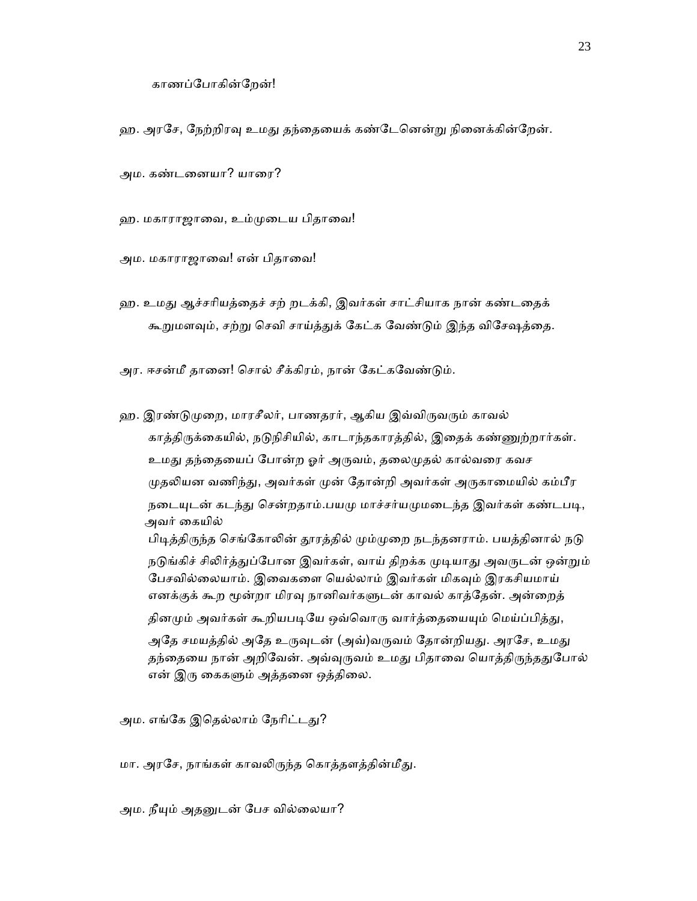காணப்போகின்றேன்!

ஹ. அரசே, நேற்றிரவு உமது தந்தையைக் கண்டேனென்று நினைக்கின்றேன்.

அம. கண்டனையா? யாரை?

ஹ. மகாராஜாவை, உம்முடைய பிதாவை!

அம. மகாராஜாவை! என் பிதாவை!

ஹ. உமது ஆச்சரியத்தைச் சற் றடக்கி, இவர்கள் சாட்சியாக நான் கண்டதைக் கூறுமளவும், சற்று செவி சாய்த்துக் கேட்க வேண்டும் இந்த விசேஷத்தை.

அர. ஈசன்மீ தானை! சொல் சீக்கிரம், நான் கேட்கவேண்டும்.

ஹ. இரண்டுமுறை, மாரசீலர், பாணதரர், ஆகிய இவ்விருவரும் காவல் காத்திருக்கையில், நடுநிசியில், காடாந்தகாரத்தில், இதைக் கண்ணுற்றார்கள். உமது தந்தையைப் போன்ற ஓர் அருவம், தலைமுதல் கால்வரை கவச முதலியன வணிந்து, அவர்கள் முன் தோன்றி அவர்கள் அருகாமையில் கம்பீர நடையுடன் கடந்து சென்றதாம்.பயமு மாச்சர்யமுமடைந்த இவர்கள் கண்டபடி, அவர் கையில் பிடித்திருந்த செங்கோலின் தூரத்தில் மும்முறை நடந்தனராம். பயத்தினால் நடு நடுங்கிச் சிலிர்த்துப்போன இவர்கள், வாய் திறக்க முடியாது அவருடன் ஒன்றும் பேசவில்லையாம். இவைகளை யெல்லாம் இவர்கள் மிகவும் இரகசியமாய் எனக்குக் கூற மூன்றா மிரவு நானிவர்களுடன் காவல் காத்தேன். அன்றைத் தினமும் அவர்கள் கூறியபடியே ஒவ்வொரு வார்த்தையையும் மெய்ப்பித்து, அதே சமயத்தில் அதே உருவுடன் (அவ்)வருவம் தோன்றியது. அரசே, உமது தந்தையை நான் அறிவேன். அவ்வுருவம் உமது பிதாவை யொத்திருந்ததுபோல் என் இரு கைகளும் அத்தனை ஒத்திலை.

அம. எங்கே இதெல்லாம் நேரிட்டது?

மா. அரசே, நாங்கள் காவலிருந்த கொத்தளத்தின்மீது.

அம. நீயும் அதனுடன் பேச வில்லையா?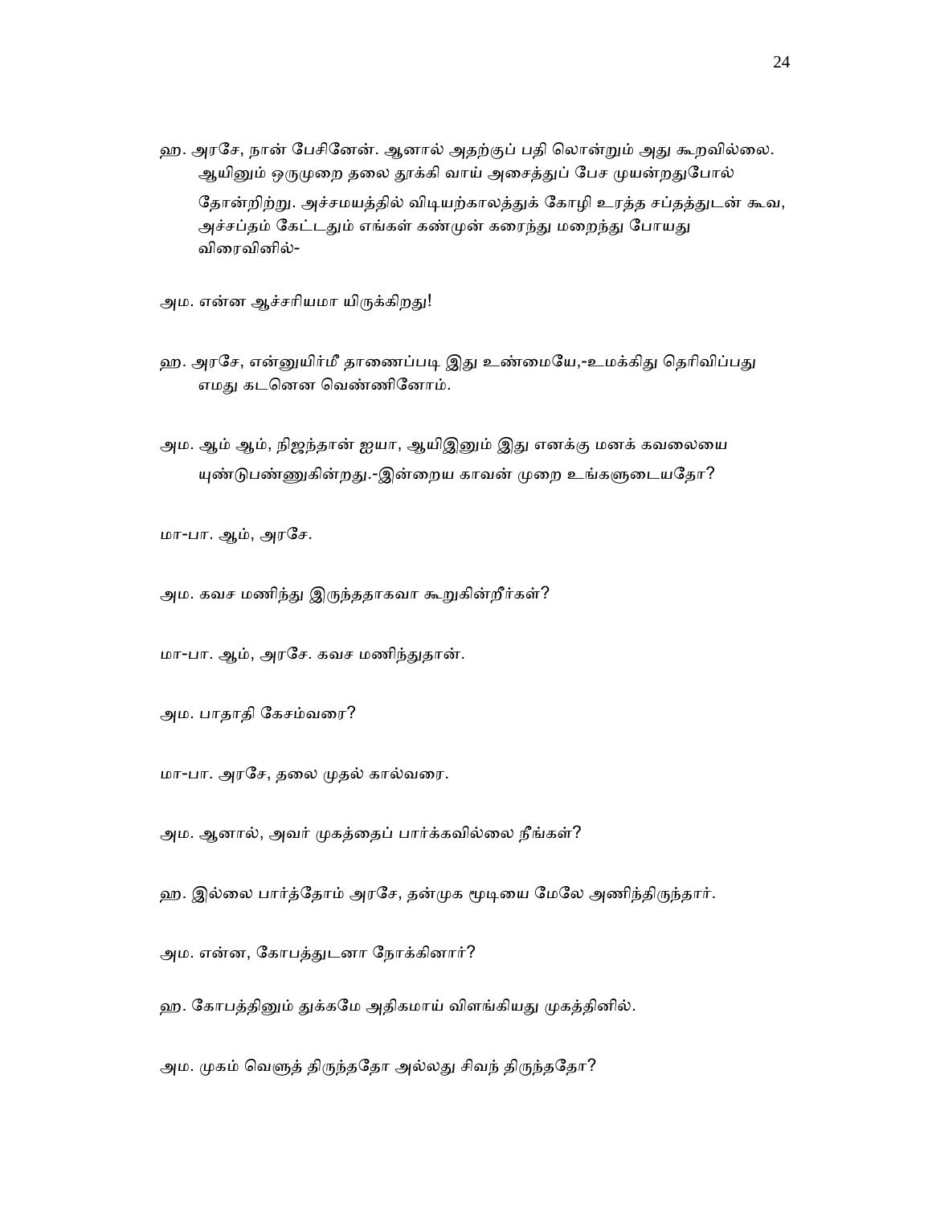ஹ. அரசே, நான் பேசினேன். ஆனால் அதற்குப் பதி லொன்றும் அது கூறவில்லை. ஆயினும் ஒருமுறை தலை தூக்கி வாய் அசைத்துப் பேச முயன்றதுபோல் தோன்றிற்று. அச்சமயத்தில் விடியற்காலத்துக் கோழி உரத்த சப்தத்துடன் கூவ, அச்சப்தம் கேட்டதும் எங்கள் கண்முன் கரைந்து மறைந்து போயது விரைவினில்-

அம. என்ன ஆச்சரியமா யிருக்கிறது!

ஹ. அரசே, என்னுயிர்மீ தாணைப்படி இது உண்மையே,-உமக்கிது தெரிவிப்பது எமது கடனென வெண்ணினோம்.

அம. ஆம் ஆம், நிஜந்தான் ஐயா, ஆயிஇனும் இது எனக்கு மனக் கவலையை யுண்டுபண்ணுகின்றது.-இன்றைய காவன் முறை உங்களுடையதோ?

மா-பா. ஆம், அரசே.

அம. கவச மணிந்து இருந்ததாகவா கூறுகின்றீர்கள்?

மா-பா. ஆம், அரசே. கவச மணிந்துதான்.

அம. பாதாதி கேசம்வரை?

மா-பா. அரசே, தலை முதல் கால்வரை.

அம. ஆனால், அவர் முகத்தைப் பார்க்கவில்லை நீங்கள்?

ஹ. இல்லை பார்த்தோம் அரசே, தன்முக மூடியை மேலே அணிந்திருந்தார்.

அம. என்ன, கோபத்துடனா நோக்கினார்?

ஹ. கோபத்தினும் துக்கமே அதிகமாய் விளங்கியது முகத்தினில்.

அம. முகம் வெளுத் திருந்ததோ அல்லது சிவந் திருந்ததோ?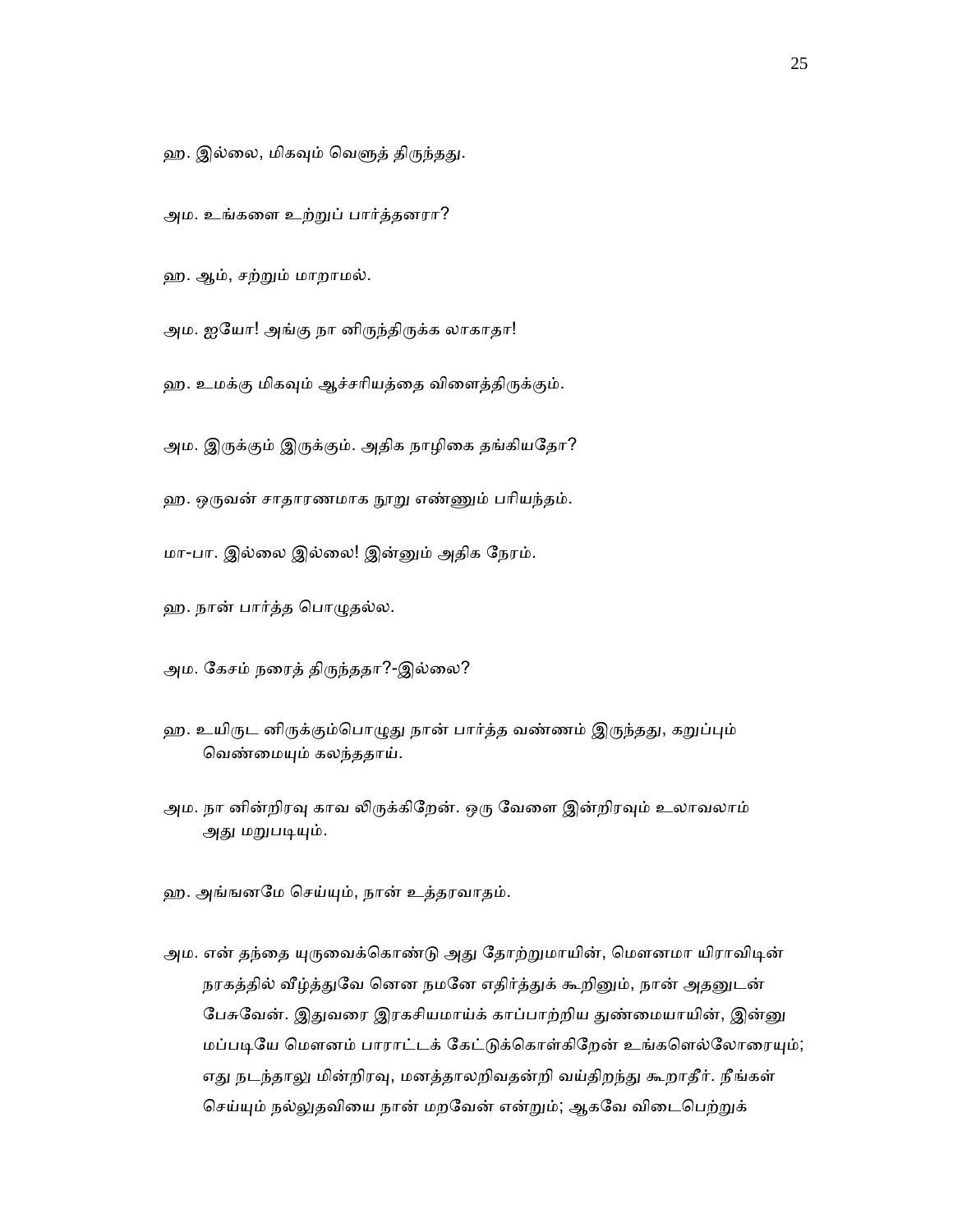ஹ. இல்லை, மிகவும் வெளுத் திருந்தது.

அம. உங்களை உற்றுப் பார்த்தனரா?

ஹ. ஆம், சற்றும் மாறாமல்.

அம. ஐயோ! அங்கு நா னிருந்திருக்க லாகாதா!

ஹ. உமக்கு மிகவும் ஆச்சரியத்தை விளைத்திருக்கும்.

அம. இருக்கும் இருக்கும். அதிக நாழிகை தங்கியதோ?

ஹ. ஒருவன் சாதாரணமாக நூறு எண்ணும் பரியந்தம்.

மா-பா. இல்லை இல்லை! இன்னும் அதிக நேரம்.

ஹ. நான் பார்த்த பொழுதல்ல.

அம. கேசம் நரைத் திருந்ததா?-இல்லை?

ஹ. உயிருட னிருக்கும்பொழுது நான் பார்த்த வண்ணம் இருந்தது, கறுப்பும் வெண்மையும் கலந்ததாய்.

அம. நா னின்றிரவு காவ லிருக்கிறேன். ஒரு வேளை இன்றிரவும் உலாவலாம் அது மறுபடியும்.

ஹ. அங்ஙனமே செய்யும், நான் உத்தரவாதம்.

அம. என் தந்தை யுருவைக்கொண்டு அது தோற்றுமாயின், மௌனமா யிராவிடின் நரகத்தில் வீழ்த்துவே னென நமனே எதிர்த்துக் கூறினும், நான் அதனுடன் பேசுவேன். இதுவரை இரகசியமாய்க் காப்பாற்றிய துண்மையாயின், இன்னு மப்படியே மௌனம் பாராட்டக் கேட்டுக்கொள்கிறேன் உங்களெல்லோரையும்; எது நடந்தாலு மின்றிரவு, மனத்தாலறிவதன்றி வய்திறந்து கூறாதீர். நீங்கள் செய்யும் நல்லுதவியை நான் மறவேன் என்றும்; ஆகவே விடைபெற்றுக்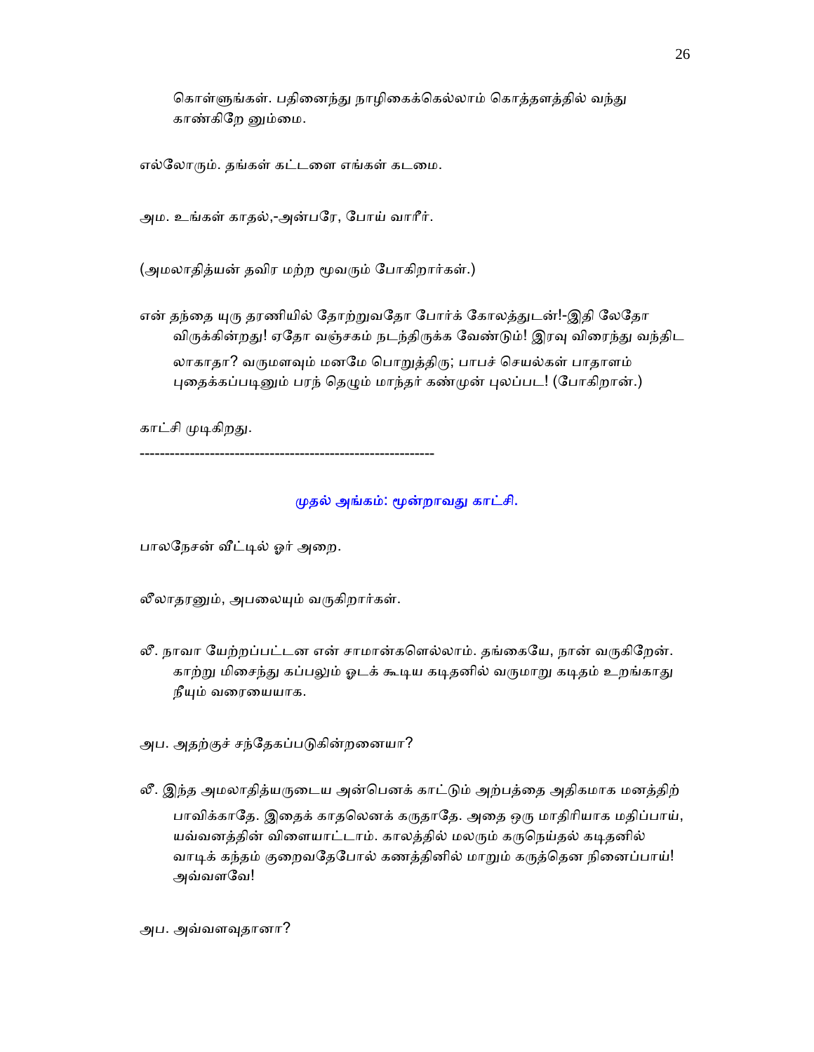கொள்ளுங்கள். பதினைந்து நாழிகைக்கெல்லாம் கொத்தளத்தில் வந்து காண்கிறே னும்மை.

எல்லோரும். தங்கள் கட்டளை எங்கள் கடமை.

அம. உங்கள் காதல்,-அன்பரே, போய் வாரீர்.

(அமலாதித்யன் தவிர மற்ற மூவரும் போகிறார்கள்.)

என் தந்தை யுரு தரணியில் தோற்றுவதோ போர்க் கோலத்துடன்!-இதி லேதோ விருக்கின்றது! ஏதோ வஞ்சகம் நடந்திருக்க வேண்டும்! இரவு விரைந்து வந்திட லாகாதா? வருமளவும் மனமே பொறுத்திரு; பாபச் செயல்கள் பாதாளம் புதைக்கப்படினும் பரந் தெழும் மாந்தர் கண்முன் புலப்பட! (போகிறான்.)

காட்சி முடிகிறது.

----------------------------------------------------------

## முதல் அங்கம்: மூன்றாவது காட்சி.

பாலநேசன் வீட்டில் ஓர் அறை.

லீலாதரனும், அபலையும் வருகிறார்கள்.

லீ. நாவா யேற்றப்பட்டன என் சாமான்களெல்லாம். தங்கையே, நான் வருகிறேன். காற்று மிசைந்து கப்பலும் ஓடக் கூடிய கடிதனில் வருமாறு கடிதம் உறங்காது நீயும் வரையையாக.

அப. அதற்குச் சந்தேகப்படுகின்றனையா?

லீ. இந்த அமலாதித்யருடைய அன்பெனக் காட்டும் அற்பத்தை அதிகமாக மனத்திற் பாவிக்காதே. இதைக் காதலெனக் கருதாதே. அதை ஒரு மாதிரியாக மதிப்பாய், யவ்வனத்தின் விளையாட்டாம். காலத்தில் மலரும் கருநெய்தல் கடிதனில் வாடிக் கந்தம் குறைவதேபோல் கணத்தினில் மாறும் கருத்தென நினைப்பாய்! அவ்வளவே!

அப. அவ்வளவுதானா?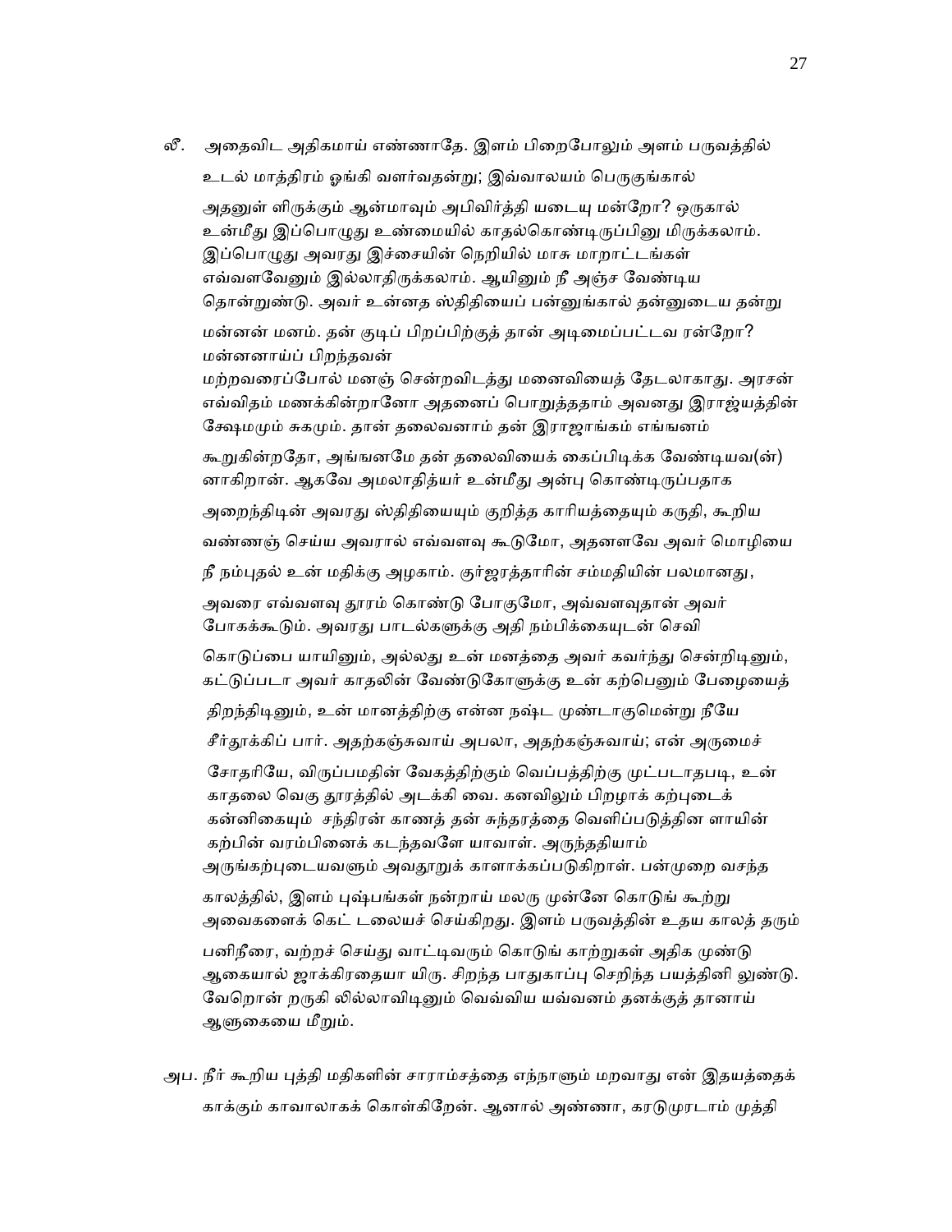லீ. அதைவிட அதிகமாய் எண்ணாதே. இளம் பிறைபோலும் அளம் பருவத்தில் உடல் மாத்திரம் ஓங்கி வளர்வதன்று; இவ்வாலயம் பெருகுங்கால் அதனுள் ளிருக்கும் ஆன்மாவும் அபிவிர்த்தி யடையு மன்றோ? ஒருகால் உன்மீது இப்பொழுது உண்மையில் காதல்கொண்டிருப்பினு மிருக்கலாம். இப்பொழுது அவரது இச்சையின் நெறியில் மாசு மாறாட்டங்கள் எவ்வளவேனும் இல்லாதிருக்கலாம். ஆயினும் நீ அஞ்ச வேண்டிய தொன்றுண்டு. அவர் உன்னத ஸ்திதியைப் பன்னுங்கால் தன்னுடைய தன்று மன்னன் மனம். தன் குடிப் பிறப்பிற்குத் தான் அடிமைப்பட்டவ ரன்றோ? மன்னனாய்ப் பிறந்தவன் மற்றவரைப்போல் மனஞ் சென்றவிடத்து மனைவியைத் தேடலாகாது. அரசன் எவ்விதம் மணக்கின்றானோ அதனைப் பொறுத்ததாம் அவனது இராஜ்யத்தின் க்ஷேமமும் சுகமும். தான் தலைவனாம் தன் இராஜாங்கம் எங்ஙனம் கூறுகின்றதோ, அங்ஙனமே தன் தலைவியைக் கைப்பிடிக்க வேண்டியவ(ன்) னாகிறான். ஆகவே அமலாதித்யர் உன்மீது அன்பு கொண்டிருப்பதாக அறைந்திடின் அவரது ஸ்திதியையும் குறித்த காரியத்தையும் கருதி, கூறிய வண்ணஞ் செய்ய அவரால் எவ்வளவு கூடுமோ, அதனளவே அவர் மொழியை நீ நம்புதல் உன் மதிக்கு அழகாம். குர்ஜரத்தாரின் சம்மதியின் பலமானது, அவரை எவ்வளவு தூரம் கொண்டு போகுமோ, அவ்வளவுதான் அவர் போகக்கூடும். அவரது பாடல்களுக்கு அதி நம்பிக்கையுடன் செவி கொடுப்பை யாயினும், அல்லது உன் மனத்தை அவர் கவர்ந்து சென்றிடினும், கட்டுப்படா அவர் காதலின் வேண்டுகோளுக்கு உன் கற்பெனும் பேழையைத் திறந்திடினும், உன் மானத்திற்கு என்ன நஷ்ட முண்டாகுமென்று நீயே சீர்தூக்கிப் பார். அதற்கஞ்சுவாய் அபலா, அதற்கஞ்சுவாய்; என் அருமைச் சோதரியே, விருப்பமதின் வேகத்திற்கும் வெப்பத்திற்கு முட்படாதபடி, உன் காதலை வெகு தூரத்தில் அடக்கி வை. கனவிலும் பிறழாக் கற்புடைக் கன்னிகையும் சந்திரன் காணத் தன் சுந்தரத்தை வெளிப்படுத்தின ளாயின் கற்பின் வரம்பினைக் கடந்தவளே யாவாள். அருந்ததியாம் அருங்கற்புடையவளும் அவதூறுக் காளாக்கப்படுகிறாள். பன்முறை வசந்த காலத்தில், இளம் புஷ்பங்கள் நன்றாய் மலரு முன்னே கொடுங் கூற்று அவைகளைக் கெட் டலையச் செய்கிறது. இளம் பருவத்தின் உதய காலத் தரும் பனிநீரை, வற்றச் செய்து வாட்டிவரும் கொடுங் காற்றுகள் அதிக முண்டு ஆகையால் ஜாக்கிரதையா யிரு. சிறந்த பாதுகாப்பு செறிந்த பயத்தினி லுண்டு. வேறொன் றருகி லில்லாவிடினும் வெவ்விய யவ்வனம் தனக்குத் தானாய் ஆளுகையை மீறும்.

அப. நீர் கூறிய புத்தி மதிகளின் சாராம்சத்தை எந்நாளும் மறவாது என் இதயத்தைக் காக்கும் காவாலாகக் கொள்கிறேன். ஆனால் அண்ணா, கரடுமுரடாம் முத்தி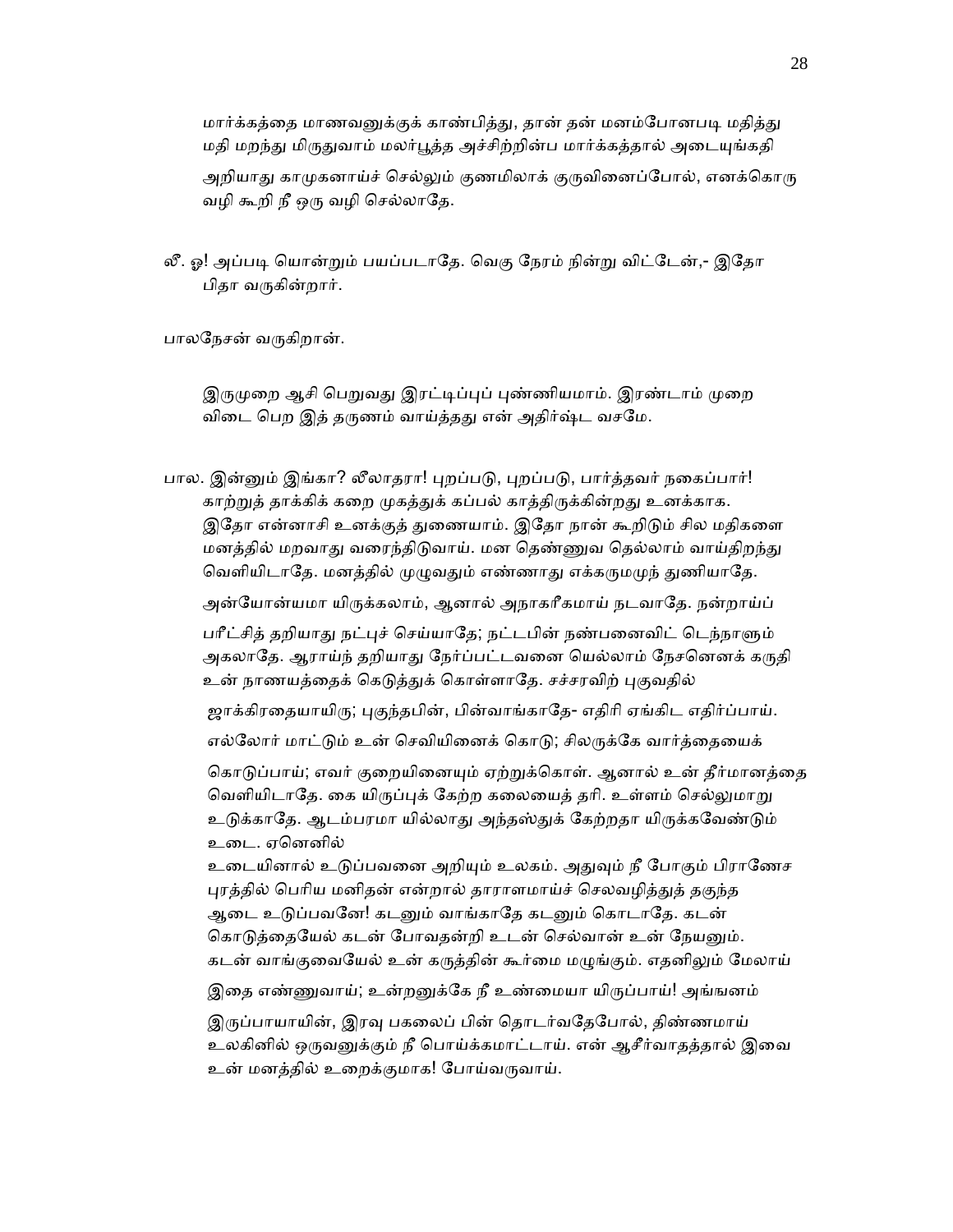மார்க்கத்தை மாணவனுக்குக் காண்பித்து, தான் தன் மனம்போனபடி மதித்து மதி மறந்து மிருதுவாம் மலர்பூத்த அச்சிற்றின்ப மார்க்கத்தால் அடையுங்கதி

அறியாது காமுகனாய்ச் செல்லும் குணமிலாக் குருவினைப்போல், எனக்கொரு வழி கூறி நீ ஒரு வழி செல்லாதே.

லீ. ஓ! அப்படி யொன்றும் பயப்படாதே. வெகு நேரம் நின்று விட்டேன்,- இதோ பிதா வருகின்றார்.

பாலநேசன் வருகிறான்.

இருமுறை ஆசி பெறுவது இரட்டிப்புப் புண்ணியமாம். இரண்டாம் முறை விடை பெற இத் தருணம் வாய்த்தது என் அதிர்ஷ்ட வசமே.

பால. இன்னும் இங்கா? லீலாதரா! புறப்படு, புறப்படு, பார்த்தவர் நகைப்பார்! காற்றுத் தாக்கிக் கறை முகத்துக் கப்பல் காத்திருக்கின்றது உனக்காக. இதோ என்னாசி உனக்குத் துணையாம். இதோ நான் கூறிடும் சில மதிகளை மனத்தில் மறவாது வரைந்திடுவாய். மன தெண்ணுவ தெல்லாம் வாய்திறந்து வெளியிடாதே. மனத்தில் முழுவதும் எண்ணாது எக்கருமமுந் துணியாதே.

அன்யோன்யமா யிருக்கலாம், ஆனால் அநாகரீகமாய் நடவாதே. நன்றாய்ப்

பரீட்சித் தறியாது நட்புச் செய்யாதே; நட்டபின் நண்பனைவிட் டெந்நாளும் அகலாதே. ஆராய்ந் தறியாது நேர்ப்பட்டவனை யெல்லாம் நேசனெனக் கருதி உன் நாணயத்தைக் கெடுத்துக் கொள்ளாதே. சச்சரவிற் புகுவதில்

ஜாக்கிரதையாயிரு; புகுந்தபின், பின்வாங்காதே- எதிரி ஏங்கிட எதிர்ப்பாய்.

எல்லோர் மாட்டும் உன் செவியினைக் கொடு; சிலருக்கே வார்த்தையைக்

கொடுப்பாய்; எவர் குறையினையும் ஏற்றுக்கொள். ஆனால் உன் தீர்மானத்தை வெளியிடாதே. கை யிருப்புக் கேற்ற கலையைத் தரி. உள்ளம் செல்லுமாறு உடுக்காதே. ஆடம்பரமா யில்லாது அந்தஸ்துக் கேற்றதா யிருக்கவேண்டும் உடை. ஏனெனில்
உடையினால் உடுப்பவனை அறியும் உலகம். அதுவும் நீ போகும் பிராணேச புரத்தில் பெரிய மனிதன் என்றால் தாராளமாய்ச் செலவழித்துத் தகுந்த ஆடை உடுப்பவனே! கடனும் வாங்காதே கடனும் கொடாதே. கடன் கொடுத்தையேல் கடன் போவதன்றி உடன் செல்வான் உன் நேயனும். கடன் வாங்குவையேல் உன் கருத்தின் கூர்மை மழுங்கும். எதனிலும் மேலாய்

இதை எண்ணுவாய்; உன்றனுக்கே நீ உண்மையா யிருப்பாய்! அங்ஙனம்

இருப்பாயாயின், இரவு பகலைப் பின் தொடர்வதேபோல், திண்ணமாய் உலகினில் ஒருவனுக்கும் நீ பொய்க்கமாட்டாய். என் ஆசீர்வாதத்தால் இவை உன் மனத்தில் உறைக்குமாக! போய்வருவாய்.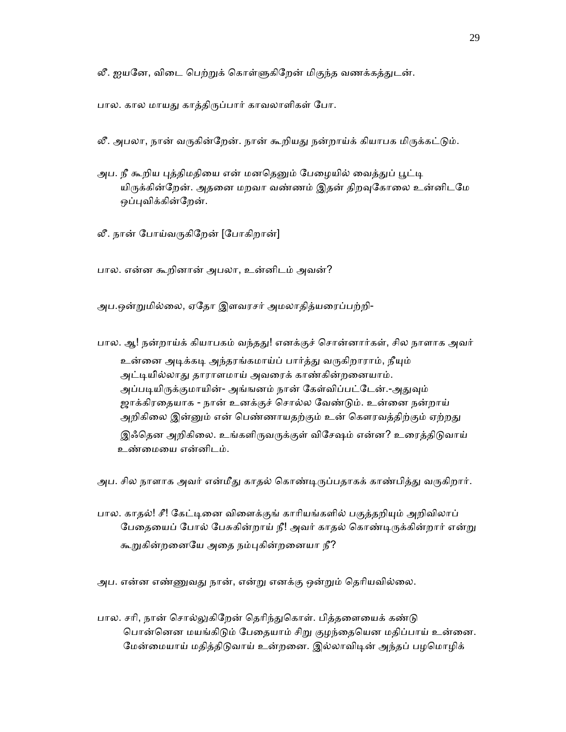லீ. ஐயனே, விடை பெற்றுக் கொள்ளுகிறேன் மிகுந்த வணக்கத்துடன்.

பால. கால மாயது காத்திருப்பார் காவலாளிகள் போ.

லீ. அபலா, நான் வருகின்றேன். நான் கூறியது நன்றாய்க் கியாபக மிருக்கட்டும்.

அப. நீ கூறிய புத்திமதியை என் மனதெனும் பேழையில் வைத்துப் பூட்டி யிருக்கின்றேன். அதனை மறவா வண்ணம் இதன் திறவுகோலை உன்னிடமே ஒப்புவிக்கின்றேன்.

லீ. நான் போய்வருகிறேன் [போகிறான்]

பால. என்ன கூறினான் அபலா, உன்னிடம் அவன்?

அப.ஒன்றுமில்லை, ஏதோ இளவரசர் அமலாதித்யரைப்பற்றி-

பால. ஆ! நன்றாய்க் கியாபகம் வந்தது! எனக்குச் சொன்னார்கள், சில நாளாக அவர் உன்னை அடிக்கடி அந்தரங்கமாய்ப் பார்த்து வருகிறாராம், நீயும் அட்டியில்லாது தாராளமாய் அவரைக் காண்கின்றனையாம். அப்படியிருக்குமாயின்- அங்ஙனம் நான் கேள்விப்பட்டேன்.-அதுவும் ஜாக்கிரதையாக - நான் உனக்குச் சொல்ல வேண்டும். உன்னை நன்றாய் அறிகிலை இன்னும் என் பெண்ணாயதற்கும் உன் கௌரவத்திற்கும் ஏற்றது இஃதென அறிகிலை. உங்களிருவருக்குள் விசேஷம் என்ன? உரைத்திடுவாய் உண்மையை என்னிடம்.

அப. சில நாளாக அவர் என்மீது காதல் கொண்டிருப்பதாகக் காண்பித்து வருகிறார்.

பால. காதல்! சீ! கேட்டினை விளைக்குங் காரியங்களில் பகுத்தறியும் அறிவிலாப் பேதையைப் போல் பேசுகின்றாய் நீ! அவர் காதல் கொண்டிருக்கின்றார் என்று கூறுகின்றனையே அதை நம்புகின்றனையா நீ?

அப. என்ன எண்ணுவது நான், என்று எனக்கு ஒன்றும் தெரியவில்லை.

பால. சரி, நான் சொல்லுகிறேன் தெரிந்துகொள். பித்தளையைக் கண்டு பொன்னென மயங்கிடும் பேதையாம் சிறு குழந்தையென மதிப்பாய் உன்னை. மேன்மையாய் மதித்திடுவாய் உன்றனை. இல்லாவிடின் அந்தப் பழமொழிக்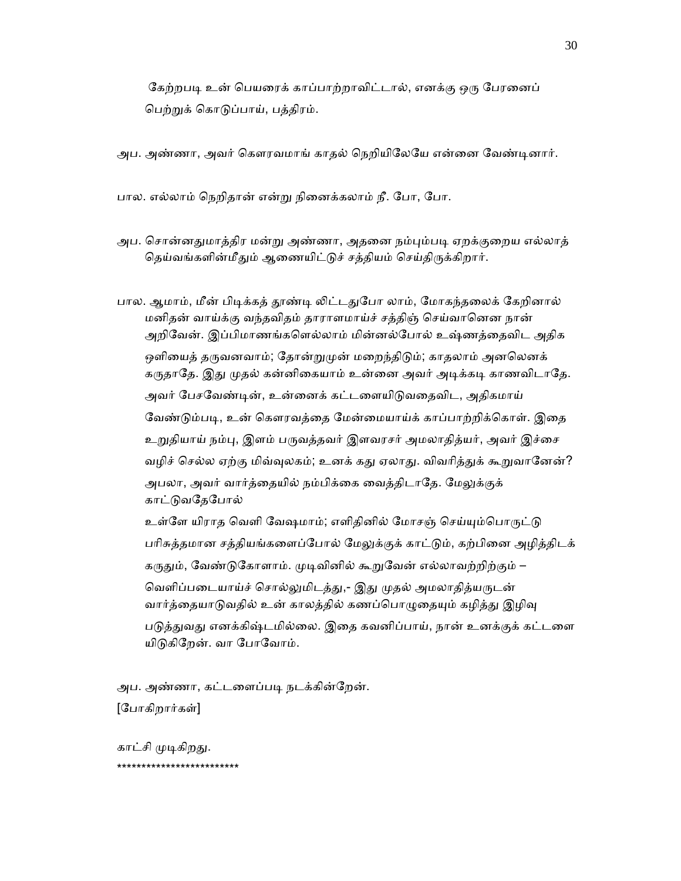கேற்றபடி உன் பெயரைக் காப்பாற்றாவிட்டால், எனக்கு ஒரு பேரனைப் பெற்றுக் கொடுப்பாய், பத்திரம்.

அப. அண்ணா, அவர் கௌரவமாங் காதல் நெறியிலேயே என்னை வேண்டினார்.

பால. எல்லாம் நெறிதான் என்று நினைக்கலாம் நீ. போ, போ.

அப. சொன்னதுமாத்திர மன்று அண்ணா, அதனை நம்பும்படி ஏறக்குறைய எல்லாத் தெய்வங்களின்மீதும் ஆணையிட்டுச் சத்தியம் செய்திருக்கிறார்.

பால. ஆமாம், மீன் பிடிக்கத் தூண்டி லிட்டதுபோ லாம், மோகந்தலைக் கேறினால் மனிதன் வாய்க்கு வந்தவிதம் தாராளமாய்ச் சத்திஞ் செய்வானென நான் அறிவேன். இப்பிமாணங்களெல்லாம் மின்னல்போல் உஷ்ணத்தைவிட அதிக ஒளியைத் தருவனவாம்; தோன்றுமுன் மறைந்திடும்; காதலாம் அனலெனக் கருதாதே. இது முதல் கன்னிகையாம் உன்னை அவர் அடிக்கடி காணவிடாதே. அவர் பேசவேண்டின், உன்னைக் கட்டளையிடுவதைவிட, அதிகமாய் வேண்டும்படி, உன் கௌரவத்தை மேன்மையாய்க் காப்பாற்றிக்கொள். இதை உறுதியாய் நம்பு, இளம் பருவத்தவர் இளவரசர் அமலாதித்யர், அவர் இச்சை வழிச் செல்ல ஏற்கு மிவ்வுலகம்; உனக் கது ஏலாது. விவரித்துக் கூறுவானேன்? அபலா, அவர் வார்த்தையில் நம்பிக்கை வைத்திடாதே. மேலுக்குக் காட்டுவதேபோல் உள்ளே யிராத வெளி வேஷமாம்; எளிதினில் மோசஞ் செய்யும்பொருட்டு பரிசுத்தமான சத்தியங்களைப்போல் மேலுக்குக் காட்டும், கற்பினை அழித்திடக் கருதும், வேண்டுகோளாம். முடிவினில் கூறுவேன் எல்லாவற்றிற்கும் – வெளிப்படையாய்ச் சொல்லுமிடத்து,- இது முதல் அமலாதித்யருடன் வார்த்தையாடுவதில் உன் காலத்தில் கணப்பொழுதையும் கழித்து இழிவு படுத்துவது எனக்கிஷ்டமில்லை. இதை கவனிப்பாய், நான் உனக்குக் கட்டளை யிடுகிறேன். வா போவோம்.

அப. அண்ணா, கட்டளைப்படி நடக்கின்றேன்.
[போகிறார்கள்]

காட்சி முடிகிறது.

************************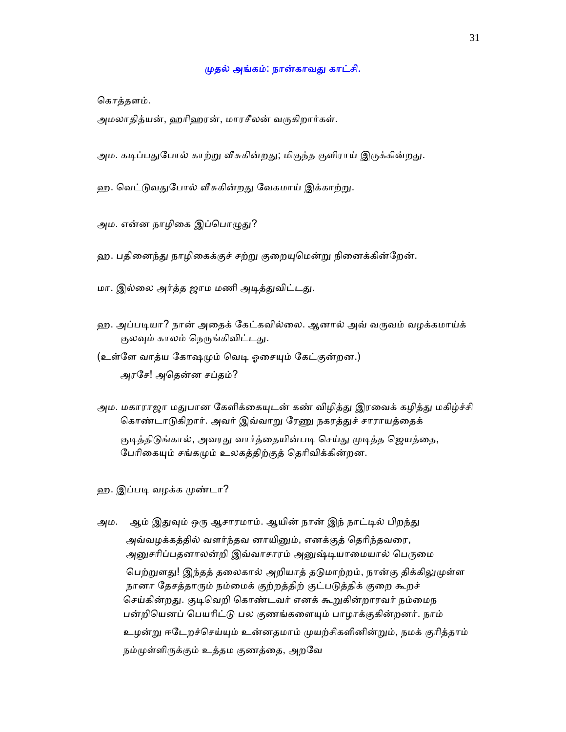## முதல் அங்கம்: நான்காவது காட்சி.

கொத்தளம்.

அமலாதித்யன், ஹரிஹரன், மாரசீலன் வருகிறார்கள்.

அம. கடிப்பதுபோல் காற்று வீசுகின்றது; மிகுந்த குளிராய் இருக்கின்றது.

ஹ. வெட்டுவதுபோல் வீசுகின்றது வேகமாய் இக்காற்று.

அம. என்ன நாழிகை இப்பொழுது?

ஹ. பதினைந்து நாழிகைக்குச் சற்று குறையுமென்று நினைக்கின்றேன்.

மா. இல்லை அர்த்த ஜாம மணி அடித்துவிட்டது.

ஹ. அப்படியா? நான் அதைக் கேட்கவில்லை. ஆனால் அவ் வருவம் வழக்கமாய்க் குலவும் காலம் நெருங்கிவிட்டது.

(உள்ளே வாத்ய கோஷமும் வெடி ஓசையும் கேட்குன்றன.)

அரசே! அதென்ன சப்தம்?

அம. மகாராஜா மதுபான கேளிக்கையுடன் கண் விழித்து இரவைக் கழித்து மகிழ்ச்சி கொண்டாடுகிறார். அவர் இவ்வாறு ரேணு நகரத்துச் சாராயத்தைக் குடித்திடுங்கால், அவரது வார்த்தையின்படி செய்து முடித்த ஜெயத்தை, பேரிகையும் சங்கமும் உலகத்திற்குத் தெரிவிக்கின்றன.

ஹ. இப்படி வழக்க முண்டா?

அம. ஆம் இதுவும் ஒரு ஆசாரமாம். ஆயின் நான் இந் நாட்டில் பிறந்து அவ்வழக்கத்தில் வளர்ந்தவ னாயினும், எனக்குத் தெரிந்தவரை, அனுசரிப்பதனாலன்றி இவ்வாசாரம் அனுஷ்டியாமையால் பெருமை பெற்றுளது! இந்தத் தலைகால் அறியாத் தடுமாற்றம், நான்கு திக்கிலுமுள்ள நானா தேசத்தாரும் நம்மைக் குற்றத்திற் குட்படுத்திக் குறை கூறச் செய்கின்றது. குடிவெறி கொண்டவர் எனக் கூறுகின்றாரவர் நம்மைந பன்றியெனப் பெயரிட்டு பல குணங்களையும் பாழாக்குகின்றனர். நாம் உழன்று ஈடேறச்செய்யும் உன்னதமாம் முயற்சிகளினின்றும், நமக் குரித்தாம் நம்முள்ளிருக்கும் உத்தம குணத்தை, அறவே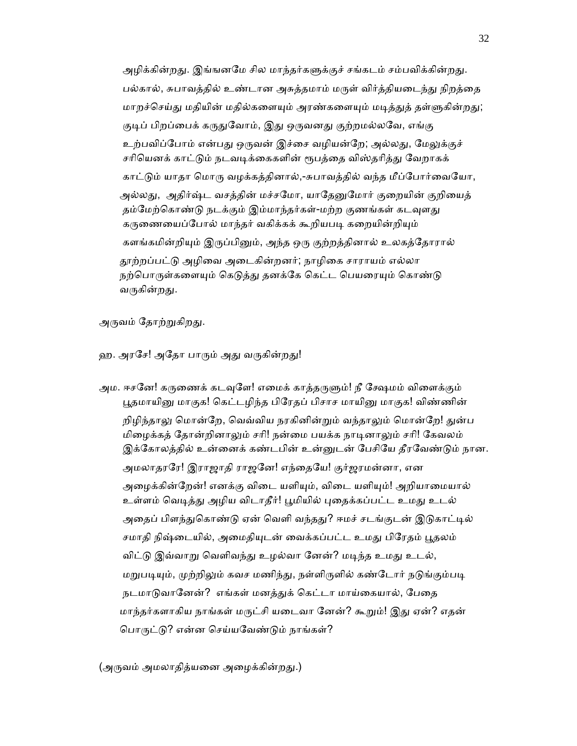அழிக்கின்றது. இங்ஙனமே சில மாந்தர்களுக்குச் சங்கடம் சம்பவிக்கின்றது. பல்கால், சுபாவத்தில் உண்டான அசுத்தமாம் மருள் விர்த்தியடைந்து நிறத்தை மாறச்செய்து மதியின் மதில்களையும் அரண்களையும் மடித்துத் தள்ளுகின்றது; குடிப் பிறப்பைக் கருதுவோம், இது ஒருவனது குற்றமல்லவே, எங்கு உற்பவிப்போம் என்பது ஒருவன் இச்சை வழியன்றே; அல்லது, மேலுக்குச் சரியெனக் காட்டும் நடவடிக்கைகளின் ரூபத்தை விஸ்தரித்து வேறாகக் காட்டும் யாதா மொரு வழக்கத்தினால்,-சுபாவத்தில் வந்த மீப்போர்வையோ, அல்லது, அதிர்ஷ்ட வசத்தின் மச்சமோ, யாதேனுமோர் குறையின் குறியைத் தம்மேற்கொண்டு நடக்கும் இம்மாந்தர்கள்-மற்ற குணங்கள் கடவுளது கருணையைப்போல் மாந்தர் வகிக்கக் கூறியபடி கறையின்றியும் களங்கமின்றியும் இருப்பினும், அந்த ஒரு குற்றத்தினால் உலகத்தோரால் தூற்றப்பட்டு அழிவை அடைகின்றனர்; நாழிகை சாராயம் எல்லா நற்பொருள்களையும் கெடுத்து தனக்கே கெட்ட பெயரையும் கொண்டு வருகின்றது.

அருவம் தோற்றுகிறது.

ஹ. அரசே! அதோ பாரும் அது வருகின்றது!

அம. ஈசனே! கருணைக் கடவுளே! எமைக் காத்தருளும்! நீ க்ஷேமம் விளைக்கும் பூதமாயினு மாகுக! கெட்டழிந்த பிரேதப் பிசாச மாயினு மாகுக! விண்ணின் றிழிந்தாலு மொன்றே, வெவ்விய நரகினின்றும் வந்தாலும் மொன்றே! துன்ப மிழைக்கத் தோன்றினாலும் சரி! நன்மை பயக்க நாடினாலும் சரி! கேவலம் இக்கோலத்தில் உன்னைக் கண்டபின் உன்னுடன் பேசியே தீரவேண்டும் நான. அமலாதரரே! இராஜாதி ராஜனே! எந்தையே! குர்ஜரமன்னா, என அழைக்கின்றேன்! எனக்கு விடை யளியும், விடை யளியும்! அறியாமையால் உள்ளம் வெடித்து அழிய விடாதீர்! பூமியில் புதைக்கப்பட்ட உமது உடல் அதைப் பிளந்துகொண்டு ஏன் வெளி வந்தது? ஈமச் சடங்குடன் இடுகாட்டில் சமாதி நிஷ்டையில், அமைதியுடன் வைக்கப்பட்ட உமது பிரேதம் பூதலம் விட்டு இவ்வாறு வெளிவந்து உழல்வா னேன்? மடிந்த உமது உடல், மறுபடியும், முற்றிலும் கவச மணிந்து, நள்ளிருளில் கண்டோர் நடுங்கும்படி நடமாடுவானேன்? எங்கள் மனத்துக் கெட்டா மாய்கையால், பேதை மாந்தர்களாகிய நாங்கள் மருட்சி யடைவா னேன்? கூறும்! இது ஏன்? எதன் பொருட்டு? என்ன செய்யவேண்டும் நாங்கள்?

(அருவம் அமலாதித்யனை அழைக்கின்றது.)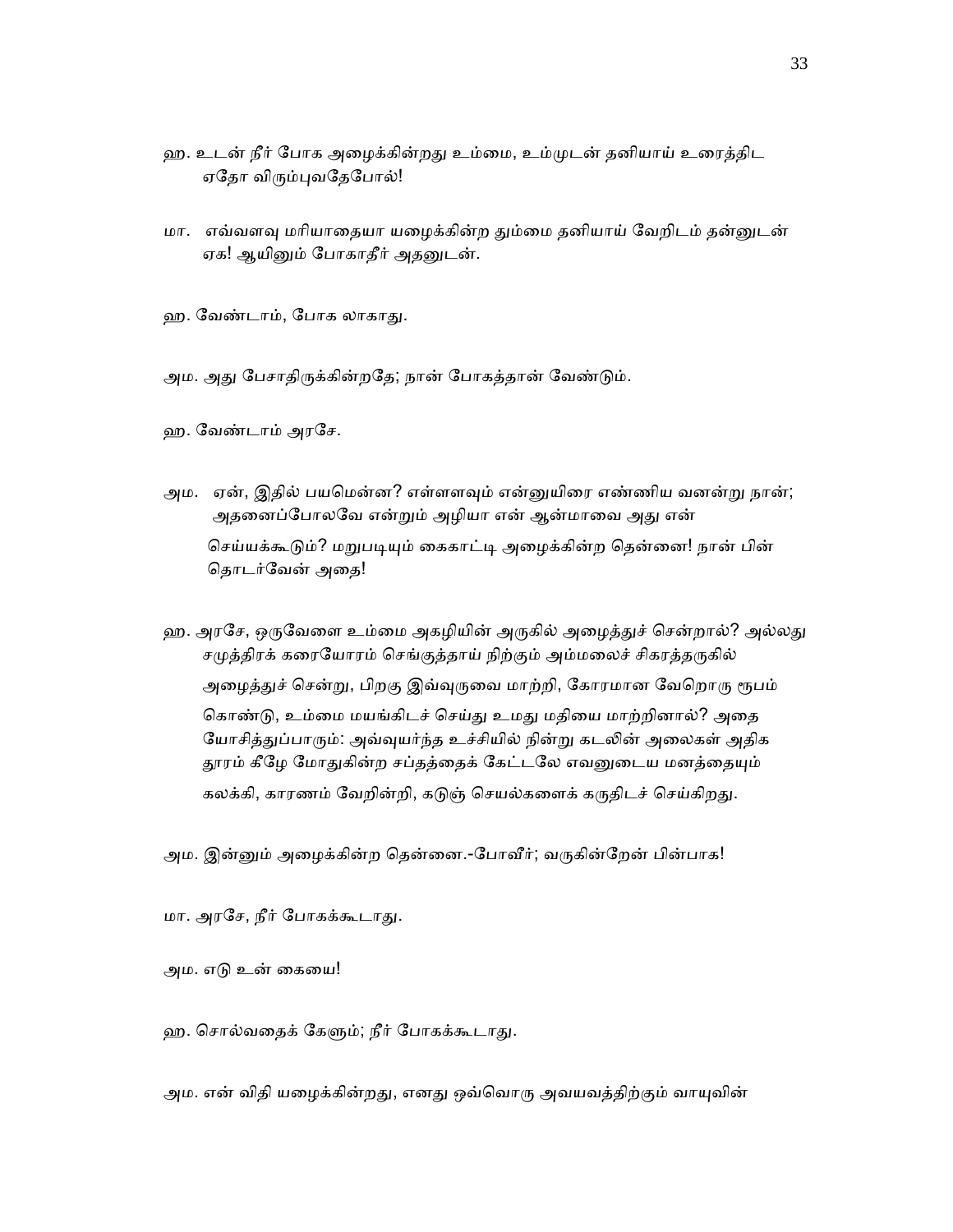ஹ. உடன் நீர் போக அழைக்கின்றது உம்மை, உம்முடன் தனியாய் உரைத்திட ஏதோ விரும்புவதேபோல்!

மா. எவ்வளவு மரியாதையா யழைக்கின்ற தும்மை தனியாய் வேறிடம் தன்னுடன் ஏக! ஆயினும் போகாதீர் அதனுடன்.

ஹ. வேண்டாம், போக லாகாது.

அம. அது பேசாதிருக்கின்றதே; நான் போகத்தான் வேண்டும்.

ஹ. வேண்டாம் அரசே.

அம. ஏன், இதில் பயமென்ன? எள்ளளவும் என்னுயிரை எண்ணிய வனன்று நான்; அதனைப்போலவே என்றும் அழியா என் ஆன்மாவை அது என் செய்யக்கூடும்? மறுபடியும் கைகாட்டி அழைக்கின்ற தென்னை! நான் பின் தொடர்வேன் அதை!

ஹ. அரசே, ஒருவேளை உம்மை அகழியின் அருகில் அழைத்துச் சென்றால்? அல்லது சமுத்திரக் கரையோரம் செங்குத்தாய் நிற்கும் அம்மலைச் சிகரத்தருகில் அழைத்துச் சென்று, பிறகு இவ்வுருவை மாற்றி, கோரமான வேறொரு ரூபம் கொண்டு, உம்மை மயங்கிடச் செய்து உமது மதியை மாற்றினால்? அதை யோசித்துப்பாரும்: அவ்வுயர்ந்த உச்சியில் நின்று கடலின் அலைகள் அதிக தூரம் கீழே மோதுகின்ற சப்தத்தைக் கேட்டலே எவனுடைய மனத்தையும் கலக்கி, காரணம் வேறின்றி, கடுஞ் செயல்களைக் கருதிடச் செய்கிறது.

அம. இன்னும் அழைக்கின்ற தென்னை.-போவீர்; வருகின்றேன் பின்பாக!

மா. அரசே, நீர் போகக்கூடாது.

அம. எடு உன் கையை!

ஹ. சொல்வதைக் கேளும்; நீர் போகக்கூடாது.

அம. என் விதி யழைக்கின்றது, எனது ஒவ்வொரு அவயவத்திற்கும் வாயுவின்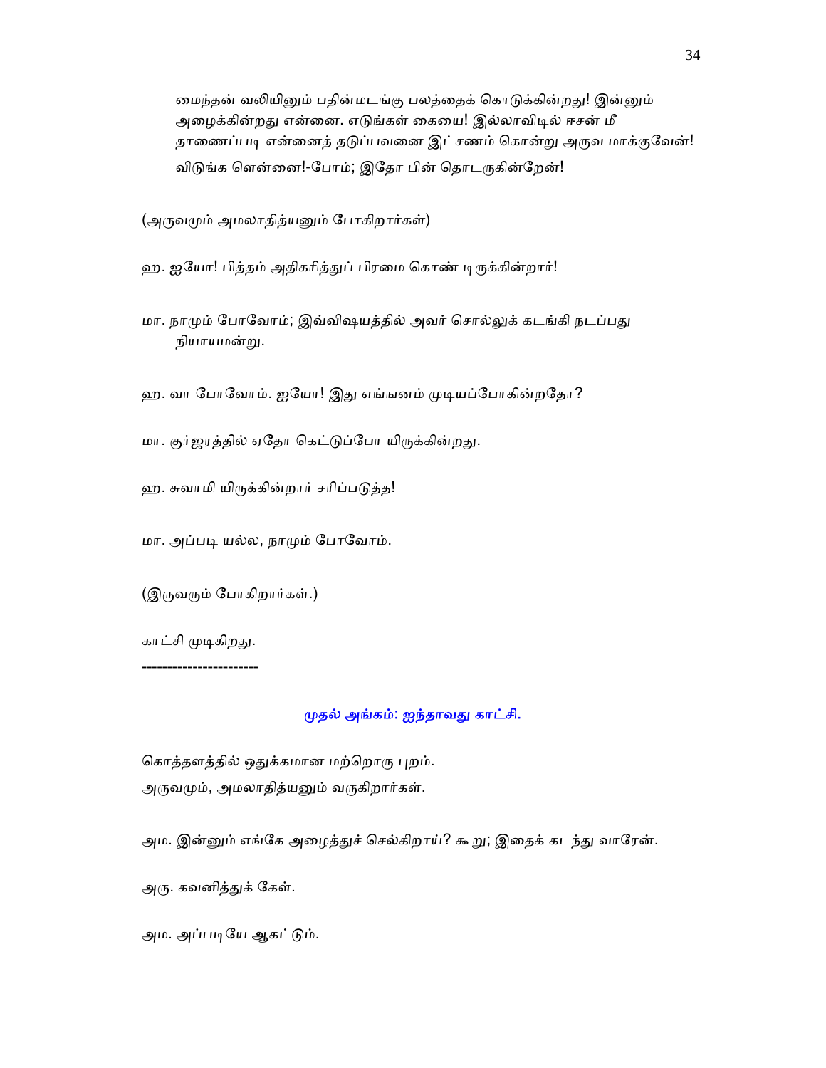மைந்தன் வலியினும் பதின்மடங்கு பலத்தைக் கொடுக்கின்றது! இன்னும் அழைக்கின்றது என்னை. எடுங்கள் கையை! இல்லாவிடில் ஈசன் மீ தாணைப்படி என்னைத் தடுப்பவனை இட்சணம் கொன்று அருவ மாக்குவேன்! விடுங்க ளென்னை!-போம்; இதோ பின் தொடருகின்றேன்!

(அருவமும் அமலாதித்யனும் போகிறார்கள்)

ஹ. ஐயோ! பித்தம் அதிகரித்துப் பிரமை கொண் டிருக்கின்றார்!

மா. நாமும் போவோம்; இவ்விஷயத்தில் அவர் சொல்லுக் கடங்கி நடப்பது நியாயமன்று.

ஹ. வா போவோம். ஐயோ! இது எங்ஙனம் முடியப்போகின்றதோ?

மா. குர்ஜரத்தில் ஏதோ கெட்டுப்போ யிருக்கின்றது.

ஹ. சுவாமி யிருக்கின்றார் சரிப்படுத்த!

மா. அப்படி யல்ல, நாமும் போவோம்.

(இருவரும் போகிறார்கள்.)

காட்சி முடிகிறது.

----------------------

## முதல் அங்கம்: ஐந்தாவது காட்சி.

கொத்தளத்தில் ஒதுக்கமான மற்றொரு புறம்.
அருவமும், அமலாதித்யனும் வருகிறார்கள்.

அம. இன்னும் எங்கே அழைத்துச் செல்கிறாய்? கூறு; இதைக் கடந்து வாரேன்.

அரு. கவனித்துக் கேள்.

அம. அப்படியே ஆகட்டும்.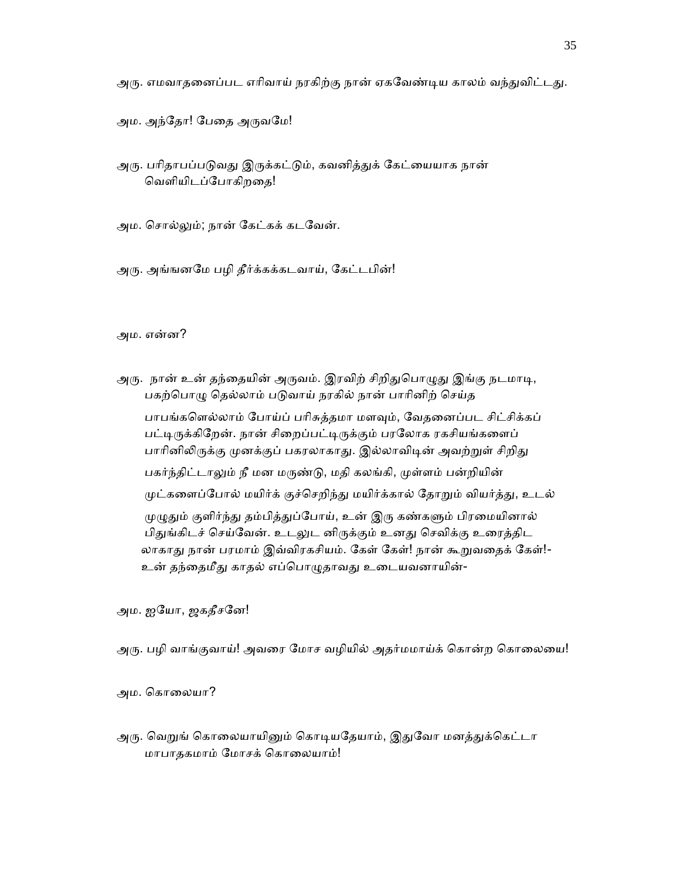அரு. எமவாதனைப்பட எரிவாய் நரகிற்கு நான் ஏகவேண்டிய காலம் வந்துவிட்டது.

அம. அந்தோ! பேதை அருவமே!

அரு. பரிதாபப்படுவது இருக்கட்டும், கவனித்துக் கேட்டையாக நான் வெளியிடப்போகிறதை!

அம. சொல்லும்; நான் கேட்கக் கடவேன்.

அரு. அங்ஙனமே பழி தீர்க்கக்கடவாய், கேட்டபின்!

அம. என்ன?

அரு. நான் உன் தந்தையின் அருவம். இரவிற் சிறிதுபொழுது இங்கு நடமாடி, பகற்பொழு தெல்லாம் படுவாய் நரகில் நான் பாரினிற் செய்த பாபங்களெல்லாம் போய்ப் பரிசுத்தமா மளவும், வேதனைப்பட சிட்சிக்கப் பட்டிருக்கிறேன். நான் சிறைப்பட்டிருக்கும் பரலோக ரகசியங்களைப் பாரினிலிருக்கு முனக்குப் பகரலாகாது. இல்லாவிடின் அவற்றுள் சிறிது பகர்ந்திட்டாலும் நீ மன மருண்டு, மதி கலங்கி, முள்ளம் பன்றியின் முட்களைப்போல் மயிர்க் குச்செறிந்து மயிர்க்கால் தோறும் வியர்த்து, உடல் முழுதும் குளிர்ந்து தம்பித்துப்போய், உன் இரு கண்களும் பிரமையினால் பிதுங்கிடச் செய்வேன். உடலுட னிருக்கும் உனது செவிக்கு உரைத்திட லாகாது நான் பரமாம் இவ்விரகசியம். கேள் கேள்! நான் கூறுவதைக் கேள்!- உன் தந்தைமீது காதல் எப்பொழுதாவது உடையவனாயின்-

அம. ஐயோ, ஜகதீசனே!

அரு. பழி வாங்குவாய்! அவரை மோச வழியில் அதர்மமாய்க் கொன்ற கொலையை!

அம. கொலையா?

அரு. வெறுங் கொலையாயினும் கொடியதேயாம், இதுவோ மனத்துக்கெட்டா மாபாதகமாம் மோசக் கொலையாம்!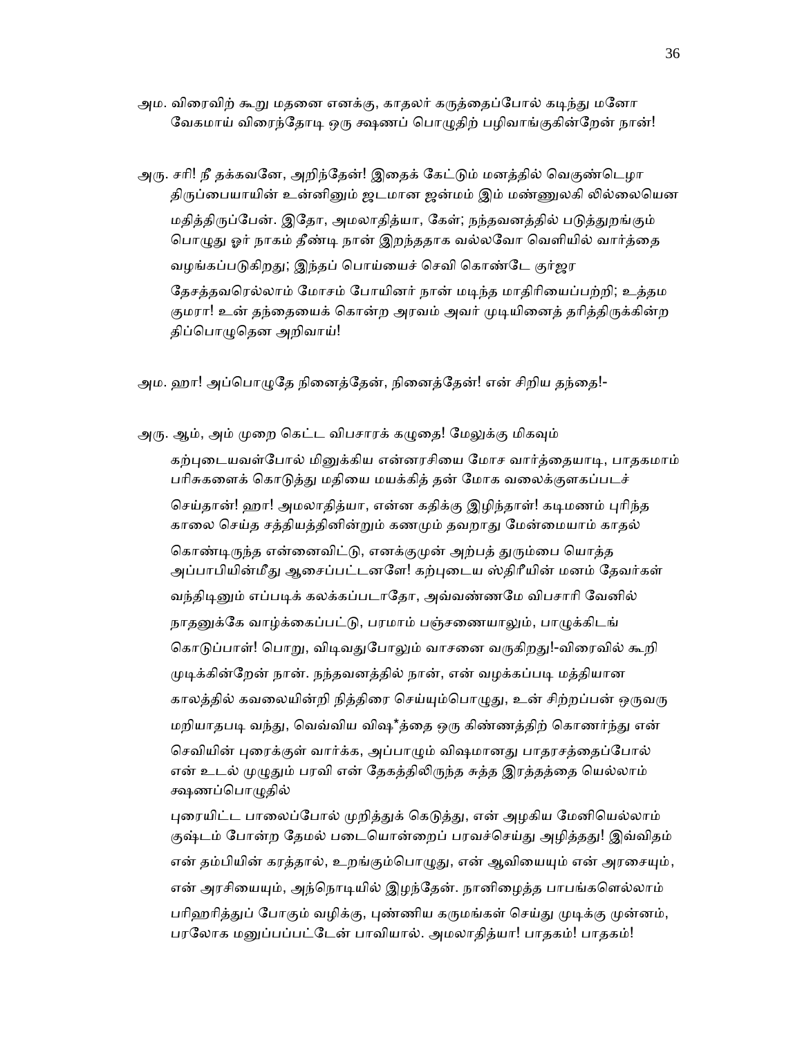அம. விரைவிற் கூறு மதனை எனக்கு, காதலர் கருத்தைப்போல் கடிந்து மனோ வேகமாய் விரைந்தோடி ஒரு க்ஷணப் பொழுதிற் பழிவாங்குகின்றேன் நான்!

அரு. சரி! நீ தக்கவனே, அறிந்தேன்! இதைக் கேட்டும் மனத்தில் வெகுண்டெழா திருப்பையாயின் உன்னினும் ஜடமான ஜன்மம் இம் மண்ணுலகி லில்லையென மதித்திருப்பேன். இதோ, அமலாதித்யா, கேள்; நந்தவனத்தில் படுத்துறங்கும் பொழுது ஓர் நாகம் தீண்டி நான் இறந்ததாக வல்லவோ வெளியில் வார்த்தை வழங்கப்படுகிறது; இந்தப் பொய்யைச் செவி கொண்டே குர்ஜர தேசத்தவரெல்லாம் மோசம் போயினர் நான் மடிந்த மாதிரியைப்பற்றி; உத்தம குமரா! உன் தந்தையைக் கொன்ற அரவம் அவர் முடியினைத் தரித்திருக்கின்ற திப்பொழுதென அறிவாய்!

அம. ஹா! அப்பொழுதே நினைத்தேன், நினைத்தேன்! என் சிறிய தந்தை!-

அரு. ஆம், அம் முறை கெட்ட விபசாரக் கழுதை! மேலுக்கு மிகவும் கற்புடையவள்போல் மினுக்கிய என்னரசியை மோச வார்த்தையாடி, பாதகமாம் பரிசுகளைக் கொடுத்து மதியை மயக்கித் தன் மோக வலைக்குளகப்படச் செய்தான்! ஹா! அமலாதித்யா, என்ன கதிக்கு இழிந்தாள்! கடிமணம் புரிந்த காலை செய்த சத்தியத்தினின்றும் கணமும் தவறாது மேன்மையாம் காதல் கொண்டிருந்த என்னைவிட்டு, எனக்குமுன் அற்பத் துரும்பை யொத்த அப்பாபியின்மீது ஆசைப்பட்டனளே! கற்புடைய ஸ்திரீயின் மனம் தேவர்கள் வந்திடினும் எப்படிக் கலக்கப்படாதோ, அவ்வண்ணமே விபசாரி வேனில் நாதனுக்கே வாழ்க்கைப்பட்டு, பரமாம் பஞ்சணையாலும், பாழுக்கிடங் கொடுப்பாள்! பொறு, விடிவதுபோலும் வாசனை வருகிறது!-விரைவில் கூறி முடிக்கின்றேன் நான். நந்தவனத்தில் நான், என் வழக்கப்படி மத்தியான காலத்தில் கவலையின்றி நித்திரை செய்யும்பொழுது, உன் சிற்றப்பன் ஒருவரு மறியாதபடி வந்து, வெவ்விய விஷ*த்தை ஒரு கிண்ணத்திற் கொணர்ந்து என் செவியின் புரைக்குள் வார்க்க, அப்பாழும் விஷமானது பாதரசத்தைப்போல் என் உடல் முழுதும் பரவி என் தேகத்திலிருந்த சுத்த இரத்தத்தை யெல்லாம் க்ஷணப்பொழுதில் புரையிட்ட பாலைப்போல் முறித்துக் கெடுத்து, என் அழகிய மேனியெல்லாம் குஷ்டம் போன்ற தேமல் படையொன்றைப் பரவச்செய்து அழித்தது! இவ்விதம் என் தம்பியின் கரத்தால், உறங்கும்பொழுது, என் ஆவியையும் என் அரசையும், என் அரசியையும், அந்நொடியில் இழந்தேன். நானிழைத்த பாபங்களெல்லாம் பரிஹரித்துப் போகும் வழிக்கு, புண்ணிய கருமங்கள் செய்து முடிக்கு முன்னம், பரலோக மனுப்பப்பட்டேன் பாவியால். அமலாதித்யா! பாதகம்! பாதகம்!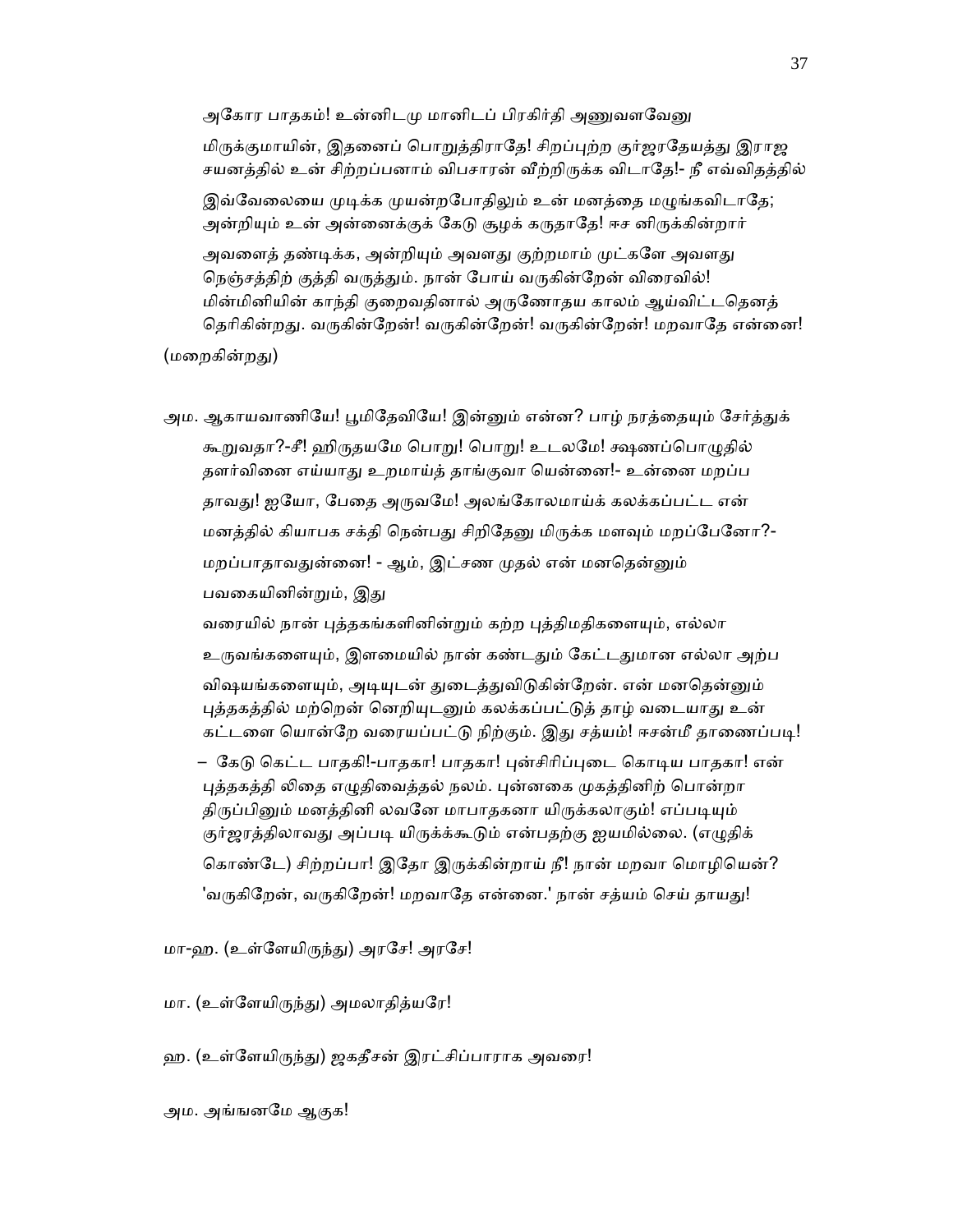அகோர பாதகம்! உன்னிடமு மானிடப் பிரகிர்தி அணுவளவேனு மிருக்குமாயின், இதனைப் பொறுத்திராதே! சிறப்புற்ற குர்ஜரதேயத்து இராஜ சயனத்தில் உன் சிற்றப்பனாம் விபசாரன் வீற்றிருக்க விடாதே!- நீ எவ்விதத்தில் இவ்வேலையை முடிக்க முயன்றபோதிலும் உன் மனத்தை மழுங்கவிடாதே; அன்றியும் உன் அன்னைக்குக் கேடு சூழக் கருதாதே! ஈச னிருக்கின்றார் அவளைத் தண்டிக்க, அன்றியும் அவளது குற்றமாம் முட்களே அவளது நெஞ்சத்திற் குத்தி வருத்தும். நான் போய் வருகின்றேன் விரைவில்! மின்மினியின் காந்தி குறைவதினால் அருணோதய காலம் ஆய்விட்டதெனத் தெரிகின்றது. வருகின்றேன்! வருகின்றேன்! வருகின்றேன்! மறவாதே என்னை!

(மறைகின்றது)

அம. ஆகாயவாணியே! பூமிதேவியே! இன்னும் என்ன? பாழ் நரத்தையும் சேர்த்துக் கூறுவதா?-சீ! ஹிருதயமே பொறு! பொறு! உடலமே! க்ஷணப்பொழுதில் தளர்வினை எய்யாது உறமாய்த் தாங்குவா யென்னை!- உன்னை மறப்ப தாவது! ஐயோ, பேதை அருவமே! அலங்கோலமாய்க் கலக்கப்பட்ட என் மனத்தில் கியாபக சக்தி நென்பது சிறிதேனு மிருக்க மளவும் மறப்பேனோ?- மறப்பாதாவதுன்னை! - ஆம், இட்சண முதல் என் மனதென்னும் பவகையினின்றும், இது வரையில் நான் புத்தகங்களினின்றும் கற்ற புத்திமதிகளையும், எல்லா உருவங்களையும், இளமையில் நான் கண்டதும் கேட்டதுமான எல்லா அற்ப விஷயங்களையும், அடியுடன் துடைத்துவிடுகின்றேன். என் மனதென்னும் புத்தகத்தில் மற்றென் னெறியுடனும் கலக்கப்பட்டுத் தாழ் வடையாது உன் கட்டளை யொன்றே வரையப்பட்டு நிற்கும். இது சத்யம்! ஈசன்மீ தாணைப்படி!

– கேடு கெட்ட பாதகி!-பாதகா! பாதகா! புன்சிரிப்புடை கொடிய பாதகா! என் புத்தகத்தி லிதை எழுதிவைத்தல் நலம். புன்னகை முகத்தினிற் பொன்றா திருப்பினும் மனத்தினி லவனே மாபாதகனா யிருக்கலாகும்! எப்படியும் குர்ஜரத்திலாவது அப்படி யிருக்க்கூடும் என்பதற்கு ஐயமில்லை. (எழுதிக் கொண்டே) சிற்றப்பா! இதோ இருக்கின்றாய் நீ! நான் மறவா மொழியென்? 'வருகிறேன், வருகிறேன்! மறவாதே என்னை.' நான் சத்யம் செய் தாயது!

மா-ஹ. (உள்ளேயிருந்து) அரசே! அரசே!

மா. (உள்ளேயிருந்து) அமலாதித்யரே!

ஹ. (உள்ளேயிருந்து) ஜகதீசன் இரட்சிப்பாராக அவரை!

அம. அங்ஙனமே ஆகுக!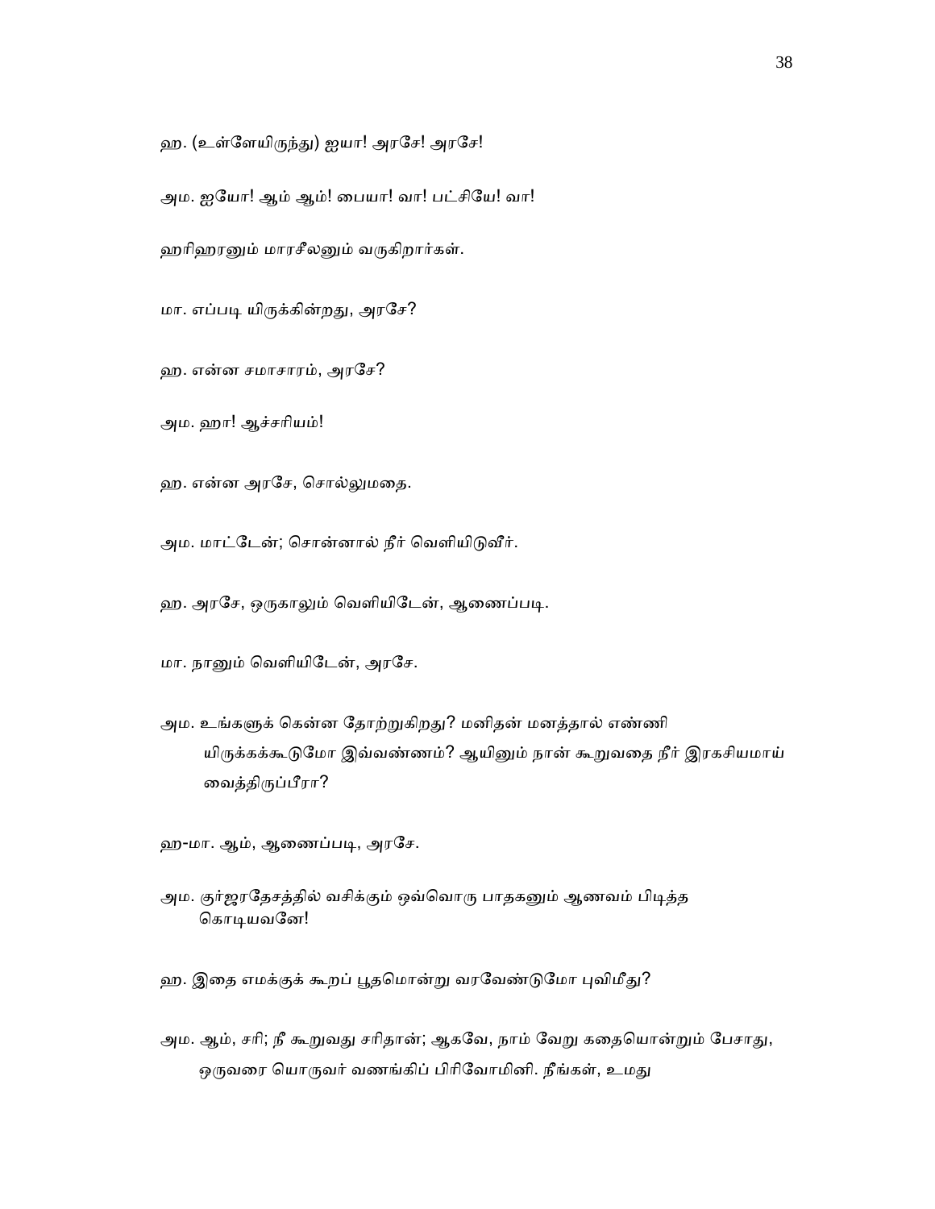ஹ. (உள்ளேயிருந்து) ஐயா! அரசே! அரசே!

அம. ஐயோ! ஆம் ஆம்! பையா! வா! பட்சியே! வா!

ஹரிஹரனும் மாரசீலனும் வருகிறார்கள்.

மா. எப்படி யிருக்கின்றது, அரசே?

ஹ. என்ன சமாசாரம், அரசே?

அம. ஹா! ஆச்சரியம்!

ஹ. என்ன அரசே, சொல்லுமதை.

அம. மாட்டேன்; சொன்னால் நீர் வெளியிடுவீர்.

ஹ. அரசே, ஒருகாலும் வெளியிடேன், ஆணைப்படி.

மா. நானும் வெளியிடேன், அரசே.

அம. உங்களுக் கென்ன தோற்றுகிறது? மனிதன் மனத்தால் எண்ணி யிருக்கக்கூடுமோ இவ்வண்ணம்? ஆயினும் நான் கூறுவதை நீர் இரகசியமாய் வைத்திருப்பீரா?

ஹ-மா. ஆம், ஆணைப்படி, அரசே.

அம. குர்ஜரதேசத்தில் வசிக்கும் ஒவ்வொரு பாதகனும் ஆணவம் பிடித்த கொடியவனே!

ஹ. இதை எமக்குக் கூறப் பூதமொன்று வரவேண்டுமோ புவிமீது?

அம. ஆம், சரி; நீ கூறுவது சரிதான்; ஆகவே, நாம் வேறு கதையொன்றும் பேசாது, ஒருவரை யொருவர் வணங்கிப் பிரிவோமினி. நீங்கள், உமது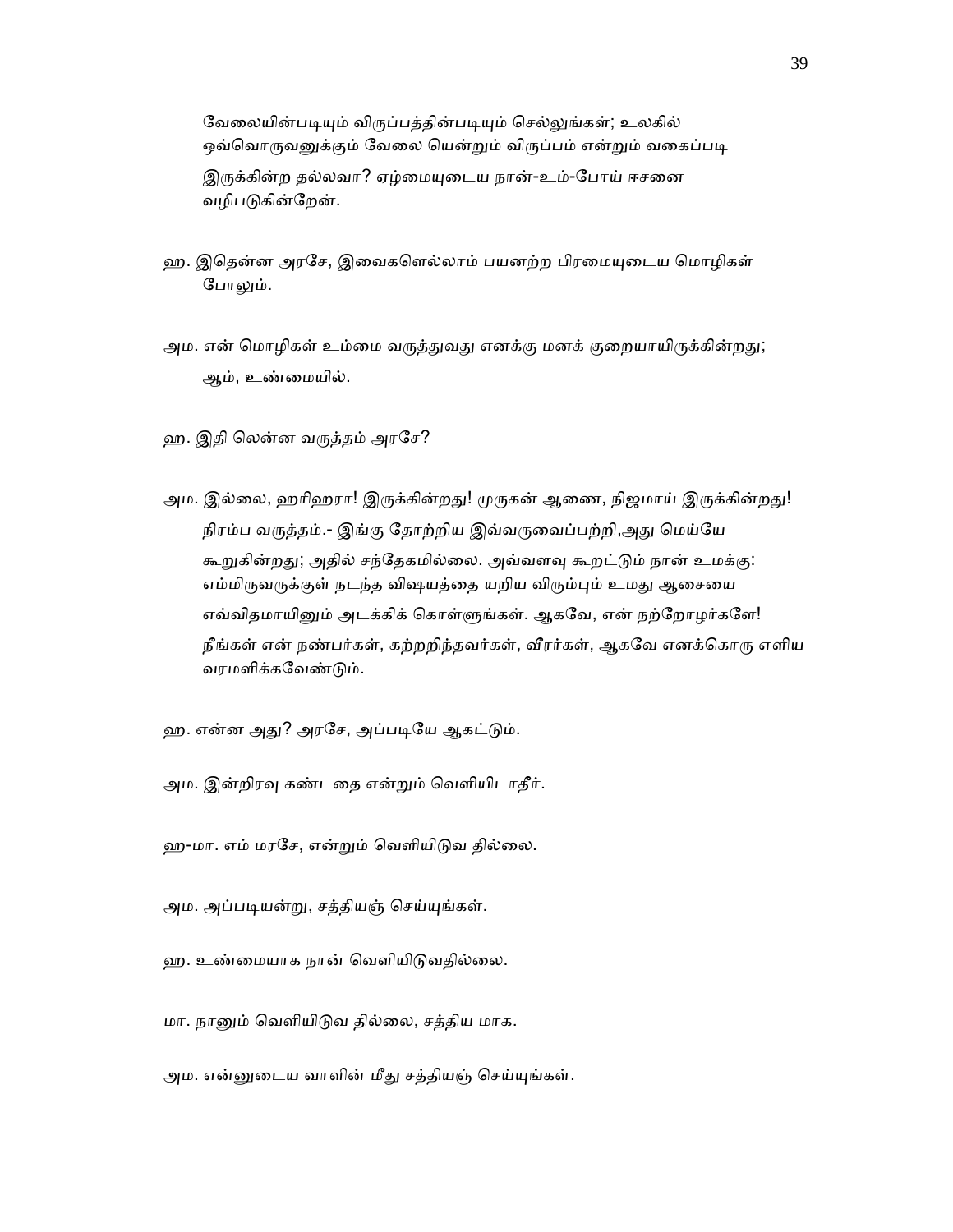வேலையின்படியும் விருப்பத்தின்படியும் செல்லுங்கள்; உலகில் ஒவ்வொருவனுக்கும் வேலை யென்றும் விருப்பம் என்றும் வகைப்படி இருக்கின்ற தல்லவா? ஏழ்மையுடைய நான்-உம்-போய் ஈசனை வழிபடுகின்றேன்.

ஹ. இதென்ன அரசே, இவைகளெல்லாம் பயனற்ற பிரமையுடைய மொழிகள் போலும்.

அம. என் மொழிகள் உம்மை வருத்துவது எனக்கு மனக் குறையாயிருக்கின்றது; ஆம், உண்மையில்.

ஹ. இதி லென்ன வருத்தம் அரசே?

அம. இல்லை, ஹரிஹரா! இருக்கின்றது! முருகன் ஆணை, நிஜமாய் இருக்கின்றது! நிரம்ப வருத்தம்.- இங்கு தோற்றிய இவ்வருவைப்பற்றி,அது மெய்யே கூறுகின்றது; அதில் சந்தேகமில்லை. அவ்வளவு கூறட்டும் நான் உமக்கு: எம்மிருவருக்குள் நடந்த விஷயத்தை யறிய விரும்பும் உமது ஆசையை எவ்விதமாயினும் அடக்கிக் கொள்ளுங்கள். ஆகவே, என் நற்றோழர்களே! நீங்கள் என் நண்பர்கள், கற்றறிந்தவர்கள், வீரர்கள், ஆகவே எனக்கொரு எளிய வரமளிக்கவேண்டும்.

ஹ. என்ன அது? அரசே, அப்படியே ஆகட்டும்.

அம. இன்றிரவு கண்டதை என்றும் வெளியிடாதீர்.

ஹ-மா. எம் மரசே, என்றும் வெளியிடுவ தில்லை.

அம. அப்படியன்று, சத்தியஞ் செய்யுங்கள்.

ஹ. உண்மையாக நான் வெளியிடுவதில்லை.

மா. நானும் வெளியிடுவ தில்லை, சத்திய மாக.

அம. என்னுடைய வாளின் மீது சத்தியஞ் செய்யுங்கள்.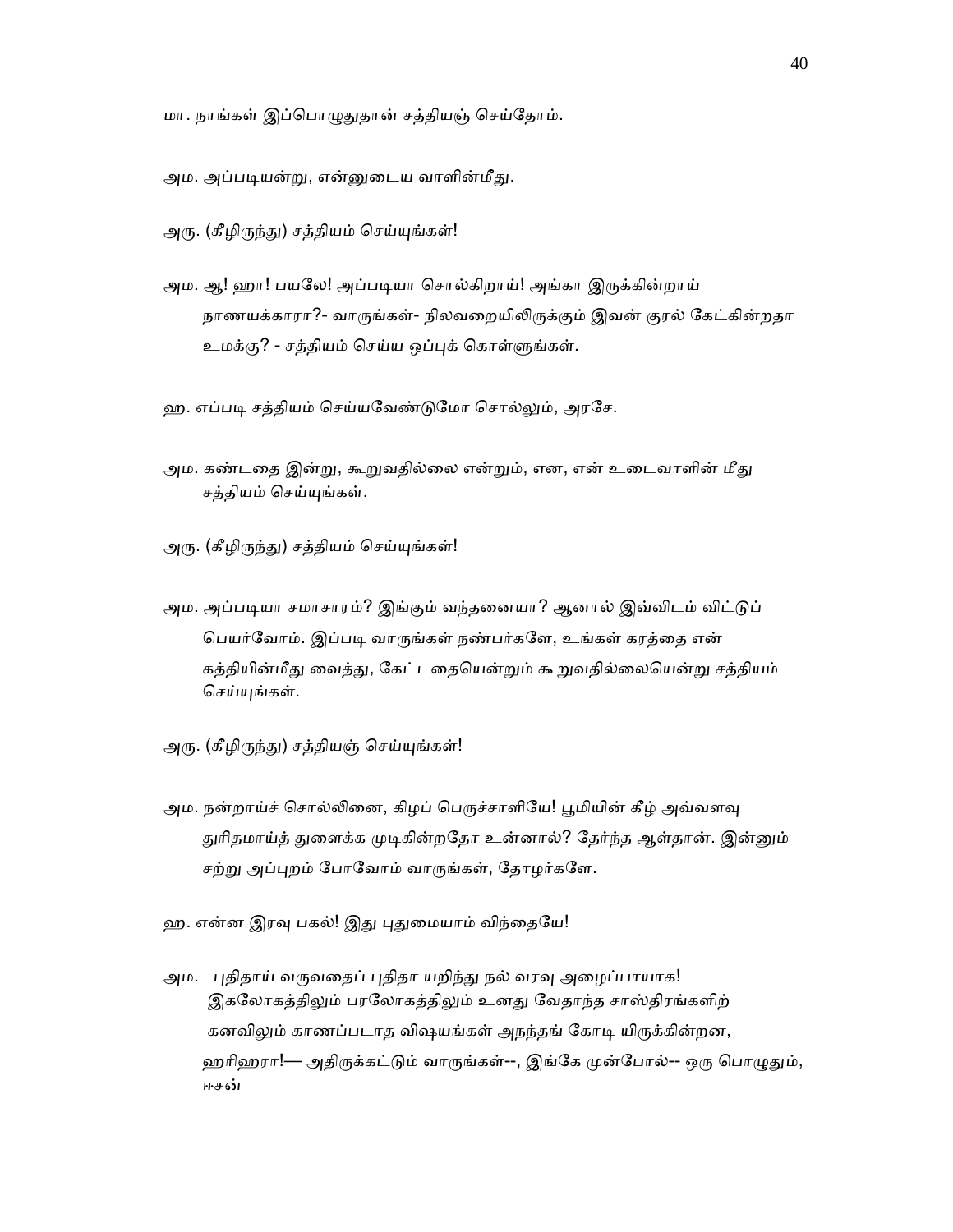மா. நாங்கள் இப்பொழுதுதான் சத்தியஞ் செய்தோம்.

அம. அப்படியன்று, என்னுடைய வாளின்மீது.

அரு. (கீழிருந்து) சத்தியம் செய்யுங்கள்!

அம. ஆ! ஹா! பயலே! அப்படியா சொல்கிறாய்! அங்கா இருக்கின்றாய் நாணயக்காரா?- வாருங்கள்- நிலவறையிலிருக்கும் இவன் குரல் கேட்கின்றதா உமக்கு? - சத்தியம் செய்ய ஒப்புக் கொள்ளுங்கள்.

ஹ. எப்படி சத்தியம் செய்யவேண்டுமோ சொல்லும், அரசே.

அம. கண்டதை இன்று, கூறுவதில்லை என்றும், என, என் உடைவாளின் மீது சத்தியம் செய்யுங்கள்.

அரு. (கீழிருந்து) சத்தியம் செய்யுங்கள்!

அம. அப்படியா சமாசாரம்? இங்கும் வந்தனையா? ஆனால் இவ்விடம் விட்டுப் பெயர்வோம். இப்படி வாருங்கள் நண்பர்களே, உங்கள் கரத்தை என் கத்தியின்மீது வைத்து, கேட்டதையென்றும் கூறுவதில்லையென்று சத்தியம் செய்யுங்கள்.

அரு. (கீழிருந்து) சத்தியஞ் செய்யுங்கள்!

அம. நன்றாய்ச் சொல்லினை, கிழப் பெருச்சாளியே! பூமியின் கீழ் அவ்வளவு துரிதமாய்த் துளைக்க முடிகின்றதோ உன்னால்? தேர்ந்த ஆள்தான். இன்னும் சற்று அப்புறம் போவோம் வாருங்கள், தோழர்களே.

ஹ. என்ன இரவு பகல்! இது புதுமையாம் விந்தையே!

அம. புதிதாய் வருவதைப் புதிதா யறிந்து நல் வரவு அழைப்பாயாக! இகலோகத்திலும் பரலோகத்திலும் உனது வேதாந்த சாஸ்திரங்களிற் கனவிலும் காணப்படாத விஷயங்கள் அநந்தங் கோடி யிருக்கின்றன, ஹரிஹரா!— அதிருக்கட்டும் வாருங்கள்--, இங்கே முன்போல்-- ஒரு பொழுதும், ஈசன்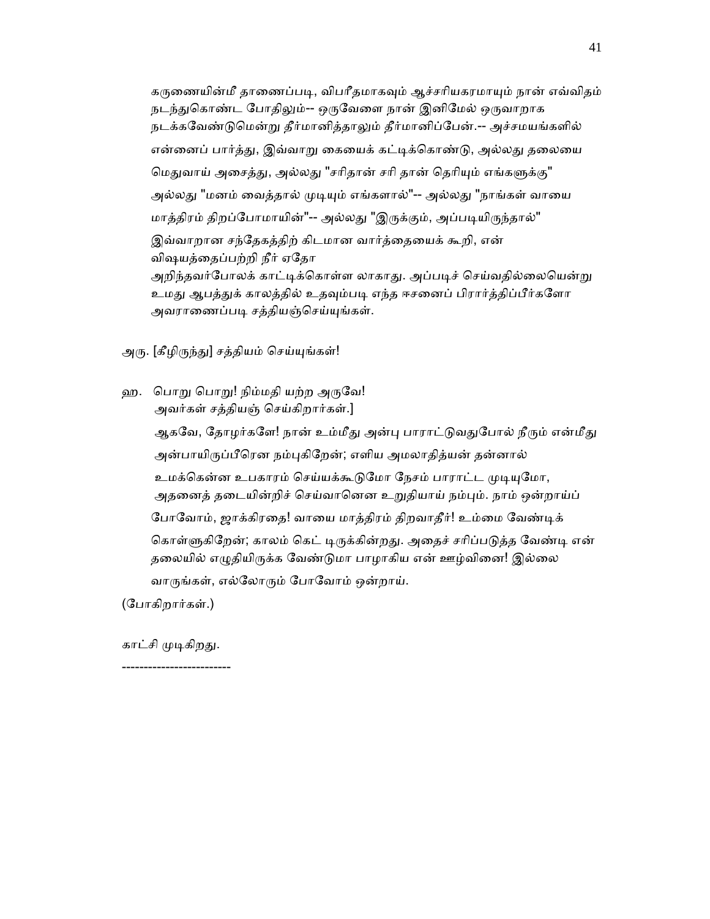கருணையின்மீ தாணைப்படி, விபரீதமாகவும் ஆச்சரியகரமாயும் நான் எவ்விதம் நடந்துகொண்ட போதிலும்-- ஒருவேளை நான் இனிமேல் ஒருவாறாக நடக்கவேண்டுமென்று தீர்மானித்தாலும் தீர்மானிப்பேன்.-- அச்சமயங்களில் என்னைப் பார்த்து, இவ்வாறு கையைக் கட்டிக்கொண்டு, அல்லது தலையை மெதுவாய் அசைத்து, அல்லது "சரிதான் சரி தான் தெரியும் எங்களுக்கு" அல்லது "மனம் வைத்தால் முடியும் எங்களால்"-- அல்லது "நாங்கள் வாயை மாத்திரம் திறப்போமாயின்"-- அல்லது "இருக்கும், அப்படியிருந்தால்" இவ்வாறான சந்தேகத்திற் கிடமான வார்த்தையைக் கூறி, என் விஷயத்தைப்பற்றி நீர் ஏதோ அறிந்தவர்போலக் காட்டிக்கொள்ள லாகாது. அப்படிச் செய்வதில்லையென்று உமது ஆபத்துக் காலத்தில் உதவும்படி எந்த ஈசனைப் பிரார்த்திப்பீர்களோ அவராணைப்படி சத்தியஞ்செய்யுங்கள்.

அரு. [கீழிருந்து] சத்தியம் செய்யுங்கள்!

ஹ. பொறு பொறு! நிம்மதி யற்ற அருவே! அவர்கள் சத்தியஞ் செய்கிறார்கள்.]

ஆகவே, தோழர்களே! நான் உம்மீது அன்பு பாராட்டுவதுபோல் நீரும் என்மீது அன்பாயிருப்பீரென நம்புகிறேன்; எளிய அமலாதித்யன் தன்னால் உமக்கென்ன உபகாரம் செய்யக்கூடுமோ நேசம் பாராட்ட முடியுமோ, அதனைத் தடையின்றிச் செய்வானென உறுதியாய் நம்பும். நாம் ஒன்றாய்ப் போவோம், ஜாக்கிரதை! வாயை மாத்திரம் திறவாதீர்! உம்மை வேண்டிக் கொள்ளுகிறேன்; காலம் கெட் டிருக்கின்றது. அதைச் சரிப்படுத்த வேண்டி என் தலையில் எழுதியிருக்க வேண்டுமா பாழாகிய என் ஊழ்வினை! இல்லை வாருங்கள், எல்லோரும் போவோம் ஒன்றாய்.

(போகிறார்கள்.)

காட்சி முடிகிறது.

-------------------------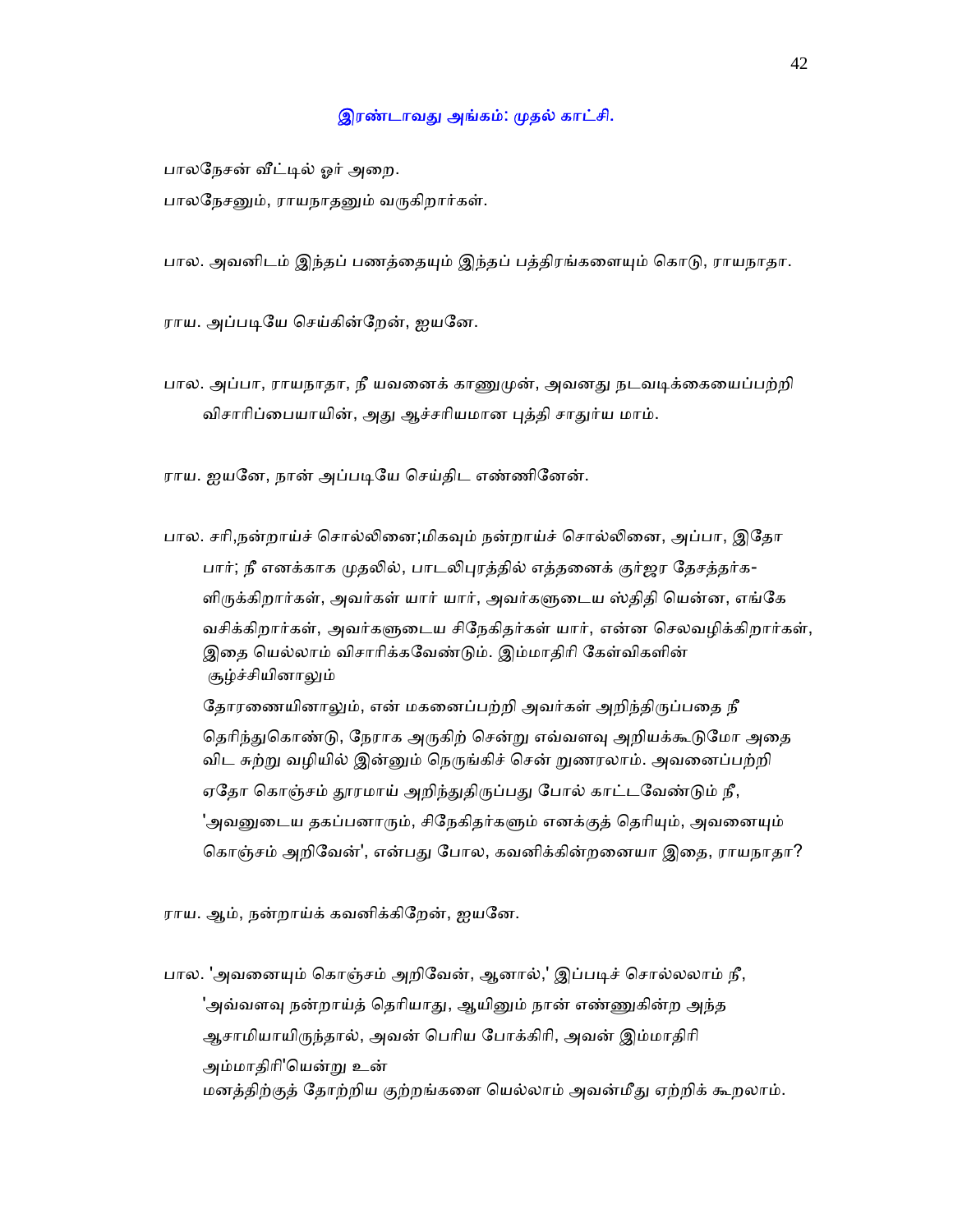## இரண்டாவது அங்கம்: முதல் காட்சி.

பாலநேசன் வீட்டில் ஓர் அறை.

பாலநேசனும், ராயநாதனும் வருகிறார்கள்.

பால. அவனிடம் இந்தப் பணத்தையும் இந்தப் பத்திரங்களையும் கொடு, ராயநாதா.

ராய. அப்படியே செய்கின்றேன், ஐயனே.

பால. அப்பா, ராயநாதா, நீ யவனைக் காணுமுன், அவனது நடவடிக்கையைப்பற்றி விசாரிப்பையாயின், அது ஆச்சரியமான புத்தி சாதுர்ய மாம்.

ராய. ஐயனே, நான் அப்படியே செய்திட எண்ணினேன்.

பால. சரி,நன்றாய்ச் சொல்லினை;மிகவும் நன்றாய்ச் சொல்லினை, அப்பா, இதோ பார்; நீ எனக்காக முதலில், பாடலிபுரத்தில் எத்தனைக் குர்ஜர தேசத்தர்களிருக்கிறார்கள், அவர்கள் யார் யார், அவர்களுடைய ஸ்திதி யென்ன, எங்கே வசிக்கிறார்கள், அவர்களுடைய சிநேகிதர்கள் யார், என்ன செலவழிக்கிறார்கள், இதை யெல்லாம் விசாரிக்கவேண்டும். இம்மாதிரி கேள்விகளின் சூழ்ச்சியினாலும் தோரணையினாலும், என் மகனைப்பற்றி அவர்கள் அறிந்திருப்பதை நீ தெரிந்துகொண்டு, நேராக அருகிற் சென்று எவ்வளவு அறியக்கூடுமோ அதை விட சுற்று வழியில் இன்னும் நெருங்கிச் சென் றுணரலாம். அவனைப்பற்றி ஏதோ கொஞ்சம் தூரமாய் அறிந்துதிருப்பது போல் காட்டவேண்டும் நீ, 'அவனுடைய தகப்பனாரும், சிநேகிதர்களும் எனக்குத் தெரியும், அவனையும் கொஞ்சம் அறிவேன்', என்பது போல, கவனிக்கின்றனையா இதை, ராயநாதா?

ராய. ஆம், நன்றாய்க் கவனிக்கிறேன், ஐயனே.

பால. 'அவனையும் கொஞ்சம் அறிவேன், ஆனால்,' இப்படிச் சொல்லலாம் நீ, 'அவ்வளவு நன்றாய்த் தெரியாது, ஆயினும் நான் எண்ணுகின்ற அந்த ஆசாமியாயிருந்தால், அவன் பெரிய போக்கிரி, அவன் இம்மாதிரி அம்மாதிரி'யென்று உன் மனத்திற்குத் தோற்றிய குற்றங்களை யெல்லாம் அவன்மீது ஏற்றிக் கூறலாம்.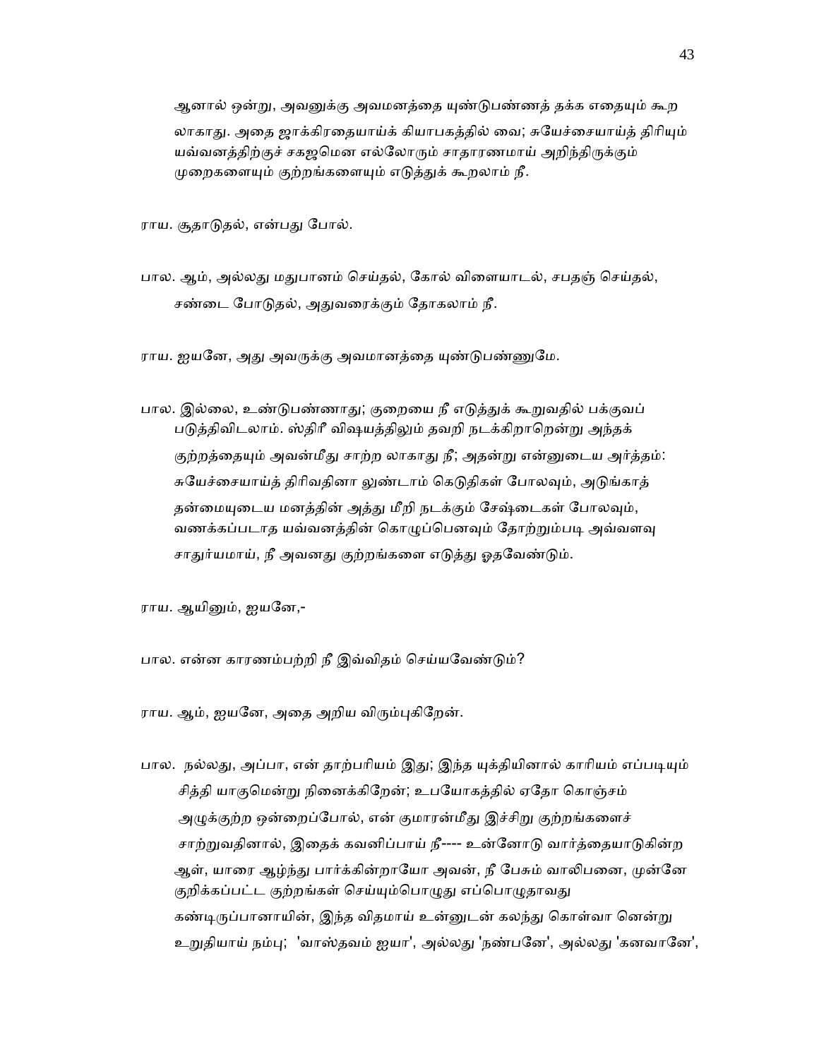ஆனால் ஒன்று, அவனுக்கு அவமனத்தை யுண்டுபண்ணத் தக்க எதையும் கூற லாகாது. அதை ஜாக்கிரதையாய்க் கியாபகத்தில் வை; சுயேச்சையாய்த் திரியும் யவ்வனத்திற்குச் சகஜமென எல்லோரும் சாதாரணமாய் அறிந்திருக்கும் முறைகளையும் குற்றங்களையும் எடுத்துக் கூறலாம் நீ.

ராய. சூதாடுதல், என்பது போல்.

பால. ஆம், அல்லது மதுபானம் செய்தல், கோல் விளையாடல், சபதஞ் செய்தல், சண்டை போடுதல், அதுவரைக்கும் தோகலாம் நீ.

ராய. ஐயனே, அது அவருக்கு அவமானத்தை யுண்டுபண்ணுமே.

பால. இல்லை, உண்டுபண்ணாது; குறையை நீ எடுத்துக் கூறுவதில் பக்குவப் படுத்திவிடலாம். ஸ்திரீ விஷயத்திலும் தவறி நடக்கிறாறென்று அந்தக் குற்றத்தையும் அவன்மீது சாற்ற லாகாது நீ; அதன்று என்னுடைய அர்த்தம்: சுயேச்சையாய்த் திரிவதினா லுண்டாம் கெடுதிகள் போலவும், அடுங்காத் தன்மையுடைய மனத்தின் அத்து மீறி நடக்கும் சேஷ்டைகள் போலவும், வணக்கப்படாத யவ்வனத்தின் கொழுப்பெனவும் தோற்றும்படி அவ்வளவு சாதுர்யமாய், நீ அவனது குற்றங்களை எடுத்து ஓதவேண்டும்.

ராய. ஆயினும், ஐயனே,-

பால. என்ன காரணம்பற்றி நீ இவ்விதம் செய்யவேண்டும்?

ராய. ஆம், ஐயனே, அதை அறிய விரும்புகிறேன்.

பால. நல்லது, அப்பா, என் தாற்பரியம் இது; இந்த யுக்தியினால் காரியம் எப்படியும் சித்தி யாகுமென்று நினைக்கிறேன்; உபயோகத்தில் ஏதோ கொஞ்சம் அழுக்குற்ற ஒன்றைப்போல், என் குமாரன்மீது இச்சிறு குற்றங்களைச் சாற்றுவதினால், இதைக் கவனிப்பாய் நீ---- உன்னோடு வார்த்தையாடுகின்ற ஆள், யாரை ஆழ்ந்து பார்க்கின்றாயோ அவன், நீ பேசும் வாலிபனை, முன்னே குறிக்கப்பட்ட குற்றங்கள் செய்யும்பொழுது எப்பொழுதாவது கண்டிருப்பானாயின், இந்த விதமாய் உன்னுடன் கலந்து கொள்வா னென்று உறுதியாய் நம்பு; 'வாஸ்தவம் ஐயா', அல்லது 'நண்பனே', அல்லது 'கனவானே',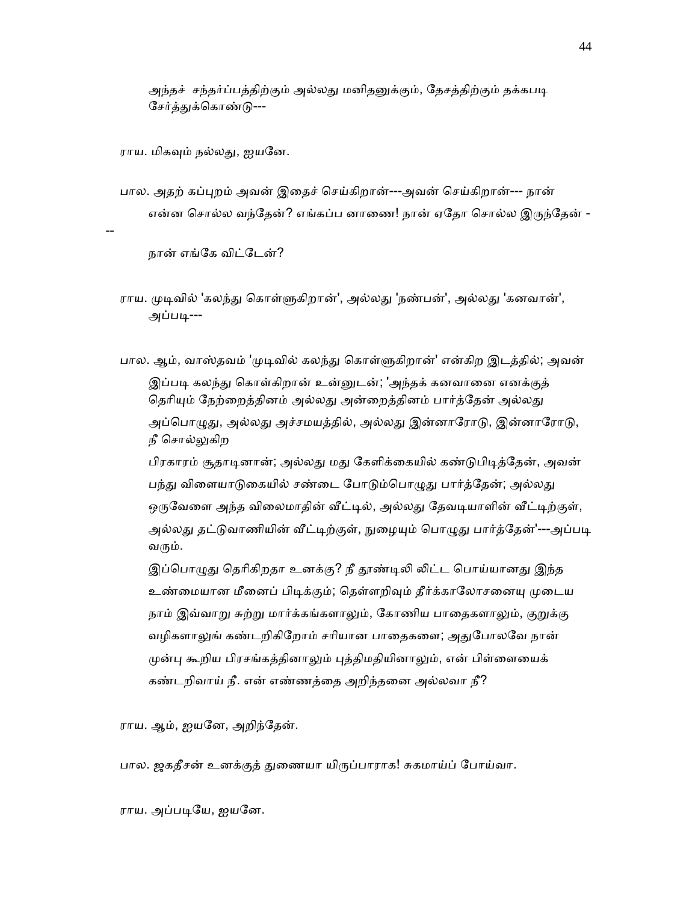அந்தச்  சந்தர்ப்பத்திற்கும் அல்லது மனிதனுக்கும், தேசத்திற்கும் தக்கபடி சேர்த்துக்கொண்டு---

ராய. மிகவும் நல்லது, ஐயனே.

பால. அதற் கப்புறம் அவன் இதைச் செய்கிறான்---அவன் செய்கிறான்--- நான் என்ன சொல்ல வந்தேன்? எங்கப்ப னாணை! நான் ஏதோ சொல்ல இருந்தேன் ---

நான் எங்கே விட்டேன்?

ராய. முடிவில் 'கலந்து கொள்ளுகிறான்', அல்லது 'நண்பன்', அல்லது 'கனவான்', அப்படி---

பால. ஆம், வாஸ்தவம் 'முடிவில் கலந்து கொள்ளுகிறான்' என்கிற இடத்தில்; அவன் இப்படி கலந்து கொள்கிறான் உன்னுடன்; 'அந்தக் கனவானை எனக்குத் தெரியும் நேற்றைத்தினம் அல்லது அன்றைத்தினம் பார்த்தேன் அல்லது அப்பொழுது, அல்லது அச்சமயத்தில், அல்லது இன்னாரோடு, இன்னாரோடு, நீ சொல்லுகிற

பிரகாரம் சூதாடினான்; அல்லது மது கேளிக்கையில் கண்டுபிடித்தேன், அவன் பந்து விளையாடுகையில் சண்டை போடும்பொழுது பார்த்தேன்; அல்லது ஒருவேளை அந்த விலைமாதின் வீட்டில், அல்லது தேவடியாளின் வீட்டிற்குள், அல்லது தட்டுவாணியின் வீட்டிற்குள், நுழையும் பொழுது பார்த்தேன்'---அப்படி வரும்.

இப்பொழுது தெரிகிறதா உனக்கு? நீ தூண்டிலி லிட்ட பொய்யானது இந்த உண்மையான மீனைப் பிடிக்கும்; தெள்ளறிவும் தீர்க்காலோசனையு முடைய நாம் இவ்வாறு சுற்று மார்க்கங்களாலும், கோணிய பாதைகளாலும், குறுக்கு வழிகளாலுங் கண்டறிகிறோம் சரியான பாதைகளை; அதுபோலவே நான் முன்பு கூறிய பிரசங்கத்தினாலும் புத்திமதியினாலும், என் பிள்ளையைக் கண்டறிவாய் நீ. என் எண்ணத்தை அறிந்தனை அல்லவா நீ?

ராய. ஆம், ஐயனே, அறிந்தேன்.

பால. ஜகதீசன் உனக்குத் துணையா யிருப்பாராக! சுகமாய்ப் போய்வா.

ராய. அப்படியே, ஐயனே.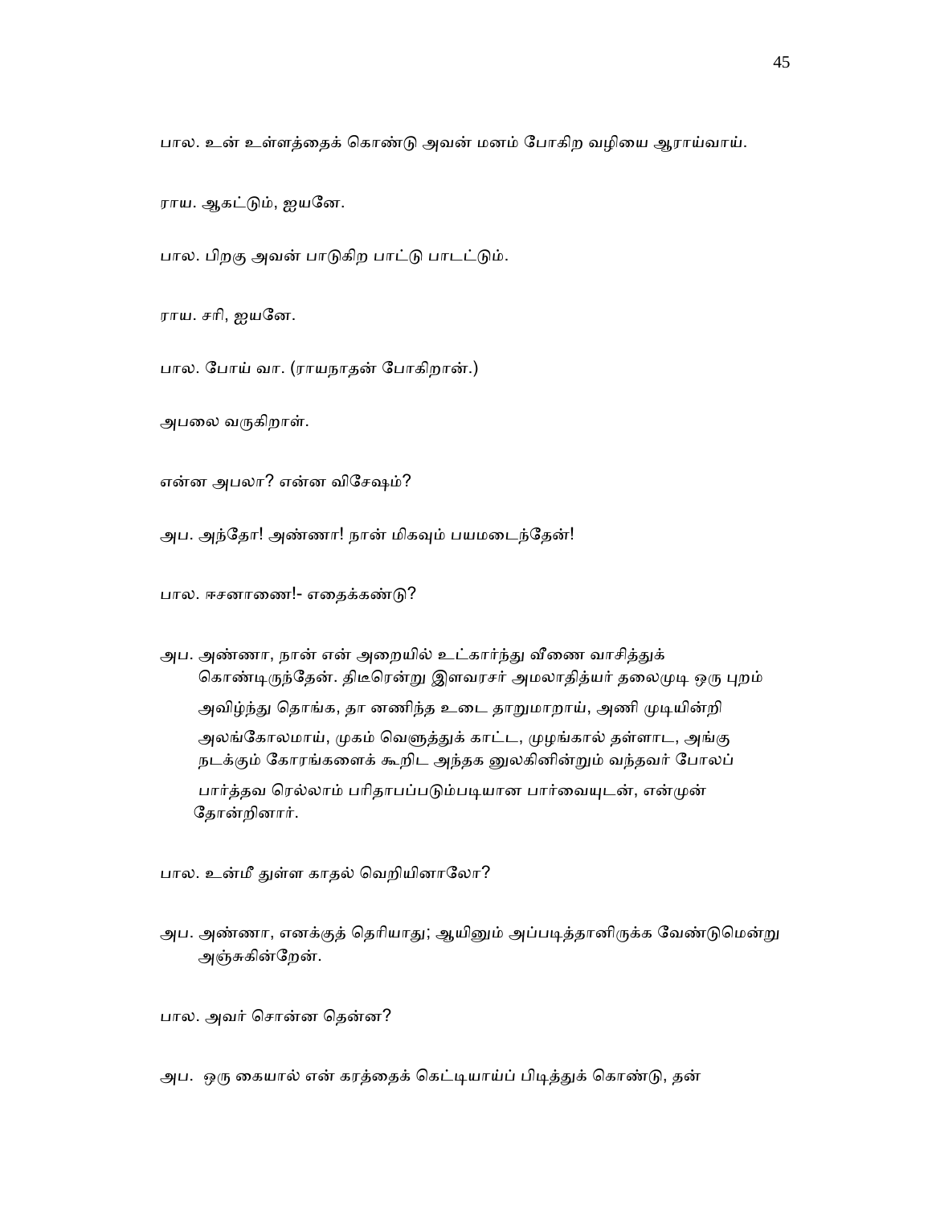பால. உன் உள்ளத்தைக் கொண்டு அவன் மனம் போகிற வழியை ஆராய்வாய்.

ராய. ஆகட்டும், ஐயனே.

பால. பிறகு அவன் பாடுகிற பாட்டு பாடட்டும்.

ராய. சரி, ஐயனே.

பால. போய் வா. (ராயநாதன் போகிறான்.)

அபலை வருகிறாள்.

என்ன அபலா? என்ன விசேஷம்?

அப. அந்தோ! அண்ணா! நான் மிகவும் பயமடைந்தேன்!

பால. ஈசனாணை!- எதைக்கண்டு?

அப. அண்ணா, நான் என் அறையில் உட்கார்ந்து வீணை வாசித்துக் கொண்டிருந்தேன். திடீரென்று இளவரசர் அமலாதித்யர் தலைமுடி ஒரு புறம் அவிழ்ந்து தொங்க, தா னணிந்த உடை தாறுமாறாய், அணி முடியின்றி அலங்கோலமாய், முகம் வெளுத்துக் காட்ட, முழங்கால் தள்ளாட, அங்கு நடக்கும் கோரங்களைக் கூறிட அந்தக னுலகினின்றும் வந்தவர் போலப் பார்த்தவ ரெல்லாம் பரிதாபப்படும்படியான பார்வையுடன், என்முன் தோன்றினார்.

பால. உன்மீ துள்ள காதல் வெறியினாலோ?

அப. அண்ணா, எனக்குத் தெரியாது; ஆயினும் அப்படித்தானிருக்க வேண்டுமென்று அஞ்சுகின்றேன்.

பால. அவர் சொன்ன தென்ன?

அப. ஒரு கையால் என் கரத்தைக் கெட்டியாய்ப் பிடித்துக் கொண்டு, தன்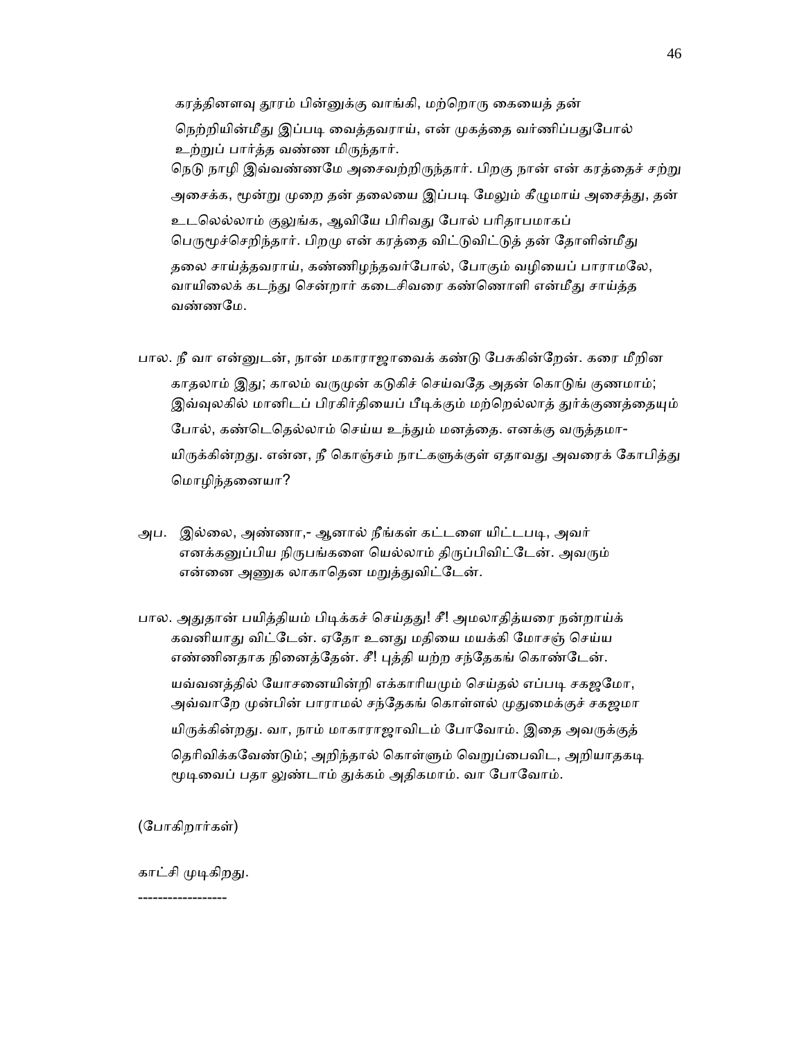கரத்தினளவு தூரம் பின்னுக்கு வாங்கி, மற்றொரு கையைத் தன் நெற்றியின்மீது இப்படி வைத்தவராய், என் முகத்தை வர்ணிப்பதுபோல் உற்றுப் பார்த்த வண்ண மிருந்தார்.
நெடு நாழி இவ்வண்ணமே அசைவற்றிருந்தார். பிறகு நான் என் கரத்தைச் சற்று அசைக்க, மூன்று முறை தன் தலையை இப்படி மேலும் கீழுமாய் அசைத்து, தன் உடலெல்லாம் குலுங்க, ஆவியே பிரிவது போல் பரிதாபமாகப் பெருமூச்செறிந்தார். பிறமு என் கரத்தை விட்டுவிட்டுத் தன் தோளின்மீது தலை சாய்த்தவராய், கண்ணிழந்தவர்போல், போகும் வழியைப் பாராமலே, வாயிலைக் கடந்து சென்றார் கடைசிவரை கண்ணொளி என்மீது சாய்த்த வண்ணமே.

பால. நீ வா என்னுடன், நான் மகாராஜாவைக் கண்டு பேசுகின்றேன். கரை மீறின காதலாம் இது; காலம் வருமுன் கடுகிச் செய்வதே அதன் கொடுங் குணமாம்; இவ்வுலகில் மானிடப் பிரகிர்தியைப் பீடிக்கும் மற்றெல்லாத் துர்க்குணத்தையும் போல், கண்டெதெல்லாம் செய்ய உந்தும் மனத்தை. எனக்கு வருத்தமா-யிருக்கின்றது. என்ன, நீ கொஞ்சம் நாட்களுக்குள் ஏதாவது அவரைக் கோபித்து மொழிந்தனையா?

அப. இல்லை, அண்ணா,- ஆனால் நீங்கள் கட்டளை யிட்டபடி, அவர் எனக்கனுப்பிய நிருபங்களை யெல்லாம் திருப்பிவிட்டேன். அவரும் என்னை அணுக லாகாதென மறுத்துவிட்டேன்.

பால. அதுதான் பயித்தியம் பிடிக்கச் செய்தது! சீ! அமலாதித்யரை நன்றாய்க் கவனியாது விட்டேன். ஏதோ உனது மதியை மயக்கி மோசஞ் செய்ய எண்ணினதாக நினைத்தேன். சீ! புத்தி யற்ற சந்தேகங் கொண்டேன். யவ்வனத்தில் யோசனையின்றி எக்காரியமும் செய்தல் எப்படி சகஜமோ, அவ்வாறே முன்பின் பாராமல் சந்தேகங் கொள்ளல் முதுமைக்குச் சகஜமா யிருக்கின்றது. வா, நாம் மாகாராஜாவிடம் போவோம். இதை அவருக்குத் தெரிவிக்கவேண்டும்; அறிந்தால் கொள்ளும் வெறுப்பைவிட, அறியாதகடி மூடிவைப் பதா லுண்டாம் துக்கம் அதிகமாம். வா போவோம்.

(போகிறார்கள்)

காட்சி முடிகிறது.

------------------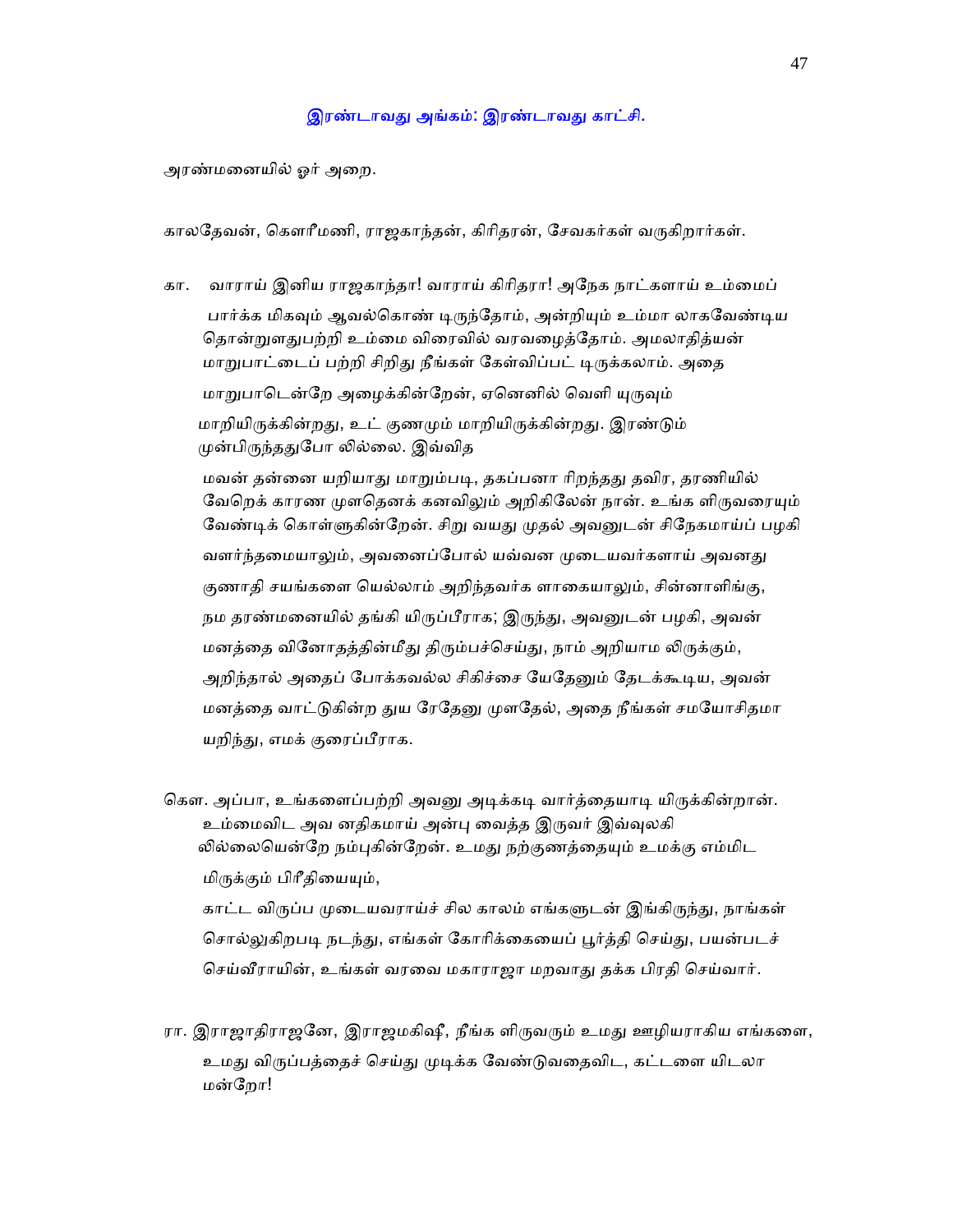## இரண்டாவது அங்கம்: இரண்டாவது காட்சி.

அரண்மனையில் ஓர் அறை.

காலதேவன், கௌரீமணி, ராஜகாந்தன், கிரிதரன், சேவகர்கள் வருகிறார்கள்.

கா. வாராய் இனிய ராஜகாந்தா! வாராய் கிரிதரா! அநேக நாட்களாய் உம்மைப் பார்க்க மிகவும் ஆவல்கொண் டிருந்தோம், அன்றியும் உம்மா லாகவேண்டிய தொன்றுளதுபற்றி உம்மை விரைவில் வரவழைத்தோம். அமலாதித்யன் மாறுபாட்டைப் பற்றி சிறிது நீங்கள் கேள்விப்பட் டிருக்கலாம். அதை மாறுபாடென்றே அழைக்கின்றேன், ஏனெனில் வெளி யுருவும் மாறியிருக்கின்றது, உட் குணமும் மாறியிருக்கின்றது. இரண்டும் முன்பிருந்ததுபோ லில்லை. இவ்வித மவன் தன்னை யறியாது மாறும்படி, தகப்பனா ரிறந்தது தவிர, தரணியில் வேறெக் காரண முளதெனக் கனவிலும் அறிகிலேன் நான். உங்க ளிருவரையும் வேண்டிக் கொள்ளுகின்றேன். சிறு வயது முதல் அவனுடன் சிநேகமாய்ப் பழகி வளர்ந்தமையாலும், அவனைப்போல் யவ்வன முடையவர்களாய் அவனது குணாதி சயங்களை யெல்லாம் அறிந்தவர்க ளாகையாலும், சின்னாளிங்கு, நம தரண்மனையில் தங்கி யிருப்பீராக; இருந்து, அவனுடன் பழகி, அவன் மனத்தை வினோதத்தின்மீது திரும்பச்செய்து, நாம் அறியாம லிருக்கும், அறிந்தால் அதைப் போக்கவல்ல சிகிச்சை யேதேனும் தேடக்கூடிய, அவன் மனத்தை வாட்டுகின்ற துய ரேதேனு முளதேல், அதை நீங்கள் சமயோசிதமா யறிந்து, எமக் குரைப்பீராக.

கௌ. அப்பா, உங்களைப்பற்றி அவனு அடிக்கடி வார்த்தையாடி யிருக்கின்றான். உம்மைவிட அவ னதிகமாய் அன்பு வைத்த இருவர் இவ்வுலகி லில்லையென்றே நம்புகின்றேன். உமது நற்குணத்தையும் உமக்கு எம்மிட மிருக்கும் பிரீதியையும், காட்ட விருப்ப முடையவராய்ச் சில காலம் எங்களுடன் இங்கிருந்து, நாங்கள் சொல்லுகிறபடி நடந்து, எங்கள் கோரிக்கையைப் பூர்த்தி செய்து, பயன்படச் செய்வீராயின், உங்கள் வரவை மகாராஜா மறவாது தக்க பிரதி செய்வார்.

ரா. இராஜாதிராஜனே, இராஜமகிஷீ, நீங்க ளிருவரும் உமது ஊழியராகிய எங்களை, உமது விருப்பத்தைச் செய்து முடிக்க வேண்டுவதைவிட, கட்டளை யிடலா மன்றோ!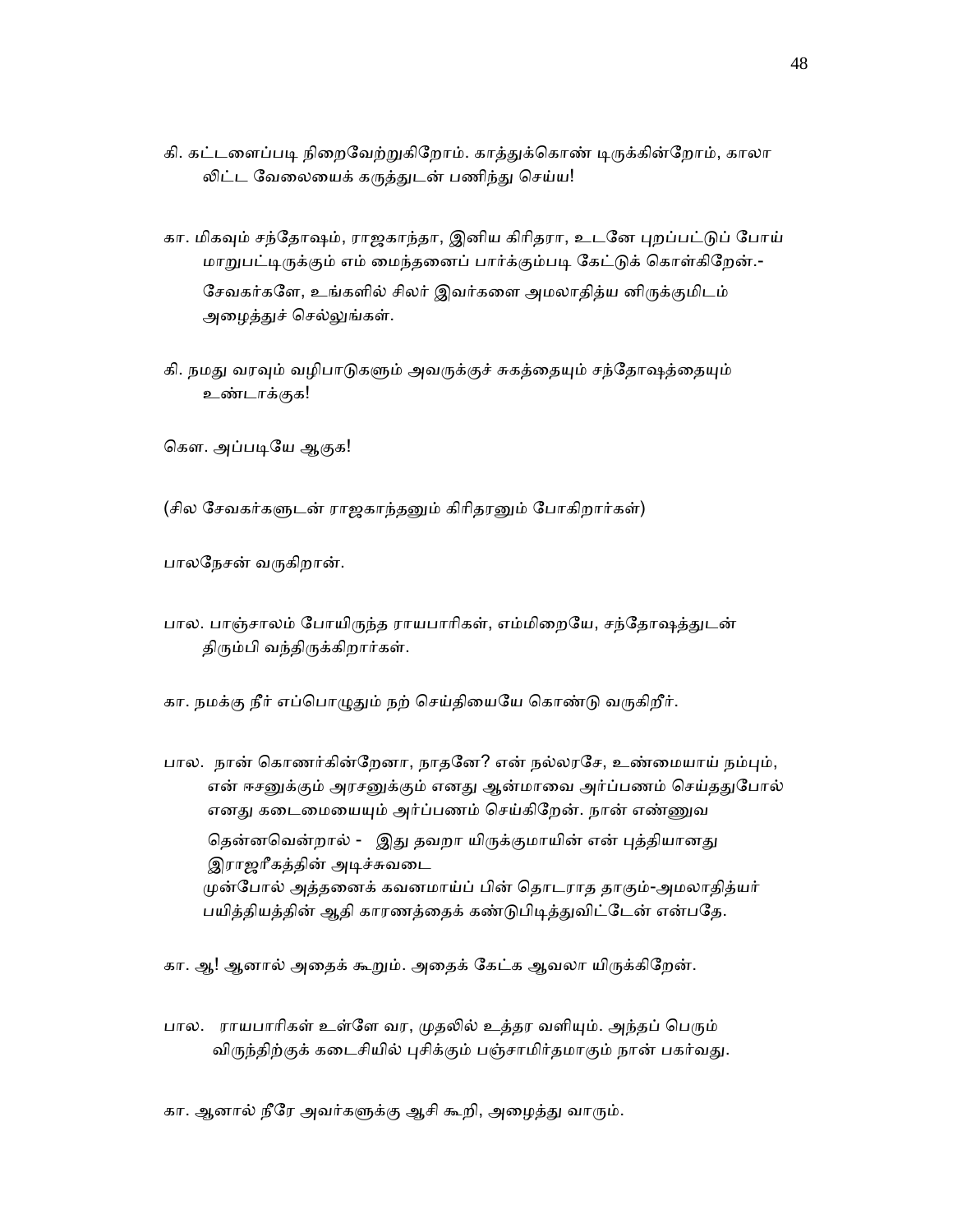கி. கட்டளைப்படி நிறைவேற்றுகிறோம். காத்துக்கொண் டிருக்கின்றோம், காலா லிட்ட வேலையைக் கருத்துடன் பணிந்து செய்ய!

கா. மிகவும் சந்தோஷம், ராஜகாந்தா, இனிய கிரிதரா, உடனே புறப்பட்டுப் போய் மாறுபட்டிருக்கும் எம் மைந்தனைப் பார்க்கும்படி கேட்டுக் கொள்கிறேன்.- சேவகர்களே, உங்களில் சிலர் இவர்களை அமலாதித்ய னிருக்குமிடம் அழைத்துச் செல்லுங்கள்.

கி. நமது வரவும் வழிபாடுகளும் அவருக்குச் சுகத்தையும் சந்தோஷத்தையும் உண்டாக்குக!

கௌ. அப்படியே ஆகுக!

(சில சேவகர்களுடன் ராஜகாந்தனும் கிரிதரனும் போகிறார்கள்)

பாலநேசன் வருகிறான்.

பால. பாஞ்சாலம் போயிருந்த ராயபாரிகள், எம்மிறையே, சந்தோஷத்துடன் திரும்பி வந்திருக்கிறார்கள்.

கா. நமக்கு நீர் எப்பொழுதும் நற் செய்தியையே கொண்டு வருகிறீர்.

பால. நான் கொணர்கின்றேனா, நாதனே? என் நல்லரசே, உண்மையாய் நம்பும், என் ஈசனுக்கும் அரசனுக்கும் எனது ஆன்மாவை அர்ப்பணம் செய்ததுபோல் எனது கடைமையையும் அர்ப்பணம் செய்கிறேன். நான் எண்ணுவ தென்னவென்றால் - இது தவறா யிருக்குமாயின் என் புத்தியானது இராஜரீகத்தின் அடிச்சுவடை முன்போல் அத்தனைக் கவனமாய்ப் பின் தொடராத தாகும்-அமலாதித்யர் பயித்தியத்தின் ஆதி காரணத்தைக் கண்டுபிடித்துவிட்டேன் என்பதே.

கா. ஆ! ஆனால் அதைக் கூறும். அதைக் கேட்க ஆவலா யிருக்கிறேன்.

பால. ராயபாரிகள் உள்ளே வர, முதலில் உத்தர வளியும். அந்தப் பெரும் விருந்திற்குக் கடைசியில் புசிக்கும் பஞ்சாமிர்தமாகும் நான் பகர்வது.

கா. ஆனால் நீரே அவர்களுக்கு ஆசி கூறி, அழைத்து வாரும்.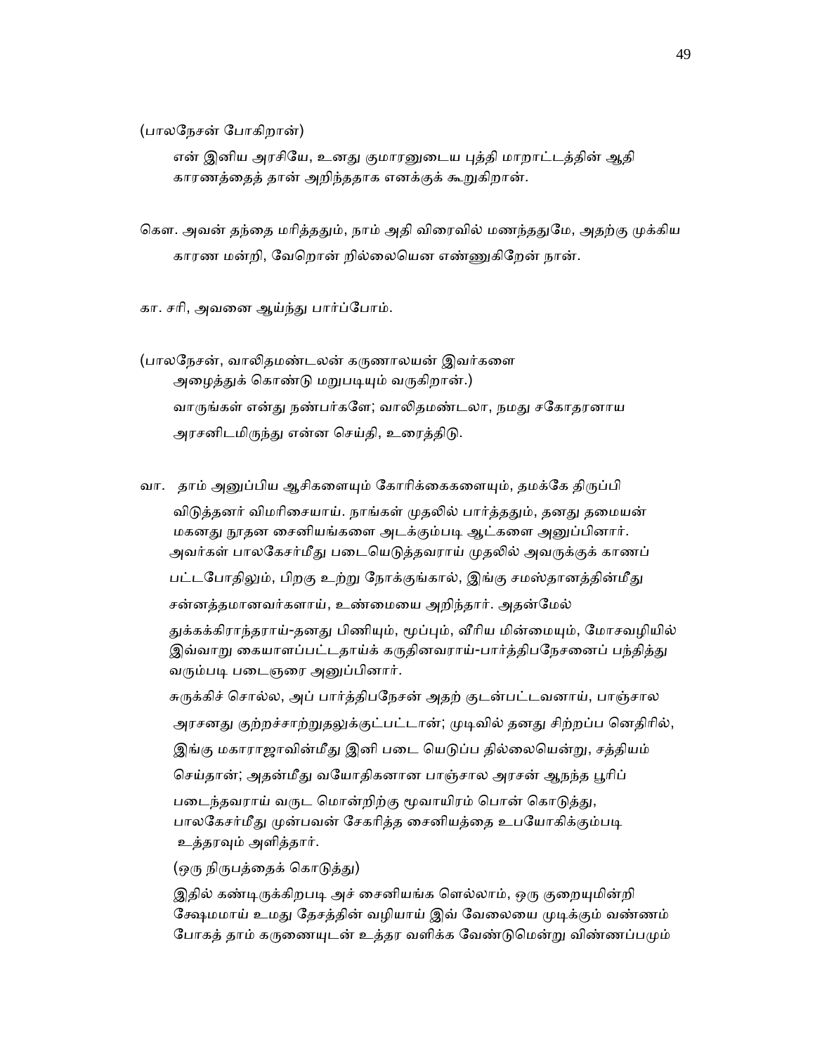(பாலநேசன் போகிறான்)

என் இனிய அரசியே, உனது குமாரனுடைய புத்தி மாறாட்டத்தின் ஆதி காரணத்தைத் தான் அறிந்ததாக எனக்குக் கூறுகிறான்.

கௌ. அவன் தந்தை மரித்ததும், நாம் அதி விரைவில் மணந்ததுமே, அதற்கு முக்கிய காரண மன்றி, வேறொன் றில்லையென எண்ணுகிறேன் நான்.

கா. சரி, அவனை ஆய்ந்து பார்ப்போம்.

(பாலநேசன், வாலிதமண்டலன் கருணாலயன் இவர்களை அழைத்துக் கொண்டு மறுபடியும் வருகிறான்.)

வாருங்கள் என்து நண்பர்களே; வாலிதமண்டலா, நமது சகோதரனாய அரசனிடமிருந்து என்ன செய்தி, உரைத்திடு.

வா. தாம் அனுப்பிய ஆசிகளையும் கோரிக்கைகளையும், தமக்கே திருப்பி விடுத்தனர் விமரிசையாய். நாங்கள் முதலில் பார்த்ததும், தனது தமையன் மகனது நூதன சைனியங்களை அடக்கும்படி ஆட்களை அனுப்பினார். அவர்கள் பாலகேசர்மீது படையெடுத்தவராய் முதலில் அவருக்குக் காணப் பட்டபோதிலும், பிறகு உற்று நோக்குங்கால், இங்கு சமஸ்தானத்தின்மீது சன்னத்தமானவர்களாய், உண்மையை அறிந்தார். அதன்மேல் துக்கக்கிராந்தராய்-தனது பிணியும், மூப்பும், வீரிய மின்மையும், மோசவழியில் இவ்வாறு கையாளப்பட்டதாய்க் கருதினவராய்-பார்த்திபநேசனைப் பந்தித்து வரும்படி படைஞரை அனுப்பினார்.

சுருக்கிச் சொல்ல, அப் பார்த்திபநேசன் அதற் குடன்பட்டவனாய், பாஞ்சால அரசனது குற்றச்சாற்றுதலுக்குட்பட்டான்; முடிவில் தனது சிற்றப்ப னெதிரில், இங்கு மகாராஜாவின்மீது இனி படை யெடுப்ப தில்லையென்று, சத்தியம் செய்தான்; அதன்மீது வயோதிகனான பாஞ்சால அரசன் ஆநந்த பூரிப் படைந்தவராய் வருட மொன்றிற்கு மூவாயிரம் பொன் கொடுத்து, பாலகேசர்மீது முன்பவன் சேகரித்த சைனியத்தை உபயோகிக்கும்படி உத்தரவும் அளித்தார்.

(ஒரு நிருபத்தைக் கொடுத்து)

இதில் கண்டிருக்கிறபடி அச் சைனியங்க ளெல்லாம், ஒரு குறையுமின்றி க்ஷேமமாய் உமது தேசத்தின் வழியாய் இவ் வேலையை முடிக்கும் வண்ணம் போகத் தாம் கருணையுடன் உத்தர வளிக்க வேண்டுமென்று விண்ணப்பமும்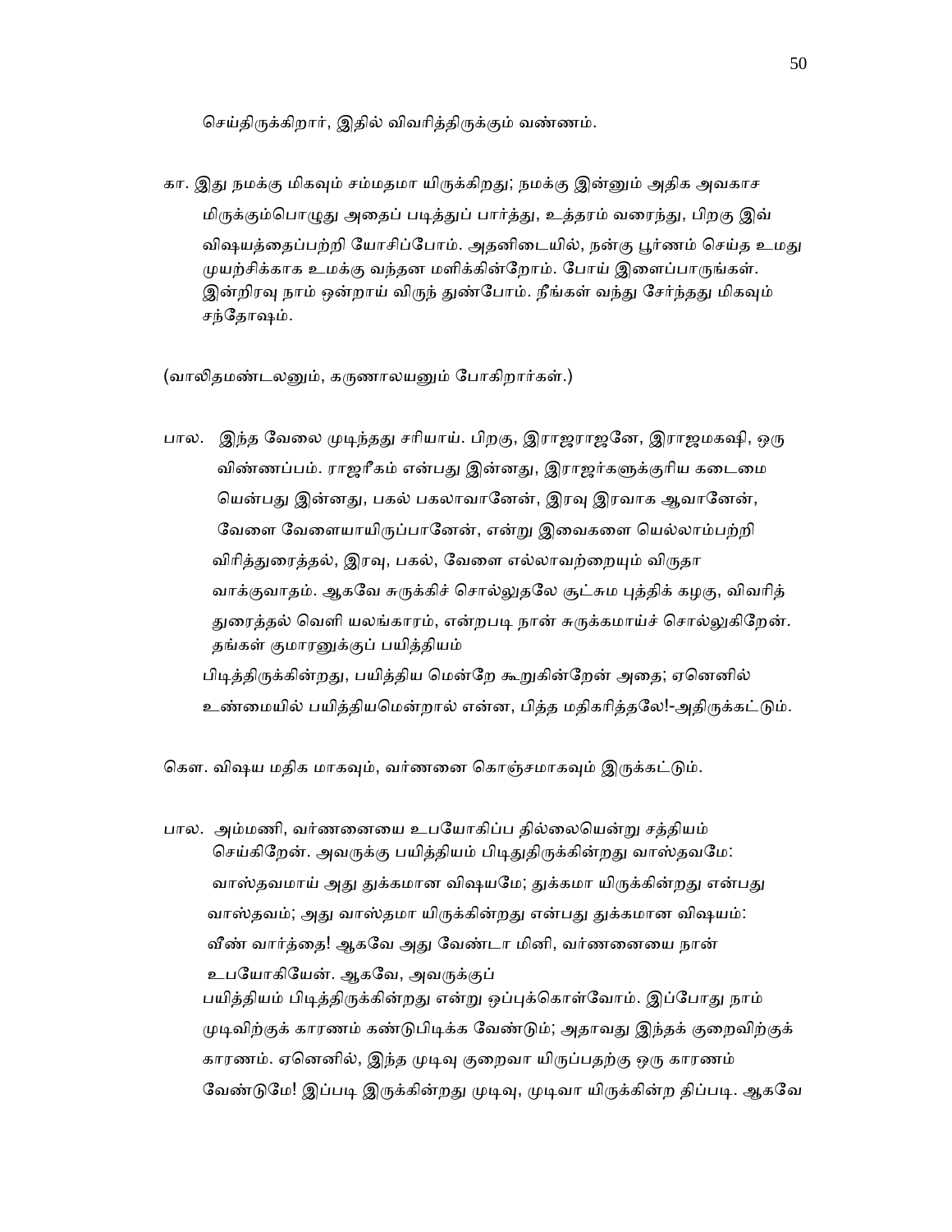செய்திருக்கிறார், இதில் விவரித்திருக்கும் வண்ணம்.

கா. இது நமக்கு மிகவும் சம்மதமா யிருக்கிறது; நமக்கு இன்னும் அதிக அவகாச மிருக்கும்பொழுது அதைப் படித்துப் பார்த்து, உத்தரம் வரைந்து, பிறகு இவ் விஷயத்தைப்பற்றி யோசிப்போம். அதனிடையில், நன்கு பூர்ணம் செய்த உமது முயற்சிக்காக உமக்கு வந்தன மளிக்கின்றோம். போய் இளைப்பாருங்கள். இன்றிரவு நாம் ஒன்றாய் விருந் துண்போம். நீங்கள் வந்து சேர்ந்தது மிகவும் சந்தோஷம்.

(வாலிதமண்டலனும், கருணாலயனும் போகிறார்கள்.)

பால. இந்த வேலை முடிந்தது சரியாய். பிறகு, இராஜராஜனே, இராஜமகஷி, ஒரு விண்ணப்பம். ராஜரீகம் என்பது இன்னது, இராஜர்களுக்குரிய கடைமை யென்பது இன்னது, பகல் பகலாவானேன், இரவு இரவாக ஆவானேன், வேளை வேளையாயிருப்பானேன், என்று இவைகளை யெல்லாம்பற்றி விரித்துரைத்தல், இரவு, பகல், வேளை எல்லாவற்றையும் விருதா வாக்குவாதம். ஆகவே சுருக்கிச் சொல்லுதலே சூட்சும புத்திக் கழகு, விவரித் துரைத்தல் வெளி யலங்காரம், என்றபடி நான் சுருக்கமாய்ச் சொல்லுகிறேன். தங்கள் குமாரனுக்குப் பயித்தியம் பிடித்திருக்கின்றது, பயித்திய மென்றே கூறுகின்றேன் அதை; ஏனெனில் உண்மையில் பயித்தியமென்றால் என்ன, பித்த மதிகரித்தலே!-அதிருக்கட்டும்.

கௌ. விஷய மதிக மாகவும், வர்ணனை கொஞ்சமாகவும் இருக்கட்டும்.

பால. அம்மணி, வர்ணனையை உபயோகிப்ப தில்லையென்று சத்தியம் செய்கிறேன். அவருக்கு பயித்தியம் பிடிதுதிருக்கின்றது வாஸ்தவமே: வாஸ்தவமாய் அது துக்கமான விஷயமே; துக்கமா யிருக்கின்றது என்பது வாஸ்தவம்; அது வாஸ்தமா யிருக்கின்றது என்பது துக்கமான விஷயம்: வீண் வார்த்தை! ஆகவே அது வேண்டா மினி, வர்ணனையை நான் உபயோகியேன். ஆகவே, அவருக்குப் பயித்தியம் பிடித்திருக்கின்றது என்று ஒப்புக்கொள்வோம். இப்போது நாம் முடிவிற்குக் காரணம் கண்டுபிடிக்க வேண்டும்; அதாவது இந்தக் குறைவிற்குக் காரணம். ஏனெனில், இந்த முடிவு குறைவா யிருப்பதற்கு ஒரு காரணம் வேண்டுமே! இப்படி இருக்கின்றது முடிவு, முடிவா யிருக்கின்ற திப்படி. ஆகவே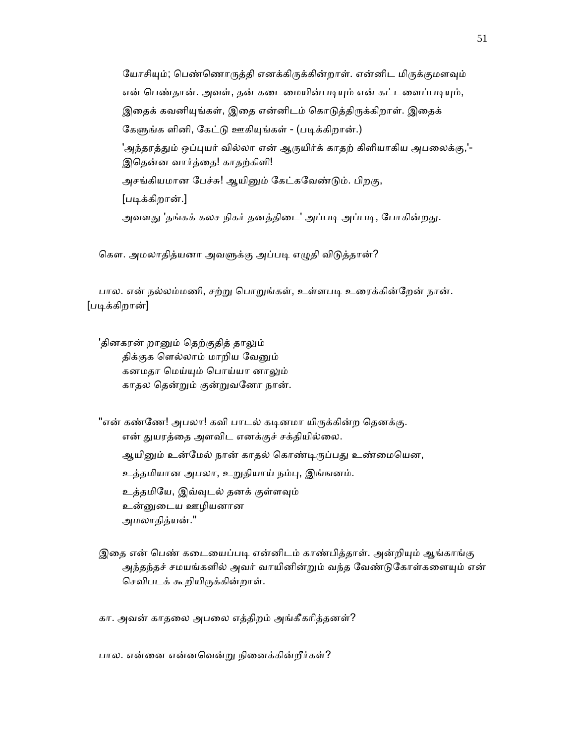யோசியும்; பெண்ணொருத்தி எனக்கிருக்கின்றாள். என்னிட மிருக்குமளவும் என் பெண்தான். அவள், தன் கடைமையின்படியும் என் கட்டளைப்படியும், இதைக் கவனியுங்கள், இதை என்னிடம் கொடுத்திருக்கிறாள். இதைக் கேளுங்க ளினி, கேட்டு ஊகியுங்கள் - (படிக்கிறான்.)

'அந்தரத்தும் ஒப்புயர் வில்லா என் ஆருயிர்க் காதற் கிளியாகிய அபலைக்கு,'- இதென்ன வார்த்தை! காதற்கிளி!

அசங்கியமான பேச்சு! ஆயினும் கேட்கவேண்டும். பிறகு,

[படிக்கிறான்.]

அவளது 'தங்கக் கலச நிகர் தனத்திடை' அப்படி அப்படி, போகின்றது.

கௌ. அமலாதித்யனா அவளுக்கு அப்படி எழுதி விடுத்தான்?

பால. என் நல்லம்மணி, சற்று பொறுங்கள், உள்ளபடி உரைக்கின்றேன் நான். [படிக்கிறான்]

'தினகரன் றானும் தெற்குதித் தாலும்
திக்குக ளெல்லாம் மாறிய வேனும்
கனமதா மெய்யும் பொய்யா னாலும்
காதல தென்றும் குன்றுவனோ நான்.

"என் கண்ணே! அபலா! கவி பாடல் கடினமா யிருக்கின்ற தெனக்கு.
என் துயரத்தை அளவிட எனக்குச் சக்தியில்லை.
ஆயினும் உன்மேல் நான் காதல் கொண்டிருப்பது உண்மையென,
உத்தமியான அபலா, உறுதியாய் நம்பு, இங்ஙனம்.
உத்தமியே, இவ்வுடல் தனக் குள்ளவும்
உன்னுடைய ஊழியனான
அமலாதித்யன்."

இதை என் பெண் கடையைப்படி என்னிடம் காண்பித்தாள். அன்றியும் ஆங்காங்கு அந்தந்தச் சமயங்களில் அவர் வாயினின்றும் வந்த வேண்டுகோள்களையும் என் செவிபடக் கூறியிருக்கின்றாள்.

கா. அவன் காதலை அபலை எத்திறம் அங்கீகரித்தனள்?

பால. என்னை என்னவென்று நினைக்கின்றீர்கள்?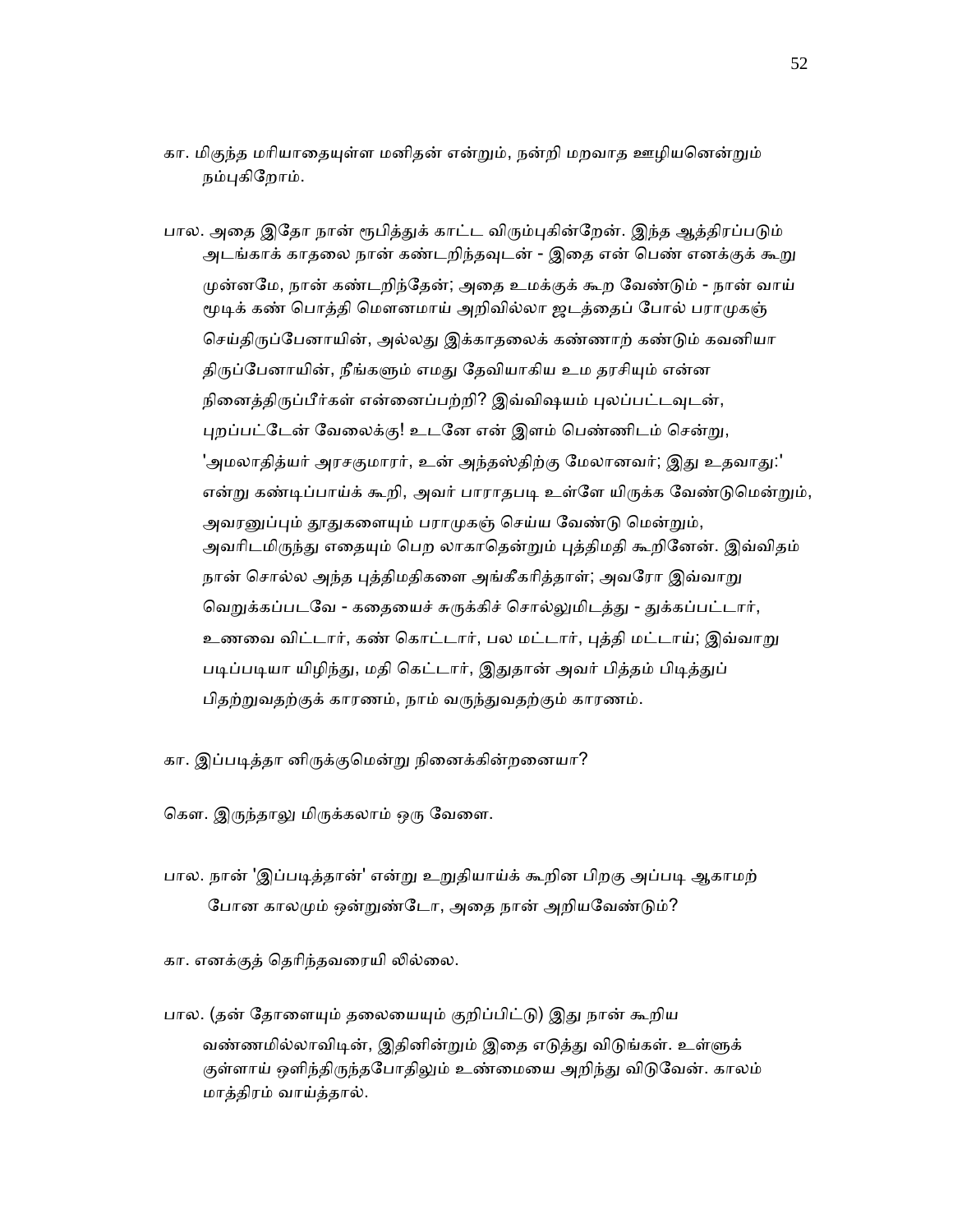கா. மிகுந்த மரியாதையுள்ள மனிதன் என்றும், நன்றி மறவாத ஊழியனென்றும் நம்புகிறோம்.

பால. அதை இதோ நான் ரூபித்துக் காட்ட விரும்புகின்றேன். இந்த ஆத்திரப்படும் அடங்காக் காதலை நான் கண்டறிந்தவுடன் - இதை என் பெண் எனக்குக் கூறு முன்னமே, நான் கண்டறிந்தேன்; அதை உமக்குக் கூற வேண்டும் - நான் வாய் மூடிக் கண் பொத்தி மௌனமாய் அறிவில்லா ஜடத்தைப் போல் பராமுகஞ் செய்திருப்பேனாயின், அல்லது இக்காதலைக் கண்ணாற் கண்டும் கவனியா திருப்பேனாயின், நீங்களும் எமது தேவியாகிய உம தரசியும் என்ன நினைத்திருப்பீர்கள் என்னைப்பற்றி? இவ்விஷயம் புலப்பட்டவுடன், புறப்பட்டேன் வேலைக்கு! உடனே என் இளம் பெண்ணிடம் சென்று, 'அமலாதித்யர் அரசகுமாரர், உன் அந்தஸ்திற்கு மேலானவர்; இது உதவாது:' என்று கண்டிப்பாய்க் கூறி, அவர் பாராதபடி உள்ளே யிருக்க வேண்டுமென்றும், அவரனுப்பும் தூதுகளையும் பராமுகஞ் செய்ய வேண்டு மென்றும், அவரிடமிருந்து எதையும் பெற லாகாதென்றும் புத்திமதி கூறினேன். இவ்விதம் நான் சொல்ல அந்த புத்திமதிகளை அங்கீகரித்தாள்; அவரோ இவ்வாறு வெறுக்கப்படவே - கதையைச் சுருக்கிச் சொல்லுமிடத்து - துக்கப்பட்டார், உணவை விட்டார், கண் கொட்டார், பல மட்டார், புத்தி மட்டாய்; இவ்வாறு படிப்படியா யிழிந்து, மதி கெட்டார், இதுதான் அவர் பித்தம் பிடித்துப் பிதற்றுவதற்குக் காரணம், நாம் வருந்துவதற்கும் காரணம்.

கா. இப்படித்தா னிருக்குமென்று நினைக்கின்றனையா?

கௌ. இருந்தாலு மிருக்கலாம் ஒரு வேளை.

பால. நான் 'இப்படித்தான்' என்று உறுதியாய்க் கூறின பிறகு அப்படி ஆகாமற் போன காலமும் ஒன்றுண்டோ, அதை நான் அறியவேண்டும்?

கா. எனக்குத் தெரிந்தவரையி லில்லை.

பால. (தன் தோளையும் தலையையும் குறிப்பிட்டு) இது நான் கூறிய வண்ணமில்லாவிடின், இதினின்றும் இதை எடுத்து விடுங்கள். உள்ளுக் குள்ளாய் ஒளிந்திருந்தபோதிலும் உண்மையை அறிந்து விடுவேன். காலம் மாத்திரம் வாய்த்தால்.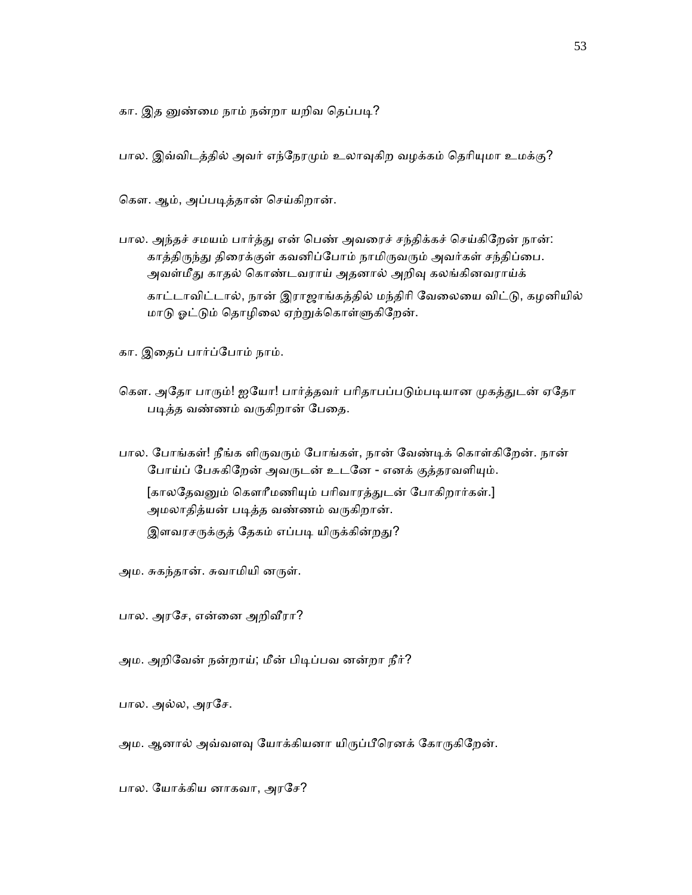கா. இத னுண்மை நாம் நன்றா யறிவ தெப்படி?

பால. இவ்விடத்தில் அவர் எந்நேரமும் உலாவுகிற வழக்கம் தெரியுமா உமக்கு?

கௌ. ஆம், அப்படித்தான் செய்கிறான்.

பால. அந்தச் சமயம் பார்த்து என் பெண் அவரைச் சந்திக்கச் செய்கிறேன் நான்: காத்திருந்து திரைக்குள் கவனிப்போம் நாமிருவரும் அவர்கள் சந்திப்பை. அவள்மீது காதல் கொண்டவராய் அதனால் அறிவு கலங்கினவராய்க்

காட்டாவிட்டால், நான் இராஜாங்கத்தில் மந்திரி வேலையை விட்டு, கழனியில் மாடு ஓட்டும் தொழிலை ஏற்றுக்கொள்ளுகிறேன்.

கா. இதைப் பார்ப்போம் நாம்.

கௌ. அதோ பாரும்! ஐயோ! பார்த்தவர் பரிதாபப்படும்படியான முகத்துடன் ஏதோ படித்த வண்ணம் வருகிறான் பேதை.

பால. போங்கள்! நீங்க ளிருவரும் போங்கள், நான் வேண்டிக் கொள்கிறேன். நான் போய்ப் பேசுகிறேன் அவருடன் உடனே - எனக் குத்தரவளியும்.

[காலதேவனும் கௌரீமணியும் பரிவாரத்துடன் போகிறார்கள்.] அமலாதித்யன் படித்த வண்ணம் வருகிறான்.

இளவரசருக்குத் தேகம் எப்படி யிருக்கின்றது?

அம. சுகந்தான். சுவாமியி னருள்.

பால. அரசே, என்னை அறிவீரா?

அம. அறிவேன் நன்றாய்; மீன் பிடிப்பவ னன்றா நீர்?

பால. அல்ல, அரசே.

அம. ஆனால் அவ்வளவு யோக்கியனா யிருப்பீரெனக் கோருகிறேன்.

பால. யோக்கிய னாகவா, அரசே?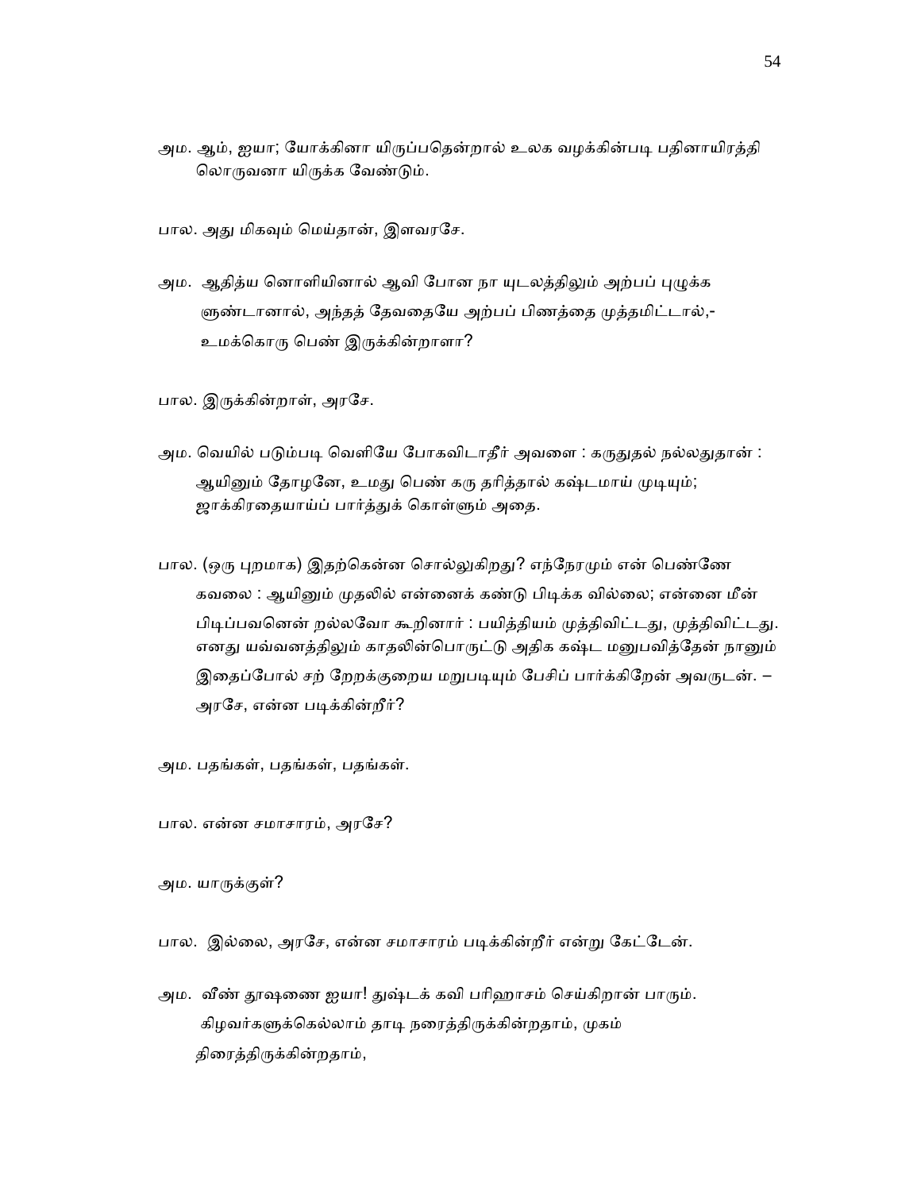அம. ஆம், ஐயா; யோக்கினா யிருப்பதென்றால் உலக வழக்கின்படி பதினாயிரத்தி லொருவனா யிருக்க வேண்டும்.

பால. அது மிகவும் மெய்தான், இளவரசே.

அம. ஆதித்ய னொளியினால் ஆவி போன நா யுடலத்திலும் அற்பப் புழுக்க ளுண்டானால், அந்தத் தேவதையே அற்பப் பிணத்தை முத்தமிட்டால்,- உமக்கொரு பெண் இருக்கின்றாளா?

பால. இருக்கின்றாள், அரசே.

அம. வெயில் படும்படி வெளியே போகவிடாதீர் அவளை : கருதுதல் நல்லதுதான் : ஆயினும் தோழனே, உமது பெண் கரு தரித்தால் கஷ்டமாய் முடியும்; ஜாக்கிரதையாய்ப் பார்த்துக் கொள்ளும் அதை.

பால. (ஒரு புறமாக) இதற்கென்ன சொல்லுகிறது? எந்நேரமும் என் பெண்ணே கவலை : ஆயினும் முதலில் என்னைக் கண்டு பிடிக்க வில்லை; என்னை மீன் பிடிப்பவனென் றல்லவோ கூறினார் : பயித்தியம் முத்திவிட்டது, முத்திவிட்டது. எனது யவ்வனத்திலும் காதலின்பொருட்டு அதிக கஷ்ட மனுபவித்தேன் நானும் இதைப்போல் சற் றேறக்குறைய மறுபடியும் பேசிப் பார்க்கிறேன் அவருடன். – அரசே, என்ன படிக்கின்றீர்?

அம. பதங்கள், பதங்கள், பதங்கள்.

பால. என்ன சமாசாரம், அரசே?

அம. யாருக்குள்?

பால. இல்லை, அரசே, என்ன சமாசாரம் படிக்கின்றீர் என்று கேட்டேன்.

அம. வீண் தூஷணை ஐயா! துஷ்டக் கவி பரிஹாசம் செய்கிறான் பாரும். கிழவர்களுக்கெல்லாம் தாடி நரைத்திருக்கின்றதாம், முகம் திரைத்திருக்கின்றதாம்,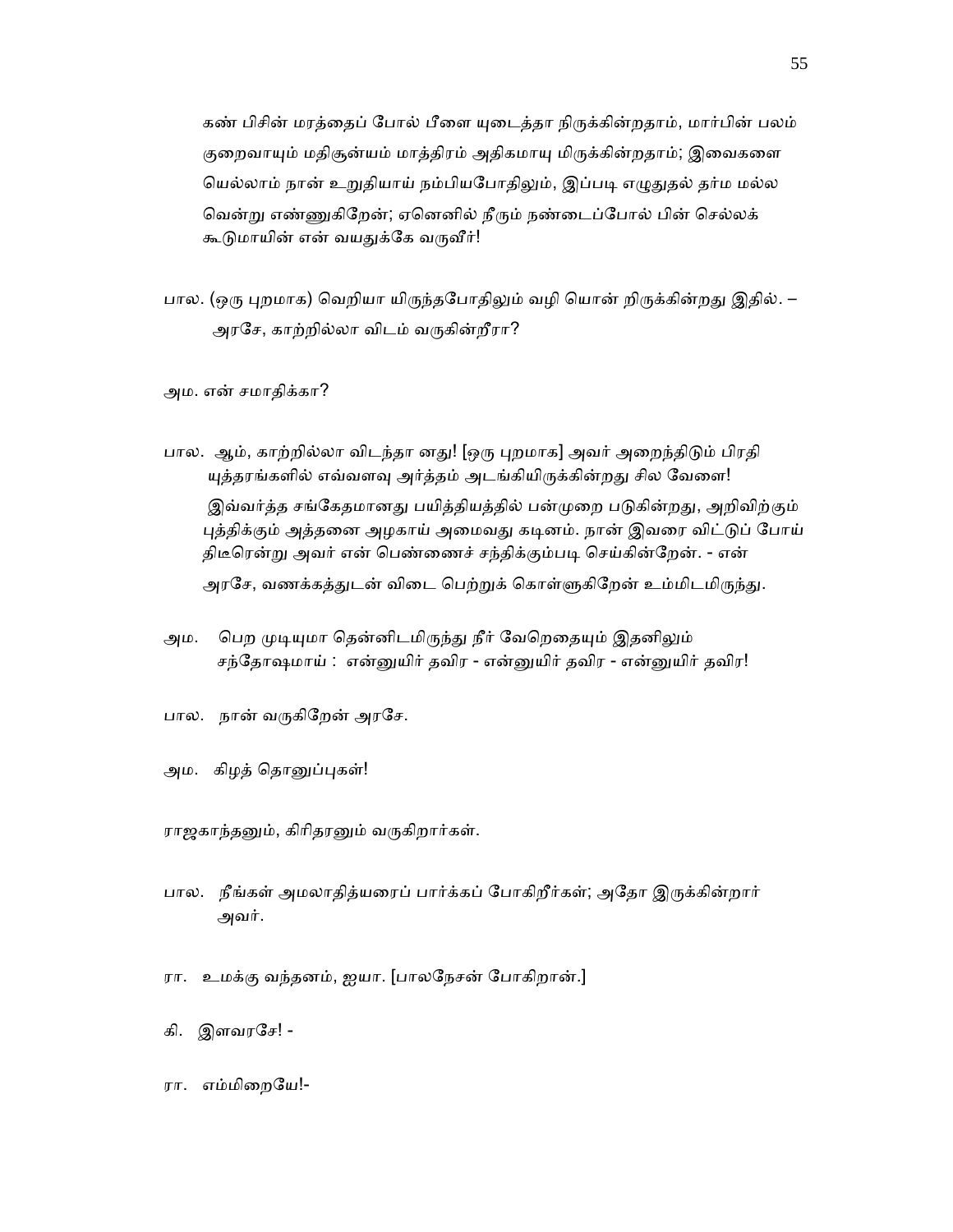கண் பிசின் மரத்தைப் போல் பீளை யுடைத்தா நிருக்கின்றதாம், மார்பின் பலம் குறைவாயும் மதிசூன்யம் மாத்திரம் அதிகமாயு மிருக்கின்றதாம்; இவைகளை யெல்லாம் நான் உறுதியாய் நம்பியபோதிலும், இப்படி எழுதுதல் தர்ம மல்ல வென்று எண்ணுகிறேன்; ஏனெனில் நீரும் நண்டைப்போல் பின் செல்லக் கூடுமாயின் என் வயதுக்கே வருவீர்!

பால. (ஒரு புறமாக) வெறியா யிருந்தபோதிலும் வழி யொன் றிருக்கின்றது இதில். – அரசே, காற்றில்லா விடம் வருகின்றீரா?

அம. என் சமாதிக்கா?

பால. ஆம், காற்றில்லா விடந்தா னது! [ஒரு புறமாக] அவர் அறைந்திடும் பிரதி யுத்தரங்களில் எவ்வளவு அர்த்தம் அடங்கியிருக்கின்றது சில வேளை! இவ்வர்த்த சங்கேதமானது பயித்தியத்தில் பன்முறை படுகின்றது, அறிவிற்கும் புத்திக்கும் அத்தனை அழகாய் அமைவது கடினம். நான் இவரை விட்டுப் போய் திடீரென்று அவர் என் பெண்ணைச் சந்திக்கும்படி செய்கின்றேன். - என் அரசே, வணக்கத்துடன் விடை பெற்றுக் கொள்ளுகிறேன் உம்மிடமிருந்து.

அம. பெற முடியுமா தென்னிடமிருந்து நீர் வேறெதையும் இதனிலும் சந்தோஷமாய் : என்னுயிர் தவிர - என்னுயிர் தவிர - என்னுயிர் தவிர!

பால. நான் வருகிறேன் அரசே.

அம. கிழத் தொனுப்புகள்!

ராஜகாந்தனும், கிரிதரனும் வருகிறார்கள்.

பால. நீங்கள் அமலாதித்யரைப் பார்க்கப் போகிறீர்கள்; அதோ இருக்கின்றார் அவர்.

ரா. உமக்கு வந்தனம், ஐயா. [பாலநேசன் போகிறான்.]

கி. இளவரசே! -

ரா. எம்மிறையே!-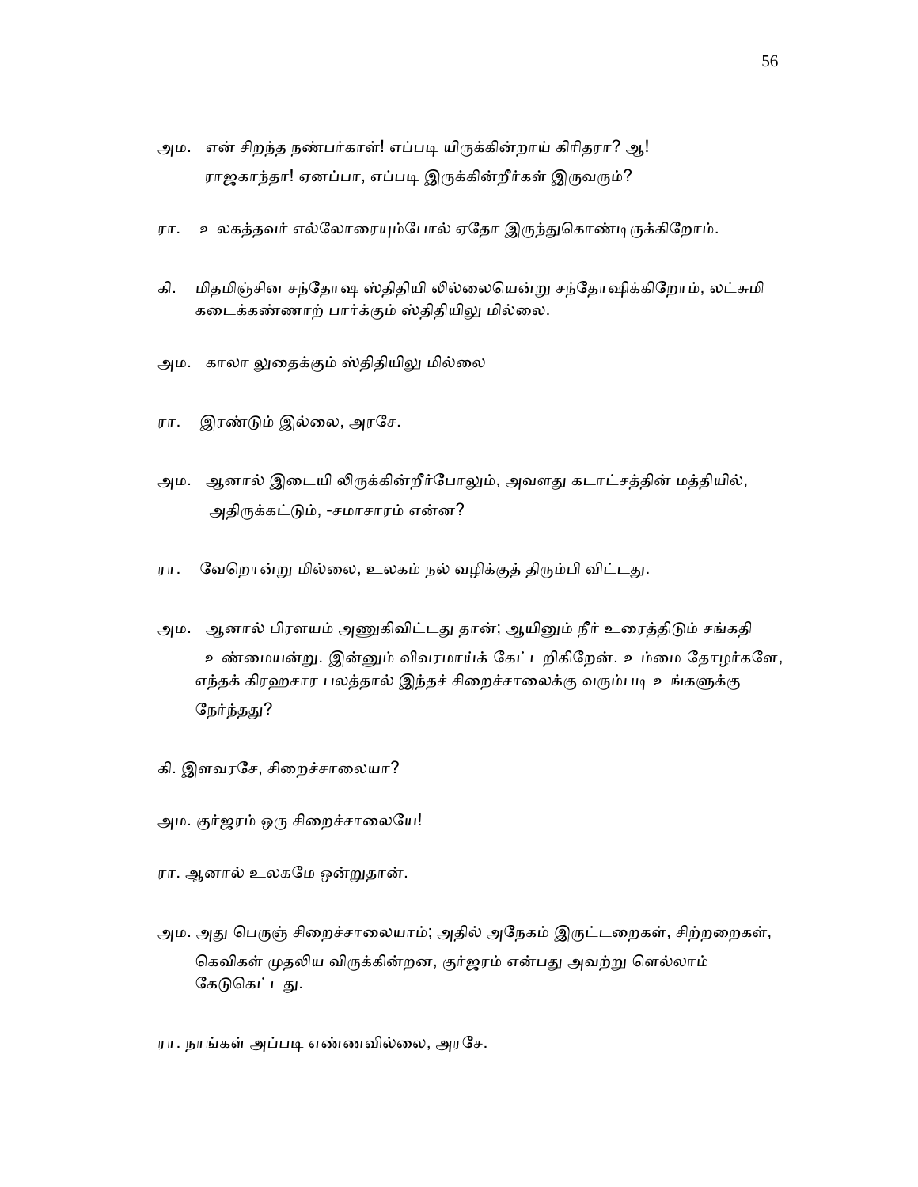அம. என் சிறந்த நண்பர்காள்! எப்படி யிருக்கின்றாய் கிரிதரா? ஆ! ராஜகாந்தா! ஏனப்பா, எப்படி இருக்கின்றீர்கள் இருவரும்?

ரா. உலகத்தவர் எல்லோரையும்போல் ஏதோ இருந்துகொண்டிருக்கிறோம்.

கி. மிதமிஞ்சின சந்தோஷ ஸ்திதியி லில்லையென்று சந்தோஷிக்கிறோம், லட்சுமி கடைக்கண்ணாற் பார்க்கும் ஸ்திதியிலு மில்லை.

அம. காலா லுதைக்கும் ஸ்திதியிலு மில்லை

ரா. இரண்டும் இல்லை, அரசே.

அம. ஆனால் இடையி லிருக்கின்றீர்போலும், அவளது கடாட்சத்தின் மத்தியில், அதிருக்கட்டும், -சமாசாரம் என்ன?

ரா. வேறொன்று மில்லை, உலகம் நல் வழிக்குத் திரும்பி விட்டது.

அம. ஆனால் பிரளயம் அணுகிவிட்டது தான்; ஆயினும் நீர் உரைத்திடும் சங்கதி உண்மையன்று. இன்னும் விவரமாய்க் கேட்டறிகிறேன். உம்மை தோழர்களே, எந்தக் கிரஹசார பலத்தால் இந்தச் சிறைச்சாலைக்கு வரும்படி உங்களுக்கு நேர்ந்தது?

கி. இளவரசே, சிறைச்சாலையா?

அம. குர்ஜரம் ஒரு சிறைச்சாலையே!

ரா. ஆனால் உலகமே ஒன்றுதான்.

அம. அது பெருஞ் சிறைச்சாலையாம்; அதில் அநேகம் இருட்டறைகள், சிற்றறைகள், கெவிகள் முதலிய விருக்கின்றன, குர்ஜரம் என்பது அவற்று ளெல்லாம் கேடுகெட்டது.

ரா. நாங்கள் அப்படி எண்ணவில்லை, அரசே.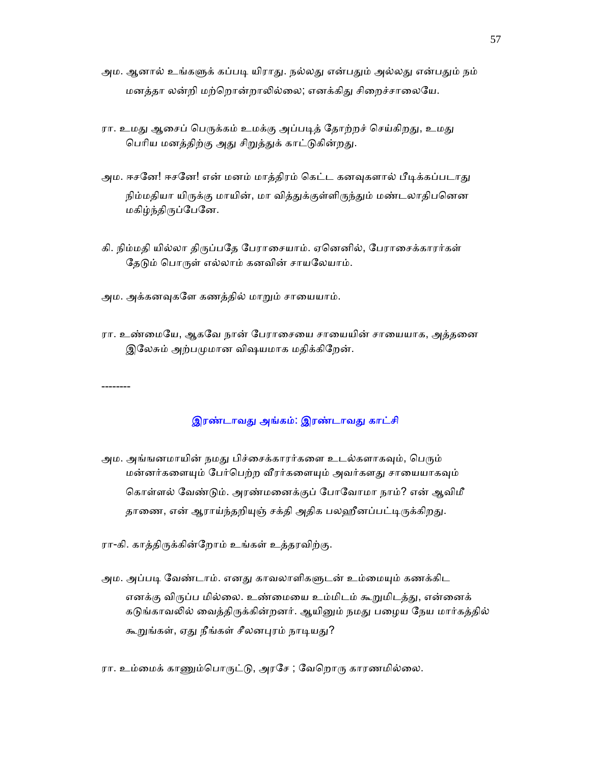அம. ஆனால் உங்களுக் கப்படி யிராது. நல்லது என்பதும் அல்லது என்பதும் நம் மனத்தா லன்றி மற்றொன்றாலில்லை; எனக்கிது சிறைச்சாலையே.

ரா. உமது ஆசைப் பெருக்கம் உமக்கு அப்படித் தோற்றச் செய்கிறது, உமது பெரிய மனத்திற்கு அது சிறுத்துக் காட்டுகின்றது.

அம. ஈசனே! ஈசனே! என் மனம் மாத்திரம் கெட்ட கனவுகளால் பீடிக்கப்படாது நிம்மதியா யிருக்கு மாயின், மா வித்துக்குள்ளிருந்தும் மண்டலாதிபனென மகிழ்ந்திருப்பேனே.

கி. நிம்மதி யில்லா திருப்பதே பேராசையாம். ஏனெனில், பேராசைக்காரர்கள் தேடும் பொருள் எல்லாம் கனவின் சாயலேயாம்.

அம. அக்கனவுகளே கணத்தில் மாறும் சாயையாம்.

ரா. உண்மையே, ஆகவே நான் பேராசையை சாயையின் சாயையாக, அத்தனை இலேசும் அற்பமுமான விஷயமாக மதிக்கிறேன்.

--------

## இரண்டாவது அங்கம்: இரண்டாவது காட்சி

அம. அங்ஙனமாயின் நமது பிச்சைக்காரர்களை உடல்களாகவும், பெரும் மன்னர்களையும் பேர்பெற்ற வீரர்களையும் அவர்களது சாயையாகவும் கொள்ளல் வேண்டும். அரண்மனைக்குப் போவோமா நாம்? என் ஆவிமீ தாணை, என் ஆராய்ந்தறியுஞ் சக்தி அதிக பலஹீனப்பட்டிருக்கிறது.

ரா-கி. காத்திருக்கின்றோம் உங்கள் உத்தரவிற்கு.

அம. அப்படி வேண்டாம். எனது காவலாளிகளுடன் உம்மையும் கணக்கிட எனக்கு விருப்ப மில்லை. உண்மையை உம்மிடம் கூறுமிடத்து, என்னைக் கடுங்காவலில் வைத்திருக்கின்றனர். ஆயினும் நமது பழைய நேய மார்கத்தில் கூறுங்கள், ஏது நீங்கள் சீலனபுரம் நாடியது?

ரா. உம்மைக் காணும்பொருட்டு, அரசே ; வேறொரு காரணமில்லை.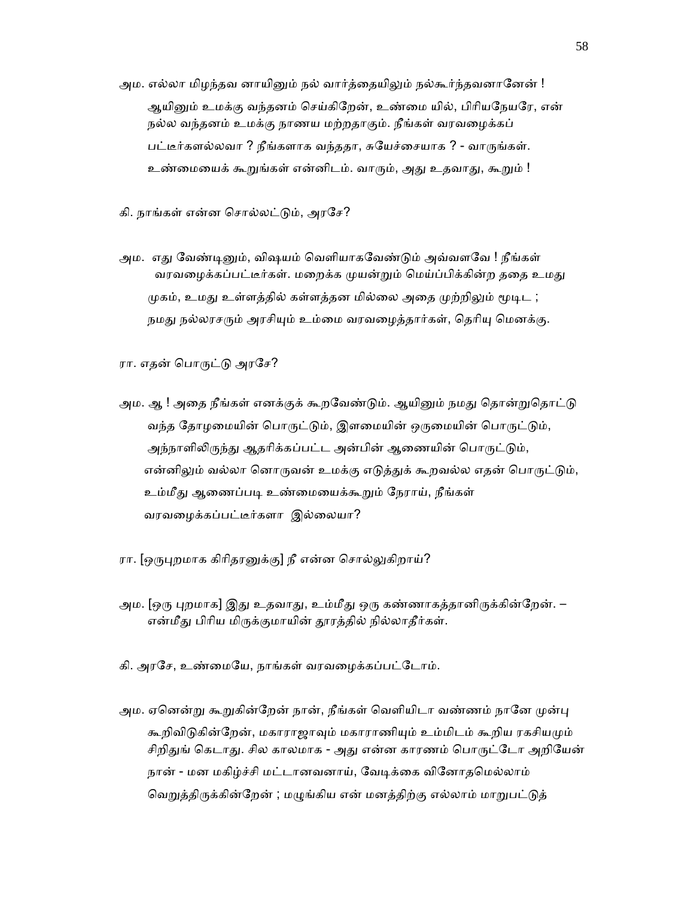அம. எல்லா மிழந்தவ னாயினும் நல் வார்த்தையிலும் நல்கூர்ந்தவனானேன் ! ஆயினும் உமக்கு வந்தனம் செய்கிறேன், உண்மை யில், பிரியநேயரே, என் நல்ல வந்தனம் உமக்கு நாணய மற்றதாகும். நீங்கள் வரவழைக்கப் பட்டீர்களல்லவா ? நீங்களாக வந்ததா, சுயேச்சையாக ? - வாருங்கள். உண்மையைக் கூறுங்கள் என்னிடம். வாரும், அது உதவாது, கூறும் !

கி. நாங்கள் என்ன சொல்லட்டும், அரசே?

அம. எது வேண்டினும், விஷயம் வெளியாகவேண்டும் அவ்வளவே ! நீங்கள் வரவழைக்கப்பட்டீர்கள். மறைக்க முயன்றும் மெய்ப்பிக்கின்ற ததை உமது முகம், உமது உள்ளத்தில் கள்ளத்தன மில்லை அதை முற்றிலும் மூடிட ; நமது நல்லரசரும் அரசியும் உம்மை வரவழைத்தார்கள், தெரியு மெனக்கு.

ரா. எதன் பொருட்டு அரசே?

அம. ஆ ! அதை நீங்கள் எனக்குக் கூறவேண்டும். ஆயினும் நமது தொன்றுதொட்டு வந்த தோழமையின் பொருட்டும், இளமையின் ஒருமையின் பொருட்டும், அந்நாளிலிருந்து ஆதரிக்கப்பட்ட அன்பின் ஆணையின் பொருட்டும், என்னிலும் வல்லா னொருவன் உமக்கு எடுத்துக் கூறவல்ல எதன் பொருட்டும், உம்மீது ஆணைப்படி உண்மையைக்கூறும் நேராய், நீங்கள் வரவழைக்கப்பட்டீர்களா இல்லையா?

ரா. [ஒருபுறமாக கிரிதரனுக்கு] நீ என்ன சொல்லுகிறாய்?

அம. [ஒரு புறமாக] இது உதவாது, உம்மீது ஒரு கண்ணாகத்தானிருக்கின்றேன். – என்மீது பிரிய மிருக்குமாயின் தூரத்தில் நில்லாதீர்கள்.

கி. அரசே, உண்மையே, நாங்கள் வரவழைக்கப்பட்டோம்.

அம. ஏனென்று கூறுகின்றேன் நான், நீங்கள் வெளியிடா வண்ணம் நானே முன்பு கூறிவிடுகின்றேன், மகாராஜாவும் மகாராணியும் உம்மிடம் கூறிய ரகசியமும் சிறிதுங் கெடாது. சில காலமாக - அது என்ன காரணம் பொருட்டோ அறியேன் நான் - மன மகிழ்ச்சி மட்டானவனாய், வேடிக்கை வினோதமெல்லாம் வெறுத்திருக்கின்றேன் ; மழுங்கிய என் மனத்திற்கு எல்லாம் மாறுபட்டுத்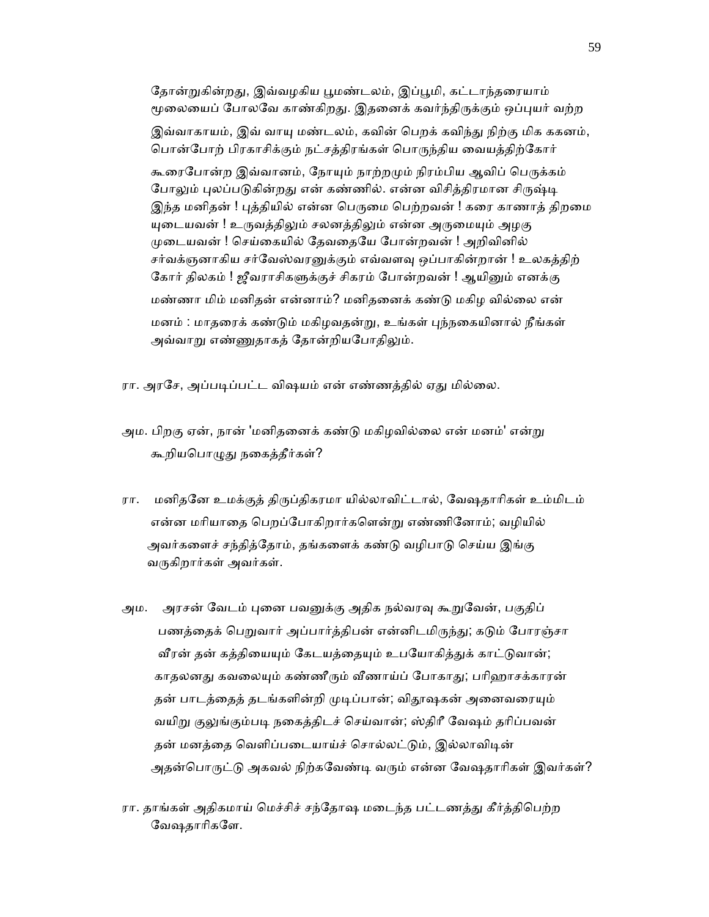தோன்றுகின்றது, இவ்வழகிய பூமண்டலம், இப்பூமி, கட்டாந்தரையாம் மூலையைப் போலவே காண்கிறது. இதனைக் கவர்ந்திருக்கும் ஒப்புயர் வற்ற இவ்வாகாயம், இவ் வாயு மண்டலம், கவின் பெறக் கவிந்து நிற்கு மிக ககனம், பொன்போற் பிரகாசிக்கும் நட்சத்திரங்கள் பொருந்திய வையத்திற்கோர் கூரைபோன்ற இவ்வானம், நோயும் நாற்றமும் நிரம்பிய ஆவிப் பெருக்கம் போலும் புலப்படுகின்றது என் கண்ணில். என்ன விசித்திரமான சிருஷ்டி இந்த மனிதன் ! புத்தியில் என்ன பெருமை பெற்றவன் ! கரை காணாத் திறமை யுடையவன் ! உருவத்திலும் சலனத்திலும் என்ன அருமையும் அழகு முடையவன் ! செய்கையில் தேவதையே போன்றவன் ! அறிவினில் சர்வக்ஞனாகிய சர்வேஸ்வரனுக்கும் எவ்வளவு ஒப்பாகின்றான் ! உலகத்திற் கோர் திலகம் ! ஜீவராசிகளுக்குச் சிகரம் போன்றவன் ! ஆயினும் எனக்கு மண்ணா மிம் மனிதன் என்னாம்? மனிதனைக் கண்டு மகிழ வில்லை என் மனம் : மாதரைக் கண்டும் மகிழவதன்று, உங்கள் புந்நகையினால் நீங்கள் அவ்வாறு எண்ணுதாகத் தோன்றியபோதிலும்.

ரா. அரசே, அப்படிப்பட்ட விஷயம் என் எண்ணத்தில் ஏது மில்லை.

அம. பிறகு ஏன், நான் 'மனிதனைக் கண்டு மகிழவில்லை என் மனம்' என்று கூறியபொழுது நகைத்தீர்கள்?

ரா. மனிதனே உமக்குத் திருப்திகரமா யில்லாவிட்டால், வேஷதாரிகள் உம்மிடம் என்ன மரியாதை பெறப்போகிறார்களென்று எண்ணினோம்; வழியில் அவர்களைச் சந்தித்தோம், தங்களைக் கண்டு வழிபாடு செய்ய இங்கு வருகிறார்கள் அவர்கள்.

அம. அரசன் வேடம் புனை பவனுக்கு அதிக நல்வரவு கூறுவேன், பகுதிப் பணத்தைக் பெறுவார் அப்பார்த்திபன் என்னிடமிருந்து; கடும் போரஞ்சா வீரன் தன் கத்தியையும் கேடயத்தையும் உபயோகித்துக் காட்டுவான்; காதலனது கவலையும் கண்ணீரும் வீணாய்ப் போகாது; பரிஹாசக்காரன் தன் பாடத்தைத் தடங்களின்றி முடிப்பான்; விதூஷகன் அனைவரையும் வயிறு குலுங்கும்படி நகைத்திடச் செய்வான்; ஸ்திரீ வேஷம் தரிப்பவன் தன் மனத்தை வெளிப்படையாய்ச் சொல்லட்டும், இல்லாவிடின் அதன்பொருட்டு அகவல் நிற்கவேண்டி வரும் என்ன வேஷதாரிகள் இவர்கள்?

ரா. தாங்கள் அதிகமாய் மெச்சிச் சந்தோஷ மடைந்த பட்டணத்து கீர்த்திபெற்ற வேஷதாரிகளே.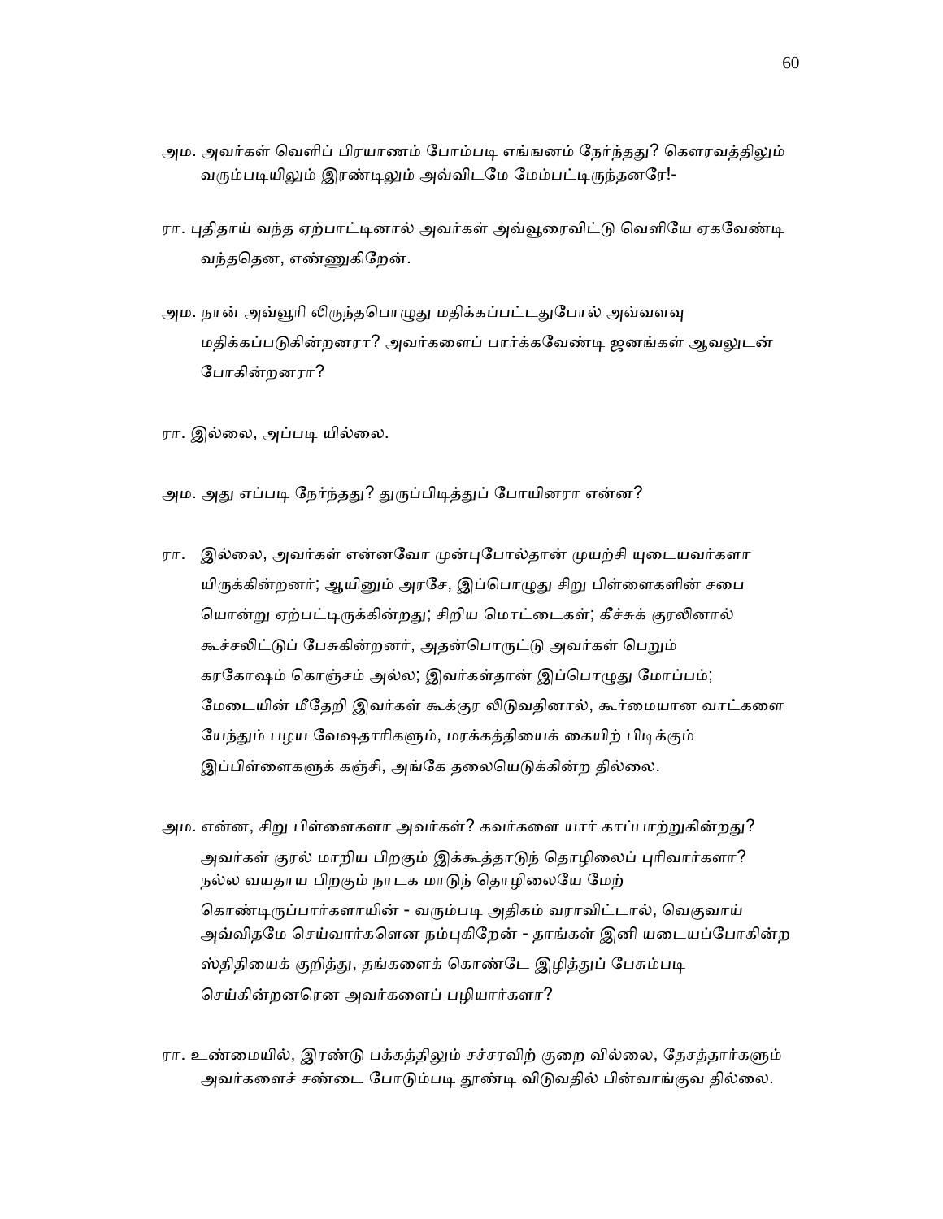அம. அவர்கள் வெளிப் பிரயாணம் போம்படி எங்ஙனம் நேர்ந்தது? கௌரவத்திலும் வரும்படியிலும் இரண்டிலும் அவ்விடமே மேம்பட்டிருந்தனரே!-

ரா. புதிதாய் வந்த ஏற்பாட்டினால் அவர்கள் அவ்வூரைவிட்டு வெளியே ஏகவேண்டி வந்ததென, எண்ணுகிறேன்.

அம. நான் அவ்வூரி லிருந்தபொழுது மதிக்கப்பட்டதுபோல் அவ்வளவு மதிக்கப்படுகின்றனரா? அவர்களைப் பார்க்கவேண்டி ஜனங்கள் ஆவலுடன் போகின்றனரா?

ரா. இல்லை, அப்படி யில்லை.

அம. அது எப்படி நேர்ந்தது? துருப்பிடித்துப் போயினரா என்ன?

ரா. இல்லை, அவர்கள் என்னவோ முன்புபோல்தான் முயற்சி யுடையவர்களா யிருக்கின்றனர்; ஆயினும் அரசே, இப்பொழுது சிறு பிள்ளைகளின் சபை யொன்று ஏற்பட்டிருக்கின்றது; சிறிய மொட்டைகள்; கீச்சுக் குரலினால் கூச்சலிட்டுப் பேசுகின்றனர், அதன்பொருட்டு அவர்கள் பெறும் கரகோஷம் கொஞ்சம் அல்ல; இவர்கள்தான் இப்பொழுது மோப்பம்; மேடையின் மீதேறி இவர்கள் கூக்குர லிடுவதினால், கூர்மையான வாட்களை யேந்தும் பழய வேஷதாரிகளும், மரக்கத்தியைக் கையிற் பிடிக்கும் இப்பிள்ளைகளுக் கஞ்சி, அங்கே தலையெடுக்கின்ற தில்லை.

அம. என்ன, சிறு பிள்ளைகளா அவர்கள்? கவர்களை யார் காப்பாற்றுகின்றது? அவர்கள் குரல் மாறிய பிறகும் இக்கூத்தாடுந் தொழிலைப் புரிவார்களா? நல்ல வயதாய பிறகும் நாடக மாடுந் தொழிலையே மேற் கொண்டிருப்பார்களாயின் - வரும்படி அதிகம் வராவிட்டால், வெகுவாய் அவ்விதமே செய்வார்களென நம்புகிறேன் - தாங்கள் இனி யடையப்போகின்ற ஸ்திதியைக் குறித்து, தங்களைக் கொண்டே இழித்துப் பேசும்படி செய்கின்றனரென அவர்களைப் பழியார்களா?

ரா. உண்மையில், இரண்டு பக்கத்திலும் சச்சரவிற் குறை வில்லை, தேசத்தார்களும் அவர்களைச் சண்டை போடும்படி தூண்டி விடுவதில் பின்வாங்குவ தில்லை.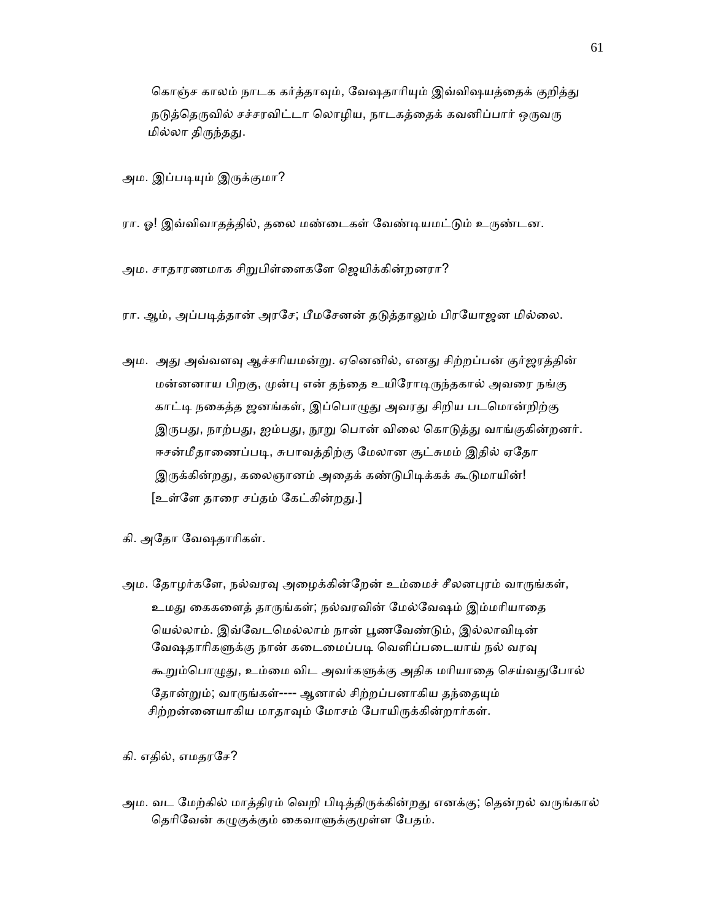கொஞ்ச காலம் நாடக கர்த்தாவும், வேஷதாரியும் இவ்விஷயத்தைக் குறித்து நடுத்தெருவில் சச்சரவிட்டா லொழிய, நாடகத்தைக் கவனிப்பார் ஒருவரு மில்லா திருந்தது.

அம. இப்படியும் இருக்குமா?

ரா. ஓ! இவ்விவாதத்தில், தலை மண்டைகள் வேண்டியமட்டும் உருண்டன.

அம. சாதாரணமாக சிறுபிள்ளைகளே ஜெயிக்கின்றனரா?

ரா. ஆம், அப்படித்தான் அரசே; பீமசேனன் தடுத்தாலும் பிரயோஜன மில்லை.

அம. அது அவ்வளவு ஆச்சரியமன்று. ஏனெனில், எனது சிற்றப்பன் குர்ஜரத்தின் மன்னனாய பிறகு, முன்பு என் தந்தை உயிரோடிருந்தகால் அவரை நங்கு காட்டி நகைத்த ஜனங்கள், இப்பொழுது அவரது சிறிய படமொன்றிற்கு இருபது, நாற்பது, ஐம்பது, நூறு பொன் விலை கொடுத்து வாங்குகின்றனர். ஈசன்மீதாணைப்படி, சுபாவத்திற்கு மேலான சூட்சுமம் இதில் ஏதோ இருக்கின்றது, கலைஞானம் அதைக் கண்டுபிடிக்கக் கூடுமாயின்! [உள்ளே தாரை சப்தம் கேட்கின்றது.]

கி. அதோ வேஷதாரிகள்.

அம. தோழர்களே, நல்வரவு அழைக்கின்றேன் உம்மைச் சீலனபுரம் வாருங்கள், உமது கைகளைத் தாருங்கள்; நல்வரவின் மேல்வேஷம் இம்மரியாதை யெல்லாம். இவ்வேடமெல்லாம் நான் பூணவேண்டும், இல்லாவிடின் வேஷதாரிகளுக்கு நான் கடைமைப்படி வெளிப்படையாய் நல் வரவு கூறும்பொழுது, உம்மை விட அவர்களுக்கு அதிக மரியாதை செய்வதுபோல் தோன்றும்; வாருங்கள்---- ஆனால் சிற்றப்பனாகிய தந்தையும் சிற்றன்னையாகிய மாதாவும் மோசம் போயிருக்கின்றார்கள்.

கி. எதில், எமதரசே?

அம. வட மேற்கில் மாத்திரம் வெறி பிடித்திருக்கின்றது எனக்கு; தென்றல் வருங்கால் தெரிவேன் கழுகுக்கும் கைவாளுக்குமுள்ள பேதம்.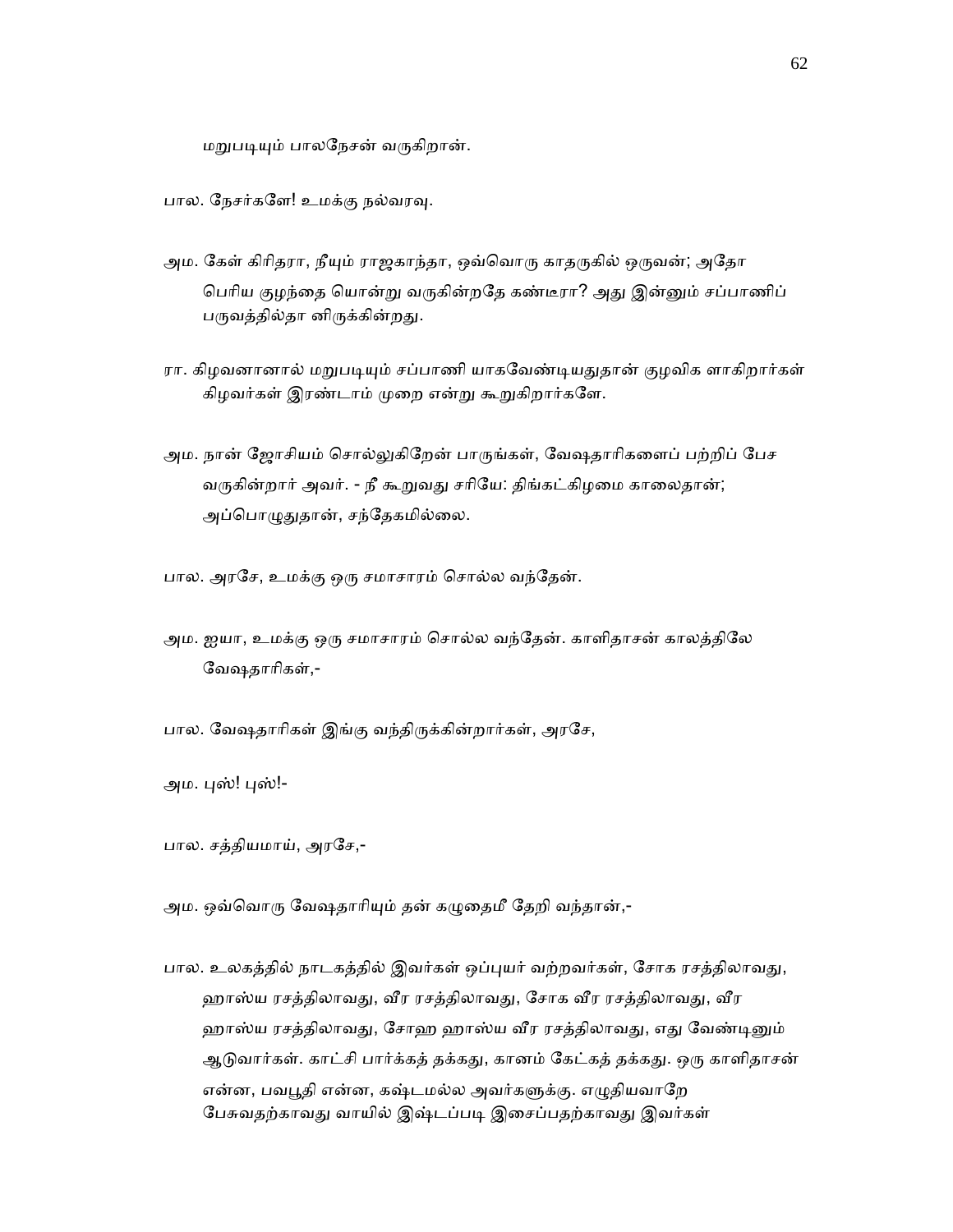மறுபடியும் பாலநேசன் வருகிறான்.

பால. நேசர்களே! உமக்கு நல்வரவு.

அம. கேள் கிரிதரா, நீயும் ராஜகாந்தா, ஒவ்வொரு காதருகில் ஒருவன்; அதோ பெரிய குழந்தை யொன்று வருகின்றதே கண்டீரா? அது இன்னும் சப்பாணிப் பருவத்தில்தா னிருக்கின்றது.

ரா. கிழவனானால் மறுபடியும் சப்பாணி யாகவேண்டியதுதான் குழவிக ளாகிறார்கள் கிழவர்கள் இரண்டாம் முறை என்று கூறுகிறார்களே.

அம. நான் ஜோசியம் சொல்லுகிறேன் பாருங்கள், வேஷதாரிகளைப் பற்றிப் பேச வருகின்றார் அவர். - நீ கூறுவது சரியே: திங்கட்கிழமை காலைதான்; அப்பொழுதுதான், சந்தேகமில்லை.

பால. அரசே, உமக்கு ஒரு சமாசாரம் சொல்ல வந்தேன்.

அம. ஐயா, உமக்கு ஒரு சமாசாரம் சொல்ல வந்தேன். காளிதாசன் காலத்திலே வேஷதாரிகள்,-

பால. வேஷதாரிகள் இங்கு வந்திருக்கின்றார்கள், அரசே,

அம. புஸ்! புஸ்!-

பால. சத்தியமாய், அரசே,-

அம. ஒவ்வொரு வேஷதாரியும் தன் கழுதைமீ தேறி வந்தான்,-

பால. உலகத்தில் நாடகத்தில் இவர்கள் ஒப்புயர் வற்றவர்கள், சோக ரசத்திலாவது, ஹாஸ்ய ரசத்திலாவது, வீர ரசத்திலாவது, சோக வீர ரசத்திலாவது, வீர ஹாஸ்ய ரசத்திலாவது, சோஹ ஹாஸ்ய வீர ரசத்திலாவது, எது வேண்டினும் ஆடுவார்கள். காட்சி பார்க்கத் தக்கது, கானம் கேட்கத் தக்கது. ஒரு காளிதாசன் என்ன, பவபூதி என்ன, கஷ்டமல்ல அவர்களுக்கு. எழுதியவாறே பேசுவதற்காவது வாயில் இஷ்டப்படி இசைப்பதற்காவது இவர்கள்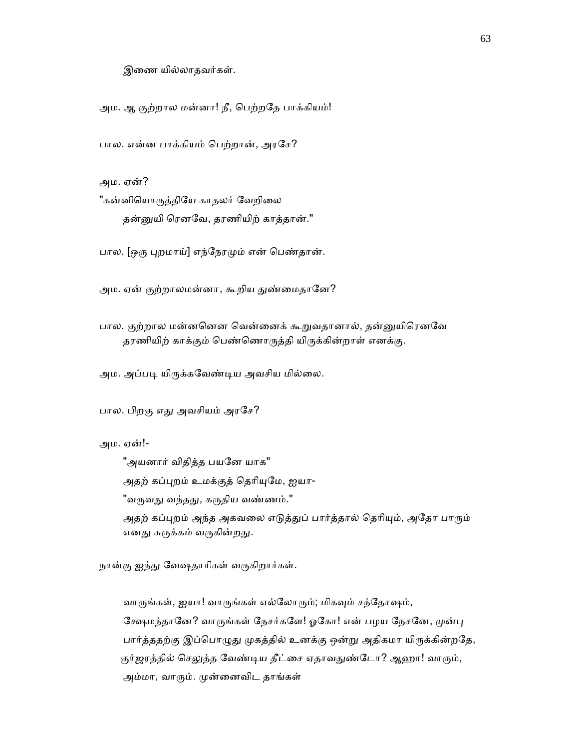இணை யில்லாதவர்கள்.

அம. ஆ குற்றால மன்னா! நீ, பெற்றதே பாக்கியம்!

பால. என்ன பாக்கியம் பெற்றான், அரசே?

அம. ஏன்?

"கன்னியொருத்தியே காதலர் வேறிலை

தன்னுயி ரெனவே, தரணியிற் காத்தான்."

பால. [ஒரு புறமாய்] எந்நேரமும் என் பெண்தான்.

அம. ஏன் குற்றாலமன்னா, கூறிய துண்மைதானே?

பால. குற்றால மன்னனென வென்னைக் கூறுவதானால், தன்னுயிரெனவே தரணியிற் காக்கும் பெண்ணொருத்தி யிருக்கின்றாள் எனக்கு.

அம. அப்படி யிருக்கவேண்டிய அவசிய மில்லை.

பால. பிறகு எது அவசியம் அரசே?

அம. ஏன்!-

"அயனார் விதித்த பயனே யாக"

அதற் கப்புறம் உமக்குத் தெரியுமே, ஐயா-

"வருவது வந்தது, கருதிய வண்ணம்."

அதற் கப்புறம் அந்த அகவலை எடுத்துப் பார்த்தால் தெரியும், அதோ பாரும் எனது சுருக்கம் வருகின்றது.

நான்கு ஐந்து வேஷதாரிகள் வருகிறார்கள்.

வாருங்கள், ஐயா! வாருங்கள் எல்லோரும்; மிகவும் சந்தோஷம், க்ஷேமந்தானே? வாருங்கள் நேசர்களே! ஓகோ! என் பழய நேசனே, முன்பு பார்த்ததற்கு இப்பொழுது முகத்தில் உனக்கு ஒன்று அதிகமா யிருக்கின்றதே, குர்ஜரத்தில் செலுத்த வேண்டிய தீட்சை ஏதாவதுண்டோ? ஆஹா! வாரும், அம்மா, வாரும். முன்னைவிட தாங்கள்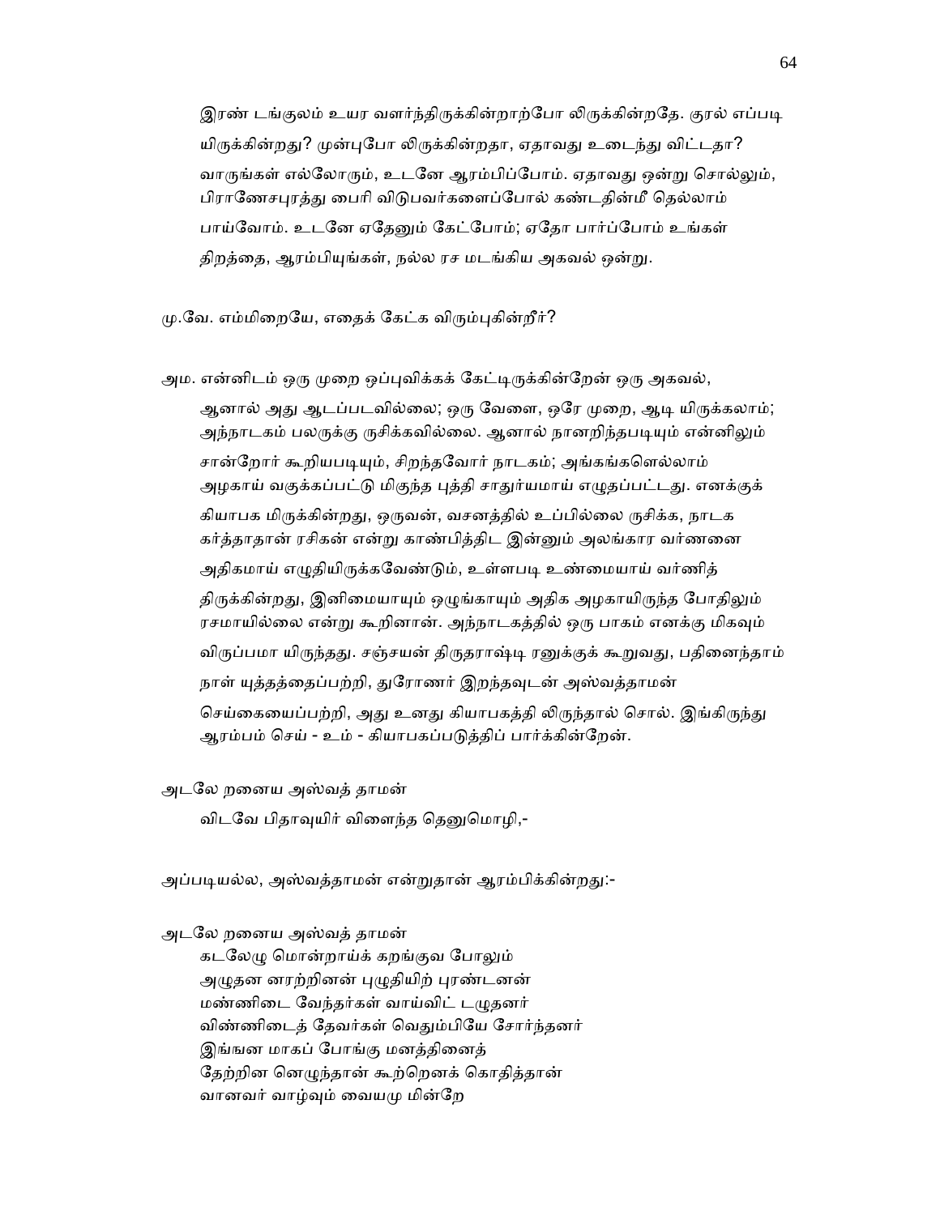இரண் டங்குலம் உயர வளர்ந்திருக்கின்றாற்போ லிருக்கின்றதே. குரல் எப்படி யிருக்கின்றது? முன்புபோ லிருக்கின்றதா, ஏதாவது உடைந்து விட்டதா? வாருங்கள் எல்லோரும், உடனே ஆரம்பிப்போம். ஏதாவது ஒன்று சொல்லும், பிராணேசபுரத்து பைரி விடுபவர்களைப்போல் கண்டதின்மீ தெல்லாம் பாய்வோம். உடனே ஏதேனும் கேட்போம்; ஏதோ பார்ப்போம் உங்கள் திறத்தை, ஆரம்பியுங்கள், நல்ல ரச மடங்கிய அகவல் ஒன்று.

மு.வே. எம்மிறையே, எதைக் கேட்க விரும்புகின்றீர்?

அம. என்னிடம் ஒரு முறை ஒப்புவிக்கக் கேட்டிருக்கின்றேன் ஒரு அகவல், ஆனால் அது ஆடப்படவில்லை; ஒரு வேளை, ஒரே முறை, ஆடி யிருக்கலாம்; அந்நாடகம் பலருக்கு ருசிக்கவில்லை. ஆனால் நானறிந்தபடியும் என்னிலும் சான்றோர் கூறியபடியும், சிறந்தவோர் நாடகம்; அங்கங்களெல்லாம் அழகாய் வகுக்கப்பட்டு மிகுந்த புத்தி சாதுர்யமாய் எழுதப்பட்டது. எனக்குக் கியாபக மிருக்கின்றது, ஒருவன், வசனத்தில் உப்பில்லை ருசிக்க, நாடக கர்த்தாதான் ரசிகன் என்று காண்பித்திட இன்னும் அலங்கார வர்ணனை அதிகமாய் எழுதியிருக்கவேண்டும், உள்ளபடி உண்மையாய் வர்ணித் திருக்கின்றது, இனிமையாயும் ஒழுங்காயும் அதிக அழகாயிருந்த போதிலும் ரசமாயில்லை என்று கூறினான். அந்நாடகத்தில் ஒரு பாகம் எனக்கு மிகவும் விருப்பமா யிருந்தது. சஞ்சயன் திருதராஷ்டி ரனுக்குக் கூறுவது, பதினைந்தாம் நாள் யுத்தத்தைப்பற்றி, துரோணர் இறந்தவுடன் அஸ்வத்தாமன் செய்கையைப்பற்றி, அது உனது கியாபகத்தி லிருந்தால் சொல். இங்கிருந்து ஆரம்பம் செய் - உம் - கியாபகப்படுத்திப் பார்க்கின்றேன்.

அடலே றனைய அஸ்வத் தாமன்
 விடவே பிதாவுயிர் விளைந்த தெனுமொழி,-

அப்படியல்ல, அஸ்வத்தாமன் என்றுதான் ஆரம்பிக்கின்றது:-

அடலே றனைய அஸ்வத் தாமன்
 கடலேழு மொன்றாய்க் கறங்குவ போலும்
 அழுதன னரற்றினன் புழுதியிற் புரண்டனன்
 மண்ணிடை வேந்தர்கள் வாய்விட் டழுதனர்
 விண்ணிடைத் தேவர்கள் வெதும்பியே சோர்ந்தனர்
 இங்ஙன மாகப் போங்கு மனத்தினைத்
 தேற்றின னெழுந்தான் கூற்றெனக் கொதித்தான்
 வானவர் வாழ்வும் வையமு மின்றே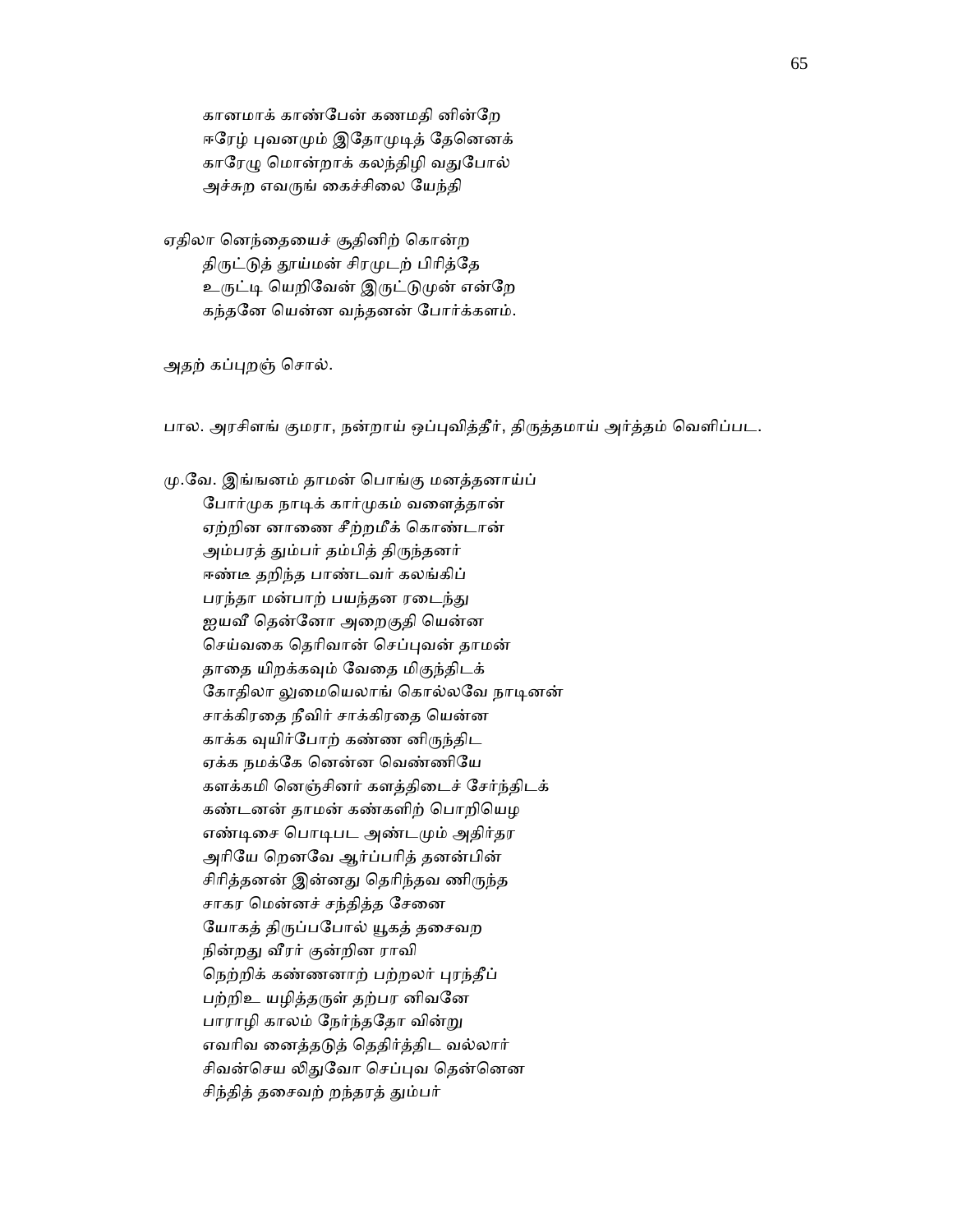கானமாக் காண்பேன் கணமதி னின்றே
ஈரேழ் புவனமும் இதோமுடித் தேனெனக்
காரேழு மொன்றாக் கலந்திழி வதுபோல்
அச்சுற எவருங் கைச்சிலை யேந்தி

ஏதிலா னெந்தையைச் சூதினிற் கொன்ற
திருட்டுத் தூய்மன் சிரமுடற் பிரித்தே
உருட்டி யெறிவேன் இருட்டுமுன் என்றே
கந்தனே யென்ன வந்தனன் போர்க்களம்.

அதற் கப்புறஞ் சொல்.

பால. அரசிளங் குமரா, நன்றாய் ஒப்புவித்தீர், திருத்தமாய் அர்த்தம் வெளிப்பட.

மு.வே. இங்ஙனம் தாமன் பொங்கு மனத்தனாய்ப்
போர்முக நாடிக் கார்முகம் வளைத்தான்
ஏற்றின னாணை சீற்றமீக் கொண்டான்
அம்பரத் தும்பர் தம்பித் திருந்தனர்
ஈண்டீ தறிந்த பாண்டவர் கலங்கிப்
பரந்தா மன்பாற் பயந்தன ரடைந்து
ஐயவீ தென்னோ அறைகுதி யென்ன
செய்வகை தெரிவான் செப்புவன் தாமன்
தாதை யிறக்கவும் வேதை மிகுந்திடக்
கோதிலா லுமையெலாங் கொல்லவே நாடினன்
சாக்கிரதை நீவிர் சாக்கிரதை யென்ன
காக்க வுயிர்போற் கண்ண னிருந்திட
ஏக்க நமக்கே னென்ன வெண்ணியே
களக்கமி னெஞ்சினர் களத்திடைச் சேர்ந்திடக்
கண்டனன் தாமன் கண்களிற் பொறியெழ
எண்டிசை பொடிபட அண்டமும் அதிர்தர
அரியே றெனவே ஆர்ப்பரித் தனன்பின்
சிரித்தனன் இன்னது தெரிந்தவ ணிருந்த
சாகர மென்னச் சந்தித்த சேனை
யோகத் திருப்பபோல் யூகத் தசைவற
நின்றது வீரர் குன்றின ராவி
நெற்றிக் கண்ணனாற் பற்றலர் புரந்தீப்
பற்றிஉ யழித்தருள் தற்பர னிவனே
பாராழி காலம் நேர்ந்ததோ வின்று
எவரிவ னைத்தடுத் தெதிர்த்திட வல்லார்
சிவன்செய லிதுவோ செப்புவ தென்னென
சிந்தித் தசைவற் றந்தரத் தும்பர்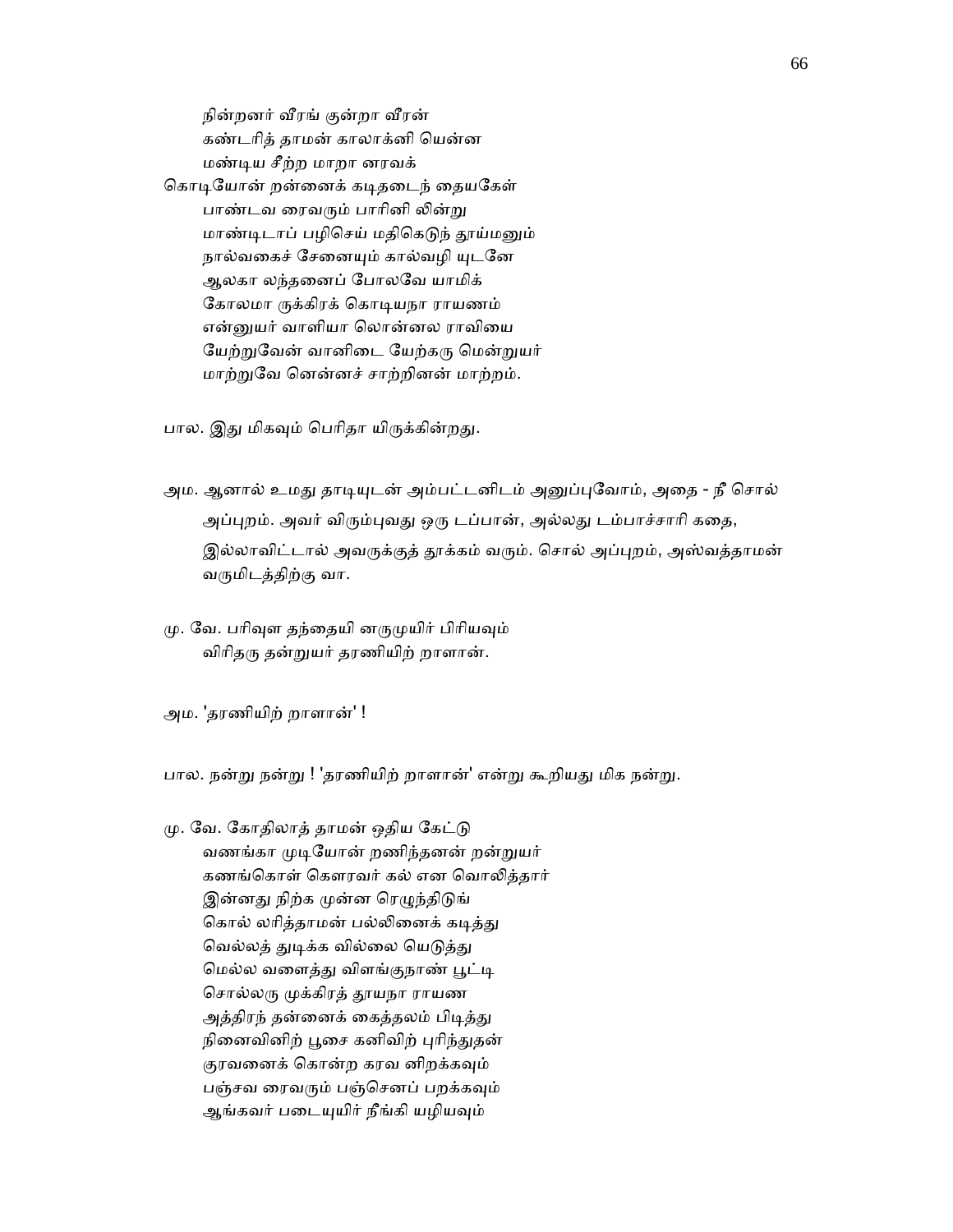நின்றனர் வீரங் குன்றா வீரன்
கண்டரித் தாமன் காலாக்னி யென்ன
மண்டிய சீற்ற மாறா னரவக்
கொடியோன் றன்னைக் கடிதடைந் தையகேள்
பாண்டவ ரைவரும் பாரினி லின்று
மாண்டிடாப் பழிசெய் மதிகெடுந் தூய்மனும்
நால்வகைச் சேனையும் கால்வழி யுடனே
ஆலகா லந்தனைப் போலவே யாமிக்
கோலமா ருக்கிரக் கொடியநா ராயணம்
என்னுயர் வாளியா லொன்னல ராவியை
யேற்றுவேன் வானிடை யேற்கரு மென்றுயர்
மாற்றுவே னென்னச் சாற்றினன் மாற்றம்.

பால. இது மிகவும் பெரிதா யிருக்கின்றது.

அம. ஆனால் உமது தாடியுடன் அம்பட்டனிடம் அனுப்புவோம், அதை - நீ சொல் அப்புறம். அவர் விரும்புவது ஒரு டப்பான், அல்லது டம்பாச்சாரி கதை, இல்லாவிட்டால் அவருக்குத் தூக்கம் வரும். சொல் அப்புறம், அஸ்வத்தாமன் வருமிடத்திற்கு வா.

மு. வே. பரிவுள தந்தையி னருமுயிர் பிரியவும்
விரிதரு தன்றுயர் தரணியிற் றாளான்.

அம. 'தரணியிற் றாளான்' !

பால. நன்று நன்று ! 'தரணியிற் றாளான்' என்று கூறியது மிக நன்று.

மு. வே. கோதிலாத் தாமன் ஒதிய கேட்டு
வணங்கா முடியோன் றணிந்தனன் றன்றுயர்
கணங்கொள் கௌரவர் கல் என வொலித்தார்
இன்னது நிற்க முன்ன ரெழுந்திடுங்
கொல் லரித்தாமன் பல்லினைக் கடித்து
வெல்லத் துடிக்க வில்லை யெடுத்து
மெல்ல வளைத்து விளங்குநாண் பூட்டி
சொல்லரு முக்கிரத் தூயநா ராயண
அத்திரந் தன்னைக் கைத்தலம் பிடித்து
நினைவினிற் பூசை கனிவிற் புரிந்துதன்
குரவனைக் கொன்ற கரவ னிறக்கவும்
பஞ்சவ ரைவரும் பஞ்செனப் பறக்கவும்
ஆங்கவர் படையுயிர் நீங்கி யழியவும்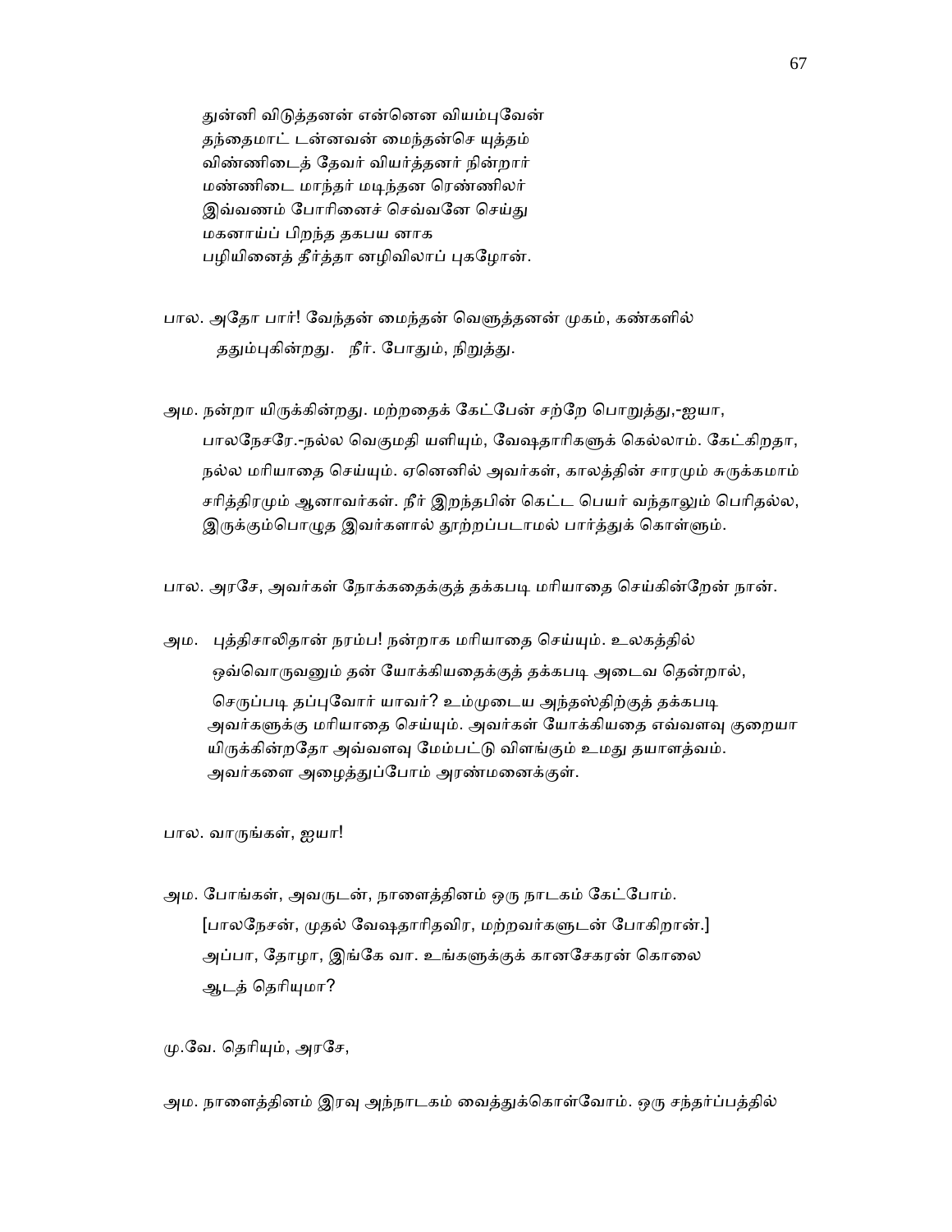துன்னி விடுத்தனன் என்னென வியம்புவேன்
தந்தைமாட் டன்னவன் மைந்தன்செ யுத்தம்
விண்ணிடைத் தேவர் வியர்த்தனர் நின்றார்
மண்ணிடை மாந்தர் மடிந்தன ரெண்ணிலர்
இவ்வணம் போரினைச் செவ்வனே செய்து
மகனாய்ப் பிறந்த தகபய னாக
பழியினைத் தீர்த்தா னழிவிலாப் புகழோன்.

பால. அதோ பார்! வேந்தன் மைந்தன் வெளுத்தனன் முகம், கண்களில் ததும்புகின்றது. நீர். போதும், நிறுத்து.

அம. நன்றா யிருக்கின்றது. மற்றதைக் கேட்பேன் சற்றே பொறுத்து,-ஐயா, பாலநேசரே.-நல்ல வெகுமதி யளியும், வேஷதாரிகளுக் கெல்லாம். கேட்கிறதா, நல்ல மரியாதை செய்யும். ஏனெனில் அவர்கள், காலத்தின் சாரமும் சுருக்கமாம் சரித்திரமும் ஆனாவர்கள். நீர் இறந்தபின் கெட்ட பெயர் வந்தாலும் பெரிதல்ல, இருக்கும்பொழுத இவர்களால் தூற்றப்படாமல் பார்த்துக் கொள்ளும்.

பால. அரசே, அவர்கள் நோக்கதைக்குத் தக்கபடி மரியாதை செய்கின்றேன் நான்.

அம. புத்திசாலிதான் நரம்ப! நன்றாக மரியாதை செய்யும். உலகத்தில் ஒவ்வொருவனும் தன் யோக்கியதைக்குத் தக்கபடி அடைவ தென்றால், செருப்படி தப்புவோர் யாவர்? உம்முடைய அந்தஸ்திற்குத் தக்கபடி அவர்களுக்கு மரியாதை செய்யும். அவர்கள் யோக்கியதை எவ்வளவு குறையா யிருக்கின்றதோ அவ்வளவு மேம்பட்டு விளங்கும் உமது தயாளத்வம். அவர்களை அழைத்துப்போம் அரண்மனைக்குள்.

பால. வாருங்கள், ஐயா!

அம. போங்கள், அவருடன், நாளைத்தினம் ஒரு நாடகம் கேட்போம்.
[பாலநேசன், முதல் வேஷதாரிதவிர, மற்றவர்களுடன் போகிறான்.]
அப்பா, தோழா, இங்கே வா. உங்களுக்குக் கானசேகரன் கொலை ஆடத் தெரியுமா?

மு.வே. தெரியும், அரசே,

அம. நாளைத்தினம் இரவு அந்நாடகம் வைத்துக்கொள்வோம். ஒரு சந்தர்ப்பத்தில்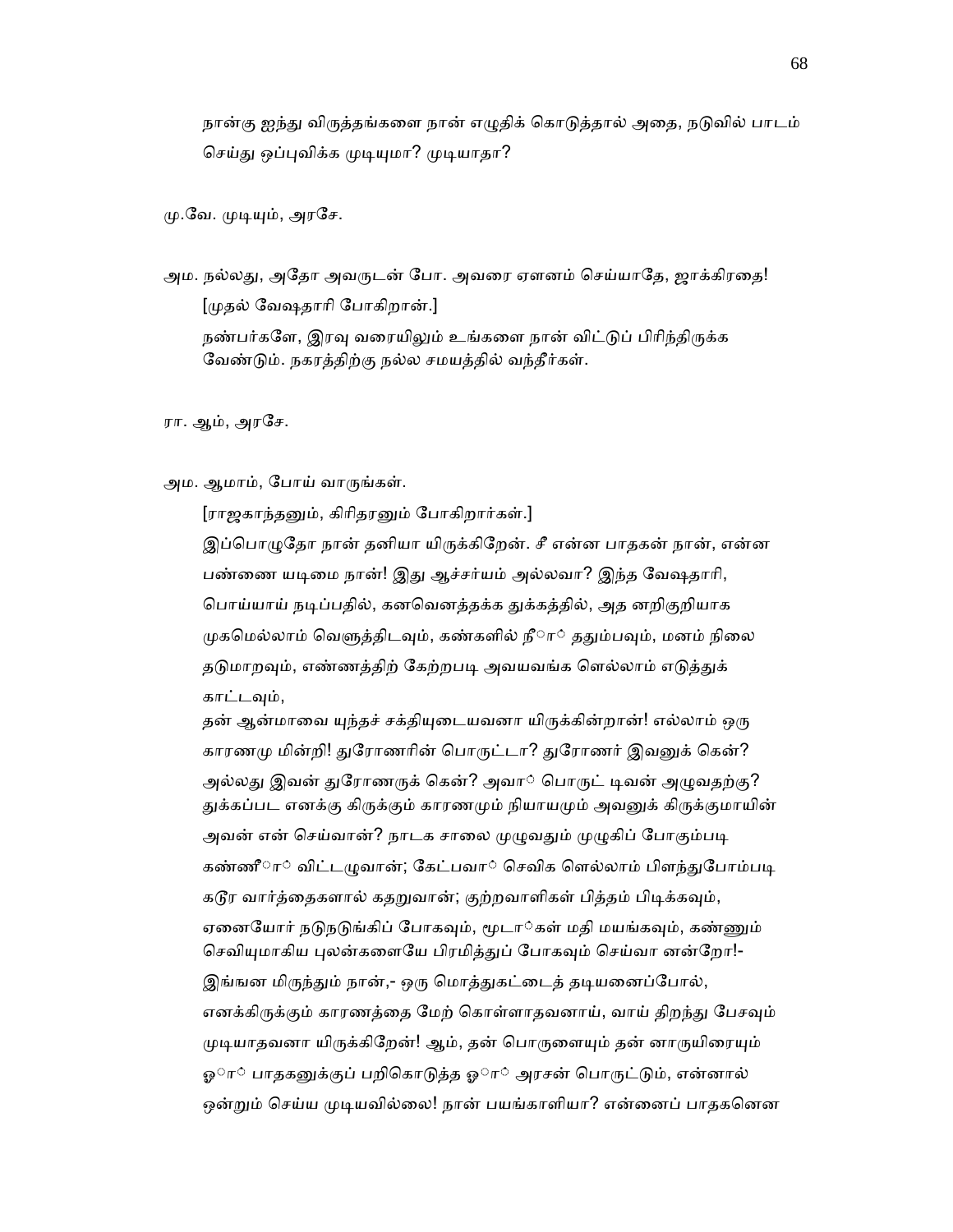நான்கு ஐந்து விருத்தங்களை நான் எழுதிக் கொடுத்தால் அதை, நடுவில் பாடம் செய்து ஒப்புவிக்க முடியுமா? முடியாதா?

மு.வே. முடியும், அரசே.

அம. நல்லது, அதோ அவருடன் போ. அவரை ஏளனம் செய்யாதே, ஜாக்கிரதை!

[முதல் வேஷதாரி போகிறான்.]

நண்பர்களே, இரவு வரையிலும் உங்களை நான் விட்டுப் பிரிந்திருக்க வேண்டும். நகரத்திற்கு நல்ல சமயத்தில் வந்தீர்கள்.

ரா. ஆம், அரசே.

அம. ஆமாம், போய் வாருங்கள்.

[ராஜகாந்தனும், கிரிதரனும் போகிறார்கள்.]

இப்பொழுதோ நான் தனியா யிருக்கிறேன். சீ என்ன பாதகன் நான், என்ன பண்ணை யடிமை நான்! இது ஆச்சர்யம் அல்லவா? இந்த வேஷதாரி, பொய்யாய் நடிப்பதில், கனவெனத்தக்க துக்கத்தில், அத னறிகுறியாக முகமெல்லாம் வெளுத்திடவும், கண்களில் நீ ◌ா◌ ததும்பவும், மனம் நிலை தடுமாறவும், எண்ணத்திற் கேற்றபடி அவயவங்க ளெல்லாம் எடுத்துக் காட்டவும்,

தன் ஆன்மாவை யுந்தச் சக்தியுடையவனா யிருக்கின்றான்! எல்லாம் ஒரு காரணமு மின்றி! துரோணரின் பொருட்டா? துரோணர் இவனுக் கென்? அல்லது இவன் துரோணருக் கென்? அவா◌ பொருட் டிவன் அழுவதற்கு? துக்கப்பட எனக்கு கிருக்கும் காரணமும் நியாயமும் அவனுக் கிருக்குமாயின் அவன் என் செய்வான்? நாடக சாலை முழுவதும் முழுகிப் போகும்படி கண்ணீ ◌ா◌ விட்டழுவான்; கேட்பவா◌ செவிக ளெல்லாம் பிளந்துபோம்படி கடூர வார்த்தைகளால் கதறுவான்; குற்றவாளிகள் பித்தம் பிடிக்கவும், ஏனையோர் நடுநடுங்கிப் போகவும், மூடா◌கள் மதி மயங்கவும், கண்ணும் செவியுமாகிய புலன்களையே பிரமித்துப் போகவும் செய்வா னன்றோ!- இங்ஙன மிருந்தும் நான்,- ஒரு மொத்துகட்டைத் தடியனைப்போல், எனக்கிருக்கும் காரணத்தை மேற் கொள்ளாதவனாய், வாய் திறந்து பேசவும் முடியாதவனா யிருக்கிறேன்! ஆம், தன் பொருளையும் தன் னாருயிரையும் ஓ◌ா◌ பாதகனுக்குப் பறிகொடுத்த ஓ◌ா◌ அரசன் பொருட்டும், என்னால் ஒன்றும் செய்ய முடியவில்லை! நான் பயங்காளியா? என்னைப் பாதகனென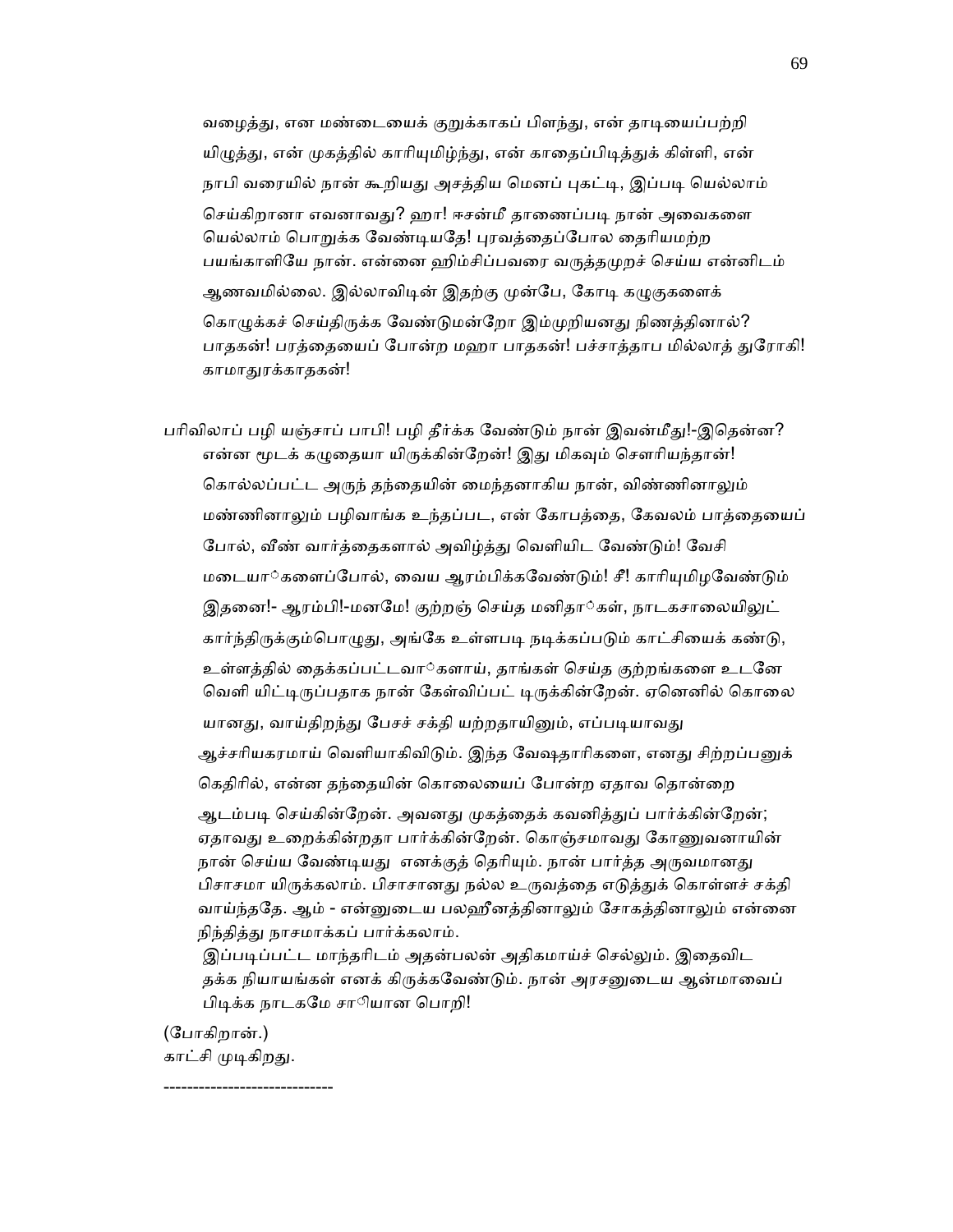வழைத்து, என மண்டையைக் குறுக்காகப் பிளந்து, என் தாடியைப்பற்றி யிழுத்து, என் முகத்தில் காரியுமிழ்ந்து, என் காதைப்பிடித்துக் கிள்ளி, என் நாபி வரையில் நான் கூறியது அசத்திய மெனப் புகட்டி, இப்படி யெல்லாம் செய்கிறானா எவனாவது? ஹா! ஈசன்மீ தாணைப்படி நான் அவைகளை யெல்லாம் பொறுக்க வேண்டியதே! புரவத்தைப்போல தைரியமற்ற பயங்காளியே நான். என்னை ஹிம்சிப்பவரை வருத்தமுறச் செய்ய என்னிடம் ஆணவமில்லை. இல்லாவிடின் இதற்கு முன்பே, கோடி கழுகுகளைக் கொழுக்கச் செய்திருக்க வேண்டுமன்றோ இம்முறியனது நிணத்தினால்? பாதகன்! பரத்தையைப் போன்ற மஹா பாதகன்! பச்சாத்தாப மில்லாத் துரோகி! காமாதுரக்காதகன்!

பரிவிலாப் பழி யஞ்சாப் பாபி! பழி தீர்க்க வேண்டும் நான் இவன்மீது!-இதென்ன? என்ன மூடக் கழுதையா யிருக்கின்றேன்! இது மிகவும் சௌரியந்தான்! கொல்லப்பட்ட அருந் தந்தையின் மைந்தனாகிய நான், விண்ணினாலும் மண்ணினாலும் பழிவாங்க உந்தப்பட, என் கோபத்தை, கேவலம் பாத்தையைப் போல், வீண் வார்த்தைகளால் அவிழ்த்து வெளியிட வேண்டும்! வேசி மடையா்களைப்போல், வைய ஆரம்பிக்கவேண்டும்! சீ! காரியுமிழவேண்டும் இதனை!- ஆரம்பி!-மனமே! குற்றஞ் செய்த மனிதா்கள், நாடகசாலையிலுட் கார்ந்திருக்கும்பொழுது, அங்கே உள்ளபடி நடிக்கப்படும் காட்சியைக் கண்டு, உள்ளத்தில் தைக்கப்பட்டவா்களாய், தாங்கள் செய்த குற்றங்களை உடனே வெளி யிட்டிருப்பதாக நான் கேள்விப்பட் டிருக்கின்றேன். ஏனெனில் கொலை யானது, வாய்திறந்து பேசச் சக்தி யற்றதாயினும், எப்படியாவது ஆச்சரியகரமாய் வெளியாகிவிடும். இந்த வேஷதாரிகளை, எனது சிற்றப்பனுக் கெதிரில், என்ன தந்தையின் கொலையைப் போன்ற ஏதாவ தொன்றை ஆடம்படி செய்கின்றேன். அவனது முகத்தைக் கவனித்துப் பார்க்கின்றேன்; ஏதாவது உறைக்கின்றதா பார்க்கின்றேன். கொஞ்சமாவது கோணுவனாயின் நான் செய்ய வேண்டியது எனக்குத் தெரியும். நான் பார்த்த அருவமானது பிசாசமா யிருக்கலாம். பிசாசானது நல்ல உருவத்தை எடுத்துக் கொள்ளச் சக்தி வாய்ந்ததே. ஆம் - என்னுடைய பலஹீனத்தினாலும் சோகத்தினாலும் என்னை நிந்தித்து நாசமாக்கப் பார்க்கலாம்.
இப்படிப்பட்ட மாந்தரிடம் அதன்பலன் அதிகமாய்ச் செல்லும். இதைவிட தக்க நியாயங்கள் எனக் கிருக்கவேண்டும். நான் அரசனுடைய ஆன்மாவைப் பிடிக்க நாடகமே சாியான பொறி!

(போகிறான்.)
காட்சி முடிகிறது.

-----------------------------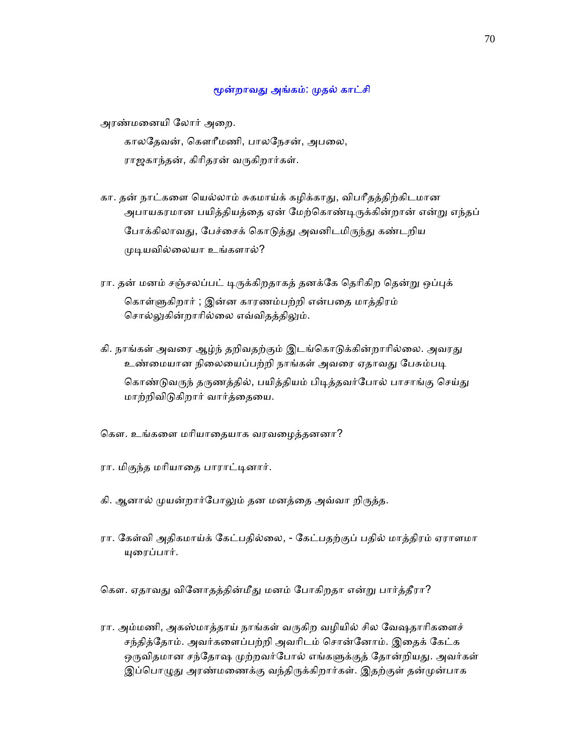## மூன்றாவது அங்கம்: முதல் காட்சி

அரண்மனையி லோர் அறை.

காலதேவன், கௌரீமணி, பாலநேசன், அபலை, ராஜகாந்தன், கிரிதரன் வருகிறார்கள்.

கா. தன் நாட்களை யெல்லாம் சுகமாய்க் கழிக்காது, விபரீதத்திற்கிடமான அபாயகரமான பயித்தியத்தை ஏன் மேற்கொண்டிருக்கின்றான் என்று எந்தப் போக்கிலாவது, பேச்சைக் கொடுத்து அவனிடமிருந்து கண்டறிய முடியவில்லையா உங்களால்?

ரா. தன் மனம் சஞ்சலப்பட் டிருக்கிறதாகத் தனக்கே தெரிகிற தென்று ஒப்புக் கொள்ளுகிறார் ; இன்ன காரணம்பற்றி என்பதை மாத்திரம் சொல்லுகின்றாரில்லை எவ்விதத்திலும்.

கி. நாங்கள் அவரை ஆழ்ந் தறிவதற்கும் இடங்கொடுக்கின்றாரில்லை. அவரது உண்மையான நிலையைப்பற்றி நாங்கள் அவரை ஏதாவது பேசும்படி கொண்டுவருந் தருணத்தில், பயித்தியம் பிடித்தவர்போல் பாசாங்கு செய்து மாற்றிவிடுகிறார் வார்த்தையை.

கௌ. உங்களை மரியாதையாக வரவழைத்தனனா?

ரா. மிகுந்த மரியாதை பாராட்டினார்.

கி. ஆனால் முயன்றார்போலும் தன மனத்தை அவ்வா றிருத்த.

ரா. கேள்வி அதிகமாய்க் கேட்பதில்லை, - கேட்பதற்குப் பதில் மாத்திரம் ஏராளமா யுரைப்பார்.

கௌ. ஏதாவது வினோதத்தின்மீது மனம் போகிறதா என்று பார்த்தீரா?

ரா. அம்மணி, அகஸ்மாத்தாய் நாங்கள் வருகிற வழியில் சில வேஷதாரிகளைச் சந்தித்தோம். அவர்களைப்பற்றி அவரிடம் சொன்னோம். இதைக் கேட்க ஒருவிதமான சந்தோஷ முற்றவர்போல் எங்களுக்குத் தோன்றியது. அவர்கள் இப்பொழுது அரண்மனைக்கு வந்திருக்கிறார்கள். இதற்குள் தன்முன்பாக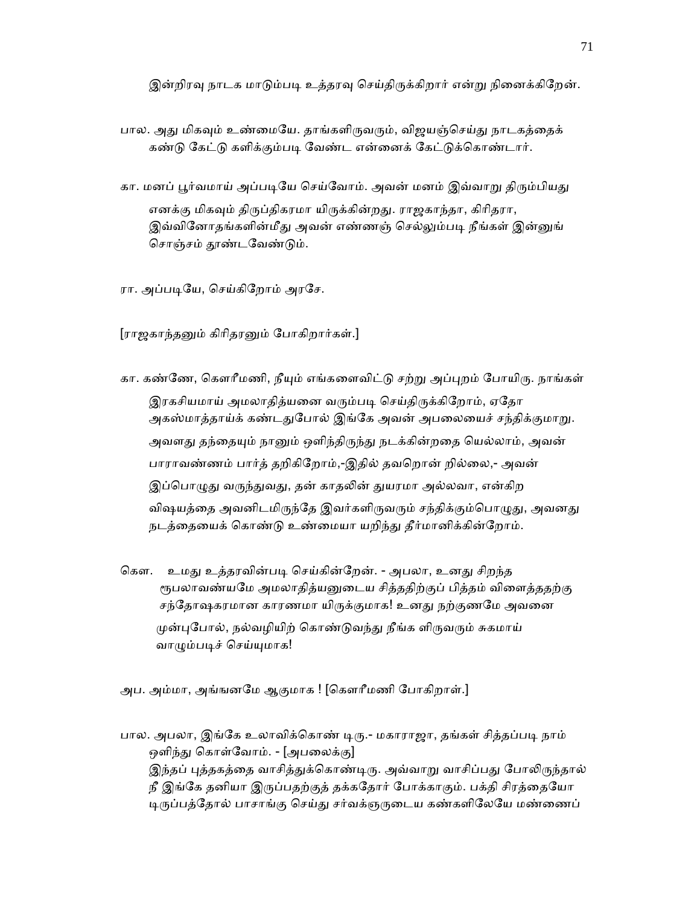இன்றிரவு நாடக மாடும்படி உத்தரவு செய்திருக்கிறார் என்று நினைக்கிறேன்.

பால. அது மிகவும் உண்மையே. தாங்களிருவரும், விஜயஞ்செய்து நாடகத்தைக் கண்டு கேட்டு களிக்கும்படி வேண்ட என்னைக் கேட்டுக்கொண்டார்.

கா. மனப் பூர்வமாய் அப்படியே செய்வோம். அவன் மனம் இவ்வாறு திரும்பியது எனக்கு மிகவும் திருப்திகரமா யிருக்கின்றது. ராஜகாந்தா, கிரிதரா, இவ்வினோதங்களின்மீது அவன் எண்ணஞ் செல்லும்படி நீங்கள் இன்னுங் சொஞ்சம் தூண்டவேண்டும்.

ரா. அப்படியே, செய்கிறோம் அரசே.

[ராஜகாந்தனும் கிரிதரனும் போகிறார்கள்.]

கா. கண்ணே, கௌரீமணி, நீயும் எங்களைவிட்டு சற்று அப்புறம் போயிரு. நாங்கள் இரகசியமாய் அமலாதித்யனை வரும்படி செய்திருக்கிறோம், ஏதோ அகஸ்மாத்தாய்க் கண்டதுபோல் இங்கே அவன் அபலையைச் சந்திக்குமாறு. அவளது தந்தையும் நானும் ஒளிந்திருந்து நடக்கின்றதை யெல்லாம், அவன் பாராவண்ணம் பார்த் தறிகிறோம்,-இதில் தவறொன் றில்லை,- அவன் இப்பொழுது வருந்துவது, தன் காதலின் துயரமா அல்லவா, என்கிற விஷயத்தை அவனிடமிருந்தே இவர்களிருவரும் சந்திக்கும்பொழுது, அவனது நடத்தையைக் கொண்டு உண்மையா யறிந்து தீர்மானிக்கின்றோம்.

கௌ. உமது உத்தரவின்படி செய்கின்றேன். - அபலா, உனது சிறந்த ரூபலாவண்யமே அமலாதித்யனுடைய சித்தத்திற்குப் பித்தம் விளைத்ததற்கு சந்தோஷகரமான காரணமா யிருக்குமாக! உனது நற்குணமே அவனை முன்புபோல், நல்வழியிற் கொண்டுவந்து நீங்க ளிருவரும் சுகமாய் வாழும்படிச் செய்யுமாக!

அப. அம்மா, அங்ஙனமே ஆகுமாக ! [கௌரீமணி போகிறாள்.]

பால. அபலா, இங்கே உலாவிக்கொண் டிரு.- மகாராஜா, தங்கள் சித்தப்படி நாம் ஒளிந்து கொள்வோம். - [அபலைக்கு]
இந்தப் புத்தகத்தை வாசித்துக்கொண்டிரு. அவ்வாறு வாசிப்பது போலிருந்தால் நீ இங்கே தனியா இருப்பதற்குத் தக்கதோர் போக்காகும். பக்தி சிரத்தையோ டிருப்பத்தோல் பாசாங்கு செய்து சர்வக்ஞருடைய கண்களிலேயே மண்ணைப்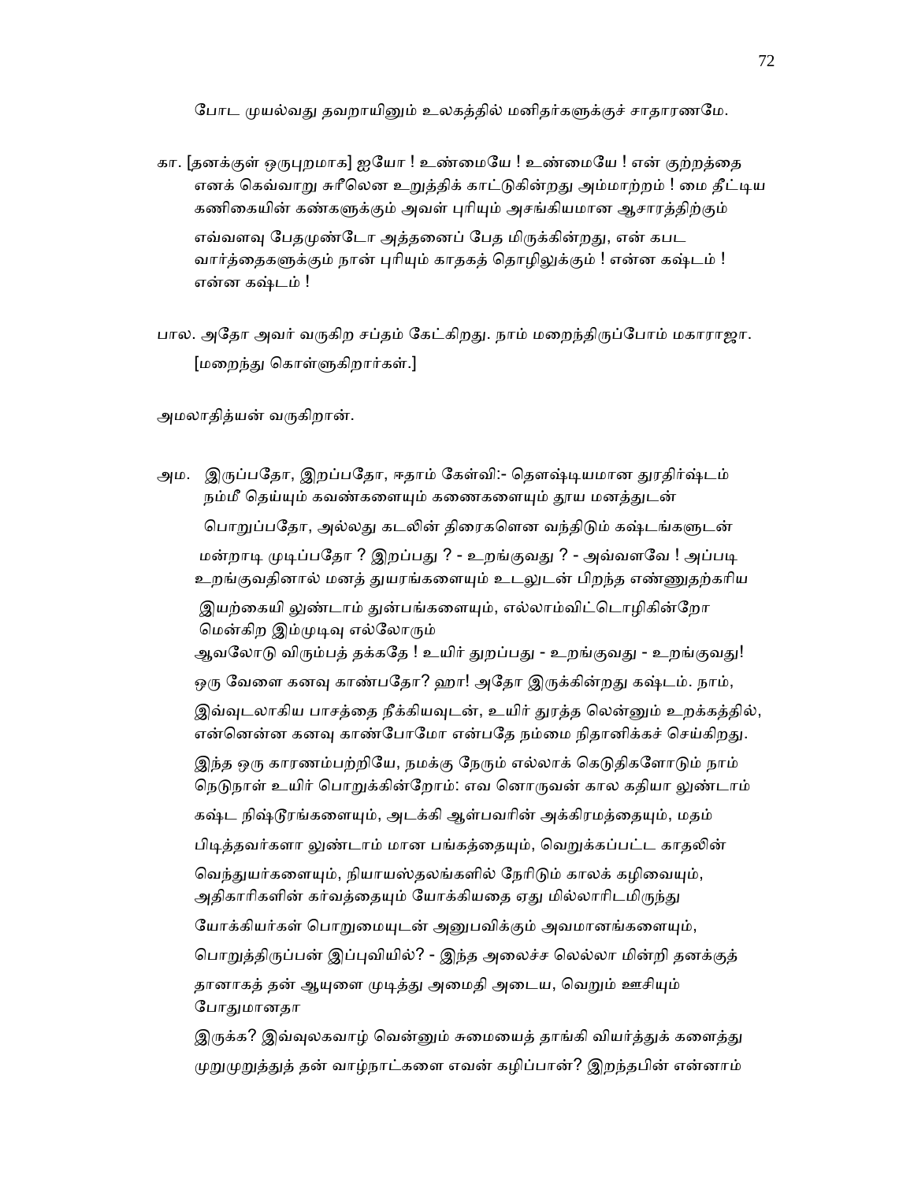போட முயல்வது தவறாயினும் உலகத்தில் மனிதர்களுக்குச் சாதாரணமே.

கா. [தனக்குள் ஒருபுறமாக] ஐயோ ! உண்மையே ! உண்மையே ! என் குற்றத்தை எனக் கெவ்வாறு சுரீலென உறுத்திக் காட்டுகின்றது அம்மாற்றம் ! மை தீட்டிய கணிகையின் கண்களுக்கும் அவள் புரியும் அசங்கியமான ஆசாரத்திற்கும் எவ்வளவு பேதமுண்டோ அத்தனைப் பேத மிருக்கின்றது, என் கபட வார்த்தைகளுக்கும் நான் புரியும் காதகத் தொழிலுக்கும் ! என்ன கஷ்டம் ! என்ன கஷ்டம் !

பால. அதோ அவர் வருகிற சப்தம் கேட்கிறது. நாம் மறைந்திருப்போம் மகாராஜா. [மறைந்து கொள்ளுகிறார்கள்.]

அமலாதித்யன் வருகிறான்.

அம. இருப்பதோ, இறப்பதோ, ஈதாம் கேள்வி:- தௌஷ்டியமான துரதிர்ஷ்டம் நம்மீ தெய்யும் கவண்களையும் கணைகளையும் தூய மனத்துடன் பொறுப்பதோ, அல்லது கடலின் திரைகளென வந்திடும் கஷ்டங்களுடன் மன்றாடி முடிப்பதோ ? இறப்பது ? - உறங்குவது ? - அவ்வளவே ! அப்படி உறங்குவதினால் மனத் துயரங்களையும் உடலுடன் பிறந்த எண்ணுதற்கரிய இயற்கையி லுண்டாம் துன்பங்களையும், எல்லாம்விட்டொழிகின்றோ மென்கிற இம்முடிவு எல்லோரும் ஆவலோடு விரும்பத் தக்கதே ! உயிர் துறப்பது - உறங்குவது - உறங்குவது! ஒரு வேளை கனவு காண்பதோ? ஹா! அதோ இருக்கின்றது கஷ்டம். நாம், இவ்வுடலாகிய பாசத்தை நீக்கியவுடன், உயிர் துரத்த லென்னும் உறக்கத்தில், என்னென்ன கனவு காண்போமோ என்பதே நம்மை நிதானிக்கச் செய்கிறது. இந்த ஒரு காரணம்பற்றியே, நமக்கு நேரும் எல்லாக் கெடுதிகளோடும் நாம் நெடுநாள் உயிர் பொறுக்கின்றோம்: எவ னொருவன் கால கதியா லுண்டாம் கஷ்ட நிஷ்டூரங்களையும், அடக்கி ஆள்பவரின் அக்கிரமத்தையும், மதம் பிடித்தவர்களா லுண்டாம் மான பங்கத்தையும், வெறுக்கப்பட்ட காதலின் வெந்துயர்களையும், நியாயஸ்தலங்களில் நேரிடும் காலக் கழிவையும், அதிகாரிகளின் கர்வத்தையும் யோக்கியதை ஏது மில்லாரிடமிருந்து யோக்கியர்கள் பொறுமையுடன் அனுபவிக்கும் அவமானங்களையும், பொறுத்திருப்பன் இப்புவியில்? - இந்த அலைச்ச லெல்லா மின்றி தனக்குத் தானாகத் தன் ஆயுளை முடித்து அமைதி அடைய, வெறும் ஊசியும் போதுமானதா இருக்க? இவ்வுலகவாழ் வென்னும் சுமையைத் தாங்கி வியர்த்துக் களைத்து முறுமுறுத்துத் தன் வாழ்நாட்களை எவன் கழிப்பான்? இறந்தபின் என்னாம்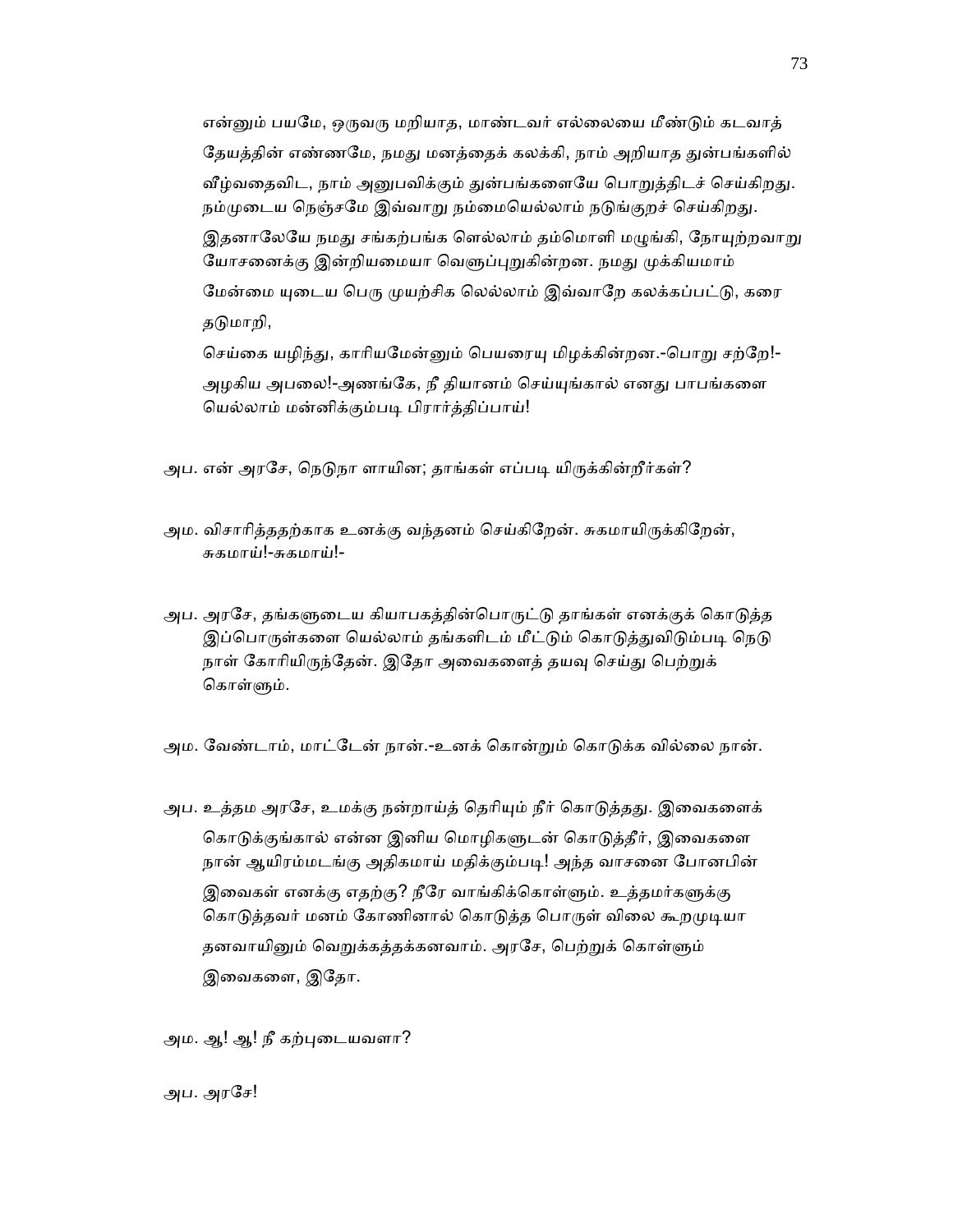என்னும் பயமே, ஒருவரு மறியாத, மாண்டவர் எல்லையை மீண்டும் கடவாத் தேயத்தின் எண்ணமே, நமது மனத்தைக் கலக்கி, நாம் அறியாத துன்பங்களில் வீழ்வதைவிட, நாம் அனுபவிக்கும் துன்பங்களையே பொறுத்திடச் செய்கிறது. நம்முடைய நெஞ்சமே இவ்வாறு நம்மையெல்லாம் நடுங்குறச் செய்கிறது. இதனாலேயே நமது சங்கற்பங்க ளெல்லாம் தம்மொளி மழுங்கி, நோயுற்றவாறு யோசனைக்கு இன்றியமையா வெளுப்புறுகின்றன. நமது முக்கியமாம் மேன்மை யுடைய பெரு முயற்சிக ளெல்லாம் இவ்வாறே கலக்கப்பட்டு, கரை தடுமாறி,

செய்கை யழிந்து, காரியமேன்னும் பெயரையு மிழக்கின்றன.-பொறு சற்றே!- அழகிய அபலை!-அணங்கே, நீ தியானம் செய்யுங்கால் எனது பாபங்களை யெல்லாம் மன்னிக்கும்படி பிரார்த்திப்பாய்!

அப. என் அரசே, நெடுநா ளாயின; தாங்கள் எப்படி யிருக்கின்றீர்கள்?

அம. விசாரித்ததற்காக உனக்கு வந்தனம் செய்கிறேன். சுகமாயிருக்கிறேன், சுகமாய்!-சுகமாய்!-

அப. அரசே, தங்களுடைய கியாபகத்தின்பொருட்டு தாங்கள் எனக்குக் கொடுத்த இப்பொருள்களை யெல்லாம் தங்களிடம் மீட்டும் கொடுத்துவிடும்படி நெடு நாள் கோரியிருந்தேன். இதோ அவைகளைத் தயவு செய்து பெற்றுக் கொள்ளும்.

அம. வேண்டாம், மாட்டேன் நான்.-உனக் கொன்றும் கொடுக்க வில்லை நான்.

அப. உத்தம அரசே, உமக்கு நன்றாய்த் தெரியும் நீர் கொடுத்தது. இவைகளைக் கொடுக்குங்கால் என்ன இனிய மொழிகளுடன் கொடுத்தீர், இவைகளை நான் ஆயிரம்மடங்கு அதிகமாய் மதிக்கும்படி! அந்த வாசனை போனபின் இவைகள் எனக்கு எதற்கு? நீரே வாங்கிக்கொள்ளும். உத்தமர்களுக்கு கொடுத்தவர் மனம் கோணினால் கொடுத்த பொருள் விலை கூறமுடியா தனவாயினும் வெறுக்கத்தக்கனவாம். அரசே, பெற்றுக் கொள்ளும் இவைகளை, இதோ.

அம. ஆ! ஆ! நீ கற்புடையவளா?

அப. அரசே!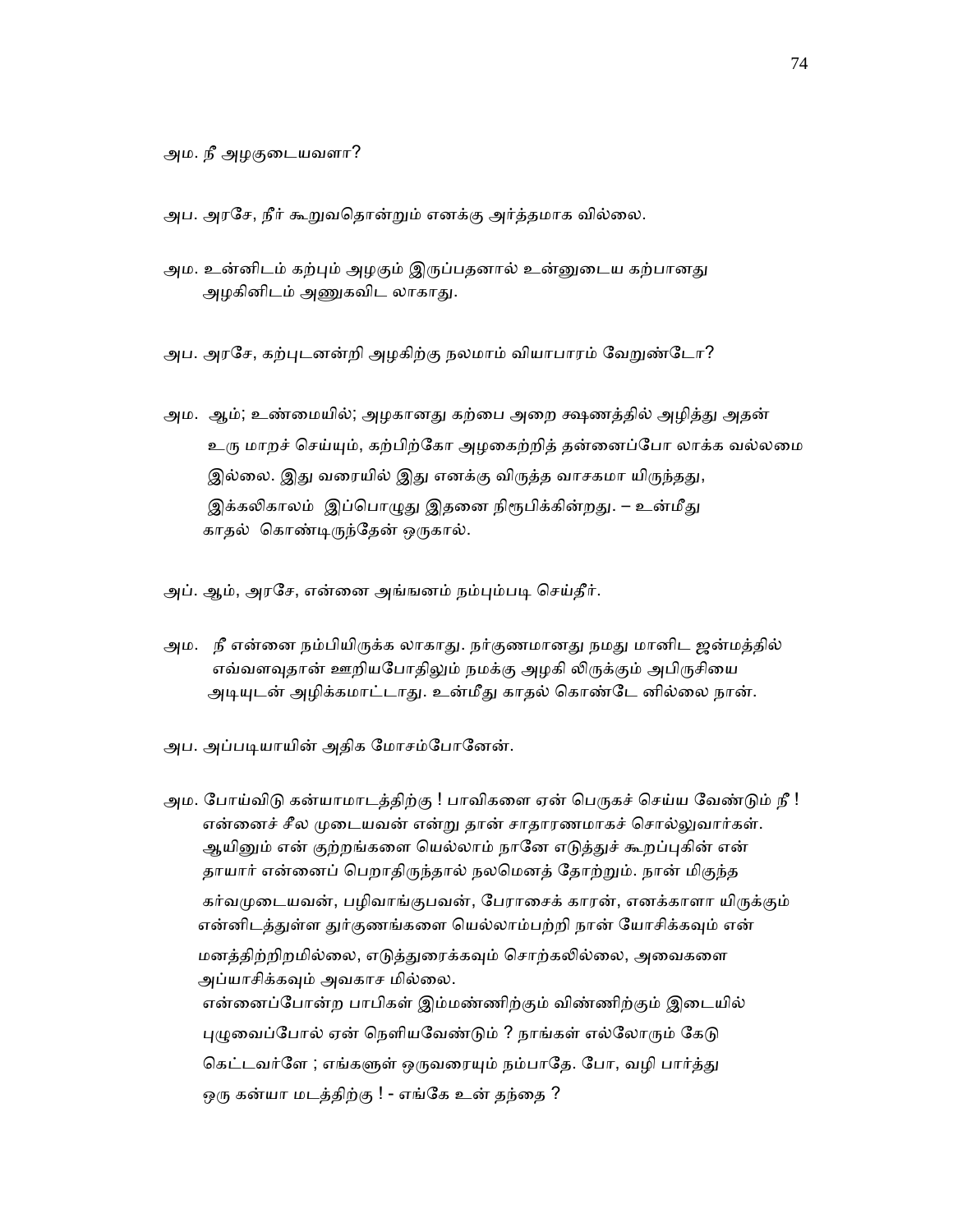அம. நீ அழகுடையவளா?

அப. அரசே, நீர் கூறுவதொன்றும் எனக்கு அர்த்தமாக வில்லை.

அம. உன்னிடம் கற்பும் அழகும் இருப்பதனால் உன்னுடைய கற்பானது அழகினிடம் அணுகவிட லாகாது.

அப. அரசே, கற்புடனன்றி அழகிற்கு நலமாம் வியாபாரம் வேறுண்டோ?

அம. ஆம்; உண்மையில்; அழகானது கற்பை அறை க்ஷணத்தில் அழித்து அதன் உரு மாறச் செய்யும், கற்பிற்கோ அழகைற்றித் தன்னைப்போ லாக்க வல்லமை இல்லை. இது வரையில் இது எனக்கு விருத்த வாசகமா யிருந்தது, இக்கலிகாலம் இப்பொழுது இதனை நிரூபிக்கின்றது. – உன்மீது காதல் கொண்டிருந்தேன் ஒருகால்.

அப். ஆம், அரசே, என்னை அங்ஙனம் நம்பும்படி செய்தீர்.

அம. நீ என்னை நம்பியிருக்க லாகாது. நர்குணமானது நமது மானிட ஜன்மத்தில் எவ்வளவுதான் ஊறியபோதிலும் நமக்கு அழகி லிருக்கும் அபிருசியை அடியுடன் அழிக்கமாட்டாது. உன்மீது காதல் கொண்டே னில்லை நான்.

அப. அப்படியாயின் அதிக மோசம்போனேன்.

அம. போய்விடு கன்யாமாடத்திற்கு ! பாவிகளை ஏன் பெருகச் செய்ய வேண்டும் நீ ! என்னைச் சீல முடையவன் என்று தான் சாதாரணமாகச் சொல்லுவார்கள். ஆயினும் என் குற்றங்களை யெல்லாம் நானே எடுத்துச் கூறப்புகின் என் தாயார் என்னைப் பெறாதிருந்தால் நலமெனத் தோற்றும். நான் மிகுந்த கர்வமுடையவன், பழிவாங்குபவன், பேராசைக் காரன், எனக்காளா யிருக்கும் என்னிடத்துள்ள துர்குணங்களை யெல்லாம்பற்றி நான் யோசிக்கவும் என் மனத்திற்றிறமில்லை, எடுத்துரைக்கவும் சொற்கலில்லை, அவைகளை அப்யாசிக்கவும் அவகாச மில்லை.
என்னைப்போன்ற பாபிகள் இம்மண்ணிற்கும் விண்ணிற்கும் இடையில் புழுவைப்போல் ஏன் நெளியவேண்டும் ? நாங்கள் எல்லோரும் கேடு கெட்டவர்ளே ; எங்களுள் ஒருவரையும் நம்பாதே. போ, வழி பார்த்து ஒரு கன்யா மடத்திற்கு ! - எங்கே உன் தந்தை ?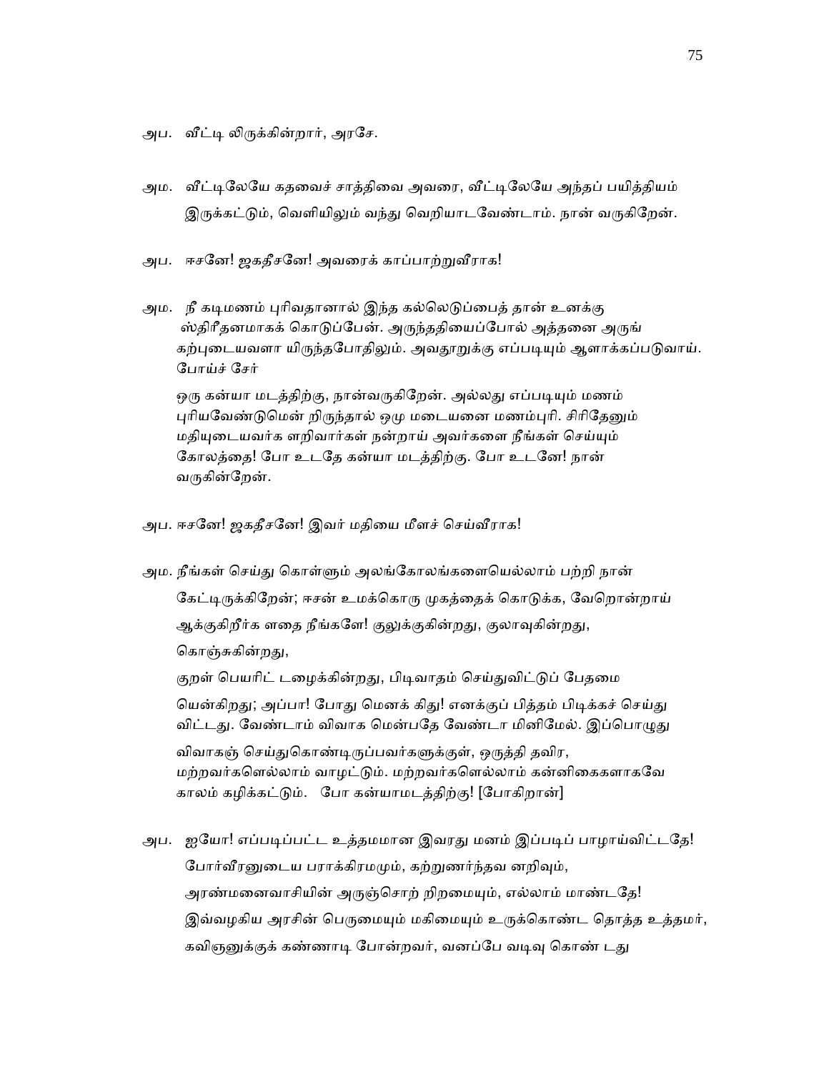அப. வீட்டி லிருக்கின்றார், அரசே.

அம. வீட்டிலேயே கதவைச் சாத்திவை அவரை, வீட்டிலேயே அந்தப் பயித்தியம் இருக்கட்டும், வெளியிலும் வந்து வெறியாடவேண்டாம். நான் வருகிறேன்.

அப. ஈசனே! ஜகதீசனே! அவரைக் காப்பாற்றுவீராக!

அம. நீ கடிமணம் புரிவதானால் இந்த கல்லெடுப்பைத் தான் உனக்கு ஸ்திரீதனமாகக் கொடுப்பேன். அருந்ததியைப்போல் அத்தனை அருங் கற்புடையவளா யிருந்தபோதிலும். அவதூறுக்கு எப்படியும் ஆளாக்கப்படுவாய். போய்ச் சேர்

ஒரு கன்யா மடத்திற்கு, நான்வருகிறேன். அல்லது எப்படியும் மணம் புரியவேண்டுமென் றிருந்தால் ஒமு மடையனை மணம்புரி. சிறிதேனும் மதியுடையவர்க ளறிவார்கள் நன்றாய் அவர்களை நீங்கள் செய்யும் கோலத்தை! போ உடதே கன்யா மடத்திற்கு. போ உடனே! நான் வருகின்றேன்.

அப. ஈசனே! ஜகதீசனே! இவர் மதியை மீளச் செய்வீராக!

அம. நீங்கள் செய்து கொள்ளும் அலங்கோலங்களையெல்லாம் பற்றி நான் கேட்டிருக்கிறேன்; ஈசன் உமக்கொரு முகத்தைக் கொடுக்க, வேறொன்றாய் ஆக்குகிறீர்க ளதை நீங்களே! குலுக்குகின்றது, குலாவுகின்றது, கொஞ்சுகின்றது,

குறள் பெயரிட் டழைக்கின்றது, பிடிவாதம் செய்துவிட்டுப் பேதமை யென்கிறது; அப்பா! போது மெனக் கிது! எனக்குப் பித்தம் பிடிக்கச் செய்து விட்டது. வேண்டாம் விவாக மென்பதே வேண்டா மினிமேல். இப்பொழுது விவாகஞ் செய்துகொண்டிருப்பவர்களுக்குள், ஒருத்தி தவிர, மற்றவர்களெல்லாம் வாழட்டும். மற்றவர்களெல்லாம் கன்னிகைகளாகவே காலம் கழிக்கட்டும். போ கன்யாமடத்திற்கு! [போகிறான்]

அப. ஐயோ! எப்படிப்பட்ட உத்தமமான இவரது மனம் இப்படிப் பாழாய்விட்டதே! போர்வீரனுடைய பராக்கிரமமும், கற்றுணர்ந்தவ னறிவும், அரண்மனைவாசியின் அருஞ்சொற் றிறமையும், எல்லாம் மாண்டதே! இவ்வழகிய அரசின் பெருமையும் மகிமையும் உருக்கொண்ட தொத்த உத்தமர், கவிஞனுக்குக் கண்ணாடி போன்றவர், வனப்பே வடிவு கொண் டது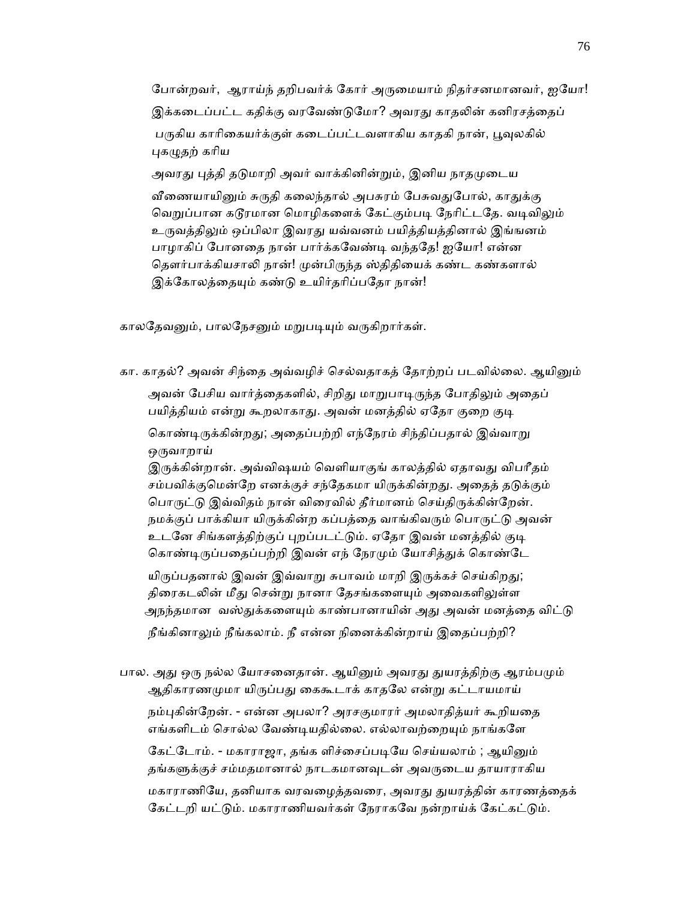போன்றவர், ஆராய்ந் தறிபவர்க் கோர் அருமையாம் நிதர்சனமானவர், ஐயோ! இக்கடைப்பட்ட கதிக்கு வரவேண்டுமோ? அவரது காதலின் கனிரசத்தைப் பருகிய காரிகையர்க்குள் கடைப்பட்டவளாகிய காதகி நான், பூவுலகில் புகழுதற் கரிய அவரது புத்தி தடுமாறி அவர் வாக்கினின்றும், இனிய நாதமுடைய வீணையாயினும் சுருதி கலைந்தால் அபசுரம் பேசுவதுபோல், காதுக்கு வெறுப்பான கடூரமான மொழிகளைக் கேட்கும்படி நேரிட்டதே. வடிவிலும் உருவத்திலும் ஒப்பிலா இவரது யவ்வனம் பயித்தியத்தினால் இங்ஙனம் பாழாகிப் போனதை நான் பார்க்கவேண்டி வந்ததே! ஐயோ! என்ன தெளர்பாக்கியசாலி நான்! முன்பிருந்த ஸ்திதியைக் கண்ட கண்களால் இக்கோலத்தையும் கண்டு உயிர்தரிப்பதோ நான்!

காலதேவனும், பாலநேசனும் மறுபடியும் வருகிறார்கள்.

கா. காதல்? அவன் சிந்தை அவ்வழிச் செல்வதாகத் தோற்றப் படவில்லை. ஆயினும் அவன் பேசிய வார்த்தைகளில், சிறிது மாறுபாடிருந்த போதிலும் அதைப் பயித்தியம் என்று கூறலாகாது. அவன் மனத்தில் ஏதோ குறை குடி கொண்டிருக்கின்றது; அதைப்பற்றி எந்நேரம் சிந்திப்பதால் இவ்வாறு ஒருவாறாய் இருக்கின்றான். அவ்விஷயம் வெளியாகுங் காலத்தில் ஏதாவது விபரீதம் சம்பவிக்குமென்றே எனக்குச் சந்தேகமா யிருக்கின்றது. அதைத் தடுக்கும் பொருட்டு இவ்விதம் நான் விரைவில் தீர்மானம் செய்திருக்கின்றேன். நமக்குப் பாக்கியா யிருக்கின்ற கப்பத்தை வாங்கிவரும் பொருட்டு அவன் உடனே சிங்களத்திற்குப் புறப்படட்டும். ஏதோ இவன் மனத்தில் குடி கொண்டிருப்பதைப்பற்றி இவன் எந் நேரமும் யோசித்துக் கொண்டே யிருப்பதனால் இவன் இவ்வாறு சுபாவம் மாறி இருக்கச் செய்கிறது; திரைகடலின் மீது சென்று நானா தேசங்களையும் அவைகளிலுள்ள அநந்தமான வஸ்துக்களையும் காண்பானாயின் அது அவன் மனத்தை விட்டு நீங்கினாலும் நீங்கலாம். நீ என்ன நினைக்கின்றாய் இதைப்பற்றி?

பால. அது ஒரு நல்ல யோசனைதான். ஆயினும் அவரது துயரத்திற்கு ஆரம்பமும் ஆதிகாரணமுமா யிருப்பது கைகூடாக் காதலே என்று கட்டாயமாய் நம்புகின்றேன். - என்ன அபலா? அரசகுமாரர் அமலாதித்யர் கூறியதை எங்களிடம் சொல்ல வேண்டியதில்லை. எல்லாவற்றையும் நாங்களே கேட்டோம். - மகாராஜா, தங்க ளிச்சைப்படியே செய்யலாம் ; ஆயினும் தங்களுக்குச் சம்மதமானால் நாடகமானவுடன் அவருடைய தாயாராகிய மகாராணியே, தனியாக வரவழைத்தவரை, அவரது துயரத்தின் காரணத்தைக் கேட்டறி யட்டும். மகாராணியவர்கள் நேராகவே நன்றாய்க் கேட்கட்டும்.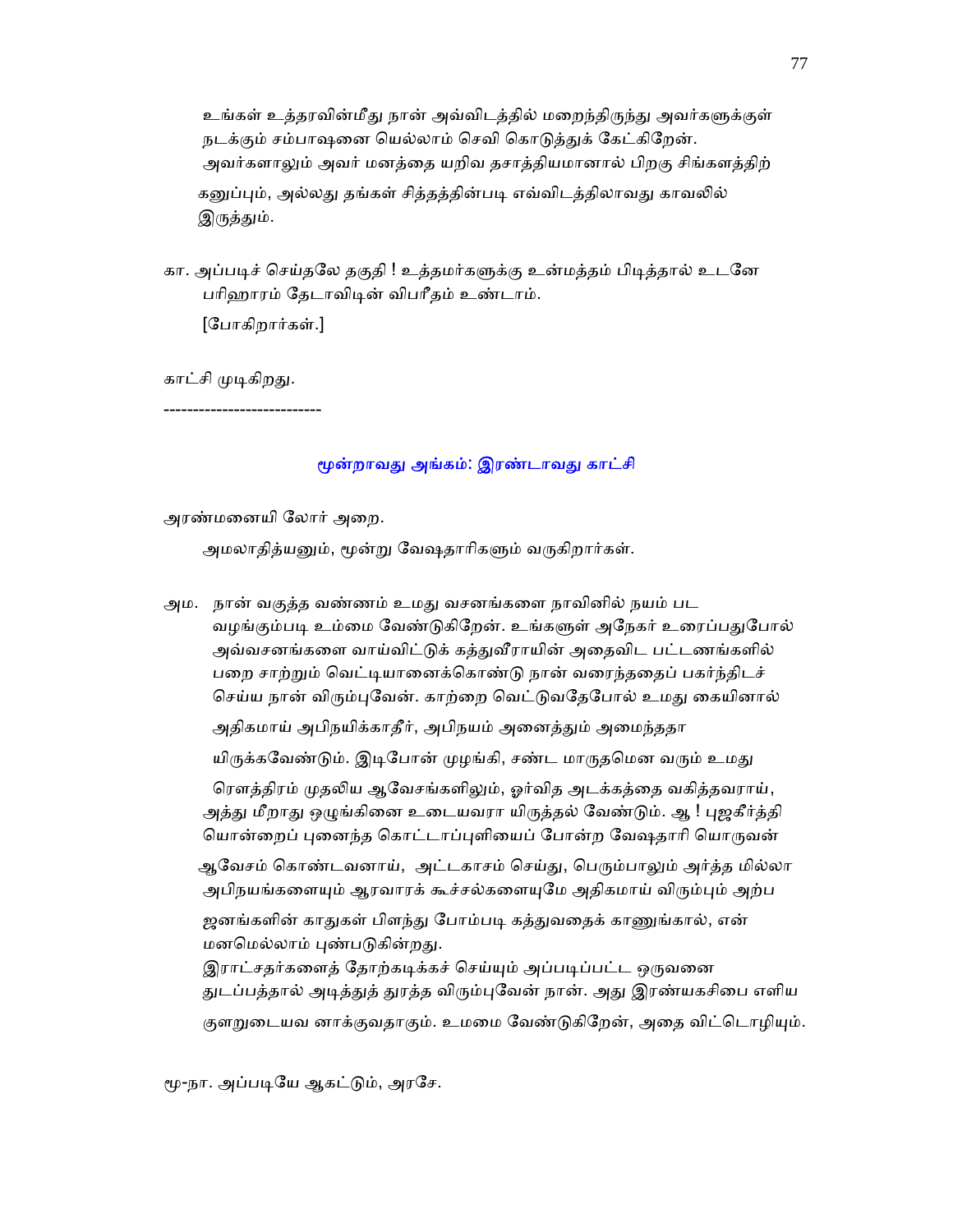உங்கள் உத்தரவின்மீது நான் அவ்விடத்தில் மறைந்திருந்து அவர்களுக்குள் நடக்கும் சம்பாஷனை யெல்லாம் செவி கொடுத்துக் கேட்கிறேன். அவர்களாலும் அவர் மனத்தை யறிவ தசாத்தியமானால் பிறகு சிங்களத்திற் கனுப்பும், அல்லது தங்கள் சித்தத்தின்படி எவ்விடத்திலாவது காவலில் இருத்தும்.

கா. அப்படிச் செய்தலே தகுதி ! உத்தமர்களுக்கு உன்மத்தம் பிடித்தால் உடனே பரிஹாரம் தேடாவிடின் விபரீதம் உண்டாம்.

[போகிறார்கள்.]

காட்சி முடிகிறது.

---------------------------

## மூன்றாவது அங்கம்: இரண்டாவது காட்சி

அரண்மனையி லோர் அறை.

அமலாதித்யனும், மூன்று வேஷதாரிகளும் வருகிறார்கள்.

அம. நான் வகுத்த வண்ணம் உமது வசனங்களை நாவினில் நயம் பட வழங்கும்படி உம்மை வேண்டுகிறேன். உங்களுள் அநேகர் உரைப்பதுபோல் அவ்வசனங்களை வாய்விட்டுக் கத்துவீராயின் அதைவிட பட்டணங்களில் பறை சாற்றும் வெட்டியானைக்கொண்டு நான் வரைந்ததைப் பகர்ந்திடச் செய்ய நான் விரும்புவேன். காற்றை வெட்டுவதேபோல் உமது கையினால் அதிகமாய் அபிநயிக்காதீர், அபிநயம் அனைத்தும் அமைந்ததா யிருக்கவேண்டும். இடிபோன் முழங்கி, சண்ட மாருதமென வரும் உமது ரௌத்திரம் முதலிய ஆவேசங்களிலும், ஓர்வித அடக்கத்தை வகித்தவராய், அத்து மீறாது ஒழுங்கினை உடையவரா யிருத்தல் வேண்டும். ஆ ! புஜகீர்த்தி யொன்றைப் புனைந்த கொட்டாப்புளியைப் போன்ற வேஷதாரி யொருவன் ஆவேசம் கொண்டவனாய், அட்டகாசம் செய்து, பெரும்பாலும் அர்த்த மில்லா அபிநயங்களையும் ஆரவாரக் கூச்சல்களையுமே அதிகமாய் விரும்பும் அற்ப ஜனங்களின் காதுகள் பிளந்து போம்படி கத்துவதைக் காணுங்கால், என் மனமெல்லாம் புண்படுகின்றது. இராட்சதர்களைத் தோற்கடிக்கச் செய்யும் அப்படிப்பட்ட ஒருவனை துடப்பத்தால் அடித்துத் துரத்த விரும்புவேன் நான். அது இரண்யகசிபை எளிய குளறுடையவ னாக்குவதாகும். உமமை வேண்டுகிறேன், அதை விட்டொழியும்.

மூ-நா. அப்படியே ஆகட்டும், அரசே.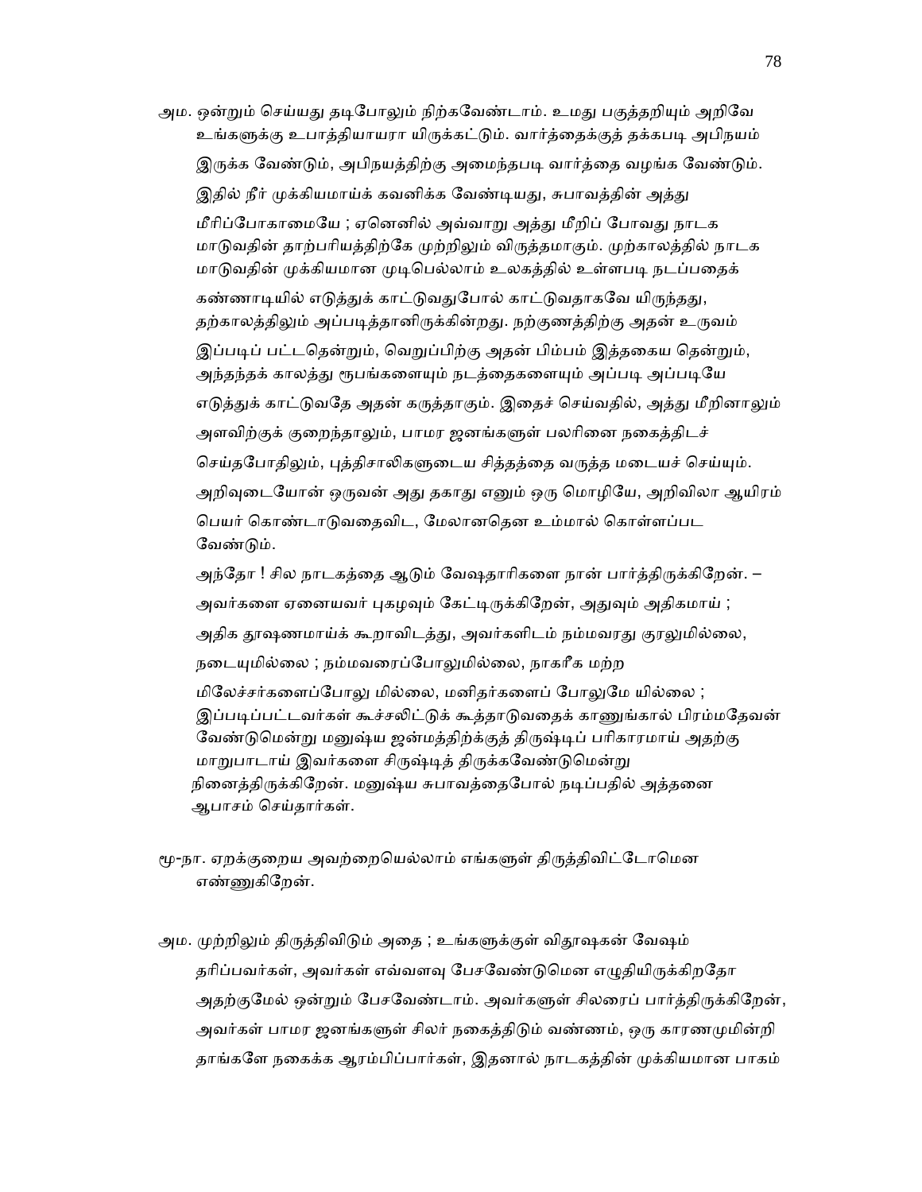அம. ஒன்றும் செய்யது தடிபோலும் நிற்கவேண்டாம். உமது பகுத்தறியும் அறிவே உங்களுக்கு உபாத்தியாயரா யிருக்கட்டும். வார்த்தைக்குத் தக்கபடி அபிநயம் இருக்க வேண்டும், அபிநயத்திற்கு அமைந்தபடி வார்த்தை வழங்க வேண்டும். இதில் நீர் முக்கியமாய்க் கவனிக்க வேண்டியது, சுபாவத்தின் அத்து மீறிப்போகாமையே ; ஏனெனில் அவ்வாறு அத்து மீறிப் போவது நாடக மாடுவதின் தாற்பரியத்திற்கே முற்றிலும் விருத்தமாகும். முற்காலத்தில் நாடக மாடுவதின் முக்கியமான முடிபெல்லாம் உலகத்தில் உள்ளபடி நடப்பதைக் கண்ணாடியில் எடுத்துக் காட்டுவதுபோல் காட்டுவதாகவே யிருந்தது, தற்காலத்திலும் அப்படித்தானிருக்கின்றது. நற்குணத்திற்கு அதன் உருவம் இப்படிப் பட்டதென்றும், வெறுப்பிற்கு அதன் பிம்பம் இத்தகைய தென்றும், அந்தந்தக் காலத்து ரூபங்களையும் நடத்தைகளையும் அப்படி அப்படியே எடுத்துக் காட்டுவதே அதன் கருத்தாகும். இதைச் செய்வதில், அத்து மீறினாலும் அளவிற்குக் குறைந்தாலும், பாமர ஜனங்களுள் பலரினை நகைத்திடச் செய்தபோதிலும், புத்திசாலிகளுடைய சித்தத்தை வருத்த மடையச் செய்யும். அறிவுடையோன் ஒருவன் அது தகாது எனும் ஒரு மொழியே, அறிவிலா ஆயிரம் பெயர் கொண்டாடுவதைவிட, மேலானதென உம்மால் கொள்ளப்பட வேண்டும்.

அந்தோ ! சில நாடகத்தை ஆடும் வேஷதாரிகளை நான் பார்த்திருக்கிறேன். – அவர்களை ஏனையவர் புகழவும் கேட்டிருக்கிறேன், அதுவும் அதிகமாய் ; அதிக தூஷணமாய்க் கூறாவிடத்து, அவர்களிடம் நம்மவரது குரலுமில்லை, நடையுமில்லை ; நம்மவரைப்போலுமில்லை, நாகரீக மற்ற மிலேச்சர்களைப்போலு மில்லை, மனிதர்களைப் போலுமே யில்லை ; இப்படிப்பட்டவர்கள் கூச்சலிட்டுக் கூத்தாடுவதைக் காணுங்கால் பிரம்மதேவன் வேண்டுமென்று மனுஷ்ய ஜன்மத்திற்குத் திருஷ்டிப் பரிகாரமாய் அதற்கு மாறுபாடாய் இவர்களை சிருஷ்டித் திருக்கவேண்டுமென்று நினைத்திருக்கிறேன். மனுஷ்ய சுபாவத்தைபோல் நடிப்பதில் அத்தனை ஆபாசம் செய்தார்கள்.

மூ-நா. ஏறக்குறைய அவற்றையெல்லாம் எங்களுள் திருத்திவிட்டோமென எண்ணுகிறேன்.

அம. முற்றிலும் திருத்திவிடும் அதை ; உங்களுக்குள் விதூஷகன் வேஷம் தரிப்பவர்கள், அவர்கள் எவ்வளவு பேசவேண்டுமென எழுதியிருக்கிறதோ அதற்குமேல் ஒன்றும் பேசவேண்டாம். அவர்களுள் சிலரைப் பார்த்திருக்கிறேன், அவர்கள் பாமர ஜனங்களுள் சிலர் நகைத்திடும் வண்ணம், ஒரு காரணமுமின்றி தாங்களே நகைக்க ஆரம்பிப்பார்கள், இதனால் நாடகத்தின் முக்கியமான பாகம்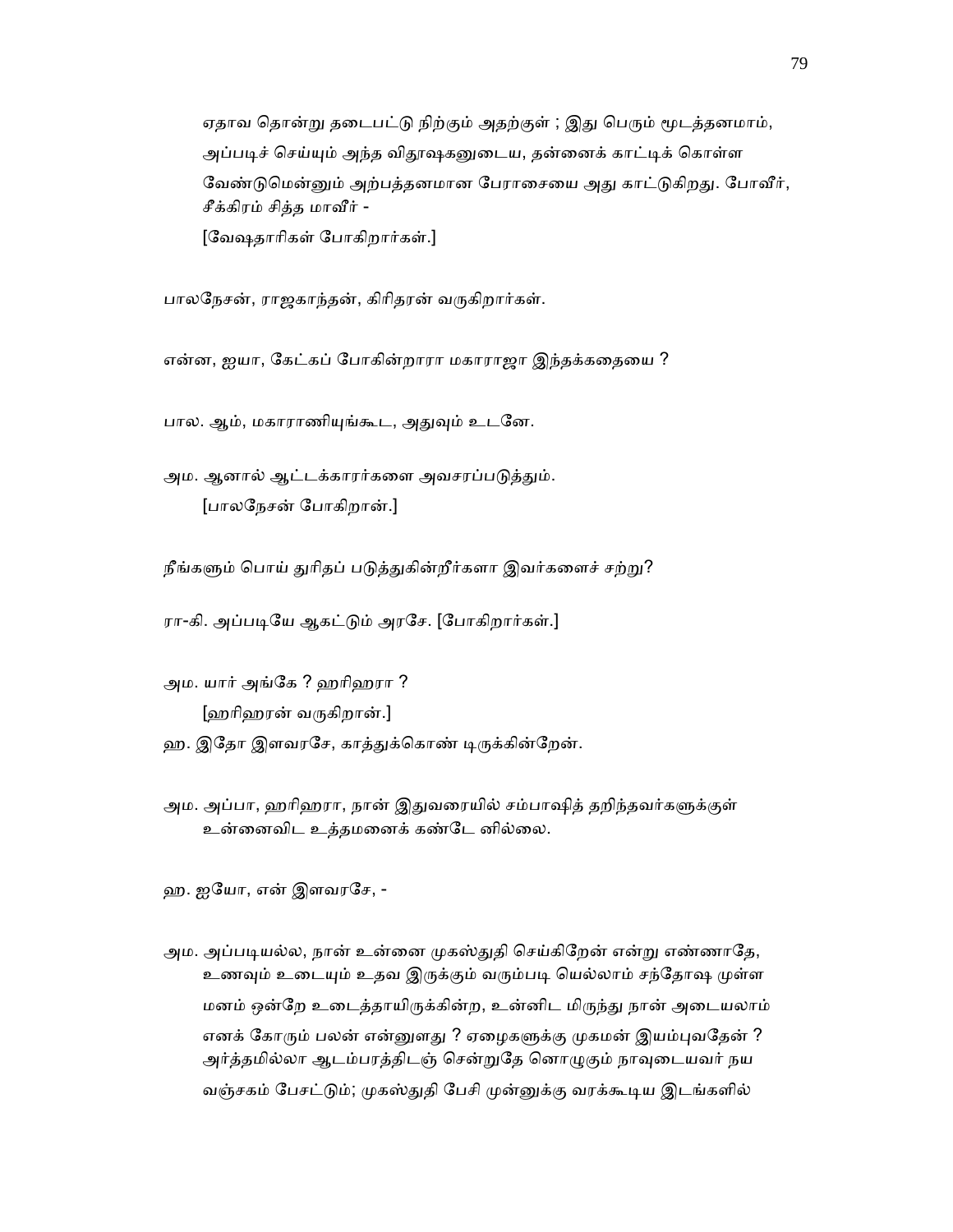ஏதாவ தொன்று தடைபட்டு நிற்கும் அதற்குள் ; இது பெரும் மூடத்தனமாம், அப்படிச் செய்யும் அந்த விதூஷகனுடைய, தன்னைக் காட்டிக் கொள்ள வேண்டுமென்னும் அற்பத்தனமான பேராசையை அது காட்டுகிறது. போவீர், சீக்கிரம் சித்த மாவீர் -

[வேஷதாரிகள் போகிறார்கள்.]

பாலநேசன், ராஜகாந்தன், கிரிதரன் வருகிறார்கள்.

என்ன, ஐயா, கேட்கப் போகின்றாரா மகாராஜா இந்தக்கதையை ?

பால. ஆம், மகாராணியுங்கூட, அதுவும் உடனே.

அம. ஆனால் ஆட்டக்காரர்களை அவசரப்படுத்தும்.

[பாலநேசன் போகிறான்.]

நீங்களும் பொய் துரிதப் படுத்துகின்றீர்களா இவர்களைச் சற்று?

ரா-கி. அப்படியே ஆகட்டும் அரசே. [போகிறார்கள்.]

அம. யார் அங்கே ? ஹரிஹரா ?

[ஹரிஹரன் வருகிறான்.]

ஹ. இதோ இளவரசே, காத்துக்கொண் டிருக்கின்றேன்.

அம. அப்பா, ஹரிஹரா, நான் இதுவரையில் சம்பாஷித் தறிந்தவர்களுக்குள் உன்னைவிட உத்தமனைக் கண்டே னில்லை.

ஹ. ஐயோ, என் இளவரசே, -

அம. அப்படியல்ல, நான் உன்னை முகஸ்துதி செய்கிறேன் என்று எண்ணாதே, உணவும் உடையும் உதவ இருக்கும் வரும்படி யெல்லாம் சந்தோஷ முள்ள மனம் ஒன்றே உடைத்தாயிருக்கின்ற, உன்னிட மிருந்து நான் அடையலாம் எனக் கோரும் பலன் என்னுளது ? ஏழைகளுக்கு முகமன் இயம்புவதேன் ? அர்த்தமில்லா ஆடம்பரத்திடஞ் சென்றுதே னொழுகும் நாவுடையவர் நய வஞ்சகம் பேசட்டும்; முகஸ்துதி பேசி முன்னுக்கு வரக்கூடிய இடங்களில்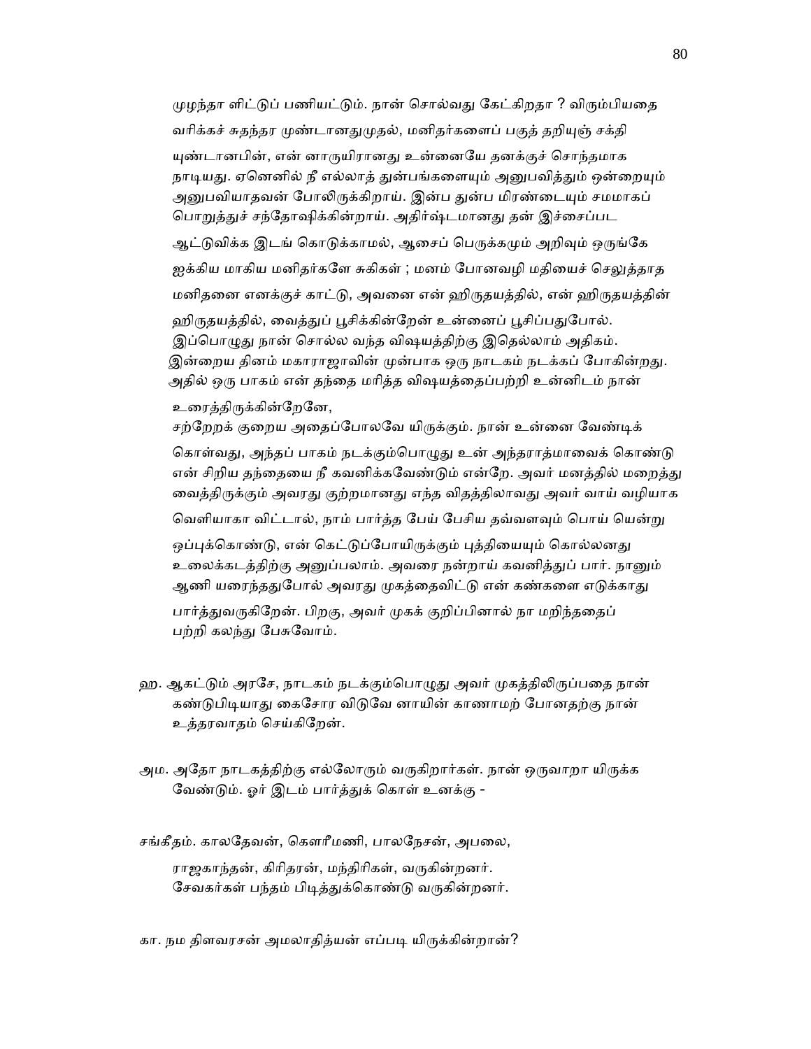முழந்தா ளிட்டுப் பணியட்டும். நான் சொல்வது கேட்கிறதா ? விரும்பியதை வரிக்கச் சுதந்தர முண்டானதுமுதல், மனிதர்களைப் பகுத் தறியுஞ் சக்தி யுண்டானபின், என் னாருயிரானது உன்னையே தனக்குச் சொந்தமாக நாடியது. ஏனெனில் நீ எல்லாத் துன்பங்களையும் அனுபவித்தும் ஒன்றையும் அனுபவியாதவன் போலிருக்கிறாய். இன்ப துன்ப மிரண்டையும் சமமாகப் பொறுத்துச் சந்தோஷிக்கின்றாய். அதிர்ஷ்டமானது தன் இச்சைப்பட ஆட்டுவிக்க இடங் கொடுக்காமல், ஆசைப் பெருக்கமும் அறிவும் ஒருங்கே ஐக்கிய மாகிய மனிதர்களே சுகிகள் ; மனம் போனவழி மதியைச் செலுத்தாத மனிதனை எனக்குச் காட்டு, அவனை என் ஹிருதயத்தில், என் ஹிருதயத்தின் ஹிருதயத்தில், வைத்துப் பூசிக்கின்றேன் உன்னைப் பூசிப்பதுபோல். இப்பொழுது நான் சொல்ல வந்த விஷயத்திற்கு இதெல்லாம் அதிகம். இன்றைய தினம் மகாராஜாவின் முன்பாக ஒரு நாடகம் நடக்கப் போகின்றது. அதில் ஒரு பாகம் என் தந்தை மரித்த விஷயத்தைப்பற்றி உன்னிடம் நான் உரைத்திருக்கின்றேனே,
சற்றேறக் குறைய அதைப்போலவே யிருக்கும். நான் உன்னை வேண்டிக் கொள்வது, அந்தப் பாகம் நடக்கும்பொழுது உன் அந்தராத்மாவைக் கொண்டு என் சிறிய தந்தையை நீ கவனிக்கவேண்டும் என்றே. அவர் மனத்தில் மறைத்து வைத்திருக்கும் அவரது குற்றமானது எந்த விதத்திலாவது அவர் வாய் வழியாக வெளியாகா விட்டால், நாம் பார்த்த பேய் பேசிய தவ்வளவும் பொய் யென்று ஒப்புக்கொண்டு, என் கெட்டுப்போயிருக்கும் புத்தியையும் கொல்லனது உலைக்கடத்திற்கு அனுப்பலாம். அவரை நன்றாய் கவனித்துப் பார். நானும் ஆணி யரைந்ததுபோல் அவரது முகத்தைவிட்டு என் கண்களை எடுக்காது பார்த்துவருகிறேன். பிறகு, அவர் முகக் குறிப்பினால் நா மறிந்ததைப் பற்றி கலந்து பேசுவோம்.

ஹ. ஆகட்டும் அரசே, நாடகம் நடக்கும்பொழுது அவர் முகத்திலிருப்பதை நான் கண்டுபிடியாது கைசோர விடுவே னாயின் காணாமற் போனதற்கு நான் உத்தரவாதம் செய்கிறேன்.

அம. அதோ நாடகத்திற்கு எல்லோரும் வருகிறார்கள். நான் ஒருவாறா யிருக்க வேண்டும். ஓர் இடம் பார்த்துக் கொள் உனக்கு -

சங்கீதம். காலதேவன், கௌரீமணி, பாலநேசன், அபலை,
ராஜகாந்தன், கிரிதரன், மந்திரிகள், வருகின்றனர்.
சேவகர்கள் பந்தம் பிடித்துக்கொண்டு வருகின்றனர்.

கா. நம திளவரசன் அமலாதித்யன் எப்படி யிருக்கின்றான்?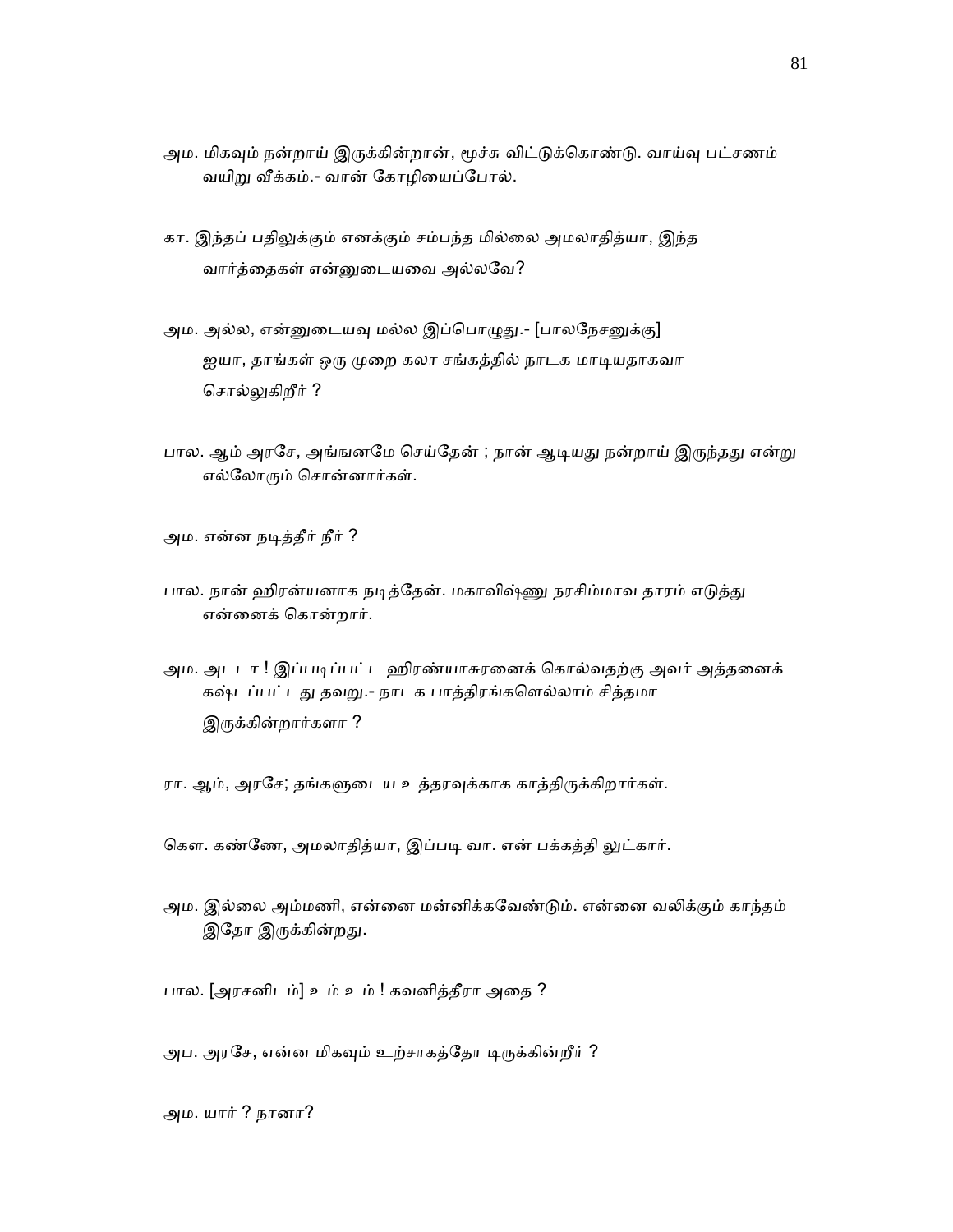அம. மிகவும் நன்றாய் இருக்கின்றான், மூச்சு விட்டுக்கொண்டு. வாய்வு பட்சணம் வயிறு வீக்கம்.- வான் கோழியைப்போல்.

கா. இந்தப் பதிலுக்கும் எனக்கும் சம்பந்த மில்லை அமலாதித்யா, இந்த வார்த்தைகள் என்னுடையவை அல்லவே?

அம. அல்ல, என்னுடையவு மல்ல இப்பொழுது.- [பாலநேசனுக்கு] ஐயா, தாங்கள் ஒரு முறை கலா சங்கத்தில் நாடக மாடியதாகவா சொல்லுகிறீர் ?

பால. ஆம் அரசே, அங்ஙனமே செய்தேன் ; நான் ஆடியது நன்றாய் இருந்தது என்று எல்லோரும் சொன்னார்கள்.

அம. என்ன நடித்தீர் நீர் ?

பால. நான் ஹிரன்யனாக நடித்தேன். மகாவிஷ்ணு நரசிம்மாவ தாரம் எடுத்து என்னைக் கொன்றார்.

அம. அடடா ! இப்படிப்பட்ட ஹிரண்யாசுரனைக் கொல்வதற்கு அவர் அத்தனைக் கஷ்டப்பட்டது தவறு.- நாடக பாத்திரங்களெல்லாம் சித்தமா இருக்கின்றார்களா ?

ரா. ஆம், அரசே; தங்களுடைய உத்தரவுக்காக காத்திருக்கிறார்கள்.

கௌ. கண்ணே, அமலாதித்யா, இப்படி வா. என் பக்கத்தி லுட்கார்.

அம. இல்லை அம்மணி, என்னை மன்னிக்கவேண்டும். என்னை வலிக்கும் காந்தம் இதோ இருக்கின்றது.

பால. [அரசனிடம்] உம் உம் ! கவனித்தீரா அதை ?

அப. அரசே, என்ன மிகவும் உற்சாகத்தோ டிருக்கின்றீர் ?

அம. யார் ? நானா?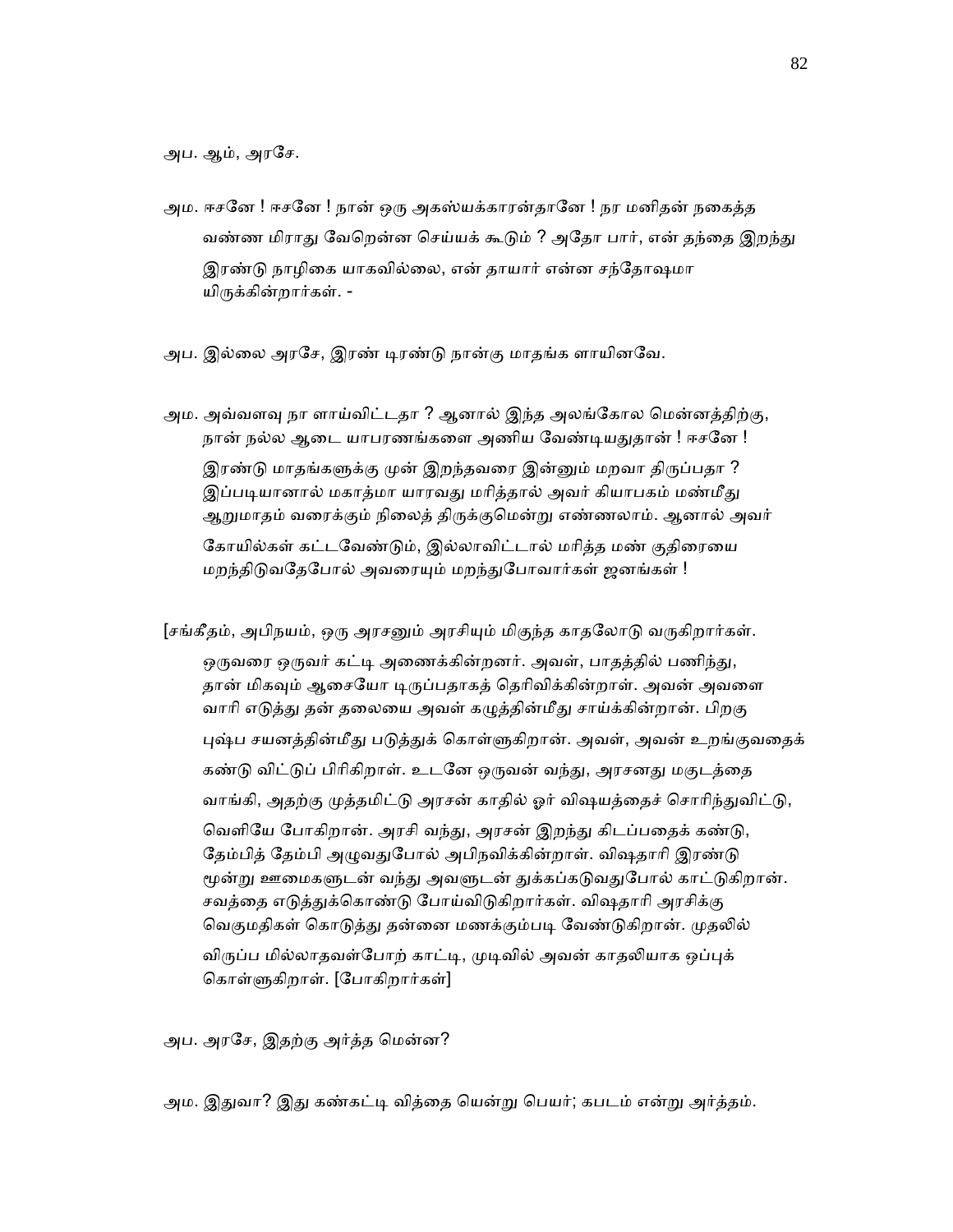அப. ஆம், அரசே.

அம. ஈசனே ! ஈசனே ! நான் ஒரு அகஸ்யக்காரன்தானே ! நர மனிதன் நகைத்த வண்ண மிராது வேறென்ன செய்யக் கூடும் ? அதோ பார், என் தந்தை இறந்து இரண்டு நாழிகை யாகவில்லை, என் தாயார் என்ன சந்தோஷமா யிருக்கின்றார்கள். -

அப. இல்லை அரசே, இரண் டிரண்டு நான்கு மாதங்க ளாயினவே.

அம. அவ்வளவு நா ளாய்விட்டதா ? ஆனால் இந்த அலங்கோல மென்னத்திற்கு, நான் நல்ல ஆடை யாபரணங்களை அணிய வேண்டியதுதான் ! ஈசனே ! இரண்டு மாதங்களுக்கு முன் இறந்தவரை இன்னும் மறவா திருப்பதா ? இப்படியானால் மகாத்மா யாரவது மரித்தால் அவர் கியாபகம் மண்மீது ஆறுமாதம் வரைக்கும் நிலைத் திருக்குமென்று எண்ணலாம். ஆனால் அவர் கோயில்கள் கட்டவேண்டும், இல்லாவிட்டால் மரித்த மண் குதிரையை மறந்திடுவதேபோல் அவரையும் மறந்துபோவார்கள் ஜனங்கள் !

[சங்கீதம், அபிநயம், ஒரு அரசனும் அரசியும் மிகுந்த காதலோடு வருகிறார்கள். ஒருவரை ஒருவர் கட்டி அணைக்கின்றனர். அவள், பாதத்தில் பணிந்து, தான் மிகவும் ஆசையோ டிருப்பதாகத் தெரிவிக்கின்றாள். அவன் அவளை வாரி எடுத்து தன் தலையை அவள் கழுத்தின்மீது சாய்க்கின்றான். பிறகு புஷ்ப சயனத்தின்மீது படுத்துக் கொள்ளுகிறான். அவள், அவன் உறங்குவதைக் கண்டு விட்டுப் பிரிகிறாள். உடனே ஒருவன் வந்து, அரசனது மகுடத்தை வாங்கி, அதற்கு முத்தமிட்டு அரசன் காதில் ஓர் விஷயத்தைச் சொரிந்துவிட்டு, வெளியே போகிறான். அரசி வந்து, அரசன் இறந்து கிடப்பதைக் கண்டு, தேம்பித் தேம்பி அழுவதுபோல் அபிநவிக்கின்றாள். விஷதாரி இரண்டு மூன்று ஊமைகளுடன் வந்து அவளுடன் துக்கப்கடுவதுபோல் காட்டுகிறான். சவத்தை எடுத்துக்கொண்டு போய்விடுகிறார்கள். விஷதாரி அரசிக்கு வெகுமதிகள் கொடுத்து தன்னை மணக்கும்படி வேண்டுகிறான். முதலில் விருப்ப மில்லாதவள்போற் காட்டி, முடிவில் அவன் காதலியாக ஒப்புக் கொள்ளுகிறாள். [போகிறார்கள்]

அப. அரசே, இதற்கு அர்த்த மென்ன?

அம. இதுவா? இது கண்கட்டி வித்தை யென்று பெயர்; கபடம் என்று அர்த்தம்.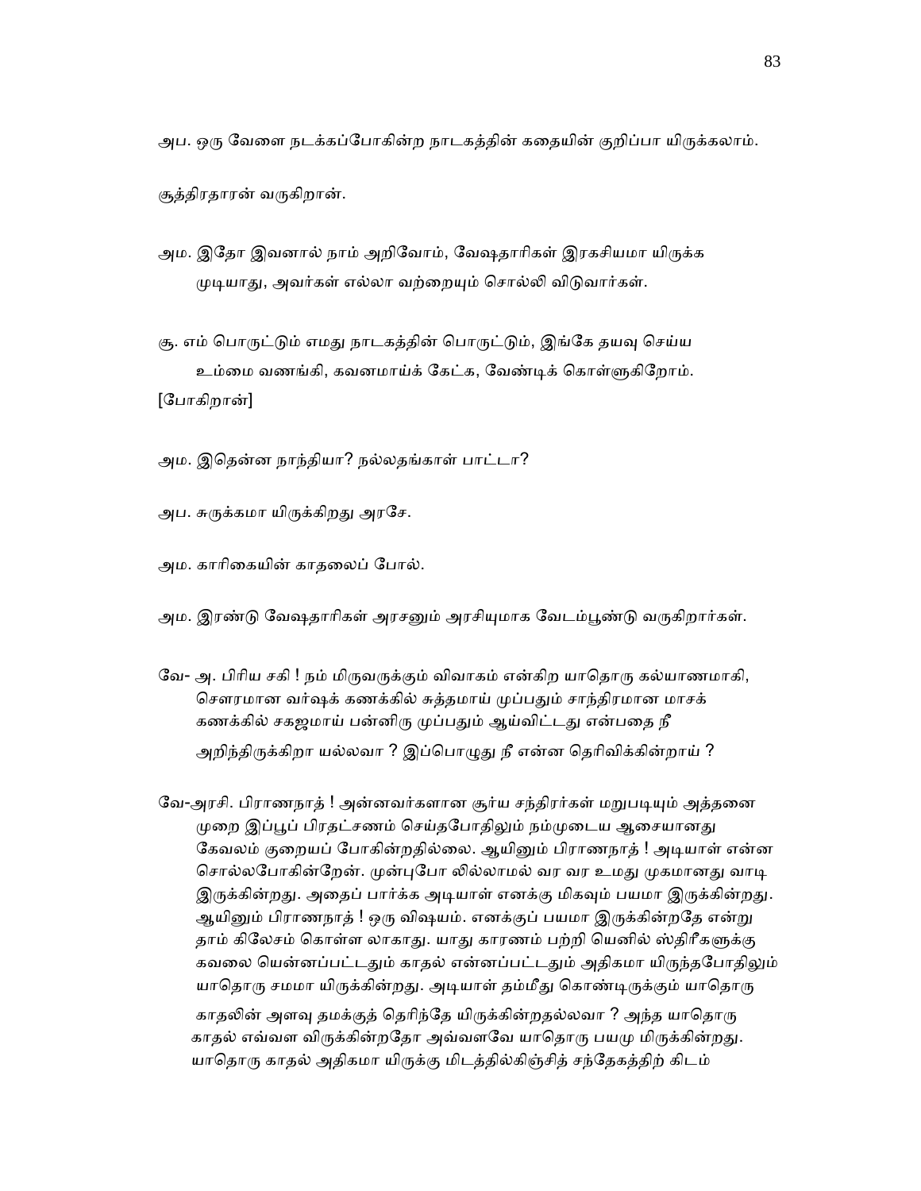அப. ஒரு வேளை நடக்கப்போகின்ற நாடகத்தின் கதையின் குறிப்பா யிருக்கலாம்.

சூத்திரதாரன் வருகிறான்.

அம. இதோ இவனால் நாம் அறிவோம், வேஷதாரிகள் இரகசியமா யிருக்க முடியாது, அவர்கள் எல்லா வற்றையும் சொல்லி விடுவார்கள்.

சூ. எம் பொருட்டும் எமது நாடகத்தின் பொருட்டும், இங்கே தயவு செய்ய உம்மை வணங்கி, கவனமாய்க் கேட்க, வேண்டிக் கொள்ளுகிறோம்.

[போகிறான்]

அம. இதென்ன நாந்தியா? நல்லதங்காள் பாட்டா?

அப. சுருக்கமா யிருக்கிறது அரசே.

அம. காரிகையின் காதலைப் போல்.

அம. இரண்டு வேஷதாரிகள் அரசனும் அரசியுமாக வேடம்பூண்டு வருகிறார்கள்.

வே- அ. பிரிய சகி ! நம் மிருவருக்கும் விவாகம் என்கிற யாதொரு கல்யாணமாகி, சௌரமான வர்ஷக் கணக்கில் சுத்தமாய் முப்பதும் சாந்திரமான மாசக் கணக்கில் சகஜமாய் பன்னிரு முப்பதும் ஆய்விட்டது என்பதை நீ அறிந்திருக்கிறா யல்லவா ? இப்பொழுது நீ என்ன தெரிவிக்கின்றாய் ?

வே-அரசி. பிராணநாத் ! அன்னவர்களான சூர்ய சந்திரர்கள் மறுபடியும் அத்தனை முறை இப்பூப் பிரதட்சணம் செய்தபோதிலும் நம்முடைய ஆசையானது கேவலம் குறையப் போகின்றதில்லை. ஆயினும் பிராணநாத் ! அடியாள் என்ன சொல்லபோகின்றேன். முன்புபோ லில்லாமல் வர வர உமது முகமானது வாடி இருக்கின்றது. அதைப் பார்க்க அடியாள் எனக்கு மிகவும் பயமா இருக்கின்றது. ஆயினும் பிராணநாத் ! ஒரு விஷயம். எனக்குப் பயமா இருக்கின்றதே என்று தாம் கிலேசம் கொள்ள லாகாது. யாது காரணம் பற்றி யெனில் ஸ்திரீகளுக்கு கவலை யென்னப்பட்டதும் காதல் என்னப்பட்டதும் அதிகமா யிருந்தபோதிலும் யாதொரு சமமா யிருக்கின்றது. அடியாள் தம்மீது கொண்டிருக்கும் யாதொரு காதலின் அளவு தமக்குத் தெரிந்தே யிருக்கின்றதல்லவா ? அந்த யாதொரு காதல் எவ்வள விருக்கின்றதோ அவ்வளவே யாதொரு பயமு மிருக்கின்றது. யாதொரு காதல் அதிகமா யிருக்கு மிடத்தில்கிஞ்சித் சந்தேகத்திற் கிடம்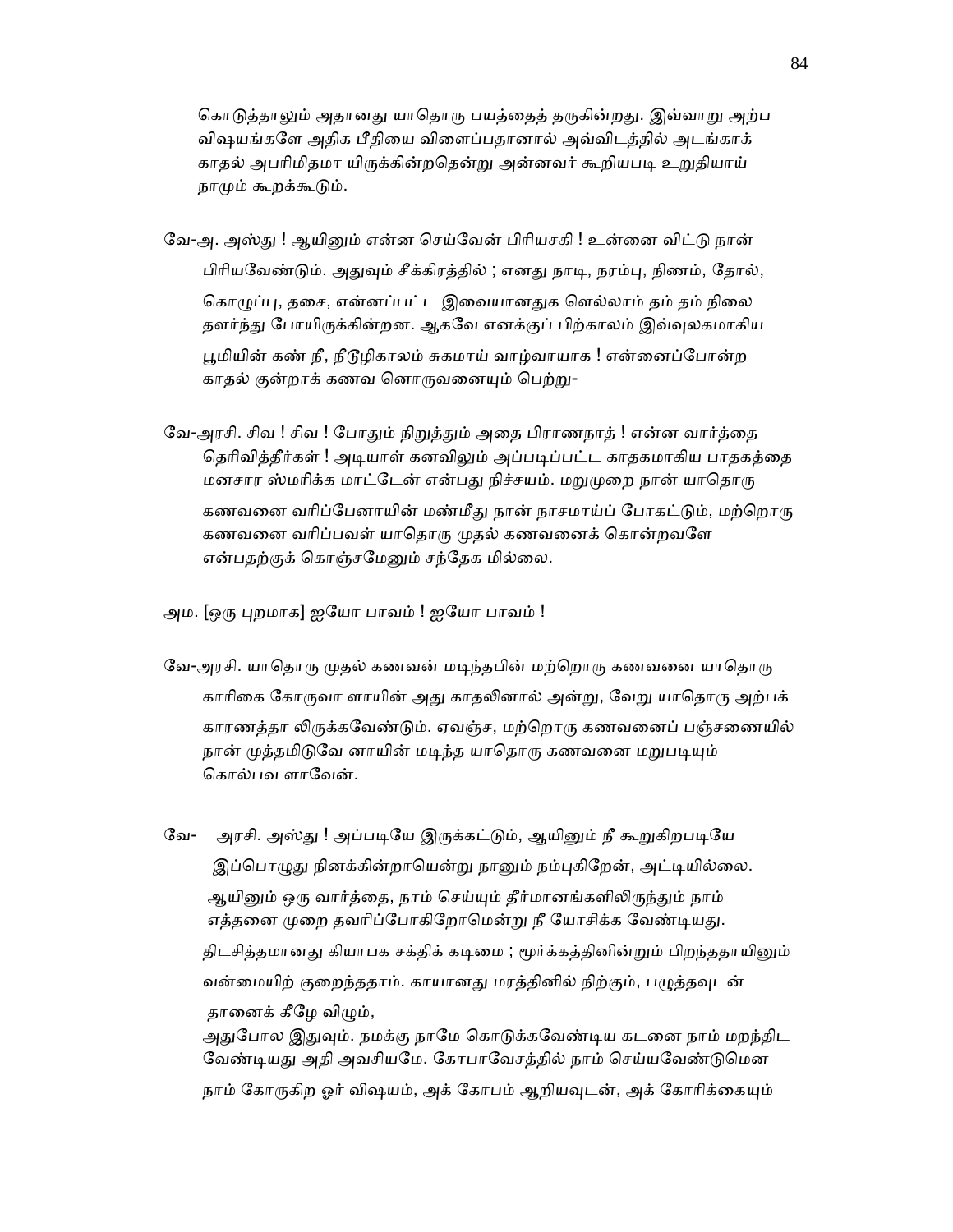கொடுத்தாலும் அதானது யாதொரு பயத்தைத் தருகின்றது. இவ்வாறு அற்ப விஷயங்களே அதிக பீதியை விளைப்பதானால் அவ்விடத்தில் அடங்காக் காதல் அபரிமிதமா யிருக்கின்றதென்று அன்னவர் கூறியபடி உறுதியாய் நாமும் கூறக்கூடும்.

வே-அ. அஸ்து ! ஆயினும் என்ன செய்வேன் பிரியசகி ! உன்னை விட்டு நான் பிரியவேண்டும். அதுவும் சீக்கிரத்தில் ; எனது நாடி, நரம்பு, நிணம், தோல், கொழுப்பு, தசை, என்னப்பட்ட இவையானதுக ளெல்லாம் தம் தம் நிலை தளர்ந்து போயிருக்கின்றன. ஆகவே எனக்குப் பிற்காலம் இவ்வுலகமாகிய பூமியின் கண் நீ, நீடூழிகாலம் சுகமாய் வாழ்வாயாக ! என்னைப்போன்ற காதல் குன்றாக் கணவ னொருவனையும் பெற்று-

வே-அரசி. சிவ ! சிவ ! போதும் நிறுத்தும் அதை பிராணநாத் ! என்ன வார்த்தை தெரிவித்தீர்கள் ! அடியாள் கனவிலும் அப்படிப்பட்ட காதகமாகிய பாதகத்தை மனசார ஸ்மரிக்க மாட்டேன் என்பது நிச்சயம். மறுமுறை நான் யாதொரு கணவனை வரிப்பேனாயின் மண்மீது நான் நாசமாய்ப் போகட்டும், மற்றொரு கணவனை வரிப்பவள் யாதொரு முதல் கணவனைக் கொன்றவளே என்பதற்குக் கொஞ்சமேனும் சந்தேக மில்லை.

அம. [ஒரு புறமாக] ஐயோ பாவம் ! ஐயோ பாவம் !

வே-அரசி. யாதொரு முதல் கணவன் மடிந்தபின் மற்றொரு கணவனை யாதொரு காரிகை கோருவா ளாயின் அது காதலினால் அன்று, வேறு யாதொரு அற்பக் காரணத்தா லிருக்கவேண்டும். ஏவஞ்ச, மற்றொரு கணவனைப் பஞ்சணையில் நான் முத்தமிடுவே னாயின் மடிந்த யாதொரு கணவனை மறுபடியும் கொல்பவ ளாவேன்.

வே- அரசி. அஸ்து ! அப்படியே இருக்கட்டும், ஆயினும் நீ கூறுகிறபடியே இப்பொழுது நினக்கின்றாயென்று நானும் நம்புகிறேன், அட்டியில்லை. ஆயினும் ஒரு வார்த்தை, நாம் செய்யும் தீர்மானங்களிலிருந்தும் நாம் எத்தனை முறை தவரிப்போகிறோமென்று நீ யோசிக்க வேண்டியது. திடசித்தமானது கியாபக சக்திக் கடிமை ; மூர்க்கத்தினின்றும் பிறந்ததாயினும் வன்மையிற் குறைந்ததாம். காயானது மரத்தினில் நிற்கும், பழுத்தவுடன் தானைக் கீழே விழும்,
அதுபோல இதுவும். நமக்கு நாமே கொடுக்கவேண்டிய கடனை நாம் மறந்திட வேண்டியது அதி அவசியமே. கோபாவேசத்தில் நாம் செய்யவேண்டுமென நாம் கோருகிற ஓர் விஷயம், அக் கோபம் ஆறியவுடன், அக் கோரிக்கையும்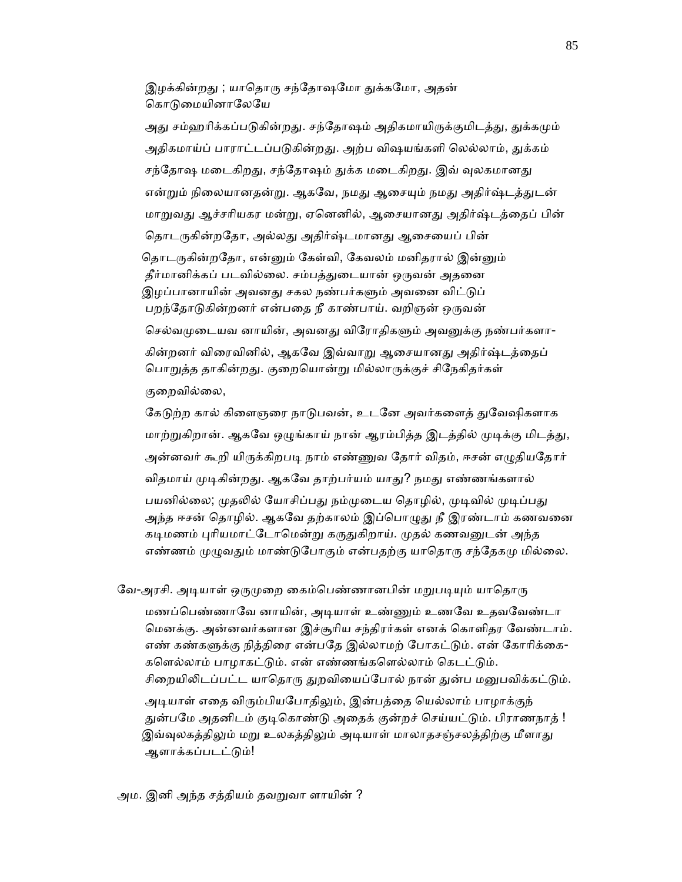இழக்கின்றது ; யாதொரு சந்தோஷமோ துக்கமோ, அதன் கொடுமையினாலேயே

அது சம்ஹரிக்கப்படுகின்றது. சந்தோஷம் அதிகமாயிருக்குமிடத்து, துக்கமும் அதிகமாய்ப் பாராட்டப்படுகின்றது. அற்ப விஷயங்களி லெல்லாம், துக்கம் சந்தோஷ மடைகிறது, சந்தோஷம் துக்க மடைகிறது. இவ் வுலகமானது என்றும் நிலையானதன்று. ஆகவே, நமது ஆசையும் நமது அதிர்ஷ்டத்துடன் மாறுவது ஆச்சரியகர மன்று, ஏனெனில், ஆசையானது அதிர்ஷ்டத்தைப் பின் தொடருகின்றதோ, அல்லது அதிர்ஷ்டமானது ஆசையைப் பின் தொடருகின்றதோ, என்னும் கேள்வி, கேவலம் மனிதரால் இன்னும் தீர்மானிக்கப் படவில்லை. சம்பத்துடையான் ஒருவன் அதனை இழப்பானாயின் அவனது சகல நண்பர்களும் அவனை விட்டுப் பறந்தோடுகின்றனர் என்பதை நீ காண்பாய். வறிஞன் ஒருவன் செல்வமுடையவ னாயின், அவனது விரோதிகளும் அவனுக்கு நண்பர்களா-கின்றனர் விரைவினில், ஆகவே இவ்வாறு ஆசையானது அதிர்ஷ்டத்தைப் பொறுத்த தாகின்றது. குறையொன்று மில்லாருக்குச் சிநேகிதர்கள் குறைவில்லை,

கேடுற்ற கால் கிளைஞரை நாடுபவன், உடனே அவர்களைத் துவேஷிகளாக மாற்றுகிறான். ஆகவே ஒழுங்காய் நான் ஆரம்பித்த இடத்தில் முடிக்கு மிடத்து, அன்னவர் கூறி யிருக்கிறபடி நாம் எண்ணுவ தோர் விதம், ஈசன் எழுதியதோர் விதமாய் முடிகின்றது. ஆகவே தாற்பர்யம் யாது? நமது எண்ணங்களால் பயனில்லை; முதலில் யோசிப்பது நம்முடைய தொழில், முடிவில் முடிப்பது அந்த ஈசன் தொழில். ஆகவே தற்காலம் இப்பொழுது நீ இரண்டாம் கணவனை கடிமணம் புரியமாட்டோமென்று கருதுகிறாய். முதல் கணவனுடன் அந்த எண்ணம் முழுவதும் மாண்டுபோகும் என்பதற்கு யாதொரு சந்தேகமு மில்லை.

வே-அரசி. அடியாள் ஒருமுறை கைம்பெண்ணானபின் மறுபடியும் யாதொரு மணப்பெண்ணாவே னாயின், அடியாள் உண்ணும் உணவே உதவவேண்டா மெனக்கு. அன்னவர்களான இச்சூரிய சந்திரர்கள் எனக் கொளிதர வேண்டாம். எண் கண்களுக்கு நித்திரை என்பதே இல்லாமற் போகட்டும். என் கோரிக்கை-களெல்லாம் பாழாகட்டும். என் எண்ணங்களெல்லாம் கெடட்டும். சிறையிலிடப்பட்ட யாதொரு துறவியைப்போல் நான் துன்ப மனுபவிக்கட்டும். அடியாள் எதை விரும்பியபோதிலும், இன்பத்தை யெல்லாம் பாழாக்குந் துன்பமே அதனிடம் குடிகொண்டு அதைக் குன்றச் செய்யட்டும். பிராணநாத் ! இவ்வுலகத்திலும் மறு உலகத்திலும் அடியாள் மாலாதசஞ்சலத்திற்கு மீளாது ஆளாக்கப்படட்டும்!

அம. இனி அந்த சத்தியம் தவறுவா ளாயின் ?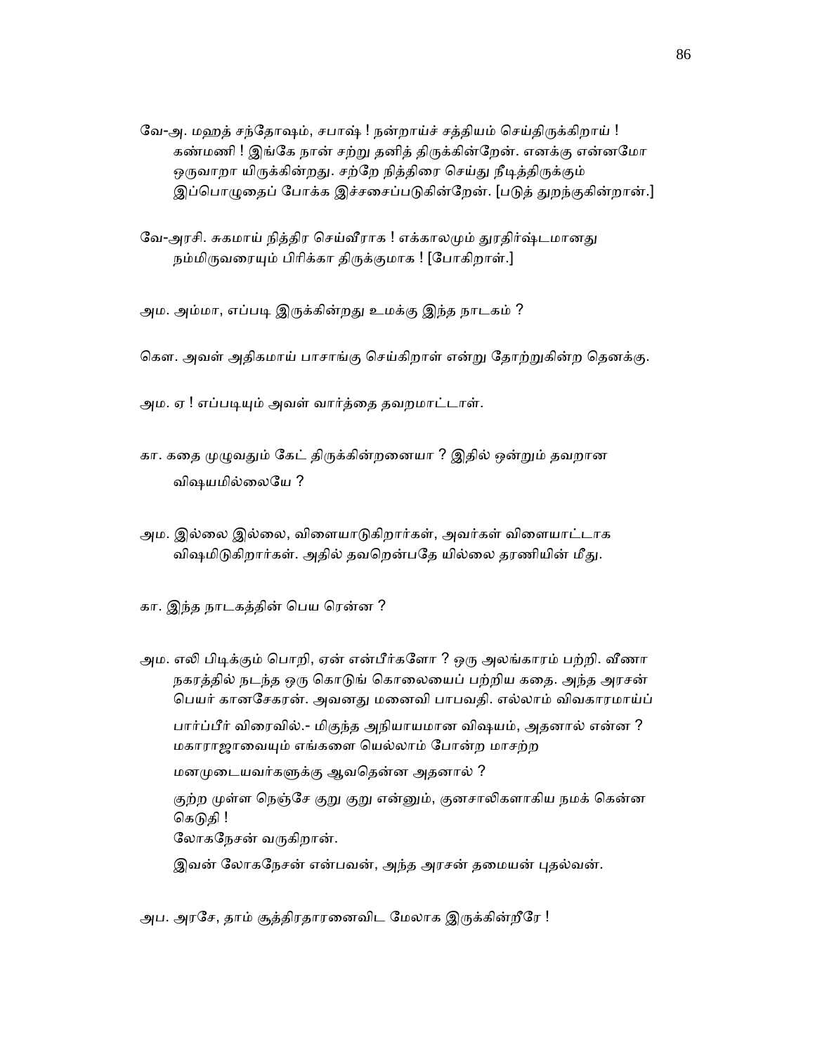வே-அ. மஹத் சந்தோஷம், சபாஷ் ! நன்றாய்ச் சத்தியம் செய்திருக்கிறாய் ! கண்மணி ! இங்கே நான் சற்று தனித் திருக்கின்றேன். எனக்கு என்னமோ ஒருவாறா யிருக்கின்றது. சற்றே நித்திரை செய்து நீடித்திருக்கும் இப்பொழுதைப் போக்க இச்சைப்படுகின்றேன். [படுத் துறங்குகின்றான்.]

வே-அரசி. சுகமாய் நித்திர செய்வீராக ! எக்காலமும் துரதிர்ஷ்டமானது நம்மிருவரையும் பிரிக்கா திருக்குமாக ! [போகிறாள்.]

அம. அம்மா, எப்படி இருக்கின்றது உமக்கு இந்த நாடகம் ?

கௌ. அவள் அதிகமாய் பாசாங்கு செய்கிறாள் என்று தோற்றுகின்ற தெனக்கு.

அம. ஏ ! எப்படியும் அவள் வார்த்தை தவறமாட்டாள்.

கா. கதை முழுவதும் கேட் திருக்கின்றனையா ? இதில் ஒன்றும் தவறான விஷயமில்லையே ?

அம. இல்லை இல்லை, விளையாடுகிறார்கள், அவர்கள் விளையாட்டாக விஷமிடுகிறார்கள். அதில் தவறென்பதே யில்லை தரணியின் மீது.

கா. இந்த நாடகத்தின் பெய ரென்ன ?

அம. எலி பிடிக்கும் பொறி, ஏன் என்பீர்களோ ? ஒரு அலங்காரம் பற்றி. வீணா நகரத்தில் நடந்த ஒரு கொடுங் கொலையைப் பற்றிய கதை. அந்த அரசன் பெயர் கானசேகரன். அவனது மனைவி பாபவதி. எல்லாம் விவகாரமாய்ப்

பார்ப்பீர் விரைவில்.- மிகுந்த அநியாயமான விஷயம், அதனால் என்ன ? மகாராஜாவையும் எங்களை யெல்லாம் போன்ற மாசற்ற

மனமுடையவர்களுக்கு ஆவதென்ன அதனால் ?

குற்ற முள்ள நெஞ்சே குறு குறு என்னும், குனசாலிகளாகிய நமக் கென்ன கெடுதி !
லோகநேசன் வருகிறான்.

இவன் லோகநேசன் என்பவன், அந்த அரசன் தமையன் புதல்வன்.

அப. அரசே, தாம் சூத்திரதாரனைவிட மேலாக இருக்கின்றீரே !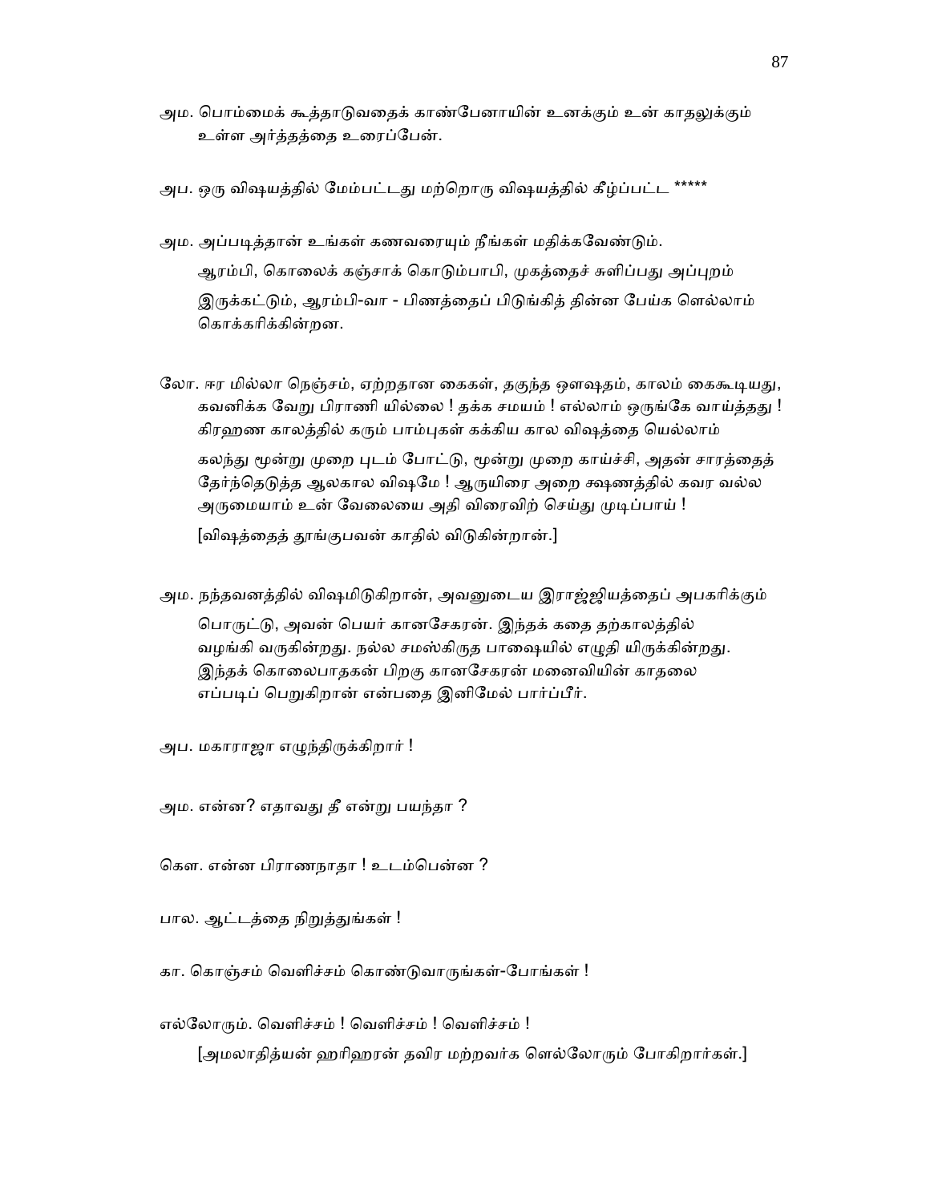அம. பொம்மைக் கூத்தாடுவதைக் காண்பேனாயின் உனக்கும் உன் காதலுக்கும் உள்ள அர்த்தத்தை உரைப்பேன்.

அப. ஒரு விஷயத்தில் மேம்பட்டது மற்றொரு விஷயத்தில் கீழ்ப்பட்ட *****

அம. அப்படித்தான் உங்கள் கணவரையும் நீங்கள் மதிக்கவேண்டும்.

ஆரம்பி, கொலைக் கஞ்சாக் கொடும்பாபி, முகத்தைச் சுளிப்பது அப்புறம் இருக்கட்டும், ஆரம்பி-வா - பிணத்தைப் பிடுங்கித் தின்ன பேய்க ளெல்லாம் கொக்கரிக்கின்றன.

லோ. ஈர மில்லா நெஞ்சம், ஏற்றதான கைகள், தகுந்த ஔஷதம், காலம் கைகூடியது, கவனிக்க வேறு பிராணி யில்லை ! தக்க சமயம் ! எல்லாம் ஒருங்கே வாய்த்தது ! கிரஹண காலத்தில் கரும் பாம்புகள் கக்கிய கால விஷத்தை யெல்லாம்

கலந்து மூன்று முறை புடம் போட்டு, மூன்று முறை காய்ச்சி, அதன் சாரத்தைத் தேர்ந்தெடுத்த ஆலகால விஷமே ! ஆருயிரை அறை க்ஷணத்தில் கவர வல்ல அருமையாம் உன் வேலையை அதி விரைவிற் செய்து முடிப்பாய் !

[விஷத்தைத் தூங்குபவன் காதில் விடுகின்றான்.]

அம. நந்தவனத்தில் விஷமிடுகிறான், அவனுடைய இராஜ்ஜியத்தைப் அபகரிக்கும் பொருட்டு, அவன் பெயர் கானசேகரன். இந்தக் கதை தற்காலத்தில் வழங்கி வருகின்றது. நல்ல சமஸ்கிருத பாஷையில் எழுதி யிருக்கின்றது. இந்தக் கொலைபாதகன் பிறகு கானசேகரன் மனைவியின் காதலை எப்படிப் பெறுகிறான் என்பதை இனிமேல் பார்ப்பீர்.

அப. மகாராஜா எழுந்திருக்கிறார் !

அம. என்ன? எதாவது தீ என்று பயந்தா ?

கௌ. என்ன பிராணநாதா ! உடம்பென்ன ?

பால. ஆட்டத்தை நிறுத்துங்கள் !

கா. கொஞ்சம் வெளிச்சம் கொண்டுவாருங்கள்-போங்கள் !

எல்லோரும். வெளிச்சம் ! வெளிச்சம் ! வெளிச்சம் !

[அமலாதித்யன் ஹரிஹரன் தவிர மற்றவர்க ளெல்லோரும் போகிறார்கள்.]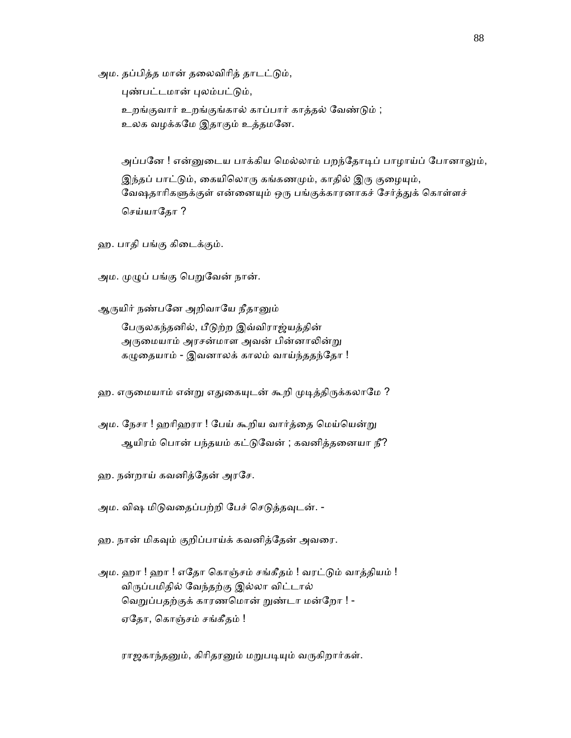அம. தப்பித்த மான் தலைவிரித் தாடட்டும்,

புண்பட்டமான் புலம்பட்டும்,

உறங்குவார் உறங்குங்கால் காப்பார் காத்தல் வேண்டும் ;
உலக வழக்கமே இதாகும் உத்தமனே.

அப்பனே ! என்னுடைய பாக்கிய மெல்லாம் பறந்தோடிப் பாழாய்ப் போனாலும், இந்தப் பாட்டும், கையிலொரு கங்கணமும், காதில் இரு குழையும், வேஷதாரிகளுக்குள் என்னையும் ஒரு பங்குக்காரனாகச் சேர்த்துக் கொள்ளச் செய்யாதோ ?

ஹ. பாதி பங்கு கிடைக்கும்.

அம. முழுப் பங்கு பெறுவேன் நான்.

ஆருயிர் நண்பனே அறிவாயே நீதானும்

பேருலகந்தனில், பீடுற்ற இவ்விராஜ்யத்தின்
அருமையாம் அரசன்மாள அவன் பின்னாலின்று
கழுதையாம் - இவனாலக் காலம் வாய்ந்ததந்தோ !

ஹ. எருமையாம் என்று எதுகையுடன் கூறி முடித்திருக்கலாமே ?

அம. நேசா ! ஹரிஹரா ! பேய் கூறிய வார்த்தை மெய்யென்று

ஆயிரம் பொன் பந்தயம் கட்டுவேன் ; கவனித்தனையா நீ?

ஹ. நன்றாய் கவனித்தேன் அரசே.

அம. விஷ மிடுவதைப்பற்றி பேச் செடுத்தவுடன். -

ஹ. நான் மிகவும் குறிப்பாய்க் கவனித்தேன் அவரை.

அம. ஹா ! ஹா ! எதோ கொஞ்சம் சங்கீதம் ! வரட்டும் வாத்தியம் !
விருப்பமிதில் வேந்தற்கு இல்லா விட்டால்
வெறுப்பதற்குக் காரணமொன் றுண்டா மன்றோ ! -
ஏதோ, கொஞ்சம் சங்கீதம் !

ராஜகாந்தனும், கிரிதரனும் மறுபடியும் வருகிறார்கள்.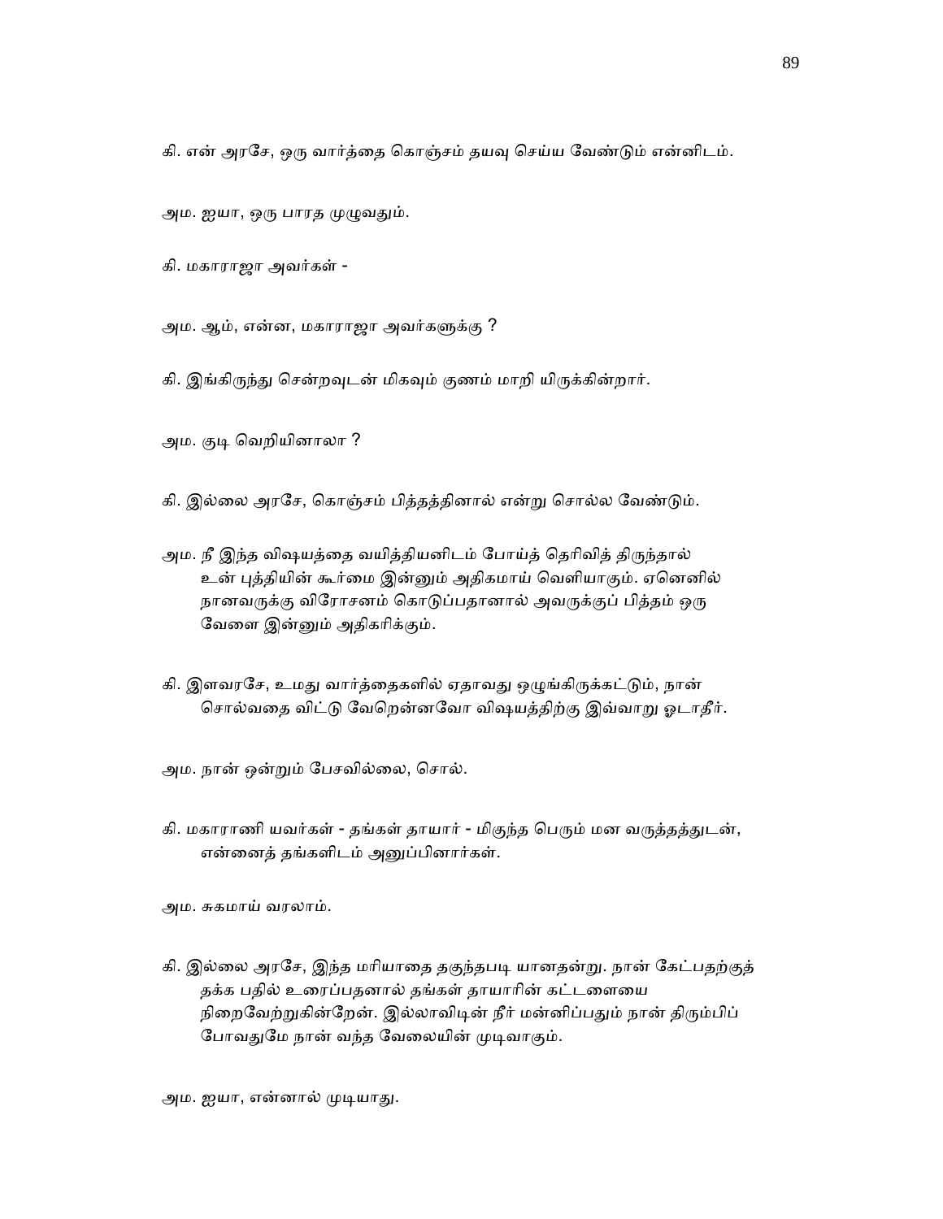கி. என் அரசே, ஒரு வார்த்தை கொஞ்சம் தயவு செய்ய வேண்டும் என்னிடம்.

அம. ஐயா, ஒரு பாரத முழுவதும்.

கி. மகாராஜா அவர்கள் -

அம. ஆம், என்ன, மகாராஜா அவர்களுக்கு ?

கி. இங்கிருந்து சென்றவுடன் மிகவும் குணம் மாறி யிருக்கின்றார்.

அம. குடி வெறியினாலா ?

கி. இல்லை அரசே, கொஞ்சம் பித்தத்தினால் என்று சொல்ல வேண்டும்.

அம. நீ இந்த விஷயத்தை வயித்தியனிடம் போய்த் தெரிவித் திருந்தால் உன் புத்தியின் கூர்மை இன்னும் அதிகமாய் வெளியாகும். ஏனெனில் நானவருக்கு விரோசனம் கொடுப்பதானால் அவருக்குப் பித்தம் ஒரு வேளை இன்னும் அதிகரிக்கும்.

கி. இளவரசே, உமது வார்த்தைகளில் ஏதாவது ஒழுங்கிருக்கட்டும், நான் சொல்வதை விட்டு வேறென்னவோ விஷயத்திற்கு இவ்வாறு ஓடாதீர்.

அம. நான் ஒன்றும் பேசவில்லை, சொல்.

கி. மகாராணி யவர்கள் - தங்கள் தாயார் - மிகுந்த பெரும் மன வருத்தத்துடன், என்னைத் தங்களிடம் அனுப்பினார்கள்.

அம. சுகமாய் வரலாம்.

கி. இல்லை அரசே, இந்த மரியாதை தகுந்தபடி யானதன்று. நான் கேட்பதற்குத் தக்க பதில் உரைப்பதனால் தங்கள் தாயாரின் கட்டளையை நிறைவேற்றுகின்றேன். இல்லாவிடின் நீர் மன்னிப்பதும் நான் திரும்பிப் போவதுமே நான் வந்த வேலையின் முடிவாகும்.

அம. ஐயா, என்னால் முடியாது.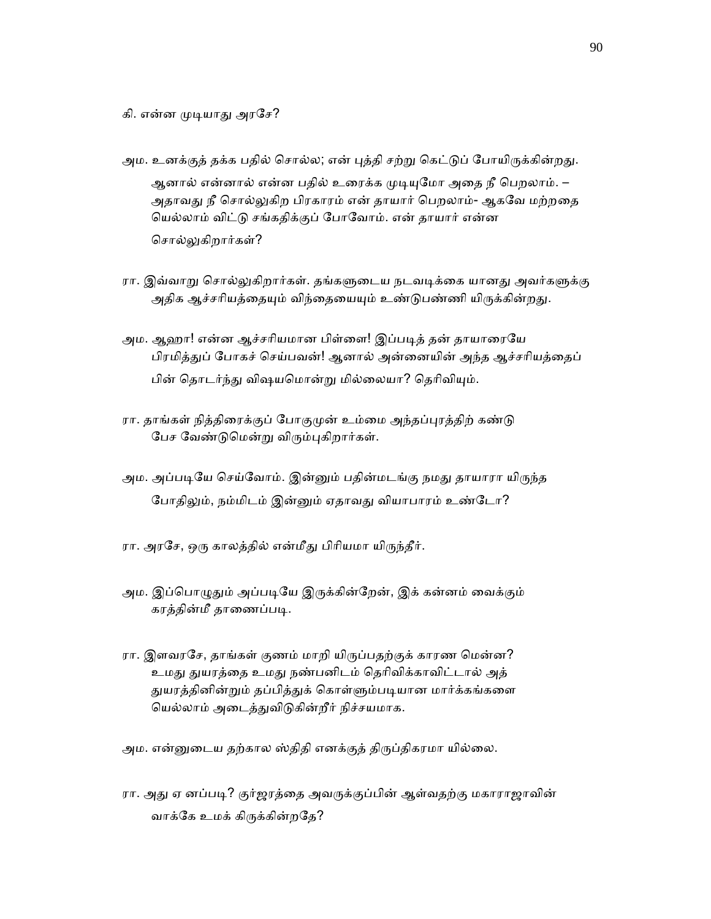கி. என்ன முடியாது அரசே?

அம. உனக்குத் தக்க பதில் சொல்ல; என் புத்தி சற்று கெட்டுப் போயிருக்கின்றது. ஆனால் என்னால் என்ன பதில் உரைக்க முடியுமோ அதை நீ பெறலாம். – அதாவது நீ சொல்லுகிற பிரகாரம் என் தாயார் பெறலாம்- ஆகவே மற்றதை யெல்லாம் விட்டு சங்கதிக்குப் போவோம். என் தாயார் என்ன சொல்லுகிறார்கள்?

ரா. இவ்வாறு சொல்லுகிறார்கள். தங்களுடைய நடவடிக்கை யானது அவர்களுக்கு அதிக ஆச்சரியத்தையும் விந்தையையும் உண்டுபண்ணி யிருக்கின்றது.

அம. ஆஹா! என்ன ஆச்சரியமான பிள்ளை! இப்படித் தன் தாயாரையே பிரமித்துப் போகச் செய்பவன்! ஆனால் அன்னையின் அந்த ஆச்சரியத்தைப் பின் தொடர்ந்து விஷயமொன்று மில்லையா? தெரிவியும்.

ரா. தாங்கள் நித்திரைக்குப் போகுமுன் உம்மை அந்தப்புரத்திற் கண்டு பேச வேண்டுமென்று விரும்புகிறார்கள்.

அம. அப்படியே செய்வோம். இன்னும் பதின்மடங்கு நமது தாயாரா யிருந்த போதிலும், நம்மிடம் இன்னும் ஏதாவது வியாபாரம் உண்டோ?

ரா. அரசே, ஒரு காலத்தில் என்மீது பிரியமா யிருந்தீர்.

அம. இப்பொழுதும் அப்படியே இருக்கின்றேன், இக் கன்னம் வைக்கும் கரத்தின்மீ தாணைப்படி.

ரா. இளவரசே, தாங்கள் குணம் மாறி யிருப்பதற்குக் காரண மென்ன? உமது துயரத்தை உமது நண்பனிடம் தெரிவிக்காவிட்டால் அத் துயரத்தினின்றும் தப்பித்துக் கொள்ளும்படியான மார்க்கங்களை யெல்லாம் அடைத்துவிடுகின்றீர் நிச்சயமாக.

அம. என்னுடைய தற்கால ஸ்திதி எனக்குத் திருப்திகரமா யில்லை.

ரா. அது ஏ னப்படி? குர்ஜரத்தை அவருக்குப்பின் ஆள்வதற்கு மகாராஜாவின் வாக்கே உமக் கிருக்கின்றதே?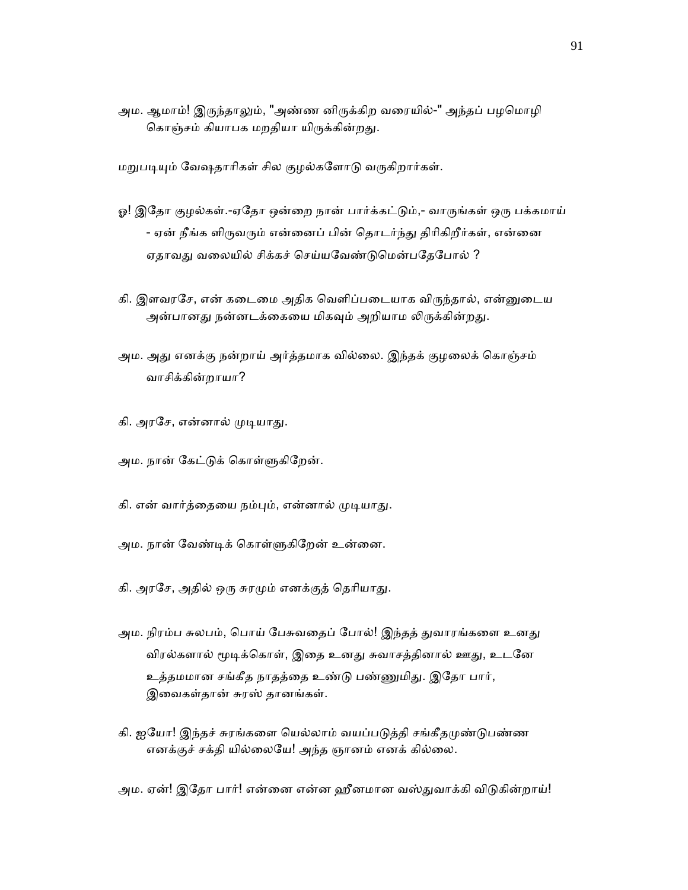அம. ஆமாம்! இருந்தாலும், "அண்ண னிருக்கிற வரையில்-" அந்தப் பழமொழி கொஞ்சம் கியாபக மறதியா யிருக்கின்றது.

மறுபடியும் வேஷதாரிகள் சில குழல்களோடு வருகிறார்கள்.

ஓ! இதோ குழல்கள்.-ஏதோ ஒன்றை நான் பார்க்கட்டும்,- வாருங்கள் ஒரு பக்கமாய் - ஏன் நீங்க ளிருவரும் என்னைப் பின் தொடர்ந்து திரிகிறீர்கள், என்னை ஏதாவது வலையில் சிக்கச் செய்யவேண்டுமென்பதேபோல் ?

கி. இளவரசே, என் கடைமை அதிக வெளிப்படையாக விருந்தால், என்னுடைய அன்பானது நன்னடக்கையை மிகவும் அறியாம லிருக்கின்றது.

அம. அது எனக்கு நன்றாய் அர்த்தமாக வில்லை. இந்தக் குழலைக் கொஞ்சம் வாசிக்கின்றாயா?

கி. அரசே, என்னால் முடியாது.

அம. நான் கேட்டுக் கொள்ளுகிறேன்.

கி. என் வார்த்தையை நம்பும், என்னால் முடியாது.

அம. நான் வேண்டிக் கொள்ளுகிறேன் உன்னை.

கி. அரசே, அதில் ஒரு சுரமும் எனக்குத் தெரியாது.

அம. நிரம்ப சுலபம், பொய் பேசுவதைப் போல்! இந்தத் துவாரங்களை உனது விரல்களால் மூடிக்கொள், இதை உனது சுவாசத்தினால் ஊது, உடனே உத்தமமான சங்கீத நாதத்தை உண்டு பண்ணுமிது. இதோ பார், இவைகள்தான் சுரஸ் தானங்கள்.

கி. ஐயோ! இந்தச் சுரங்களை யெல்லாம் வயப்படுத்தி சங்கீதமுண்டுபண்ண எனக்குச் சக்தி யில்லையே! அந்த ஞானம் எனக் கில்லை.

அம. ஏன்! இதோ பார்! என்னை என்ன ஹீனமான வஸ்துவாக்கி விடுகின்றாய்!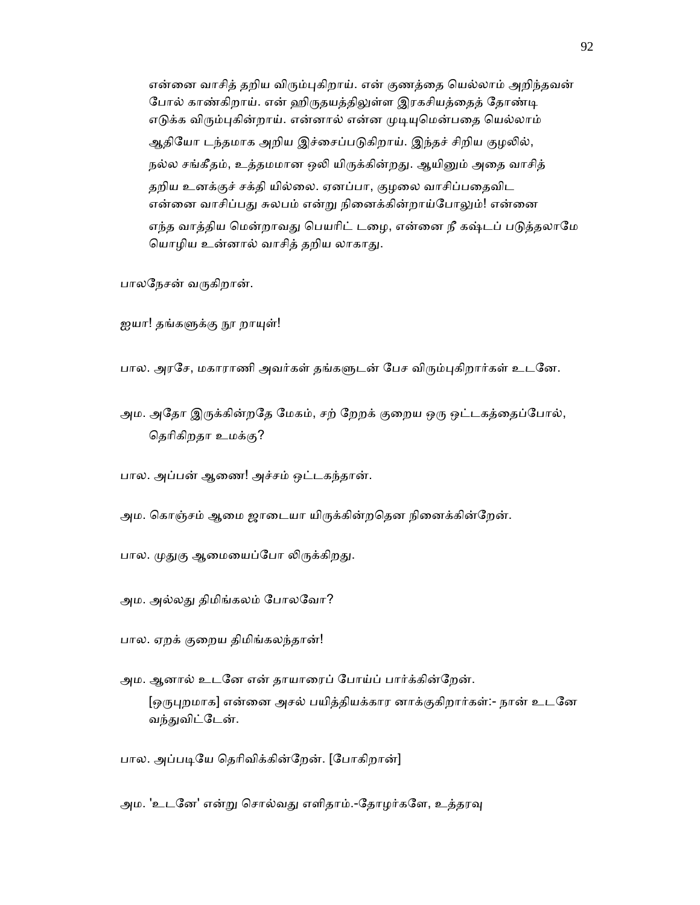என்னை வாசித் தறிய விரும்புகிறாய். என் குணத்தை யெல்லாம் அறிந்தவன் போல் காண்கிறாய். என் ஹிருதயத்திலுள்ள இரகசியத்தைத் தோண்டி எடுக்க விரும்புகின்றாய். என்னால் என்ன முடியுமென்பதை யெல்லாம் ஆதியோ டந்தமாக அறிய இச்சைப்படுகிறாய். இந்தச் சிறிய குழலில், நல்ல சங்கீதம், உத்தமமான ஒலி யிருக்கின்றது. ஆயினும் அதை வாசித் தறிய உனக்குச் சக்தி யில்லை. ஏனப்பா, குழலை வாசிப்பதைவிட என்னை வாசிப்பது சுலபம் என்று நினைக்கின்றாய்போலும்! என்னை எந்த வாத்திய மென்றாவது பெயரிட் டழை, என்னை நீ கஷ்டப் படுத்தலாமே யொழிய உன்னால் வாசித் தறிய லாகாது.

பாலநேசன் வருகிறான்.

ஐயா! தங்களுக்கு நூ றாயுள்!

பால. அரசே, மகாராணி அவர்கள் தங்களுடன் பேச விரும்புகிறார்கள் உடனே.

அம. அதோ இருக்கின்றதே மேகம், சற் றேறக் குறைய ஒரு ஒட்டகத்தைப்போல், தெரிகிறதா உமக்கு?

பால. அப்பன் ஆணை! அச்சம் ஒட்டகந்தான்.

அம. கொஞ்சம் ஆமை ஜாடையா யிருக்கின்றதென நினைக்கின்றேன்.

பால. முதுகு ஆமையைப்போ லிருக்கிறது.

அம. அல்லது திமிங்கலம் போலவோ?

பால. ஏறக் குறைய திமிங்கலந்தான்!

அம. ஆனால் உடனே என் தாயாரைப் போய்ப் பார்க்கின்றேன்.
[ஒருபுறமாக] என்னை அசல் பயித்தியக்கார னாக்குகிறார்கள்:- நான் உடனே வந்துவிட்டேன்.

பால. அப்படியே தெரிவிக்கின்றேன். [போகிறான்]

அம. 'உடனே' என்று சொல்வது எளிதாம்.-தோழர்களே, உத்தரவு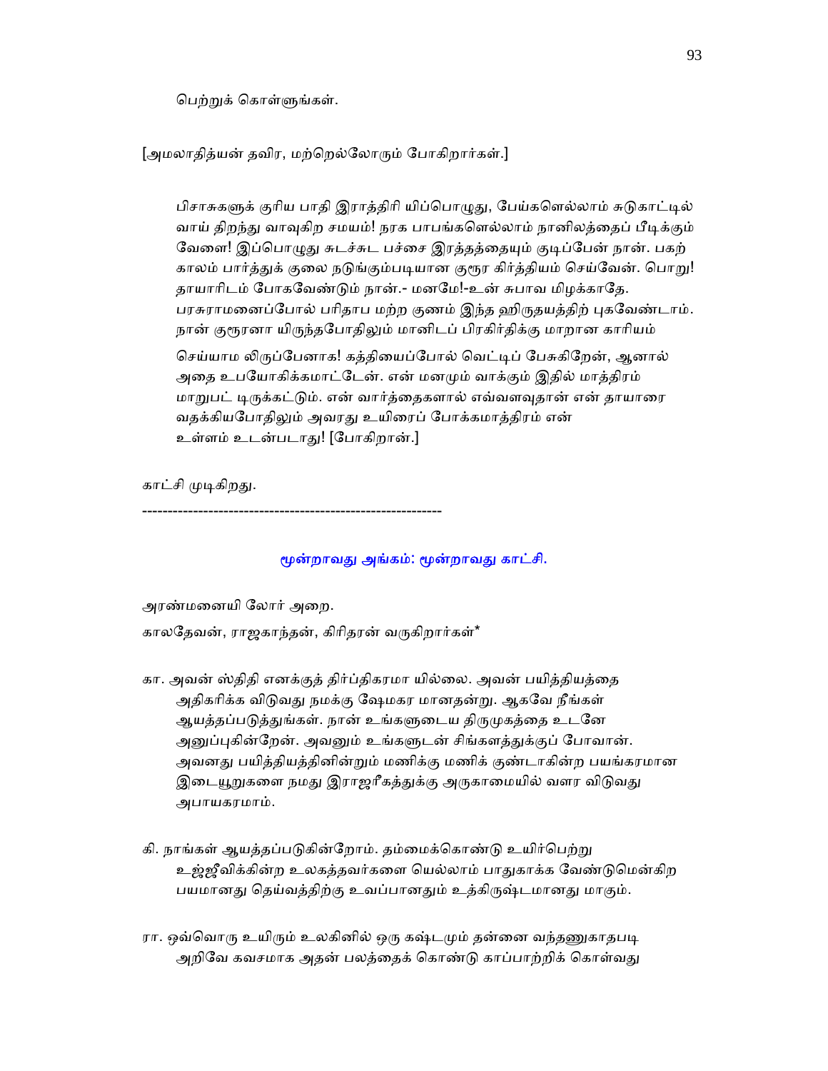பெற்றுக் கொள்ளுங்கள்.

[அமலாதித்யன் தவிர, மற்றெல்லோரும் போகிறார்கள்.]

> பிசாசுகளுக் குரிய பாதி இராத்திரி யிப்பொழுது, பேய்களெல்லாம் சுடுகாட்டில் வாய் திறந்து வாவுகிற சமயம்! நரக பாபங்களெல்லாம் நானிலத்தைப் பீடிக்கும் வேளை! இப்பொழுது சுடச்சுட பச்சை இரத்தத்தையும் குடிப்பேன் நான். பகற் காலம் பார்த்துக் குலை நடுங்கும்படியான குரூர கிர்த்தியம் செய்வேன். பொறு! தாயாரிடம் போகவேண்டும் நான்.- மனமே!-உன் சுபாவ மிழக்காதே. பரசுராமனைப்போல் பரிதாப மற்ற குணம் இந்த ஹிருதயத்திற் புகவேண்டாம். நான் குரூரனா யிருந்தபோதிலும் மானிடப் பிரகிர்திக்கு மாறான காரியம்
>
> செய்யாம லிருப்பேனாக! கத்தியைப்போல் வெட்டிப் பேசுகிறேன், ஆனால் அதை உபயோகிக்கமாட்டேன். என் மனமும் வாக்கும் இதில் மாத்திரம் மாறுபட் டிருக்கட்டும். என் வார்த்தைகளால் எவ்வளவுதான் என் தாயாரை வதக்கியபோதிலும் அவரது உயிரைப் போக்கமாத்திரம் என் உள்ளம் உடன்படாது! [போகிறான்.]

காட்சி முடிகிறது.

-----------------------------------------------------------

## மூன்றாவது அங்கம்: மூன்றாவது காட்சி.

அரண்மனையி லோர் அறை.

காலதேவன், ராஜகாந்தன், கிரிதரன் வருகிறார்கள்*

கா. அவன் ஸ்திதி எனக்குத் திர்ப்திகரமா யில்லை. அவன் பயித்தியத்தை அதிகரிக்க விடுவது நமக்கு க்ஷேமகர மானதன்று. ஆகவே நீங்கள் ஆயத்தப்படுத்துங்கள். நான் உங்களுடைய திருமுகத்தை உடனே அனுப்புகின்றேன். அவனும் உங்களுடன் சிங்களத்துக்குப் போவான். அவனது பயித்தியத்தினின்றும் மணிக்கு மணிக் குண்டாகின்ற பயங்கரமான இடையூறுகளை நமது இராஜரீகத்துக்கு அருகாமையில் வளர விடுவது அபாயகரமாம்.

கி. நாங்கள் ஆயத்தப்படுகின்றோம். தம்மைக்கொண்டு உயிர்பெற்று உஜ்ஜீவிக்கின்ற உலகத்தவர்களை யெல்லாம் பாதுகாக்க வேண்டுமென்கிற பயமானது தெய்வத்திற்கு உவப்பானதும் உத்கிருஷ்டமானது மாகும்.

ரா. ஒவ்வொரு உயிரும் உலகினில் ஒரு கஷ்டமும் தன்னை வந்தணுகாதபடி அறிவே கவசமாக அதன் பலத்தைக் கொண்டு காப்பாற்றிக் கொள்வது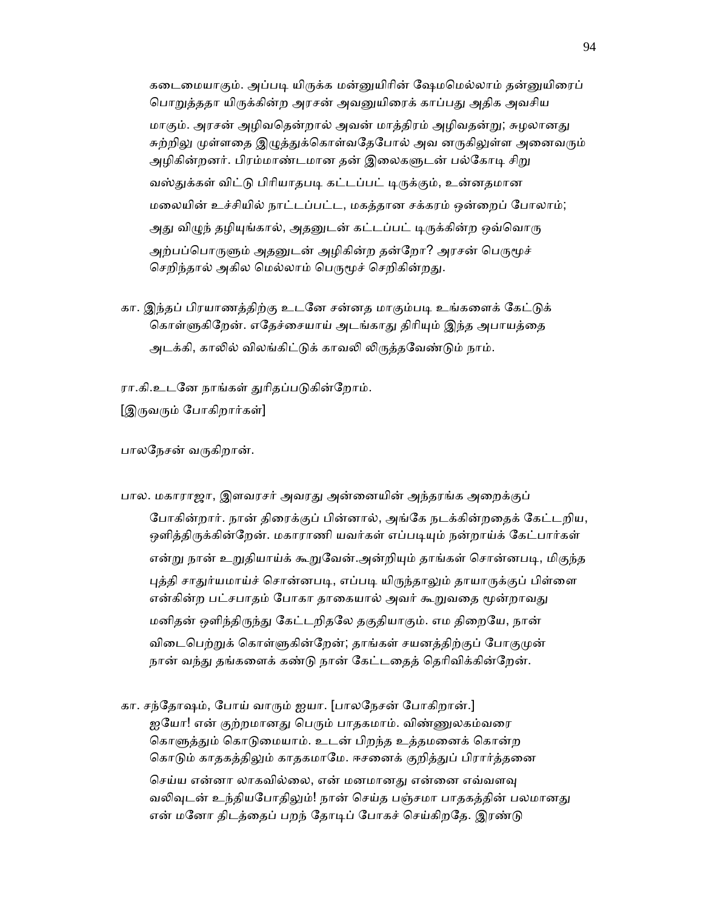கடைமையாகும். அப்படி யிருக்க மன்னுயிரின் ஷேமமெல்லாம் தன்னுயிரைப் பொறுத்ததா யிருக்கின்ற அரசன் அவனுயிரைக் காப்பது அதிக அவசிய மாகும். அரசன் அழிவதென்றால் அவன் மாத்திரம் அழிவதன்று; சுழலானது சுற்றிலு முள்ளதை இழுத்துக்கொள்வதேபோல் அவ னருகிலுள்ள அனைவரும் அழிகின்றனர். பிரம்மாண்டமான தன் இலைகளுடன் பல்கோடி சிறு வஸ்துக்கள் விட்டு பிரியாதபடி கட்டப்பட் டிருக்கும், உன்னதமான மலையின் உச்சியில் நாட்டப்பட்ட, மகத்தான சக்கரம் ஒன்றைப் போலாம்; அது விழுந் தழியுங்கால், அதனுடன் கட்டப்பட் டிருக்கின்ற ஒவ்வொரு அற்பப்பொருளும் அதனுடன் அழிகின்ற தன்றோ? அரசன் பெருமூச் செறிந்தால் அகில மெல்லாம் பெருமூச் செறிகின்றது.

கா. இந்தப் பிரயாணத்திற்கு உடனே சன்னத மாகும்படி உங்களைக் கேட்டுக் கொள்ளுகிறேன். எதேச்சையாய் அடங்காது திரியும் இந்த அபாயத்தை அடக்கி, காலில் விலங்கிட்டுக் காவலி லிருத்தவேண்டும் நாம்.

ரா.கி.உடனே நாங்கள் துரிதப்படுகின்றோம்.

[இருவரும் போகிறார்கள்]

பாலநேசன் வருகிறான்.

பால. மகாராஜா, இளவரசர் அவரது அன்னையின் அந்தரங்க அறைக்குப் போகின்றார். நான் திரைக்குப் பின்னால், அங்கே நடக்கின்றதைக் கேட்டறிய, ஒளித்திருக்கின்றேன். மகாராணி யவர்கள் எப்படியும் நன்றாய்க் கேட்பார்கள் என்று நான் உறுதியாய்க் கூறுவேன்.அன்றியும் தாங்கள் சொன்னபடி, மிகுந்த புத்தி சாதுர்யமாய்ச் சொன்னபடி, எப்படி யிருந்தாலும் தாயாருக்குப் பிள்ளை என்கின்ற பட்சபாதம் போகா தாகையால் அவர் கூறுவதை மூன்றாவது மனிதன் ஒளிந்திருந்து கேட்டறிதலே தகுதியாகும். எம திறையே, நான் விடைபெற்றுக் கொள்ளுகின்றேன்; தாங்கள் சயனத்திற்குப் போகுமுன் நான் வந்து தங்களைக் கண்டு நான் கேட்டதைத் தெரிவிக்கின்றேன்.

கா. சந்தோஷம், போய் வாரும் ஐயா. [பாலநேசன் போகிறான்.] ஐயோ! என் குற்றமானது பெரும் பாதகமாம். விண்ணுலகம்வரை கொளுத்தும் கொடுமையாம். உடன் பிறந்த உத்தமனைக் கொன்ற கொடும் காதகத்திலும் காதகமாமே. ஈசனைக் குறித்துப் பிரார்த்தனை செய்ய என்னா லாகவில்லை, என் மனமானது என்னை எவ்வளவு வலிவுடன் உந்தியபோதிலும்! நான் செய்த பஞ்சமா பாதகத்தின் பலமானது என் மனோ திடத்தைப் பறந் தோடிப் போகச் செய்கிறதே. இரண்டு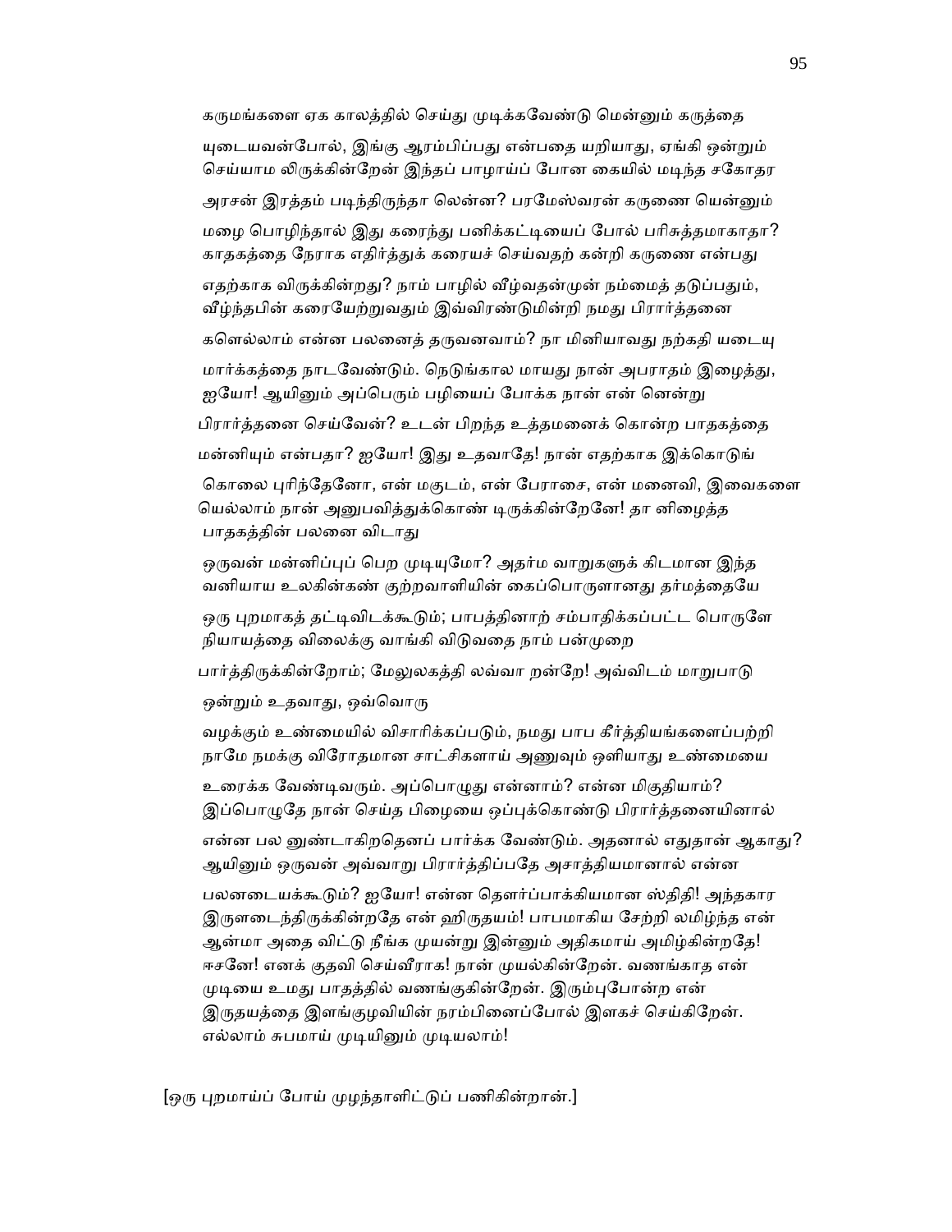கருமங்களை ஏக காலத்தில் செய்து முடிக்கவேண்டு மென்னும் கருத்தை யுடையவன்போல், இங்கு ஆரம்பிப்பது என்பதை யறியாது, ஏங்கி ஒன்றும் செய்யாம லிருக்கின்றேன் இந்தப் பாழாய்ப் போன கையில் மடிந்த சகோதர அரசன் இரத்தம் படிந்திருந்தா லென்ன? பரமேஸ்வரன் கருணை யென்னும் மழை பொழிந்தால் இது கரைந்து பனிக்கட்டியைப் போல் பரிசுத்தமாகாதா? காதகத்தை நேராக எதிர்த்துக் கரையச் செய்வதற் கன்றி கருணை என்பது எதற்காக விருக்கின்றது? நாம் பாழில் வீழ்வதன்முன் நம்மைத் தடுப்பதும், வீழ்ந்தபின் கரையேற்றுவதும் இவ்விரண்டுமின்றி நமது பிரார்த்தனை களெல்லாம் என்ன பலனைத் தருவனவாம்? நா மினியாவது நற்கதி யடையு மார்க்கத்தை நாடவேண்டும். நெடுங்கால மாயது நான் அபராதம் இழைத்து, ஐயோ! ஆயினும் அப்பெரும் பழியைப் போக்க நான் என் னென்று பிரார்த்தனை செய்வேன்? உடன் பிறந்த உத்தமனைக் கொன்ற பாதகத்தை மன்னியும் என்பதா? ஐயோ! இது உதவாதே! நான் எதற்காக இக்கொடுங் கொலை புரிந்தேனோ, என் மகுடம், என் பேராசை, என் மனைவி, இவைகளை யெல்லாம் நான் அனுபவித்துக்கொண் டிருக்கின்றேனே! தா னிழைத்த பாதகத்தின் பலனை விடாது ஒருவன் மன்னிப்புப் பெற முடியுமோ? அதர்ம வாறுகளுக் கிடமான இந்த வனியாய உலகின்கண் குற்றவாளியின் கைப்பொருளானது தர்மத்தையே ஒரு புறமாகத் தட்டிவிடக்கூடும்; பாபத்தினாற் சம்பாதிக்கப்பட்ட பொருளே நியாயத்தை விலைக்கு வாங்கி விடுவதை நாம் பன்முறை பார்த்திருக்கின்றோம்; மேலுலகத்தி லவ்வா றன்றே! அவ்விடம் மாறுபாடு ஒன்றும் உதவாது, ஒவ்வொரு வழக்கும் உண்மையில் விசாரிக்கப்படும், நமது பாப கீர்த்தியங்களைப்பற்றி நாமே நமக்கு விரோதமான சாட்சிகளாய் அணுவும் ஒளியாது உண்மையை உரைக்க வேண்டிவரும். அப்பொழுது என்னாம்? என்ன மிகுதியாம்? இப்பொழுதே நான் செய்த பிழையை ஒப்புக்கொண்டு பிரார்த்தனையினால் என்ன பல னுண்டாகிறதெனப் பார்க்க வேண்டும். அதனால் எதுதான் ஆகாது? ஆயினும் ஒருவன் அவ்வாறு பிரார்த்திப்பதே அசாத்தியமானால் என்ன பலனடையக்கூடும்? ஐயோ! என்ன தௌர்ப்பாக்கியமான ஸ்திதி! அந்தகார இருளடைந்திருக்கின்றதே என் ஹிருதயம்! பாபமாகிய சேற்றி லமிழ்ந்த என் ஆன்மா அதை விட்டு நீங்க முயன்று இன்னும் அதிகமாய் அமிழ்கின்றதே! ஈசனே! எனக் குதவி செய்வீராக! நான் முயல்கின்றேன். வணங்காத என் முடியை உமது பாதத்தில் வணங்குகின்றேன். இரும்புபோன்ற என் இருதயத்தை இளங்குழவியின் நரம்பினைப்போல் இளகச் செய்கிறேன். எல்லாம் சுபமாய் முடியினும் முடியலாம்!

[ஒரு புறமாய்ப் போய் முழந்தாளிட்டுப் பணிகின்றான்.]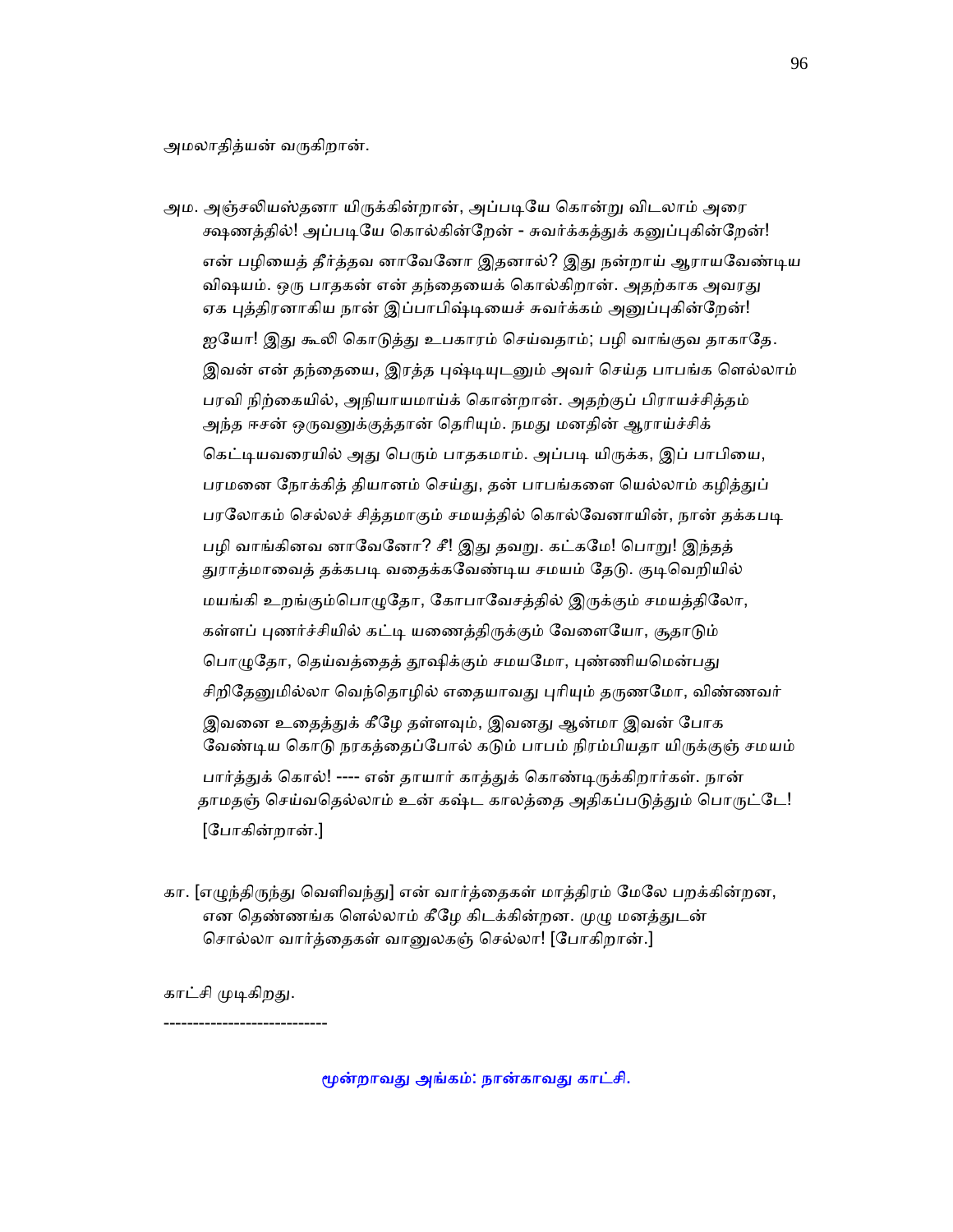அமலாதித்யன் வருகிறான்.

அம. அஞ்சலியஸ்தனா யிருக்கின்றான், அப்படியே கொன்று விடலாம் அரை க்ஷணத்தில்! அப்படியே கொல்கின்றேன் - சுவர்க்கத்துக் கனுப்புகின்றேன்! என் பழியைத் தீர்த்தவ னாவேனோ இதனால்? இது நன்றாய் ஆராயவேண்டிய விஷயம். ஒரு பாதகன் என் தந்தையைக் கொல்கிறான். அதற்காக அவரது ஏக புத்திரனாகிய நான் இப்பாபிஷ்டியைச் சுவர்க்கம் அனுப்புகின்றேன்! ஐயோ! இது கூலி கொடுத்து உபகாரம் செய்வதாம்; பழி வாங்குவ தாகாதே. இவன் என் தந்தையை, இரத்த புஷ்டியுடனும் அவர் செய்த பாபங்க ளெல்லாம் பரவி நிற்கையில், அநியாயமாய்க் கொன்றான். அதற்குப் பிராயச்சித்தம் அந்த ஈசன் ஒருவனுக்குத்தான் தெரியும். நமது மனதின் ஆராய்ச்சிக் கெட்டியவரையில் அது பெரும் பாதகமாம். அப்படி யிருக்க, இப் பாபியை, பரமனை நோக்கித் தியானம் செய்து, தன் பாபங்களை யெல்லாம் கழித்துப் பரலோகம் செல்லச் சித்தமாகும் சமயத்தில் கொல்வேனாயின், நான் தக்கபடி பழி வாங்கினவ னாவேனோ? சீ! இது தவறு. கட்கமே! பொறு! இந்தத் துராத்மாவைத் தக்கபடி வதைக்கவேண்டிய சமயம் தேடு. குடிவெறியில் மயங்கி உறங்கும்பொழுதோ, கோபாவேசத்தில் இருக்கும் சமயத்திலோ, கள்ளப் புணர்ச்சியில் கட்டி யணைத்திருக்கும் வேளையோ, சூதாடும் பொழுதோ, தெய்வத்தைத் தூஷிக்கும் சமயமோ, புண்ணியமென்பது சிறிதேனுமில்லா வெந்தொழில் எதையாவது புரியும் தருணமோ, விண்ணவர் இவனை உதைத்துக் கீழே தள்ளவும், இவனது ஆன்மா இவன் போக வேண்டிய கொடு நரகத்தைப்போல் கடும் பாபம் நிரம்பியதா யிருக்குஞ் சமயம் பார்த்துக் கொல்! ---- என் தாயார் காத்துக் கொண்டிருக்கிறார்கள். நான் தாமதஞ் செய்வதெல்லாம் உன் கஷ்ட காலத்தை அதிகப்படுத்தும் பொருட்டே! [போகின்றான்.]

கா. [எழுந்திருந்து வெளிவந்து] என் வார்த்தைகள் மாத்திரம் மேலே பறக்கின்றன, என தெண்ணங்க ளெல்லாம் கீழே கிடக்கின்றன. முழு மனத்துடன் சொல்லா வார்த்தைகள் வானுலகஞ் செல்லா! [போகிறான்.]

காட்சி முடிகிறது.

---------------------------

### மூன்றாவது அங்கம்: நான்காவது காட்சி.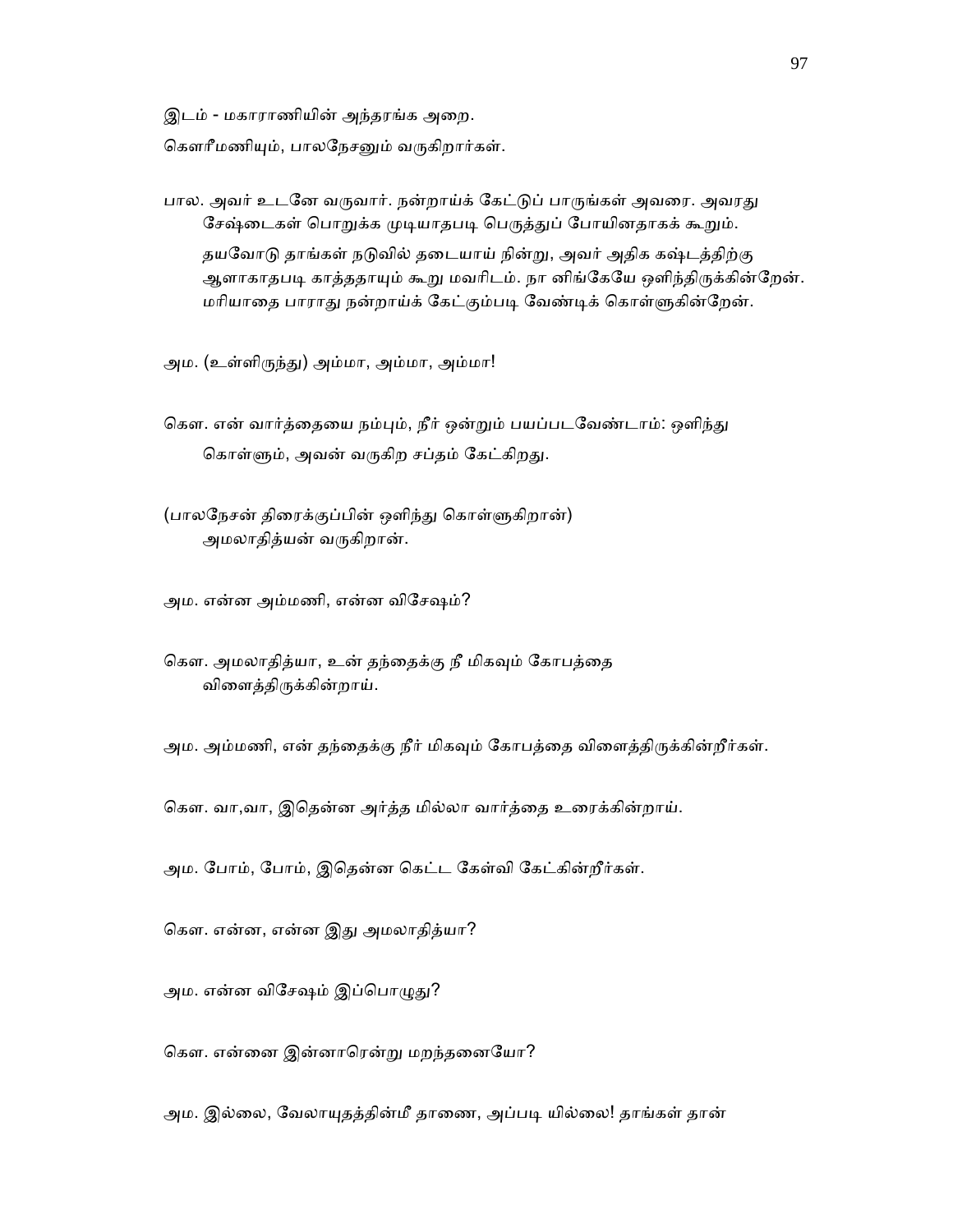இடம் - மகாராணியின் அந்தரங்க அறை.

கௌரீமணியும், பாலநேசனும் வருகிறார்கள்.

பால. அவர் உடனே வருவார். நன்றாய்க் கேட்டுப் பாருங்கள் அவரை. அவரது சேஷ்டைகள் பொறுக்க முடியாதபடி பெருத்துப் போயினதாகக் கூறும். தயவோடு தாங்கள் நடுவில் தடையாய் நின்று, அவர் அதிக கஷ்டத்திற்கு ஆளாகாதபடி காத்ததாயும் கூறு மவரிடம். நா னிங்கேயே ஒளிந்திருக்கின்றேன். மரியாதை பாராது நன்றாய்க் கேட்கும்படி வேண்டிக் கொள்ளுகின்றேன்.

அம. (உள்ளிருந்து) அம்மா, அம்மா, அம்மா!

கௌ. என் வார்த்தையை நம்பும், நீர் ஒன்றும் பயப்படவேண்டாம்: ஒளிந்து கொள்ளும், அவன் வருகிற சப்தம் கேட்கிறது.

(பாலநேசன் திரைக்குப்பின் ஒளிந்து கொள்ளுகிறான்)
அமலாதித்யன் வருகிறான்.

அம. என்ன அம்மணி, என்ன விசேஷம்?

கௌ. அமலாதித்யா, உன் தந்தைக்கு நீ மிகவும் கோபத்தை விளைத்திருக்கின்றாய்.

அம. அம்மணி, என் தந்தைக்கு நீர் மிகவும் கோபத்தை விளைத்திருக்கின்றீர்கள்.

கௌ. வா,வா, இதென்ன அர்த்த மில்லா வார்த்தை உரைக்கின்றாய்.

அம. போம், போம், இதென்ன கெட்ட கேள்வி கேட்கின்றீர்கள்.

கௌ. என்ன, என்ன இது அமலாதித்யா?

அம. என்ன விசேஷம் இப்பொழுது?

கௌ. என்னை இன்னாரென்று மறந்தனையோ?

அம. இல்லை, வேலாயுதத்தின்மீ தாணை, அப்படி யில்லை! தாங்கள் தான்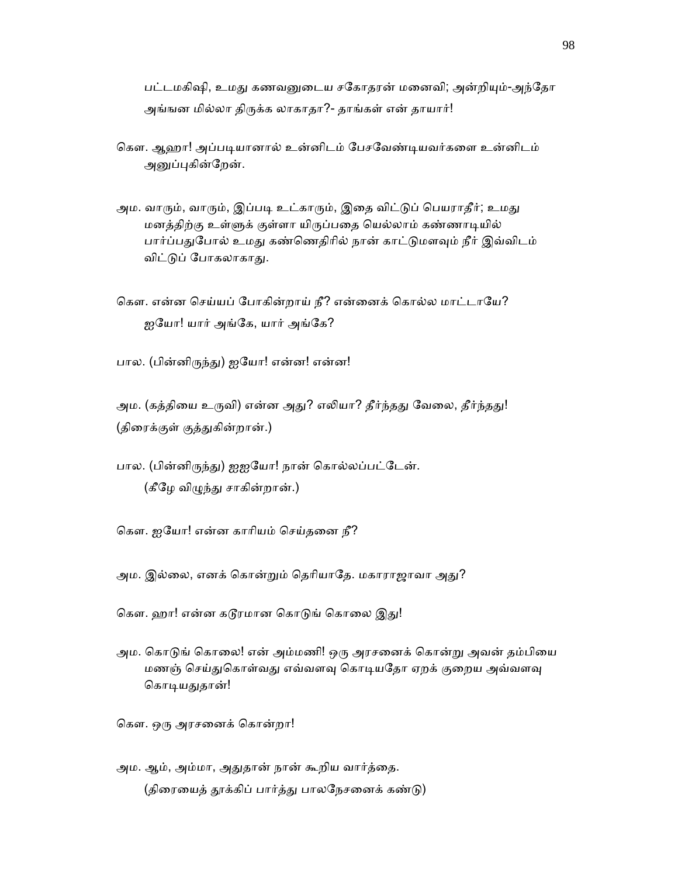பட்டமகிஷி, உமது கணவனுடைய சகோதரன் மனைவி; அன்றியும்-அந்தோ அங்ஙன மில்லா திருக்க லாகாதா?- தாங்கள் என் தாயார்!

கௌ. ஆஹா! அப்படியானால் உன்னிடம் பேசவேண்டியவர்களை உன்னிடம் அனுப்புகின்றேன்.

அம. வாரும், வாரும், இப்படி உட்காரும், இதை விட்டுப் பெயராதீர்; உமது மனத்திற்கு உள்ளுக் குள்ளா யிருப்பதை யெல்லாம் கண்ணாடியில் பார்ப்பதுபோல் உமது கண்ணெதிரில் நான் காட்டுமளவும் நீர் இவ்விடம் விட்டுப் போகலாகாது.

கௌ. என்ன செய்யப் போகின்றாய் நீ? என்னைக் கொல்ல மாட்டாயே? ஐயோ! யார் அங்கே, யார் அங்கே?

பால. (பின்னிருந்து) ஐயோ! என்ன! என்ன!

அம. (கத்தியை உருவி) என்ன அது? எலியா? தீர்ந்தது வேலை, தீர்ந்தது!
(திரைக்குள் குத்துகின்றான்.)

பால. (பின்னிருந்து) ஐஐயோ! நான் கொல்லப்பட்டேன்.
(கீழே விழுந்து சாகின்றான்.)

கௌ. ஐயோ! என்ன காரியம் செய்தனை நீ?

அம. இல்லை, எனக் கொன்றும் தெரியாதே. மகாராஜாவா அது?

கௌ. ஹா! என்ன கடூரமான கொடுங் கொலை இது!

அம. கொடுங் கொலை! என் அம்மணி! ஒரு அரசனைக் கொன்று அவன் தம்பியை மணஞ் செய்துகொள்வது எவ்வளவு கொடியதோ ஏறக் குறைய அவ்வளவு கொடியதுதான்!

கௌ. ஒரு அரசனைக் கொன்றா!

அம. ஆம், அம்மா, அதுதான் நான் கூறிய வார்த்தை.
(திரையைத் தூக்கிப் பார்த்து பாலநேசனைக் கண்டு)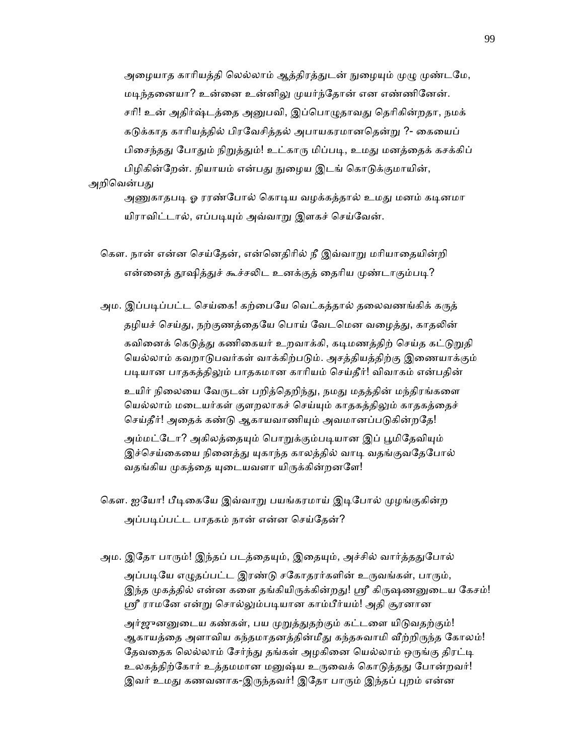அழையாத காரியத்தி லெல்லாம் ஆத்திரத்துடன் நுழையும் முழு முண்டமே, மடிந்தனையா? உன்னை உன்னிலு முயர்ந்தோன் என எண்ணினேன். சரி! உன் அதிர்ஷ்டத்தை அனுபவி, இப்பொழுதாவது தெரிகின்றதா, நமக் கடுக்காத காரியத்தில் பிரவேசித்தல் அபாயகரமானதென்று ?- கையைப் பிசைந்தது போதும் நிறுத்தும்! உட்காரு மிப்படி, உமது மனத்தைக் கசக்கிப் பிழிகின்றேன். நியாயம் என்பது நுழைய இடங் கொடுக்குமாயின், அறிவென்பது அணுகாதபடி ஓ ரரண்போல் கொடிய வழக்கத்தால் உமது மனம் கடினமா யிராவிட்டால், எப்படியும் அவ்வாறு இளகச் செய்வேன்.

கௌ. நான் என்ன செய்தேன், என்னெதிரில் நீ இவ்வாறு மரியாதையின்றி என்னைத் தூஷித்துச் கூச்சலிட உனக்குத் தைரிய முண்டாகும்படி?

அம. இப்படிப்பட்ட செய்கை! கற்பையே வெட்கத்தால் தலைவணங்கிக் கருத் தழியச் செய்து, நற்குணத்தையே பொய் வேடமென வழைத்து, காதலின் கவினைக் கெடுத்து கணிகையர் உறவாக்கி, கடிமணத்திற் செய்த கட்டுறுதி யெல்லாம் கவறாடுபவர்கள் வாக்கிற்படும். அசத்தியத்திற்கு இணையாக்கும் படியான பாதகத்திலும் பாதகமான காரியம் செய்தீர்! விவாகம் என்பதின் உயிர் நிலையை வேருடன் பறித்தெறிந்து, நமது மதத்தின் மந்திரங்களை யெல்லாம் மடையர்கள் குளறலாகச் செய்யும் காதகத்திலும் காதகத்தைச் செய்தீர்! அதைக் கண்டு ஆகாயவாணியும் அவமானப்படுகின்றதே! அம்மட்டோ? அகிலத்தையும் பொறுக்கும்படியான இப் பூமிதேவியும் இச்செய்கையை நினைத்து யுகாந்த காலத்தில் வாடி வதங்குவதேபோல் வதங்கிய முகத்தை யுடையவளா யிருக்கின்றனளே!

கௌ. ஐயோ! பீடிகையே இவ்வாறு பயங்கரமாய் இடிபோல் முழங்குகின்ற அப்படிப்பட்ட பாதகம் நான் என்ன செய்தேன்?

அம. இதோ பாரும்! இந்தப் படத்தையும், இதையும், அச்சில் வார்த்ததுபோல் அப்படியே எழுதப்பட்ட இரண்டு சகோதரர்களின் உருவங்கள், பாரும், இந்த முகத்தில் என்ன களை தங்கியிருக்கின்றது! ஸ்ரீ கிருஷ்ணனுடைய கேசம்! ஸ்ரீ ராமனே என்று சொல்லும்படியான காம்பீர்யம்! அதி சூரனான அர்ஜுனனுடைய கண்கள், பய முறுத்துதற்கும் கட்டளை யிடுவதற்கும்! ஆகாயத்தை அளாவிய கந்தமாதனத்தின்மீது கந்தசுவாமி வீற்றிருந்த கோலம்! தேவதைக லெல்லாம் சேர்ந்து தங்கள் அழகினை யெல்லாம் ஒருங்கு திரட்டி உலகத்திற்கோர் உத்தமமான மனுஷ்ய உருவைக் கொடுத்தது போன்றவர்! இவர் உமது கணவனாக-இருந்தவர்! இதோ பாரும் இந்தப் புறம் என்ன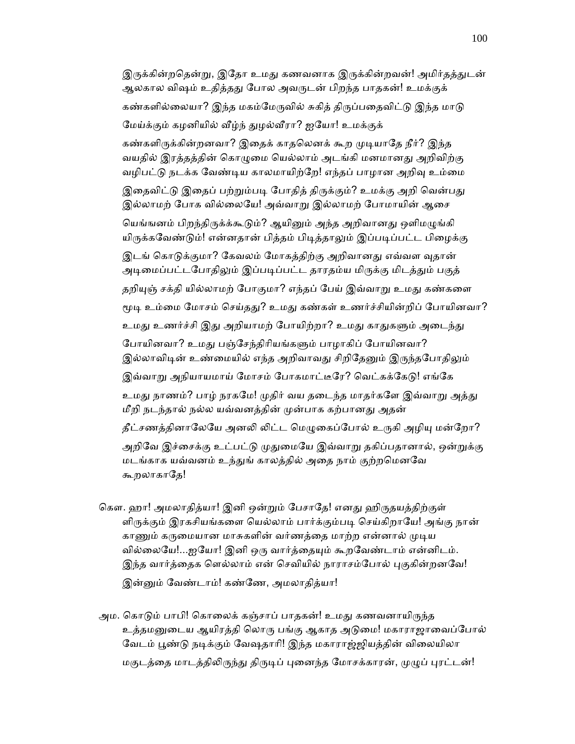இருக்கின்றதென்று, இதோ உமது கணவனாக இருக்கின்றவன்! அமிர்தத்துடன் ஆலகால விஷம் உதித்தது போல அவருடன் பிறந்த பாதகன்! உமக்குக் கண்களில்லையா? இந்த மகம்மேருவில் சுகித் திருப்பதைவிட்டு இந்த மாடு மேய்க்கும் கழனியில் வீழ்ந் துழல்வீரா? ஐயோ! உமக்குக் கண்களிருக்கின்றனவா? இதைக் காதலெனக் கூற முடியாதே நீர்? இந்த வயதில் இரத்தத்தின் கொழுமை யெல்லாம் அடங்கி மனமானது அறிவிற்கு வழிபட்டு நடக்க வேண்டிய காலமாயிற்றே! எந்தப் பாழான அறிவு உம்மை இதைவிட்டு இதைப் பற்றும்படி போதித் திருக்கும்? உமக்கு அறி வென்பது இல்லாமற் போக வில்லையே! அவ்வாறு இல்லாமற் போமாயின் ஆசை யெங்ஙனம் பிறந்திருக்க்கூடும்? ஆயினும் அந்த அறிவானது ஒளிமழுங்கி யிருக்கவேண்டும்! என்னதான் பித்தம் பிடித்தாலும் இப்படிப்பட்ட பிழைக்கு இடங் கொடுக்குமா? கேவலம் மோகத்திற்கு அறிவானது எவ்வள வுதான் அடிமைப்பட்டபோதிலும் இப்படிப்பட்ட தாரதம்ய மிருக்கு மிடத்தும் பகுத் தறியுஞ் சக்தி யில்லாமற் போகுமா? எந்தப் பேய் இவ்வாறு உமது கண்களை மூடி உம்மை மோசம் செய்தது? உமது கண்கள் உணர்ச்சியின்றிப் போயினவா? உமது உணர்ச்சி இது அறியாமற் போயிற்றா? உமது காதுகளும் அடைந்து போயினவா? உமது பஞ்சேந்திரியங்களும் பாழாகிப் போயினவா? இல்லாவிடின் உண்மையில் எந்த அறிவாவது சிறிதேனும் இருந்தபோதிலும் இவ்வாறு அநியாயமாய் மோசம் போகமாட்டீரே? வெட்கக்கேடு! எங்கே உமது நாணம்? பாழ் நரகமே! முதிர் வய தடைந்த மாதர்களே இவ்வாறு அத்து மீறி நடந்தால் நல்ல யவ்வனத்தின் முன்பாக கற்பானது அதன் தீட்சணத்தினாலேயே அனலி லிட்ட மெழுகைப்போல் உருகி அழியு மன்றோ? அறிவே இச்சைக்கு உட்பட்டு முதுமையே இவ்வாறு தகிப்பதானால், ஒன்றுக்கு மடங்காக யவ்வனம் உந்துங் காலத்தில் அதை நாம் குற்றமெனவே கூறலாகாதே!

கௌ. ஹா! அமலாதித்யா! இனி ஒன்றும் பேசாதே! எனது ஹிருதயத்திற்குள் ளிருக்கும் இரகசியங்களை யெல்லாம் பார்க்கும்படி செய்கிறாயே! அங்கு நான் காணும் கருமையான மாசுகளின் வர்ணத்தை மாற்ற என்னால் முடிய வில்லையே!...ஐயோ! இனி ஒரு வார்த்தையும் கூறவேண்டாம் என்னிடம். இந்த வார்த்தைக ளெல்லாம் என் செவியில் நாராசம்போல் புகுகின்றனவே! இன்னும் வேண்டாம்! கண்ணே, அமலாதித்யா!

அம. கொடும் பாபி! கொலைக் கஞ்சாப் பாதகன்! உமது கணவனாயிருந்த உத்தமனுடைய ஆயிரத்தி லொரு பங்கு ஆகாத அடுமை! மகாராஜாவைப்போல் வேடம் பூண்டு நடிக்கும் வேஷதாரி! இந்த மகாராஜ்ஜியத்தின் விலையிலா மகுடத்தை மாடத்திலிருந்து திருடிப் புனைந்த மோசக்காரன், முழுப் புரட்டன்!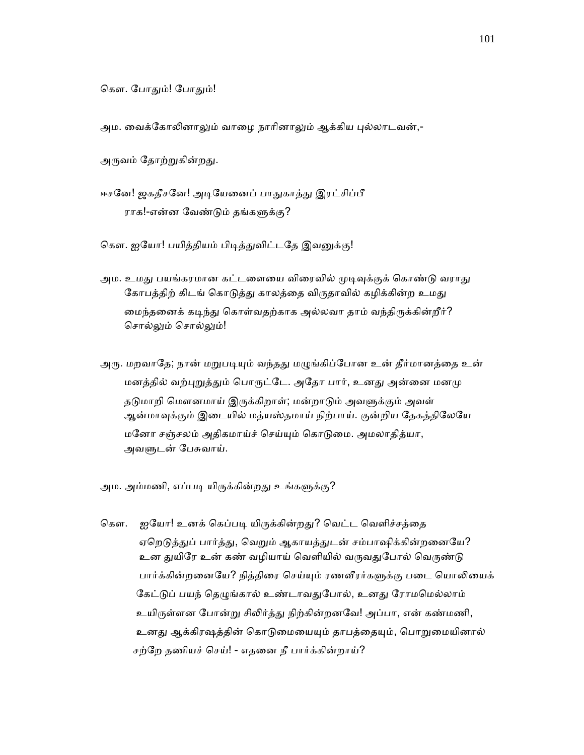கௌ. போதும்! போதும்!

அம. வைக்கோலினாலும் வாழை நாரினாலும் ஆக்கிய புல்லாடவன்,-

அருவம் தோற்றுகின்றது.

ஈசனே! ஜகதீசனே! அடியேனைப் பாதுகாத்து இரட்சிப்பீ
ராக!-என்ன வேண்டும் தங்களுக்கு?

கௌ. ஐயோ! பயித்தியம் பிடித்துவிட்டதே இவனுக்கு!

அம. உமது பயங்கரமான கட்டளையை விரைவில் முடிவுக்குக் கொண்டு வராது
கோபத்திற் கிடங் கொடுத்து காலத்தை விருதாவில் கழிக்கின்ற உமது
மைந்தனைக் கடிந்து கொள்வதற்காக அல்லவா தாம் வந்திருக்கின்றீர்?
சொல்லும் சொல்லும்!

அரு. மறவாதே; நான் மறுபடியும் வந்தது மழுங்கிப்போன உன் தீர்மானத்தை உன்
மனத்தில் வற்புறுத்தும் பொருட்டே. அதோ பார், உனது அன்னை மனமு
தடுமாறி மௌனமாய் இருக்கிறாள்; மன்றாடும் அவளுக்கும் அவள்
ஆன்மாவுக்கும் இடையில் மத்யஸ்தமாய் நிற்பாய். குன்றிய தேகத்திலேயே
மனோ சஞ்சலம் அதிகமாய்ச் செய்யும் கொடுமை. அமலாதித்யா,
அவளுடன் பேசுவாய்.

அம. அம்மணி, எப்படி யிருக்கின்றது உங்களுக்கு?

கௌ. ஐயோ! உனக் கெப்படி யிருக்கின்றது? வெட்ட வெளிச்சத்தை
ஏறெடுத்துப் பார்த்து, வெறும் ஆகாயத்துடன் சம்பாஷிக்கின்றனையே?
உன துயிரே உன் கண் வழியாய் வெளியில் வருவதுபோல் வெருண்டு
பார்க்கின்றனையே? நித்திரை செய்யும் ரணவீரர்களுக்கு படை யொலியைக்
கேட்டுப் பயந் தெழுங்கால் உண்டாவதுபோல், உனது ரோமமெல்லாம்
உயிருள்ளன போன்று சிலிர்த்து நிற்கின்றனவே! அப்பா, என் கண்மணி,
உனது ஆக்கிரஷத்தின் கொடுமையையும் தாபத்தையும், பொறுமையினால்
சற்றே தணியச் செய்! - எதனை நீ பார்க்கின்றாய்?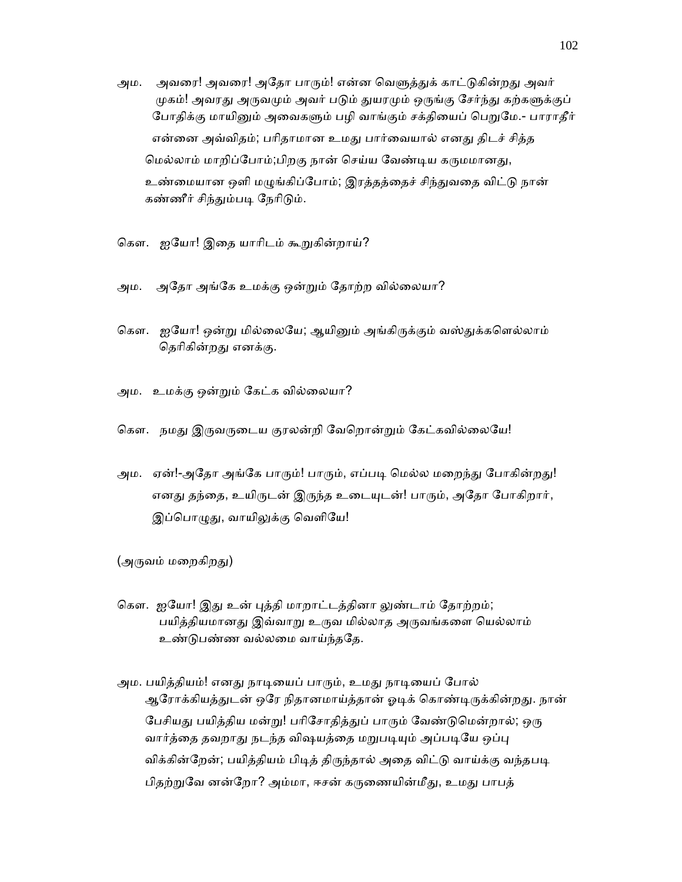அம. அவரை! அவரை! அதோ பாரும்! என்ன வெளுத்துக் காட்டுகின்றது அவர் முகம்! அவரது அருவமும் அவர் படும் துயரமும் ஒருங்கு சேர்ந்து கற்களுக்குப் போதிக்கு மாயினும் அவைகளும் பழி வாங்கும் சக்தியைப் பெறுமே.- பாராதீர் என்னை அவ்விதம்; பரிதாமான உமது பார்வையால் எனது திடச் சித்த மெல்லாம் மாறிப்போம்;பிறகு நான் செய்ய வேண்டிய கருமமானது, உண்மையான ஒளி மழுங்கிப்போம்; இரத்தத்தைச் சிந்துவதை விட்டு நான் கண்ணீர் சிந்தும்படி நேரிடும்.

கௌ. ஐயோ! இதை யாரிடம் கூறுகின்றாய்?

அம. அதோ அங்கே உமக்கு ஒன்றும் தோற்ற வில்லையா?

கௌ. ஐயோ! ஒன்று மில்லையே; ஆயினும் அங்கிருக்கும் வஸ்துக்களெல்லாம் தெரிகின்றது எனக்கு.

அம. உமக்கு ஒன்றும் கேட்க வில்லையா?

கௌ. நமது இருவருடைய குரலன்றி வேறொன்றும் கேட்கவில்லையே!

அம. ஏன்!-அதோ அங்கே பாரும்! பாரும், எப்படி மெல்ல மறைந்து போகின்றது! எனது தந்தை, உயிருடன் இருந்த உடையுடன்! பாரும், அதோ போகிறார், இப்பொழுது, வாயிலுக்கு வெளியே!

(அருவம் மறைகிறது)

கௌ. ஐயோ! இது உன் புத்தி மாறாட்டத்தினா லுண்டாம் தோற்றம்; பயித்தியமானது இவ்வாறு உருவ மில்லாத அருவங்களை யெல்லாம் உண்டுபண்ண வல்லமை வாய்ந்ததே.

அம. பயித்தியம்! எனது நாடியைப் பாரும், உமது நாடியைப் போல் ஆரோக்கியத்துடன் ஒரே நிதானமாய்த்தான் ஓடிக் கொண்டிருக்கின்றது. நான் பேசியது பயித்திய மன்று! பரிசோதித்துப் பாரும் வேண்டுமென்றால்; ஒரு வார்த்தை தவறாது நடந்த விஷயத்தை மறுபடியும் அப்படியே ஒப்பு விக்கின்றேன்; பயித்தியம் பிடித் திருந்தால் அதை விட்டு வாய்க்கு வந்தபடி பிதற்றுவே னன்றோ? அம்மா, ஈசன் கருணையின்மீது, உமது பாபத்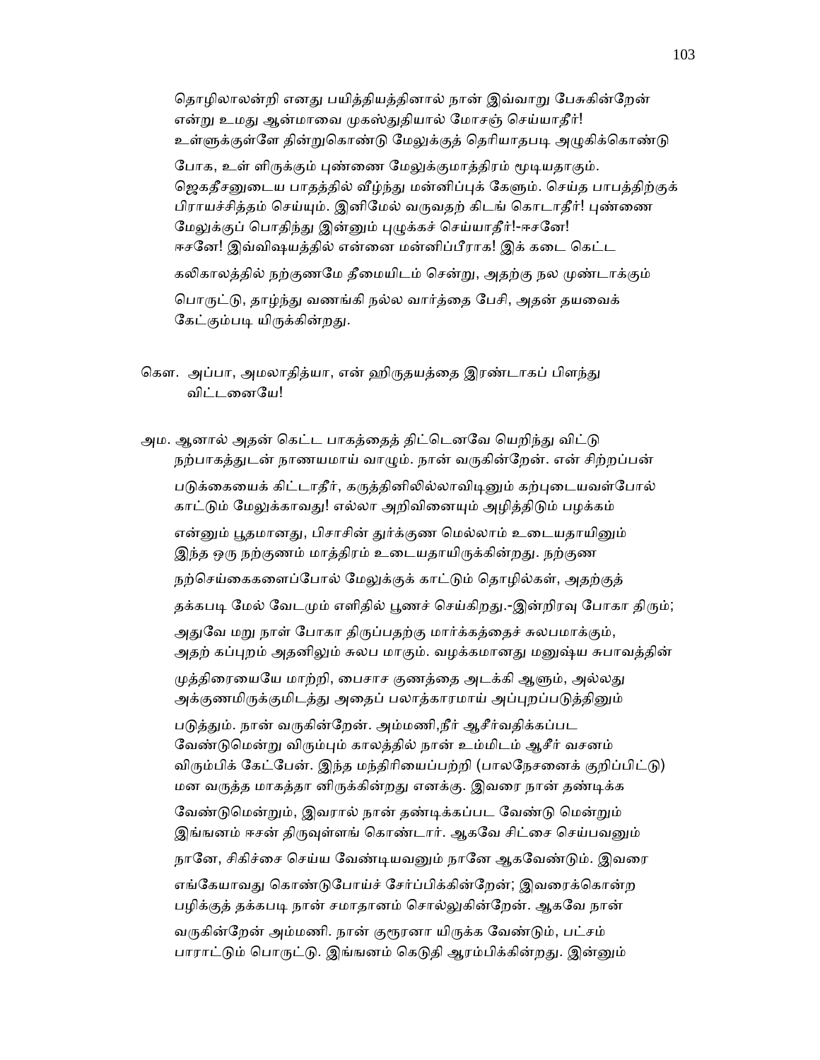தொழிலாலன்றி எனது பயித்தியத்தினால் நான் இவ்வாறு பேசுகின்றேன் என்று உமது ஆன்மாவை முகஸ்துதியால் மோசஞ் செய்யாதீர்! உள்ளுக்குள்ளே தின்றுகொண்டு மேலுக்குத் தெரியாதபடி அழுகிக்கொண்டு போக, உள் ளிருக்கும் புண்ணை மேலுக்குமாத்திரம் மூடியதாகும். ஜெகதீசனுடைய பாதத்தில் வீழ்ந்து மன்னிப்புக் கேளும். செய்த பாபத்திற்குக் பிராயச்சித்தம் செய்யும். இனிமேல் வருவதற் கிடங் கொடாதீர்! புண்ணை மேலுக்குப் பொதிந்து இன்னும் புழுக்கச் செய்யாதீர்!-ஈசனே! ஈசனே! இவ்விஷயத்தில் என்னை மன்னிப்பீராக! இக் கடை கெட்ட கலிகாலத்தில் நற்குணமே தீமையிடம் சென்று, அதற்கு நல முண்டாக்கும் பொருட்டு, தாழ்ந்து வணங்கி நல்ல வார்த்தை பேசி, அதன் தயவைக் கேட்கும்படி யிருக்கின்றது.

கௌ. அப்பா, அமலாதித்யா, என் ஹிருதயத்தை இரண்டாகப் பிளந்து விட்டனையே!

அம. ஆனால் அதன் கெட்ட பாகத்தைத் திட்டெனவே யெறிந்து விட்டு நற்பாகத்துடன் நாணயமாய் வாழும். நான் வருகின்றேன். என் சிற்றப்பன் படுக்கையைக் கிட்டாதீர், கருத்தினிலில்லாவிடினும் கற்புடையவள்போல் காட்டும் மேலுக்காவது! எல்லா அறிவினையும் அழித்திடும் பழக்கம் என்னும் பூதமானது, பிசாசின் துர்க்குண மெல்லாம் உடையதாயினும் இந்த ஒரு நற்குணம் மாத்திரம் உடையதாயிருக்கின்றது. நற்குண நற்செய்கைகளைப்போல் மேலுக்குக் காட்டும் தொழில்கள், அதற்குத் தக்கபடி மேல் வேடமும் எளிதில் பூணச் செய்கிறது.-இன்றிரவு போகா திரும்; அதுவே மறு நாள் போகா திருப்பதற்கு மார்க்கத்தைச் சுலபமாக்கும், அதற் கப்புறம் அதனிலும் சுலப மாகும். வழக்கமானது மனுஷ்ய சுபாவத்தின் முத்திரையையே மாற்றி, பைசாச குணத்தை அடக்கி ஆளும், அல்லது அக்குணமிருக்குமிடத்து அதைப் பலாத்காரமாய் அப்புறப்படுத்தினும் படுத்தும். நான் வருகின்றேன். அம்மணி,நீர் ஆசீர்வதிக்கப்பட வேண்டுமென்று விரும்பும் காலத்தில் நான் உம்மிடம் ஆசீர் வசனம் விரும்பிக் கேட்பேன். இந்த மந்திரியைப்பற்றி (பாலநேசனைக் குறிப்பிட்டு) மன வருத்த மாகத்தா னிருக்கின்றது எனக்கு. இவரை நான் தண்டிக்க வேண்டுமென்றும், இவரால் நான் தண்டிக்கப்பட வேண்டு மென்றும் இங்ஙனம் ஈசன் திருவுள்ளங் கொண்டார். ஆகவே சிட்சை செய்பவனும் நானே, சிகிச்சை செய்ய வேண்டியவனும் நானே ஆகவேண்டும். இவரை எங்கேயாவது கொண்டுபோய்ச் சேர்ப்பிக்கின்றேன்; இவரைக்கொன்ற பழிக்குத் தக்கபடி நான் சமாதானம் சொல்லுகின்றேன். ஆகவே நான் வருகின்றேன் அம்மணி. நான் குரூரனா யிருக்க வேண்டும், பட்சம் பாராட்டும் பொருட்டு. இங்ஙனம் கெடுதி ஆரம்பிக்கின்றது. இன்னும்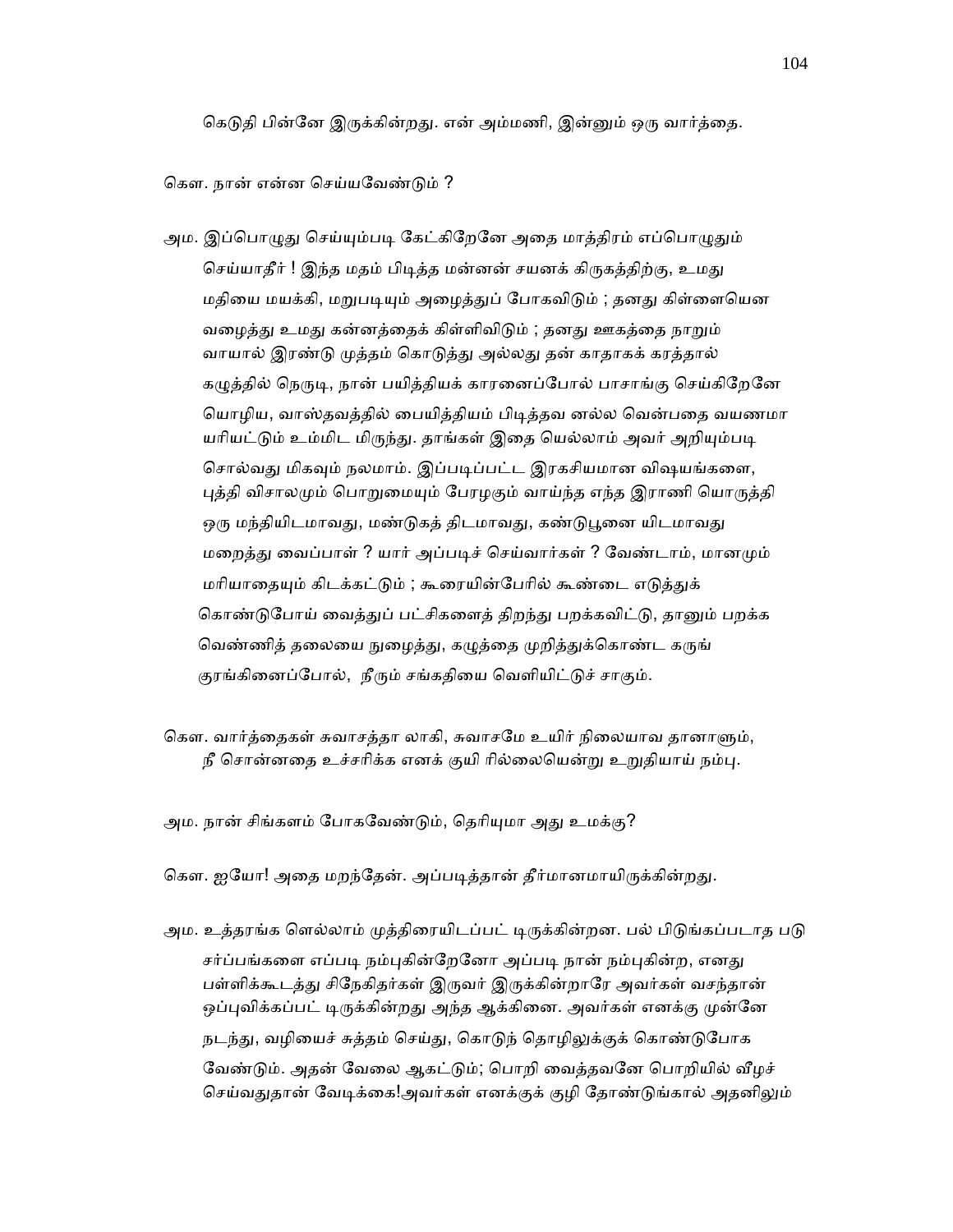கெடுதி பின்னே இருக்கின்றது. என் அம்மணி, இன்னும் ஒரு வார்த்தை.

கௌ. நான் என்ன செய்யவேண்டும் ?

அம. இப்பொழுது செய்யும்படி கேட்கிறேனே அதை மாத்திரம் எப்பொழுதும் செய்யாதீர் ! இந்த மதம் பிடித்த மன்னன் சயனக் கிருகத்திற்கு, உமது மதியை மயக்கி, மறுபடியும் அழைத்துப் போகவிடும் ; தனது கிள்ளையென வழைத்து உமது கன்னத்தைக் கிள்ளிவிடும் ; தனது ஊகத்தை நாறும் வாயால் இரண்டு முத்தம் கொடுத்து அல்லது தன் காதாகக் கரத்தால் கழுத்தில் நெருடி, நான் பயித்தியக் காரனைப்போல் பாசாங்கு செய்கிறேனே யொழிய, வாஸ்தவத்தில் பையித்தியம் பிடித்தவ னல்ல வென்பதை வயணமா யரியட்டும் உம்மிட மிருந்து. தாங்கள் இதை யெல்லாம் அவர் அறியும்படி சொல்வது மிகவும் நலமாம். இப்படிப்பட்ட இரகசியமான விஷயங்களை, புத்தி விசாலமும் பொறுமையும் பேரழகும் வாய்ந்த எந்த இராணி யொருத்தி ஒரு மந்தியிடமாவது, மண்டுகத் திடமாவது, கண்டுபூனை யிடமாவது மறைத்து வைப்பாள் ? யார் அப்படிச் செய்வார்கள் ? வேண்டாம், மானமும் மரியாதையும் கிடக்கட்டும் ; கூரையின்பேரில் கூண்டை எடுத்துக் கொண்டுபோய் வைத்துப் பட்சிகளைத் திறந்து பறக்கவிட்டு, தானும் பறக்க வெண்ணித் தலையை நுழைத்து, கழுத்தை முறித்துக்கொண்ட கருங் குரங்கினைப்போல், நீரும் சங்கதியை வெளியிட்டுச் சாகும்.

கௌ. வார்த்தைகள் சுவாசத்தா லாகி, சுவாசமே உயிர் நிலையாவ தானாளும், நீ சொன்னதை உச்சரிக்க எனக் குயி ரில்லையென்று உறுதியாய் நம்பு.

அம. நான் சிங்களம் போகவேண்டும், தெரியுமா அது உமக்கு?

கௌ. ஐயோ! அதை மறந்தேன். அப்படித்தான் தீர்மானமாயிருக்கின்றது.

அம. உத்தரங்க ளெல்லாம் முத்திரையிடப்பட் டிருக்கின்றன. பல் பிடுங்கப்படாத படு சர்ப்பங்களை எப்படி நம்புகின்றேனோ அப்படி நான் நம்புகின்ற, எனது பள்ளிக்கூடத்து சிநேகிதர்கள் இருவர் இருக்கின்றாரே அவர்கள் வசந்தான் ஒப்புவிக்கப்பட் டிருக்கின்றது அந்த ஆக்கினை. அவர்கள் எனக்கு முன்னே நடந்து, வழியைச் சுத்தம் செய்து, கொடுந் தொழிலுக்குக் கொண்டுபோக வேண்டும். அதன் வேலை ஆகட்டும்; பொறி வைத்தவனே பொறியில் வீழச் செய்வதுதான் வேடிக்கை!அவர்கள் எனக்குக் குழி தோண்டுங்கால் அதனிலும்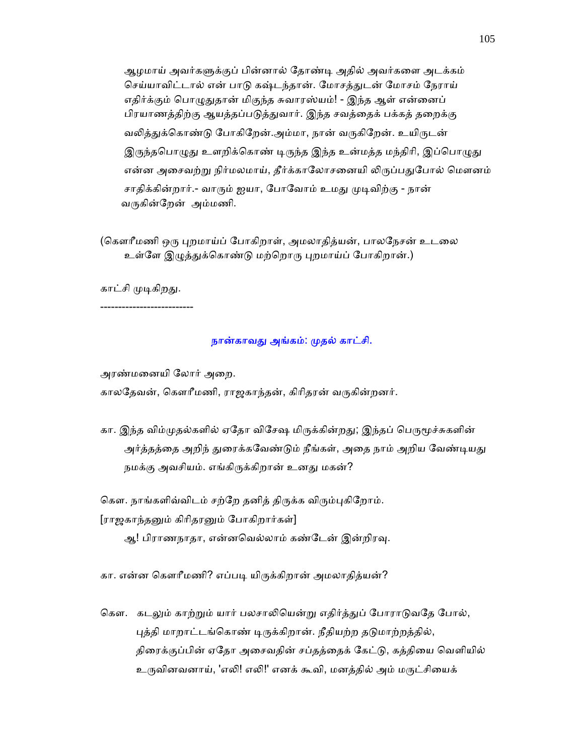ஆழமாய் அவர்களுக்குப் பின்னால் தோண்டி அதில் அவர்களை அடக்கம் செய்யாவிட்டால் என் பாடு கஷ்டந்தான். மோசத்துடன் மோசம் நேராய் எதிர்க்கும் பொழுதுதான் மிகுந்த சுவாரஸ்யம்! - இந்த ஆள் என்னைப் பிரயாணத்திற்கு ஆயத்தப்படுத்துவார். இந்த சவத்தைக் பக்கத் தறைக்கு வலித்துக்கொண்டு போகிறேன்.அம்மா, நான் வருகிறேன். உயிருடன் இருந்தபொழுது உளறிக்கொண் டிருந்த இந்த உன்மத்த மந்திரி, இப்பொழுது என்ன அசைவற்று நிர்மலமாய், தீர்க்காலோசனையி லிருப்பதுபோல் மௌனம் சாதிக்கின்றார்.- வாரும் ஐயா, போவோம் உமது முடிவிற்கு - நான் வருகின்றேன் அம்மணி.

(கௌரீமணி ஒரு புறமாய்ப் போகிறாள், அமலாதித்யன், பாலநேசன் உடலை உள்ளே இழுத்துக்கொண்டு மற்றொரு புறமாய்ப் போகிறான்.)

காட்சி முடிகிறது.

-------------------------

## நான்காவது அங்கம்: முதல் காட்சி.

அரண்மனையி லோர் அறை.

காலதேவன், கௌரீமணி, ராஜகாந்தன், கிரிதரன் வருகின்றனர்.

கா. இந்த விம்முதல்களில் ஏதோ விசேஷ மிருக்கின்றது; இந்தப் பெருமூச்சுகளின் அர்த்தத்தை அறிந் துரைக்கவேண்டும் நீங்கள், அதை நாம் அறிய வேண்டியது நமக்கு அவசியம். எங்கிருக்கிறான் உனது மகன்?

கௌ. நாங்களிவ்விடம் சற்றே தனித் திருக்க விரும்புகிறோம்.

[ராஜகாந்தனும் கிரிதரனும் போகிறார்கள்]

ஆ! பிராணநாதா, என்னவெல்லாம் கண்டேன் இன்றிரவு.

கா. என்ன கௌரீமணி? எப்படி யிருக்கிறான் அமலாதித்யன்?

கௌ. கடலும் காற்றும் யார் பலசாலியென்று எதிர்த்துப் போராடுவதே போல், புத்தி மாறாட்டங்கொண் டிருக்கிறான். நீதியற்ற தடுமாற்றத்தில், திரைக்குப்பின் ஏதோ அசைவதின் சப்தத்தைக் கேட்டு, கத்தியை வெளியில் உருவினவனாய், 'எலி! எலி!' எனக் கூவி, மனத்தில் அம் மருட்சியைக்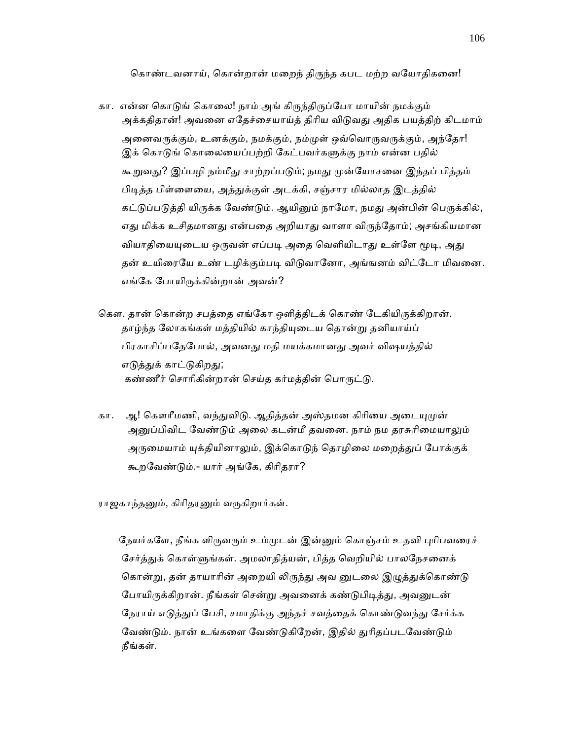கொண்டவனாய், கொன்றான் மறைந் திருந்த கபட மற்ற வயோதிகனை!

கா. என்ன கொடுங் கொலை! நாம் அங் கிருந்திருப்போ மாயின் நமக்கும் அக்கதிதான்! அவனை ஏதேச்சையாய்த் திரிய விடுவது அதிக பயத்திற் கிடமாம் அனைவருக்கும், உனக்கும், நமக்கும், நம்முள் ஒவ்வொருவருக்கும், அந்தோ! இக் கொடுங் கொலையைப்பற்றி கேட்பவர்களுக்கு நாம் என்ன பதில் கூறுவது? இப்பழி நம்மீது சாற்றப்படும்; நமது முன்யோசனை இந்தப் பித்தம் பிடித்த பிள்ளையை, அத்துக்குள் அடக்கி, சஞ்சார மில்லாத இடத்தில் கட்டுப்படுத்தி யிருக்க வேண்டும். ஆயினும் நாமோ, நமது அன்பின் பெருக்கில், எது மிக்க உசிதமானது என்பதை அறியாது வாளா விருந்தோம்; அசங்கியமான வியாதியையுடைய ஒருவன் எப்படி அதை வெளியிடாது உள்ளே மூடி, அது தன் உயிரையே உண் டழிக்கும்படி விடுவானோ, அங்ஙனம் விட்டோ மிவனை. எங்கே போயிருக்கின்றான் அவன்?

கௌ. தான் கொன்ற சபத்தை எங்கோ ஒளித்திடக் கொண் டேகியிருக்கிறான். தாழ்ந்த லோகங்கள் மத்தியில் காந்தியுடைய தொன்று தனியாய்ப் பிரகாசிப்பதேபோல், அவனது மதி மயக்கமானது அவர் விஷயத்தில் எடுத்துக் காட்டுகிறது;
கண்ணீர் சொரிகின்றான் செய்த கர்மத்தின் பொருட்டு.

கா. ஆ! கௌரீமணி, வந்துவிடு. ஆதித்தன் அஸ்தமன கிரியை அடையுமுன் அனுப்பிவிட வேண்டும் அலை கடன்மீ தவனை. நாம் நம தரசுரிமையாலும் அருமையாம் யுக்தியினாலும், இக்கொடுந் தொழிலை மறைத்துப் போக்குக் கூறவேண்டும்.- யார் அங்கே, கிரிதரா?

ராஜகாந்தனும், கிரிதரனும் வருகிறார்கள்.

நேயர்களே, நீங்க ளிருவரும் உம்முடன் இன்னும் கொஞ்சம் உதவி புரிபவரைச் சேர்த்துக் கொள்ளுங்கள். அமலாதித்யன், பித்த வெறியில் பாலநேசனைக் கொன்று, தன் தாயாரின் அறையி லிருந்து அவ னுடலை இழுத்துக்கொண்டு போயிருக்கிறான். நீங்கள் சென்று அவனைக் கண்டுபிடித்து, அவனுடன் நேராய் எடுத்துப் பேசி, சமாதிக்கு அந்தச் சவத்தைக் கொண்டுவந்து சேர்க்க வேண்டும். நான் உங்களை வேண்டுகிறேன், இதில் துரிதப்படவேண்டும் நீங்கள்.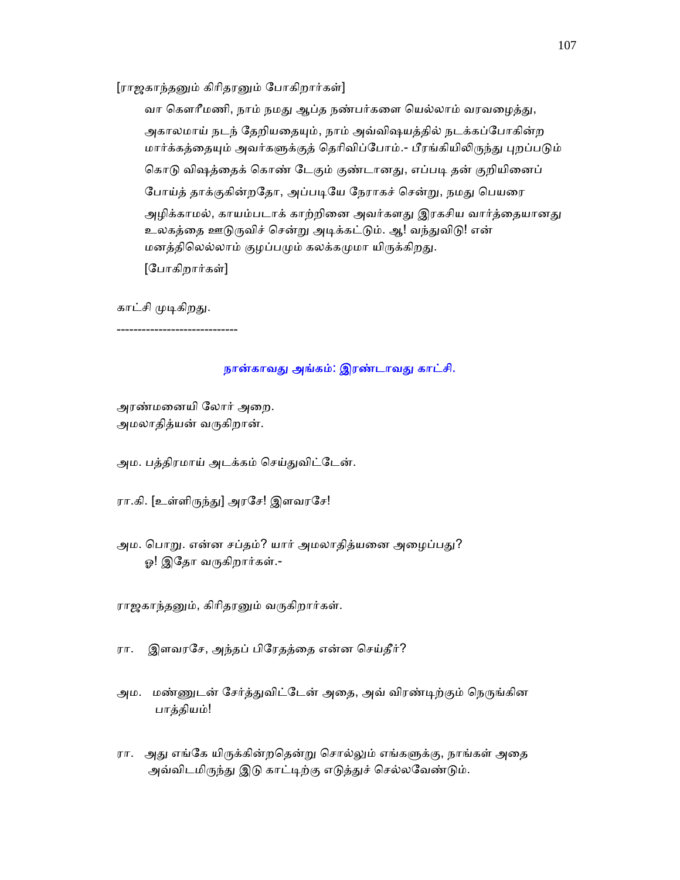[ராஜகாந்தனும் கிரிதரனும் போகிறார்கள்]

வா கௌரீமணி, நாம் நமது ஆப்த நண்பர்களை யெல்லாம் வரவழைத்து, அகாலமாய் நடந் தேறியதையும், நாம் அவ்விஷயத்தில் நடக்கப்போகின்ற மார்க்கத்தையும் அவர்களுக்குத் தெரிவிப்போம்.- பீரங்கியிலிருந்து புறப்படும் கொடு விஷத்தைக் கொண் டேகும் குண்டானது, எப்படி தன் குறியினைப் போய்த் தாக்குகின்றதோ, அப்படியே நேராகச் சென்று, நமது பெயரை அழிக்காமல், காயம்படாக் காற்றினை அவர்களது இரகசிய வார்த்தையானது உலகத்தை ஊடுருவிச் சென்று அடிக்கட்டும். ஆ! வந்துவிடு! என் மனத்திலெல்லாம் குழப்பமும் கலக்கமுமா யிருக்கிறது.

[போகிறார்கள்]

காட்சி முடிகிறது.

-----------------------------

## நான்காவது அங்கம்: இரண்டாவது காட்சி.

அரண்மனையி லோர் அறை.
அமலாதித்யன் வருகிறான்.

அம. பத்திரமாய் அடக்கம் செய்துவிட்டேன்.

ரா.கி. [உள்ளிருந்து] அரசே! இளவரசே!

அம. பொறு. என்ன சப்தம்? யார் அமலாதித்யனை அழைப்பது? ஓ! இதோ வருகிறார்கள்.-

ராஜகாந்தனும், கிரிதரனும் வருகிறார்கள்.

ரா. இளவரசே, அந்தப் பிரேதத்தை என்ன செய்தீர்?

அம. மண்ணுடன் சேர்த்துவிட்டேன் அதை, அவ் விரண்டிற்கும் நெருங்கின பாத்தியம்!

ரா. அது எங்கே யிருக்கின்றதென்று சொல்லும் எங்களுக்கு, நாங்கள் அதை அவ்விடமிருந்து இடு காட்டிற்கு எடுத்துச் செல்லவேண்டும்.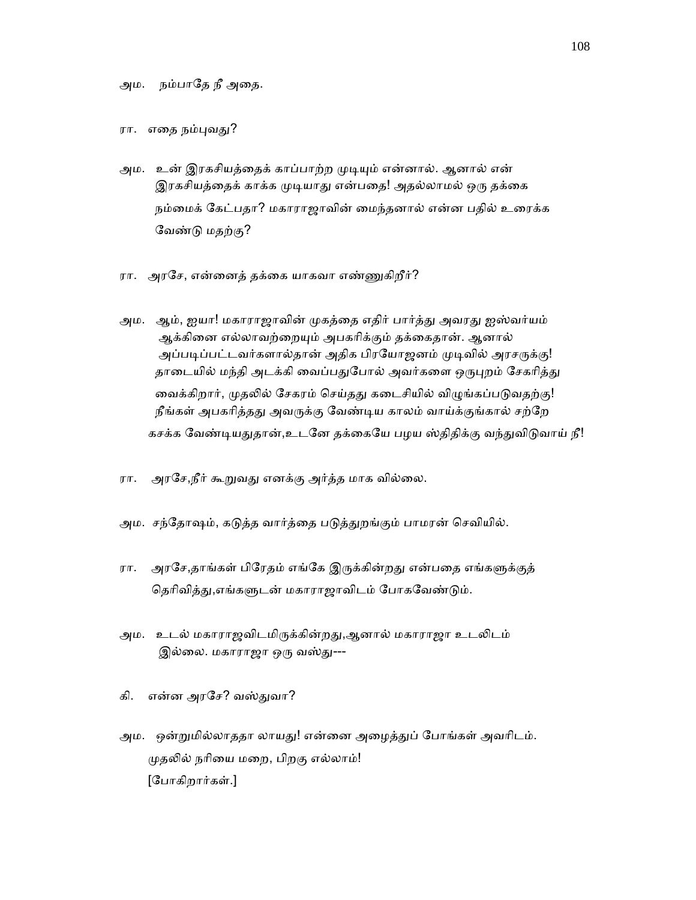அம.   நம்பாதே நீ அதை.

ரா.   எதை நம்புவது?

அம.   உன் இரகசியத்தைக் காப்பாற்ற முடியும் என்னால். ஆனால் என் இரகசியத்தைக் காக்க முடியாது என்பதை! அதல்லாமல் ஒரு தக்கை நம்மைக் கேட்பதா? மகாராஜாவின் மைந்தனால் என்ன பதில் உரைக்க வேண்டு மதற்கு?

ரா.   அரசே, என்னைத் தக்கை யாகவா எண்ணுகிறீர்?

அம.   ஆம், ஐயா! மகாராஜாவின் முகத்தை எதிர் பார்த்து அவரது ஐஸ்வர்யம் ஆக்கினை எல்லாவற்றையும் அபகரிக்கும் தக்கைதான். ஆனால் அப்படிப்பட்டவர்களால்தான் அதிக பிரயோஜனம் முடிவில் அரசருக்கு! தாடையில் மந்தி அடக்கி வைப்பதுபோல் அவர்களை ஒருபுறம் சேகரித்து வைக்கிறார், முதலில் சேகரம் செய்தது கடைசியில் விழுங்கப்படுவதற்கு! நீங்கள் அபகரித்தது அவருக்கு வேண்டிய காலம் வாய்க்குங்கால் சற்றே கசக்க வேண்டியதுதான்,உடனே தக்கையே பழய ஸ்திதிக்கு வந்துவிடுவாய் நீ!

ரா.   அரசே,நீர் கூறுவது எனக்கு அர்த்த மாக வில்லை.

அம.   சந்தோஷம், கடுத்த வார்த்தை படுத்துறங்கும் பாமரன் செவியில்.

ரா.   அரசே,தாங்கள் பிரேதம் எங்கே இருக்கின்றது என்பதை எங்களுக்குத் தெரிவித்து,எங்களுடன் மகாராஜாவிடம் போகவேண்டும்.

அம.   உடல் மகாராஜவிடமிருக்கின்றது,ஆனால் மகாராஜா உடலிடம் இல்லை. மகாராஜா ஒரு வஸ்து---

கி.   என்ன அரசே? வஸ்துவா?

அம.   ஒன்றுமில்லாததா லாயது! என்னை அழைத்துப் போங்கள் அவரிடம். முதலில் நரியை மறை, பிறகு எல்லாம்!
[போகிறார்கள்.]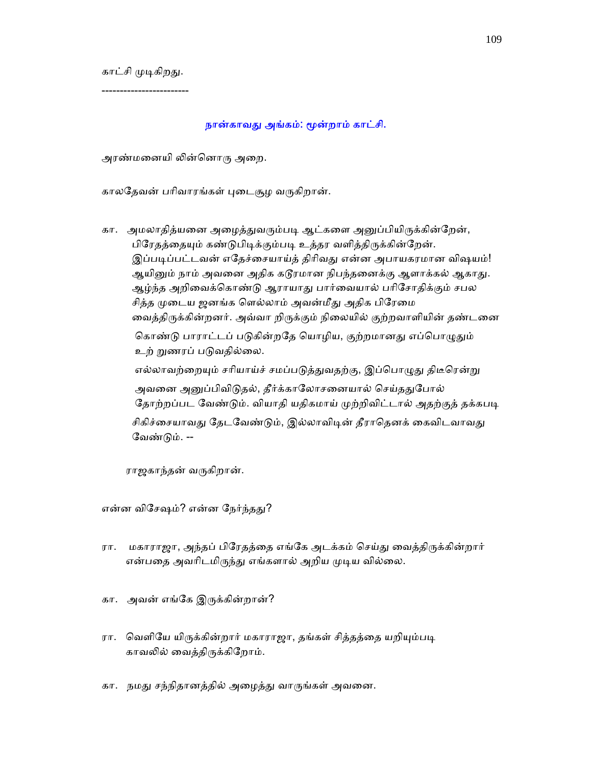காட்சி முடிகிறது.

-----------------------

## நான்காவது அங்கம்: மூன்றாம் காட்சி.

அரண்மனையி லின்னொரு அறை.

காலதேவன் பரிவாரங்கள் புடைசூழ வருகிறான்.

கா. அமலாதித்யனை அழைத்துவரும்படி ஆட்களை அனுப்பியிருக்கின்றேன், பிரேதத்தையும் கண்டுபிடிக்கும்படி உத்தர வளித்திருக்கின்றேன். இப்படிப்பட்டவன் எதேச்சையாய்த் திரிவது என்ன அபாயகரமான விஷயம்! ஆயினும் நாம் அவனை அதிக கடூரமான நிபந்தனைக்கு ஆளாக்கல் ஆகாது. ஆழ்ந்த அறிவைக்கொண்டு ஆராயாது பார்வையால் பரிசோதிக்கும் சபல சித்த முடைய ஜனங்க ளெல்லாம் அவன்மீது அதிக பிரேமை வைத்திருக்கின்றனர். அவ்வா றிருக்கும் நிலையில் குற்றவாளியின் தண்டனை கொண்டு பாராட்டப் படுகின்றதே யொழிய, குற்றமானது எப்பொழுதும் உற் றுணரப் படுவதில்லை.

எல்லாவற்றையும் சரியாய்ச் சமப்படுத்துவதற்கு, இப்பொழுது திடீரென்று அவனை அனுப்பிவிடுதல், தீர்க்காலோசனையால் செய்ததுபோல் தோற்றப்பட வேண்டும். வியாதி யதிகமாய் முற்றிவிட்டால் அதற்குத் தக்கபடி சிகிச்சையாவது தேடவேண்டும், இல்லாவிடின் தீராதெனக் கைவிடவாவது வேண்டும். --

ராஜகாந்தன் வருகிறான்.

என்ன விசேஷம்? என்ன நேர்ந்தது?

ரா. மகாராஜா, அந்தப் பிரேதத்தை எங்கே அடக்கம் செய்து வைத்திருக்கின்றார் என்பதை அவரிடமிருந்து எங்களால் அறிய முடிய வில்லை.

கா. அவன் எங்கே இருக்கின்றான்?

ரா. வெளியே யிருக்கின்றார் மகாராஜா, தங்கள் சித்தத்தை யறியும்படி காவலில் வைத்திருக்கிறோம்.

கா. நமது சந்நிதானத்தில் அழைத்து வாருங்கள் அவனை.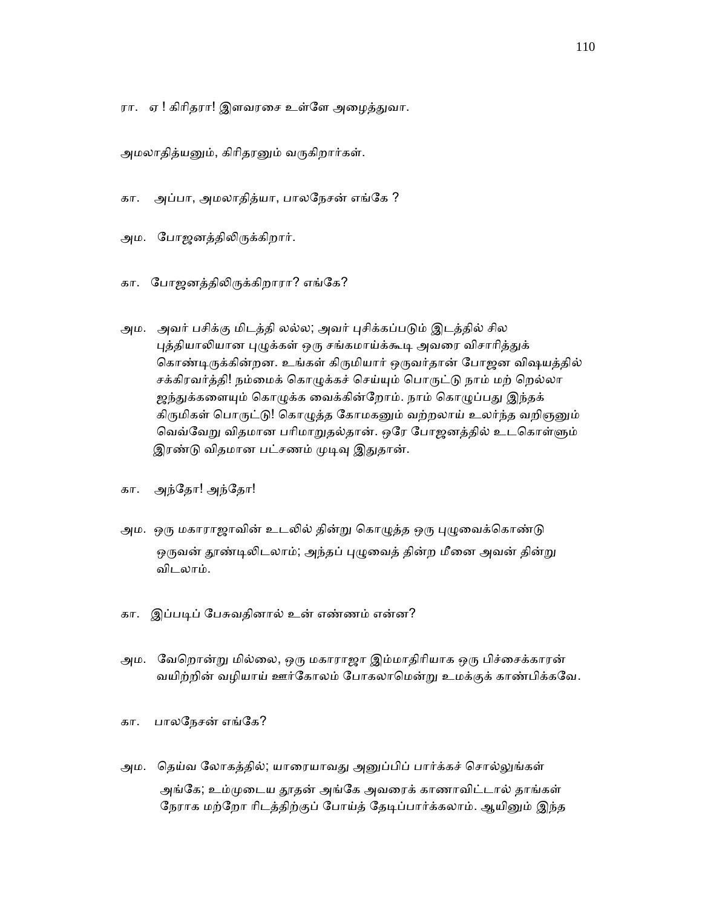ரா. ஏ ! கிரிதரா! இளவரசை உள்ளே அழைத்துவா.

அமலாதித்யனும், கிரிதரனும் வருகிறார்கள்.

கா. அப்பா, அமலாதித்யா, பாலநேசன் எங்கே ?

அம. போஜனத்திலிருக்கிறார்.

கா. போஜனத்திலிருக்கிறாரா? எங்கே?

அம. அவர் பசிக்கு மிடத்தி லல்ல; அவர் புசிக்கப்படும் இடத்தில் சில புத்தியாலியான புழுக்கள் ஒரு சங்கமாய்க்கூடி அவரை விசாரித்துக் கொண்டிருக்கின்றன. உங்கள் கிருமியார் ஒருவர்தான் போஜன விஷயத்தில் சக்கிரவர்த்தி! நம்மைக் கொழுக்கச் செய்யும் பொருட்டு நாம் மற் றெல்லா ஜந்துக்களையும் கொழுக்க வைக்கின்றோம். நாம் கொழுப்பது இந்தக் கிருமிகள் பொருட்டு! கொழுத்த கோமகனும் வற்றலாய் உலர்ந்த வறிஞனும் வெவ்வேறு விதமான பரிமாறுதல்தான். ஒரே போஜனத்தில் உடகொள்ளும் இரண்டு விதமான பட்சணம் முடிவு இதுதான்.

கா. அந்தோ! அந்தோ!

அம. ஒரு மகாராஜாவின் உடலில் தின்று கொழுத்த ஒரு புழுவைக்கொண்டு ஒருவன் தூண்டிலிடலாம்; அந்தப் புழுவைத் தின்ற மீனை அவன் தின்று விடலாம்.

கா. இப்படிப் பேசுவதினால் உன் எண்ணம் என்ன?

அம. வேறொன்று மில்லை, ஒரு மகாராஜா இம்மாதிரியாக ஒரு பிச்சைக்காரன் வயிற்றின் வழியாய் ஊர்கோலம் போகலாமென்று உமக்குக் காண்பிக்கவே.

கா. பாலநேசன் எங்கே?

அம. தெய்வ லோகத்தில்; யாரையாவது அனுப்பிப் பார்க்கச் சொல்லுங்கள் அங்கே; உம்முடைய தூதன் அங்கே அவரைக் காணாவிட்டால் தாங்கள் நேராக மற்றோ ரிடத்திற்குப் போய்த் தேடிப்பார்க்கலாம். ஆயினும் இந்த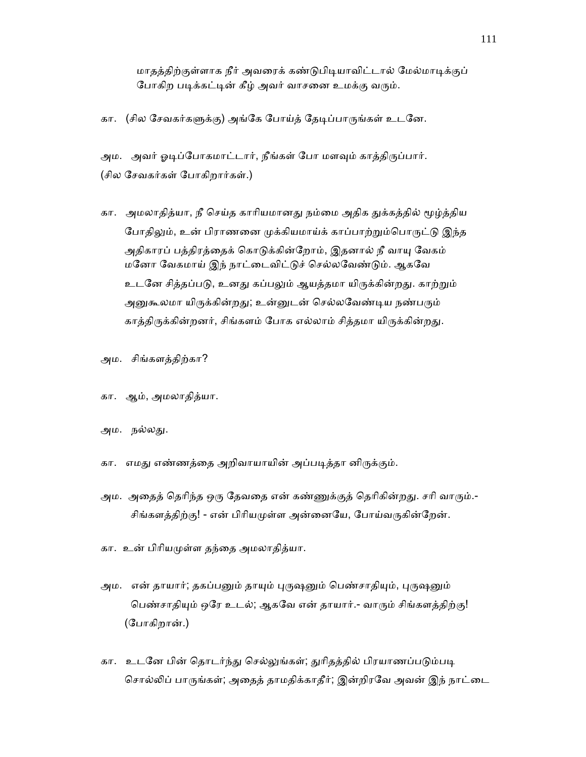மாதத்திற்குள்ளாக நீர் அவரைக் கண்டுபிடியாவிட்டால் மேல்மாடிக்குப் போகிற படிக்கட்டின் கீழ் அவர் வாசனை உமக்கு வரும்.

கா. (சில சேவகர்களுக்கு) அங்கே போய்த் தேடிப்பாருங்கள் உடனே.

அம. அவர் ஓடிப்போகமாட்டார், நீங்கள் போ மளவும் காத்திருப்பார்.
(சில சேவகர்கள் போகிறார்கள்.)

கா. அமலாதித்யா, நீ செய்த காரியமானது நம்மை அதிக துக்கத்தில் மூழ்த்திய போதிலும், உன் பிராணனை முக்கியமாய்க் காப்பாற்றும்பொருட்டு இந்த அதிகாரப் பத்திரத்தைக் கொடுக்கின்றோம், இதனால் நீ வாயு வேகம் மனோ வேகமாய் இந் நாட்டைவிட்டுச் செல்லவேண்டும். ஆகவே உடனே சித்தப்படு, உனது கப்பலும் ஆயத்தமா யிருக்கின்றது. காற்றும் அனுகூலமா யிருக்கின்றது; உன்னுடன் செல்லவேண்டிய நண்பரும் காத்திருக்கின்றனர், சிங்களம் போக எல்லாம் சித்தமா யிருக்கின்றது.

அம. சிங்களத்திற்கா?

கா. ஆம், அமலாதித்யா.

அம. நல்லது.

கா. எமது எண்ணத்தை அறிவாயாயின் அப்படித்தா னிருக்கும்.

அம. அதைத் தெரிந்த ஒரு தேவதை என் கண்ணுக்குத் தெரிகின்றது. சரி வாரும்.- சிங்களத்திற்கு! - என் பிரியமுள்ள அன்னையே, போய்வருகின்றேன்.

கா. உன் பிரியமுள்ள தந்தை அமலாதித்யா.

அம. என் தாயார்; தகப்பனும் தாயும் புருஷனும் பெண்சாதியும், புருஷனும் பெண்சாதியும் ஒரே உடல்; ஆகவே என் தாயார்.- வாரும் சிங்களத்திற்கு!
(போகிறான்.)

கா. உடனே பின் தொடர்ந்து செல்லுங்கள்; துரிதத்தில் பிரயாணப்படும்படி சொல்லிப் பாருங்கள்; அதைத் தாமதிக்காதீர்; இன்றிரவே அவன் இந் நாட்டை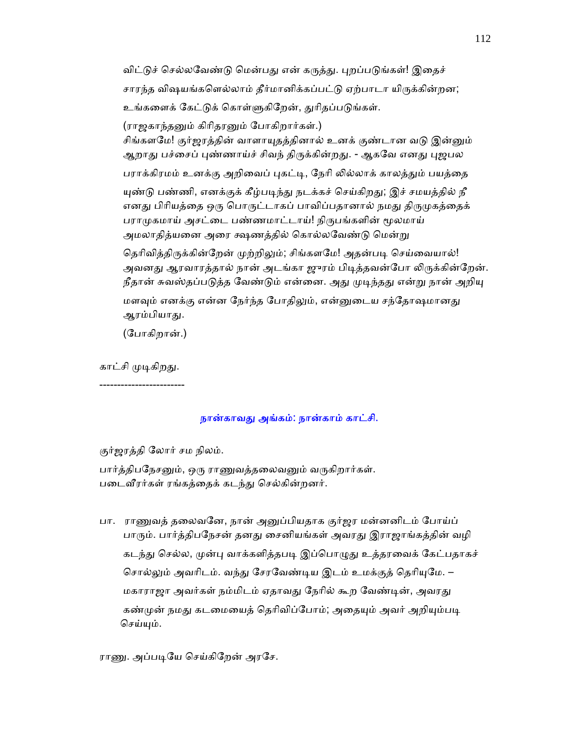விட்டுச் செல்லவேண்டு மென்பது என் கருத்து. புறப்படுங்கள்! இதைச் சாரந்த விஷயங்களெல்லாம் தீர்மானிக்கப்பட்டு ஏற்பாடா யிருக்கின்றன; உங்களைக் கேட்டுக் கொள்ளுகிறேன், துரிதப்படுங்கள்.

(ராஜகாந்தனும் கிரிதரனும் போகிறார்கள்.)

சிங்களமே! குர்ஜரத்தின் வாளாயுதத்தினால் உனக் குண்டான வடு இன்னும் ஆறாது பச்சைப் புண்ணாய்ச் சிவந் திருக்கின்றது. - ஆகவே எனது புஜபல பராக்கிரமம் உனக்கு அறிவைப் புகட்டி, நேரி லில்லாக் காலத்தும் பயத்தை யுண்டு பண்ணி, எனக்குக் கீழ்படிந்து நடக்கச் செய்கிறது; இச் சமயத்தில் நீ எனது பிரியத்தை ஒரு பொருட்டாகப் பாவிப்பதானால் நமது திருமுகத்தைக் பராமுகமாய் அசட்டை பண்ணமாட்டாய்! நிருபங்களின் மூலமாய் அமலாதித்யனை அரை க்ஷணத்தில் கொல்லவேண்டு மென்று தெரிவித்திருக்கின்றேன் முற்றிலும்; சிங்களமே! அதன்படி செய்வையால்! அவனது ஆரவாரத்தால் நான் அடங்கா ஜுரம் பிடித்தவன்போ லிருக்கின்றேன். நீதான் சுவஸ்தப்படுத்த வேண்டும் என்னை. அது முடிந்தது என்று நான் அறியு மளவும் எனக்கு என்ன நேர்ந்த போதிலும், என்னுடைய சந்தோஷமானது ஆரம்பியாது.

(போகிறான்.)

காட்சி முடிகிறது.

-----------------------

## நான்காவது அங்கம்: நான்காம் காட்சி.

குர்ஜரத்தி லோர் சம நிலம்.

பார்த்திபநேசனும், ஒரு ராணுவத்தலைவனும் வருகிறார்கள்.
படைவீரர்கள் ரங்கத்தைக் கடந்து செல்கின்றனர்.

பா. ராணுவத் தலைவனே, நான் அனுப்பியதாக குர்ஜர மன்னனிடம் போய்ப் பாரும். பார்த்திபநேசன் தனது சைனியங்கள் அவரது இராஜாங்கத்தின் வழி கடந்து செல்ல, முன்பு வாக்களித்தபடி இப்பொழுது உத்தரவைக் கேட்பதாகச் சொல்லும் அவரிடம். வந்து சேரவேண்டிய இடம் உமக்குத் தெரியுமே. – மகாராஜா அவர்கள் நம்மிடம் ஏதாவது நேரில் கூற வேண்டின், அவரது கண்முன் நமது கடமையைத் தெரிவிப்போம்; அதையும் அவர் அறியும்படி செய்யும்.

ராணு. அப்படியே செய்கிறேன் அரசே.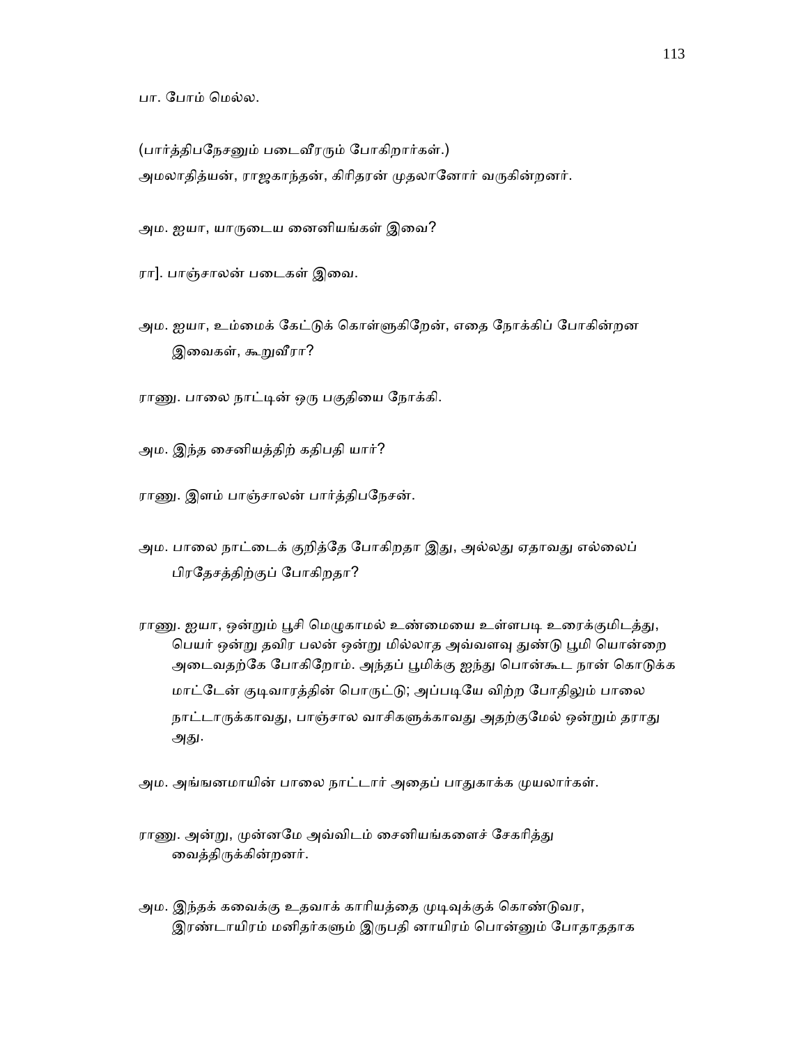பா. போம் மெல்ல.

(பார்த்திபநேசனும் படைவீரரும் போகிறார்கள்.)
அமலாதித்யன், ராஜகாந்தன், கிரிதரன் முதலானோர் வருகின்றனர்.

அம. ஐயா, யாருடைய னைனியங்கள் இவை?

ரா]. பாஞ்சாலன் படைகள் இவை.

அம. ஐயா, உம்மைக் கேட்டுக் கொள்ளுகிறேன், எதை நோக்கிப் போகின்றன இவைகள், கூறுவீரா?

ராணு. பாலை நாட்டின் ஒரு பகுதியை நோக்கி.

அம. இந்த சைனியத்திற் கதிபதி யார்?

ராணு. இளம் பாஞ்சாலன் பார்த்திபநேசன்.

அம. பாலை நாட்டைக் குறித்தே போகிறதா இது, அல்லது ஏதாவது எல்லைப் பிரதேசத்திற்குப் போகிறதா?

ராணு. ஐயா, ஒன்றும் பூசி மெழுகாமல் உண்மையை உள்ளபடி உரைக்குமிடத்து, பெயர் ஒன்று தவிர பலன் ஒன்று மில்லாத அவ்வளவு துண்டு பூமி யொன்றை அடைவதற்கே போகிறோம். அந்தப் பூமிக்கு ஐந்து பொன்கூட நான் கொடுக்க மாட்டேன் குடிவாரத்தின் பொருட்டு; அப்படியே விற்ற போதிலும் பாலை நாட்டாருக்காவது, பாஞ்சால வாசிகளுக்காவது அதற்குமேல் ஒன்றும் தராது அது.

அம. அங்ஙனமாயின் பாலை நாட்டார் அதைப் பாதுகாக்க முயலார்கள்.

ராணு. அன்று, முன்னமே அவ்விடம் சைனியங்களைச் சேகரித்து வைத்திருக்கின்றனர்.

அம. இந்தக் கவைக்கு உதவாக் காரியத்தை முடிவுக்குக் கொண்டுவர, இரண்டாயிரம் மனிதர்களும் இருபதி னாயிரம் பொன்னும் போதாததாக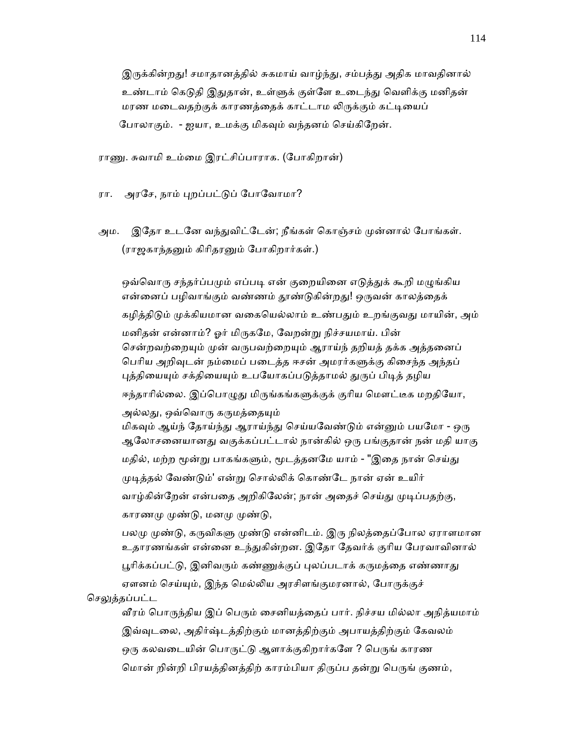இருக்கின்றது! சமாதானத்தில் சுகமாய் வாழ்ந்து, சம்பத்து அதிக மாவதினால் உண்டாம் கெடுதி இதுதான், உள்ளுக் குள்ளே உடைந்து வெளிக்கு மனிதன் மரண மடைவதற்குக் காரணத்தைக் காட்டாம லிருக்கும் கட்டியைப் போலாகும். - ஐயா, உமக்கு மிகவும் வந்தனம் செய்கிறேன்.

ராணு. சுவாமி உம்மை இரட்சிப்பாராக. (போகிறான்)

ரா. அரசே, நாம் புறப்பட்டுப் போவோமா?

அம. இதோ உடனே வந்துவிட்டேன்; நீங்கள் கொஞ்சம் முன்னால் போங்கள். (ராஜகாந்தனும் கிரிதரனும் போகிறார்கள்.)

ஒவ்வொரு சந்தர்ப்பமும் எப்படி என் குறையினை எடுத்துக் கூறி மழுங்கிய என்னைப் பழிவாங்கும் வண்ணம் தூண்டுகின்றது! ஒருவன் காலத்தைக் கழித்திடும் முக்கியமான வகையெல்லாம் உண்பதும் உறங்குவது மாயின், அம் மனிதன் என்னாம்? ஓர் மிருகமே, வேறன்று நிச்சயமாய். பின் சென்றவற்றையும் முன் வருபவற்றையும் ஆராய்ந் தறியத் தக்க அத்தனைப் பெரிய அறிவுடன் நம்மைப் படைத்த ஈசன் அமரர்களுக்கு கிசைந்த அந்தப் புத்தியையும் சக்தியையும் உபயோகப்படுத்தாமல் துருப் பிடித் தழிய ஈந்தாரில்லை. இப்பொழுது மிருங்கங்களுக்குக் குரிய மௌட்டீக மறதியோ, அல்லது, ஒவ்வொரு கருமத்தையும்
மிகவும் ஆய்ந் தோய்ந்து ஆராய்ந்து செய்யவேண்டும் என்னும் பயமோ - ஒரு ஆலோசனையானது வகுக்கப்பட்டால் நான்கில் ஒரு பங்குதான் நன் மதி யாகு மதில், மற்ற மூன்று பாகங்களும், மூடத்தனமே யாம் - "இதை நான் செய்து முடித்தல் வேண்டும்' என்று சொல்லிக் கொண்டே நான் ஏன் உயிர் வாழ்கின்றேன் என்பதை அறிகிலேன்; நான் அதைச் செய்து முடிப்பதற்கு, காரணமு முண்டு, மனமு முண்டு,
பலமு முண்டு, கருவிகளு முண்டு என்னிடம். இரு நிலத்தைப்போல ஏராளமான உதாரணங்கள் என்னை உந்துகின்றன. இதோ தேவர்க் குரிய பேரவாவினால் பூரிக்கப்பட்டு, இனிவரும் கண்ணுக்குப் புலப்படாக் கருமத்தை எண்ணாது ஏளனம் செய்யும், இந்த மெல்லிய அரசிளங்குமரனால், போருக்குச் செலுத்தப்பட்ட
வீரம் பொருந்திய இப் பெரும் சைனியத்தைப் பார். நிச்சய மில்லா அநித்யமாம் இவ்வுடலை, அதிர்ஷ்டத்திற்கும் மானத்திற்கும் அபாயத்திற்கும் கேவலம் ஒரு கலவடையின் பொருட்டு ஆளாக்குகிறார்களே ? பெருங் காரண மொன் றின்றி பிரயத்தினத்திற் காரம்பியா திருப்ப தன்று பெருங் குணம்,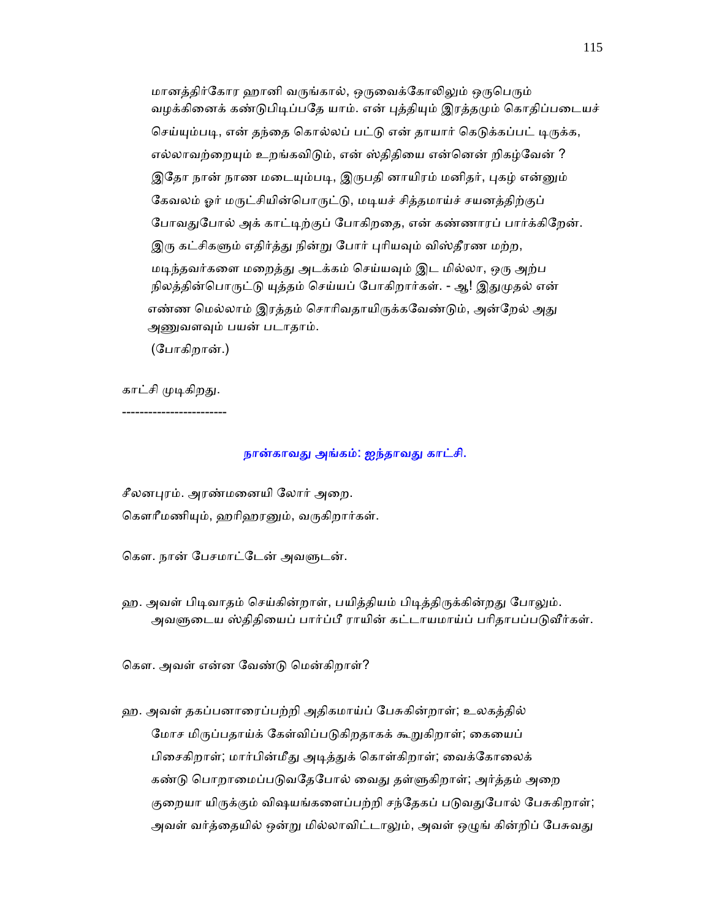மானத்திர்கோர ஹானி வருங்கால், ஒருவைக்கோலிலும் ஒருபெரும் வழக்கினைக் கண்டுபிடிப்பதே யாம். என் புத்தியும் இரத்தமும் கொதிப்படையச் செய்யும்படி, என் தந்தை கொல்லப் பட்டு என் தாயார் கெடுக்கப்பட் டிருக்க, எல்லாவற்றையும் உறங்கவிடும், என் ஸ்திதியை என்னென் றிகழ்வேன் ? இதோ நான் நாண மடையும்படி, இருபதி னாயிரம் மனிதர், புகழ் என்னும் கேவலம் ஓர் மருட்சியின்பொருட்டு, மடியச் சித்தமாய்ச் சயனத்திற்குப் போவதுபோல் அக் காட்டிற்குப் போகிறதை, என் கண்ணாரப் பார்க்கிறேன். இரு கட்சிகளும் எதிர்த்து நின்று போர் புரியவும் விஸ்தீரண மற்ற, மடிந்தவர்களை மறைத்து அடக்கம் செய்யவும் இட மில்லா, ஒரு அற்ப நிலத்தின்பொருட்டு யுத்தம் செய்யப் போகிறார்கள். - ஆ! இதுமுதல் என் எண்ண மெல்லாம் இரத்தம் சொரிவதாயிருக்கவேண்டும், அன்றேல் அது அணுவளவும் பயன் படாதாம்.

(போகிறான்.)

காட்சி முடிகிறது.

-----------------------

## நான்காவது அங்கம்: ஐந்தாவது காட்சி.

சீலனபுரம். அரண்மனையி லோர் அறை.

கௌரீமணியும், ஹரிஹரனும், வருகிறார்கள்.

கௌ. நான் பேசமாட்டேன் அவளுடன்.

ஹ. அவள் பிடிவாதம் செய்கின்றாள், பயித்தியம் பிடித்திருக்கின்றது போலும். அவளுடைய ஸ்திதியைப் பார்ப்பீ ராயின் கட்டாயமாய்ப் பரிதாபப்படுவீர்கள்.

கௌ. அவள் என்ன வேண்டு மென்கிறாள்?

ஹ. அவள் தகப்பனாரைப்பற்றி அதிகமாய்ப் பேசுகின்றாள்; உலகத்தில் மோச மிருப்பதாய்க் கேள்விப்படுகிறதாகக் கூறுகிறாள்; கையைப் பிசைகிறாள்; மார்பின்மீது அடித்துக் கொள்கிறாள்; வைக்கோலைக் கண்டு பொறாமைப்படுவதேபோல் வைது தள்ளுகிறாள்; அர்த்தம் அறை குறையா யிருக்கும் விஷயங்களைப்பற்றி சந்தேகப் படுவதுபோல் பேசுகிறாள்; அவள் வர்த்தையில் ஒன்று மில்லாவிட்டாலும், அவள் ஒழுங் கின்றிப் பேசுவது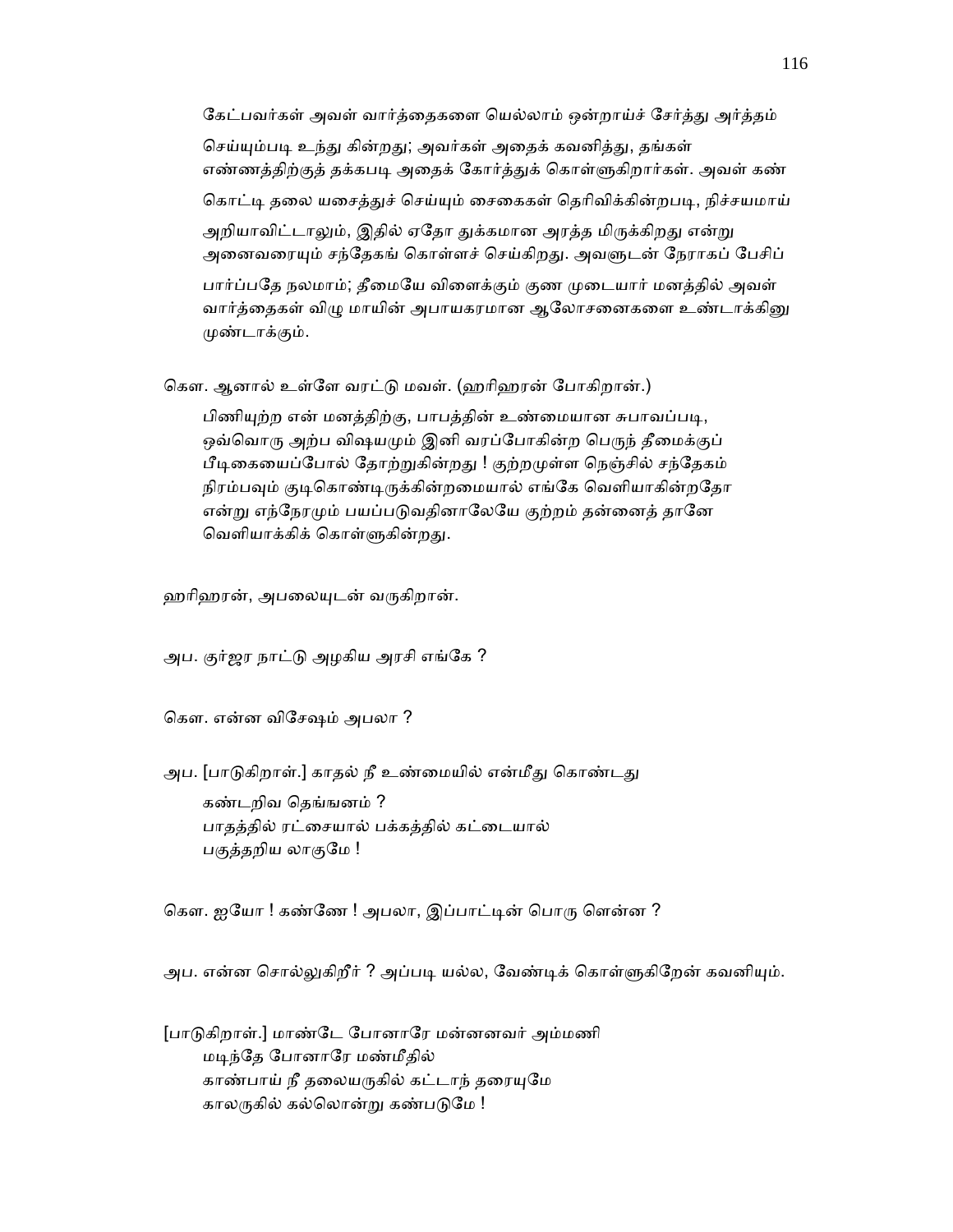கேட்பவர்கள் அவள் வார்த்தைகளை யெல்லாம் ஒன்றாய்ச் சேர்த்து அர்த்தம் செய்யும்படி உந்து கின்றது; அவர்கள் அதைக் கவனித்து, தங்கள் எண்ணத்திற்குத் தக்கபடி அதைக் கோர்த்துக் கொள்ளுகிறார்கள். அவள் கண் கொட்டி தலை யசைத்துச் செய்யும் சைகைகள் தெரிவிக்கின்றபடி, நிச்சயமாய் அறியாவிட்டாலும், இதில் ஏதோ துக்கமான அரத்த மிருக்கிறது என்று அனைவரையும் சந்தேகங் கொள்ளச் செய்கிறது. அவளுடன் நேராகப் பேசிப் பார்ப்பதே நலமாம்; தீமையே விளைக்கும் குண முடையார் மனத்தில் அவள் வார்த்தைகள் விழு மாயின் அபாயகரமான ஆலோசனைகளை உண்டாக்கினு முண்டாக்கும்.

கௌ. ஆனால் உள்ளே வரட்டு மவள். (ஹரிஹரன் போகிறான்.)

பிணியுற்ற என் மனத்திற்கு, பாபத்தின் உண்மையான சுபாவப்படி, ஒவ்வொரு அற்ப விஷயமும் இனி வரப்போகின்ற பெருந் தீமைக்குப் பீடிகையைப்போல் தோற்றுகின்றது ! குற்றமுள்ள நெஞ்சில் சந்தேகம் நிரம்பவும் குடிகொண்டிருக்கின்றமையால் எங்கே வெளியாகின்றதோ என்று எந்நேரமும் பயப்படுவதினாலேயே குற்றம் தன்னைத் தானே வெளியாக்கிக் கொள்ளுகின்றது.

ஹரிஹரன், அபலையுடன் வருகிறான்.

அப. குர்ஜர நாட்டு அழகிய அரசி எங்கே ?

கௌ. என்ன விசேஷம் அபலா ?

அப. [பாடுகிறாள்.] காதல் நீ உண்மையில் என்மீது கொண்டது
கண்டறிவ தெங்ஙனம் ?
பாதத்தில் ரட்சையால் பக்கத்தில் கட்டையால்
பகுத்தறிய லாகுமே !

கௌ. ஐயோ ! கண்ணே ! அபலா, இப்பாட்டின் பொரு ளென்ன ?

அப. என்ன சொல்லுகிறீர் ? அப்படி யல்ல, வேண்டிக் கொள்ளுகிறேன் கவனியும்.

[பாடுகிறாள்.] மாண்டே போனாரே மன்னனவர் அம்மணி
மடிந்தே போனாரே மண்மீதில்
காண்பாய் நீ தலையருகில் கட்டாந் தரையுமே
காலருகில் கல்லொன்று கண்படுமே !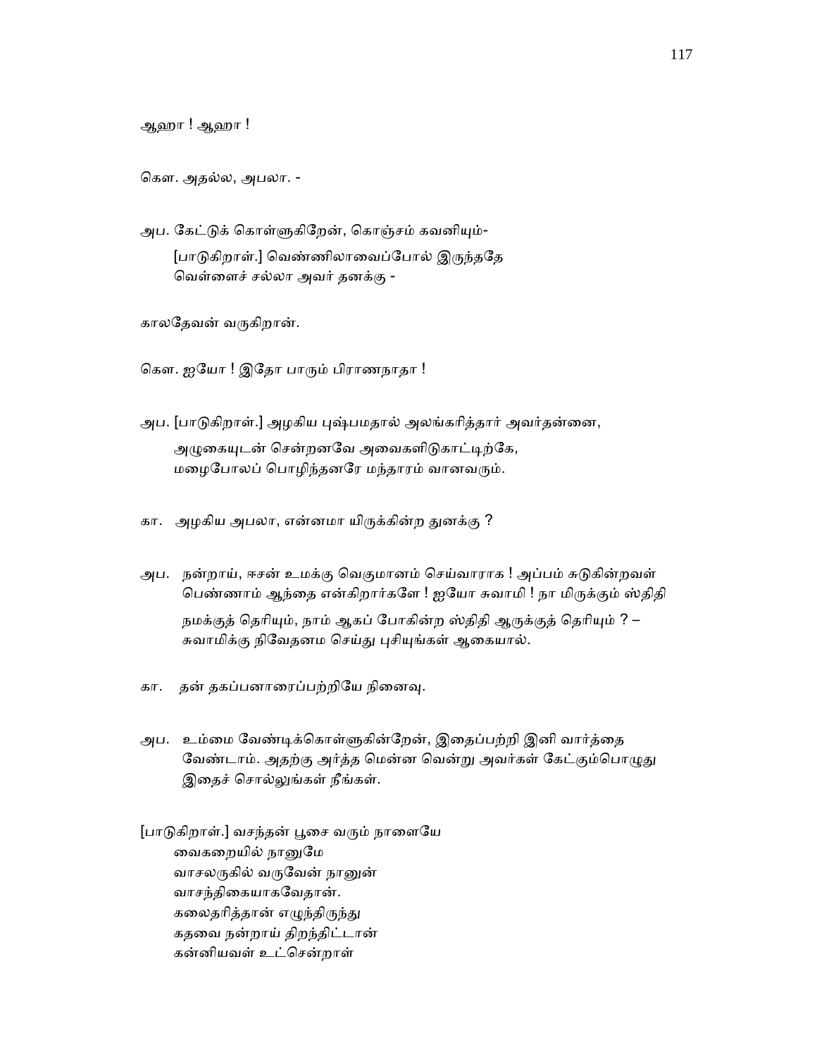ஆஹா ! ஆஹா !

கௌ. அதல்ல, அபலா. -

அப. கேட்டுக் கொள்ளுகிறேன், கொஞ்சம் கவனியும்-
[பாடுகிறாள்.] வெண்ணிலாவைப்போல் இருந்ததே
வெள்ளைச் சல்லா அவர் தனக்கு -

காலதேவன் வருகிறான்.

கௌ. ஐயோ ! இதோ பாரும் பிராணநாதா !

அப. [பாடுகிறாள்.] அழகிய புஷ்பமதால் அலங்கரித்தார் அவர்தன்னை,
அழுகையுடன் சென்றனவே அவைகளிடுகாட்டிற்கே,
மழைபோலப் பொழிந்தனரே மந்தாரம் வானவரும்.

கா. அழகிய அபலா, என்னமா யிருக்கின்ற துனக்கு ?

அப. நன்றாய், ஈசன் உமக்கு வெகுமானம் செய்வாராக ! அப்பம் சுடுகின்றவள் பெண்ணாம் ஆந்தை என்கிறார்களே ! ஐயோ சுவாமி ! நா மிருக்கும் ஸ்திதி நமக்குத் தெரியும், நாம் ஆகப் போகின்ற ஸ்திதி ஆருக்குத் தெரியும் ? – சுவாமிக்கு நிவேதனம செய்து புசியுங்கள் ஆகையால்.

கா. தன் தகப்பனாரைப்பற்றியே நினைவு.

அப. உம்மை வேண்டிக்கொள்ளுகின்றேன், இதைப்பற்றி இனி வார்த்தை வேண்டாம். அதற்கு அர்த்த மென்ன வென்று அவர்கள் கேட்கும்பொழுது இதைச் சொல்லுங்கள் நீங்கள்.

[பாடுகிறாள்.] வசந்தன் பூசை வரும் நாளையே
வைகறையில் நானுமே
வாசலருகில் வருவேன் நானுன்
வாசந்திகையாகவேதான்.
கலைதரித்தான் எழுந்திருந்து
கதவை நன்றாய் திறந்திட்டான்
கன்னியவள் உட்சென்றாள்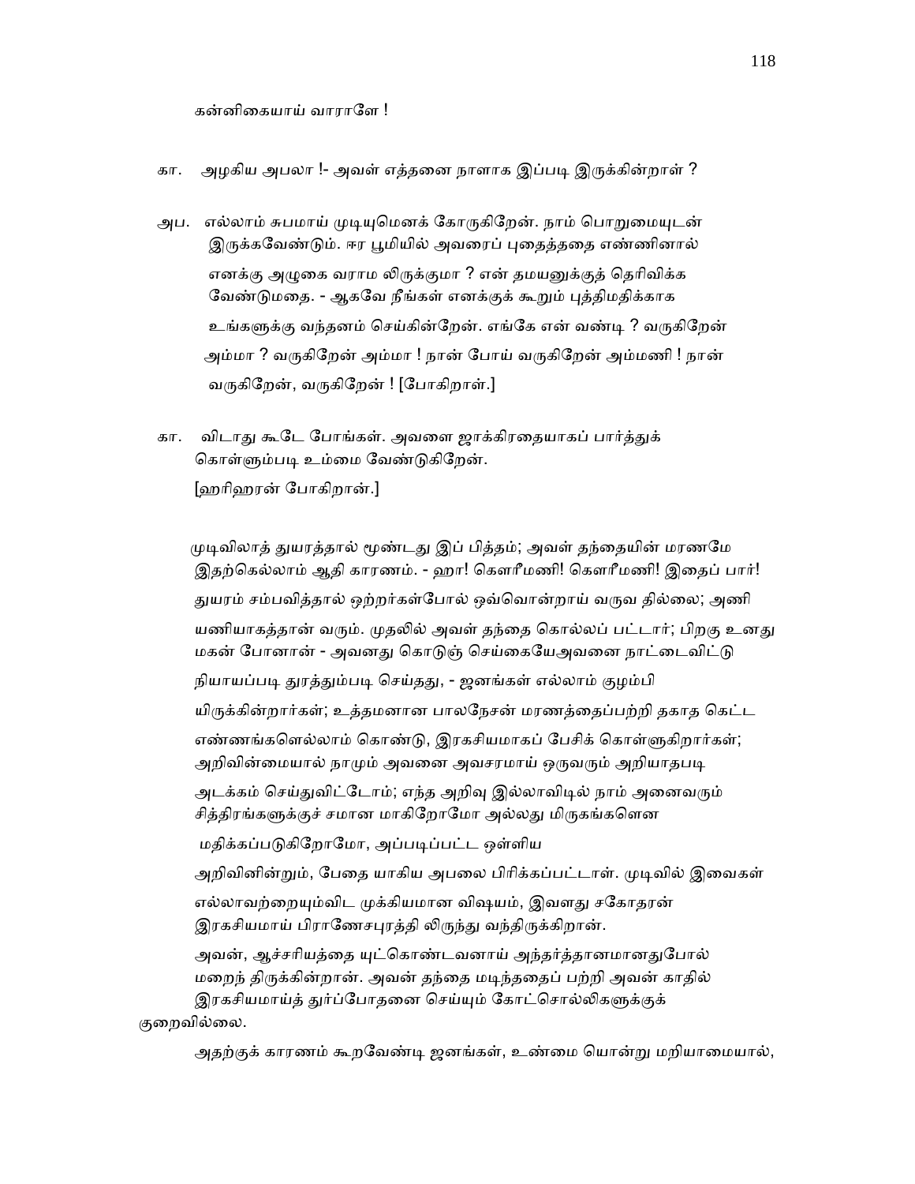கன்னிகையாய் வாராளே !

கா. அழகிய அபலா !- அவள் எத்தனை நாளாக இப்படி இருக்கின்றாள் ?

அப. எல்லாம் சுபமாய் முடியுமெனக் கோருகிறேன். நாம் பொறுமையுடன் இருக்கவேண்டும். ஈர பூமியில் அவரைப் புதைத்ததை எண்ணினால் எனக்கு அழுகை வராம லிருக்குமா ? என் தமயனுக்குத் தெரிவிக்க வேண்டுமதை. - ஆகவே நீங்கள் எனக்குக் கூறும் புத்திமதிக்காக உங்களுக்கு வந்தனம் செய்கின்றேன். எங்கே என் வண்டி ? வருகிறேன் அம்மா ? வருகிறேன் அம்மா ! நான் போய் வருகிறேன் அம்மணி ! நான் வருகிறேன், வருகிறேன் ! [போகிறாள்.]

கா. விடாது கூடே போங்கள். அவளை ஜாக்கிரதையாகப் பார்த்துக் கொள்ளும்படி உம்மை வேண்டுகிறேன்.

[ஹரிஹரன் போகிறான்.]

முடிவிலாத் துயரத்தால் மூண்டது இப் பித்தம்; அவள் தந்தையின் மரணமே இதற்கெல்லாம் ஆதி காரணம். - ஹா! கௌரீமணி! கௌரீமணி! இதைப் பார்! துயரம் சம்பவித்தால் ஒற்றர்கள்போல் ஒவ்வொன்றாய் வருவ தில்லை; அணி யணியாகத்தான் வரும். முதலில் அவள் தந்தை கொல்லப் பட்டார்; பிறகு உனது மகன் போனான் - அவனது கொடுஞ் செய்கையேஅவனை நாட்டைவிட்டு நியாயப்படி துரத்தும்படி செய்தது, - ஜனங்கள் எல்லாம் குழம்பி யிருக்கின்றார்கள்; உத்தமனான பாலநேசன் மரணத்தைப்பற்றி தகாத கெட்ட எண்ணங்களெல்லாம் கொண்டு, இரகசியமாகப் பேசிக் கொள்ளுகிறார்கள்; அறிவின்மையால் நாமும் அவனை அவசரமாய் ஒருவரும் அறியாதபடி அடக்கம் செய்துவிட்டோம்; எந்த அறிவு இல்லாவிடில் நாம் அனைவரும் சித்திரங்களுக்குச் சமான மாகிறோமோ அல்லது மிருகங்களென மதிக்கப்படுகிறோமோ, அப்படிப்பட்ட ஒள்ளிய அறிவினின்றும், பேதை யாகிய அபலை பிரிக்கப்பட்டாள். முடிவில் இவைகள் எல்லாவற்றையும்விட முக்கியமான விஷயம், இவளது சகோதரன் இரகசியமாய் பிராணேசபுரத்தி லிருந்து வந்திருக்கிறான். அவன், ஆச்சரியத்தை யுட்கொண்டவனாய் அந்தர்த்தானமானதுபோல் மறைந் திருக்கின்றான். அவன் தந்தை மடிந்ததைப் பற்றி அவன் காதில் இரகசியமாய்த் துர்ப்போதனை செய்யும் கோட்சொல்லிகளுக்குக் குறைவில்லை.

அதற்குக் காரணம் கூறவேண்டி ஜனங்கள், உண்மை யொன்று மறியாமையால்,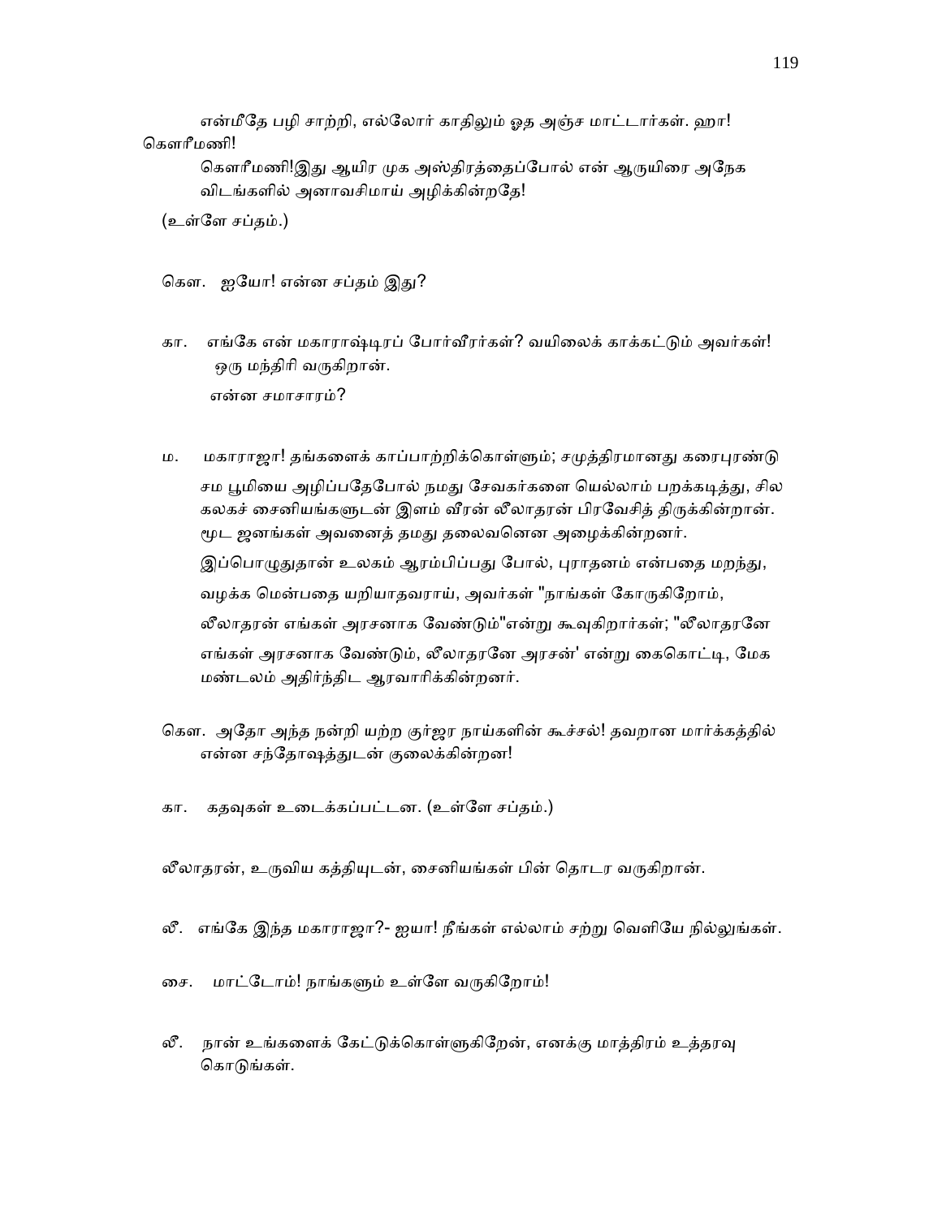என்மீதே பழி சாற்றி, எல்லோர் காதிலும் ஓத அஞ்ச மாட்டார்கள். ஹா! கௌரீமணி!

கௌரீமணி!இது ஆயிர முக அஸ்திரத்தைப்போல் என் ஆருயிரை அநேக விடங்களில் அனாவசிமாய் அழிக்கின்றதே!

(உள்ளே சப்தம்.)

கௌ. ஐயோ! என்ன சப்தம் இது?

கா. எங்கே என் மகாராஷ்டிரப் போர்வீரர்கள்? வயிலைக் காக்கட்டும் அவர்கள்! ஒரு மந்திரி வருகிறான்.
என்ன சமாசாரம்?

ம. மகாராஜா! தங்களைக் காப்பாற்றிக்கொள்ளும்; சமுத்திரமானது கரைபுரண்டு சம பூமியை அழிப்பதேபோல் நமது சேவகர்களை யெல்லாம் பறக்கடித்து, சில கலகச் சைனியங்களுடன் இளம் வீரன் லீலாதரன் பிரவேசித் திருக்கின்றான். மூட ஜனங்கள் அவனைத் தமது தலைவனென அழைக்கின்றனர். இப்பொழுதுதான் உலகம் ஆரம்பிப்பது போல், புராதனம் என்பதை மறந்து, வழக்க மென்பதை யறியாதவராய், அவர்கள் "நாங்கள் கோருகிறோம், லீலாதரன் எங்கள் அரசனாக வேண்டும்"என்று கூவுகிறார்கள்; "லீலாதரனே எங்கள் அரசனாக வேண்டும், லீலாதரனே அரசன்' என்று கைகொட்டி, மேக மண்டலம் அதிர்ந்திட ஆரவாரிக்கின்றனர்.

கௌ. அதோ அந்த நன்றி யற்ற குர்ஜர நாய்களின் கூச்சல்! தவறான மார்க்கத்தில் என்ன சந்தோஷத்துடன் குலைக்கின்றன!

கா. கதவுகள் உடைக்கப்பட்டன. (உள்ளே சப்தம்.)

லீலாதரன், உருவிய கத்தியுடன், சைனியங்கள் பின் தொடர வருகிறான்.

லீ. எங்கே இந்த மகாராஜா?- ஐயா! நீங்கள் எல்லாம் சற்று வெளியே நில்லுங்கள்.

சை. மாட்டோம்! நாங்களும் உள்ளே வருகிறோம்!

லீ. நான் உங்களைக் கேட்டுக்கொள்ளுகிறேன், எனக்கு மாத்திரம் உத்தரவு கொடுங்கள்.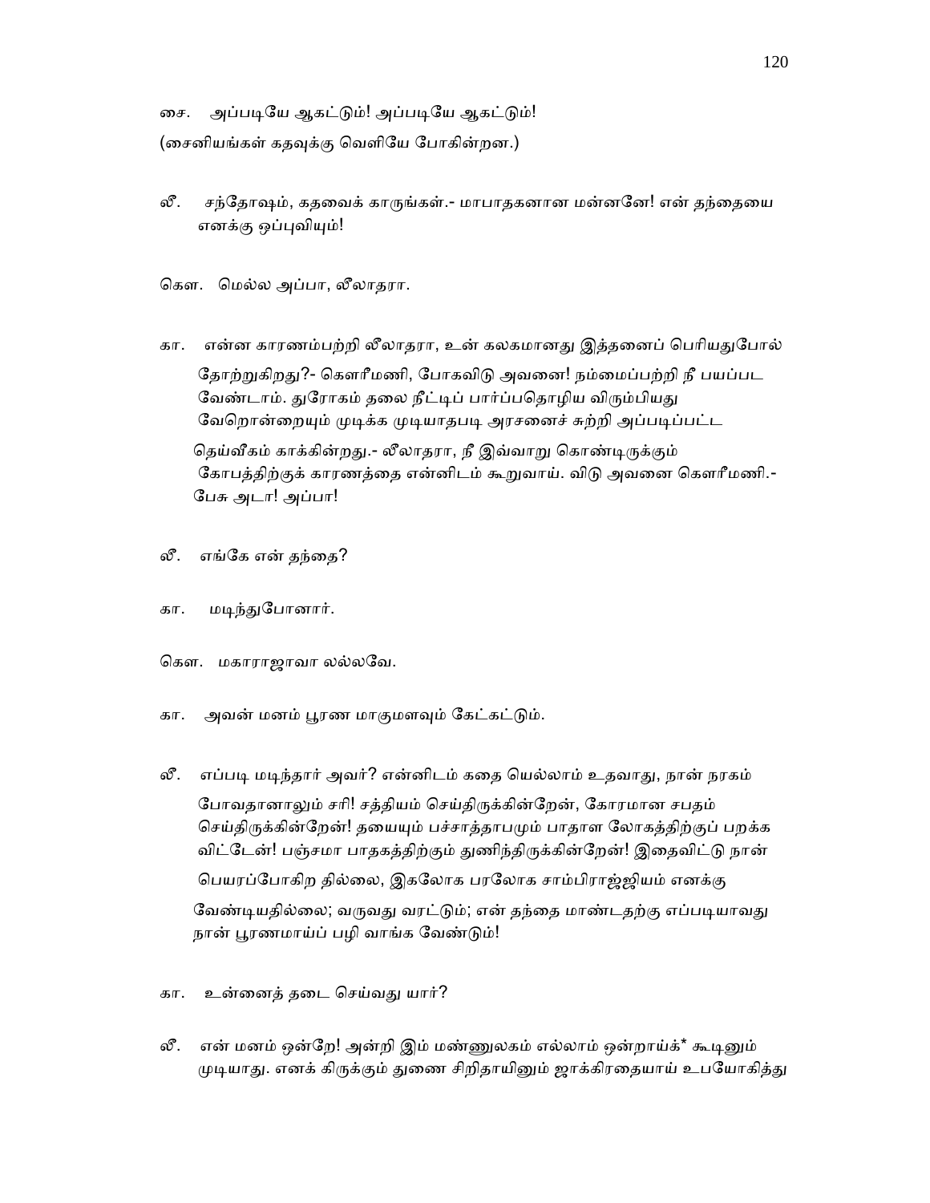சை. அப்படியே ஆகட்டும்! அப்படியே ஆகட்டும்!

(சைனியங்கள் கதவுக்கு வெளியே போகின்றன.)

லீ. சந்தோஷம், கதவைக் காருங்கள்.- மாபாதகனான மன்னனே! என் தந்தையை எனக்கு ஒப்புவியும்!

கௌ. மெல்ல அப்பா, லீலாதரா.

கா. என்ன காரணம்பற்றி லீலாதரா, உன் கலகமானது இத்தனைப் பெரியதுபோல் தோற்றுகிறது?- கௌரீமணி, போகவிடு அவனை! நம்மைப்பற்றி நீ பயப்பட வேண்டாம். துரோகம் தலை நீட்டிப் பார்ப்பதொழிய விரும்பியது வேறொன்றையும் முடிக்க முடியாதபடி அரசனைச் சுற்றி அப்படிப்பட்ட தெய்வீகம் காக்கின்றது.- லீலாதரா, நீ இவ்வாறு கொண்டிருக்கும் கோபத்திற்குக் காரணத்தை என்னிடம் கூறுவாய். விடு அவனை கௌரீமணி.- பேசு அடா! அப்பா!

லீ. எங்கே என் தந்தை?

கா. மடிந்துபோனார்.

கௌ. மகாராஜாவா லல்லவே.

கா. அவன் மனம் பூரண மாகுமளவும் கேட்கட்டும்.

லீ. எப்படி மடிந்தார் அவர்? என்னிடம் கதை யெல்லாம் உதவாது, நான் நரகம் போவதானாலும் சரி! சத்தியம் செய்திருக்கின்றேன், கோரமான சபதம் செய்திருக்கின்றேன்! தயையும் பச்சாத்தாபமும் பாதாள லோகத்திற்குப் பறக்க விட்டேன்! பஞ்சமா பாதகத்திற்கும் துணிந்திருக்கின்றேன்! இதைவிட்டு நான் பெயரப்போகிற தில்லை, இகலோக பரலோக சாம்பிராஜ்ஜியம் எனக்கு வேண்டியதில்லை; வருவது வரட்டும்; என் தந்தை மாண்டதற்கு எப்படியாவது நான் பூரணமாய்ப் பழி வாங்க வேண்டும்!

கா. உன்னைத் தடை செய்வது யார்?

லீ. என் மனம் ஒன்றே! அன்றி இம் மண்ணுலகம் எல்லாம் ஒன்றாய்க்* கூடினும் முடியாது. எனக் கிருக்கும் துணை சிறிதாயினும் ஜாக்கிரதையாய் உபயோகித்து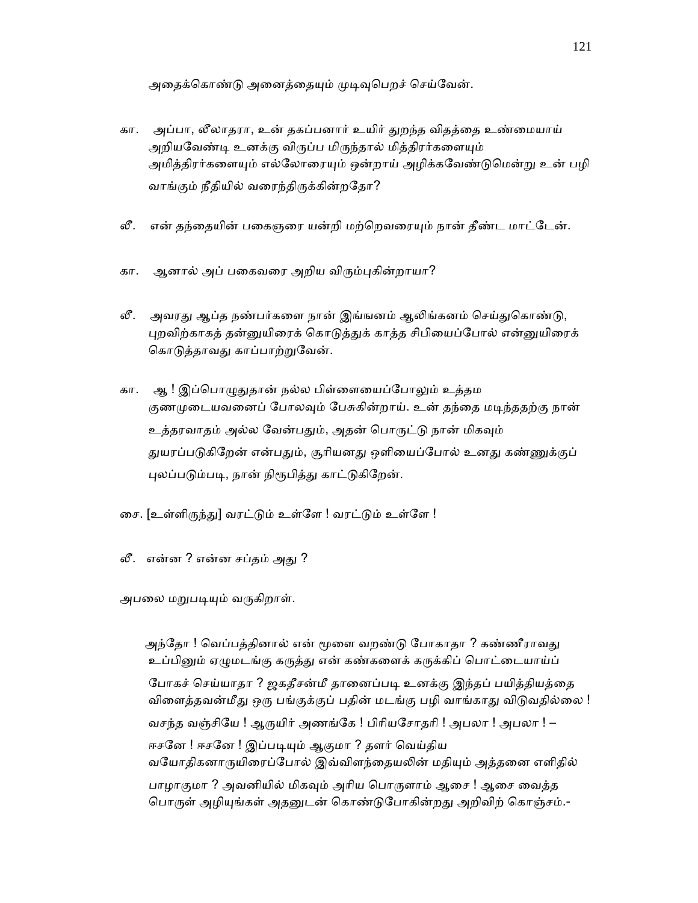அதைக்கொண்டு அனைத்தையும் முடிவுபெறச் செய்வேன்.

கா. அப்பா, லீலாதரா, உன் தகப்பனார் உயிர் துறந்த விதத்தை உண்மையாய் அறியவேண்டி உனக்கு விருப்ப மிருந்தால் மித்திரர்களையும் அமித்திரர்களையும் எல்லோரையும் ஒன்றாய் அழிக்கவேண்டுமென்று உன் பழி வாங்கும் நீதியில் வரைந்திருக்கின்றதோ?

லீ. என் தந்தையின் பகைஞரை யன்றி மற்றெவரையும் நான் தீண்ட மாட்டேன்.

கா. ஆனால் அப் பகைவரை அறிய விரும்புகின்றாயா?

லீ. அவரது ஆப்த நண்பர்களை நான் இங்ஙனம் ஆலிங்கனம் செய்துகொண்டு, புறவிற்காகத் தன்னுயிரைக் கொடுத்துக் காத்த சிபியைப்போல் என்னுயிரைக் கொடுத்தாவது காப்பாற்றுவேன்.

கா. ஆ ! இப்பொழுதுதான் நல்ல பிள்ளையைப்போலும் உத்தம குணமுடையவனைப் போலவும் பேசுகின்றாய். உன் தந்தை மடிந்ததற்கு நான் உத்தரவாதம் அல்ல வேன்பதும், அதன் பொருட்டு நான் மிகவும் துயரப்படுகிறேன் என்பதும், சூரியனது ஒளியைப்போல் உனது கண்ணுக்குப் புலப்படும்படி, நான் நிரூபித்து காட்டுகிறேன்.

சை. [உள்ளிருந்து] வரட்டும் உள்ளே ! வரட்டும் உள்ளே !

லீ. என்ன ? என்ன சப்தம் அது ?

அபலை மறுபடியும் வருகிறாள்.

அந்தோ ! வெப்பத்தினால் என் மூளை வறண்டு போகாதா ? கண்ணீராவது உப்பினும் ஏழுமடங்கு கருத்து என் கண்களைக் கருக்கிப் பொட்டையாய்ப் போகச் செய்யாதா ? ஜகதீசன்மீ தானைப்படி உனக்கு இந்தப் பயித்தியத்தை விளைத்தவன்மீது ஒரு பங்குக்குப் பதின் மடங்கு பழி வாங்காது விடுவதில்லை ! வசந்த வஞ்சியே ! ஆருயிர் அணங்கே ! பிரியசோதரி ! அபலா ! அபலா ! – ஈசனே ! ஈசனே ! இப்படியும் ஆகுமா ? தளர் வெய்திய வயோதிகனாருயிரைப்போல் இவ்விளந்தையலின் மதியும் அத்தனை எளிதில் பாழாகுமா ? அவனியில் மிகவும் அரிய பொருளாம் ஆசை ! ஆசை வைத்த பொருள் அழியுங்கள் அதனுடன் கொண்டுபோகின்றது அறிவிற் கொஞ்சம்.-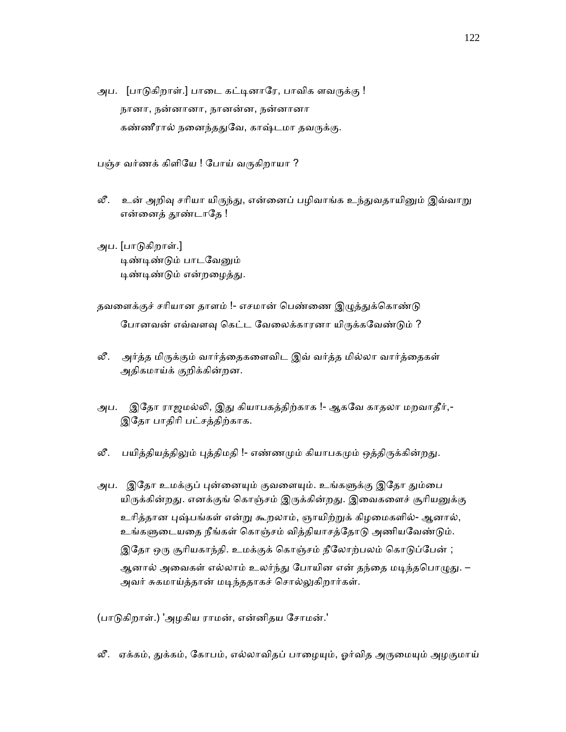அப.   [பாடுகிறாள்.] பாடை கட்டினாரே, பாவிக ளவருக்கு !

நானா, நன்னானா, நானன்ன, நன்னானா

கண்ணீரால் நனைந்ததுவே, காஷ்டமா தவருக்கு.

பஞ்ச வர்ணக் கிளியே ! போய் வருகிறாயா ?

லீ.   உன் அறிவு சரியா யிருந்து, என்னைப் பழிவாங்க உந்துவதாயினும் இவ்வாறு என்னைத் தூண்டாதே !

அப. [பாடுகிறாள்.]

டிண்டிண்டும் பாடவேனும்

டிண்டிண்டும் என்றழைத்து.

தவளைக்குச் சரியான தாளம் !- எசமான் பெண்ணை இழுத்துக்கொண்டு போனவன் எவ்வளவு கெட்ட வேலைக்காரனா யிருக்கவேண்டும் ?

லீ.   அர்த்த மிருக்கும் வார்த்தைகளைவிட இவ் வர்த்த மில்லா வார்த்தைகள் அதிகமாய்க் குறிக்கின்றன.

அப.   இதோ ராஜமல்லி, இது கியாபகத்திற்காக !- ஆகவே காதலா மறவாதீர்,- இதோ பாதிரி பட்சத்திற்காக.

லீ.   பயித்தியத்திலும் புத்திமதி !- எண்ணமும் கியாபகமும் ஒத்திருக்கின்றது.

அப.   இதோ உமக்குப் புன்னையும் குவளையும். உங்களுக்கு இதோ தும்பை யிருக்கின்றது. எனக்குங் கொஞ்சம் இருக்கின்றது. இவைகளைச் சூரியனுக்கு உரித்தான புஷ்பங்கள் என்று கூறலாம், ஞாயிற்றுக் கிழமைகளில்- ஆனால், உங்களுடையதை நீங்கள் கொஞ்சம் வித்தியாசத்தோடு அணியவேண்டும். இதோ ஒரு சூரியகாந்தி. உமக்குக் கொஞ்சம் நீலோற்பலம் கொடுப்பேன் ; ஆனால் அவைகள் எல்லாம் உலர்ந்து போயின என் தந்தை மடிந்தபொழுது. – அவர் சுகமாய்த்தான் மடிந்ததாகச் சொல்லுகிறார்கள்.

(பாடுகிறாள்.) 'அழகிய ராமன், என்னிதய சோமன்.'

லீ.   ஏக்கம், துக்கம், கோபம், எல்லாவிதப் பாழையும், ஓர்வித அருமையும் அழகுமாய்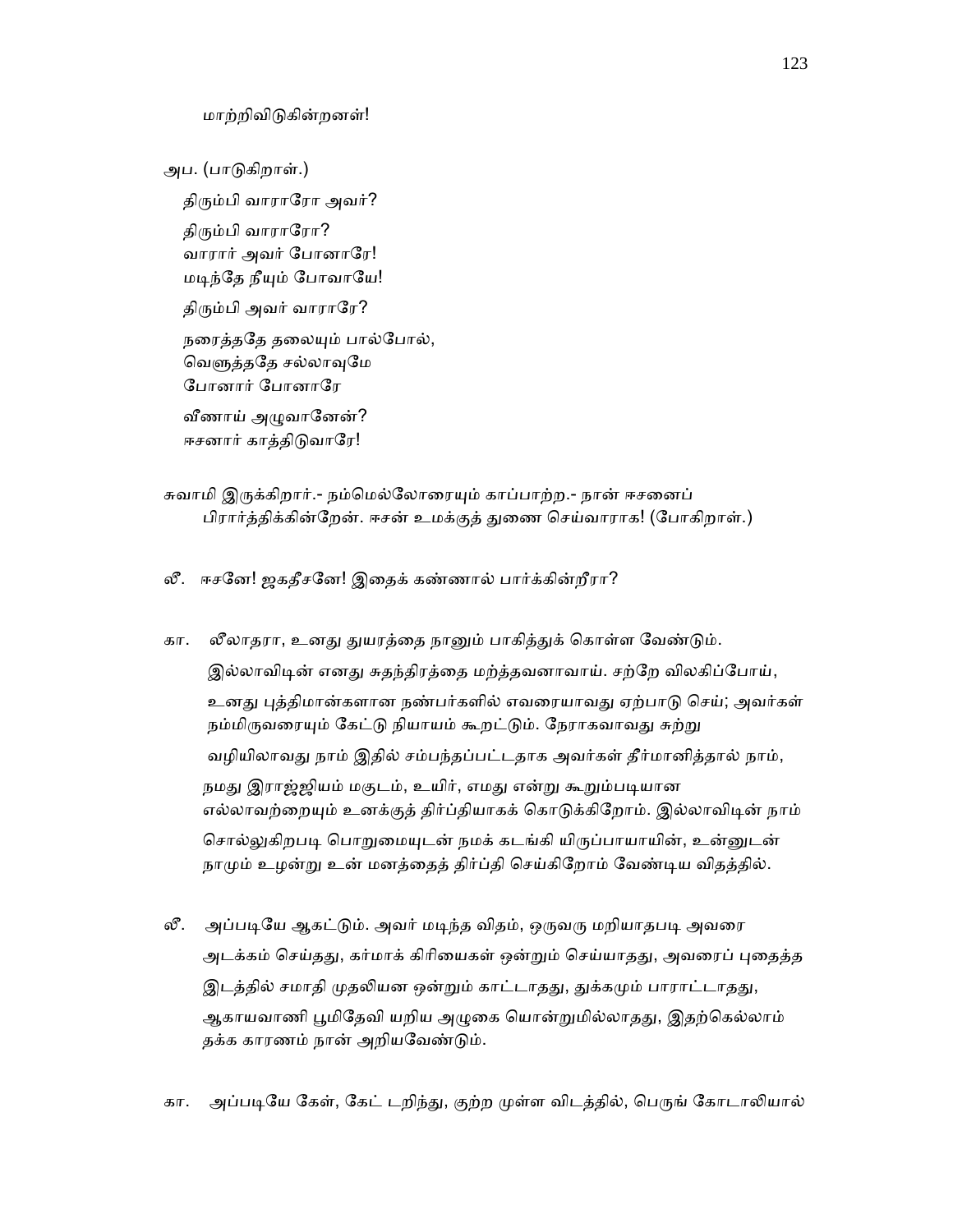மாற்றிவிடுகின்றனள்!

அப. (பாடுகிறாள்.)

திரும்பி வாராரோ அவர்?

திரும்பி வாராரோ?
வாரார் அவர் போனாரே!
மடிந்தே நீயும் போவாயே!

திரும்பி அவர் வாராரே?

நரைத்ததே தலையும் பால்போல்,
வெளுத்ததே சல்லாவுமே
போனார் போனாரே

வீணாய் அழுவானேன்?
ஈசனார் காத்திடுவாரே!

சுவாமி இருக்கிறார்.- நம்மெல்லோரையும் காப்பாற்ற.- நான் ஈசனைப் பிரார்த்திக்கின்றேன். ஈசன் உமக்குத் துணை செய்வாராக! (போகிறாள்.)

லீ. ஈசனே! ஜகதீசனே! இதைக் கண்ணால் பார்க்கின்றீரா?

கா. லீலாதரா, உனது துயரத்தை நானும் பாகித்துக் கொள்ள வேண்டும். இல்லாவிடின் எனது சுதந்திரத்தை மற்த்தவனாவாய். சற்றே விலகிப்போய், உனது புத்திமான்களான நண்பர்களில் எவரையாவது ஏற்பாடு செய்; அவர்கள் நம்மிருவரையும் கேட்டு நியாயம் கூறட்டும். நேராகவாவது சுற்று வழியிலாவது நாம் இதில் சம்பந்தப்பட்டதாக அவர்கள் தீர்மானித்தால் நாம், நமது இராஜ்ஜியம் மகுடம், உயிர், எமது என்று கூறும்படியான எல்லாவற்றையும் உனக்குத் திர்ப்தியாகக் கொடுக்கிறோம். இல்லாவிடின் நாம் சொல்லுகிறபடி பொறுமையுடன் நமக் கடங்கி யிருப்பாயாயின், உன்னுடன் நாமும் உழன்று உன் மனத்தைத் திர்ப்தி செய்கிறோம் வேண்டிய விதத்தில்.

லீ. அப்படியே ஆகட்டும். அவர் மடிந்த விதம், ஒருவரு மறியாதபடி அவரை அடக்கம் செய்தது, கர்மாக் கிரியைகள் ஒன்றும் செய்யாதது, அவரைப் புதைத்த இடத்தில் சமாதி முதலியன ஒன்றும் காட்டாதது, துக்கமும் பாராட்டாதது, ஆகாயவாணி பூமிதேவி யறிய அழுகை யொன்றுமில்லாதது, இதற்கெல்லாம் தக்க காரணம் நான் அறியவேண்டும்.

கா. அப்படியே கேள், கேட் டறிந்து, குற்ற முள்ள விடத்தில், பெருங் கோடாலியால்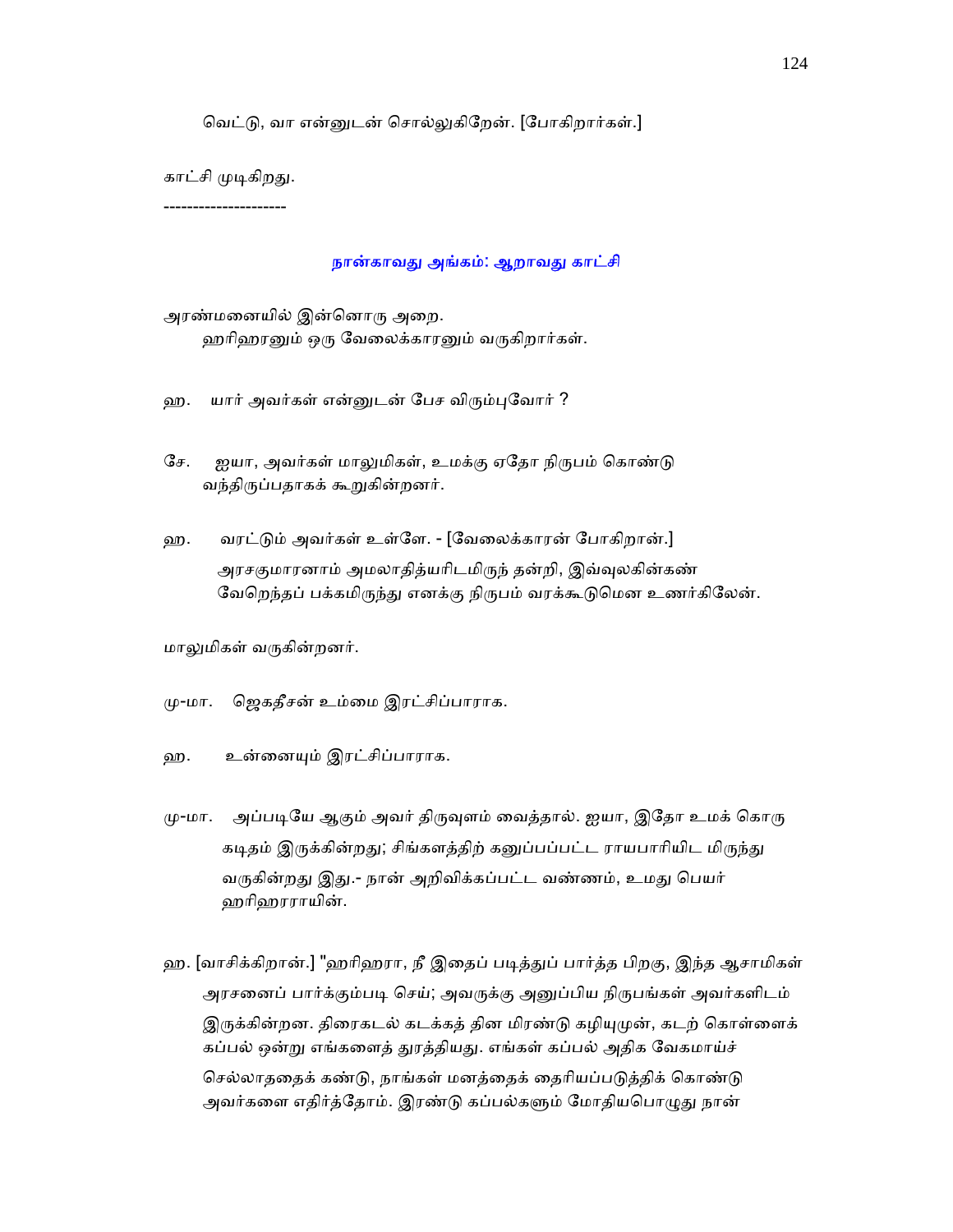வெட்டு, வா என்னுடன் சொல்லுகிறேன். [போகிறார்கள்.]

காட்சி முடிகிறது.

---------------------

## நான்காவது அங்கம்: ஆறாவது காட்சி

அரண்மனையில் இன்னொரு அறை.
ஹரிஹரனும் ஒரு வேலைக்காரனும் வருகிறார்கள்.

ஹ. யார் அவர்கள் என்னுடன் பேச விரும்புவோர் ?

சே. ஐயா, அவர்கள் மாலுமிகள், உமக்கு ஏதோ நிருபம் கொண்டு வந்திருப்பதாகக் கூறுகின்றனர்.

ஹ. வரட்டும் அவர்கள் உள்ளே. - [வேலைக்காரன் போகிறான்.]
அரசகுமாரனாம் அமலாதித்யரிடமிருந் தன்றி, இவ்வுலகின்கண் வேறெந்தப் பக்கமிருந்து எனக்கு நிருபம் வரக்கூடுமென உணர்கிலேன்.

மாலுமிகள் வருகின்றனர்.

மு-மா. ஜெகதீசன் உம்மை இரட்சிப்பாராக.

ஹ. உன்னையும் இரட்சிப்பாராக.

மு-மா. அப்படியே ஆகும் அவர் திருவுளம் வைத்தால். ஐயா, இதோ உமக் கொரு கடிதம் இருக்கின்றது; சிங்களத்திற் கனுப்பப்பட்ட ராயபாரியிட மிருந்து வருகின்றது இது.- நான் அறிவிக்கப்பட்ட வண்ணம், உமது பெயர் ஹரிஹரராயின்.

ஹ. [வாசிக்கிறான்.] "ஹரிஹரா, நீ இதைப் படித்துப் பார்த்த பிறகு, இந்த ஆசாமிகள் அரசனைப் பார்க்கும்படி செய்; அவருக்கு அனுப்பிய நிருபங்கள் அவர்களிடம் இருக்கின்றன. திரைகடல் கடக்கத் தின மிரண்டு கழியுமுன், கடற் கொள்ளைக் கப்பல் ஒன்று எங்களைத் துரத்தியது. எங்கள் கப்பல் அதிக வேகமாய்ச் செல்லாததைக் கண்டு, நாங்கள் மனத்தைத் தைரியப்படுத்திக் கொண்டு அவர்களை எதிர்த்தோம். இரண்டு கப்பல்களும் மோதியபொழுது நான்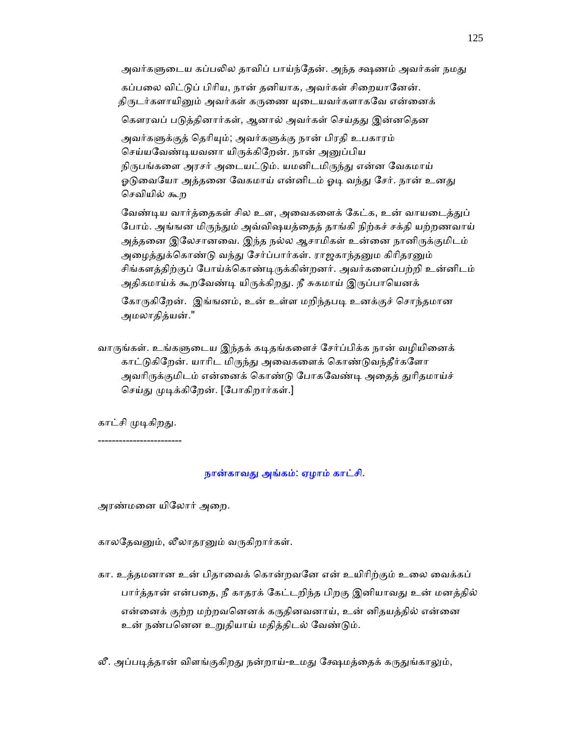அவர்களுடைய கப்பலில தாவிப் பாய்ந்தேன். அந்த க்ஷணம் அவர்கள் நமது கப்பலை விட்டுப் பிரிய, நான் தனியாக, அவர்கள் சிறையானேன். திருடர்களாயினும் அவர்கள் கருணை யுடையவர்களாகவே என்னைக் கௌரவப் படுத்தினார்கள், ஆனால் அவர்கள் செய்தது இன்னதென அவர்களுக்குத் தெரியும்; அவர்களுக்கு நான் பிரதி உபகாரம் செய்யவேண்டியவனா யிருக்கிறேன். நான் அனுப்பிய நிருபங்களை அரசர் அடையட்டும். யமனிடமிருந்து என்ன வேகமாய் ஓடுவையோ அத்தனை வேகமாய் என்னிடம் ஓடி வந்து சேர். நான் உனது செவியில் கூற

வேண்டிய வார்த்தைகள் சில உள, அவைகளைக் கேட்க, உன் வாயடைத்துப் போம். அங்ஙன மிருந்தும் அவ்விஷயத்தைத் தாங்கி நிற்கச் சக்தி யற்றணவாய் அத்தனை இலேசானவை. இந்த நல்ல ஆசாமிகள் உன்னை நானிருக்குமிடம் அழைத்துக்கொண்டு வந்து சேர்ப்பார்கள். ராஜகாந்தனும கிரிதரனும் சிங்களத்திற்குப் போய்க்கொண்டிருக்கின்றனர். அவர்களைப்பற்றி உன்னிடம் அதிகமாய்க் கூறவேண்டி யிருக்கிறது. நீ சுகமாய் இருப்பாயெனக் கோருகிறேன். இங்ஙனம், உன் உள்ள மறிந்தபடி உனக்குச் சொந்தமான அமலாதித்யன்."

வாருங்கள். உங்களுடைய இந்தக் கடிதங்களைச் சேர்ப்பிக்க நான் வழியினைக் காட்டுகிறேன். யாரிட மிருந்து அவைகளைக் கொண்டுவந்தீர்களோ அவரிருக்குமிடம் என்னைக் கொண்டு போகவேண்டி அதைத் துரிதமாய்ச் செய்து முடிக்கிறேன். [போகிறார்கள்.]

காட்சி முடிகிறது.

-----------------------

## நான்காவது அங்கம்: ஏழாம் காட்சி.

அரண்மனை யிலோர் அறை.

காலதேவனும், லீலாதரனும் வருகிறார்கள்.

கா. உத்தமனான உன் பிதாவைக் கொன்றவனே என் உயிரிற்கும் உலை வைக்கப் பார்த்தான் என்பதை, நீ காதரக் கேட்டறிந்த பிறகு இனியாவது உன் மனத்தில் என்னைக் குற்ற மற்றவனெனக் கருதினவனாய், உன் னிதயத்தில் என்னை உன் நண்பனென உறுதியாய் மதித்திடல் வேண்டும்.

லீ. அப்படித்தான் விளங்குகிறது நன்றாய்-உமது க்ஷேமத்தைக் கருதுங்காலும்,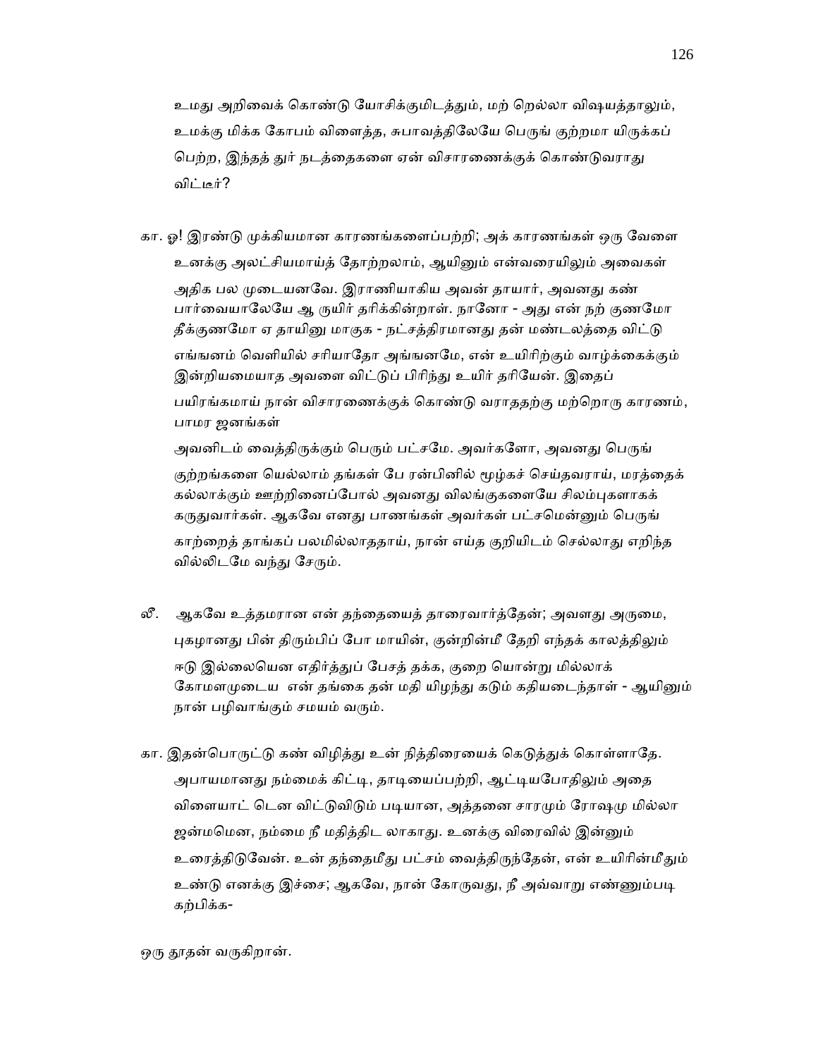உமது அறிவைக் கொண்டு யோசிக்குமிடத்தும், மற் றெல்லா விஷயத்தாலும், உமக்கு மிக்க கோபம் விளைத்த, சுபாவத்திலேயே பெருங் குற்றமா யிருக்கப் பெற்ற, இந்தத் துர் நடத்தைகளை ஏன் விசாரணைக்குக் கொண்டுவராது விட்டீர்?

கா. ஓ! இரண்டு முக்கியமான காரணங்களைப்பற்றி; அக் காரணங்கள் ஒரு வேளை உனக்கு அலட்சியமாய்த் தோற்றலாம், ஆயினும் என்வரையிலும் அவைகள் அதிக பல முடையனவே. இராணியாகிய அவன் தாயார், அவனது கண் பார்வையாலேயே ஆ ருயிர் தரிக்கின்றாள். நானோ - அது என் நற் குணமோ தீக்குணமோ ஏ தாயினு மாகுக - நட்சத்திரமானது தன் மண்டலத்தை விட்டு எங்ஙனம் வெளியில் சரியாதோ அங்ஙனமே, என் உயிரிற்கும் வாழ்க்கைக்கும் இன்றியமையாத அவளை விட்டுப் பிரிந்து உயிர் தரியேன். இதைப் பயிரங்கமாய் நான் விசாரணைக்குக் கொண்டு வராததற்கு மற்றொரு காரணம், பாமர ஜனங்கள் அவனிடம் வைத்திருக்கும் பெரும் பட்சமே. அவர்களோ, அவனது பெருங் குற்றங்களை யெல்லாம் தங்கள் பே ரன்பினில் மூழ்கச் செய்தவராய், மரத்தைக் கல்லாக்கும் ஊற்றினைப்போல் அவனது விலங்குகளையே சிலம்புகளாகக் கருதுவார்கள். ஆகவே எனது பாணங்கள் அவர்கள் பட்சமென்னும் பெருங் காற்றைத் தாங்கப் பலமில்லாததாய், நான் எய்த குறியிடம் செல்லாது எறிந்த வில்லிடமே வந்து சேரும்.

லீ. ஆகவே உத்தமரான என் தந்தையைத் தாரைவார்த்தேன்; அவளது அருமை, புகழானது பின் திரும்பிப் போ மாயின், குன்றின்மீ தேறி எந்தக் காலத்திலும் ஈடு இல்லையென எதிர்த்துப் பேசத் தக்க, குறை யொன்று மில்லாக் கோமளமுடைய என் தங்கை தன் மதி யிழந்து கடும் கதியடைந்தாள் - ஆயினும் நான் பழிவாங்கும் சமயம் வரும்.

கா. இதன்பொருட்டு கண் விழித்து உன் நித்திரையைக் கெடுத்துக் கொள்ளாதே. அபாயமானது நம்மைக் கிட்டி, தாடியைப்பற்றி, ஆட்டியபோதிலும் அதை விளையாட் டென விட்டுவிடும் படியான, அத்தனை சாரமும் ரோஷமு மில்லா ஜன்மமென, நம்மை நீ மதித்திட லாகாது. உனக்கு விரைவில் இன்னும் உரைத்திடுவேன். உன் தந்தைமீது பட்சம் வைத்திருந்தேன், என் உயிரின்மீதும் உண்டு எனக்கு இச்சை; ஆகவே, நான் கோருவது, நீ அவ்வாறு எண்ணும்படி கற்பிக்க-

ஒரு தூதன் வருகிறான்.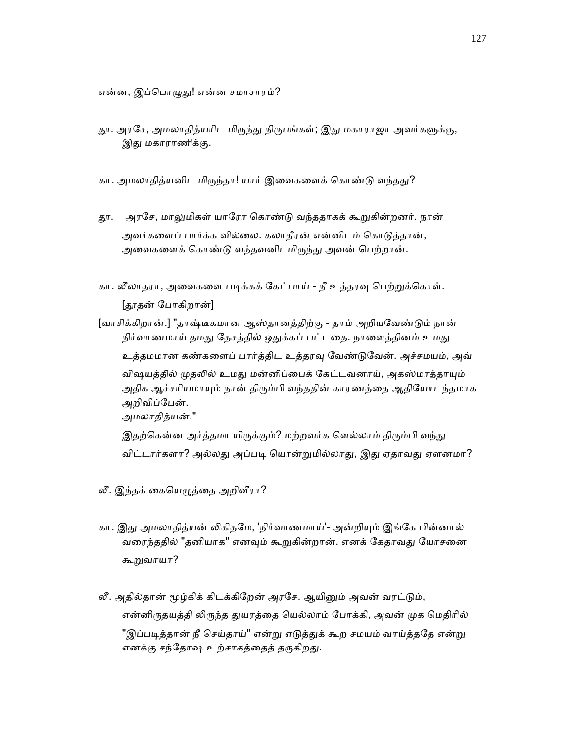என்ன, இப்பொழுது! என்ன சமாசாரம்?

தூ. அரசே, அமலாதித்யரிட மிருந்து நிருபங்கள்; இது மகாராஜா அவர்களுக்கு, இது மகாராணிக்கு.

கா. அமலாதித்யனிட மிருந்தா! யார் இவைகளைக் கொண்டு வந்தது?

தூ. அரசே, மாலுமிகள் யாரோ கொண்டு வந்ததாகக் கூறுகின்றனர். நான் அவர்களைப் பார்க்க வில்லை. கலாதீரன் என்னிடம் கொடுத்தான், அவைகளைக் கொண்டு வந்தவனிடமிருந்து அவன் பெற்றான்.

கா. லீலாதரா, அவைகளை படிக்கக் கேட்பாய் - நீ உத்தரவு பெற்றுக்கொள்.
[தூதன் போகிறான்]

[வாசிக்கிறான்.] "தாஷ்டீகமான ஆஸ்தானத்திற்கு - தாம் அறியவேண்டும் நான் நிர்வாணமாய் தமது தேசத்தில் ஒதுக்கப் பட்டதை. நாளைத்தினம் உமது உத்தமமான கண்களைப் பார்த்திட உத்தரவு வேண்டுவேன். அச்சமயம், அவ் விஷயத்தில் முதலில் உமது மன்னிப்பைக் கேட்டவனாய், அகஸ்மாத்தாயும் அதிக ஆச்சரியமாயும் நான் திரும்பி வந்ததின் காரணத்தை ஆதியோடந்தமாக அறிவிப்பேன்.
அமலாதித்யன்."

இதற்கென்ன அர்த்தமா யிருக்கும்? மற்றவர்க ளெல்லாம் திரும்பி வந்து விட்டார்களா? அல்லது அப்படி யொன்றுமில்லாது, இது ஏதாவது ஏளனமா?

லீ. இந்தக் கையெழுத்தை அறிவீரா?

கா. இது அமலாதித்யன் லிகிதமே, 'நிர்வாணமாய்'- அன்றியும் இங்கே பின்னால் வரைந்ததில் "தனியாக" எனவும் கூறுகின்றான். எனக் கேதாவது யோசனை கூறுவாயா?

லீ. அதில்தான் மூழ்கிக் கிடக்கிறேன் அரசே. ஆயினும் அவன் வரட்டும், என்னிருதயத்தி லிருந்த துயரத்தை யெல்லாம் போக்கி, அவன் முக மெதிரில் "இப்படித்தான் நீ செய்தாய்" என்று எடுத்துக் கூற சமயம் வாய்த்ததே என்று எனக்கு சந்தோஷ உற்சாகத்தைத் தருகிறது.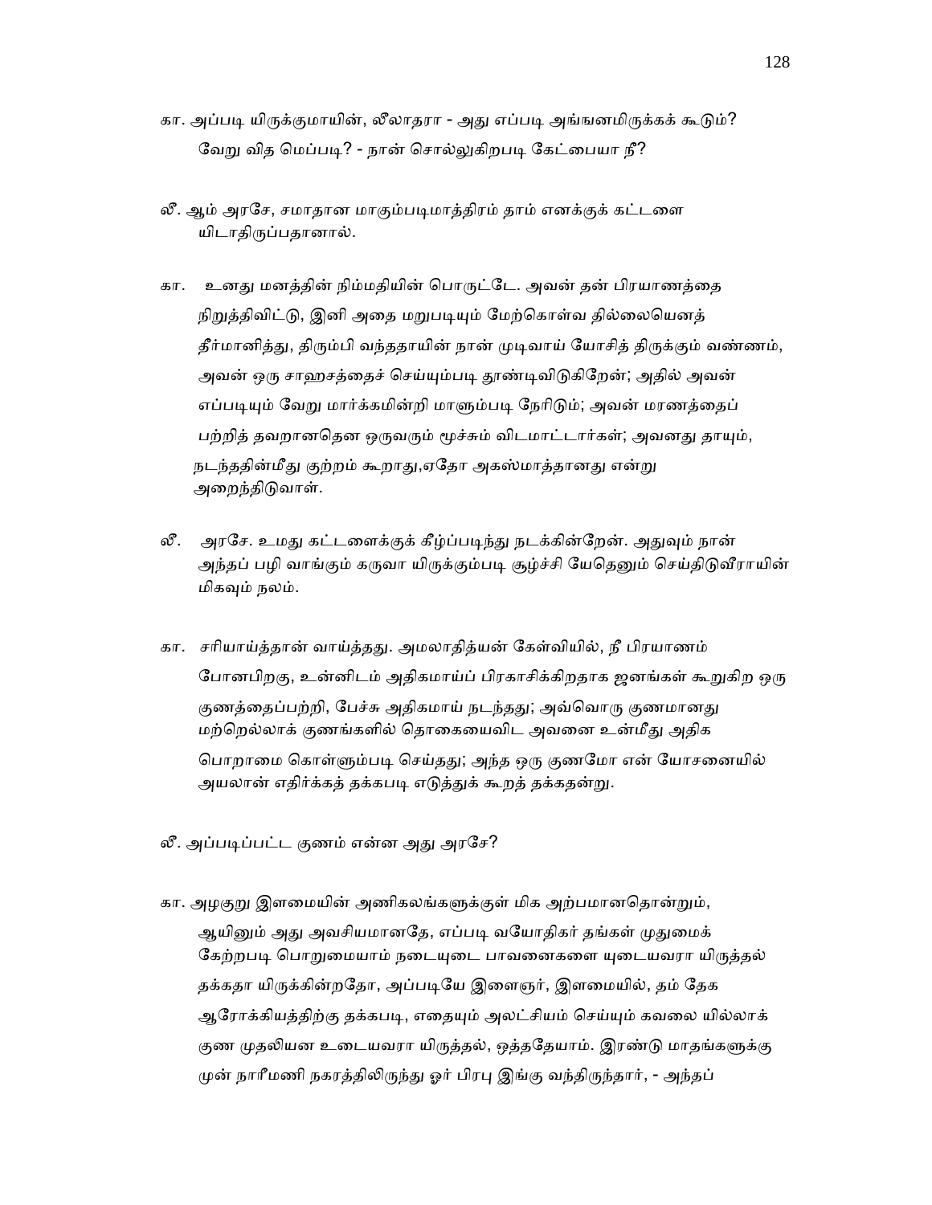கா. அப்படி யிருக்குமாயின், லீலாதரா - அது எப்படி அங்ஙனமிருக்கக் கூடும்? வேறு வித மெப்படி? - நான் சொல்லுகிறபடி கேட்பையா நீ?

லீ. ஆம் அரசே, சமாதான மாகும்படிமாத்திரம் தாம் எனக்குக் கட்டளை யிடாதிருப்பதானால்.

கா. உனது மனத்தின் நிம்மதியின் பொருட்டே. அவன் தன் பிரயாணத்தை நிறுத்திவிட்டு, இனி அதை மறுபடியும் மேற்கொள்வ தில்லையெனத் தீர்மானித்து, திரும்பி வந்ததாயின் நான் முடிவாய் யோசித் திருக்கும் வண்ணம், அவன் ஒரு சாஹசத்தைச் செய்யும்படி தூண்டிவிடுகிறேன்; அதில் அவன் எப்படியும் வேறு மார்க்கமின்றி மாளும்படி நேரிடும்; அவன் மரணத்தைப் பற்றித் தவறானதென ஒருவரும் மூச்சும் விடமாட்டார்கள்; அவனது தாயும், நடந்ததின்மீது குற்றம் கூறாது,ஏதோ அகஸ்மாத்தானது என்று அறைந்திடுவாள்.

லீ. அரசே. உமது கட்டளைக்குக் கீழ்ப்படிந்து நடக்கின்றேன். அதுவும் நான் அந்தப் பழி வாங்கும் கருவா யிருக்கும்படி சூழ்ச்சி யேதெனும் செய்திடுவீராயின் மிகவும் நலம்.

கா. சரியாய்த்தான் வாய்த்தது. அமலாதித்யன் கேள்வியில், நீ பிரயாணம் போனபிறகு, உன்னிடம் அதிகமாய்ப் பிரகாசிக்கிறதாக ஜனங்கள் கூறுகிற ஒரு குணத்தைப்பற்றி, பேச்சு அதிகமாய் நடந்தது; அவ்வொரு குணமானது மற்றெல்லாக் குணங்களில் தொகையைவிட அவனை உன்மீது அதிக பொறாமை கொள்ளும்படி செய்தது; அந்த ஒரு குணமோ என் யோசனையில் அயலான் எதிர்க்கத் தக்கபடி எடுத்துக் கூறத் தக்கதன்று.

லீ. அப்படிப்பட்ட குணம் என்ன அது அரசே?

கா. அழகுறு இளமையின் அணிகலங்களுக்குள் மிக அற்பமானதொன்றும், ஆயினும் அது அவசியமானதே, எப்படி வயோதிகர் தங்கள் முதுமைக் கேற்றபடி பொறுமையாம் நடையுடை பாவனைகளை யுடையவரா யிருத்தல் தக்கதா யிருக்கின்றதோ, அப்படியே இளைஞர், இளமையில், தம் தேக ஆரோக்கியத்திற்கு தக்கபடி, எதையும் அலட்சியம் செய்யும் கவலை யில்லாக் குண முதலியன உடையவரா யிருத்தல், ஒத்ததேயாம். இரண்டு மாதங்களுக்கு முன் நாரீமணி நகரத்திலிருந்து ஓர் பிரபு இங்கு வந்திருந்தார், - அந்தப்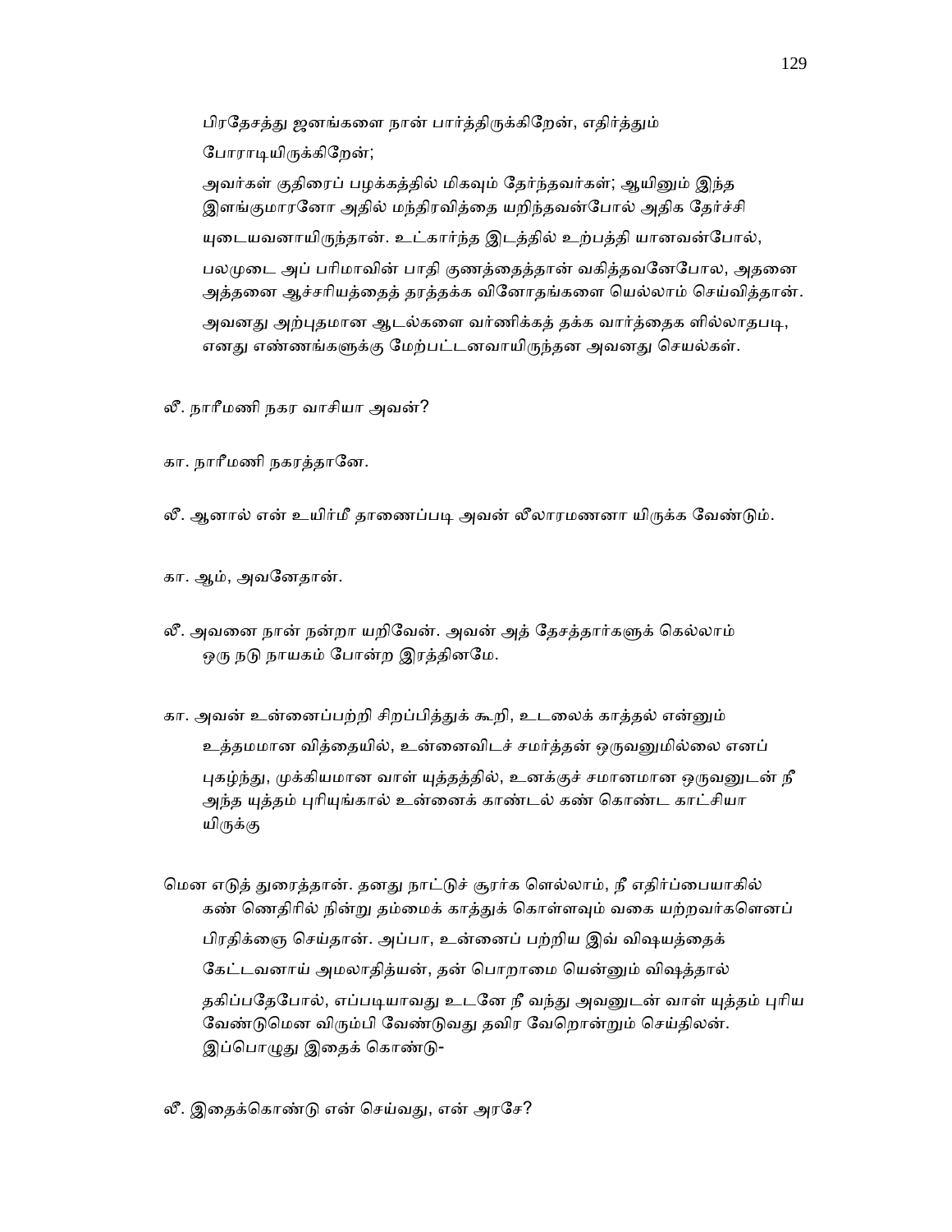பிரதேசத்து ஜனங்களை நான் பார்த்திருக்கிறேன், எதிர்த்தும் போராடியிருக்கிறேன்;

அவர்கள் குதிரைப் பழக்கத்தில் மிகவும் தேர்ந்தவர்கள்; ஆயினும் இந்த இளங்குமாரனோ அதில் மந்திரவித்தை யறிந்தவன்போல் அதிக தேர்ச்சி யுடையவனாயிருந்தான். உட்கார்ந்த இடத்தில் உற்பத்தி யானவன்போல், பலமுடை அப் பரிமாவின் பாதி குணத்தைத்தான் வகித்தவனேபோல, அதனை அத்தனை ஆச்சரியத்தைத் தரத்தக்க வினோதங்களை யெல்லாம் செய்வித்தான். அவனது அற்புதமான ஆடல்களை வர்ணிக்கத் தக்க வார்த்தைக ளில்லாதபடி, எனது எண்ணங்களுக்கு மேற்பட்டனவாயிருந்தன அவனது செயல்கள்.

லீ. நாரீமணி நகர வாசியா அவன்?

கா. நாரீமணி நகரத்தானே.

லீ. ஆனால் என் உயிர்மீ தாணைப்படி அவன் லீலாரமணனா யிருக்க வேண்டும்.

கா. ஆம், அவனேதான்.

லீ. அவனை நான் நன்றா யறிவேன். அவன் அத் தேசத்தார்களுக் கெல்லாம் ஒரு நடு நாயகம் போன்ற இரத்தினமே.

கா. அவன் உன்னைப்பற்றி சிறப்பித்துக் கூறி, உடலைக் காத்தல் என்னும் உத்தமமான வித்தையில், உன்னைவிடச் சமர்த்தன் ஒருவனுமில்லை எனப் புகழ்ந்து, முக்கியமான வாள் யுத்தத்தில், உனக்குச் சமானமான ஒருவனுடன் நீ அந்த யுத்தம் புரியுங்கால் உன்னைக் காண்டல் கண் கொண்ட காட்சியா யிருக்கு

மென எடுத் துரைத்தான். தனது நாட்டுச் சூரர்க ளெல்லாம், நீ எதிர்ப்பையாகில் கண் ணெதிரில் நின்று தம்மைக் காத்துக் கொள்ளவும் வகை யற்றவர்களெனப் பிரதிக்ஞை செய்தான். அப்பா, உன்னைப் பற்றிய இவ் விஷயத்தைக் கேட்டவனாய் அமலாதித்யன், தன் பொறாமை யென்னும் விஷத்தால் தகிப்பதேபோல், எப்படியாவது உடனே நீ வந்து அவனுடன் வாள் யுத்தம் புரிய வேண்டுமென விரும்பி வேண்டுவது தவிர வேறொன்றும் செய்திலன். இப்பொழுது இதைக் கொண்டு-

லீ. இதைக்கொண்டு என் செய்வது, என் அரசே?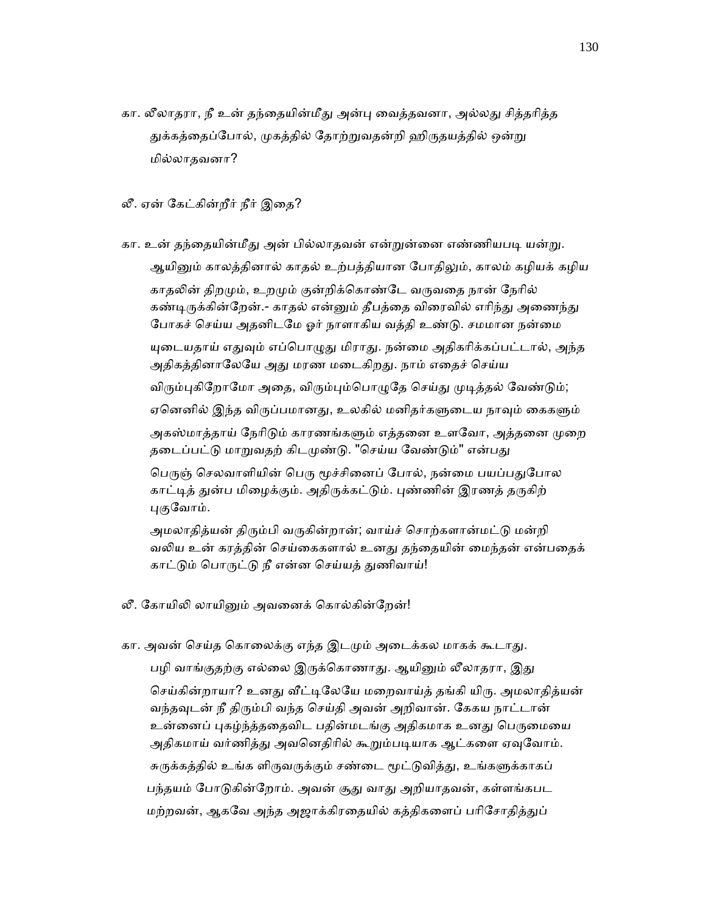கா. லீலாதரா, நீ உன் தந்தையின்மீது அன்பு வைத்தவனா, அல்லது சித்தரித்த துக்கத்தைப்போல், முகத்தில் தோற்றுவதன்றி ஹிருதயத்தில் ஒன்று மில்லாதவனா?

லீ. ஏன் கேட்கின்றீர் நீர் இதை?

கா. உன் தந்தையின்மீது அன் பில்லாதவன் என்றுன்னை எண்ணியபடி யன்று. ஆயினும் காலத்தினால் காதல் உற்பத்தியான போதிலும், காலம் கழியக் கழிய காதலின் திறமும், உறமும் குன்றிக்கொண்டே வருவதை நான் நேரில் கண்டிருக்கின்றேன்.- காதல் என்னும் தீபத்தை விரைவில் எரிந்து அணைந்து போகச் செய்ய அதனிடமே ஓர் நாளாகிய வத்தி உண்டு. சமமான நன்மை யுடையதாய் எதுவும் எப்பொழுது மிராது. நன்மை அதிகரிக்கப்பட்டால், அந்த அதிகத்தினாலேயே அது மரண மடைகிறது. நாம் எதைச் செய்ய விரும்புகிறோமோ அதை, விரும்பும்பொழுதே செய்து முடித்தல் வேண்டும்; ஏனெனில் இந்த விருப்பமானது, உலகில் மனிதர்களுடைய நாவும் கைகளும் அகஸ்மாத்தாய் நேரிடும் காரணங்களும் எத்தனை உளவோ, அத்தனை முறை தடைப்பட்டு மாறுவதற் கிடமுண்டு. "செய்ய வேண்டும்" என்பது பெருஞ் செலவாளியின் பெரு மூச்சினைப் போல், நன்மை பயப்பதுபோல காட்டித் துன்ப மிழைக்கும். அதிருக்கட்டும். புண்ணின் இரணத் தருகிற் புகுவோம்.

அமலாதித்யன் திரும்பி வருகின்றான்; வாய்ச் சொற்களான்மட்டு மன்றி வலிய உன் கரத்தின் செய்கைகளால் உனது தந்தையின் மைந்தன் என்பதைக் காட்டும் பொருட்டு நீ என்ன செய்யத் துணிவாய்!

லீ. கோயிலி லாயினும் அவனைக் கொல்கின்றேன்!

கா. அவன் செய்த கொலைக்கு எந்த இடமும் அடைக்கல மாகக் கூடாது. பழி வாங்குதற்கு எல்லை இருக்கொணாது. ஆயினும் லீலாதரா, இது செய்கின்றாயா? உனது வீட்டிலேயே மறைவாய்த் தங்கி யிரு. அமலாதித்யன் வந்தவுடன் நீ திரும்பி வந்த செய்தி அவன் அறிவான். கேகய நாட்டான் உன்னைப் புகழ்ந்ததைவிட பதின்மடங்கு அதிகமாக உனது பெருமையை அதிகமாய் வர்ணித்து அவனெதிரில் கூறும்படியாக ஆட்களை ஏவுவோம். சுருக்கத்தில் உங்க ளிருவருக்கும் சண்டை மூட்டுவித்து, உங்களுக்காகப் பந்தயம் போடுகின்றோம். அவன் சூது வாது அறியாதவன், கள்ளங்கபட மற்றவன், ஆகவே அந்த அஜாக்கிரதையில் கத்திகளைப் பரிசோதித்துப்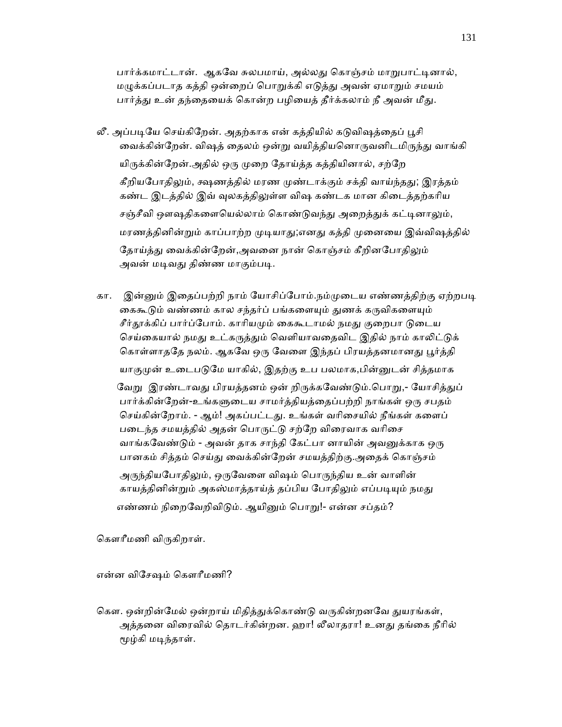பார்க்கமாட்டான். ஆகவே சுலபமாய், அல்லது கொஞ்சம் மாறுபாட்டினால், மழுக்கப்படாத கத்தி ஒன்றைப் பொறுக்கி எடுத்து அவன் ஏமாறும் சமயம் பார்த்து உன் தந்தையைக் கொன்ற பழியைத் தீர்க்கலாம் நீ அவன் மீது.

லீ. அப்படியே செய்கிறேன். அதற்காக என் கத்தியில் கடுவிஷத்தைப் பூசி வைக்கின்றேன். விஷத் தைலம் ஒன்று வயித்தியனொருவனிடமிருந்து வாங்கி யிருக்கின்றேன்.அதில் ஒரு முறை தோய்த்த கத்தியினால், சற்றே கீறியபோதிலும், க்ஷணத்தில் மரண முண்டாக்கும் சக்தி வாய்ந்தது; இரத்தம் கண்ட இடத்தில் இவ் வுலகத்திலுள்ள விஷ கண்டக மான கிடைத்தற்கரிய சஞ்சீவி ஔஷதிகளையெல்லாம் கொண்டுவந்து அறைத்துக் கட்டினாலும், மரணத்தினின்றும் காப்பாற்ற முடியாது;எனது கத்தி முனையை இவ்விஷத்தில் தோய்த்து வைக்கின்றேன்,அவனை நான் கொஞ்சம் கீறினபோதிலும் அவன் மடிவது திண்ண மாகும்படி.

கா. இன்னும் இதைப்பற்றி நாம் யோசிப்போம்.நம்முடைய எண்ணத்திற்கு ஏற்றபடி கைகூடும் வண்ணம் கால சந்தர்ப் பங்களையும் துணக் கருவிகளையும் சீர்தூக்கிப் பார்ப்போம். காரியமும் கைகூடாமல் நமது குறைபா டுடைய செய்கையால் நமது உட்கருத்தும் வெளியாவதைவிட இதில் நாம் காலிட்டுக் கொள்ளாததே நலம். ஆகவே ஒரு வேளை இந்தப் பிரயத்தனமானது பூர்த்தி யாகுமுன் உடைபடுமே யாகில், இதற்கு உப பலமாக,பின்னுடன் சித்தமாக வேறு இரண்டாவது பிரயத்தனம் ஒன் றிருக்கவேண்டும்.பொறு,- யோசித்துப் பார்க்கின்றேன்-உங்களுடைய சாமர்த்தியத்தைப்பற்றி நாங்கள் ஒரு சபதம் செய்கின்றோம். - ஆம்! அகப்பட்டது. உங்கள் வரிசையில் நீங்கள் களைப் படைந்த சமயத்தில் அதன் பொருட்டு சற்றே விரைவாக வரிசை வாங்கவேண்டும் - அவன் தாக சாந்தி கேட்பா னாயின் அவனுக்காக ஒரு பானகம் சித்தம் செய்து வைக்கின்றேன் சமயத்திற்கு.அதைக் கொஞ்சம் அருந்தியபோதிலும், ஒருவேளை விஷம் பொருந்திய உன் வாளின் காயத்தினின்றும் அகஸ்மாத்தாய்த் தப்பிய போதிலும் எப்படியும் நமது எண்ணம் நிறைவேறிவிடும். ஆயினும் பொறு!- என்ன சப்தம்?

கௌரீமணி விருகிறாள்.

என்ன விசேஷம் கௌரீமணி?

கௌ. ஒன்றின்மேல் ஒன்றாய் மிதித்துக்கொண்டு வருகின்றனவே துயரங்கள், அத்தனை விரைவில் தொடர்கின்றன. ஹா! லீலாதரா! உனது தங்கை நீரில் மூழ்கி மடிந்தாள்.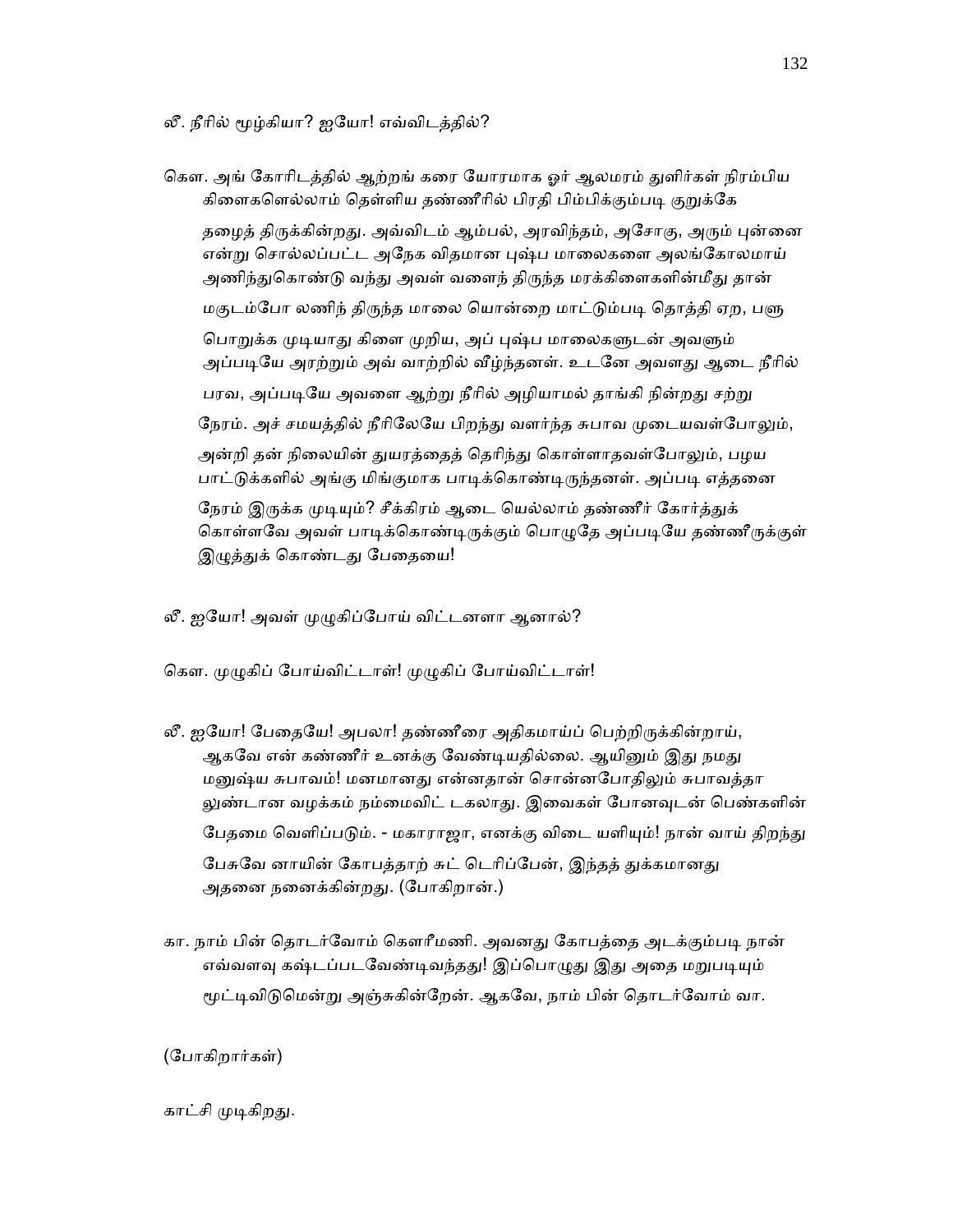லீ. நீரில் மூழ்கியா? ஐயோ! எவ்விடத்தில்?

கௌ. அங் கோரிடத்தில் ஆற்றங் கரை யோரமாக ஓர் ஆலமரம் துளிர்கள் நிரம்பிய கிளைகளெல்லாம் தெள்ளிய தண்ணீரில் பிரதி பிம்பிக்கும்படி குறுக்கே தழைத் திருக்கின்றது. அவ்விடம் ஆம்பல், அரவிந்தம், அசோகு, அரும் புன்னை என்று சொல்லப்பட்ட அநேக விதமான புஷ்ப மாலைகளை அலங்கோலமாய் அணிந்துகொண்டு வந்து அவள் வளைந் திருந்த மரக்கிளைகளின்மீது தான் மகுடம்போ லணிந் திருந்த மாலை யொன்றை மாட்டும்படி தொத்தி ஏற, பளு பொறுக்க முடியாது கிளை முறிய, அப் புஷ்ப மாலைகளுடன் அவளும் அப்படியே அரற்றும் அவ் வாற்றில் வீழ்ந்தனள். உடனே அவளது ஆடை நீரில் பரவ, அப்படியே அவளை ஆற்று நீரில் அழியாமல் தாங்கி நின்றது சற்று நேரம். அச் சமயத்தில் நீரிலேயே பிறந்து வளர்ந்த சுபாவ முடையவள்போலும், அன்றி தன் நிலையின் துயரத்தைத் தெரிந்து கொள்ளாதவள்போலும், பழய பாட்டுக்களில் அங்கு மிங்குமாக பாடிக்கொண்டிருந்தனள். அப்படி எத்தனை நேரம் இருக்க முடியும்? சீக்கிரம் ஆடை யெல்லாம் தண்ணீர் கோர்த்துக் கொள்ளவே அவள் பாடிக்கொண்டிருக்கும் பொழுதே அப்படியே தண்ணீருக்குள் இழுத்துக் கொண்டது பேதையை!

லீ. ஐயோ! அவள் முழுகிப்போய் விட்டனளா ஆனால்?

கௌ. முழுகிப் போய்விட்டாள்! முழுகிப் போய்விட்டாள்!

லீ. ஐயோ! பேதையே! அபலா! தண்ணீரை அதிகமாய்ப் பெற்றிருக்கின்றாய், ஆகவே என் கண்ணீர் உனக்கு வேண்டியதில்லை. ஆயினும் இது நமது மனுஷ்ய சுபாவம்! மனமானது என்னதான் சொன்னபோதிலும் சுபாவத்தா லுண்டான வழக்கம் நம்மைவிட் டகலாது. இவைகள் போனவுடன் பெண்களின் பேதமை வெளிப்படும். - மகாராஜா, எனக்கு விடை யளியும்! நான் வாய் திறந்து பேசுவே னாயின் கோபத்தாற் சுட் டெரிப்பேன், இந்தத் துக்கமானது அதனை நனைக்கின்றது. (போகிறான்.)

கா. நாம் பின் தொடர்வோம் கௌரீமணி. அவனது கோபத்தை அடக்கும்படி நான் எவ்வளவு கஷ்டப்படவேண்டிவந்தது! இப்பொழுது இது அதை மறுபடியும் மூட்டிவிடுமென்று அஞ்சுகின்றேன். ஆகவே, நாம் பின் தொடர்வோம் வா.

(போகிறார்கள்)

காட்சி முடிகிறது.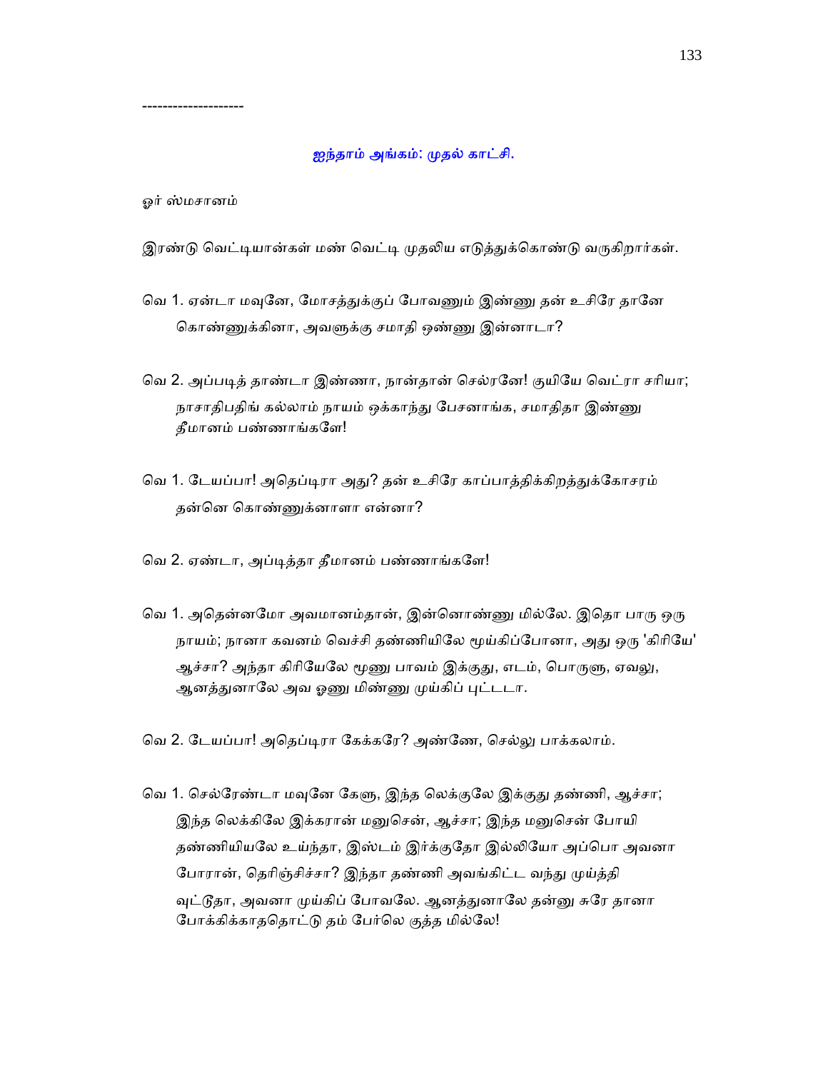--------------------

## ஐந்தாம் அங்கம்: முதல் காட்சி.

ஓர் ஸ்மசானம்

இரண்டு வெட்டியான்கள் மண் வெட்டி முதலிய எடுத்துக்கொண்டு வருகிறார்கள்.

வெ 1. ஏன்டா மவுனே, மோசத்துக்குப் போவணும் இண்ணு தன் உசிரே தானே கொண்ணுக்கினா, அவளுக்கு சமாதி ஒண்ணு இன்னாடா?

வெ 2. அப்படித் தாண்டா இண்ணா, நான்தான் செல்ரனே! குயியே வெட்ரா சரியா; நாசாதிபதிங் கல்லாம் நாயம் ஒக்காந்து பேசனாங்க, சமாதிதா இண்ணு தீமானம் பண்ணாங்களே!

வெ 1. டேயப்பா! அதெப்டிரா அது? தன் உசிரே காப்பாத்திக்கிறத்துக்கோசரம் தன்னெ கொண்ணுக்னாளா என்னா?

வெ 2. ஏண்டா, அப்டித்தா தீமானம் பண்ணாங்களே!

வெ 1. அதென்னமோ அவமானம்தான், இன்னொண்ணு மில்லே. இதொ பாரு ஒரு நாயம்; நானா கவனம் வெச்சி தண்ணியிலே மூய்கிப்போனா, அது ஒரு 'கிரியே' ஆச்சா? அந்தா கிரியேலே மூணு பாவம் இக்குது, எடம், பொருளு, ஏவலு, ஆனத்துனாலே அவ ஓணு மிண்ணு முய்கிப் புட்டடா.

வெ 2. டேயப்பா! அதெப்டிரா கேக்கரே? அண்ணே, செல்லு பாக்கலாம்.

வெ 1. செல்ரேண்டா மவுனே கேளு, இந்த லெக்குலே இக்குது தண்ணி, ஆச்சா; இந்த லெக்கிலே இக்கரான் மனுசென், ஆச்சா; இந்த மனுசென் போயி தண்ணியியலே உய்ந்தா, இஸ்டம் இர்க்குதோ இல்லியோ அப்பொ அவனா போரான், தெரிஞ்சிச்சா? இந்தா தண்ணி அவங்கிட்ட வந்து முய்த்தி வுட்டுதா, அவனா முய்கிப் போவலே. ஆனத்துனாலே தன்னு சுரே தானா போக்கிக்காததொட்டு தம் பேர்லெ குத்த மில்லே!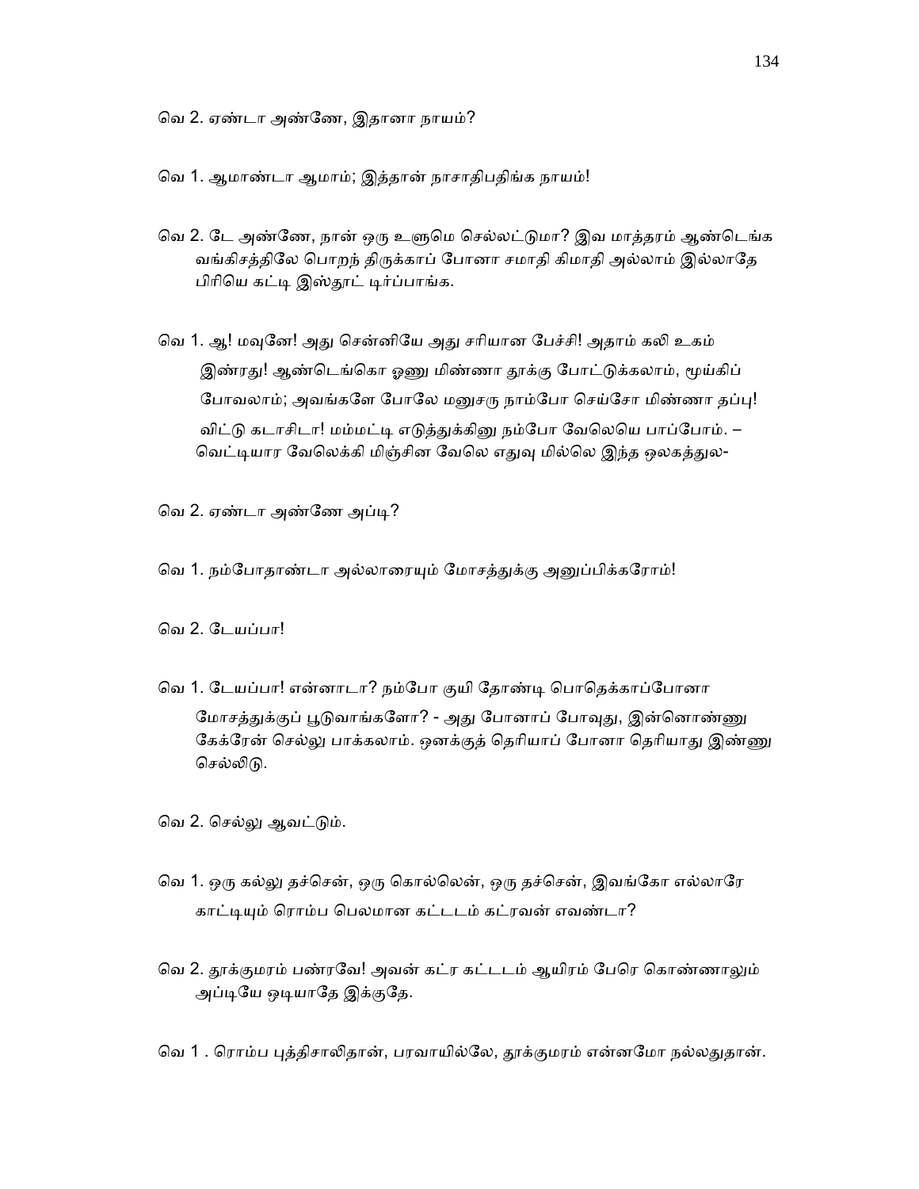வெ 2. ஏண்டா அண்ணே, இதானா நாயம்?

வெ 1. ஆமாண்டா ஆமாம்; இத்தான் நாசாதிபதிங்க நாயம்!

வெ 2. டே அண்ணே, நான் ஒரு உளுமெ செல்லட்டுமா? இவ மாத்தரம் ஆண்டெங்க வங்கிசத்திலே பொறந் திருக்காப் போனா சமாதி கிமாதி அல்லாம் இல்லாதே பிரியெ கட்டி இஸ்தூட் டிர்ப்பாங்க.

வெ 1. ஆ! மவுனே! அது சென்னியே அது சரியான பேச்சி! அதாம் கலி உகம் இண்ரது! ஆண்டெங்கொ ஓணு மிண்ணா தூக்கு போட்டுக்கலாம், மூய்கிப் போவலாம்; அவங்களே போலே மனுசரு நாம்போ செய்சோ மிண்ணா தப்பு! விட்டு கடாசிடா! மம்மட்டி எடுத்துக்கினு நம்போ வேலெயெ பாப்போம். – வெட்டியார வேலெக்கி மிஞ்சின வேலெ எதுவு மில்லெ இந்த ஒலகத்துல-

வெ 2. ஏண்டா அண்ணே அப்டி?

வெ 1. நம்போதாண்டா அல்லாரையும் மோசத்துக்கு அனுப்பிக்கரோம்!

வெ 2. டேயப்பா!

வெ 1. டேயப்பா! என்னாடா? நம்போ குயி தோண்டி பொதெக்காப்போனா மோசத்துக்குப் பூடுவாங்களோ? - அது போனாப் போவுது, இன்னொண்ணு கேக்ரேன் செல்லு பாக்கலாம். ஒனக்குத் தெரியாப் போனா தெரியாது இண்ணு செல்லிடு.

வெ 2. செல்லு ஆவட்டும்.

வெ 1. ஒரு கல்லு தச்சென், ஒரு கொல்லென், ஒரு தச்சென், இவங்கோ எல்லாரே காட்டியும் ரொம்ப பெலமான கட்டடம் கட்ரவன் எவண்டா?

வெ 2. தூக்குமரம் பண்ரவே! அவன் கட்ர கட்டடம் ஆயிரம் பேரெ கொண்ணாலும் அப்டியே ஒடியாதே இக்குதே.

வெ 1 . ரொம்ப புத்திசாலிதான், பரவாயில்லே, தூக்குமரம் என்னமோ நல்லதுதான்.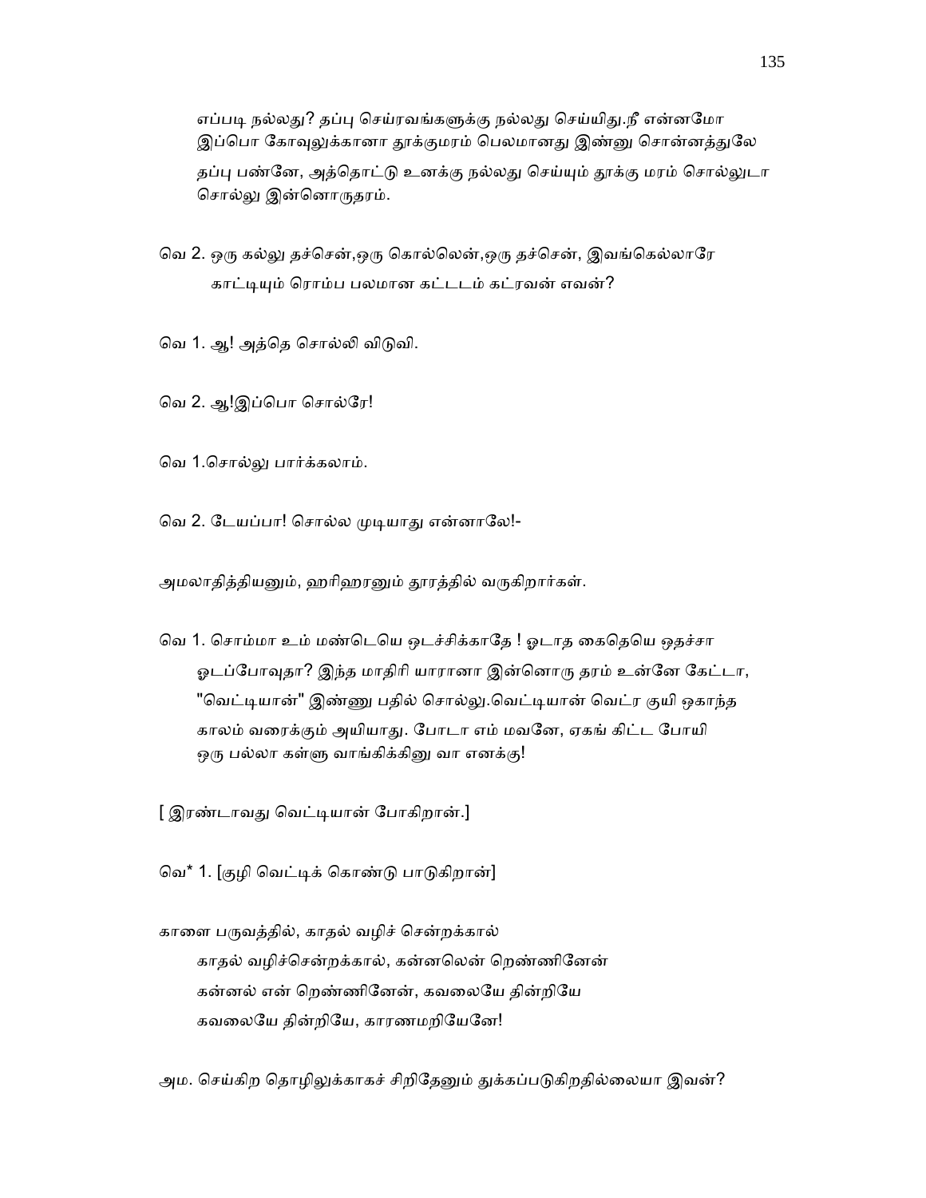எப்படி நல்லது? தப்பு செய்ரவங்களுக்கு நல்லது செய்யிது.நீ என்னமோ இப்பொ கோவுலுக்கானா தூக்குமரம் பெலமானது இண்னு சொன்னத்துலே தப்பு பண்னே, அத்தொட்டு உனக்கு நல்லது செய்யும் தூக்கு மரம் சொல்லுடா சொல்லு இன்னொருதரம்.

வெ 2. ஒரு கல்லு தச்சென்,ஒரு கொல்லென்,ஒரு தச்சென், இவங்கெல்லாரே காட்டியும் ரொம்ப பலமான கட்டடம் கட்ரவன் எவன்?

வெ 1. ஆ! அத்தெ சொல்லி விடுவி.

வெ 2. ஆ!இப்பொ சொல்ரே!

வெ 1.சொல்லு பார்க்கலாம்.

வெ 2. டேயப்பா! சொல்ல முடியாது என்னாலே!-

அமலாதித்தியனும், ஹரிஹரனும் தூரத்தில் வருகிறார்கள்.

வெ 1. சொம்மா உம் மண்டெயெ ஒடச்சிக்காதே ! ஓடாத கைதெயெ ஒதச்சா ஓடப்போவுதா? இந்த மாதிரி யாரானா இன்னொரு தரம் உன்னே கேட்டா, "வெட்டியான்" இண்ணு பதில் சொல்லு.வெட்டியான் வெட்ர குயி ஒகாந்த காலம் வரைக்கும் அயியாது. போடா எம் மவனே, ஏகங் கிட்ட போயி ஒரு பல்லா கள்ளு வாங்கிக்கினு வா எனக்கு!

[ இரண்டாவது வெட்டியான் போகிறான்.]

வெ* 1. [குழி வெட்டிக் கொண்டு பாடுகிறான்]

காளை பருவத்தில், காதல் வழிச் சென்றக்கால்
காதல் வழிச்சென்றக்கால், கன்னலென் றெண்ணினேன்
கன்னல் என் றெண்ணினேன், கவலையே தின்றியே
கவலையே தின்றியே, காரணமறியேனே!

அம. செய்கிற தொழிலுக்காகச் சிறிதேனும் துக்கப்படுகிறதில்லையா இவன்?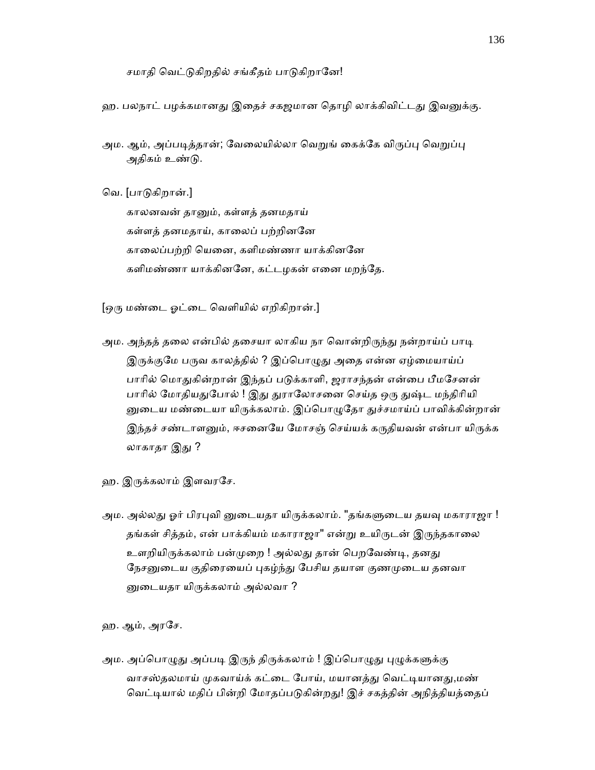சமாதி வெட்டுகிறதில் சங்கீதம் பாடுகிறானே!

ஹ. பலநாட் பழக்கமானது இதைச் சகஜமான தொழி லாக்கிவிட்டது இவனுக்கு.

அம. ஆம், அப்படித்தான்; வேலையில்லா வெறுங் கைக்கே விருப்பு வெறுப்பு அதிகம் உண்டு.

வெ. [பாடுகிறான்.]

காலனவன் தானும், கள்ளத் தனமதாய்
கள்ளத் தனமதாய், காலைப் பற்றினனே
காலைப்பற்றி யெனை, களிமண்ணா யாக்கினனே
களிமண்ணா யாக்கினனே, கட்டழகன் எனை மறந்தே.

[ஒரு மண்டை ஓட்டை வெளியில் எறிகிறான்.]

அம. அந்தத் தலை என்பில் தசையா லாகிய நா வொன்றிருந்து நன்றாய்ப் பாடி இருக்குமே பருவ காலத்தில் ? இப்பொழுது அதை என்ன ஏழ்மையாய்ப் பாரில் மொதுகின்றான் இந்தப் படுக்காளி, ஜராசந்தன் என்பை பீமசேனன் பாரில் மோதியதுபோல் ! இது துராலோசனை செய்த ஒரு துஷ்ட மந்திரியி னுடைய மண்டையா யிருக்கலாம். இப்பொழுதோ துச்சமாய்ப் பாவிக்கின்றான் இந்தச் சண்டாளனும், ஈசனையே மோசஞ் செய்யக் கருதியவன் என்பா யிருக்க லாகாதா இது ?

ஹ. இருக்கலாம் இளவரசே.

அம. அல்லது ஓர் பிரபுவி னுடையதா யிருக்கலாம். "தங்களுடைய தயவு மகாராஜா ! தங்கள் சித்தம், என் பாக்கியம் மகாராஜா" என்று உயிருடன் இருந்தகாலை உளறியிருக்கலாம் பன்முறை ! அல்லது தான் பெறவேண்டி, தனது நேசனுடைய குதிரையைப் புகழ்ந்து பேசிய தயாள குணமுடைய தனவா னுடையதா யிருக்கலாம் அல்லவா ?

ஹ. ஆம், அரசே.

அம. அப்பொழுது அப்படி இருந் திருக்கலாம் ! இப்பொழுது புழுக்களுக்கு வாசஸ்தலமாய் முகவாய்க் கட்டை போய், மயானத்து வெட்டியானது,மண் வெட்டியால் மதிப் பின்றி மோதப்படுகின்றது! இச் சகத்தின் அநித்தியத்தைப்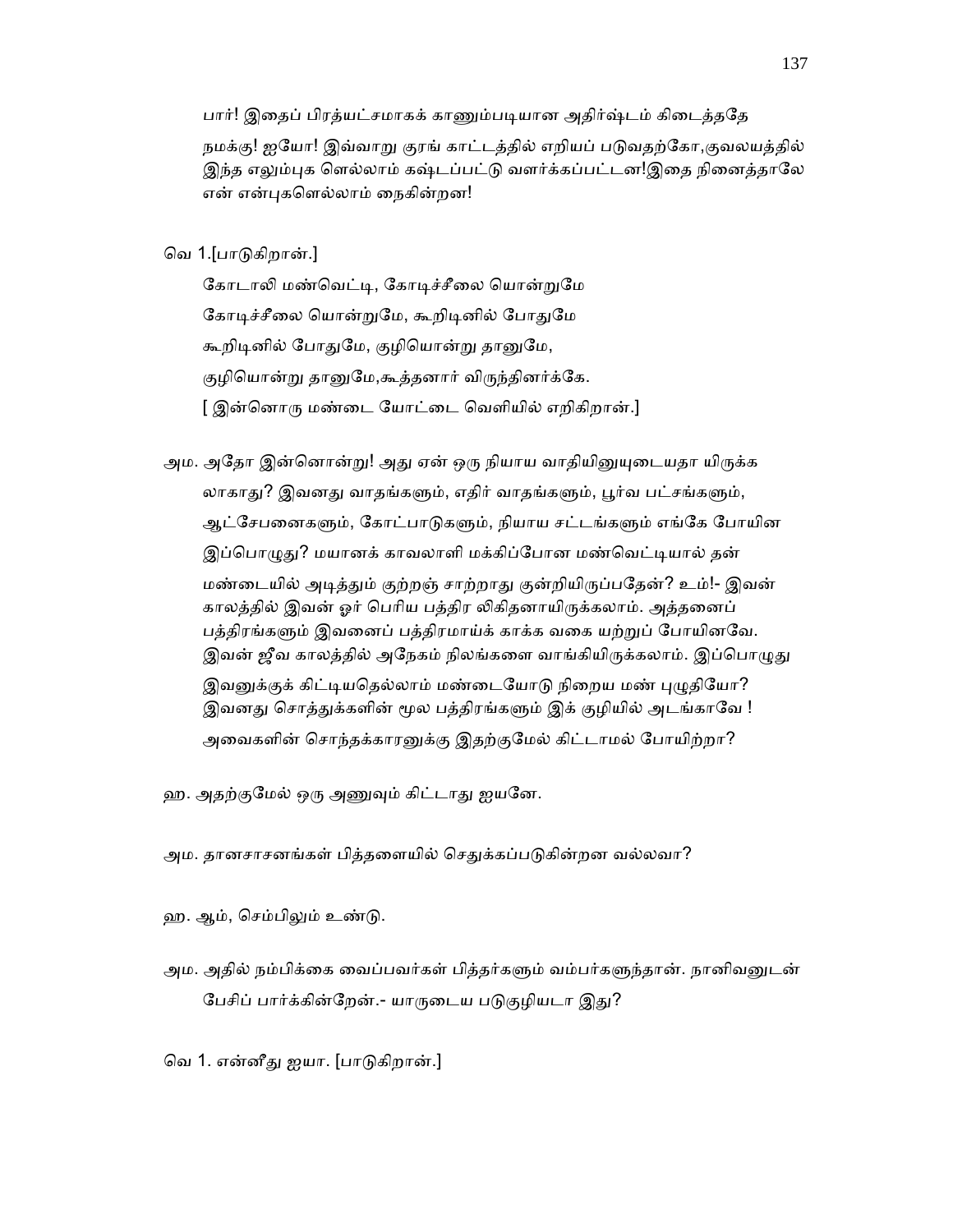பார்! இதைப் பிரத்யட்சமாகக் காணும்படியான அதிர்ஷ்டம் கிடைத்ததே நமக்கு! ஐயோ! இவ்வாறு குரங் காட்டத்தில் எறியப் படுவதற்கோ,குவலயத்தில் இந்த எலும்புக ளெல்லாம் கஷ்டப்பட்டு வளர்க்கப்பட்டன!இதை நினைத்தாலே என் என்புகளெல்லாம் நைகின்றன!

வெ 1.[பாடுகிறான்.]

கோடாலி மண்வெட்டி, கோடிச்சீலை யொன்றுமே
கோடிச்சீலை யொன்றுமே, கூறிடினில் போதுமே
கூறிடினில் போதுமே, குழியொன்று தானுமே,
குழியொன்று தானுமே,கூத்தனார் விருந்தினர்க்கே.
[ இன்னொரு மண்டை யோட்டை வெளியில் எறிகிறான்.]

அம. அதோ இன்னொன்று! அது ஏன் ஒரு நியாய வாதியினுயுடையதா யிருக்க லாகாது? இவனது வாதங்களும், எதிர் வாதங்களும், பூர்வ பட்சங்களும், ஆட்சேபனைகளும், கோட்பாடுகளும், நியாய சட்டங்களும் எங்கே போயின இப்பொழுது? மயானக் காவலாளி மக்கிப்போன மண்வெட்டியால் தன் மண்டையில் அடித்தும் குற்றஞ் சாற்றாது குன்றியிருப்பதேன்? உம்!- இவன் காலத்தில் இவன் ஓர் பெரிய பத்திர லிகிதனாயிருக்கலாம். அத்தனைப் பத்திரங்களும் இவனைப் பத்திரமாய்க் காக்க வகை யற்றுப் போயினவே. இவன் ஜீவ காலத்தில் அநேகம் நிலங்களை வாங்கியிருக்கலாம். இப்பொழுது இவனுக்குக் கிட்டியதெல்லாம் மண்டையோடு நிறைய மண் புழுதியோ? இவனது சொத்துக்களின் மூல பத்திரங்களும் இக் குழியில் அடங்காவே ! அவைகளின் சொந்தக்காரனுக்கு இதற்குமேல் கிட்டாமல் போயிற்றா?

ஹ. அதற்குமேல் ஒரு அணுவும் கிட்டாது ஐயனே.

அம. தானசாசனங்கள் பித்தளையில் செதுக்கப்படுகின்றன வல்லவா?

ஹ. ஆம், செம்பிலும் உண்டு.

அம. அதில் நம்பிக்கை வைப்பவர்கள் பித்தர்களும் வம்பர்களுந்தான். நானிவனுடன் பேசிப் பார்க்கின்றேன்.- யாருடைய படுகுழியடா இது?

வெ 1. என்னீது ஐயா. [பாடுகிறான்.]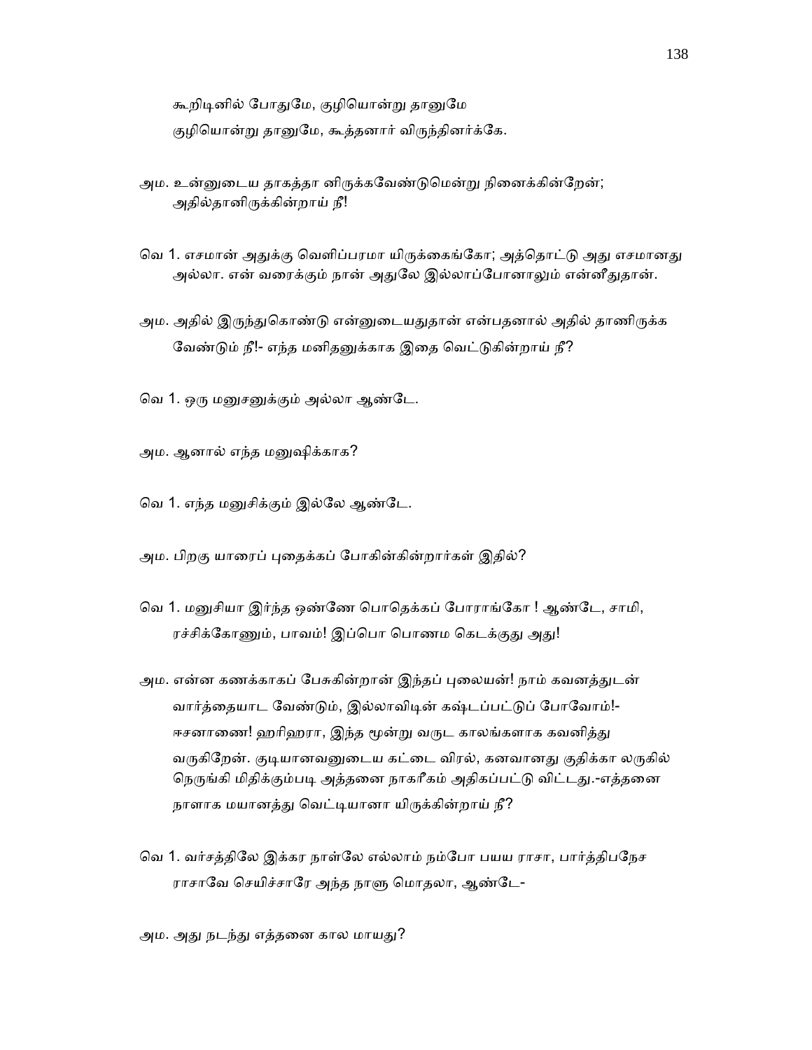கூறிடினில் போதுமே, குழியொன்று தானுமே
குழியொன்று தானுமே, கூத்தனார் விருந்தினர்க்கே.

அம. உன்னுடைய தாகத்தா னிருக்கவேண்டுமென்று நினைக்கின்றேன்; அதில்தானிருக்கின்றாய் நீ!

வெ 1. எசமான் அதுக்கு வெளிப்பரமா யிருக்கைங்கோ; அத்தொட்டு அது எசமானது அல்லா. என் வரைக்கும் நான் அதுலே இல்லாப்போனாலும் என்னீதுதான்.

அம. அதில் இருந்துகொண்டு என்னுடையதுதான் என்பதனால் அதில் தாணிருக்க வேண்டும் நீ!- எந்த மனிதனுக்காக இதை வெட்டுகின்றாய் நீ?

வெ 1. ஒரு மனுசனுக்கும் அல்லா ஆண்டே.

அம. ஆனால் எந்த மனுஷிக்காக?

வெ 1. எந்த மனுசிக்கும் இல்லே ஆண்டே.

அம. பிறகு யாரைப் புதைக்கப் போகின்கின்றார்கள் இதில்?

வெ 1. மனுசியா இர்ந்த ஒண்ணே பொதெக்கப் போராங்கோ ! ஆண்டே, சாமி, ரச்சிக்கோணும், பாவம்! இப்பொ பொணம கெடக்குது அது!

அம. என்ன கணக்காகப் பேசுகின்றான் இந்தப் புலையன்! நாம் கவனத்துடன் வார்த்தையாட வேண்டும், இல்லாவிடின் கஷ்டப்பட்டுப் போவோம்!- ஈசனாணை! ஹரிஹரா, இந்த மூன்று வருட காலங்களாக கவனித்து வருகிறேன். குடியானவனுடைய கட்டை விரல், கனவானது குதிக்கா லருகில் நெருங்கி மிதிக்கும்படி அத்தனை நாகரீகம் அதிகப்பட்டு விட்டது.-எத்தனை நாளாக மயானத்து வெட்டியானா யிருக்கின்றாய் நீ?

வெ 1. வர்சத்திலே இக்கர நாள்லே எல்லாம் நம்போ பயய ராசா, பார்த்திபநேச ராசாவே செயிச்சாரே அந்த நாளு மொதலா, ஆண்டே-

அம. அது நடந்து எத்தனை கால மாயது?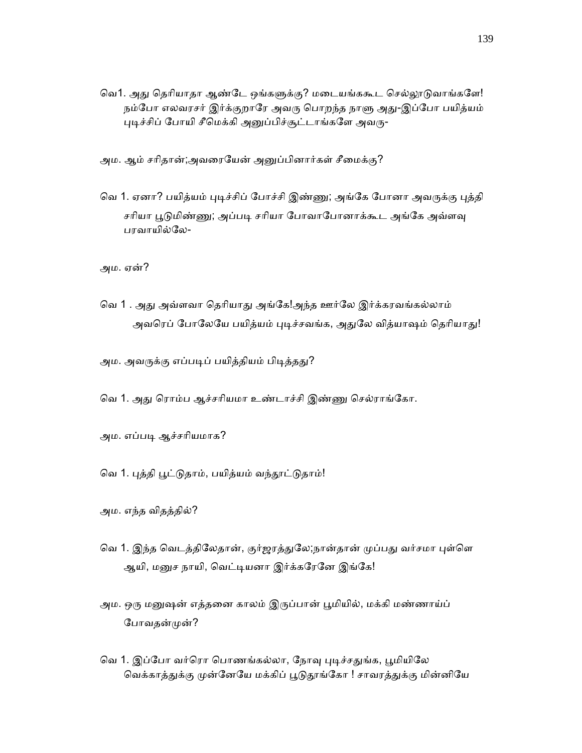வெ1. அது தெரியாதா ஆண்டே ஒங்களுக்கு? மடையங்ககூட செல்லூடுவாங்களே! நம்போ எலவரசர் இர்க்குறாரே அவரு பொறந்த நாளு அது-இப்போ பயித்யம் புடிச்சிப் போயி சீமெக்கி அனுப்பிச்சூட்டாங்களே அவரு-

அம. ஆம் சரிதான்;அவரையேன் அனுப்பினார்கள் சீமைக்கு?

வெ 1. ஏனா? பயித்யம் புடிச்சிப் போச்சி இண்ணு; அங்கே போனா அவருக்கு புத்தி சரியா பூடுமிண்ணு; அப்படி சரியா போவாபோனாக்கூட அங்கே அவ்ளவு பரவாயில்லே-

அம. ஏன்?

வெ 1 . அது அவ்ளவா தெரியாது அங்கே!அந்த ஊர்லே இர்க்கரவங்கல்லாம் அவரெப் போலேயே பயித்யம் புடிச்சவங்க, அதுலே வித்யாஷம் தெரியாது!

அம. அவருக்கு எப்படிப் பயித்தியம் பிடித்தது?

வெ 1. அது ரொம்ப ஆச்சரியமா உண்டாச்சி இண்ணு செல்ராங்கோ.

அம. எப்படி ஆச்சரியமாக?

வெ 1. புத்தி பூட்டுதாம், பயித்யம் வந்தூட்டுதாம்!

அம. எந்த விதத்தில்?

வெ 1. இந்த வெடத்திலேதான், குர்ஜரத்துலே;நான்தான் முப்பது வர்சமா புள்ளெ ஆயி, மனுச நாயி, வெட்டியனா இர்க்கரேனே இங்கே!

அம. ஒரு மனுஷன் எத்தனை காலம் இருப்பான் பூமியில், மக்கி மண்ணாய்ப் போவதன்முன்?

வெ 1. இப்போ வர்ரொ பொணங்கல்லா, நோவு புடிச்சதுங்க, பூமியிலே வெக்காத்துக்கு முன்னேயே மக்கிப் பூடுதாங்கோ ! சாவரத்துக்கு மின்னியே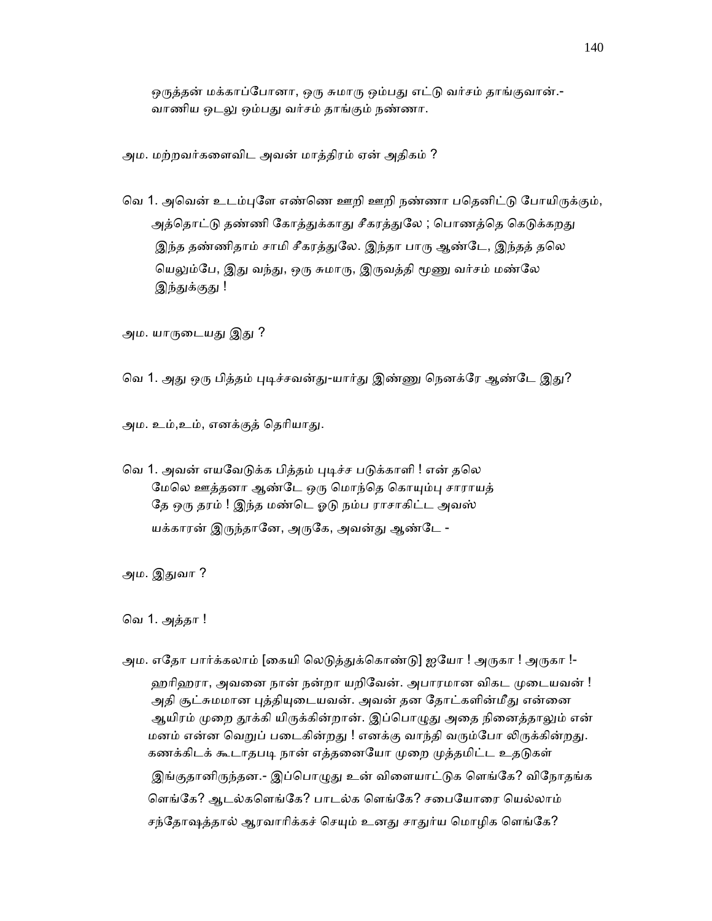ஒருத்தன் மக்காப்போனா, ஒரு சுமாரு ஒம்பது எட்டு வர்சம் தாங்குவான்.- வாணிய ஒடலு ஒம்பது வர்சம் தாங்கும் நண்ணா.

அம. மற்றவர்களைவிட அவன் மாத்திரம் ஏன் அதிகம் ?

வெ 1. அவென் உடம்புளே எண்ணெ ஊறி ஊறி நண்ணா பதெனிட்டு போயிருக்கும், அத்தொட்டு தண்ணி கோத்துக்காது சீகரத்துலே ; பொணத்தெ கெடுக்கறது இந்த தண்ணிதாம் சாமி சீகரத்துலே. இந்தா பாரு ஆண்டே, இந்தத் தலெ யெலும்பே, இது வந்து, ஒரு சுமாரு, இருவத்தி மூணு வர்சம் மண்லே இந்துக்குது !

அம. யாருடையது இது ?

வெ 1. அது ஒரு பித்தம் புடிச்சவன்து-யார்து இண்ணு நெனக்ரே ஆண்டே இது?

அம. உம்,உம், எனக்குத் தெரியாது.

வெ 1. அவன் எயவேடுக்க பித்தம் புடிச்ச படுக்காளி ! என் தலெ மேலெ ஊத்தனா ஆண்டே ஒரு மொந்தெ கொயும்பு சாராயத் தே ஒரு தரம் ! இந்த மண்டெ ஓடு நம்ப ராசாகிட்ட அவஸ் யக்காரன் இருந்தானே, அருகே, அவன்து ஆண்டே -

அம. இதுவா ?

வெ 1. அத்தா !

அம. எதோ பார்க்கலாம் [கையி லெடுத்துக்கொண்டு] ஐயோ ! அருகா ! அருகா !- ஹரிஹரா, அவனை நான் நன்றா யறிவேன். அபாரமான விகட முடையவன் ! அதி சூட்சுமமான புத்தியுடையவன். அவன் தன தோட்களின்மீது என்னை ஆயிரம் முறை தூக்கி யிருக்கின்றான். இப்பொழுது அதை நினைத்தாலும் என் மனம் என்ன வெறுப் படைகின்றது ! எனக்கு வாந்தி வரும்போ லிருக்கின்றது. கணக்கிடக் கூடாதபடி நான் எத்தனையோ முறை முத்தமிட்ட உதடுகள் இங்குதானிருந்தன.- இப்பொழுது உன் விளையாட்டுக ளெங்கே? விநோதங்க ளெங்கே? ஆடல்களெங்கே? பாடல்க ளெங்கே? சபையோரை யெல்லாம் சந்தோஷத்தால் ஆரவாரிக்கச் செயும் உனது சாதுர்ய மொழிக ளெங்கே?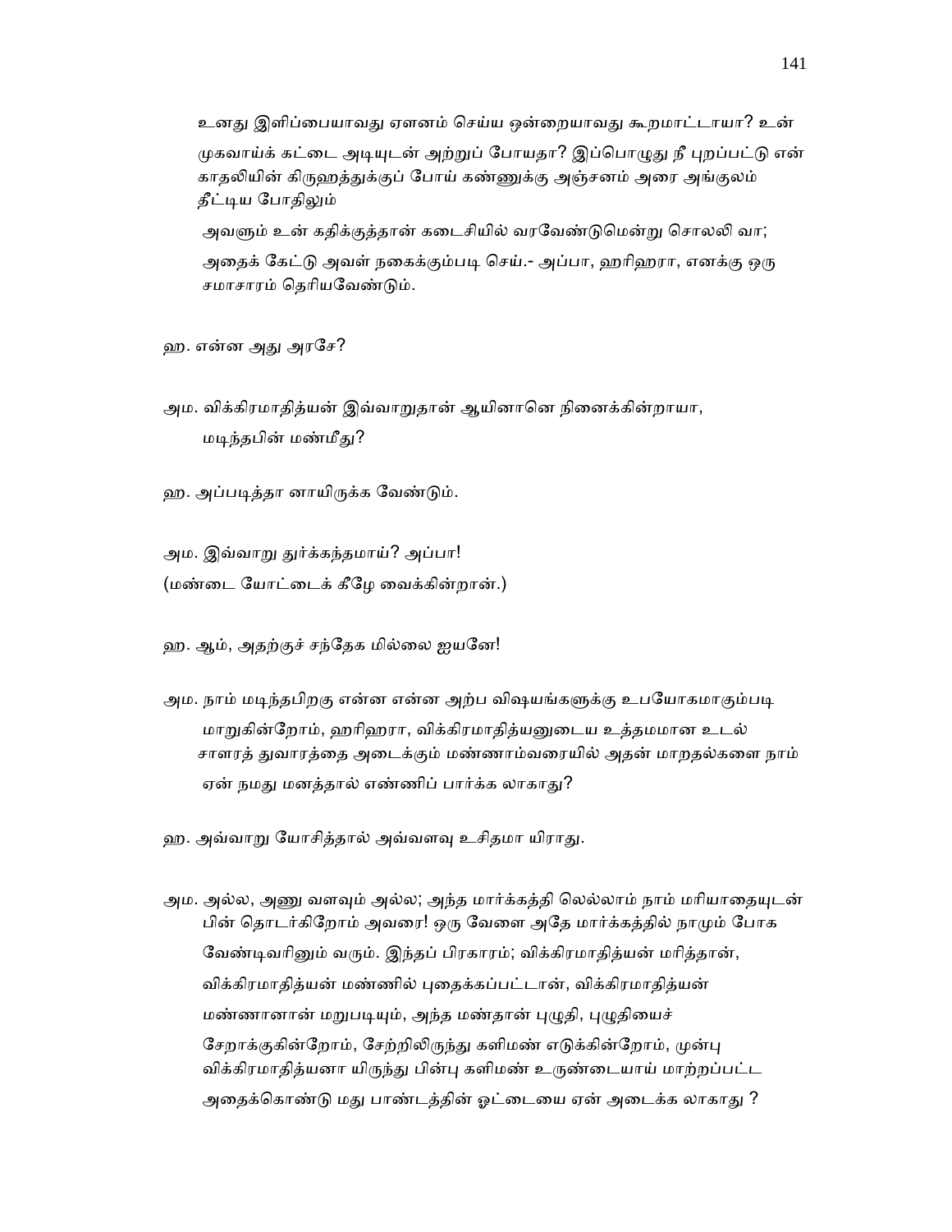உனது இளிப்பையாவது ஏளனம் செய்ய ஒன்றையாவது கூறமாட்டாயா? உன் முகவாய்க் கட்டை அடியுடன் அற்றுப் போயதா? இப்பொழுது நீ புறப்பட்டு என் காதலியின் கிருஹத்துக்குப் போய் கண்ணுக்கு அஞ்சனம் அரை அங்குலம் தீட்டிய போதிலும்

அவளும் உன் கதிக்குத்தான் கடைசியில் வரவேண்டுமென்று சொலலி வா; அதைக் கேட்டு அவள் நகைக்கும்படி செய்.- அப்பா, ஹரிஹரா, எனக்கு ஒரு சமாசாரம் தெரியவேண்டும்.

ஹ. என்ன அது அரசே?

அம. விக்கிரமாதித்யன் இவ்வாறுதான் ஆயினானெ நினைக்கின்றாயா, மடிந்தபின் மண்மீது?

ஹ. அப்படித்தா னாயிருக்க வேண்டும்.

அம. இவ்வாறு துர்க்கந்தமாய்? அப்பா!
(மண்டை யோட்டைக் கீழே வைக்கின்றான்.)

ஹ. ஆம், அதற்குச் சந்தேக மில்லை ஐயனே!

அம. நாம் மடிந்தபிறகு என்ன என்ன அற்ப விஷயங்களுக்கு உபயோகமாகும்படி மாறுகின்றோம், ஹரிஹரா, விக்கிரமாதித்யனுடைய உத்தமமான உடல் சாளரத் துவாரத்தை அடைக்கும் மண்ணாம்வரையில் அதன் மாறதல்களை நாம் ஏன் நமது மனத்தால் எண்ணிப் பார்க்க லாகாது?

ஹ. அவ்வாறு யோசித்தால் அவ்வளவு உசிதமா யிராது.

அம. அல்ல, அணு வளவும் அல்ல; அந்த மார்க்கத்தி லெல்லாம் நாம் மரியாதையுடன் பின் தொடர்கிறோம் அவரை! ஒரு வேளை அதே மார்க்கத்தில் நாமும் போக வேண்டிவரினும் வரும். இந்தப் பிரகாரம்; விக்கிரமாதித்யன் மரித்தான், விக்கிரமாதித்யன் மண்ணில் புதைக்கப்பட்டான், விக்கிரமாதித்யன் மண்ணானான் மறுபடியும், அந்த மண்தான் புழுதி, புழுதியைச் சேறாக்குகின்றோம், சேற்றிலிருந்து களிமண் எடுக்கின்றோம், முன்பு விக்கிரமாதித்யனா யிருந்து பின்பு களிமண் உருண்டையாய் மாற்றப்பட்ட அதைக்கொண்டு மது பாண்டத்தின் ஓட்டையை ஏன் அடைக்க லாகாது ?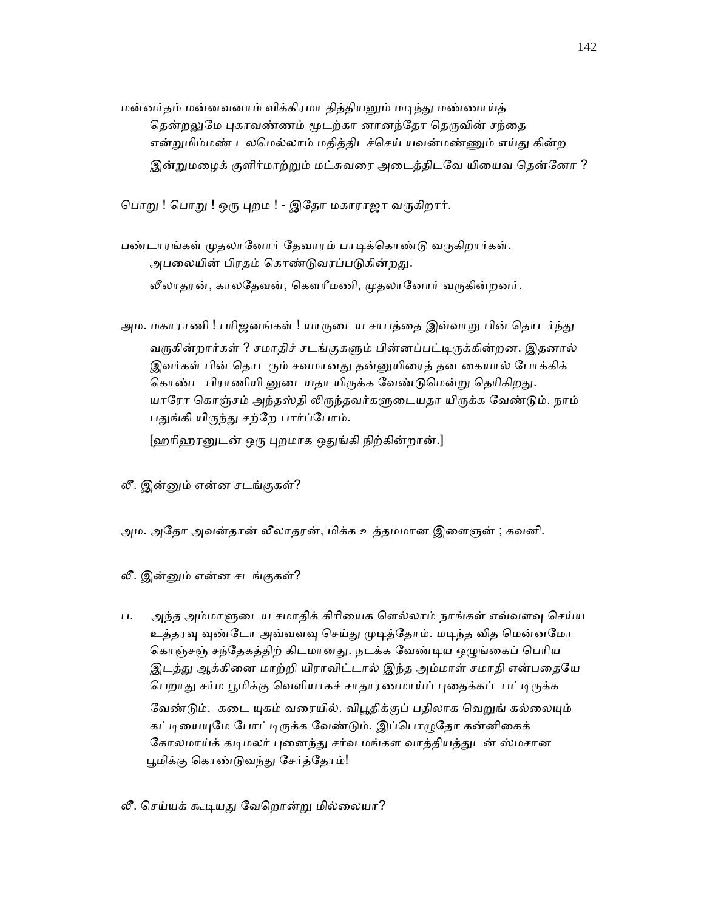மன்னர்தம் மன்னவனாம் விக்கிரமா தித்தியனும் மடிந்து மண்ணாய்த்
தென்றலுமே புகாவண்ணம் மூடற்கா னானந்தோ தெருவின் சந்தை
என்றுமிம்மண் டலமெல்லாம் மதித்திடச்செய் யவன்மண்ணும் எய்து கின்ற
இன்றுமழைக் குளிர்மாற்றும் மட்சுவரை அடைத்திடவே யியைவ தென்னோ ?

பொறு ! பொறு ! ஒரு புறம ! - இதோ மகாராஜா வருகிறார்.

பண்டாரங்கள் முதலானோர் தேவாரம் பாடிக்கொண்டு வருகிறார்கள்.
அபலையின் பிரதம் கொண்டுவரப்படுகின்றது.
லீலாதரன், காலதேவன், கௌரீமணி, முதலானோர் வருகின்றனர்.

அம. மகாராணி ! பரிஜனங்கள் ! யாருடைய சாபத்தை இவ்வாறு பின் தொடர்ந்து வருகின்றார்கள் ? சமாதிச் சடங்குகளும் பின்னபட்டிருக்கின்றன. இதனால் இவர்கள் பின் தொடரும் சவமானது தன்னுயிரைத் தன கையால் போக்கிக் கொண்ட பிராணியி னுடையதா யிருக்க வேண்டுமென்று தெரிகிறது. யாரோ கொஞ்சம் அந்தஸ்தி லிருந்தவர்களுடையதா யிருக்க வேண்டும். நாம் பதுங்கி யிருந்து சற்றே பார்ப்போம்.

[ஹரிஹரனுடன் ஒரு புறமாக ஒதுங்கி நிற்கின்றான்.]

லீ. இன்னும் என்ன சடங்குகள்?

அம. அதோ அவன்தான் லீலாதரன், மிக்க உத்தமமான இளைஞன் ; கவனி.

லீ. இன்னும் என்ன சடங்குகள்?

ப. அந்த அம்மாளுடைய சமாதிக் கிரியைக ளெல்லாம் நாங்கள் எவ்வளவு செய்ய உத்தரவு வுண்டோ அவ்வளவு செய்து முடித்தோம். மடிந்த வித மென்னமோ கொஞ்சஞ் சந்தேகத்திற் கிடமானது. நடக்க வேண்டிய ஒழுங்கைப் பெரிய இடத்து ஆக்கினை மாற்றி யிராவிட்டால் இந்த அம்மாள் சமாதி என்பதையே பெறாது சர்ம பூமிக்கு வெளியாகச் சாதாரணமாய்ப் புதைக்கப் பட்டிருக்க வேண்டும். கடை யுகம் வரையில். விபூதிக்குப் பதிலாக வெறுங் கல்லையும் கட்டியையுமே போட்டிருக்க வேண்டும். இப்பொழுதோ கன்னிகைக் கோலமாய்க் கடிமலர் புனைந்து சர்வ மங்கள வாத்தியத்துடன் ஸ்மசான பூமிக்கு கொண்டுவந்து சேர்த்தோம்!

லீ. செய்யக் கூடியது வேறொன்று மில்லையா?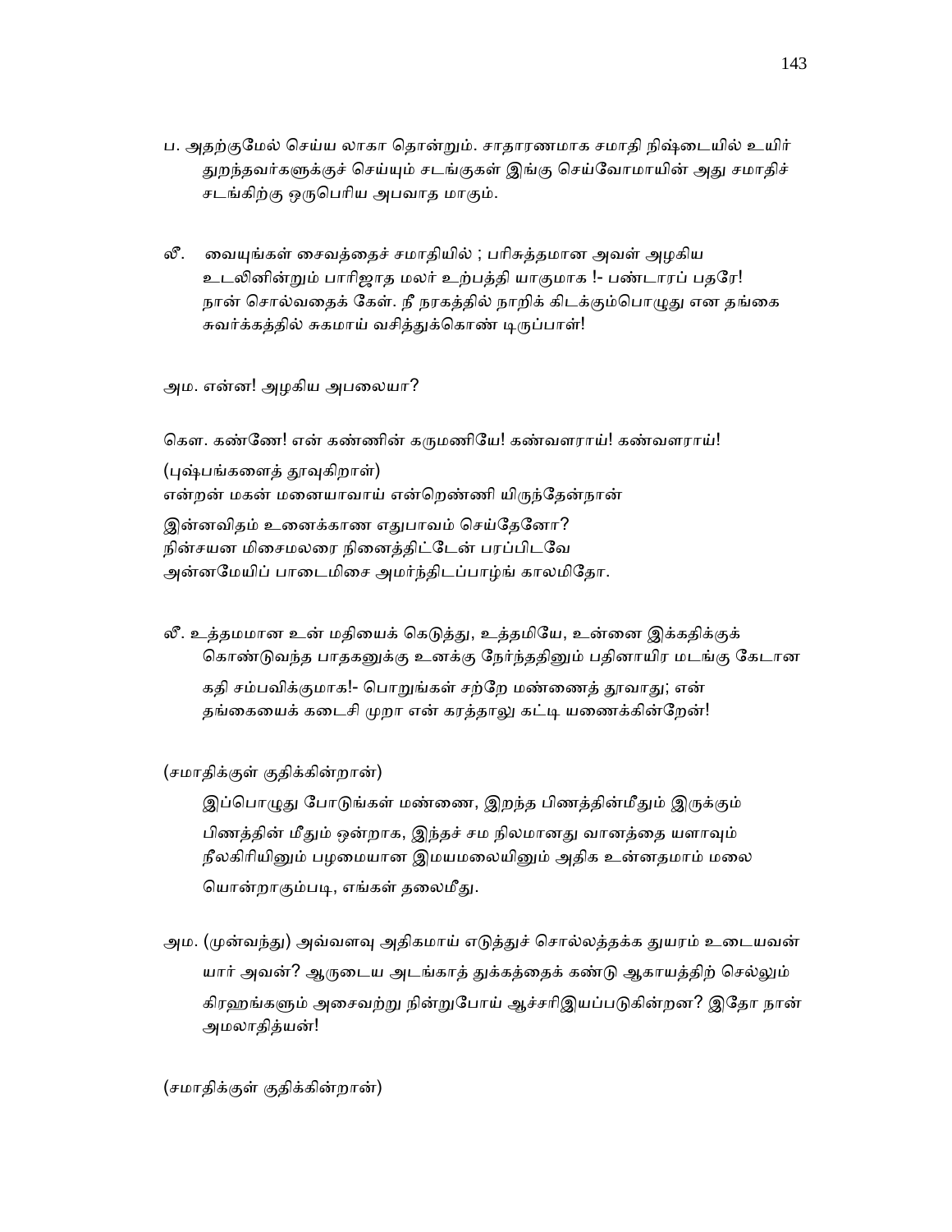ப. அதற்குமேல் செய்ய லாகா தொன்றும். சாதாரணமாக சமாதி நிஷ்டையில் உயிர் துறந்தவர்களுக்குச் செய்யும் சடங்குகள் இங்கு செய்வோமாயின் அது சமாதிச் சடங்கிற்கு ஒருபெரிய அபவாத மாகும்.

லீ. வையுங்கள் சைவத்தைச் சமாதியில் ; பரிசுத்தமான அவள் அழகிய உடலினின்றும் பாரிஜாத மலர் உற்பத்தி யாகுமாக !- பண்டாரப் பதரே! நான் சொல்வதைக் கேள். நீ நரகத்தில் நாறிக் கிடக்கும்பொழுது என தங்கை சுவர்க்கத்தில் சுகமாய் வசித்துக்கொண் டிருப்பாள்!

அம. என்ன! அழகிய அபலையா?

கௌ. கண்ணே! என் கண்ணின் கருமணியே! கண்வளராய்! கண்வளராய்!

(புஷ்பங்களைத் தூவுகிறாள்)

என்றன் மகன் மனையாவாய் என்றெண்ணி யிருந்தேன்நான்
இன்னவிதம் உனைக்காண எதுபாவம் செய்தேனோ?
நின்சயன மிசைமலரை நினைத்திட்டேன் பரப்பிடவே
அன்னமேயிப் பாடைமிசை அமர்ந்திடப்பாழ்ங் காலமிதோ.

லீ. உத்தமமான உன் மதியைக் கெடுத்து, உத்தமியே, உன்னை இக்கதிக்குக் கொண்டுவந்த பாதகனுக்கு உனக்கு நேர்ந்ததினும் பதினாயிர மடங்கு கேடான கதி சம்பவிக்குமாக!- பொறுங்கள் சற்றே மண்ணைத் தூவாது; என் தங்கையைக் கடைசி முறா என் கரத்தாலு கட்டி யணைக்கின்றேன்!

(சமாதிக்குள் குதிக்கின்றான்)

இப்பொழுது போடுங்கள் மண்ணை, இறந்த பிணத்தின்மீதும் இருக்கும் பிணத்தின் மீதும் ஒன்றாக, இந்தச் சம நிலமானது வானத்தை யளாவும் நீலகிரியினும் பழமையான இமயமலையினும் அதிக உன்னதமாம் மலை யொன்றாகும்படி, எங்கள் தலைமீது.

அம. (முன்வந்து) அவ்வளவு அதிகமாய் எடுத்துச் சொல்லத்தக்க துயரம் உடையவன் யார் அவன்? ஆருடைய அடங்காத் துக்கத்தைக் கண்டு ஆகாயத்திற் செல்லும் கிரஹங்களும் அசைவற்று நின்றுபோய் ஆச்சரிஇயப்படுகின்றன? இதோ நான் அமலாதித்யன்!

(சமாதிக்குள் குதிக்கின்றான்)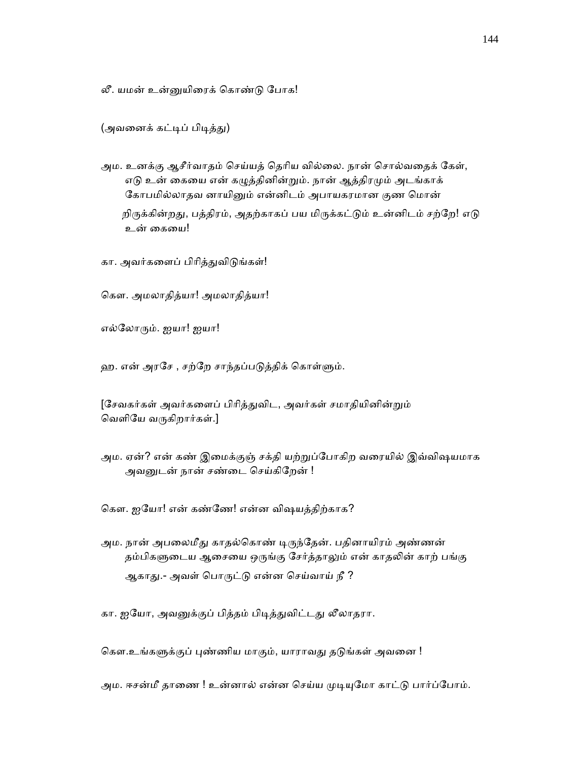லீ. யமன் உன்னுயிரைக் கொண்டு போக!

(அவனைக் கட்டிப் பிடித்து)

அம. உனக்கு ஆசீர்வாதம் செய்யத் தெரிய வில்லை. நான் சொல்வதைக் கேள், எடு உன் கையை என் கழுத்தினின்றும். நான் ஆத்திரமும் அடங்காக் கோபமில்லாதவ னாயினும் என்னிடம் அபாயகரமான குண மொன் றிருக்கின்றது, பத்திரம், அதற்காகப் பய மிருக்கட்டும் உன்னிடம் சற்றே! எடு உன் கையை!

கா. அவர்களைப் பிரித்துவிடுங்கள்!

கௌ. அமலாதித்யா! அமலாதித்யா!

எல்லோரும். ஐயா! ஐயா!

ஹ. என் அரசே , சற்றே சாந்தப்படுத்திக் கொள்ளும்.

[சேவகர்கள் அவர்களைப் பிரித்துவிட, அவர்கள் சமாதியினின்றும் வெளியே வருகிறார்கள்.]

அம. ஏன்? என் கண் இமைக்குஞ் சக்தி யற்றுப்போகிற வரையில் இவ்விஷயமாக அவனுடன் நான் சண்டை செய்கிறேன் !

கௌ. ஐயோ! என் கண்ணே! என்ன விஷயத்திற்காக?

அம. நான் அபலைமீது காதல்கொண் டிருந்தேன். பதினாயிரம் அண்ணன் தம்பிகளுடைய ஆசையை ஒருங்கு சேர்த்தாலும் என் காதலின் காற் பங்கு ஆகாது.- அவள் பொருட்டு என்ன செய்வாய் நீ ?

கா. ஐயோ, அவனுக்குப் பித்தம் பிடித்துவிட்டது லீலாதரா.

கௌ.உங்களுக்குப் புண்ணிய மாகும், யாராவது தடுங்கள் அவனை !

அம. ஈசன்மீ தாணை ! உன்னால் என்ன செய்ய முடியுமோ காட்டு பார்ப்போம்.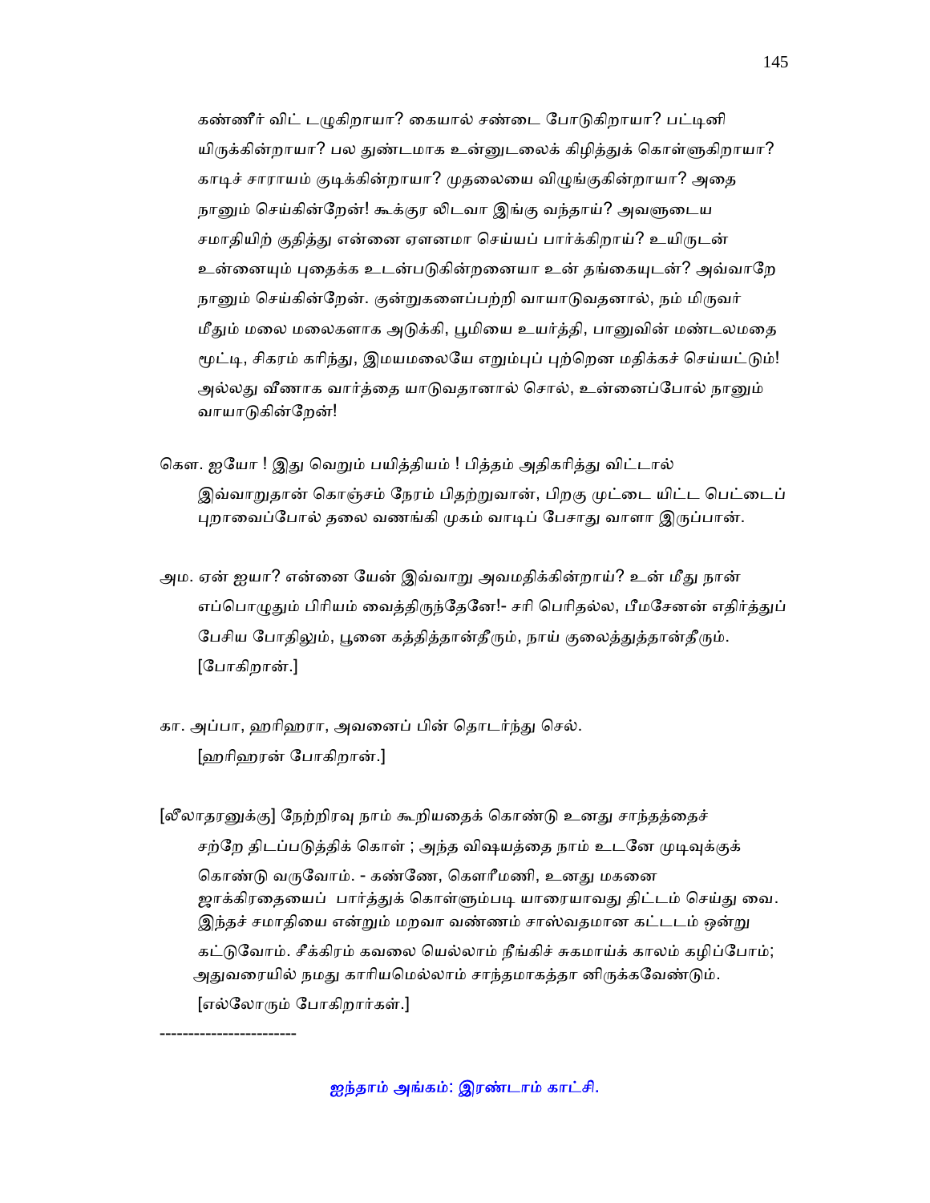கண்ணீர் விட் டழுகிறாயா? கையால் சண்டை போடுகிறாயா? பட்டினி யிருக்கின்றாயா? பல துண்டமாக உன்னுடலைக் கிழித்துக் கொள்ளுகிறாயா? காடிச் சாராயம் குடிக்கின்றாயா? முதலையை விழுங்குகின்றாயா? அதை நானும் செய்கின்றேன்! கூக்குர லிடவா இங்கு வந்தாய்? அவளுடைய சமாதியிற் குதித்து என்னை ஏளனமா செய்யப் பார்க்கிறாய்? உயிருடன் உன்னையும் புதைக்க உடன்படுகின்றனையா உன் தங்கையுடன்? அவ்வாறே நானும் செய்கின்றேன். குன்றுகளைப்பற்றி வாயாடுவதனால், நம் மிருவர் மீதும் மலை மலைகளாக அடுக்கி, பூமியை உயர்த்தி, பானுவின் மண்டலமதை மூட்டி, சிகரம் கரிந்து, இமயமலையே எறும்புப் புற்றென மதிக்கச் செய்யட்டும்! அல்லது வீணாக வார்த்தை யாடுவதானால் சொல், உன்னைப்போல் நானும் வாயாடுகின்றேன்!

கௌ. ஐயோ ! இது வெறும் பயித்தியம் ! பித்தம் அதிகரித்து விட்டால் இவ்வாறுதான் கொஞ்சம் நேரம் பிதற்றுவான், பிறகு முட்டை யிட்ட பெட்டைப் புறாவைப்போல் தலை வணங்கி முகம் வாடிப் பேசாது வாளா இருப்பான்.

அம. ஏன் ஐயா? என்னை யேன் இவ்வாறு அவமதிக்கின்றாய்? உன் மீது நான் எப்பொழுதும் பிரியம் வைத்திருந்தேனே!- சரி பெரிதல்ல, பீமசேனன் எதிர்த்துப் பேசிய போதிலும், பூனை கத்தித்தான்தீரும், நாய் குலைத்துத்தான்தீரும். [போகிறான்.]

கா. அப்பா, ஹரிஹரா, அவனைப் பின் தொடர்ந்து செல். [ஹரிஹரன் போகிறான்.]

[லீலாதரனுக்கு] நேற்றிரவு நாம் கூறியதைக் கொண்டு உனது சாந்தத்தைச் சற்றே திடப்படுத்திக் கொள் ; அந்த விஷயத்தை நாம் உடனே முடிவுக்குக் கொண்டு வருவோம். - கண்ணே, கௌரீமணி, உனது மகனை ஜாக்கிரதையைப் பார்த்துக் கொள்ளும்படி யாரையாவது திட்டம் செய்து வை. இந்தச் சமாதியை என்றும் மறவா வண்ணம் சாஸ்வதமான கட்டடம் ஒன்று கட்டுவோம். சீக்கிரம் கவலை யெல்லாம் நீங்கிச் சுகமாய்க் காலம் கழிப்போம்; அதுவரையில் நமது காரியமெல்லாம் சாந்தமாகத்தா னிருக்கவேண்டும். [எல்லோரும் போகிறார்கள்.]

-----------------------

## ஐந்தாம் அங்கம்: இரண்டாம் காட்சி.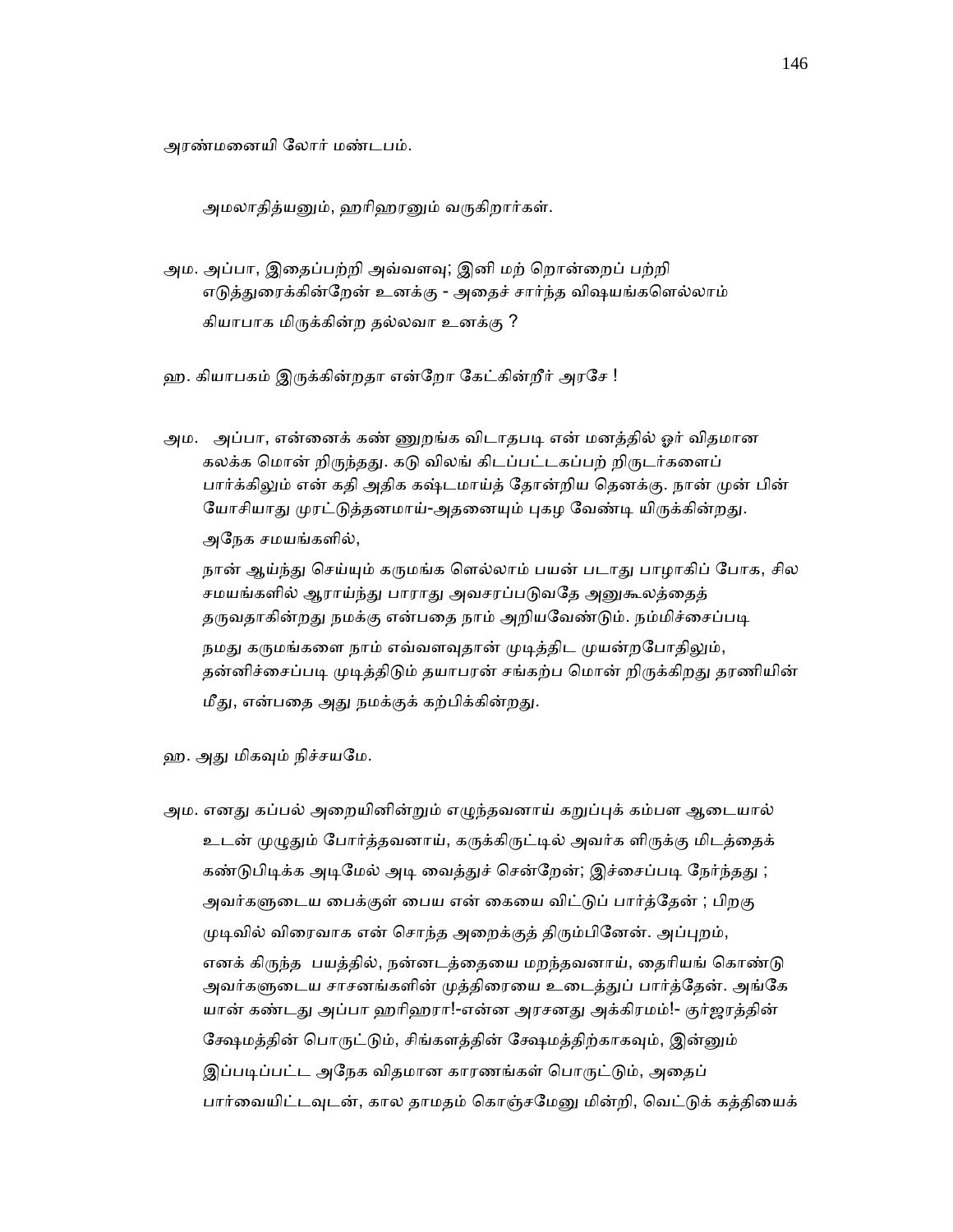அரண்மனையி லோர் மண்டபம்.

அமலாதித்யனும், ஹரிஹரனும் வருகிறார்கள்.

அம. அப்பா, இதைப்பற்றி அவ்வளவு; இனி மற் றொன்றைப் பற்றி எடுத்துரைக்கின்றேன் உனக்கு - அதைச் சார்ந்த விஷயங்களெல்லாம் கியாபாக மிருக்கின்ற தல்லவா உனக்கு ?

ஹ. கியாபகம் இருக்கின்றதா என்றோ கேட்கின்றீர் அரசே !

அம. அப்பா, என்னைக் கண் ணுறங்க விடாதபடி என் மனத்தில் ஓர் விதமான கலக்க மொன் றிருந்தது. கடு விலங் கிடப்பட்டகப்பற் றிருடர்களைப் பார்க்கிலும் என் கதி அதிக கஷ்டமாய்த் தோன்றிய தெனக்கு. நான் முன் பின் யோசியாது முரட்டுத்தனமாய்-அதனையும் புகழ வேண்டி யிருக்கின்றது. அநேக சமயங்களில்,

நான் ஆய்ந்து செய்யும் கருமங்க ளெல்லாம் பயன் படாது பாழாகிப் போக, சில சமயங்களில் ஆராய்ந்து பாராது அவசரப்படுவதே அனுகூலத்தைத் தருவதாகின்றது நமக்கு என்பதை நாம் அறியவேண்டும். நம்மிச்சைப்படி நமது கருமங்களை நாம் எவ்வளவுதான் முடித்திட முயன்றபோதிலும், தன்னிச்சைப்படி முடித்திடும் தயாபரன் சங்கற்ப மொன் றிருக்கிறது தரணியின் மீது, என்பதை அது நமக்குக் கற்பிக்கின்றது.

ஹ. அது மிகவும் நிச்சயமே.

அம. எனது கப்பல் அறையினின்றும் எழுந்தவனாய் கறுப்புக் கம்பள ஆடையால் உடன் முழுதும் போர்த்தவனாய், கருக்கிருட்டில் அவர்க ளிருக்கு மிடத்தைக் கண்டுபிடிக்க அடிமேல் அடி வைத்துச் சென்றேன்; இச்சைப்படி நேர்ந்தது ; அவர்களுடைய பைக்குள் பைய என் கையை விட்டுப் பார்த்தேன் ; பிறகு முடிவில் விரைவாக என் சொந்த அறைக்குத் திரும்பினேன். அப்புறம், எனக் கிருந்த பயத்தில், நன்னடத்தையை மறந்தவனாய், தைரியங் கொண்டு அவர்களுடைய சாசனங்களின் முத்திரையை உடைத்துப் பார்த்தேன். அங்கே யான் கண்டது அப்பா ஹரிஹரா!-என்ன அரசனது அக்கிரமம்!- குர்ஜரத்தின் க்ஷேமத்தின் பொருட்டும், சிங்களத்தின் க்ஷேமத்திற்காகவும், இன்னும் இப்படிப்பட்ட அநேக விதமான காரணங்கள் பொருட்டும், அதைப் பார்வையிட்டவுடன், கால தாமதம் கொஞ்சமேனு மின்றி, வெட்டுக் கத்தியைக்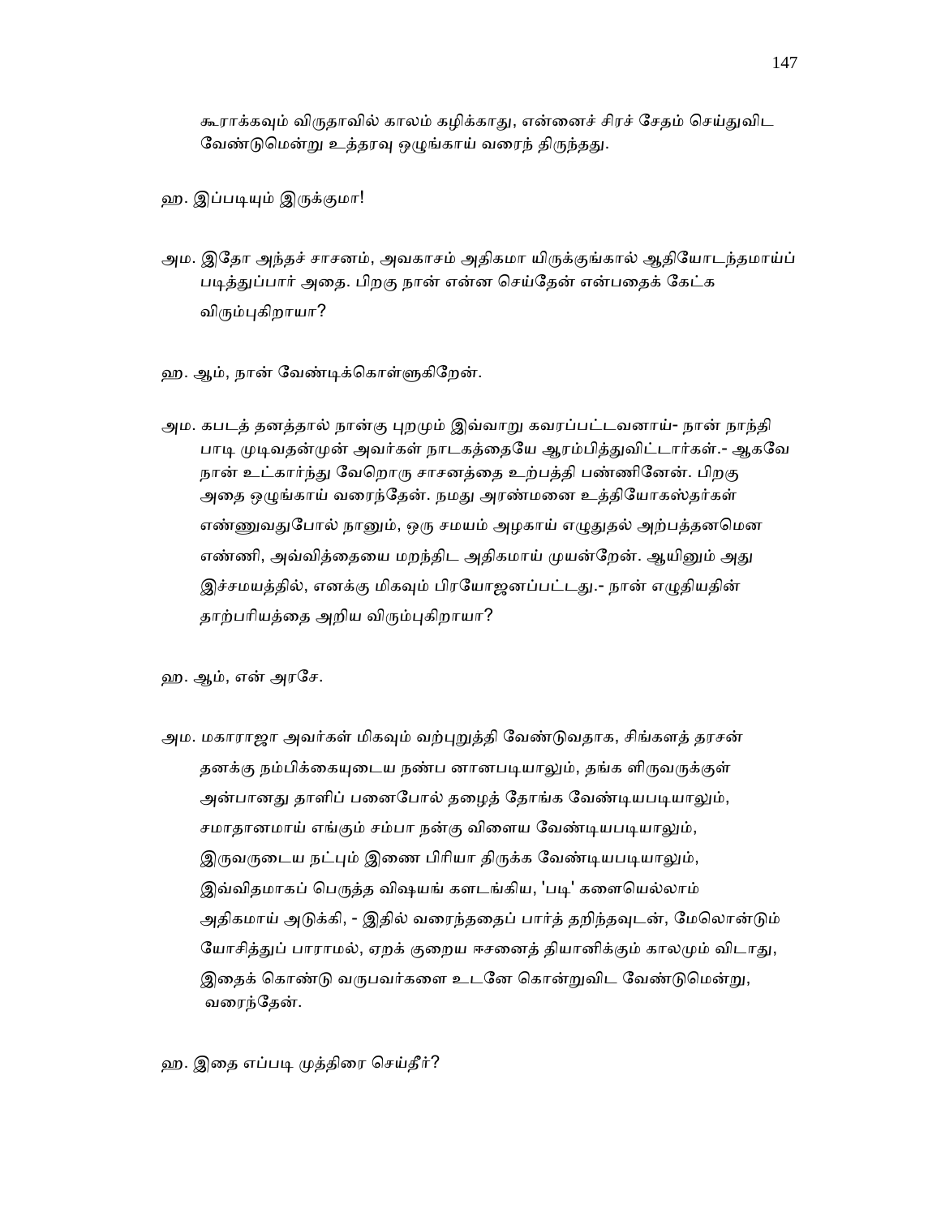கூராக்கவும் விருதாவில் காலம் கழிக்காது, என்னைச் சிரச் சேதம் செய்துவிட வேண்டுமென்று உத்தரவு ஒழுங்காய் வரைந் திருந்தது.

ஹ. இப்படியும் இருக்குமா!

அம. இதோ அந்தச் சாசனம், அவகாசம் அதிகமா யிருக்குங்கால் ஆதியோடந்தமாய்ப் படித்துப்பார் அதை. பிறகு நான் என்ன செய்தேன் என்பதைக் கேட்க விரும்புகிறாயா?

ஹ. ஆம், நான் வேண்டிக்கொள்ளுகிறேன்.

அம. கபடத் தனத்தால் நான்கு புறமும் இவ்வாறு கவரப்பட்டவனாய்- நான் நாந்தி பாடி முடிவதன்முன் அவர்கள் நாடகத்தையே ஆரம்பித்துவிட்டார்கள்.- ஆகவே நான் உட்கார்ந்து வேறொரு சாசனத்தை உற்பத்தி பண்ணினேன். பிறகு அதை ஒழுங்காய் வரைந்தேன். நமது அரண்மனை உத்தியோகஸ்தர்கள் எண்ணுவதுபோல் நானும், ஒரு சமயம் அழகாய் எழுதுதல் அற்பத்தனமென எண்ணி, அவ்வித்தையை மறந்திட அதிகமாய் முயன்றேன். ஆயினும் அது இச்சமயத்தில், எனக்கு மிகவும் பிரயோஜனப்பட்டது.- நான் எழுதியதின் தாற்பரியத்தை அறிய விரும்புகிறாயா?

ஹ. ஆம், என் அரசே.

அம. மகாராஜா அவர்கள் மிகவும் வற்புறுத்தி வேண்டுவதாக, சிங்களத் தரசன் தனக்கு நம்பிக்கையுடைய நண்ப னானபடியாலும், தங்க ளிருவருக்குள் அன்பானது தாளிப் பனைபோல் தழைத் தோங்க வேண்டியபடியாலும், சமாதானமாய் எங்கும் சம்பா நன்கு விளைய வேண்டியபடியாலும், இருவருடைய நட்பும் இணை பிரியா திருக்க வேண்டியபடியாலும், இவ்விதமாகப் பெருத்த விஷயங் களடங்கிய, 'படி' களையெல்லாம் அதிகமாய் அடுக்கி, - இதில் வரைந்ததைப் பார்த் தறிந்தவுடன், மேலொன்டும் யோசித்துப் பாராமல், ஏறக் குறைய ஈசனைத் தியானிக்கும் காலமும் விடாது, இதைக் கொண்டு வருபவர்களை உடனே கொன்றுவிட வேண்டுமென்று, வரைந்தேன்.

ஹ. இதை எப்படி முத்திரை செய்தீர்?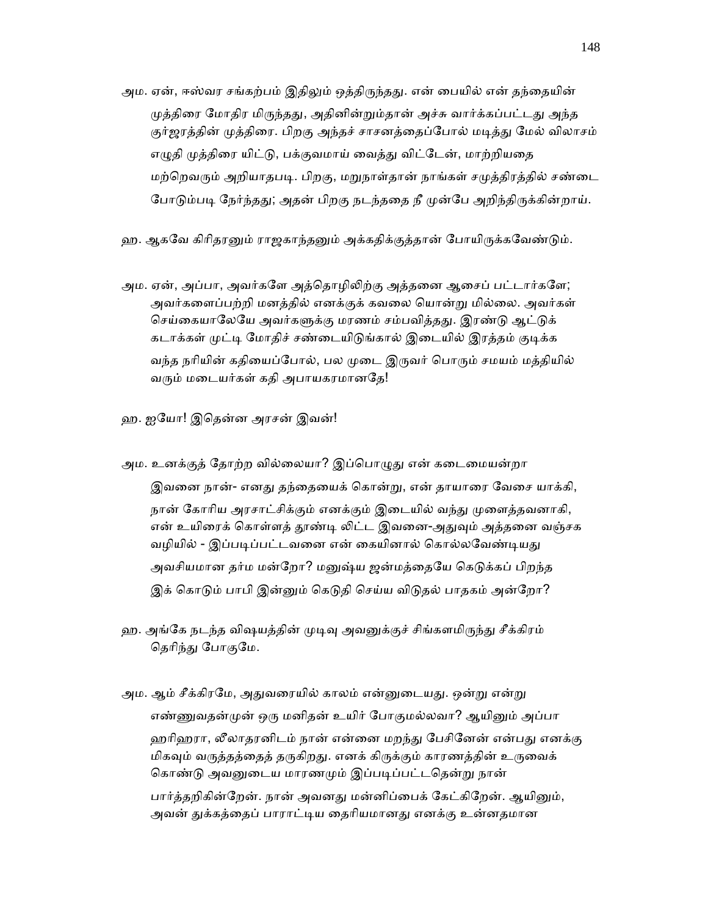அம. ஏன், ஈஸ்வர சங்கற்பம் இதிலும் ஒத்திருந்தது. என் பையில் என் தந்தையின் முத்திரை மோதிர மிருந்தது, அதினின்றும்தான் அச்சு வார்க்கப்பட்டது அந்த குர்ஜரத்தின் முத்திரை. பிறகு அந்தச் சாசனத்தைப்போல் மடித்து மேல் விலாசம் எழுதி முத்திரை யிட்டு, பக்குவமாய் வைத்து விட்டேன், மாற்றியதை மற்றெவரும் அறியாதபடி. பிறகு, மறுநாள்தான் நாங்கள் சமுத்திரத்தில் சண்டை போடும்படி நேர்ந்தது; அதன் பிறகு நடந்ததை நீ முன்பே அறிந்திருக்கின்றாய்.

ஹ. ஆகவே கிரிதரனும் ராஜகாந்தனும் அக்கதிக்குத்தான் போயிருக்கவேண்டும்.

அம. ஏன், அப்பா, அவர்களே அத்தொழிலிற்கு அத்தனை ஆசைப் பட்டார்களே; அவர்களைப்பற்றி மனத்தில் எனக்குக் கவலை யொன்று மில்லை. அவர்கள் செய்கையாலேயே அவர்களுக்கு மரணம் சம்பவித்தது. இரண்டு ஆட்டுக் கடாக்கள் முட்டி மோதிச் சண்டையிடுங்கால் இடையில் இரத்தம் குடிக்க வந்த நரியின் கதியைப்போல், பல முடை இருவர் பொரும் சமயம் மத்தியில் வரும் மடையர்கள் கதி அபாயகரமானதே!

ஹ. ஐயோ! இதென்ன அரசன் இவன்!

அம. உனக்குத் தோற்ற வில்லையா? இப்பொழுது என் கடைமையன்றா இவனை நான்- எனது தந்தையைக் கொன்று, என் தாயாரை வேசை யாக்கி, நான் கோரிய அரசாட்சிக்கும் எனக்கும் இடையில் வந்து முளைத்தவனாகி, என் உயிரைக் கொள்ளத் தூண்டி லிட்ட இவனை-அதுவும் அத்தனை வஞ்சக வழியில் - இப்படிப்பட்டவனை என் கையினால் கொல்லவேண்டியது அவசியமான தர்ம மன்றோ? மனுஷ்ய ஜன்மத்தையே கெடுக்கப் பிறந்த இக் கொடும் பாபி இன்னும் கெடுதி செய்ய விடுதல் பாதகம் அன்றோ?

ஹ. அங்கே நடந்த விஷயத்தின் முடிவு அவனுக்குச் சிங்களமிருந்து சீக்கிரம் தெரிந்து போகுமே.

அம. ஆம் சீக்கிரமே, அதுவரையில் காலம் என்னுடையது. ஒன்று என்று எண்ணுவதன்முன் ஒரு மனிதன் உயிர் போகுமல்லவா? ஆயினும் அப்பா ஹரிஹரா, லீலாதரனிடம் நான் என்னை மறந்து பேசினேன் என்பது எனக்கு மிகவும் வருத்தத்தைத் தருகிறது. எனக் கிருக்கும் காரணத்தின் உருவைக் கொண்டு அவனுடைய மாரணமும் இப்படிப்பட்டதென்று நான் பார்த்தறிகின்றேன். நான் அவனது மன்னிப்பைக் கேட்கிறேன். ஆயினும், அவன் துக்கத்தைப் பாராட்டிய தைரியமானது எனக்கு உன்னதமான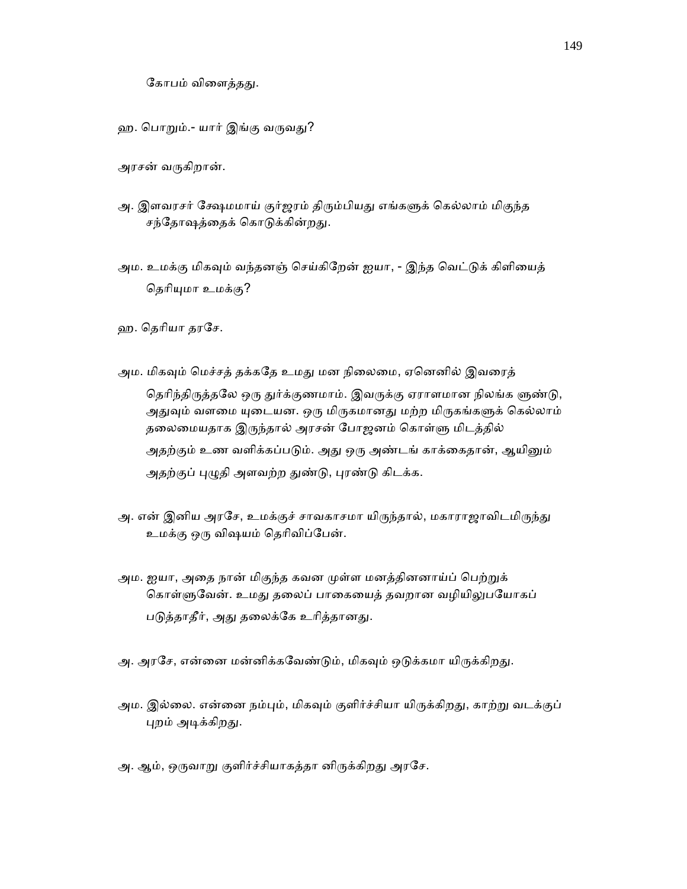கோபம் விளைத்தது.

ஹ. பொறும்.- யார் இங்கு வருவது?

அரசன் வருகிறான்.

அ. இளவரசர் க்ஷேமமாய் குர்ஜரம் திரும்பியது எங்களுக் கெல்லாம் மிகுந்த சந்தோஷத்தைக் கொடுக்கின்றது.

அம. உமக்கு மிகவும் வந்தனஞ் செய்கிறேன் ஐயா, - இந்த வெட்டுக் கிளியைத் தெரியுமா உமக்கு?

ஹ. தெரியா தரசே.

அம. மிகவும் மெச்சத் தக்கதே உமது மன நிலைமை, ஏனெனில் இவரைத் தெரிந்திருத்தலே ஒரு துர்க்குணமாம். இவருக்கு ஏராளமான நிலங்க ளுண்டு, அதுவும் வளமை யுடையன. ஒரு மிருகமானது மற்ற மிருகங்களுக் கெல்லாம் தலைமையதாக இருந்தால் அரசன் போஜனம் கொள்ளு மிடத்தில் அதற்கும் உண வளிக்கப்படும். அது ஒரு அண்டங் காக்கைதான், ஆயினும் அதற்குப் புழுதி அளவற்ற துண்டு, புரண்டு கிடக்க.

அ. என் இனிய அரசே, உமக்குச் சாவகாசமா யிருந்தால், மகாராஜாவிடமிருந்து உமக்கு ஒரு விஷயம் தெரிவிப்பேன்.

அம. ஐயா, அதை நான் மிகுந்த கவன முள்ள மனத்தினனாய்ப் பெற்றுக் கொள்ளுவேன். உமது தலைப் பாகையைத் தவறான வழியிலுபயோகப் படுத்தாதீர், அது தலைக்கே உரித்தானது.

அ. அரசே, என்னை மன்னிக்கவேண்டும், மிகவும் ஒடுக்கமா யிருக்கிறது.

அம. இல்லை. என்னை நம்பும், மிகவும் குளிர்ச்சியா யிருக்கிறது, காற்று வடக்குப் புறம் அடிக்கிறது.

அ. ஆம், ஒருவாறு குளிர்ச்சியாகத்தா னிருக்கிறது அரசே.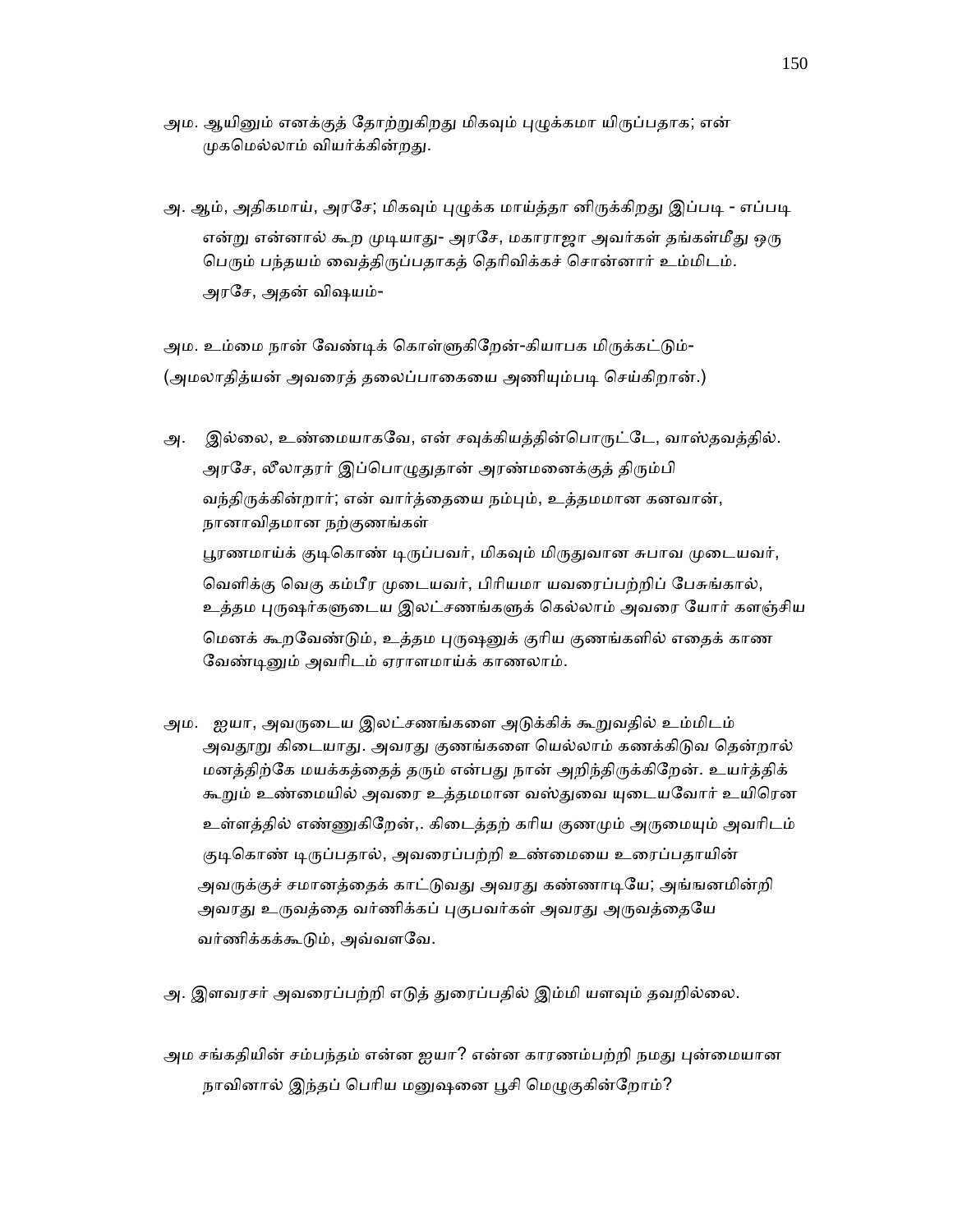அம. ஆயினும் எனக்குத் தோற்றுகிறது மிகவும் புழுக்கமா யிருப்பதாக; என் முகமெல்லாம் வியர்க்கின்றது.

அ. ஆம், அதிகமாய், அரசே; மிகவும் புழுக்க மாய்த்தா னிருக்கிறது இப்படி - எப்படி என்று என்னால் கூற முடியாது- அரசே, மகாராஜா அவர்கள் தங்கள்மீது ஒரு பெரும் பந்தயம் வைத்திருப்பதாகத் தெரிவிக்கச் சொன்னார் உம்மிடம். அரசே, அதன் விஷயம்-

அம. உம்மை நான் வேண்டிக் கொள்ளுகிறேன்-கியாபக மிருக்கட்டும்-
(அமலாதித்யன் அவரைத் தலைப்பாகையை அணியும்படி செய்கிறான்.)

அ. இல்லை, உண்மையாகவே, என் சவுக்கியத்தின்பொருட்டே, வாஸ்தவத்தில். அரசே, லீலாதரர் இப்பொழுதுதான் அரண்மனைக்குத் திரும்பி வந்திருக்கின்றார்; என் வார்த்தையை நம்பும், உத்தமமான கனவான், நானாவிதமான நற்குணங்கள் பூரணமாய்க் குடிகொண் டிருப்பவர், மிகவும் மிருதுவான சுபாவ முடையவர், வெளிக்கு வெகு கம்பீர முடையவர், பிரியமா யவரைப்பற்றிப் பேசுங்கால், உத்தம புருஷர்களுடைய இலட்சணங்களுக் கெல்லாம் அவரை யோர் களஞ்சிய மெனக் கூறவேண்டும், உத்தம புருஷனுக் குரிய குணங்களில் எதைக் காண வேண்டினும் அவரிடம் ஏராளமாய்க் காணலாம்.

அம. ஐயா, அவருடைய இலட்சணங்களை அடுக்கிக் கூறுவதில் உம்மிடம் அவதூறு கிடையாது. அவரது குணங்களை யெல்லாம் கணக்கிடுவ தென்றால் மனத்திற்கே மயக்கத்தைத் தரும் என்பது நான் அறிந்திருக்கிறேன். உயர்த்திக் கூறும் உண்மையில் அவரை உத்தமமான வஸ்துவை யுடையவோர் உயிரென உள்ளத்தில் எண்ணுகிறேன்,. கிடைத்தற் கரிய குணமும் அருமையும் அவரிடம் குடிகொண் டிருப்பதால், அவரைப்பற்றி உண்மையை உரைப்பதாயின் அவருக்குச் சமானத்தைக் காட்டுவது அவரது கண்ணாடியே; அங்ஙனமின்றி அவரது உருவத்தை வர்ணிக்கப் புகுபவர்கள் அவரது அருவத்தையே வர்ணிக்கக்கூடும், அவ்வளவே.

அ. இளவரசர் அவரைப்பற்றி எடுத் துரைப்பதில் இம்மி யளவும் தவறில்லை.

அம சங்கதியின் சம்பந்தம் என்ன ஐயா? என்ன காரணம்பற்றி நமது புன்மையான நாவினால் இந்தப் பெரிய மனுஷனை பூசி மெழுகுகின்றோம்?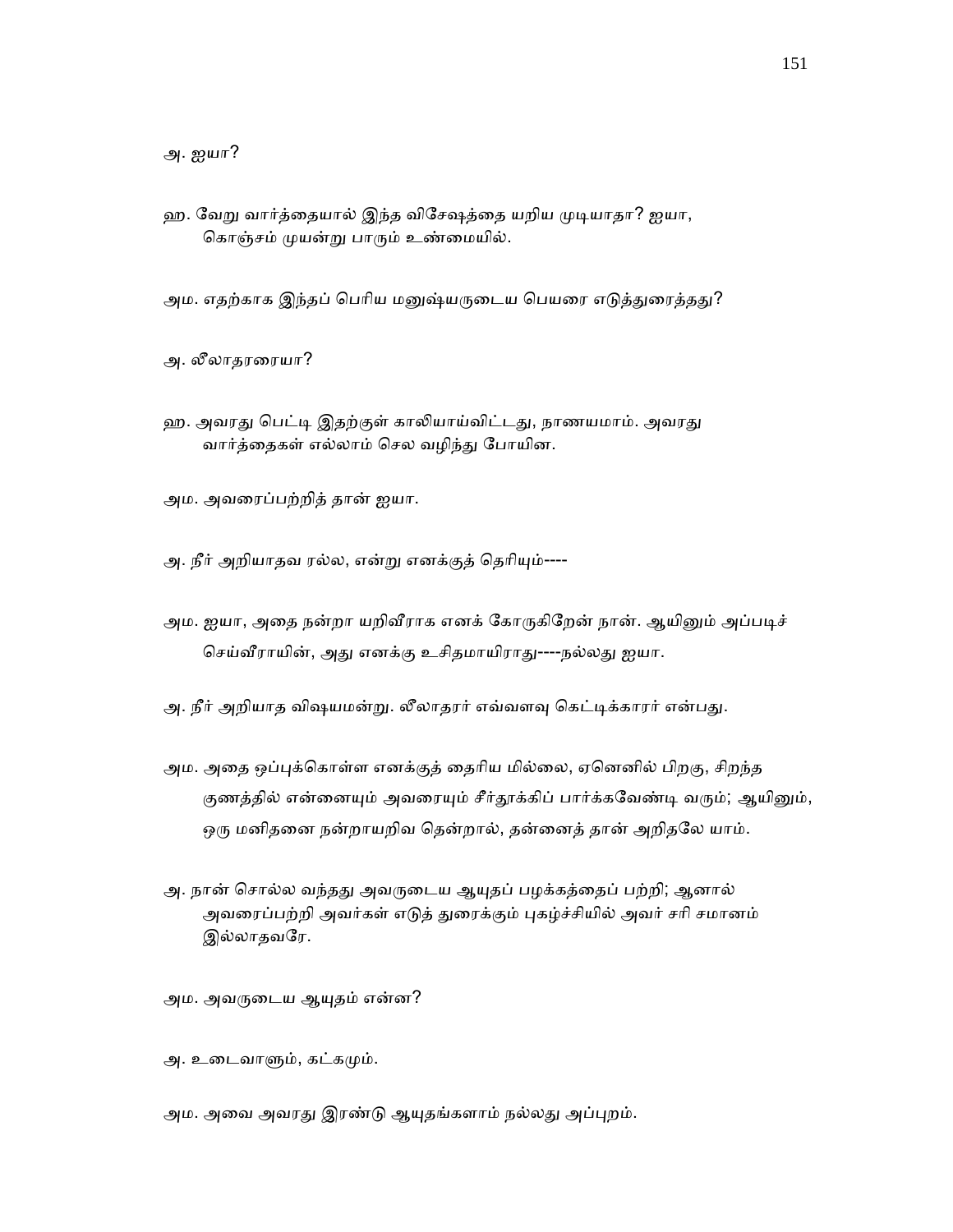அ. ஐயா?

ஹ. வேறு வார்த்தையால் இந்த விசேஷத்தை யறிய முடியாதா? ஐயா, கொஞ்சம் முயன்று பாரும் உண்மையில்.

அம. எதற்காக இந்தப் பெரிய மனுஷ்யருடைய பெயரை எடுத்துரைத்தது?

அ. லீலாதரரையா?

ஹ. அவரது பெட்டி இதற்குள் காலியாய்விட்டது, நாணயமாம். அவரது வார்த்தைகள் எல்லாம் செல வழிந்து போயின.

அம. அவரைப்பற்றித் தான் ஐயா.

அ. நீர் அறியாதவ ரல்ல, என்று எனக்குத் தெரியும்----

அம. ஐயா, அதை நன்றா யறிவீராக எனக் கோருகிறேன் நான். ஆயினும் அப்படிச் செய்வீராயின், அது எனக்கு உசிதமாயிராது----நல்லது ஐயா.

அ. நீர் அறியாத விஷயமன்று. லீலாதரர் எவ்வளவு கெட்டிக்காரர் என்பது.

அம. அதை ஒப்புக்கொள்ள எனக்குத் தைரிய மில்லை, ஏனெனில் பிறகு, சிறந்த குணத்தில் என்னையும் அவரையும் சீர்தூக்கிப் பார்க்கவேண்டி வரும்; ஆயினும், ஒரு மனிதனை நன்றாயறிவ தென்றால், தன்னைத் தான் அறிதலே யாம்.

அ. நான் சொல்ல வந்தது அவருடைய ஆயுதப் பழக்கத்தைப் பற்றி; ஆனால் அவரைப்பற்றி அவர்கள் எடுத் துரைக்கும் புகழ்ச்சியில் அவர் சரி சமானம் இல்லாதவரே.

அம. அவருடைய ஆயுதம் என்ன?

அ. உடைவாளும், கட்கமும்.

அம. அவை அவரது இரண்டு ஆயுதங்களாம் நல்லது அப்புறம்.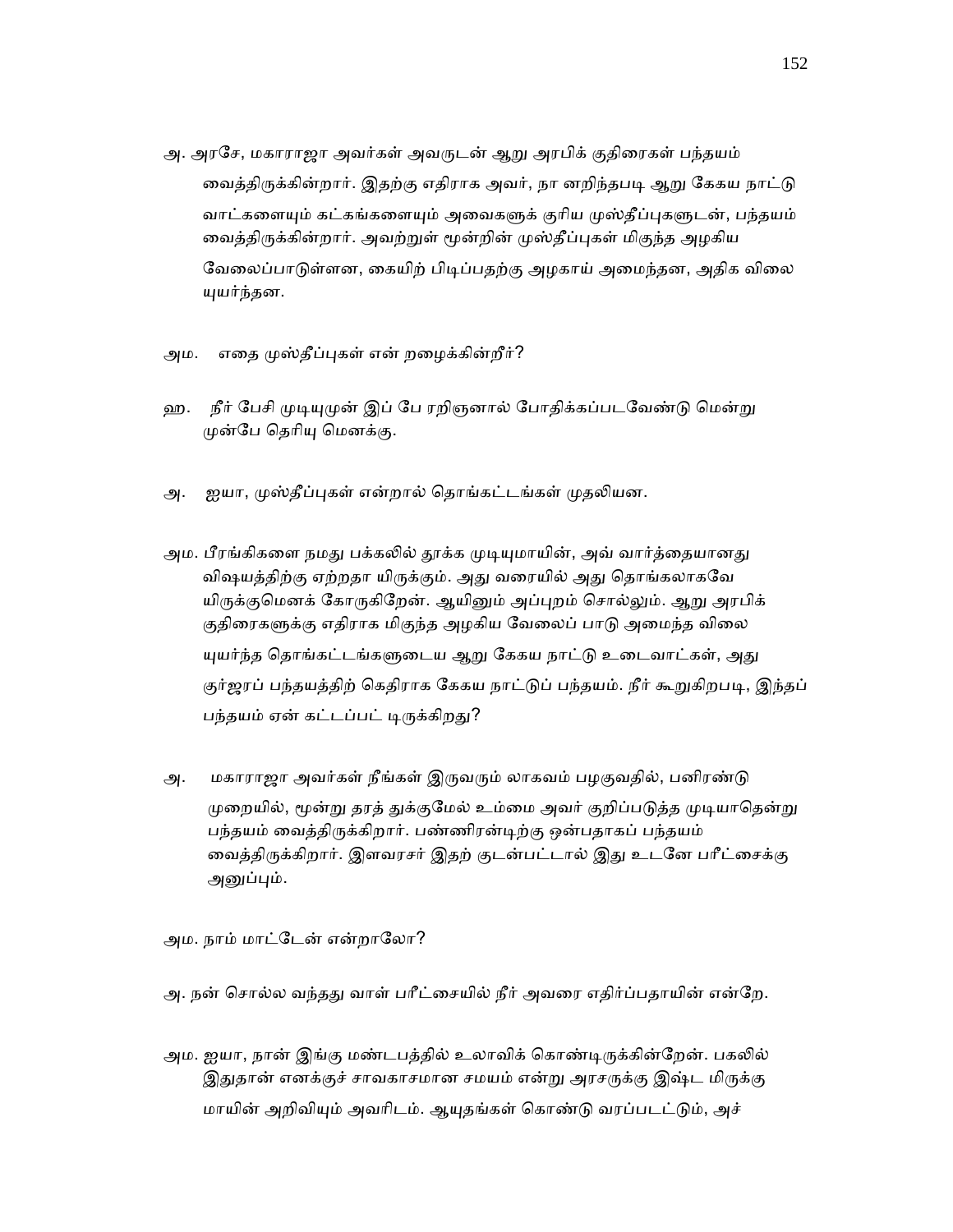அ. அரசே, மகாராஜா அவர்கள் அவருடன் ஆறு அரபிக் குதிரைகள் பந்தயம் வைத்திருக்கின்றார். இதற்கு எதிராக அவர், நா னறிந்தபடி ஆறு கேகய நாட்டு வாட்களையும் கட்கங்களையும் அவைகளுக் குரிய முஸ்தீப்புகளுடன், பந்தயம் வைத்திருக்கின்றார். அவற்றுள் மூன்றின் முஸ்தீப்புகள் மிகுந்த அழகிய வேலைப்பாடுள்ளன, கையிற் பிடிப்பதற்கு அழகாய் அமைந்தன, அதிக விலை யுயர்ந்தன.

அம. எதை முஸ்தீப்புகள் என் றழைக்கின்றீர்?

ஹ. நீர் பேசி முடியுமுன் இப் பே ரறிஞனால் போதிக்கப்படவேண்டு மென்று முன்பே தெரியு மெனக்கு.

அ. ஐயா, முஸ்தீப்புகள் என்றால் தொங்கட்டங்கள் முதலியன.

அம. பீரங்கிகளை நமது பக்கலில் தூக்க முடியுமாயின், அவ் வார்த்தையானது விஷயத்திற்கு ஏற்றதா யிருக்கும். அது வரையில் அது தொங்கலாகவே யிருக்குமெனக் கோருகிறேன். ஆயினும் அப்புறம் சொல்லும். ஆறு அரபிக் குதிரைகளுக்கு எதிராக மிகுந்த அழகிய வேலைப் பாடு அமைந்த விலை யுயர்ந்த தொங்கட்டங்களுடைய ஆறு கேகய நாட்டு உடைவாட்கள், அது குர்ஜரப் பந்தயத்திற் கெதிராக கேகய நாட்டுப் பந்தயம். நீர் கூறுகிறபடி, இந்தப் பந்தயம் ஏன் கட்டப்பட் டிருக்கிறது?

அ. மகாராஜா அவர்கள் நீங்கள் இருவரும் லாகவம் பழகுவதில், பனிரண்டு முறையில், மூன்று தரத் துக்குமேல் உம்மை அவர் குறிப்படுத்த முடியாதென்று பந்தயம் வைத்திருக்கிறார். பண்ணிரன்டிற்கு ஒன்பதாகப் பந்தயம் வைத்திருக்கிறார். இளவரசர் இதற் குடன்பட்டால் இது உடனே பரீட்சைக்கு அனுப்பும்.

அம. நாம் மாட்டேன் என்றாலோ?

அ. நன் சொல்ல வந்தது வாள் பரீட்சையில் நீர் அவரை எதிர்ப்பதாயின் என்றே.

அம. ஐயா, நான் இங்கு மண்டபத்தில் உலாவிக் கொண்டிருக்கின்றேன். பகலில் இதுதான் எனக்குச் சாவகாசமான சமயம் என்று அரசருக்கு இஷ்ட மிருக்கு மாயின் அறிவியும் அவரிடம். ஆயுதங்கள் கொண்டு வரப்படட்டும், அச்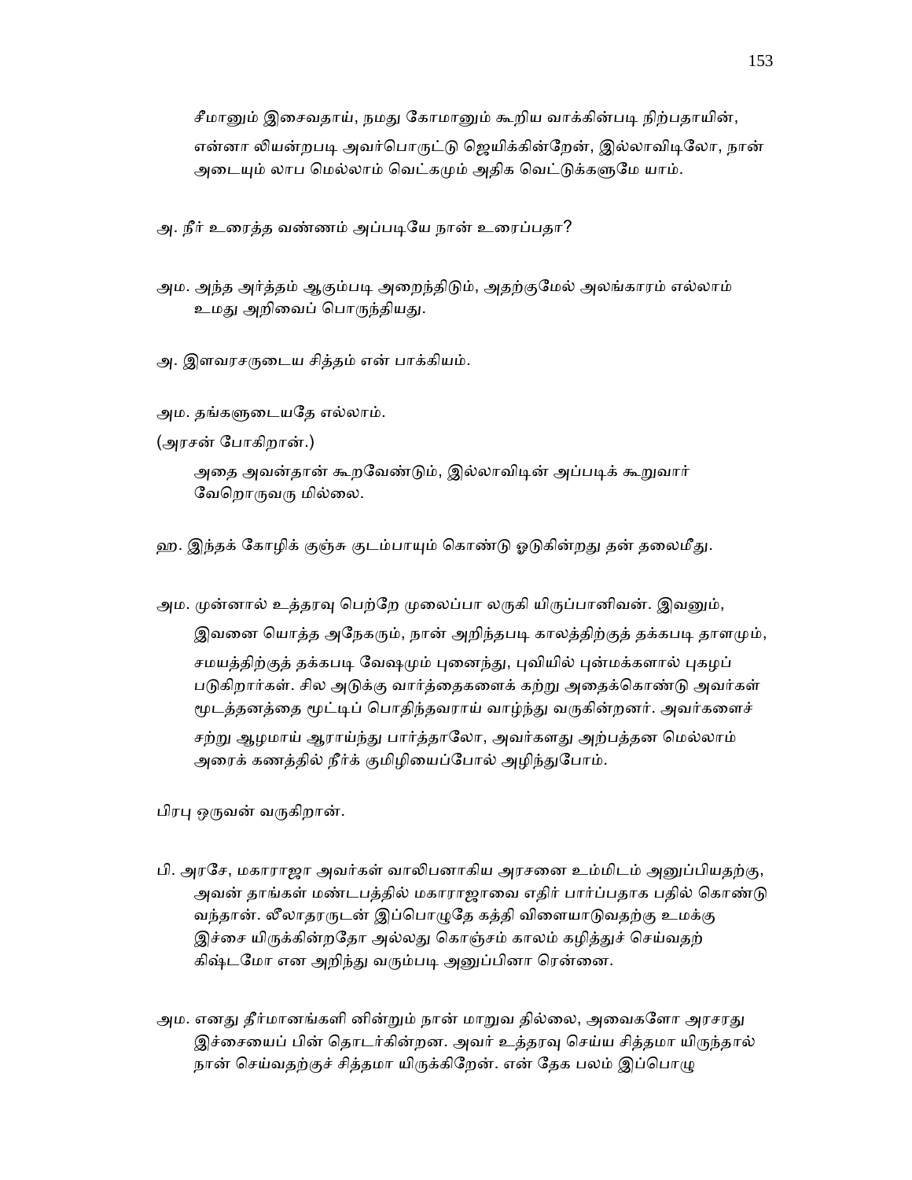சீமானும் இசைவதாய், நமது கோமானும் கூறிய வாக்கின்படி நிற்பதாயின், என்னா லியன்றபடி அவர்பொருட்டு ஜெயிக்கின்றேன், இல்லாவிடிலோ, நான் அடையும் லாப மெல்லாம் வெட்கமும் அதிக வெட்டுக்களுமே யாம்.

அ. நீர் உரைத்த வண்ணம் அப்படியே நான் உரைப்பதா?

அம. அந்த அர்த்தம் ஆகும்படி அறைந்திடும், அதற்குமேல் அலங்காரம் எல்லாம் உமது அறிவைப் பொருந்தியது.

அ. இளவரசருடைய சித்தம் என் பாக்கியம்.

அம. தங்களுடையதே எல்லாம்.

(அரசன் போகிறான்.)

அதை அவன்தான் கூறவேண்டும், இல்லாவிடின் அப்படிக் கூறுவார் வேறொருவரு மில்லை.

ஹ. இந்தக் கோழிக் குஞ்சு குடம்பாயும் கொண்டு ஓடுகின்றது தன் தலைமீது.

அம. முன்னால் உத்தரவு பெற்றே முலைப்பா லருகி யிருப்பானிவன். இவனும், இவனை யொத்த அநேகரும், நான் அறிந்தபடி காலத்திற்குத் தக்கபடி தாளமும், சமயத்திற்குத் தக்கபடி வேஷமும் புனைந்து, புவியில் புன்மக்களால் புகழப் படுகிறார்கள். சில அடுக்கு வார்த்தைகளைக் கற்று அதைக்கொண்டு அவர்கள் மூடத்தனத்தை மூட்டிப் பொதிந்தவராய் வாழ்ந்து வருகின்றனர். அவர்களைச் சற்று ஆழமாய் ஆராய்ந்து பார்த்தாலோ, அவர்களது அற்பத்தன மெல்லாம் அரைக் கணத்தில் நீர்க் குமிழியைப்போல் அழிந்துபோம்.

பிரபு ஒருவன் வருகிறான்.

பி. அரசே, மகாராஜா அவர்கள் வாலிபனாகிய அரசனை உம்மிடம் அனுப்பியதற்கு, அவன் தாங்கள் மண்டபத்தில் மகாராஜாவை எதிர் பார்ப்பதாக பதில் கொண்டு வந்தான். லீலாதரருடன் இப்பொழுதே கத்தி விளையாடுவதற்கு உமக்கு இச்சை யிருக்கின்றதோ அல்லது கொஞ்சம் காலம் கழித்துச் செய்வதற் கிஷ்டமோ என அறிந்து வரும்படி அனுப்பினா ரென்னை.

அம. எனது தீர்மானங்களி னின்றும் நான் மாறுவ தில்லை, அவைகளோ அரசரது இச்சையைப் பின் தொடர்கின்றன. அவர் உத்தரவு செய்ய சித்தமா யிருந்தால் நான் செய்வதற்குச் சித்தமா யிருக்கிறேன். என் தேக பலம் இப்பொழு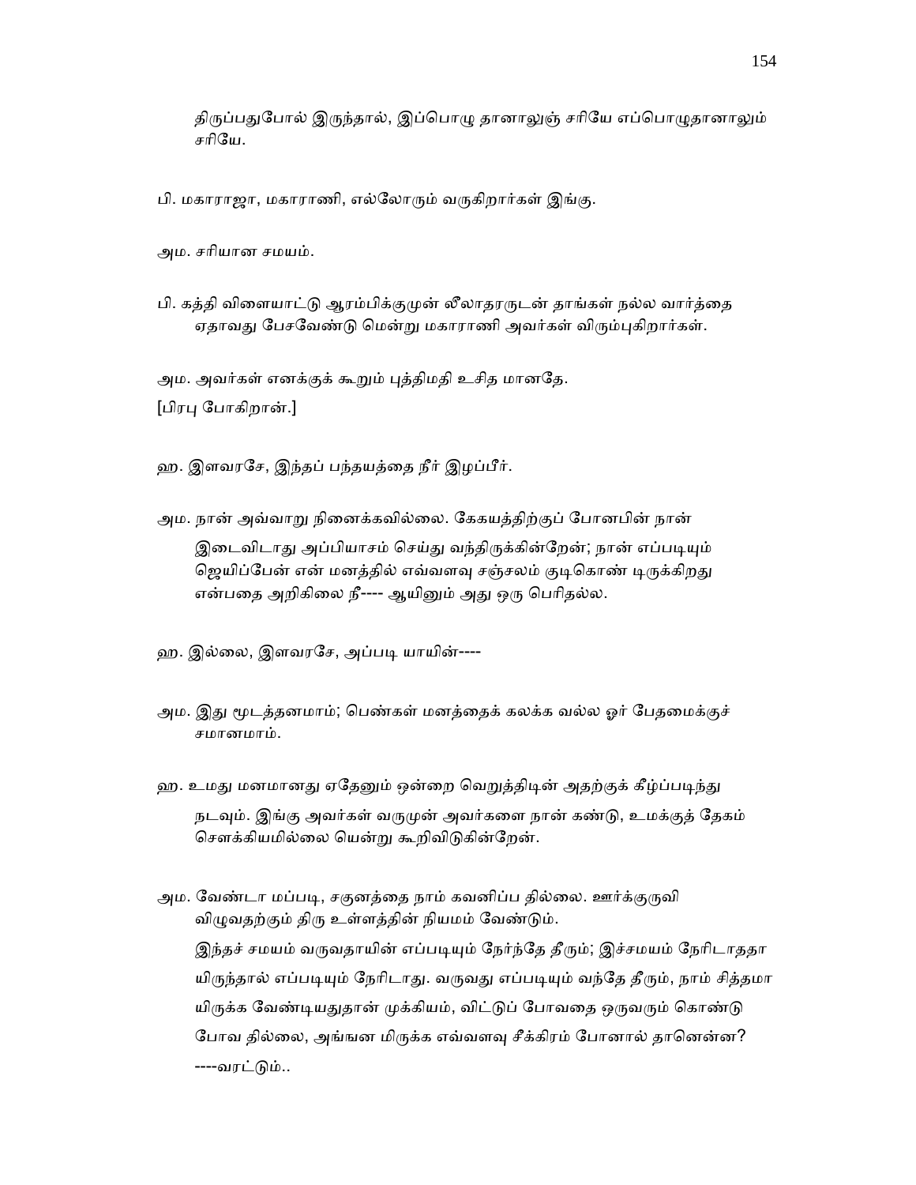திருப்பதுபோல் இருந்தால், இப்பொழு தானாலுஞ் சரியே எப்பொழுதானாலும் சரியே.

பி. மகாராஜா, மகாராணி, எல்லோரும் வருகிறார்கள் இங்கு.

அம. சரியான சமயம்.

பி. கத்தி விளையாட்டு ஆரம்பிக்குமுன் லீலாதரருடன் தாங்கள் நல்ல வார்த்தை ஏதாவது பேசவேண்டு மென்று மகாராணி அவர்கள் விரும்புகிறார்கள்.

அம. அவர்கள் எனக்குக் கூறும் புத்திமதி உசித மானதே.

[பிரபு போகிறான்.]

ஹ. இளவரசே, இந்தப் பந்தயத்தை நீர் இழப்பீர்.

அம. நான் அவ்வாறு நினைக்கவில்லை. கேகயத்திற்குப் போனபின் நான் இடைவிடாது அப்பியாசம் செய்து வந்திருக்கின்றேன்; நான் எப்படியும் ஜெயிப்பேன் என் மனத்தில் எவ்வளவு சஞ்சலம் குடிகொண் டிருக்கிறது என்பதை அறிகிலை நீ---- ஆயினும் அது ஒரு பெரிதல்ல.

ஹ. இல்லை, இளவரசே, அப்படி யாயின்----

அம. இது மூடத்தனமாம்; பெண்கள் மனத்தைக் கலக்க வல்ல ஓர் பேதமைக்குச் சமானமாம்.

ஹ. உமது மனமானது ஏதேனும் ஒன்றை வெறுத்திடின் அதற்குக் கீழ்ப்படிந்து நடவும். இங்கு அவர்கள் வருமுன் அவர்களை நான் கண்டு, உமக்குத் தேகம் சௌக்கியமில்லை யென்று கூறிவிடுகின்றேன்.

அம. வேண்டா மப்படி, சகுனத்தை நாம் கவனிப்ப தில்லை. ஊர்க்குருவி விழுவதற்கும் திரு உள்ளத்தின் நியமம் வேண்டும்.

இந்தச் சமயம் வருவதாயின் எப்படியும் நேர்ந்தே தீரும்; இச்சமயம் நேரிடாததா யிருந்தால் எப்படியும் நேரிடாது. வருவது எப்படியும் வந்தே தீரும், நாம் சித்தமா யிருக்க வேண்டியதுதான் முக்கியம், விட்டுப் போவதை ஒருவரும் கொண்டு போவ தில்லை, அங்ஙன மிருக்க எவ்வளவு சீக்கிரம் போனால் தானென்ன? ----வரட்டும்..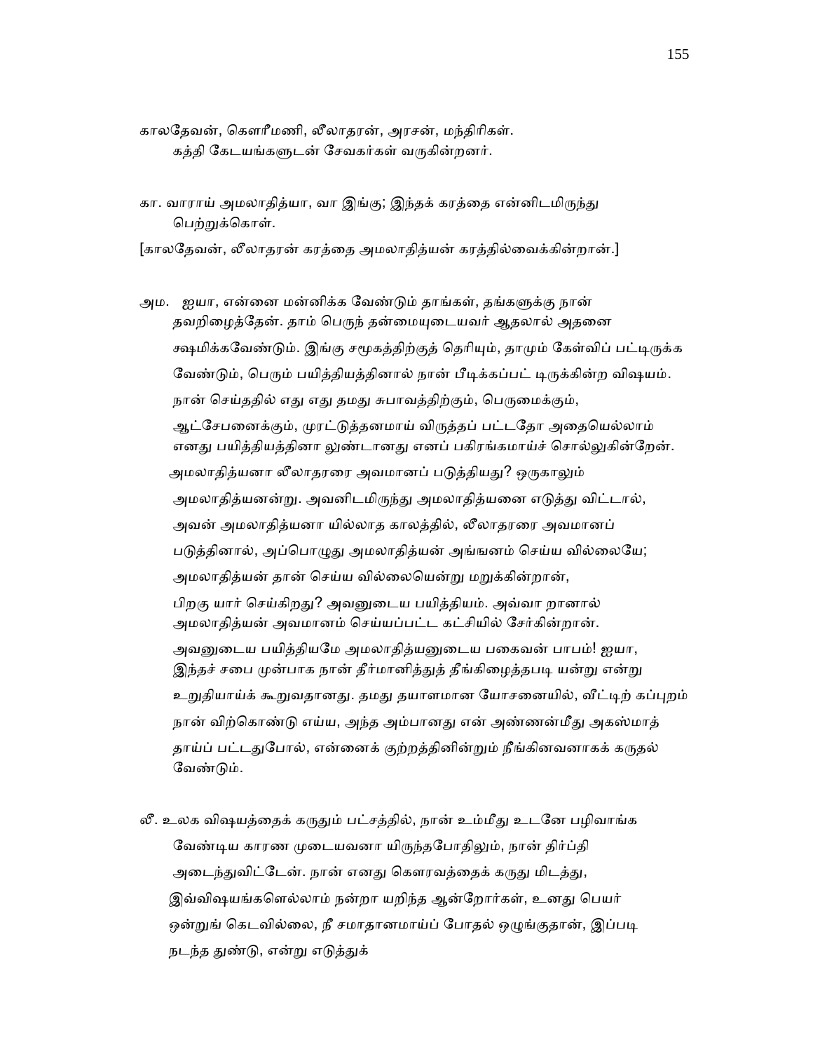காலதேவன், கௌரீமணி, லீலாதரன், அரசன், மந்திரிகள்.
கத்தி கேடயங்களுடன் சேவகர்கள் வருகின்றனர்.

கா. வாராய் அமலாதித்யா, வா இங்கு; இந்தக் கரத்தை என்னிடமிருந்து பெற்றுக்கொள்.

[காலதேவன், லீலாதரன் கரத்தை அமலாதித்யன் கரத்தில்வைக்கின்றான்.]

அம. ஐயா, என்னை மன்னிக்க வேண்டும் தாங்கள், தங்களுக்கு நான் தவறிழைத்தேன். தாம் பெருந் தன்மையுடையவர் ஆதலால் அதனை க்ஷமிக்கவேண்டும். இங்கு சமூகத்திற்குத் தெரியும், தாமும் கேள்விப் பட்டிருக்க வேண்டும், பெரும் பயித்தியத்தினால் நான் பீடிக்கப்பட் டிருக்கின்ற விஷயம். நான் செய்ததில் எது எது தமது சுபாவத்திற்கும், பெருமைக்கும், ஆட்சேபனைக்கும், முரட்டுத்தனமாய் விருத்தப் பட்டதோ அதையெல்லாம் எனது பயித்தியத்தினா லுண்டானது எனப் பகிரங்கமாய்ச் சொல்லுகின்றேன். அமலாதித்யனா லீலாதரரை அவமானப் படுத்தியது? ஒருகாலும் அமலாதித்யனன்று. அவனிடமிருந்து அமலாதித்யனை எடுத்து விட்டால், அவன் அமலாதித்யனா யில்லாத காலத்தில், லீலாதரரை அவமானப் படுத்தினால், அப்பொழுது அமலாதித்யன் அங்ஙனம் செய்ய வில்லையே; அமலாதித்யன் தான் செய்ய வில்லையென்று மறுக்கின்றான், பிறகு யார் செய்கிறது? அவனுடைய பயித்தியம். அவ்வா றானால் அமலாதித்யன் அவமானம் செய்யப்பட்ட கட்சியில் சேர்கின்றான். அவனுடைய பயித்தியமே அமலாதித்யனுடைய பகைவன் பாபம்! ஐயா, இந்தச் சபை முன்பாக நான் தீர்மானித்துத் தீங்கிழைத்தபடி யன்று என்று உறுதியாய்க் கூறுவதானது. தமது தயாளமான யோசனையில், வீட்டிற் கப்புறம் நான் விற்கொண்டு எய்ய, அந்த அம்பானது என் அண்ணன்மீது அகஸ்மாத் தாய்ப் பட்டதுபோல், என்னைக் குற்றத்தினின்றும் நீங்கினவனாகக் கருதல் வேண்டும்.

லீ. உலக விஷயத்தைக் கருதும் பட்சத்தில், நான் உம்மீது உடனே பழிவாங்க வேண்டிய காரண முடையவனா யிருந்தபோதிலும், நான் திர்ப்தி அடைந்துவிட்டேன். நான் எனது கௌரவத்தைக் கருது மிடத்து, இவ்விஷயங்களெல்லாம் நன்றா யறிந்த ஆன்றோர்கள், உனது பெயர் ஒன்றுங் கெடவில்லை, நீ சமாதானமாய்ப் போதல் ஒழுங்குதான், இப்படி நடந்த துண்டு, என்று எடுத்துக்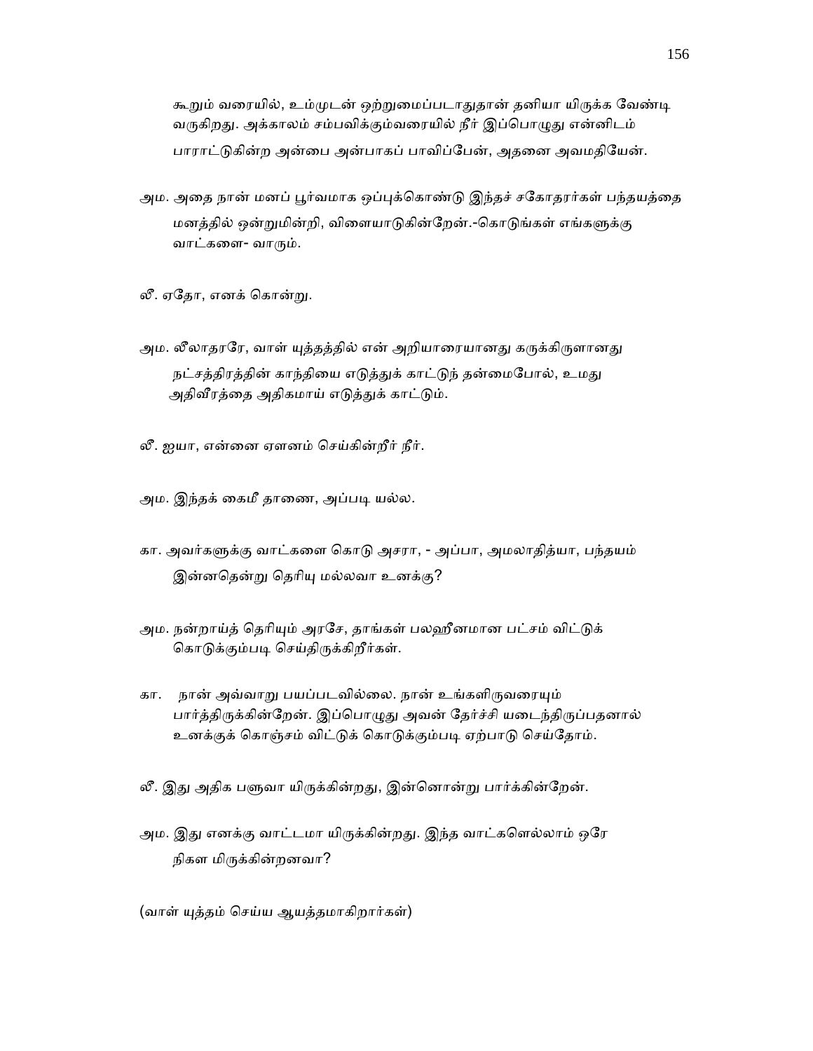கூறும் வரையில், உம்முடன் ஒற்றுமைப்படாதுதான் தனியா யிருக்க வேண்டி வருகிறது. அக்காலம் சம்பவிக்கும்வரையில் நீர் இப்பொழுது என்னிடம் பாராட்டுகின்ற அன்பை அன்பாகப் பாவிப்பேன், அதனை அவமதியேன்.

அம. அதை நான் மனப் பூர்வமாக ஒப்புக்கொண்டு இந்தச் சகோதரர்கள் பந்தயத்தை மனத்தில் ஒன்றுமின்றி, விளையாடுகின்றேன்.-கொடுங்கள் எங்களுக்கு வாட்களை- வாரும்.

லீ. ஏதோ, எனக் கொன்று.

அம. லீலாதரரே, வாள் யுத்தத்தில் என் அறியாரையானது கருக்கிருளானது நட்சத்திரத்தின் காந்தியை எடுத்துக் காட்டுந் தன்மைபோல், உமது அதிவீரத்தை அதிகமாய் எடுத்துக் காட்டும்.

லீ. ஐயா, என்னை ஏளனம் செய்கின்றீர் நீர்.

அம. இந்தக் கைமீ தாணை, அப்படி யல்ல.

கா. அவர்களுக்கு வாட்களை கொடு அசரா, - அப்பா, அமலாதித்யா, பந்தயம் இன்னதென்று தெரியு மல்லவா உனக்கு?

அம. நன்றாய்த் தெரியும் அரசே, தாங்கள் பலஹீனமான பட்சம் விட்டுக் கொடுக்கும்படி செய்திருக்கிறீர்கள்.

கா. நான் அவ்வாறு பயப்படவில்லை. நான் உங்களிருவரையும் பார்த்திருக்கின்றேன். இப்பொழுது அவன் தேர்ச்சி யடைந்திருப்பதனால் உனக்குக் கொஞ்சம் விட்டுக் கொடுக்கும்படி ஏற்பாடு செய்தோம்.

லீ. இது அதிக பளுவா யிருக்கின்றது, இன்னொன்று பார்க்கின்றேன்.

அம. இது எனக்கு வாட்டமா யிருக்கின்றது. இந்த வாட்களெல்லாம் ஒரே நிகள மிருக்கின்றனவா?

(வாள் யுத்தம் செய்ய ஆயத்தமாகிறார்கள்)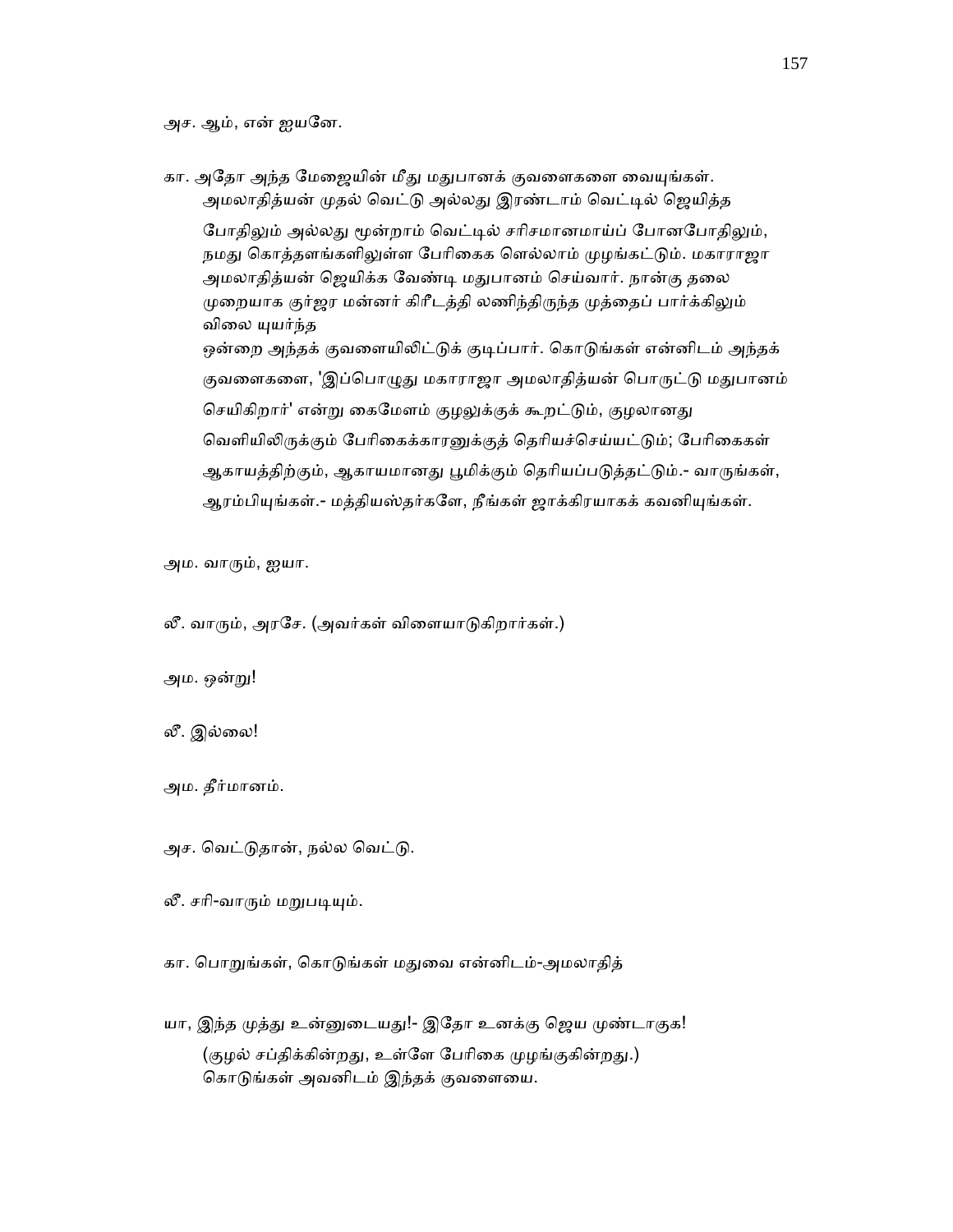அச. ஆம், என் ஐயனே.

கா. அதோ அந்த மேஜையின் மீது மதுபானக் குவளைகளை வையுங்கள். அமலாதித்யன் முதல் வெட்டு அல்லது இரண்டாம் வெட்டில் ஜெயித்த போதிலும் அல்லது மூன்றாம் வெட்டில் சரிசமானமாய்ப் போனபோதிலும், நமது கொத்தளங்களிலுள்ள பேரிகைக ளெல்லாம் முழங்கட்டும். மகாராஜா அமலாதித்யன் ஜெயிக்க வேண்டி மதுபானம் செய்வார். நான்கு தலை முறையாக குர்ஜர மன்னர் கிரீடத்தி லணிந்திருந்த முத்தைப் பார்க்கிலும் விலை யுயர்ந்த ஒன்றை அந்தக் குவளையிலிட்டுக் குடிப்பார். கொடுங்கள் என்னிடம் அந்தக் குவளைகளை, 'இப்பொழுது மகாராஜா அமலாதித்யன் பொருட்டு மதுபானம் செயிகிறார்' என்று கைமேளம் குழலுக்குக் கூறட்டும், குழலானது வெளியிலிருக்கும் பேரிகைக்காரனுக்குத் தெரியச்செய்யட்டும்; பேரிகைகள் ஆகாயத்திற்கும், ஆகாயமானது பூமிக்கும் தெரியப்படுத்தட்டும்.- வாருங்கள், ஆரம்பியுங்கள்.- மத்தியஸ்தர்களே, நீங்கள் ஜாக்கிரயாகக் கவனியுங்கள்.

அம. வாரும், ஐயா.

லீ. வாரும், அரசே. (அவர்கள் விளையாடுகிறார்கள்.)

அம. ஒன்று!

லீ. இல்லை!

அம. தீர்மானம்.

அச. வெட்டுதான், நல்ல வெட்டு.

லீ. சரி-வாரும் மறுபடியும்.

கா. பொறுங்கள், கொடுங்கள் மதுவை என்னிடம்-அமலாதித்

யா, இந்த முத்து உன்னுடையது!- இதோ உனக்கு ஜெய முண்டாகுக! (குழல் சப்திக்கின்றது, உள்ளே பேரிகை முழங்குகின்றது.) கொடுங்கள் அவனிடம் இந்தக் குவளையை.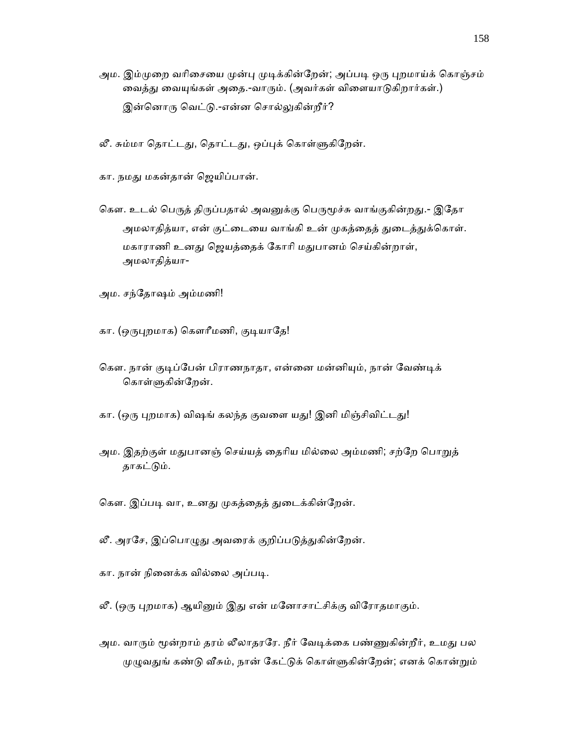அம. இம்முறை வரிசையை முன்பு முடிக்கின்றேன்; அப்படி ஒரு புறமாய்க் கொஞ்சம் வைத்து வையுங்கள் அதை.-வாரும். (அவர்கள் விளையாடுகிறார்கள்.)

இன்னொரு வெட்டு.-என்ன சொல்லுகின்றீர்?

லீ. சும்மா தொட்டது, தொட்டது, ஒப்புக் கொள்ளுகிறேன்.

கா. நமது மகன்தான் ஜெயிப்பான்.

கௌ. உடல் பெருத் திருப்பதால் அவனுக்கு பெருமூச்சு வாங்குகின்றது.- இதோ அமலாதித்யா, என் குட்டையை வாங்கி உன் முகத்தைத் துடைத்துக்கொள். மகாராணி உனது ஜெயத்தைக் கோரி மதுபானம் செய்கின்றாள், அமலாதித்யா-

அம. சந்தோஷம் அம்மணி!

கா. (ஒருபுறமாக) கௌரீமணி, குடியாதே!

கௌ. நான் குடிப்பேன் பிராணநாதா, என்னை மன்னியும், நான் வேண்டிக் கொள்ளுகின்றேன்.

கா. (ஒரு புறமாக) விஷங் கலந்த குவளை யது! இனி மிஞ்சிவிட்டது!

அம. இதற்குள் மதுபானஞ் செய்யத் தைரிய மில்லை அம்மணி; சற்றே பொறுத் தாகட்டும்.

கௌ. இப்படி வா, உனது முகத்தைத் துடைக்கின்றேன்.

லீ. அரசே, இப்பொழுது அவரைக் குறிப்படுத்துகின்றேன்.

கா. நான் நினைக்க வில்லை அப்படி.

லீ. (ஒரு புறமாக) ஆயினும் இது என் மனோசாட்சிக்கு விரோதமாகும்.

அம. வாரும் மூன்றாம் தரம் லீலாதரரே. நீர் வேடிக்கை பண்ணுகின்றீர், உமது பல முழுவதுங் கண்டு வீசும், நான் கேட்டுக் கொள்ளுகின்றேன்; எனக் கொன்றும்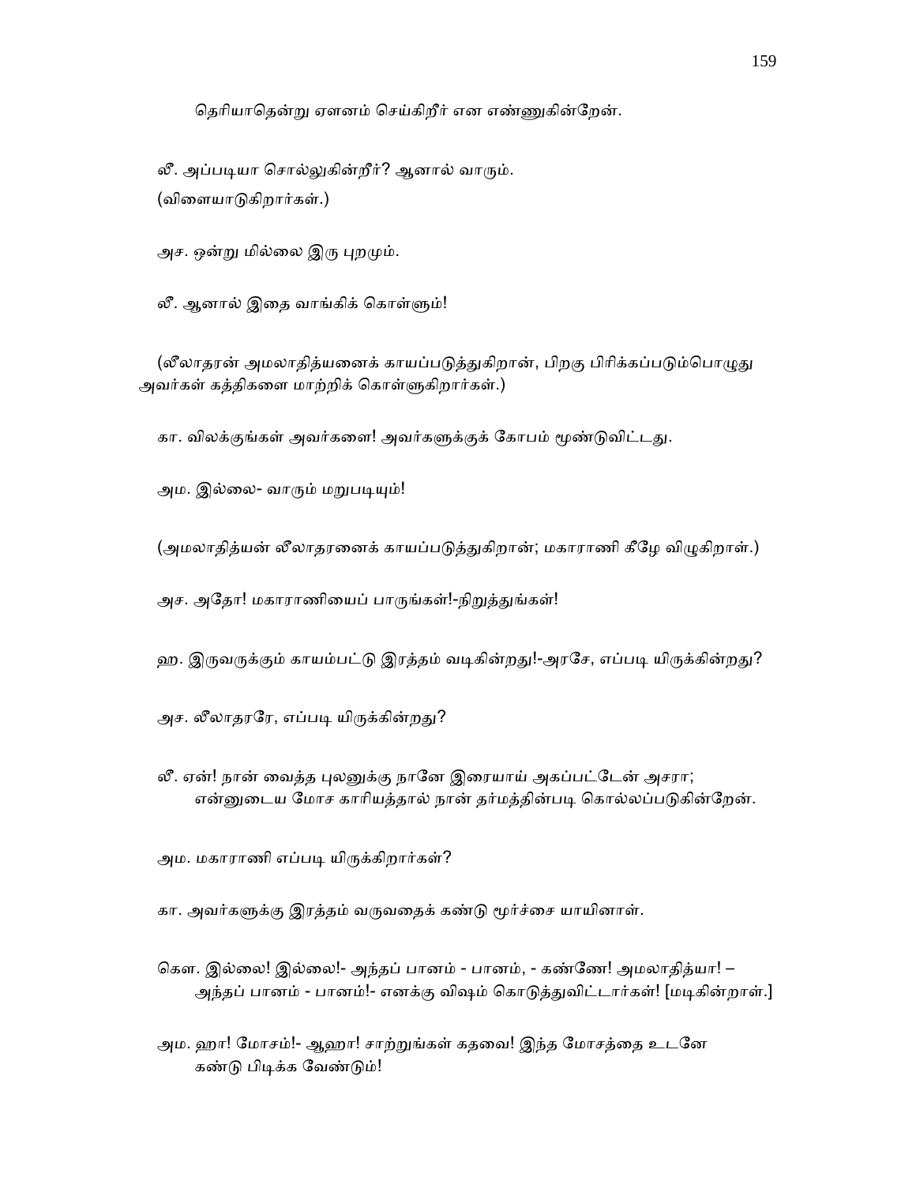தெரியாதென்று ஏளனம் செய்கிறீர் என எண்ணுகின்றேன்.

லீ. அப்படியா சொல்லுகின்றீர்? ஆனால் வாரும்.
(விளையாடுகிறார்கள்.)

அச. ஒன்று மில்லை இரு புறமும்.

லீ. ஆனால் இதை வாங்கிக் கொள்ளும்!

(லீலாதரன் அமலாதித்யனைக் காயப்படுத்துகிறான், பிறகு பிரிக்கப்படும்பொழுது அவர்கள் கத்திகளை மாற்றிக் கொள்ளுகிறார்கள்.)

கா. விலக்குங்கள் அவர்களை! அவர்களுக்குக் கோபம் மூண்டுவிட்டது.

அம. இல்லை- வாரும் மறுபடியும்!

(அமலாதித்யன் லீலாதரனைக் காயப்படுத்துகிறான்; மகாராணி கீழே விழுகிறாள்.)

அச. அதோ! மகாராணியைப் பாருங்கள்!-நிறுத்துங்கள்!

ஹ. இருவருக்கும் காயம்பட்டு இரத்தம் வடிகின்றது!-அரசே, எப்படி யிருக்கின்றது?

அச. லீலாதரரே, எப்படி யிருக்கின்றது?

லீ. ஏன்! நான் வைத்த புலனுக்கு நானே இரையாய் அகப்பட்டேன் அசரா; என்னுடைய மோச காரியத்தால் நான் தர்மத்தின்படி கொல்லப்படுகின்றேன்.

அம. மகாராணி எப்படி யிருக்கிறார்கள்?

கா. அவர்களுக்கு இரத்தம் வருவதைக் கண்டு மூர்ச்சை யாயினாள்.

கௌ. இல்லை! இல்லை!- அந்தப் பானம் - பானம், - கண்ணே! அமலாதித்யா! – அந்தப் பானம் - பானம்!- எனக்கு விஷம் கொடுத்துவிட்டார்கள்! [மடிகின்றாள்.]

அம. ஹா! மோசம்!- ஆஹா! சாற்றுங்கள் கதவை! இந்த மோசத்தை உடனே கண்டு பிடிக்க வேண்டும்!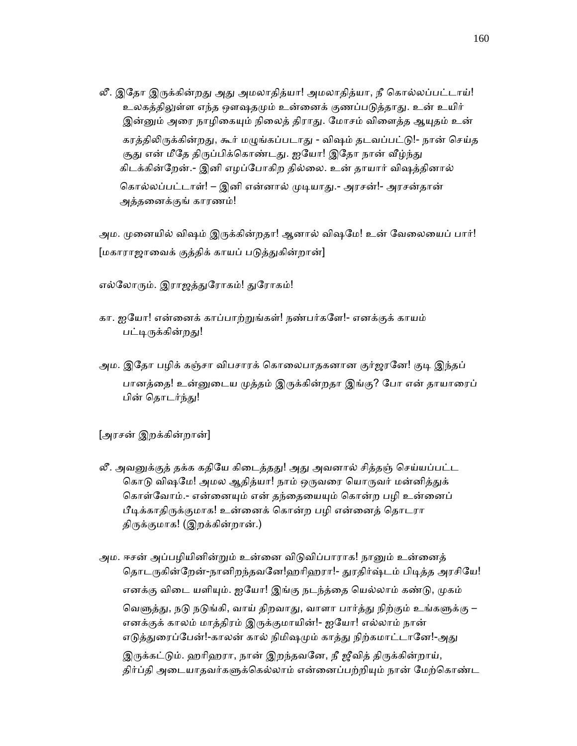லீ. இதோ இருக்கின்றது அது அமலாதித்யா! அமலாதித்யா, நீ கொல்லப்பட்டாய்! உலகத்திலுள்ள எந்த ஔஷதமும் உன்னைக் குணப்படுத்தாது. உன் உயிர் இன்னும் அரை நாழிகையும் நிலைத் திராது. மோசம் விளைத்த ஆயுதம் உன் கரத்திலிருக்கின்றது, கூர் மழுங்கப்படாது - விஷம் தடவப்பட்டு!- நான் செய்த சூது என் மீதே திருப்பிக்கொண்டது. ஐயோ! இதோ நான் வீழ்ந்து கிடக்கின்றேன்.- இனி எழப்போகிற தில்லை. உன் தாயார் விஷத்தினால் கொல்லப்பட்டாள்! – இனி என்னால் முடியாது.- அரசன்!- அரசன்தான் அத்தனைக்குங் காரணம்!

அம. முனையில் விஷம் இருக்கின்றதா! ஆனால் விஷமே! உன் வேலையைப் பார்!

[மகாராஜாவைக் குத்திக் காயப் படுத்துகின்றான்]

எல்லோரும். இராஜத்துரோகம்! துரோகம்!

கா. ஐயோ! என்னைக் காப்பாற்றுங்கள்! நண்பர்களே!- எனக்குக் காயம் பட்டிருக்கின்றது!

அம. இதோ பழிக் கஞ்சா விபசாரக் கொலைபாதகனான குர்ஜரனே! குடி இந்தப் பானத்தை! உன்னுடைய முத்தம் இருக்கின்றதா இங்கு? போ என் தாயாரைப் பின் தொடர்ந்து!

[அரசன் இறக்கின்றான்]

லீ. அவனுக்குத் தக்க கதியே கிடைத்தது! அது அவனால் சித்தஞ் செய்யப்பட்ட கொடு விஷமே! அமல ஆதித்யா! நாம் ஒருவரை யொருவர் மன்னித்துக் கொள்வோம்.- என்னையும் என் தந்தையையும் கொன்ற பழி உன்னைப் பீடிக்காதிருக்குமாக! உன்னைக் கொன்ற பழி என்னைத் தொடரா திருக்குமாக! (இறக்கின்றான்.)

அம. ஈசன் அப்பழியினின்றும் உன்னை விடுவிப்பாராக! நானும் உன்னைத் தொடருகின்றேன்-நானிறந்தவனே!ஹரிஹரா!- துரதிர்ஷ்டம் பிடித்த அரசியே! எனக்கு விடை யளியும். ஐயோ! இங்கு நடந்த்தை யெல்லாம் கண்டு, முகம் வெளுத்து, நடு நடுங்கி, வாய் திறவாது, வாளா பார்த்து நிற்கும் உங்களுக்கு – எனக்குக் காலம் மாத்திரம் இருக்குமாயின்!- ஐயோ! எல்லாம் நான் எடுத்துரைப்பேன்!-காலன் கால் நிமிஷமும் காத்து நிற்கமாட்டானே!-அது இருக்கட்டும். ஹரிஹரா, நான் இறந்தவனே, நீ ஜீவித் திருக்கின்றாய், திர்ப்தி அடையாதவர்களுக்கெல்லாம் என்னைப்பற்றியும் நான் மேற்கொண்ட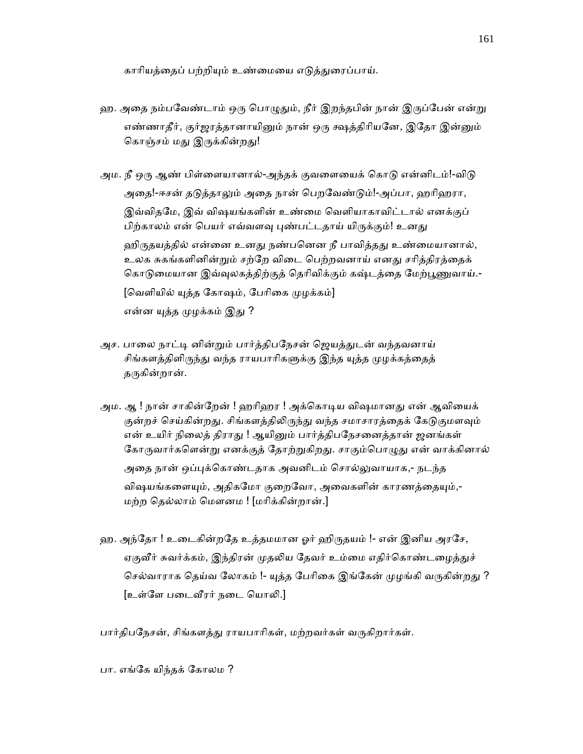காரியத்தைப் பற்றியும் உண்மையை எடுத்துரைப்பாய்.

ஹ. அதை நம்பவேண்டாம் ஒரு பொழுதும், நீர் இறந்தபின் நான் இருப்பேன் என்று எண்ணாதீர், குர்ஜரத்தானாயினும் நான் ஒரு க்ஷத்திரியனே, இதோ இன்னும் கொஞ்சம் மது இருக்கின்றது!

அம. நீ ஒரு ஆண் பிள்ளையானால்-அந்தக் குவளையைக் கொடு என்னிடம்!-விடு அதை!-ஈசன் தடுத்தாலும் அதை நான் பெறவேண்டும்!-அப்பா, ஹரிஹரா, இவ்விதமே, இவ் விஷயங்களின் உண்மை வெளியாகாவிட்டால் எனக்குப் பிற்காலம் என் பெயர் எவ்வளவு புண்பட்டதாய் யிருக்கும்! உனது ஹிருதயத்தில் என்னை உனது நண்பனென நீ பாவித்தது உண்மையானால், உலக சுகங்களினின்றும் சற்றே விடை பெற்றவனாய் எனது சரித்திரத்தைக் கொடுமையான இவ்வுலகத்திற்குத் தெரிவிக்கும் கஷ்டத்தை மேற்பூணுவாய்.-

[வெளியில் யுத்த கோஷம், பேரிகை முழக்கம்]

என்ன யுத்த முழக்கம் இது ?

அச. பாலை நாட்டி னின்றும் பார்த்திபநேசன் ஜெயத்துடன் வந்தவனாய் சிங்களத்திலிருந்து வந்த ராயபாரிகளுக்கு இந்த யுத்த முழக்கத்தைத் தருகின்றான்.

அம. ஆ ! நான் சாகின்றேன் ! ஹரிஹர ! அக்கொடிய விஷமானது என் ஆவியைக் குன்றச் செய்கின்றது. சிங்களத்திலிருந்து வந்த சமாசாரத்தைக் கேடுகுமளவும் என் உயிர் நிலைத் திராது ! ஆயினும் பார்த்திபநேசனைத்தான் ஜனங்கள் கோருவார்களென்று எனக்குத் தோற்றுகிறது. சாகும்பொழுது என் வாக்கினால் அதை நான் ஒப்புக்கொண்டதாக அவனிடம் சொல்லுவாயாக,- நடந்த விஷயங்களையும், அதிகமோ குறைவோ, அவைகளின் காரணத்தையும்,- மற்ற தெல்லாம் மௌனம் ! [மரிக்கின்றான்.]

ஹ. அந்தோ ! உடைகின்றதே உத்தமமான ஓர் ஹிருதயம் !- என் இனிய அரசே, ஏகுவீர் சுவர்க்கம், இந்திரன் முதலிய தேவர் உம்மை எதிர்கொண்டழைத்துச் செல்வாராக தெய்வ லோகம் !- யுத்த பேரிகை இங்கேன் முழங்கி வருகின்றது ? [உள்ளே படைவீரர் நடை யொலி.]

பார்திபநேசன், சிங்களத்து ராயபாரிகள், மற்றவர்கள் வருகிறார்கள்.

பா. எங்கே யிந்தக் கோலம ?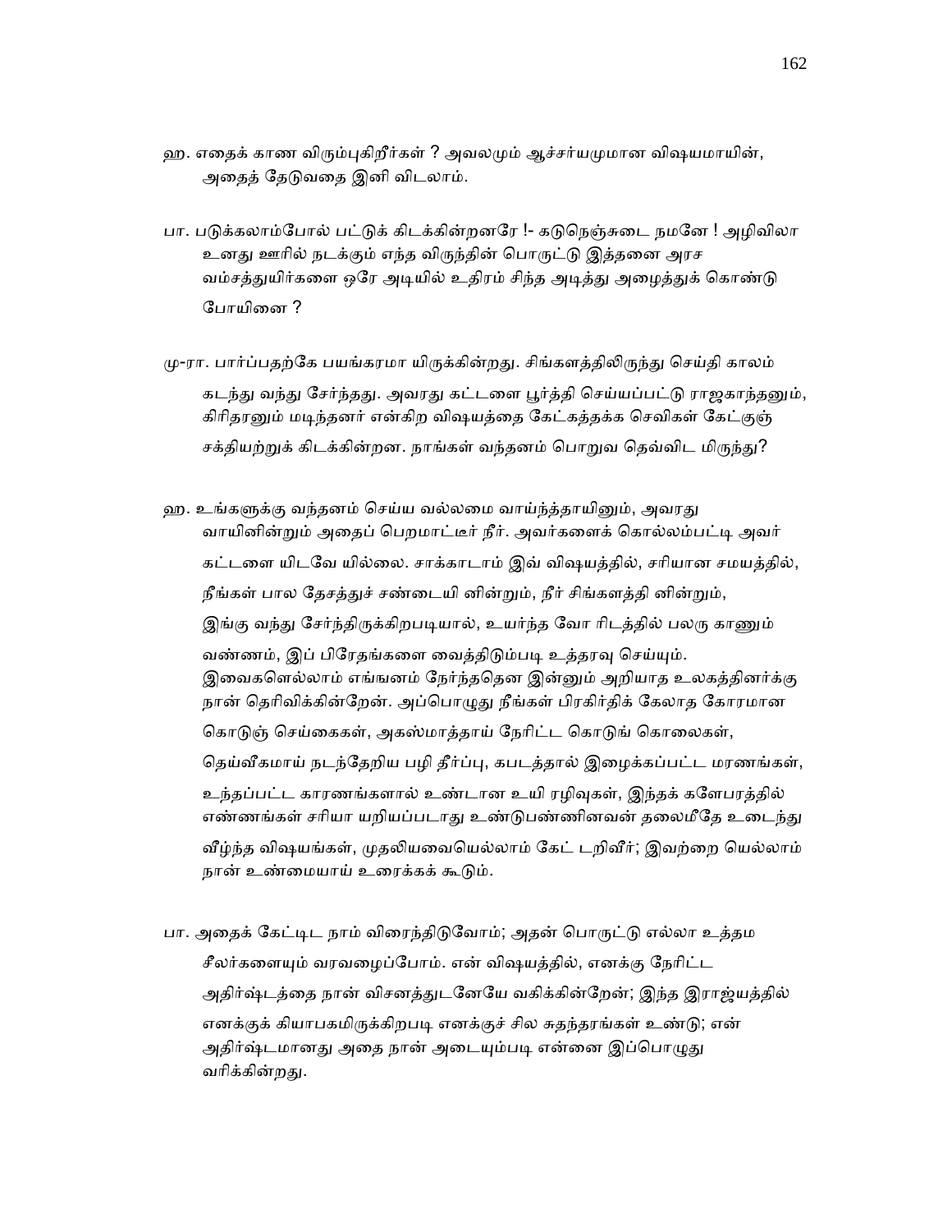ஹ. எதைக் காண விரும்புகிறீர்கள் ? அவலமும் ஆச்சர்யமுமான விஷயமாயின், அதைத் தேடுவதை இனி விடலாம்.

பா. படுக்கலாம்போல் பட்டுக் கிடக்கின்றனரே !- கடுநெஞ்சுடை நமனே ! அழிவிலா உனது ஊரில் நடக்கும் எந்த விருந்தின் பொருட்டு இத்தனை அரச வம்சத்துயிர்களை ஒரே அடியில் உதிரம் சிந்த அடித்து அழைத்துக் கொண்டு போயினை ?

மு-ரா. பார்ப்பதற்கே பயங்கரமா யிருக்கின்றது. சிங்களத்திலிருந்து செய்தி காலம் கடந்து வந்து சேர்ந்தது. அவரது கட்டளை பூர்த்தி செய்யப்பட்டு ராஜகாந்தனும், கிரிதரனும் மடிந்தனர் என்கிற விஷயத்தை கேட்கத்தக்க செவிகள் கேட்குஞ் சக்தியற்றுக் கிடக்கின்றன. நாங்கள் வந்தனம் பொறுவ தெவ்விட மிருந்து?

ஹ. உங்களுக்கு வந்தனம் செய்ய வல்லமை வாய்ந்த்தாயினும், அவரது வாயினின்றும் அதைப் பெறமாட்டீர் நீர். அவர்களைக் கொல்லம்பட்டி அவர் கட்டளை யிடவே யில்லை. சாக்காடாம் இவ் விஷயத்தில், சரியான சமயத்தில், நீங்கள் பால தேசத்துச் சண்டையி னின்றும், நீர் சிங்களத்தி னின்றும், இங்கு வந்து சேர்ந்திருக்கிறபடியால், உயர்ந்த வோ ரிடத்தில் பலரு காணும் வண்ணம், இப் பிரேதங்களை வைத்திடும்படி உத்தரவு செய்யும். இவைகளெல்லாம் எங்ஙனம் நேர்ந்ததென இன்னும் அறியாத உலகத்தினர்க்கு நான் தெரிவிக்கின்றேன். அப்பொழுது நீங்கள் பிரகிர்திக் கேலாத கோரமான கொடுஞ் செய்கைகள், அகஸ்மாத்தாய் நேரிட்ட கொடுங் கொலைகள், தெய்வீகமாய் நடந்தேறிய பழி தீர்ப்பு, கபடத்தால் இழைக்கப்பட்ட மரணங்கள், உந்தப்பட்ட காரணங்களால் உண்டான உயி ரழிவுகள், இந்தக் களேபரத்தில் எண்ணங்கள் சரியா யறியப்படாது உண்டுபண்ணினவன் தலைமீதே உடைந்து வீழ்ந்த விஷயங்கள், முதலியவையெல்லாம் கேட் டறிவீர்; இவற்றை யெல்லாம் நான் உண்மையாய் உரைக்கக் கூடும்.

பா. அதைக் கேட்டிட நாம் விரைந்திடுவோம்; அதன் பொருட்டு எல்லா உத்தம சீலர்களையும் வரவழைப்போம். என் விஷயத்தில், எனக்கு நேரிட்ட அதிர்ஷ்டத்தை நான் விசனத்துடனேயே வகிக்கின்றேன்; இந்த இராஜ்யத்தில் எனக்குக் கியாபகமிருக்கிறபடி எனக்குச் சில சுதந்தரங்கள் உண்டு; என் அதிர்ஷ்டமானது அதை நான் அடையும்படி என்னை இப்பொழுது வரிக்கின்றது.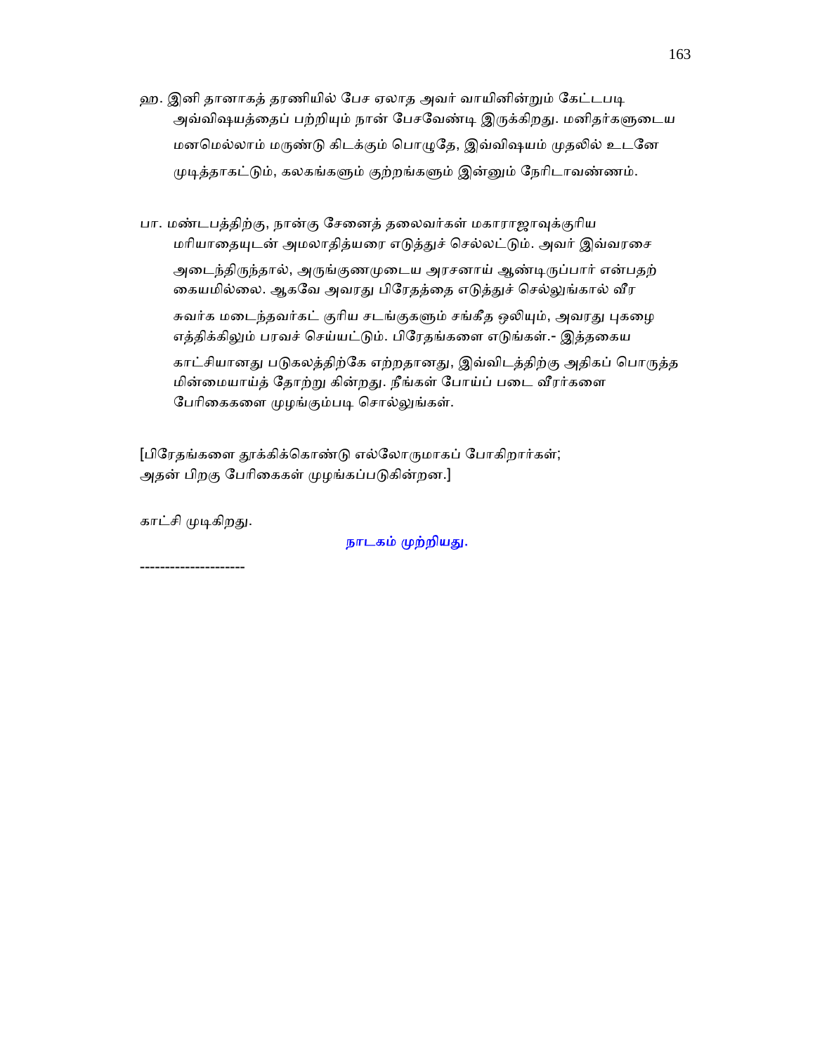ஹ. இனி தானாகத் தரணியில் பேச ஏலாத அவர் வாயினின்றும் கேட்டபடி அவ்விஷயத்தைப் பற்றியும் நான் பேசவேண்டி இருக்கிறது. மனிதர்களுடைய மனமெல்லாம் மருண்டு கிடக்கும் பொழுதே, இவ்விஷயம் முதலில் உடனே முடித்தாகட்டும், கலகங்களும் குற்றங்களும் இன்னும் நேரிடாவண்ணம்.

பா. மண்டபத்திற்கு, நான்கு சேனைத் தலைவர்கள் மகாராஜாவுக்குரிய மரியாதையுடன் அமலாதித்யரை எடுத்துச் செல்லட்டும். அவர் இவ்வரசை அடைந்திருந்தால், அருங்குணமுடைய அரசனாய் ஆண்டிருப்பார் என்பதற் கையமில்லை. ஆகவே அவரது பிரேதத்தை எடுத்துச் செல்லுங்கால் வீர சுவர்க மடைந்தவர்கட் குரிய சடங்குகளும் சங்கீத ஒலியும், அவரது புகழை எத்திக்கிலும் பரவச் செய்யட்டும். பிரேதங்களை எடுங்கள்.- இத்தகைய காட்சியானது படுகலத்திற்கே எற்றதானது, இவ்விடத்திற்கு அதிகப் பொருத்த மின்மையாய்த் தோற்று கின்றது. நீங்கள் போய்ப் படை வீரர்களை பேரிகைகளை முழங்கும்படி சொல்லுங்கள்.

[பிரேதங்களை தூக்கிக்கொண்டு எல்லோருமாகப் போகிறார்கள்; அதன் பிறகு பேரிகைகள் முழங்கப்படுகின்றன.]

காட்சி முடிகிறது.

நாடகம் முற்றியது.

---------------------